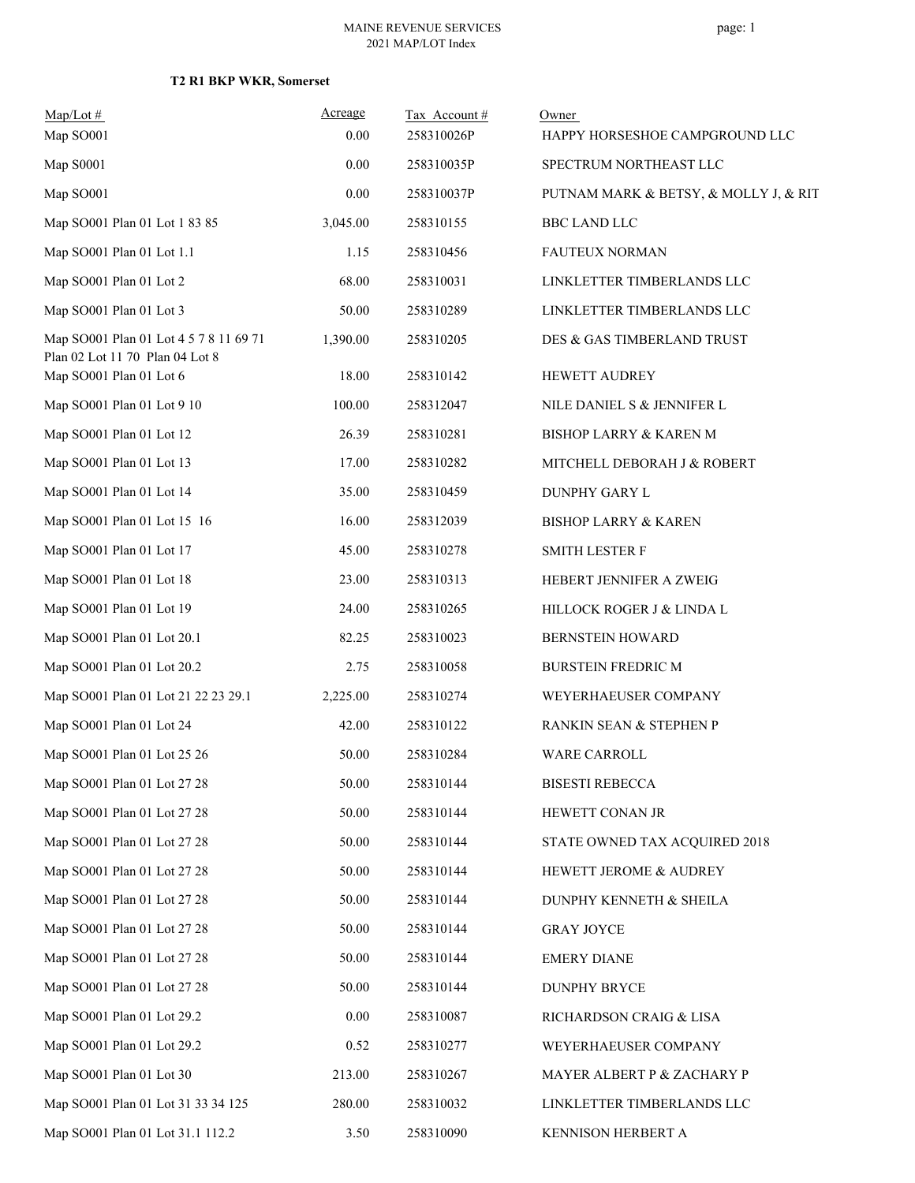MAINE REVENUE SERVICES
2021 MAP/LOT Index

**T2 R1 BKP WKR, Somerset**

| Map/Lot # | Acreage | Tax Account # | Owner |
|---|---|---|---|
| Map SO001 | 0.00 | 258310026P | HAPPY HORSESHOE CAMPGROUND LLC |
| Map S0001 | 0.00 | 258310035P | SPECTRUM NORTHEAST LLC |
| Map SO001 | 0.00 | 258310037P | PUTNAM MARK & BETSY, & MOLLY J, & RIT |
| Map SO001 Plan 01 Lot 1 83 85 | 3,045.00 | 258310155 | BBC LAND LLC |
| Map SO001 Plan 01 Lot 1.1 | 1.15 | 258310456 | FAUTEUX NORMAN |
| Map SO001 Plan 01 Lot 2 | 68.00 | 258310031 | LINKLETTER TIMBERLANDS LLC |
| Map SO001 Plan 01 Lot 3 | 50.00 | 258310289 | LINKLETTER TIMBERLANDS LLC |
| Map SO001 Plan 01 Lot 4 5 7 8 11 69 71 Plan 02 Lot 11 70 Plan 04 Lot 8 | 1,390.00 | 258310205 | DES & GAS TIMBERLAND TRUST |
| Map SO001 Plan 01 Lot 6 | 18.00 | 258310142 | HEWETT AUDREY |
| Map SO001 Plan 01 Lot 9 10 | 100.00 | 258312047 | NILE DANIEL S & JENNIFER L |
| Map SO001 Plan 01 Lot 12 | 26.39 | 258310281 | BISHOP LARRY & KAREN M |
| Map SO001 Plan 01 Lot 13 | 17.00 | 258310282 | MITCHELL DEBORAH J & ROBERT |
| Map SO001 Plan 01 Lot 14 | 35.00 | 258310459 | DUNPHY GARY L |
| Map SO001 Plan 01 Lot 15 16 | 16.00 | 258312039 | BISHOP LARRY & KAREN |
| Map SO001 Plan 01 Lot 17 | 45.00 | 258310278 | SMITH LESTER F |
| Map SO001 Plan 01 Lot 18 | 23.00 | 258310313 | HEBERT JENNIFER A ZWEIG |
| Map SO001 Plan 01 Lot 19 | 24.00 | 258310265 | HILLOCK ROGER J & LINDA L |
| Map SO001 Plan 01 Lot 20.1 | 82.25 | 258310023 | BERNSTEIN HOWARD |
| Map SO001 Plan 01 Lot 20.2 | 2.75 | 258310058 | BURSTEIN FREDRIC M |
| Map SO001 Plan 01 Lot 21 22 23 29.1 | 2,225.00 | 258310274 | WEYERHAEUSER COMPANY |
| Map SO001 Plan 01 Lot 24 | 42.00 | 258310122 | RANKIN SEAN & STEPHEN P |
| Map SO001 Plan 01 Lot 25 26 | 50.00 | 258310284 | WARE CARROLL |
| Map SO001 Plan 01 Lot 27 28 | 50.00 | 258310144 | BISESTI REBECCA |
| Map SO001 Plan 01 Lot 27 28 | 50.00 | 258310144 | HEWETT CONAN JR |
| Map SO001 Plan 01 Lot 27 28 | 50.00 | 258310144 | STATE OWNED TAX ACQUIRED 2018 |
| Map SO001 Plan 01 Lot 27 28 | 50.00 | 258310144 | HEWETT JEROME & AUDREY |
| Map SO001 Plan 01 Lot 27 28 | 50.00 | 258310144 | DUNPHY KENNETH & SHEILA |
| Map SO001 Plan 01 Lot 27 28 | 50.00 | 258310144 | GRAY JOYCE |
| Map SO001 Plan 01 Lot 27 28 | 50.00 | 258310144 | EMERY DIANE |
| Map SO001 Plan 01 Lot 27 28 | 50.00 | 258310144 | DUNPHY BRYCE |
| Map SO001 Plan 01 Lot 29.2 | 0.00 | 258310087 | RICHARDSON CRAIG & LISA |
| Map SO001 Plan 01 Lot 29.2 | 0.52 | 258310277 | WEYERHAEUSER COMPANY |
| Map SO001 Plan 01 Lot 30 | 213.00 | 258310267 | MAYER ALBERT P & ZACHARY P |
| Map SO001 Plan 01 Lot 31 33 34 125 | 280.00 | 258310032 | LINKLETTER TIMBERLANDS LLC |
| Map SO001 Plan 01 Lot 31.1 112.2 | 3.50 | 258310090 | KENNISON HERBERT A |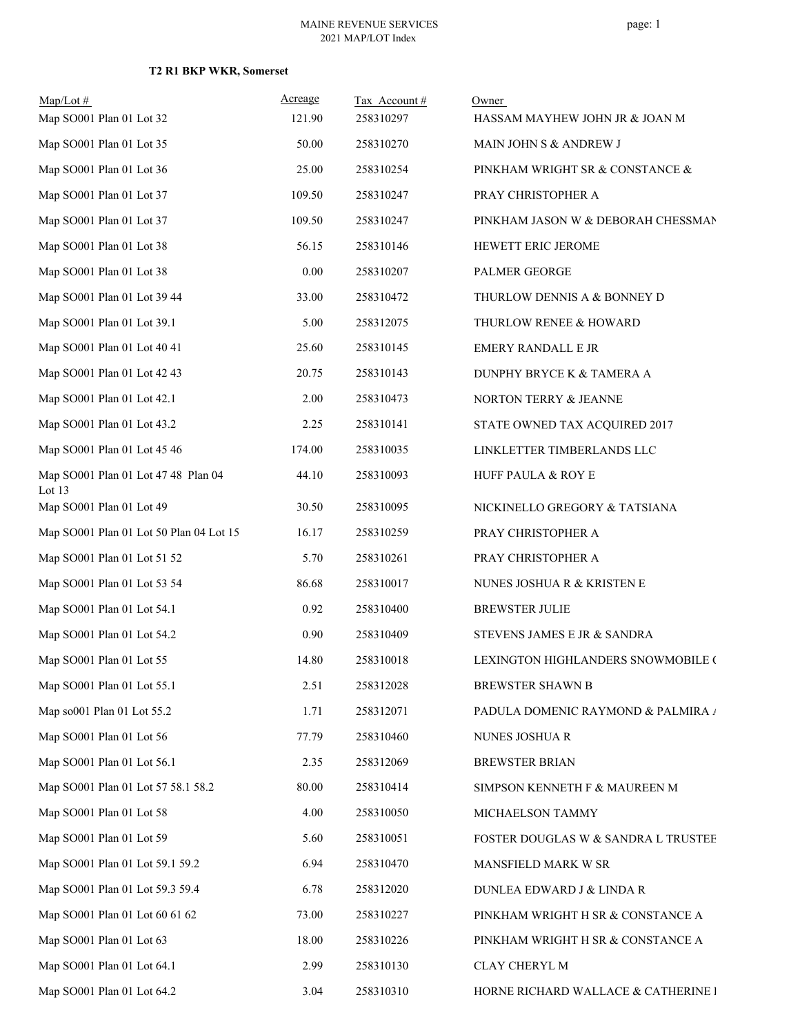MAINE REVENUE SERVICES
2021 MAP/LOT Index

**T2 R1 BKP WKR, Somerset**

| Map/Lot # | Acreage | Tax Account # | Owner |
|---|---|---|---|
| Map SO001 Plan 01 Lot 32 | 121.90 | 258310297 | HASSAM MAYHEW JOHN JR & JOAN M |
| Map SO001 Plan 01 Lot 35 | 50.00 | 258310270 | MAIN JOHN S & ANDREW J |
| Map SO001 Plan 01 Lot 36 | 25.00 | 258310254 | PINKHAM WRIGHT SR & CONSTANCE & |
| Map SO001 Plan 01 Lot 37 | 109.50 | 258310247 | PRAY CHRISTOPHER A |
| Map SO001 Plan 01 Lot 37 | 109.50 | 258310247 | PINKHAM JASON W & DEBORAH CHESSMAN |
| Map SO001 Plan 01 Lot 38 | 56.15 | 258310146 | HEWETT ERIC JEROME |
| Map SO001 Plan 01 Lot 38 | 0.00 | 258310207 | PALMER GEORGE |
| Map SO001 Plan 01 Lot 39 44 | 33.00 | 258310472 | THURLOW DENNIS A & BONNEY D |
| Map SO001 Plan 01 Lot 39.1 | 5.00 | 258312075 | THURLOW RENEE & HOWARD |
| Map SO001 Plan 01 Lot 40 41 | 25.60 | 258310145 | EMERY RANDALL E JR |
| Map SO001 Plan 01 Lot 42 43 | 20.75 | 258310143 | DUNPHY BRYCE K & TAMERA A |
| Map SO001 Plan 01 Lot 42.1 | 2.00 | 258310473 | NORTON TERRY & JEANNE |
| Map SO001 Plan 01 Lot 43.2 | 2.25 | 258310141 | STATE OWNED TAX ACQUIRED 2017 |
| Map SO001 Plan 01 Lot 45 46 | 174.00 | 258310035 | LINKLETTER TIMBERLANDS LLC |
| Map SO001 Plan 01 Lot 47 48 Plan 04 Lot 13 | 44.10 | 258310093 | HUFF PAULA & ROY E |
| Map SO001 Plan 01 Lot 49 | 30.50 | 258310095 | NICKINELLO GREGORY & TATSIANA |
| Map SO001 Plan 01 Lot 50 Plan 04 Lot 15 | 16.17 | 258310259 | PRAY CHRISTOPHER A |
| Map SO001 Plan 01 Lot 51 52 | 5.70 | 258310261 | PRAY CHRISTOPHER A |
| Map SO001 Plan 01 Lot 53 54 | 86.68 | 258310017 | NUNES JOSHUA R & KRISTEN E |
| Map SO001 Plan 01 Lot 54.1 | 0.92 | 258310400 | BREWSTER JULIE |
| Map SO001 Plan 01 Lot 54.2 | 0.90 | 258310409 | STEVENS JAMES E JR & SANDRA |
| Map SO001 Plan 01 Lot 55 | 14.80 | 258310018 | LEXINGTON HIGHLANDERS SNOWMOBILE ( |
| Map SO001 Plan 01 Lot 55.1 | 2.51 | 258312028 | BREWSTER SHAWN B |
| Map so001 Plan 01 Lot 55.2 | 1.71 | 258312071 | PADULA DOMENIC RAYMOND & PALMIRA / |
| Map SO001 Plan 01 Lot 56 | 77.79 | 258310460 | NUNES JOSHUA R |
| Map SO001 Plan 01 Lot 56.1 | 2.35 | 258312069 | BREWSTER BRIAN |
| Map SO001 Plan 01 Lot 57 58.1 58.2 | 80.00 | 258310414 | SIMPSON KENNETH F & MAUREEN M |
| Map SO001 Plan 01 Lot 58 | 4.00 | 258310050 | MICHAELSON TAMMY |
| Map SO001 Plan 01 Lot 59 | 5.60 | 258310051 | FOSTER DOUGLAS W & SANDRA L TRUSTEE |
| Map SO001 Plan 01 Lot 59.1 59.2 | 6.94 | 258310470 | MANSFIELD MARK W SR |
| Map SO001 Plan 01 Lot 59.3 59.4 | 6.78 | 258312020 | DUNLEA EDWARD J & LINDA R |
| Map SO001 Plan 01 Lot 60 61 62 | 73.00 | 258310227 | PINKHAM WRIGHT H SR & CONSTANCE A |
| Map SO001 Plan 01 Lot 63 | 18.00 | 258310226 | PINKHAM WRIGHT H SR & CONSTANCE A |
| Map SO001 Plan 01 Lot 64.1 | 2.99 | 258310130 | CLAY CHERYL M |
| Map SO001 Plan 01 Lot 64.2 | 3.04 | 258310310 | HORNE RICHARD WALLACE & CATHERINE I |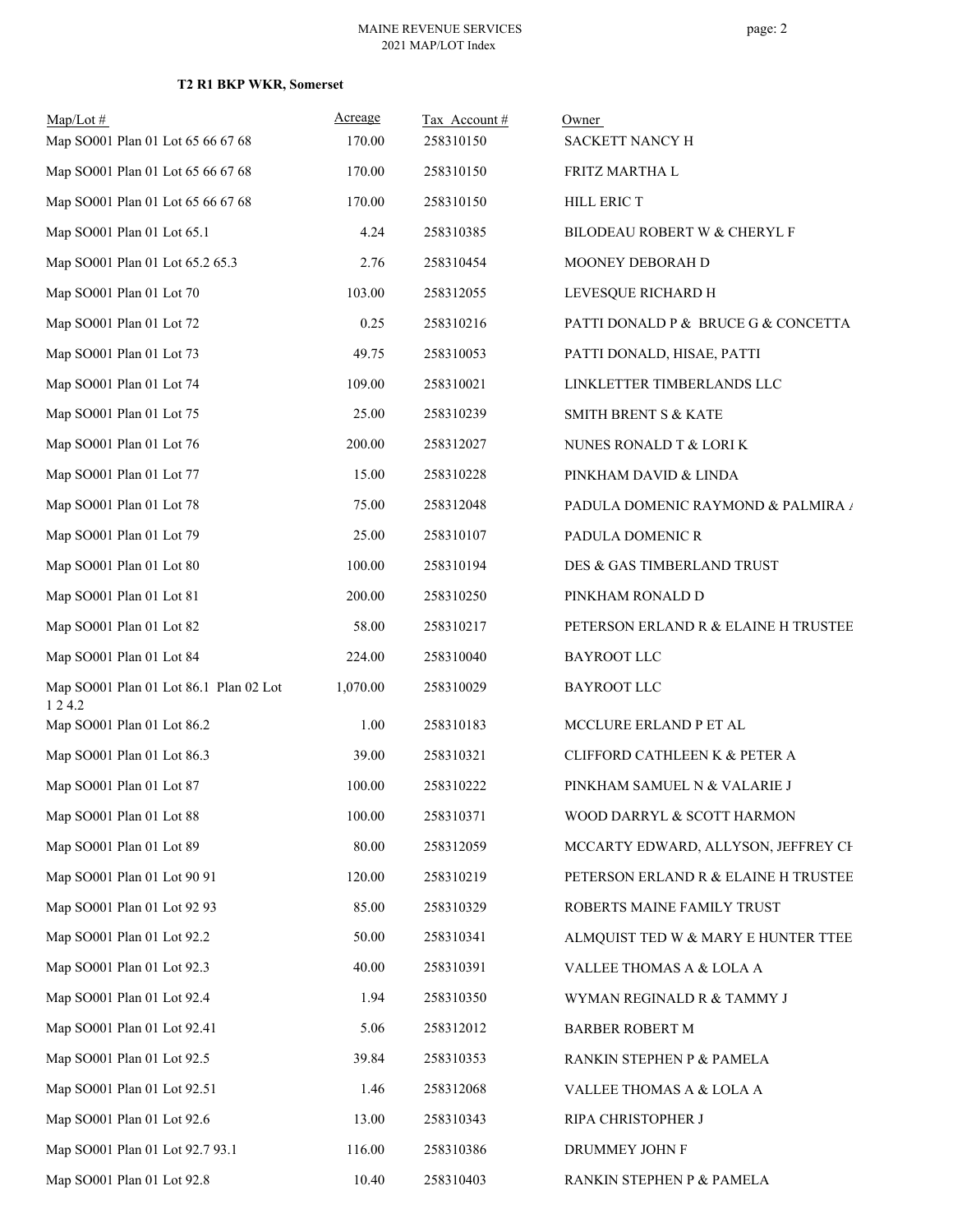**T2 R1 BKP WKR, Somerset**

| Map/Lot # | Acreage | Tax Account # | Owner |
|---|---|---|---|
| Map SO001 Plan 01 Lot 65 66 67 68 | 170.00 | 258310150 | SACKETT NANCY H |
| Map SO001 Plan 01 Lot 65 66 67 68 | 170.00 | 258310150 | FRITZ MARTHA L |
| Map SO001 Plan 01 Lot 65 66 67 68 | 170.00 | 258310150 | HILL ERIC T |
| Map SO001 Plan 01 Lot 65.1 | 4.24 | 258310385 | BILODEAU ROBERT W & CHERYL F |
| Map SO001 Plan 01 Lot 65.2 65.3 | 2.76 | 258310454 | MOONEY DEBORAH D |
| Map SO001 Plan 01 Lot 70 | 103.00 | 258312055 | LEVESQUE RICHARD H |
| Map SO001 Plan 01 Lot 72 | 0.25 | 258310216 | PATTI DONALD P & BRUCE G & CONCETTA |
| Map SO001 Plan 01 Lot 73 | 49.75 | 258310053 | PATTI DONALD, HISAE, PATTI |
| Map SO001 Plan 01 Lot 74 | 109.00 | 258310021 | LINKLETTER TIMBERLANDS LLC |
| Map SO001 Plan 01 Lot 75 | 25.00 | 258310239 | SMITH BRENT S & KATE |
| Map SO001 Plan 01 Lot 76 | 200.00 | 258312027 | NUNES RONALD T & LORI K |
| Map SO001 Plan 01 Lot 77 | 15.00 | 258310228 | PINKHAM DAVID & LINDA |
| Map SO001 Plan 01 Lot 78 | 75.00 | 258312048 | PADULA DOMENIC RAYMOND & PALMIRA / |
| Map SO001 Plan 01 Lot 79 | 25.00 | 258310107 | PADULA DOMENIC R |
| Map SO001 Plan 01 Lot 80 | 100.00 | 258310194 | DES & GAS TIMBERLAND TRUST |
| Map SO001 Plan 01 Lot 81 | 200.00 | 258310250 | PINKHAM RONALD D |
| Map SO001 Plan 01 Lot 82 | 58.00 | 258310217 | PETERSON ERLAND R & ELAINE H TRUSTEE |
| Map SO001 Plan 01 Lot 84 | 224.00 | 258310040 | BAYROOT LLC |
| Map SO001 Plan 01 Lot 86.1 Plan 02 Lot 1 2 4.2 | 1,070.00 | 258310029 | BAYROOT LLC |
| Map SO001 Plan 01 Lot 86.2 | 1.00 | 258310183 | MCCLURE ERLAND P ET AL |
| Map SO001 Plan 01 Lot 86.3 | 39.00 | 258310321 | CLIFFORD CATHLEEN K & PETER A |
| Map SO001 Plan 01 Lot 87 | 100.00 | 258310222 | PINKHAM SAMUEL N & VALARIE J |
| Map SO001 Plan 01 Lot 88 | 100.00 | 258310371 | WOOD DARRYL & SCOTT HARMON |
| Map SO001 Plan 01 Lot 89 | 80.00 | 258312059 | MCCARTY EDWARD, ALLYSON, JEFFREY CH |
| Map SO001 Plan 01 Lot 90 91 | 120.00 | 258310219 | PETERSON ERLAND R & ELAINE H TRUSTEE |
| Map SO001 Plan 01 Lot 92 93 | 85.00 | 258310329 | ROBERTS MAINE FAMILY TRUST |
| Map SO001 Plan 01 Lot 92.2 | 50.00 | 258310341 | ALMQUIST TED W & MARY E HUNTER TTEE |
| Map SO001 Plan 01 Lot 92.3 | 40.00 | 258310391 | VALLEE THOMAS A & LOLA A |
| Map SO001 Plan 01 Lot 92.4 | 1.94 | 258310350 | WYMAN REGINALD R & TAMMY J |
| Map SO001 Plan 01 Lot 92.41 | 5.06 | 258312012 | BARBER ROBERT M |
| Map SO001 Plan 01 Lot 92.5 | 39.84 | 258310353 | RANKIN STEPHEN P & PAMELA |
| Map SO001 Plan 01 Lot 92.51 | 1.46 | 258312068 | VALLEE THOMAS A & LOLA A |
| Map SO001 Plan 01 Lot 92.6 | 13.00 | 258310343 | RIPA CHRISTOPHER J |
| Map SO001 Plan 01 Lot 92.7 93.1 | 116.00 | 258310386 | DRUMMEY JOHN F |
| Map SO001 Plan 01 Lot 92.8 | 10.40 | 258310403 | RANKIN STEPHEN P & PAMELA |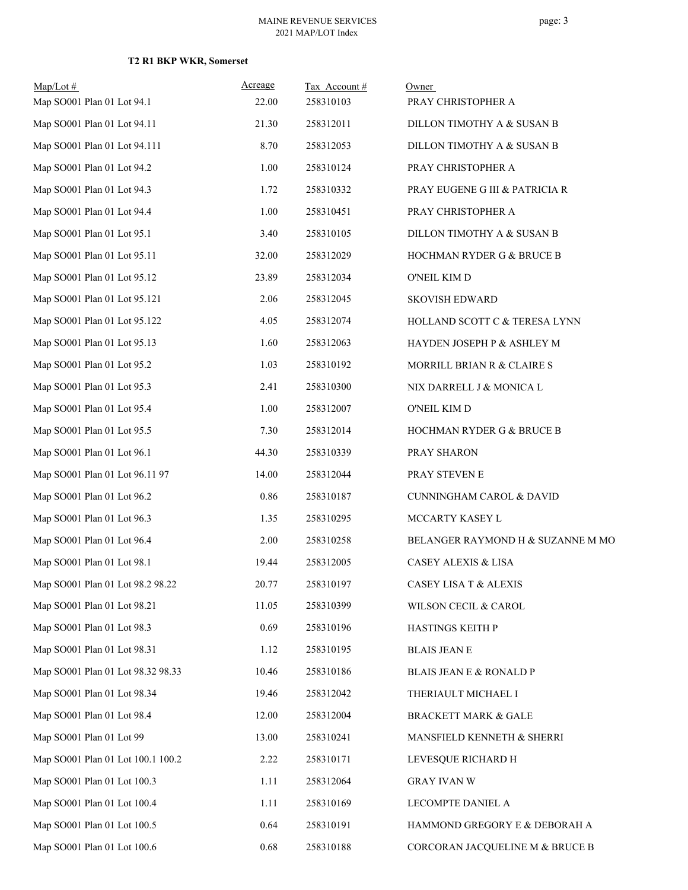**T2 R1 BKP WKR, Somerset**

| Map/Lot # | Acreage | Tax Account # | Owner |
|---|---|---|---|
| Map SO001 Plan 01 Lot 94.1 | 22.00 | 258310103 | PRAY CHRISTOPHER A |
| Map SO001 Plan 01 Lot 94.11 | 21.30 | 258312011 | DILLON TIMOTHY A & SUSAN B |
| Map SO001 Plan 01 Lot 94.111 | 8.70 | 258312053 | DILLON TIMOTHY A & SUSAN B |
| Map SO001 Plan 01 Lot 94.2 | 1.00 | 258310124 | PRAY CHRISTOPHER A |
| Map SO001 Plan 01 Lot 94.3 | 1.72 | 258310332 | PRAY EUGENE G III & PATRICIA R |
| Map SO001 Plan 01 Lot 94.4 | 1.00 | 258310451 | PRAY CHRISTOPHER A |
| Map SO001 Plan 01 Lot 95.1 | 3.40 | 258310105 | DILLON TIMOTHY A & SUSAN B |
| Map SO001 Plan 01 Lot 95.11 | 32.00 | 258312029 | HOCHMAN RYDER G & BRUCE B |
| Map SO001 Plan 01 Lot 95.12 | 23.89 | 258312034 | O'NEIL KIM D |
| Map SO001 Plan 01 Lot 95.121 | 2.06 | 258312045 | SKOVISH EDWARD |
| Map SO001 Plan 01 Lot 95.122 | 4.05 | 258312074 | HOLLAND SCOTT C & TERESA LYNN |
| Map SO001 Plan 01 Lot 95.13 | 1.60 | 258312063 | HAYDEN JOSEPH P & ASHLEY M |
| Map SO001 Plan 01 Lot 95.2 | 1.03 | 258310192 | MORRILL BRIAN R & CLAIRE S |
| Map SO001 Plan 01 Lot 95.3 | 2.41 | 258310300 | NIX DARRELL J & MONICA L |
| Map SO001 Plan 01 Lot 95.4 | 1.00 | 258312007 | O'NEIL KIM D |
| Map SO001 Plan 01 Lot 95.5 | 7.30 | 258312014 | HOCHMAN RYDER G & BRUCE B |
| Map SO001 Plan 01 Lot 96.1 | 44.30 | 258310339 | PRAY SHARON |
| Map SO001 Plan 01 Lot 96.11 97 | 14.00 | 258312044 | PRAY STEVEN E |
| Map SO001 Plan 01 Lot 96.2 | 0.86 | 258310187 | CUNNINGHAM CAROL & DAVID |
| Map SO001 Plan 01 Lot 96.3 | 1.35 | 258310295 | MCCARTY KASEY L |
| Map SO001 Plan 01 Lot 96.4 | 2.00 | 258310258 | BELANGER RAYMOND H & SUZANNE M MO |
| Map SO001 Plan 01 Lot 98.1 | 19.44 | 258312005 | CASEY ALEXIS & LISA |
| Map SO001 Plan 01 Lot 98.2 98.22 | 20.77 | 258310197 | CASEY LISA T & ALEXIS |
| Map SO001 Plan 01 Lot 98.21 | 11.05 | 258310399 | WILSON CECIL & CAROL |
| Map SO001 Plan 01 Lot 98.3 | 0.69 | 258310196 | HASTINGS KEITH P |
| Map SO001 Plan 01 Lot 98.31 | 1.12 | 258310195 | BLAIS JEAN E |
| Map SO001 Plan 01 Lot 98.32 98.33 | 10.46 | 258310186 | BLAIS JEAN E & RONALD P |
| Map SO001 Plan 01 Lot 98.34 | 19.46 | 258312042 | THERIAULT MICHAEL I |
| Map SO001 Plan 01 Lot 98.4 | 12.00 | 258312004 | BRACKETT MARK & GALE |
| Map SO001 Plan 01 Lot 99 | 13.00 | 258310241 | MANSFIELD KENNETH & SHERRI |
| Map SO001 Plan 01 Lot 100.1 100.2 | 2.22 | 258310171 | LEVESQUE RICHARD H |
| Map SO001 Plan 01 Lot 100.3 | 1.11 | 258312064 | GRAY IVAN W |
| Map SO001 Plan 01 Lot 100.4 | 1.11 | 258310169 | LECOMPTE DANIEL A |
| Map SO001 Plan 01 Lot 100.5 | 0.64 | 258310191 | HAMMOND GREGORY E & DEBORAH A |
| Map SO001 Plan 01 Lot 100.6 | 0.68 | 258310188 | CORCORAN JACQUELINE M & BRUCE B |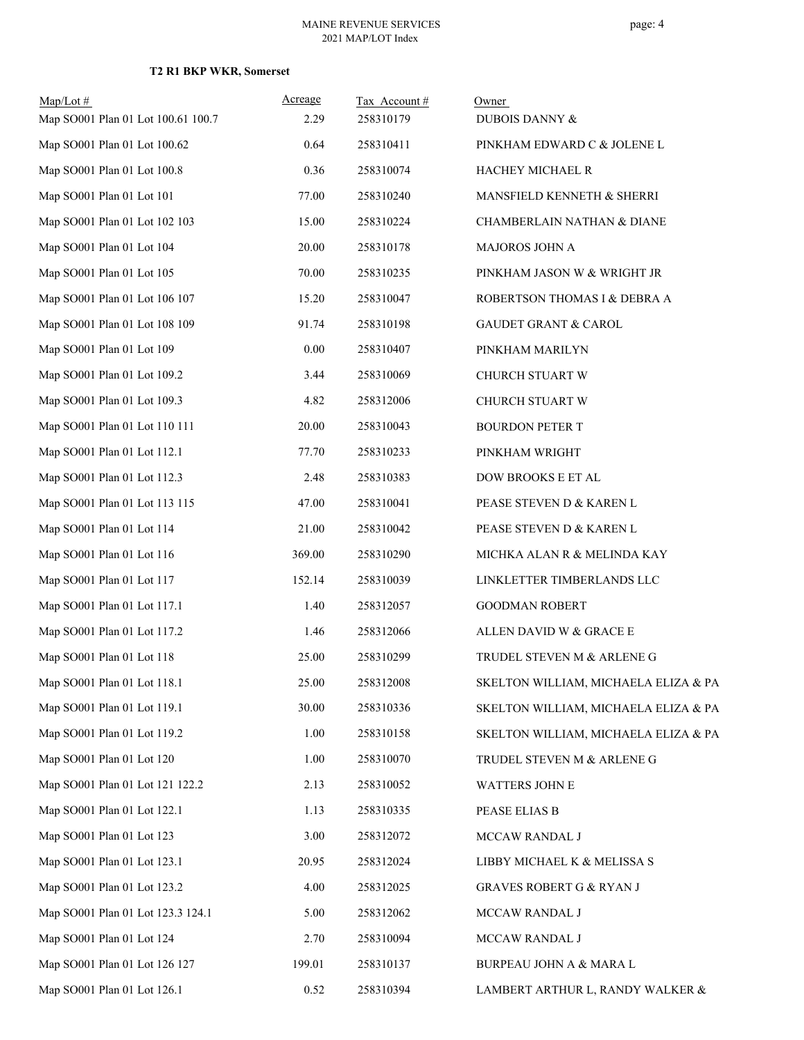**T2 R1 BKP WKR, Somerset**

| Map/Lot # | Acreage | Tax Account # | Owner |
|---|---|---|---|
| Map SO001 Plan 01 Lot 100.61 100.7 | 2.29 | 258310179 | DUBOIS DANNY & |
| Map SO001 Plan 01 Lot 100.62 | 0.64 | 258310411 | PINKHAM EDWARD C & JOLENE L |
| Map SO001 Plan 01 Lot 100.8 | 0.36 | 258310074 | HACHEY MICHAEL R |
| Map SO001 Plan 01 Lot 101 | 77.00 | 258310240 | MANSFIELD KENNETH & SHERRI |
| Map SO001 Plan 01 Lot 102 103 | 15.00 | 258310224 | CHAMBERLAIN NATHAN & DIANE |
| Map SO001 Plan 01 Lot 104 | 20.00 | 258310178 | MAJOROS JOHN A |
| Map SO001 Plan 01 Lot 105 | 70.00 | 258310235 | PINKHAM JASON W & WRIGHT JR |
| Map SO001 Plan 01 Lot 106 107 | 15.20 | 258310047 | ROBERTSON THOMAS I & DEBRA A |
| Map SO001 Plan 01 Lot 108 109 | 91.74 | 258310198 | GAUDET GRANT & CAROL |
| Map SO001 Plan 01 Lot 109 | 0.00 | 258310407 | PINKHAM MARILYN |
| Map SO001 Plan 01 Lot 109.2 | 3.44 | 258310069 | CHURCH STUART W |
| Map SO001 Plan 01 Lot 109.3 | 4.82 | 258312006 | CHURCH STUART W |
| Map SO001 Plan 01 Lot 110 111 | 20.00 | 258310043 | BOURDON PETER T |
| Map SO001 Plan 01 Lot 112.1 | 77.70 | 258310233 | PINKHAM WRIGHT |
| Map SO001 Plan 01 Lot 112.3 | 2.48 | 258310383 | DOW BROOKS E ET AL |
| Map SO001 Plan 01 Lot 113 115 | 47.00 | 258310041 | PEASE STEVEN D & KAREN L |
| Map SO001 Plan 01 Lot 114 | 21.00 | 258310042 | PEASE STEVEN D & KAREN L |
| Map SO001 Plan 01 Lot 116 | 369.00 | 258310290 | MICHKA ALAN R & MELINDA KAY |
| Map SO001 Plan 01 Lot 117 | 152.14 | 258310039 | LINKLETTER TIMBERLANDS LLC |
| Map SO001 Plan 01 Lot 117.1 | 1.40 | 258312057 | GOODMAN ROBERT |
| Map SO001 Plan 01 Lot 117.2 | 1.46 | 258312066 | ALLEN DAVID W & GRACE E |
| Map SO001 Plan 01 Lot 118 | 25.00 | 258310299 | TRUDEL STEVEN M & ARLENE G |
| Map SO001 Plan 01 Lot 118.1 | 25.00 | 258312008 | SKELTON WILLIAM, MICHAELA ELIZA & PA |
| Map SO001 Plan 01 Lot 119.1 | 30.00 | 258310336 | SKELTON WILLIAM, MICHAELA ELIZA & PA |
| Map SO001 Plan 01 Lot 119.2 | 1.00 | 258310158 | SKELTON WILLIAM, MICHAELA ELIZA & PA |
| Map SO001 Plan 01 Lot 120 | 1.00 | 258310070 | TRUDEL STEVEN M & ARLENE G |
| Map SO001 Plan 01 Lot 121 122.2 | 2.13 | 258310052 | WATTERS JOHN E |
| Map SO001 Plan 01 Lot 122.1 | 1.13 | 258310335 | PEASE ELIAS B |
| Map SO001 Plan 01 Lot 123 | 3.00 | 258312072 | MCCAW RANDAL J |
| Map SO001 Plan 01 Lot 123.1 | 20.95 | 258312024 | LIBBY MICHAEL K & MELISSA S |
| Map SO001 Plan 01 Lot 123.2 | 4.00 | 258312025 | GRAVES ROBERT G & RYAN J |
| Map SO001 Plan 01 Lot 123.3 124.1 | 5.00 | 258312062 | MCCAW RANDAL J |
| Map SO001 Plan 01 Lot 124 | 2.70 | 258310094 | MCCAW RANDAL J |
| Map SO001 Plan 01 Lot 126 127 | 199.01 | 258310137 | BURPEAU JOHN A & MARA L |
| Map SO001 Plan 01 Lot 126.1 | 0.52 | 258310394 | LAMBERT ARTHUR L, RANDY WALKER & |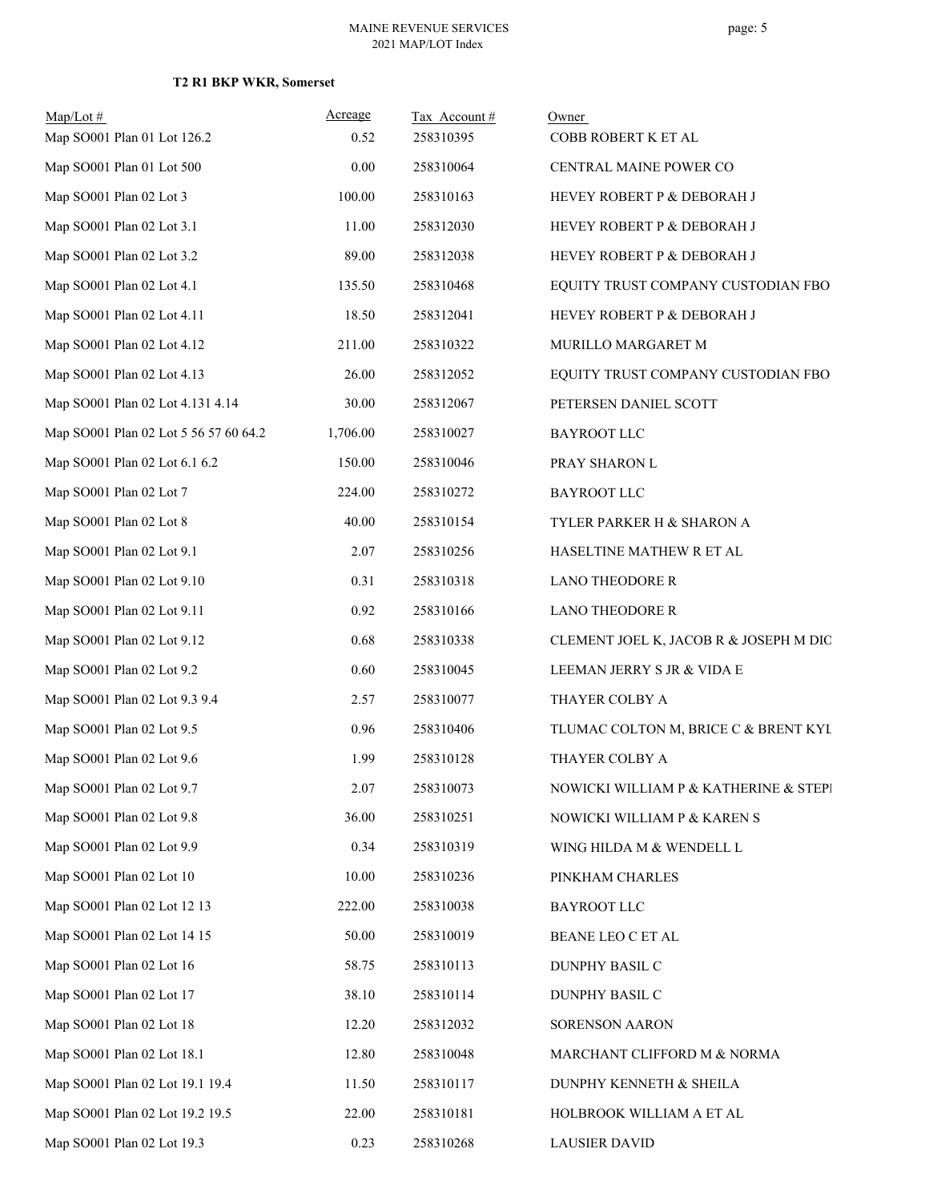**T2 R1 BKP WKR, Somerset**

| Map/Lot # | Acreage | Tax Account # | Owner |
|---|---|---|---|
| Map SO001 Plan 01 Lot 126.2 | 0.52 | 258310395 | COBB ROBERT K ET AL |
| Map SO001 Plan 01 Lot 500 | 0.00 | 258310064 | CENTRAL MAINE POWER CO |
| Map SO001 Plan 02 Lot 3 | 100.00 | 258310163 | HEVEY ROBERT P & DEBORAH J |
| Map SO001 Plan 02 Lot 3.1 | 11.00 | 258312030 | HEVEY ROBERT P & DEBORAH J |
| Map SO001 Plan 02 Lot 3.2 | 89.00 | 258312038 | HEVEY ROBERT P & DEBORAH J |
| Map SO001 Plan 02 Lot 4.1 | 135.50 | 258310468 | EQUITY TRUST COMPANY CUSTODIAN FBO |
| Map SO001 Plan 02 Lot 4.11 | 18.50 | 258312041 | HEVEY ROBERT P & DEBORAH J |
| Map SO001 Plan 02 Lot 4.12 | 211.00 | 258310322 | MURILLO MARGARET M |
| Map SO001 Plan 02 Lot 4.13 | 26.00 | 258312052 | EQUITY TRUST COMPANY CUSTODIAN FBO |
| Map SO001 Plan 02 Lot 4.131 4.14 | 30.00 | 258312067 | PETERSEN DANIEL SCOTT |
| Map SO001 Plan 02 Lot 5 56 57 60 64.2 | 1,706.00 | 258310027 | BAYROOT LLC |
| Map SO001 Plan 02 Lot 6.1 6.2 | 150.00 | 258310046 | PRAY SHARON L |
| Map SO001 Plan 02 Lot 7 | 224.00 | 258310272 | BAYROOT LLC |
| Map SO001 Plan 02 Lot 8 | 40.00 | 258310154 | TYLER PARKER H & SHARON A |
| Map SO001 Plan 02 Lot 9.1 | 2.07 | 258310256 | HASELTINE MATHEW R ET AL |
| Map SO001 Plan 02 Lot 9.10 | 0.31 | 258310318 | LANO THEODORE R |
| Map SO001 Plan 02 Lot 9.11 | 0.92 | 258310166 | LANO THEODORE R |
| Map SO001 Plan 02 Lot 9.12 | 0.68 | 258310338 | CLEMENT JOEL K, JACOB R & JOSEPH M DIC |
| Map SO001 Plan 02 Lot 9.2 | 0.60 | 258310045 | LEEMAN JERRY S JR & VIDA E |
| Map SO001 Plan 02 Lot 9.3 9.4 | 2.57 | 258310077 | THAYER COLBY A |
| Map SO001 Plan 02 Lot 9.5 | 0.96 | 258310406 | TLUMAC COLTON M, BRICE C & BRENT KYL |
| Map SO001 Plan 02 Lot 9.6 | 1.99 | 258310128 | THAYER COLBY A |
| Map SO001 Plan 02 Lot 9.7 | 2.07 | 258310073 | NOWICKI WILLIAM P & KATHERINE & STEPI |
| Map SO001 Plan 02 Lot 9.8 | 36.00 | 258310251 | NOWICKI WILLIAM P & KAREN S |
| Map SO001 Plan 02 Lot 9.9 | 0.34 | 258310319 | WING HILDA M & WENDELL L |
| Map SO001 Plan 02 Lot 10 | 10.00 | 258310236 | PINKHAM CHARLES |
| Map SO001 Plan 02 Lot 12 13 | 222.00 | 258310038 | BAYROOT LLC |
| Map SO001 Plan 02 Lot 14 15 | 50.00 | 258310019 | BEANE LEO C ET AL |
| Map SO001 Plan 02 Lot 16 | 58.75 | 258310113 | DUNPHY BASIL C |
| Map SO001 Plan 02 Lot 17 | 38.10 | 258310114 | DUNPHY BASIL C |
| Map SO001 Plan 02 Lot 18 | 12.20 | 258312032 | SORENSON AARON |
| Map SO001 Plan 02 Lot 18.1 | 12.80 | 258310048 | MARCHANT CLIFFORD M & NORMA |
| Map SO001 Plan 02 Lot 19.1 19.4 | 11.50 | 258310117 | DUNPHY KENNETH & SHEILA |
| Map SO001 Plan 02 Lot 19.2 19.5 | 22.00 | 258310181 | HOLBROOK WILLIAM A ET AL |
| Map SO001 Plan 02 Lot 19.3 | 0.23 | 258310268 | LAUSIER DAVID |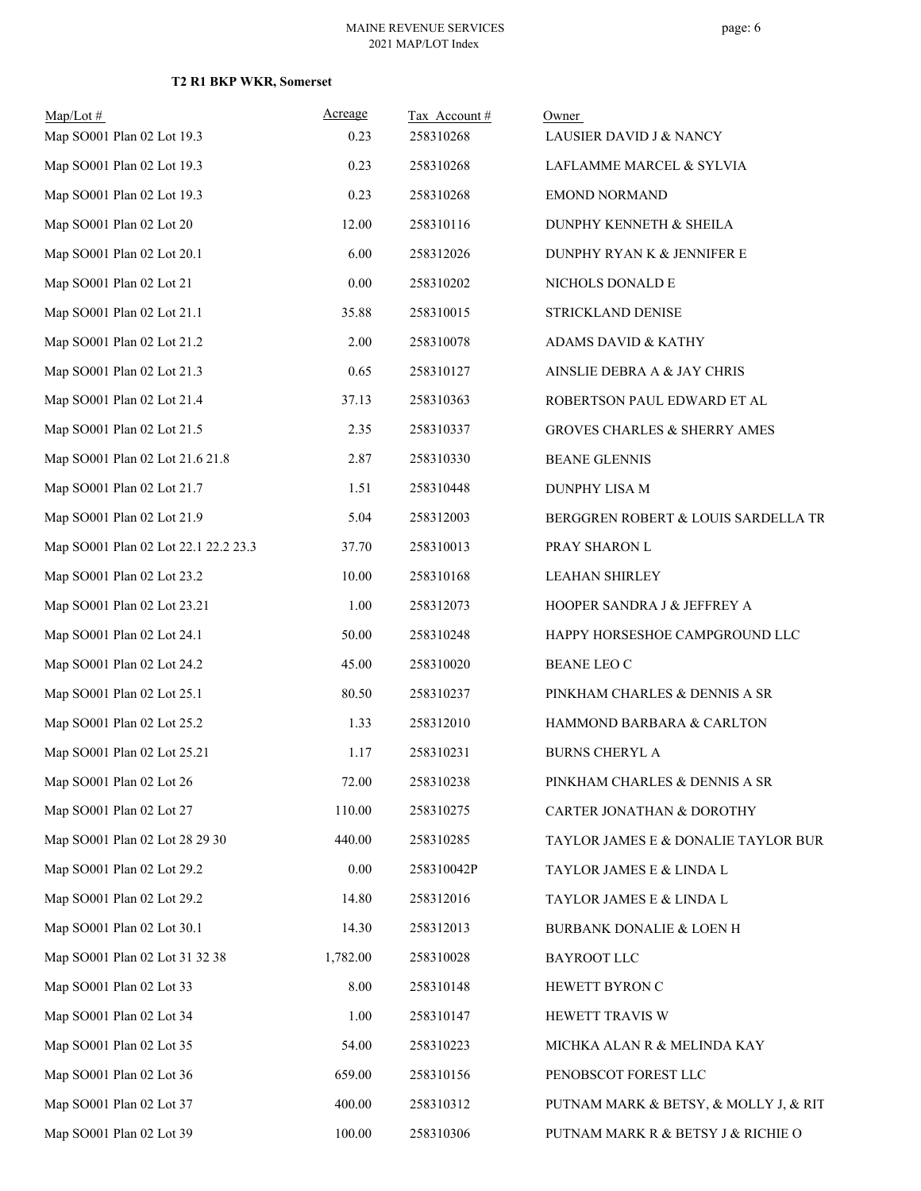**T2 R1 BKP WKR, Somerset**

| Map/Lot # | Acreage | Tax Account # | Owner |
|---|---|---|---|
| Map SO001 Plan 02 Lot 19.3 | 0.23 | 258310268 | LAUSIER DAVID J & NANCY |
| Map SO001 Plan 02 Lot 19.3 | 0.23 | 258310268 | LAFLAMME MARCEL & SYLVIA |
| Map SO001 Plan 02 Lot 19.3 | 0.23 | 258310268 | EMOND NORMAND |
| Map SO001 Plan 02 Lot 20 | 12.00 | 258310116 | DUNPHY KENNETH & SHEILA |
| Map SO001 Plan 02 Lot 20.1 | 6.00 | 258312026 | DUNPHY RYAN K & JENNIFER E |
| Map SO001 Plan 02 Lot 21 | 0.00 | 258310202 | NICHOLS DONALD E |
| Map SO001 Plan 02 Lot 21.1 | 35.88 | 258310015 | STRICKLAND DENISE |
| Map SO001 Plan 02 Lot 21.2 | 2.00 | 258310078 | ADAMS DAVID & KATHY |
| Map SO001 Plan 02 Lot 21.3 | 0.65 | 258310127 | AINSLIE DEBRA A & JAY CHRIS |
| Map SO001 Plan 02 Lot 21.4 | 37.13 | 258310363 | ROBERTSON PAUL EDWARD ET AL |
| Map SO001 Plan 02 Lot 21.5 | 2.35 | 258310337 | GROVES CHARLES & SHERRY AMES |
| Map SO001 Plan 02 Lot 21.6 21.8 | 2.87 | 258310330 | BEANE GLENNIS |
| Map SO001 Plan 02 Lot 21.7 | 1.51 | 258310448 | DUNPHY LISA M |
| Map SO001 Plan 02 Lot 21.9 | 5.04 | 258312003 | BERGGREN ROBERT & LOUIS SARDELLA TR |
| Map SO001 Plan 02 Lot 22.1 22.2 23.3 | 37.70 | 258310013 | PRAY SHARON L |
| Map SO001 Plan 02 Lot 23.2 | 10.00 | 258310168 | LEAHAN SHIRLEY |
| Map SO001 Plan 02 Lot 23.21 | 1.00 | 258312073 | HOOPER SANDRA J & JEFFREY A |
| Map SO001 Plan 02 Lot 24.1 | 50.00 | 258310248 | HAPPY HORSESHOE CAMPGROUND LLC |
| Map SO001 Plan 02 Lot 24.2 | 45.00 | 258310020 | BEANE LEO C |
| Map SO001 Plan 02 Lot 25.1 | 80.50 | 258310237 | PINKHAM CHARLES & DENNIS A SR |
| Map SO001 Plan 02 Lot 25.2 | 1.33 | 258312010 | HAMMOND BARBARA & CARLTON |
| Map SO001 Plan 02 Lot 25.21 | 1.17 | 258310231 | BURNS CHERYL A |
| Map SO001 Plan 02 Lot 26 | 72.00 | 258310238 | PINKHAM CHARLES & DENNIS A SR |
| Map SO001 Plan 02 Lot 27 | 110.00 | 258310275 | CARTER JONATHAN & DOROTHY |
| Map SO001 Plan 02 Lot 28 29 30 | 440.00 | 258310285 | TAYLOR JAMES E & DONALIE TAYLOR BUR |
| Map SO001 Plan 02 Lot 29.2 | 0.00 | 258310042P | TAYLOR JAMES E & LINDA L |
| Map SO001 Plan 02 Lot 29.2 | 14.80 | 258312016 | TAYLOR JAMES E & LINDA L |
| Map SO001 Plan 02 Lot 30.1 | 14.30 | 258312013 | BURBANK DONALIE & LOEN H |
| Map SO001 Plan 02 Lot 31 32 38 | 1,782.00 | 258310028 | BAYROOT LLC |
| Map SO001 Plan 02 Lot 33 | 8.00 | 258310148 | HEWETT BYRON C |
| Map SO001 Plan 02 Lot 34 | 1.00 | 258310147 | HEWETT TRAVIS W |
| Map SO001 Plan 02 Lot 35 | 54.00 | 258310223 | MICHKA ALAN R & MELINDA KAY |
| Map SO001 Plan 02 Lot 36 | 659.00 | 258310156 | PENOBSCOT FOREST LLC |
| Map SO001 Plan 02 Lot 37 | 400.00 | 258310312 | PUTNAM MARK & BETSY, & MOLLY J, & RIT |
| Map SO001 Plan 02 Lot 39 | 100.00 | 258310306 | PUTNAM MARK R & BETSY J & RICHIE O |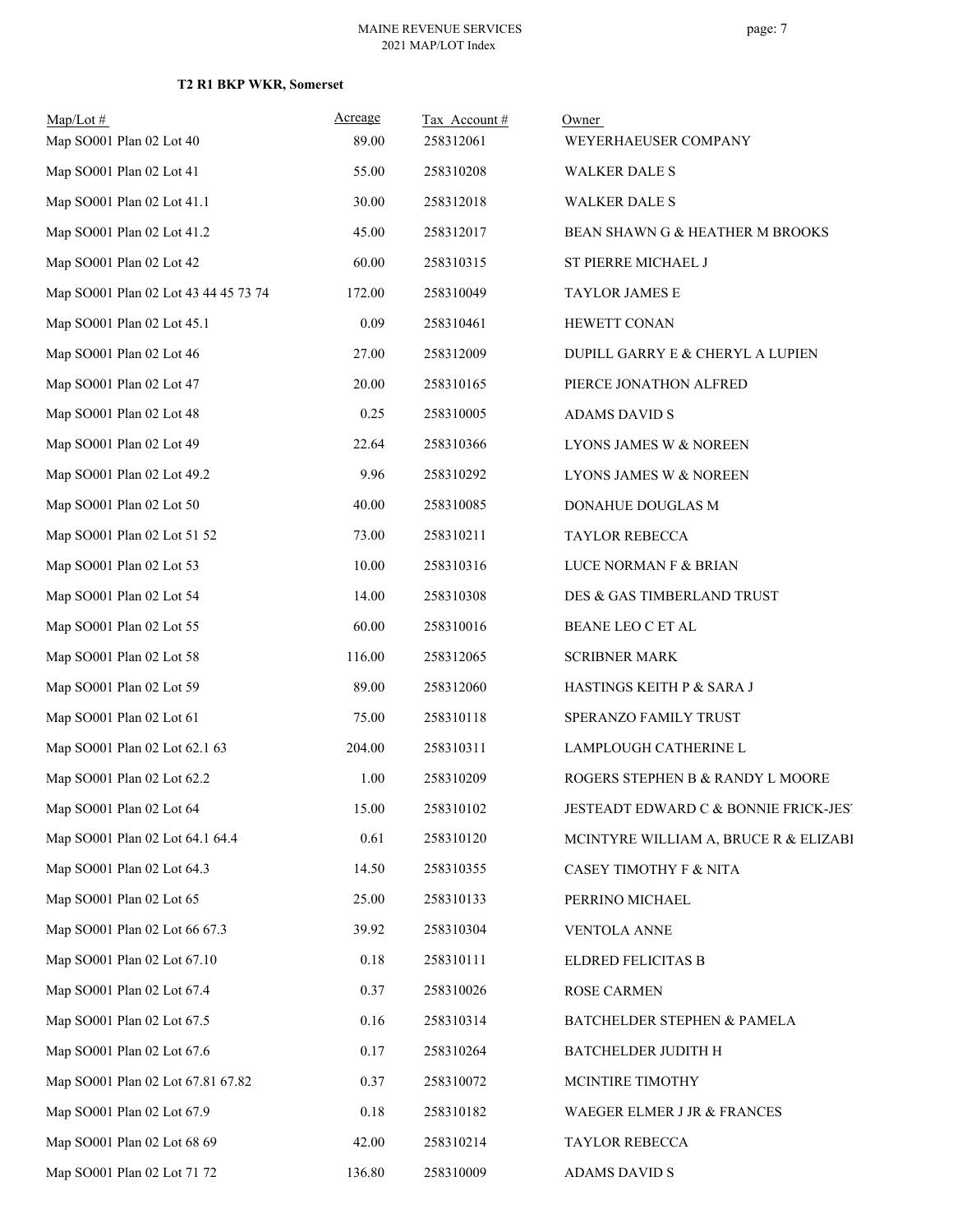**T2 R1 BKP WKR, Somerset**

| Map/Lot # | Acreage | Tax Account # | Owner |
|---|---|---|---|
| Map SO001 Plan 02 Lot 40 | 89.00 | 258312061 | WEYERHAEUSER COMPANY |
| Map SO001 Plan 02 Lot 41 | 55.00 | 258310208 | WALKER DALE S |
| Map SO001 Plan 02 Lot 41.1 | 30.00 | 258312018 | WALKER DALE S |
| Map SO001 Plan 02 Lot 41.2 | 45.00 | 258312017 | BEAN SHAWN G & HEATHER M BROOKS |
| Map SO001 Plan 02 Lot 42 | 60.00 | 258310315 | ST PIERRE MICHAEL J |
| Map SO001 Plan 02 Lot 43 44 45 73 74 | 172.00 | 258310049 | TAYLOR JAMES E |
| Map SO001 Plan 02 Lot 45.1 | 0.09 | 258310461 | HEWETT CONAN |
| Map SO001 Plan 02 Lot 46 | 27.00 | 258312009 | DUPILL GARRY E & CHERYL A LUPIEN |
| Map SO001 Plan 02 Lot 47 | 20.00 | 258310165 | PIERCE JONATHON ALFRED |
| Map SO001 Plan 02 Lot 48 | 0.25 | 258310005 | ADAMS DAVID S |
| Map SO001 Plan 02 Lot 49 | 22.64 | 258310366 | LYONS JAMES W & NOREEN |
| Map SO001 Plan 02 Lot 49.2 | 9.96 | 258310292 | LYONS JAMES W & NOREEN |
| Map SO001 Plan 02 Lot 50 | 40.00 | 258310085 | DONAHUE DOUGLAS M |
| Map SO001 Plan 02 Lot 51 52 | 73.00 | 258310211 | TAYLOR REBECCA |
| Map SO001 Plan 02 Lot 53 | 10.00 | 258310316 | LUCE NORMAN F & BRIAN |
| Map SO001 Plan 02 Lot 54 | 14.00 | 258310308 | DES & GAS TIMBERLAND TRUST |
| Map SO001 Plan 02 Lot 55 | 60.00 | 258310016 | BEANE LEO C ET AL |
| Map SO001 Plan 02 Lot 58 | 116.00 | 258312065 | SCRIBNER MARK |
| Map SO001 Plan 02 Lot 59 | 89.00 | 258312060 | HASTINGS KEITH P & SARA J |
| Map SO001 Plan 02 Lot 61 | 75.00 | 258310118 | SPERANZO FAMILY TRUST |
| Map SO001 Plan 02 Lot 62.1 63 | 204.00 | 258310311 | LAMPLOUGH CATHERINE L |
| Map SO001 Plan 02 Lot 62.2 | 1.00 | 258310209 | ROGERS STEPHEN B & RANDY L MOORE |
| Map SO001 Plan 02 Lot 64 | 15.00 | 258310102 | JESTEADT EDWARD C & BONNIE FRICK-JES' |
| Map SO001 Plan 02 Lot 64.1 64.4 | 0.61 | 258310120 | MCINTYRE WILLIAM A, BRUCE R & ELIZABI |
| Map SO001 Plan 02 Lot 64.3 | 14.50 | 258310355 | CASEY TIMOTHY F & NITA |
| Map SO001 Plan 02 Lot 65 | 25.00 | 258310133 | PERRINO MICHAEL |
| Map SO001 Plan 02 Lot 66 67.3 | 39.92 | 258310304 | VENTOLA ANNE |
| Map SO001 Plan 02 Lot 67.10 | 0.18 | 258310111 | ELDRED FELICITAS B |
| Map SO001 Plan 02 Lot 67.4 | 0.37 | 258310026 | ROSE CARMEN |
| Map SO001 Plan 02 Lot 67.5 | 0.16 | 258310314 | BATCHELDER STEPHEN & PAMELA |
| Map SO001 Plan 02 Lot 67.6 | 0.17 | 258310264 | BATCHELDER JUDITH H |
| Map SO001 Plan 02 Lot 67.81 67.82 | 0.37 | 258310072 | MCINTIRE TIMOTHY |
| Map SO001 Plan 02 Lot 67.9 | 0.18 | 258310182 | WAEGER ELMER J JR & FRANCES |
| Map SO001 Plan 02 Lot 68 69 | 42.00 | 258310214 | TAYLOR REBECCA |
| Map SO001 Plan 02 Lot 71 72 | 136.80 | 258310009 | ADAMS DAVID S |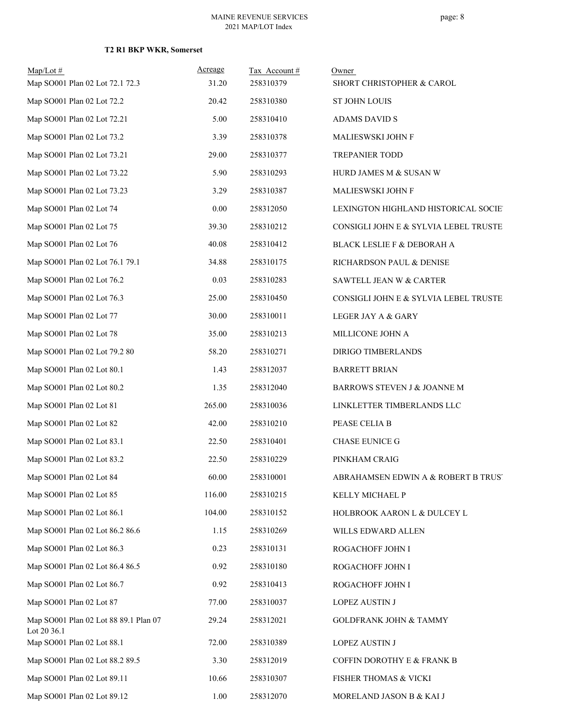**T2 R1 BKP WKR, Somerset**

| Map/Lot # | Acreage | Tax Account # | Owner |
|---|---|---|---|
| Map SO001 Plan 02 Lot 72.1 72.3 | 31.20 | 258310379 | SHORT CHRISTOPHER & CAROL |
| Map SO001 Plan 02 Lot 72.2 | 20.42 | 258310380 | ST JOHN LOUIS |
| Map SO001 Plan 02 Lot 72.21 | 5.00 | 258310410 | ADAMS DAVID S |
| Map SO001 Plan 02 Lot 73.2 | 3.39 | 258310378 | MALIESWSKI JOHN F |
| Map SO001 Plan 02 Lot 73.21 | 29.00 | 258310377 | TREPANIER TODD |
| Map SO001 Plan 02 Lot 73.22 | 5.90 | 258310293 | HURD JAMES M & SUSAN W |
| Map SO001 Plan 02 Lot 73.23 | 3.29 | 258310387 | MALIESWSKI JOHN F |
| Map SO001 Plan 02 Lot 74 | 0.00 | 258312050 | LEXINGTON HIGHLAND HISTORICAL SOCIE |
| Map SO001 Plan 02 Lot 75 | 39.30 | 258310212 | CONSIGLI JOHN E & SYLVIA LEBEL TRUSTE |
| Map SO001 Plan 02 Lot 76 | 40.08 | 258310412 | BLACK LESLIE F & DEBORAH A |
| Map SO001 Plan 02 Lot 76.1 79.1 | 34.88 | 258310175 | RICHARDSON PAUL & DENISE |
| Map SO001 Plan 02 Lot 76.2 | 0.03 | 258310283 | SAWTELL JEAN W & CARTER |
| Map SO001 Plan 02 Lot 76.3 | 25.00 | 258310450 | CONSIGLI JOHN E & SYLVIA LEBEL TRUSTE |
| Map SO001 Plan 02 Lot 77 | 30.00 | 258310011 | LEGER JAY A & GARY |
| Map SO001 Plan 02 Lot 78 | 35.00 | 258310213 | MILLICONE JOHN A |
| Map SO001 Plan 02 Lot 79.2 80 | 58.20 | 258310271 | DIRIGO TIMBERLANDS |
| Map SO001 Plan 02 Lot 80.1 | 1.43 | 258312037 | BARRETT BRIAN |
| Map SO001 Plan 02 Lot 80.2 | 1.35 | 258312040 | BARROWS STEVEN J & JOANNE M |
| Map SO001 Plan 02 Lot 81 | 265.00 | 258310036 | LINKLETTER TIMBERLANDS LLC |
| Map SO001 Plan 02 Lot 82 | 42.00 | 258310210 | PEASE CELIA B |
| Map SO001 Plan 02 Lot 83.1 | 22.50 | 258310401 | CHASE EUNICE G |
| Map SO001 Plan 02 Lot 83.2 | 22.50 | 258310229 | PINKHAM CRAIG |
| Map SO001 Plan 02 Lot 84 | 60.00 | 258310001 | ABRAHAMSEN EDWIN A & ROBERT B TRUS |
| Map SO001 Plan 02 Lot 85 | 116.00 | 258310215 | KELLY MICHAEL P |
| Map SO001 Plan 02 Lot 86.1 | 104.00 | 258310152 | HOLBROOK AARON L & DULCEY L |
| Map SO001 Plan 02 Lot 86.2 86.6 | 1.15 | 258310269 | WILLS EDWARD ALLEN |
| Map SO001 Plan 02 Lot 86.3 | 0.23 | 258310131 | ROGACHOFF JOHN I |
| Map SO001 Plan 02 Lot 86.4 86.5 | 0.92 | 258310180 | ROGACHOFF JOHN I |
| Map SO001 Plan 02 Lot 86.7 | 0.92 | 258310413 | ROGACHOFF JOHN I |
| Map SO001 Plan 02 Lot 87 | 77.00 | 258310037 | LOPEZ AUSTIN J |
| Map SO001 Plan 02 Lot 88 89.1 Plan 07 Lot 20 36.1 | 29.24 | 258312021 | GOLDFRANK JOHN & TAMMY |
| Map SO001 Plan 02 Lot 88.1 | 72.00 | 258310389 | LOPEZ AUSTIN J |
| Map SO001 Plan 02 Lot 88.2 89.5 | 3.30 | 258312019 | COFFIN DOROTHY E & FRANK B |
| Map SO001 Plan 02 Lot 89.11 | 10.66 | 258310307 | FISHER THOMAS & VICKI |
| Map SO001 Plan 02 Lot 89.12 | 1.00 | 258312070 | MORELAND JASON B & KAI J |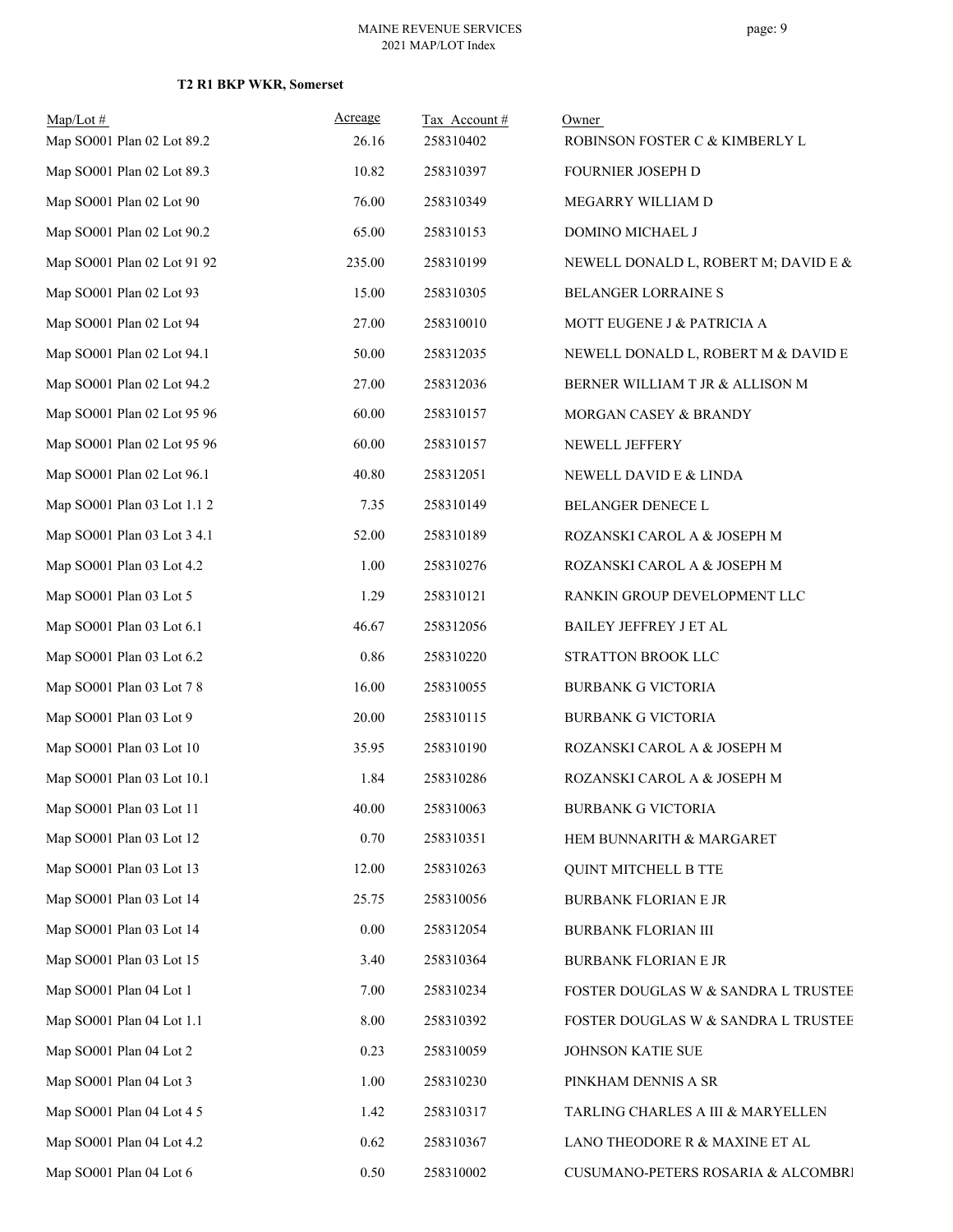**T2 R1 BKP WKR, Somerset**

| Map/Lot # | Acreage | Tax Account # | Owner |
|---|---|---|---|
| Map SO001 Plan 02 Lot 89.2 | 26.16 | 258310402 | ROBINSON FOSTER C & KIMBERLY L |
| Map SO001 Plan 02 Lot 89.3 | 10.82 | 258310397 | FOURNIER JOSEPH D |
| Map SO001 Plan 02 Lot 90 | 76.00 | 258310349 | MEGARRY WILLIAM D |
| Map SO001 Plan 02 Lot 90.2 | 65.00 | 258310153 | DOMINO MICHAEL J |
| Map SO001 Plan 02 Lot 91 92 | 235.00 | 258310199 | NEWELL DONALD L, ROBERT M; DAVID E & |
| Map SO001 Plan 02 Lot 93 | 15.00 | 258310305 | BELANGER LORRAINE S |
| Map SO001 Plan 02 Lot 94 | 27.00 | 258310010 | MOTT EUGENE J & PATRICIA A |
| Map SO001 Plan 02 Lot 94.1 | 50.00 | 258312035 | NEWELL DONALD L, ROBERT M & DAVID E |
| Map SO001 Plan 02 Lot 94.2 | 27.00 | 258312036 | BERNER WILLIAM T JR & ALLISON M |
| Map SO001 Plan 02 Lot 95 96 | 60.00 | 258310157 | MORGAN CASEY & BRANDY |
| Map SO001 Plan 02 Lot 95 96 | 60.00 | 258310157 | NEWELL JEFFERY |
| Map SO001 Plan 02 Lot 96.1 | 40.80 | 258312051 | NEWELL DAVID E & LINDA |
| Map SO001 Plan 03 Lot 1.1 2 | 7.35 | 258310149 | BELANGER DENECE L |
| Map SO001 Plan 03 Lot 3 4.1 | 52.00 | 258310189 | ROZANSKI CAROL A & JOSEPH M |
| Map SO001 Plan 03 Lot 4.2 | 1.00 | 258310276 | ROZANSKI CAROL A & JOSEPH M |
| Map SO001 Plan 03 Lot 5 | 1.29 | 258310121 | RANKIN GROUP DEVELOPMENT LLC |
| Map SO001 Plan 03 Lot 6.1 | 46.67 | 258312056 | BAILEY JEFFREY J ET AL |
| Map SO001 Plan 03 Lot 6.2 | 0.86 | 258310220 | STRATTON BROOK LLC |
| Map SO001 Plan 03 Lot 7 8 | 16.00 | 258310055 | BURBANK G VICTORIA |
| Map SO001 Plan 03 Lot 9 | 20.00 | 258310115 | BURBANK G VICTORIA |
| Map SO001 Plan 03 Lot 10 | 35.95 | 258310190 | ROZANSKI CAROL A & JOSEPH M |
| Map SO001 Plan 03 Lot 10.1 | 1.84 | 258310286 | ROZANSKI CAROL A & JOSEPH M |
| Map SO001 Plan 03 Lot 11 | 40.00 | 258310063 | BURBANK G VICTORIA |
| Map SO001 Plan 03 Lot 12 | 0.70 | 258310351 | HEM BUNNARITH & MARGARET |
| Map SO001 Plan 03 Lot 13 | 12.00 | 258310263 | QUINT MITCHELL B TTE |
| Map SO001 Plan 03 Lot 14 | 25.75 | 258310056 | BURBANK FLORIAN E JR |
| Map SO001 Plan 03 Lot 14 | 0.00 | 258312054 | BURBANK FLORIAN III |
| Map SO001 Plan 03 Lot 15 | 3.40 | 258310364 | BURBANK FLORIAN E JR |
| Map SO001 Plan 04 Lot 1 | 7.00 | 258310234 | FOSTER DOUGLAS W & SANDRA L TRUSTEE |
| Map SO001 Plan 04 Lot 1.1 | 8.00 | 258310392 | FOSTER DOUGLAS W & SANDRA L TRUSTEE |
| Map SO001 Plan 04 Lot 2 | 0.23 | 258310059 | JOHNSON KATIE SUE |
| Map SO001 Plan 04 Lot 3 | 1.00 | 258310230 | PINKHAM DENNIS A SR |
| Map SO001 Plan 04 Lot 4 5 | 1.42 | 258310317 | TARLING CHARLES A III & MARYELLEN |
| Map SO001 Plan 04 Lot 4.2 | 0.62 | 258310367 | LANO THEODORE R & MAXINE ET AL |
| Map SO001 Plan 04 Lot 6 | 0.50 | 258310002 | CUSUMANO-PETERS ROSARIA & ALCOMBRI |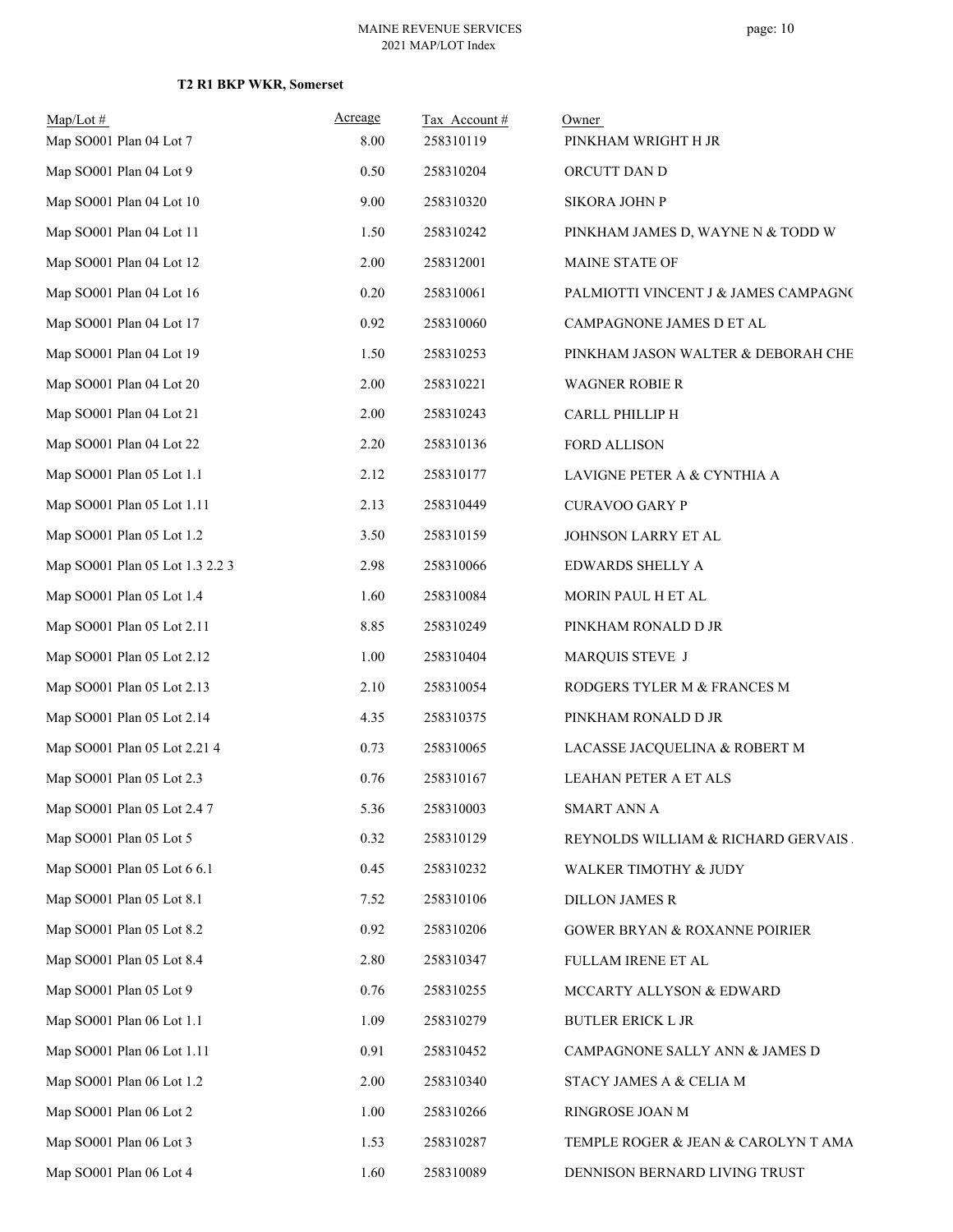**T2 R1 BKP WKR, Somerset**

| Map/Lot # | Acreage | Tax Account # | Owner |
|---|---|---|---|
| Map SO001 Plan 04 Lot 7 | 8.00 | 258310119 | PINKHAM WRIGHT H JR |
| Map SO001 Plan 04 Lot 9 | 0.50 | 258310204 | ORCUTT DAN D |
| Map SO001 Plan 04 Lot 10 | 9.00 | 258310320 | SIKORA JOHN P |
| Map SO001 Plan 04 Lot 11 | 1.50 | 258310242 | PINKHAM JAMES D, WAYNE N & TODD W |
| Map SO001 Plan 04 Lot 12 | 2.00 | 258312001 | MAINE STATE OF |
| Map SO001 Plan 04 Lot 16 | 0.20 | 258310061 | PALMIOTTI VINCENT J & JAMES CAMPAGNO |
| Map SO001 Plan 04 Lot 17 | 0.92 | 258310060 | CAMPAGNONE JAMES D ET AL |
| Map SO001 Plan 04 Lot 19 | 1.50 | 258310253 | PINKHAM JASON WALTER & DEBORAH CHE |
| Map SO001 Plan 04 Lot 20 | 2.00 | 258310221 | WAGNER ROBIE R |
| Map SO001 Plan 04 Lot 21 | 2.00 | 258310243 | CARLL PHILLIP H |
| Map SO001 Plan 04 Lot 22 | 2.20 | 258310136 | FORD ALLISON |
| Map SO001 Plan 05 Lot 1.1 | 2.12 | 258310177 | LAVIGNE PETER A & CYNTHIA A |
| Map SO001 Plan 05 Lot 1.11 | 2.13 | 258310449 | CURAVOO GARY P |
| Map SO001 Plan 05 Lot 1.2 | 3.50 | 258310159 | JOHNSON LARRY ET AL |
| Map SO001 Plan 05 Lot 1.3 2.2 3 | 2.98 | 258310066 | EDWARDS SHELLY A |
| Map SO001 Plan 05 Lot 1.4 | 1.60 | 258310084 | MORIN PAUL H ET AL |
| Map SO001 Plan 05 Lot 2.11 | 8.85 | 258310249 | PINKHAM RONALD D JR |
| Map SO001 Plan 05 Lot 2.12 | 1.00 | 258310404 | MARQUIS STEVE J |
| Map SO001 Plan 05 Lot 2.13 | 2.10 | 258310054 | RODGERS TYLER M & FRANCES M |
| Map SO001 Plan 05 Lot 2.14 | 4.35 | 258310375 | PINKHAM RONALD D JR |
| Map SO001 Plan 05 Lot 2.21 4 | 0.73 | 258310065 | LACASSE JACQUELINA & ROBERT M |
| Map SO001 Plan 05 Lot 2.3 | 0.76 | 258310167 | LEAHAN PETER A ET ALS |
| Map SO001 Plan 05 Lot 2.4 7 | 5.36 | 258310003 | SMART ANN A |
| Map SO001 Plan 05 Lot 5 | 0.32 | 258310129 | REYNOLDS WILLIAM & RICHARD GERVAIS |
| Map SO001 Plan 05 Lot 6 6.1 | 0.45 | 258310232 | WALKER TIMOTHY & JUDY |
| Map SO001 Plan 05 Lot 8.1 | 7.52 | 258310106 | DILLON JAMES R |
| Map SO001 Plan 05 Lot 8.2 | 0.92 | 258310206 | GOWER BRYAN & ROXANNE POIRIER |
| Map SO001 Plan 05 Lot 8.4 | 2.80 | 258310347 | FULLAM IRENE ET AL |
| Map SO001 Plan 05 Lot 9 | 0.76 | 258310255 | MCCARTY ALLYSON & EDWARD |
| Map SO001 Plan 06 Lot 1.1 | 1.09 | 258310279 | BUTLER ERICK L JR |
| Map SO001 Plan 06 Lot 1.11 | 0.91 | 258310452 | CAMPAGNONE SALLY ANN & JAMES D |
| Map SO001 Plan 06 Lot 1.2 | 2.00 | 258310340 | STACY JAMES A & CELIA M |
| Map SO001 Plan 06 Lot 2 | 1.00 | 258310266 | RINGROSE JOAN M |
| Map SO001 Plan 06 Lot 3 | 1.53 | 258310287 | TEMPLE ROGER & JEAN & CAROLYN T AMA |
| Map SO001 Plan 06 Lot 4 | 1.60 | 258310089 | DENNISON BERNARD LIVING TRUST |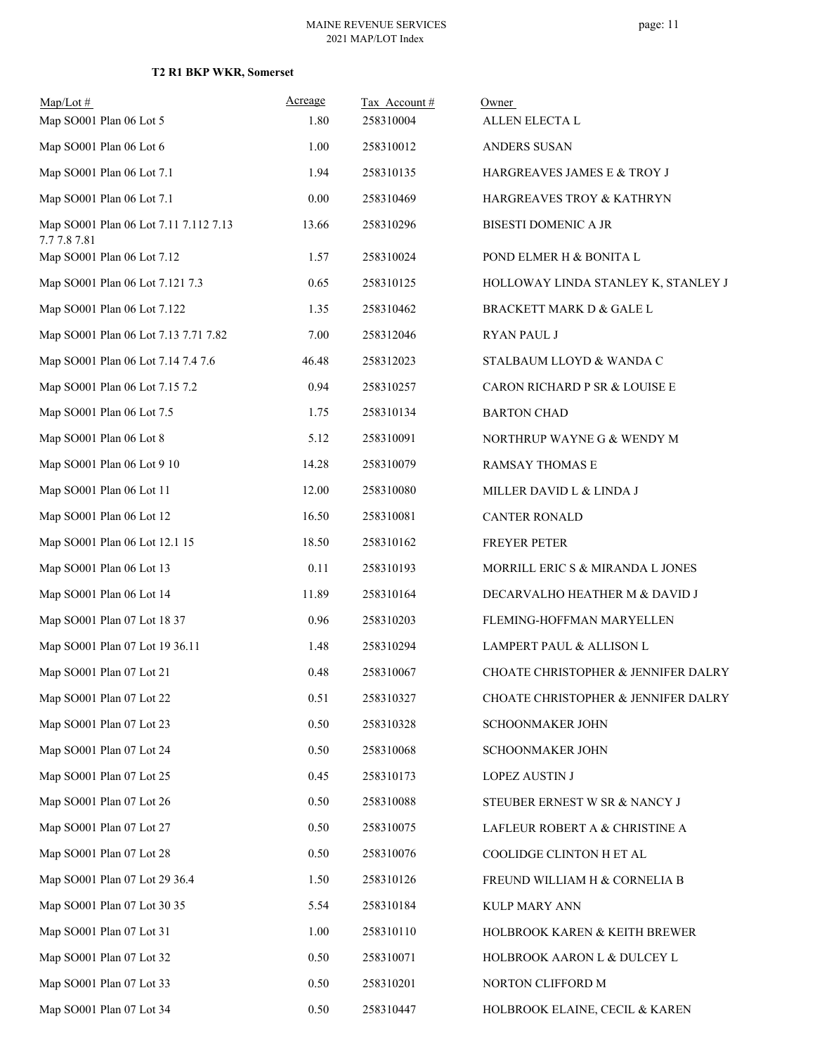**T2 R1 BKP WKR, Somerset**

| Map/Lot # | Acreage | Tax Account # | Owner |
|---|---|---|---|
| Map SO001 Plan 06 Lot 5 | 1.80 | 258310004 | ALLEN ELECTA L |
| Map SO001 Plan 06 Lot 6 | 1.00 | 258310012 | ANDERS SUSAN |
| Map SO001 Plan 06 Lot 7.1 | 1.94 | 258310135 | HARGREAVES JAMES E & TROY J |
| Map SO001 Plan 06 Lot 7.1 | 0.00 | 258310469 | HARGREAVES TROY & KATHRYN |
| Map SO001 Plan 06 Lot 7.11 7.112 7.13 7.7 7.8 7.81 | 13.66 | 258310296 | BISESTI DOMENIC A JR |
| Map SO001 Plan 06 Lot 7.12 | 1.57 | 258310024 | POND ELMER H & BONITA L |
| Map SO001 Plan 06 Lot 7.121 7.3 | 0.65 | 258310125 | HOLLOWAY LINDA STANLEY K, STANLEY J |
| Map SO001 Plan 06 Lot 7.122 | 1.35 | 258310462 | BRACKETT MARK D & GALE L |
| Map SO001 Plan 06 Lot 7.13 7.71 7.82 | 7.00 | 258312046 | RYAN PAUL J |
| Map SO001 Plan 06 Lot 7.14 7.4 7.6 | 46.48 | 258312023 | STALBAUM LLOYD & WANDA C |
| Map SO001 Plan 06 Lot 7.15 7.2 | 0.94 | 258310257 | CARON RICHARD P SR & LOUISE E |
| Map SO001 Plan 06 Lot 7.5 | 1.75 | 258310134 | BARTON CHAD |
| Map SO001 Plan 06 Lot 8 | 5.12 | 258310091 | NORTHRUP WAYNE G & WENDY M |
| Map SO001 Plan 06 Lot 9 10 | 14.28 | 258310079 | RAMSAY THOMAS E |
| Map SO001 Plan 06 Lot 11 | 12.00 | 258310080 | MILLER DAVID L & LINDA J |
| Map SO001 Plan 06 Lot 12 | 16.50 | 258310081 | CANTER RONALD |
| Map SO001 Plan 06 Lot 12.1 15 | 18.50 | 258310162 | FREYER PETER |
| Map SO001 Plan 06 Lot 13 | 0.11 | 258310193 | MORRILL ERIC S & MIRANDA L JONES |
| Map SO001 Plan 06 Lot 14 | 11.89 | 258310164 | DECARVALHO HEATHER M & DAVID J |
| Map SO001 Plan 07 Lot 18 37 | 0.96 | 258310203 | FLEMING-HOFFMAN MARYELLEN |
| Map SO001 Plan 07 Lot 19 36.11 | 1.48 | 258310294 | LAMPERT PAUL & ALLISON L |
| Map SO001 Plan 07 Lot 21 | 0.48 | 258310067 | CHOATE CHRISTOPHER & JENNIFER DALRY |
| Map SO001 Plan 07 Lot 22 | 0.51 | 258310327 | CHOATE CHRISTOPHER & JENNIFER DALRY |
| Map SO001 Plan 07 Lot 23 | 0.50 | 258310328 | SCHOONMAKER JOHN |
| Map SO001 Plan 07 Lot 24 | 0.50 | 258310068 | SCHOONMAKER JOHN |
| Map SO001 Plan 07 Lot 25 | 0.45 | 258310173 | LOPEZ AUSTIN J |
| Map SO001 Plan 07 Lot 26 | 0.50 | 258310088 | STEUBER ERNEST W SR & NANCY J |
| Map SO001 Plan 07 Lot 27 | 0.50 | 258310075 | LAFLEUR ROBERT A & CHRISTINE A |
| Map SO001 Plan 07 Lot 28 | 0.50 | 258310076 | COOLIDGE CLINTON H ET AL |
| Map SO001 Plan 07 Lot 29 36.4 | 1.50 | 258310126 | FREUND WILLIAM H & CORNELIA B |
| Map SO001 Plan 07 Lot 30 35 | 5.54 | 258310184 | KULP MARY ANN |
| Map SO001 Plan 07 Lot 31 | 1.00 | 258310110 | HOLBROOK KAREN & KEITH BREWER |
| Map SO001 Plan 07 Lot 32 | 0.50 | 258310071 | HOLBROOK AARON L & DULCEY L |
| Map SO001 Plan 07 Lot 33 | 0.50 | 258310201 | NORTON CLIFFORD M |
| Map SO001 Plan 07 Lot 34 | 0.50 | 258310447 | HOLBROOK ELAINE, CECIL & KAREN |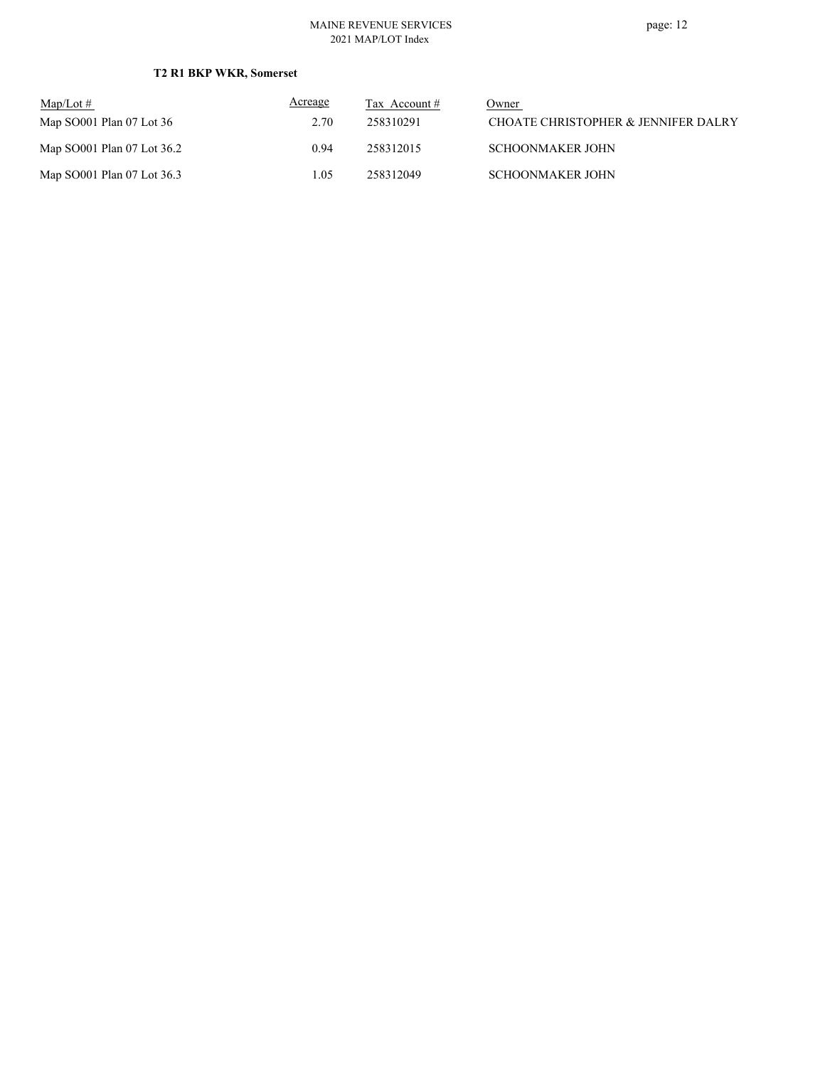**T2 R1 BKP WKR, Somerset**

| Map/Lot # | Acreage | Tax Account # | Owner |
|---|---|---|---|
| Map SO001 Plan 07 Lot 36 | 2.70 | 258310291 | CHOATE CHRISTOPHER & JENNIFER DALRY |
| Map SO001 Plan 07 Lot 36.2 | 0.94 | 258312015 | SCHOONMAKER JOHN |
| Map SO001 Plan 07 Lot 36.3 | 1.05 | 258312049 | SCHOONMAKER JOHN |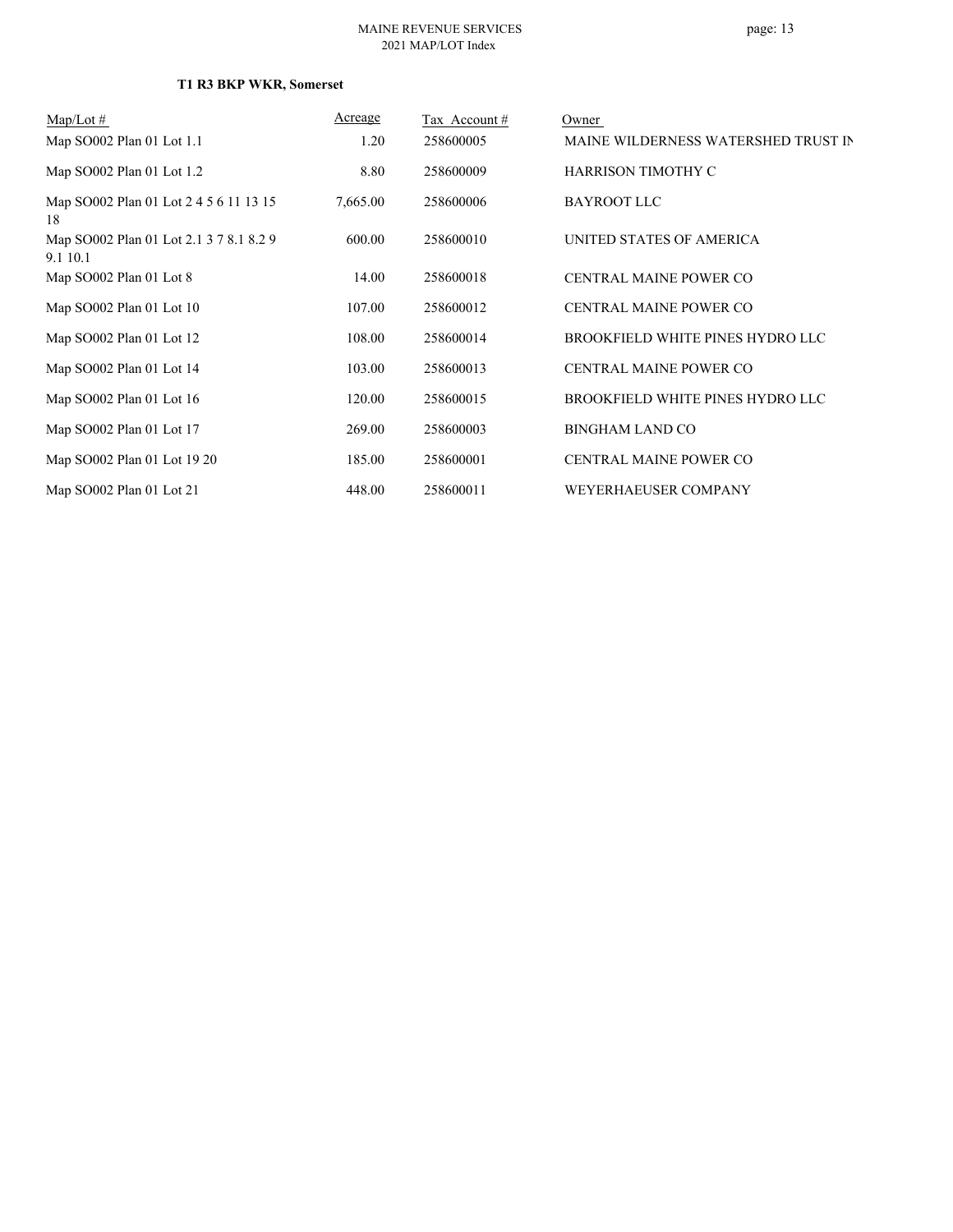**T1 R3 BKP WKR, Somerset**

| Map/Lot # | Acreage | Tax Account # | Owner |
|---|---|---|---|
| Map SO002 Plan 01 Lot 1.1 | 1.20 | 258600005 | MAINE WILDERNESS WATERSHED TRUST IN |
| Map SO002 Plan 01 Lot 1.2 | 8.80 | 258600009 | HARRISON TIMOTHY C |
| Map SO002 Plan 01 Lot 2 4 5 6 11 13 15 18 | 7,665.00 | 258600006 | BAYROOT LLC |
| Map SO002 Plan 01 Lot 2.1 3 7 8.1 8.2 9 9.1 10.1 | 600.00 | 258600010 | UNITED STATES OF AMERICA |
| Map SO002 Plan 01 Lot 8 | 14.00 | 258600018 | CENTRAL MAINE POWER CO |
| Map SO002 Plan 01 Lot 10 | 107.00 | 258600012 | CENTRAL MAINE POWER CO |
| Map SO002 Plan 01 Lot 12 | 108.00 | 258600014 | BROOKFIELD WHITE PINES HYDRO LLC |
| Map SO002 Plan 01 Lot 14 | 103.00 | 258600013 | CENTRAL MAINE POWER CO |
| Map SO002 Plan 01 Lot 16 | 120.00 | 258600015 | BROOKFIELD WHITE PINES HYDRO LLC |
| Map SO002 Plan 01 Lot 17 | 269.00 | 258600003 | BINGHAM LAND CO |
| Map SO002 Plan 01 Lot 19 20 | 185.00 | 258600001 | CENTRAL MAINE POWER CO |
| Map SO002 Plan 01 Lot 21 | 448.00 | 258600011 | WEYERHAEUSER COMPANY |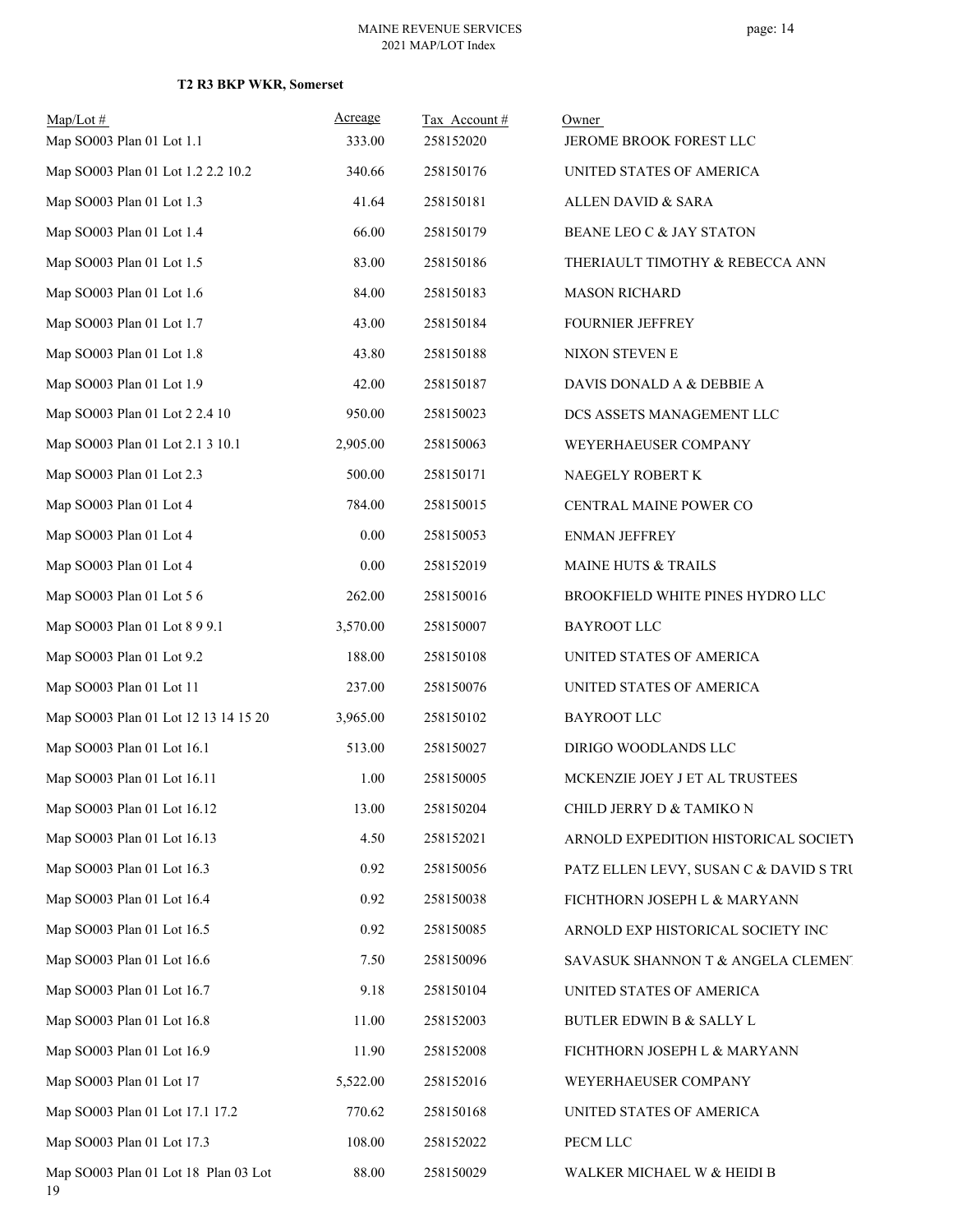**T2 R3 BKP WKR, Somerset**

| Map/Lot # | Acreage | Tax Account # | Owner |
|---|---|---|---|
| Map SO003 Plan 01 Lot 1.1 | 333.00 | 258152020 | JEROME BROOK FOREST LLC |
| Map SO003 Plan 01 Lot 1.2 2.2 10.2 | 340.66 | 258150176 | UNITED STATES OF AMERICA |
| Map SO003 Plan 01 Lot 1.3 | 41.64 | 258150181 | ALLEN DAVID & SARA |
| Map SO003 Plan 01 Lot 1.4 | 66.00 | 258150179 | BEANE LEO C & JAY STATON |
| Map SO003 Plan 01 Lot 1.5 | 83.00 | 258150186 | THERIAULT TIMOTHY & REBECCA ANN |
| Map SO003 Plan 01 Lot 1.6 | 84.00 | 258150183 | MASON RICHARD |
| Map SO003 Plan 01 Lot 1.7 | 43.00 | 258150184 | FOURNIER JEFFREY |
| Map SO003 Plan 01 Lot 1.8 | 43.80 | 258150188 | NIXON STEVEN E |
| Map SO003 Plan 01 Lot 1.9 | 42.00 | 258150187 | DAVIS DONALD A & DEBBIE A |
| Map SO003 Plan 01 Lot 2 2.4 10 | 950.00 | 258150023 | DCS ASSETS MANAGEMENT LLC |
| Map SO003 Plan 01 Lot 2.1 3 10.1 | 2,905.00 | 258150063 | WEYERHAEUSER COMPANY |
| Map SO003 Plan 01 Lot 2.3 | 500.00 | 258150171 | NAEGELY ROBERT K |
| Map SO003 Plan 01 Lot 4 | 784.00 | 258150015 | CENTRAL MAINE POWER CO |
| Map SO003 Plan 01 Lot 4 | 0.00 | 258150053 | ENMAN JEFFREY |
| Map SO003 Plan 01 Lot 4 | 0.00 | 258152019 | MAINE HUTS & TRAILS |
| Map SO003 Plan 01 Lot 5 6 | 262.00 | 258150016 | BROOKFIELD WHITE PINES HYDRO LLC |
| Map SO003 Plan 01 Lot 8 9 9.1 | 3,570.00 | 258150007 | BAYROOT LLC |
| Map SO003 Plan 01 Lot 9.2 | 188.00 | 258150108 | UNITED STATES OF AMERICA |
| Map SO003 Plan 01 Lot 11 | 237.00 | 258150076 | UNITED STATES OF AMERICA |
| Map SO003 Plan 01 Lot 12 13 14 15 20 | 3,965.00 | 258150102 | BAYROOT LLC |
| Map SO003 Plan 01 Lot 16.1 | 513.00 | 258150027 | DIRIGO WOODLANDS LLC |
| Map SO003 Plan 01 Lot 16.11 | 1.00 | 258150005 | MCKENZIE JOEY J ET AL TRUSTEES |
| Map SO003 Plan 01 Lot 16.12 | 13.00 | 258150204 | CHILD JERRY D & TAMIKO N |
| Map SO003 Plan 01 Lot 16.13 | 4.50 | 258152021 | ARNOLD EXPEDITION HISTORICAL SOCIETY |
| Map SO003 Plan 01 Lot 16.3 | 0.92 | 258150056 | PATZ ELLEN LEVY, SUSAN C & DAVID S TRU |
| Map SO003 Plan 01 Lot 16.4 | 0.92 | 258150038 | FICHTHORN JOSEPH L & MARYANN |
| Map SO003 Plan 01 Lot 16.5 | 0.92 | 258150085 | ARNOLD EXP HISTORICAL SOCIETY INC |
| Map SO003 Plan 01 Lot 16.6 | 7.50 | 258150096 | SAVASUK SHANNON T & ANGELA CLEMENT |
| Map SO003 Plan 01 Lot 16.7 | 9.18 | 258150104 | UNITED STATES OF AMERICA |
| Map SO003 Plan 01 Lot 16.8 | 11.00 | 258152003 | BUTLER EDWIN B & SALLY L |
| Map SO003 Plan 01 Lot 16.9 | 11.90 | 258152008 | FICHTHORN JOSEPH L & MARYANN |
| Map SO003 Plan 01 Lot 17 | 5,522.00 | 258152016 | WEYERHAEUSER COMPANY |
| Map SO003 Plan 01 Lot 17.1 17.2 | 770.62 | 258150168 | UNITED STATES OF AMERICA |
| Map SO003 Plan 01 Lot 17.3 | 108.00 | 258152022 | PECM LLC |
| Map SO003 Plan 01 Lot 18 Plan 03 Lot 19 | 88.00 | 258150029 | WALKER MICHAEL W & HEIDI B |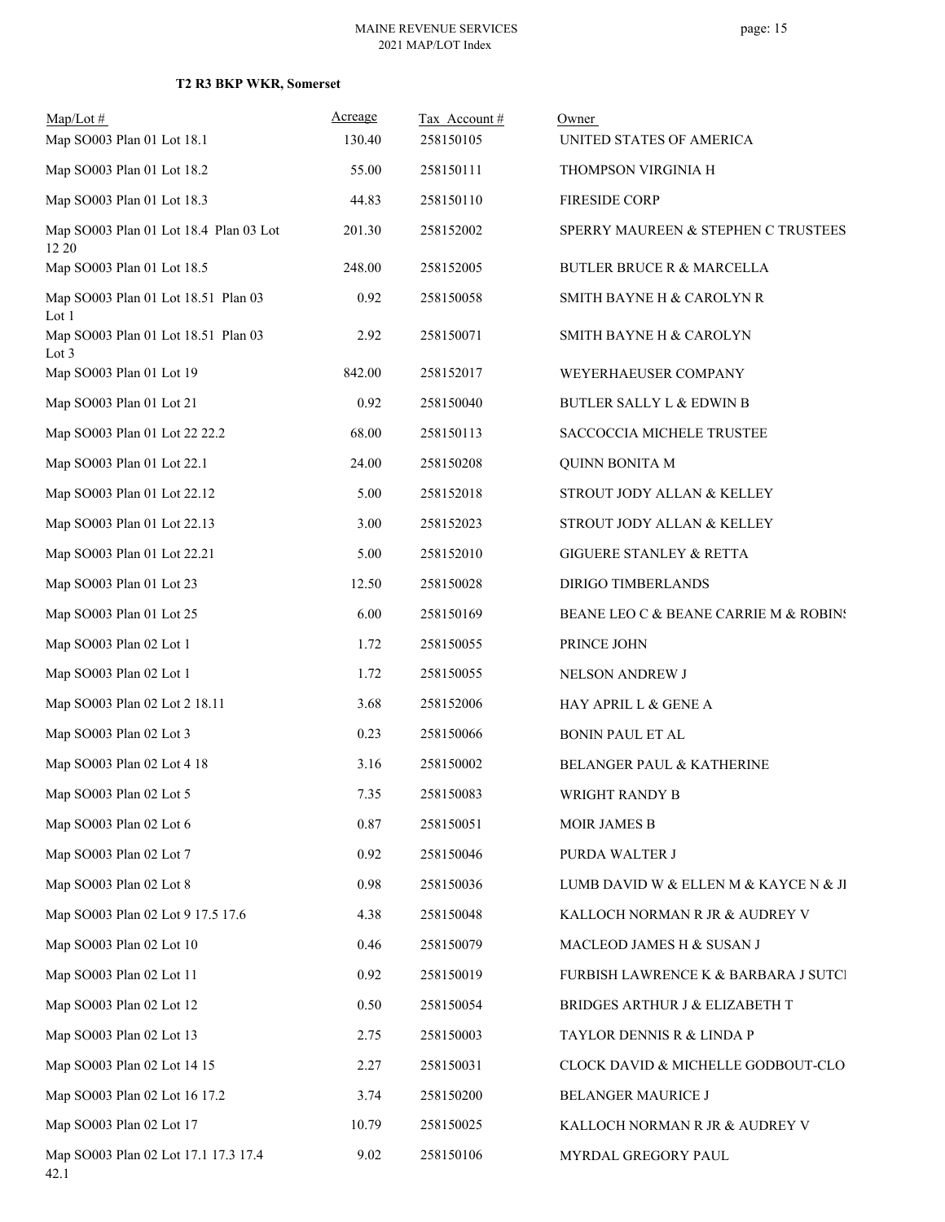**T2 R3 BKP WKR, Somerset**

| Map/Lot # | Acreage | Tax Account # | Owner |
|---|---|---|---|
| Map SO003 Plan 01 Lot 18.1 | 130.40 | 258150105 | UNITED STATES OF AMERICA |
| Map SO003 Plan 01 Lot 18.2 | 55.00 | 258150111 | THOMPSON VIRGINIA H |
| Map SO003 Plan 01 Lot 18.3 | 44.83 | 258150110 | FIRESIDE CORP |
| Map SO003 Plan 01 Lot 18.4 Plan 03 Lot 12 20 | 201.30 | 258152002 | SPERRY MAUREEN & STEPHEN C TRUSTEES |
| Map SO003 Plan 01 Lot 18.5 | 248.00 | 258152005 | BUTLER BRUCE R & MARCELLA |
| Map SO003 Plan 01 Lot 18.51 Plan 03 Lot 1 | 0.92 | 258150058 | SMITH BAYNE H & CAROLYN R |
| Map SO003 Plan 01 Lot 18.51 Plan 03 Lot 3 | 2.92 | 258150071 | SMITH BAYNE H & CAROLYN |
| Map SO003 Plan 01 Lot 19 | 842.00 | 258152017 | WEYERHAEUSER COMPANY |
| Map SO003 Plan 01 Lot 21 | 0.92 | 258150040 | BUTLER SALLY L & EDWIN B |
| Map SO003 Plan 01 Lot 22 22.2 | 68.00 | 258150113 | SACCOCCIA MICHELE TRUSTEE |
| Map SO003 Plan 01 Lot 22.1 | 24.00 | 258150208 | QUINN BONITA M |
| Map SO003 Plan 01 Lot 22.12 | 5.00 | 258152018 | STROUT JODY ALLAN & KELLEY |
| Map SO003 Plan 01 Lot 22.13 | 3.00 | 258152023 | STROUT JODY ALLAN & KELLEY |
| Map SO003 Plan 01 Lot 22.21 | 5.00 | 258152010 | GIGUERE STANLEY & RETTA |
| Map SO003 Plan 01 Lot 23 | 12.50 | 258150028 | DIRIGO TIMBERLANDS |
| Map SO003 Plan 01 Lot 25 | 6.00 | 258150169 | BEANE LEO C & BEANE CARRIE M & ROBINS |
| Map SO003 Plan 02 Lot 1 | 1.72 | 258150055 | PRINCE JOHN |
| Map SO003 Plan 02 Lot 1 | 1.72 | 258150055 | NELSON ANDREW J |
| Map SO003 Plan 02 Lot 2 18.11 | 3.68 | 258152006 | HAY APRIL L & GENE A |
| Map SO003 Plan 02 Lot 3 | 0.23 | 258150066 | BONIN PAUL ET AL |
| Map SO003 Plan 02 Lot 4 18 | 3.16 | 258150002 | BELANGER PAUL & KATHERINE |
| Map SO003 Plan 02 Lot 5 | 7.35 | 258150083 | WRIGHT RANDY B |
| Map SO003 Plan 02 Lot 6 | 0.87 | 258150051 | MOIR JAMES B |
| Map SO003 Plan 02 Lot 7 | 0.92 | 258150046 | PURDA WALTER J |
| Map SO003 Plan 02 Lot 8 | 0.98 | 258150036 | LUMB DAVID W & ELLEN M & KAYCE N & JI |
| Map SO003 Plan 02 Lot 9 17.5 17.6 | 4.38 | 258150048 | KALLOCH NORMAN R JR & AUDREY V |
| Map SO003 Plan 02 Lot 10 | 0.46 | 258150079 | MACLEOD JAMES H & SUSAN J |
| Map SO003 Plan 02 Lot 11 | 0.92 | 258150019 | FURBISH LAWRENCE K & BARBARA J SUTCI |
| Map SO003 Plan 02 Lot 12 | 0.50 | 258150054 | BRIDGES ARTHUR J & ELIZABETH T |
| Map SO003 Plan 02 Lot 13 | 2.75 | 258150003 | TAYLOR DENNIS R & LINDA P |
| Map SO003 Plan 02 Lot 14 15 | 2.27 | 258150031 | CLOCK DAVID & MICHELLE GODBOUT-CLO |
| Map SO003 Plan 02 Lot 16 17.2 | 3.74 | 258150200 | BELANGER MAURICE J |
| Map SO003 Plan 02 Lot 17 | 10.79 | 258150025 | KALLOCH NORMAN R JR & AUDREY V |
| Map SO003 Plan 02 Lot 17.1 17.3 17.4 42.1 | 9.02 | 258150106 | MYRDAL GREGORY PAUL |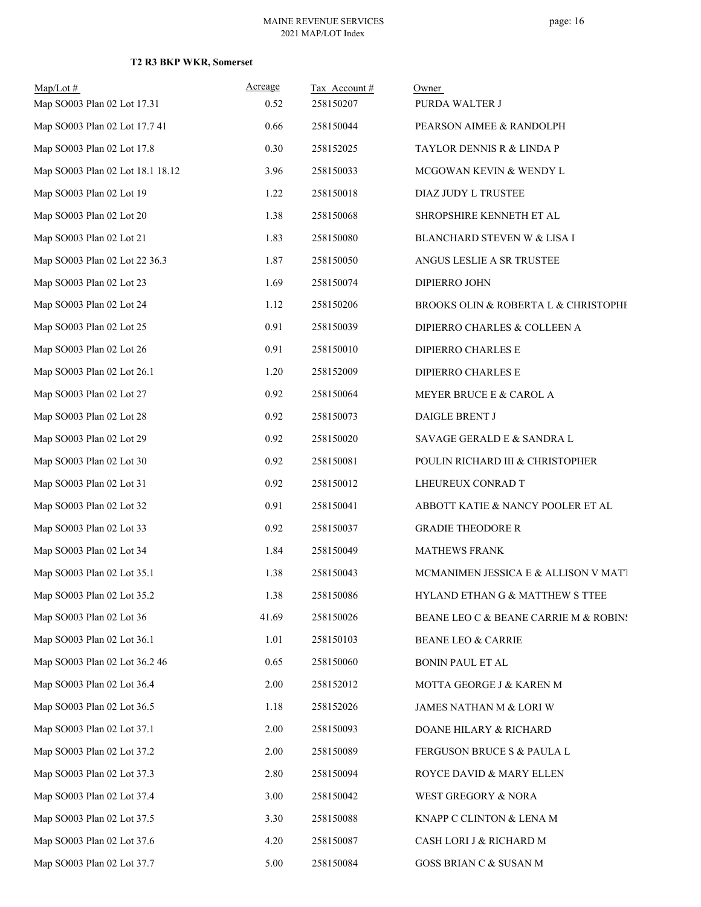### T2 R3 BKP WKR, Somerset

| Map/Lot # | Acreage | Tax Account # | Owner |
|---|---|---|---|
| Map SO003 Plan 02 Lot 17.31 | 0.52 | 258150207 | PURDA WALTER J |
| Map SO003 Plan 02 Lot 17.7 41 | 0.66 | 258150044 | PEARSON AIMEE & RANDOLPH |
| Map SO003 Plan 02 Lot 17.8 | 0.30 | 258152025 | TAYLOR DENNIS R & LINDA P |
| Map SO003 Plan 02 Lot 18.1 18.12 | 3.96 | 258150033 | MCGOWAN KEVIN & WENDY L |
| Map SO003 Plan 02 Lot 19 | 1.22 | 258150018 | DIAZ JUDY L TRUSTEE |
| Map SO003 Plan 02 Lot 20 | 1.38 | 258150068 | SHROPSHIRE KENNETH ET AL |
| Map SO003 Plan 02 Lot 21 | 1.83 | 258150080 | BLANCHARD STEVEN W & LISA I |
| Map SO003 Plan 02 Lot 22 36.3 | 1.87 | 258150050 | ANGUS LESLIE A SR TRUSTEE |
| Map SO003 Plan 02 Lot 23 | 1.69 | 258150074 | DIPIERRO JOHN |
| Map SO003 Plan 02 Lot 24 | 1.12 | 258150206 | BROOKS OLIN & ROBERTA L & CHRISTOPHE |
| Map SO003 Plan 02 Lot 25 | 0.91 | 258150039 | DIPIERRO CHARLES & COLLEEN A |
| Map SO003 Plan 02 Lot 26 | 0.91 | 258150010 | DIPIERRO CHARLES E |
| Map SO003 Plan 02 Lot 26.1 | 1.20 | 258152009 | DIPIERRO CHARLES E |
| Map SO003 Plan 02 Lot 27 | 0.92 | 258150064 | MEYER BRUCE E & CAROL A |
| Map SO003 Plan 02 Lot 28 | 0.92 | 258150073 | DAIGLE BRENT J |
| Map SO003 Plan 02 Lot 29 | 0.92 | 258150020 | SAVAGE GERALD E & SANDRA L |
| Map SO003 Plan 02 Lot 30 | 0.92 | 258150081 | POULIN RICHARD III & CHRISTOPHER |
| Map SO003 Plan 02 Lot 31 | 0.92 | 258150012 | LHEUREUX CONRAD T |
| Map SO003 Plan 02 Lot 32 | 0.91 | 258150041 | ABBOTT KATIE & NANCY POOLER ET AL |
| Map SO003 Plan 02 Lot 33 | 0.92 | 258150037 | GRADIE THEODORE R |
| Map SO003 Plan 02 Lot 34 | 1.84 | 258150049 | MATHEWS FRANK |
| Map SO003 Plan 02 Lot 35.1 | 1.38 | 258150043 | MCMANIMEN JESSICA E & ALLISON V MATT |
| Map SO003 Plan 02 Lot 35.2 | 1.38 | 258150086 | HYLAND ETHAN G & MATTHEW S TTEE |
| Map SO003 Plan 02 Lot 36 | 41.69 | 258150026 | BEANE LEO C & BEANE CARRIE M & ROBINS |
| Map SO003 Plan 02 Lot 36.1 | 1.01 | 258150103 | BEANE LEO & CARRIE |
| Map SO003 Plan 02 Lot 36.2 46 | 0.65 | 258150060 | BONIN PAUL ET AL |
| Map SO003 Plan 02 Lot 36.4 | 2.00 | 258152012 | MOTTA GEORGE J & KAREN M |
| Map SO003 Plan 02 Lot 36.5 | 1.18 | 258152026 | JAMES NATHAN M & LORI W |
| Map SO003 Plan 02 Lot 37.1 | 2.00 | 258150093 | DOANE HILARY & RICHARD |
| Map SO003 Plan 02 Lot 37.2 | 2.00 | 258150089 | FERGUSON BRUCE S & PAULA L |
| Map SO003 Plan 02 Lot 37.3 | 2.80 | 258150094 | ROYCE DAVID & MARY ELLEN |
| Map SO003 Plan 02 Lot 37.4 | 3.00 | 258150042 | WEST GREGORY & NORA |
| Map SO003 Plan 02 Lot 37.5 | 3.30 | 258150088 | KNAPP C CLINTON & LENA M |
| Map SO003 Plan 02 Lot 37.6 | 4.20 | 258150087 | CASH LORI J & RICHARD M |
| Map SO003 Plan 02 Lot 37.7 | 5.00 | 258150084 | GOSS BRIAN C & SUSAN M |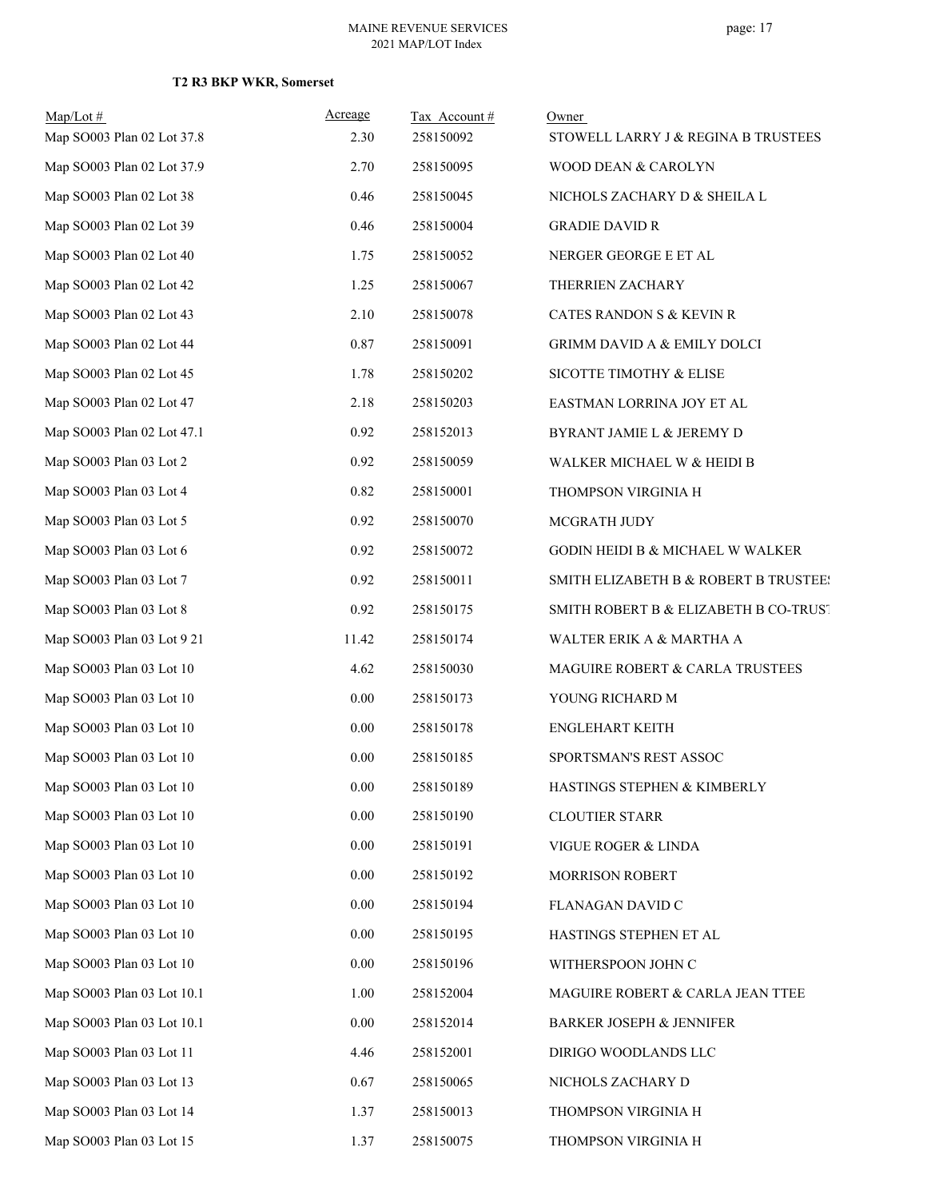**T2 R3 BKP WKR, Somerset**

| Map/Lot # | Acreage | Tax Account # | Owner |
|---|---|---|---|
| Map SO003 Plan 02 Lot 37.8 | 2.30 | 258150092 | STOWELL LARRY J & REGINA B TRUSTEES |
| Map SO003 Plan 02 Lot 37.9 | 2.70 | 258150095 | WOOD DEAN & CAROLYN |
| Map SO003 Plan 02 Lot 38 | 0.46 | 258150045 | NICHOLS ZACHARY D & SHEILA L |
| Map SO003 Plan 02 Lot 39 | 0.46 | 258150004 | GRADIE DAVID R |
| Map SO003 Plan 02 Lot 40 | 1.75 | 258150052 | NERGER GEORGE E ET AL |
| Map SO003 Plan 02 Lot 42 | 1.25 | 258150067 | THERRIEN ZACHARY |
| Map SO003 Plan 02 Lot 43 | 2.10 | 258150078 | CATES RANDON S & KEVIN R |
| Map SO003 Plan 02 Lot 44 | 0.87 | 258150091 | GRIMM DAVID A & EMILY DOLCI |
| Map SO003 Plan 02 Lot 45 | 1.78 | 258150202 | SICOTTE TIMOTHY & ELISE |
| Map SO003 Plan 02 Lot 47 | 2.18 | 258150203 | EASTMAN LORRINA JOY ET AL |
| Map SO003 Plan 02 Lot 47.1 | 0.92 | 258152013 | BYRANT JAMIE L & JEREMY D |
| Map SO003 Plan 03 Lot 2 | 0.92 | 258150059 | WALKER MICHAEL W & HEIDI B |
| Map SO003 Plan 03 Lot 4 | 0.82 | 258150001 | THOMPSON VIRGINIA H |
| Map SO003 Plan 03 Lot 5 | 0.92 | 258150070 | MCGRATH JUDY |
| Map SO003 Plan 03 Lot 6 | 0.92 | 258150072 | GODIN HEIDI B & MICHAEL W WALKER |
| Map SO003 Plan 03 Lot 7 | 0.92 | 258150011 | SMITH ELIZABETH B & ROBERT B TRUSTEES |
| Map SO003 Plan 03 Lot 8 | 0.92 | 258150175 | SMITH ROBERT B & ELIZABETH B CO-TRUST |
| Map SO003 Plan 03 Lot 9 21 | 11.42 | 258150174 | WALTER ERIK A & MARTHA A |
| Map SO003 Plan 03 Lot 10 | 4.62 | 258150030 | MAGUIRE ROBERT & CARLA TRUSTEES |
| Map SO003 Plan 03 Lot 10 | 0.00 | 258150173 | YOUNG RICHARD M |
| Map SO003 Plan 03 Lot 10 | 0.00 | 258150178 | ENGLEHART KEITH |
| Map SO003 Plan 03 Lot 10 | 0.00 | 258150185 | SPORTSMAN'S REST ASSOC |
| Map SO003 Plan 03 Lot 10 | 0.00 | 258150189 | HASTINGS STEPHEN & KIMBERLY |
| Map SO003 Plan 03 Lot 10 | 0.00 | 258150190 | CLOUTIER STARR |
| Map SO003 Plan 03 Lot 10 | 0.00 | 258150191 | VIGUE ROGER & LINDA |
| Map SO003 Plan 03 Lot 10 | 0.00 | 258150192 | MORRISON ROBERT |
| Map SO003 Plan 03 Lot 10 | 0.00 | 258150194 | FLANAGAN DAVID C |
| Map SO003 Plan 03 Lot 10 | 0.00 | 258150195 | HASTINGS STEPHEN ET AL |
| Map SO003 Plan 03 Lot 10 | 0.00 | 258150196 | WITHERSPOON JOHN C |
| Map SO003 Plan 03 Lot 10.1 | 1.00 | 258152004 | MAGUIRE ROBERT & CARLA JEAN TTEE |
| Map SO003 Plan 03 Lot 10.1 | 0.00 | 258152014 | BARKER JOSEPH & JENNIFER |
| Map SO003 Plan 03 Lot 11 | 4.46 | 258152001 | DIRIGO WOODLANDS LLC |
| Map SO003 Plan 03 Lot 13 | 0.67 | 258150065 | NICHOLS ZACHARY D |
| Map SO003 Plan 03 Lot 14 | 1.37 | 258150013 | THOMPSON VIRGINIA H |
| Map SO003 Plan 03 Lot 15 | 1.37 | 258150075 | THOMPSON VIRGINIA H |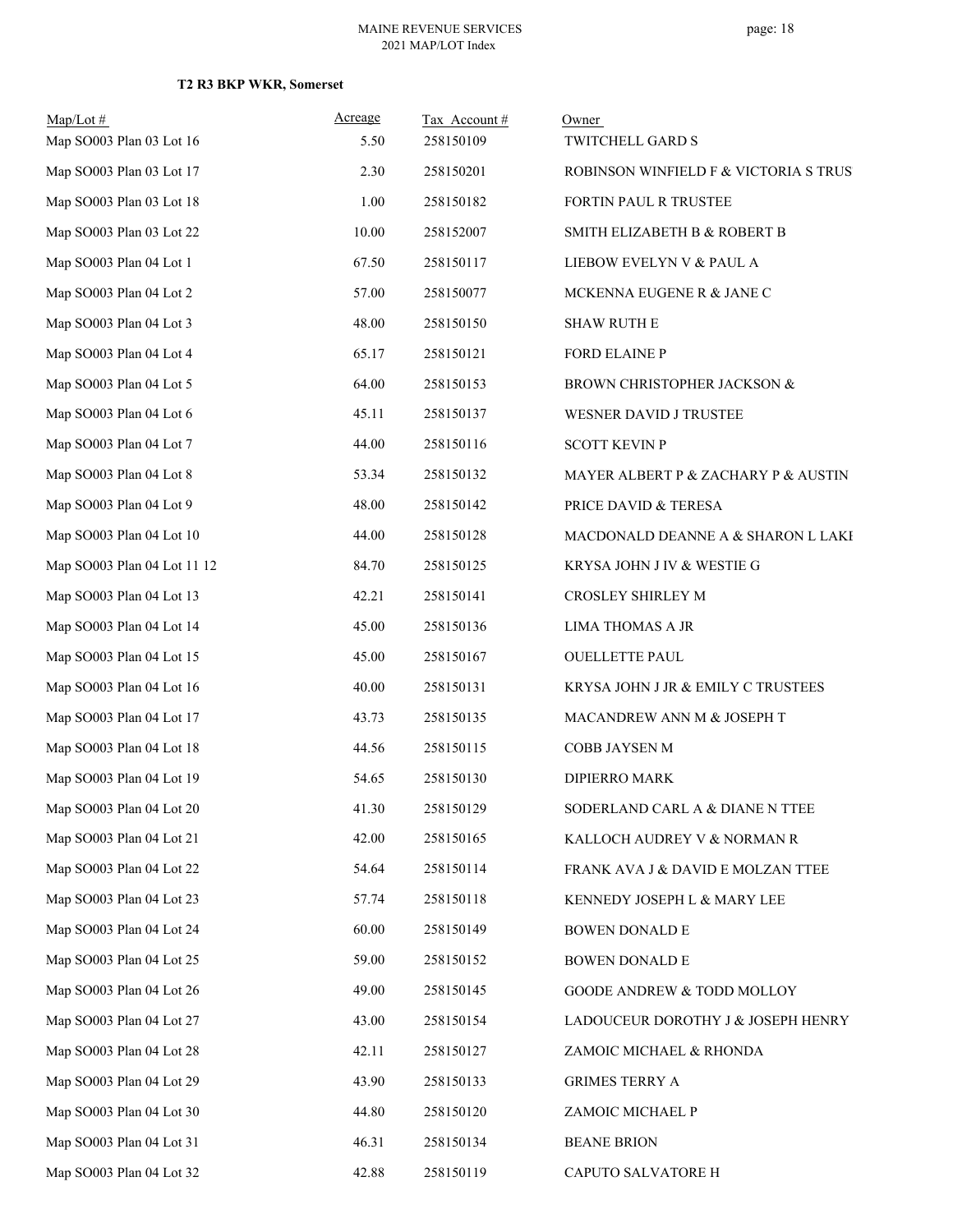**T2 R3 BKP WKR, Somerset**

| Map/Lot # | Acreage | Tax Account # | Owner |
|---|---|---|---|
| Map SO003 Plan 03 Lot 16 | 5.50 | 258150109 | TWITCHELL GARD S |
| Map SO003 Plan 03 Lot 17 | 2.30 | 258150201 | ROBINSON WINFIELD F & VICTORIA S TRUS |
| Map SO003 Plan 03 Lot 18 | 1.00 | 258150182 | FORTIN PAUL R TRUSTEE |
| Map SO003 Plan 03 Lot 22 | 10.00 | 258152007 | SMITH ELIZABETH B & ROBERT B |
| Map SO003 Plan 04 Lot 1 | 67.50 | 258150117 | LIEBOW EVELYN V & PAUL A |
| Map SO003 Plan 04 Lot 2 | 57.00 | 258150077 | MCKENNA EUGENE R & JANE C |
| Map SO003 Plan 04 Lot 3 | 48.00 | 258150150 | SHAW RUTH E |
| Map SO003 Plan 04 Lot 4 | 65.17 | 258150121 | FORD ELAINE P |
| Map SO003 Plan 04 Lot 5 | 64.00 | 258150153 | BROWN CHRISTOPHER JACKSON & |
| Map SO003 Plan 04 Lot 6 | 45.11 | 258150137 | WESNER DAVID J TRUSTEE |
| Map SO003 Plan 04 Lot 7 | 44.00 | 258150116 | SCOTT KEVIN P |
| Map SO003 Plan 04 Lot 8 | 53.34 | 258150132 | MAYER ALBERT P & ZACHARY P & AUSTIN |
| Map SO003 Plan 04 Lot 9 | 48.00 | 258150142 | PRICE DAVID & TERESA |
| Map SO003 Plan 04 Lot 10 | 44.00 | 258150128 | MACDONALD DEANNE A & SHARON L LAKI |
| Map SO003 Plan 04 Lot 11 12 | 84.70 | 258150125 | KRYSA JOHN J IV & WESTIE G |
| Map SO003 Plan 04 Lot 13 | 42.21 | 258150141 | CROSLEY SHIRLEY M |
| Map SO003 Plan 04 Lot 14 | 45.00 | 258150136 | LIMA THOMAS A JR |
| Map SO003 Plan 04 Lot 15 | 45.00 | 258150167 | OUELLETTE PAUL |
| Map SO003 Plan 04 Lot 16 | 40.00 | 258150131 | KRYSA JOHN J JR & EMILY C TRUSTEES |
| Map SO003 Plan 04 Lot 17 | 43.73 | 258150135 | MACANDREW ANN M & JOSEPH T |
| Map SO003 Plan 04 Lot 18 | 44.56 | 258150115 | COBB JAYSEN M |
| Map SO003 Plan 04 Lot 19 | 54.65 | 258150130 | DIPIERRO MARK |
| Map SO003 Plan 04 Lot 20 | 41.30 | 258150129 | SODERLAND CARL A & DIANE N TTEE |
| Map SO003 Plan 04 Lot 21 | 42.00 | 258150165 | KALLOCH AUDREY V & NORMAN R |
| Map SO003 Plan 04 Lot 22 | 54.64 | 258150114 | FRANK AVA J & DAVID E MOLZAN TTEE |
| Map SO003 Plan 04 Lot 23 | 57.74 | 258150118 | KENNEDY JOSEPH L & MARY LEE |
| Map SO003 Plan 04 Lot 24 | 60.00 | 258150149 | BOWEN DONALD E |
| Map SO003 Plan 04 Lot 25 | 59.00 | 258150152 | BOWEN DONALD E |
| Map SO003 Plan 04 Lot 26 | 49.00 | 258150145 | GOODE ANDREW & TODD MOLLOY |
| Map SO003 Plan 04 Lot 27 | 43.00 | 258150154 | LADOUCEUR DOROTHY J & JOSEPH HENRY |
| Map SO003 Plan 04 Lot 28 | 42.11 | 258150127 | ZAMOIC MICHAEL & RHONDA |
| Map SO003 Plan 04 Lot 29 | 43.90 | 258150133 | GRIMES TERRY A |
| Map SO003 Plan 04 Lot 30 | 44.80 | 258150120 | ZAMOIC MICHAEL P |
| Map SO003 Plan 04 Lot 31 | 46.31 | 258150134 | BEANE BRION |
| Map SO003 Plan 04 Lot 32 | 42.88 | 258150119 | CAPUTO SALVATORE H |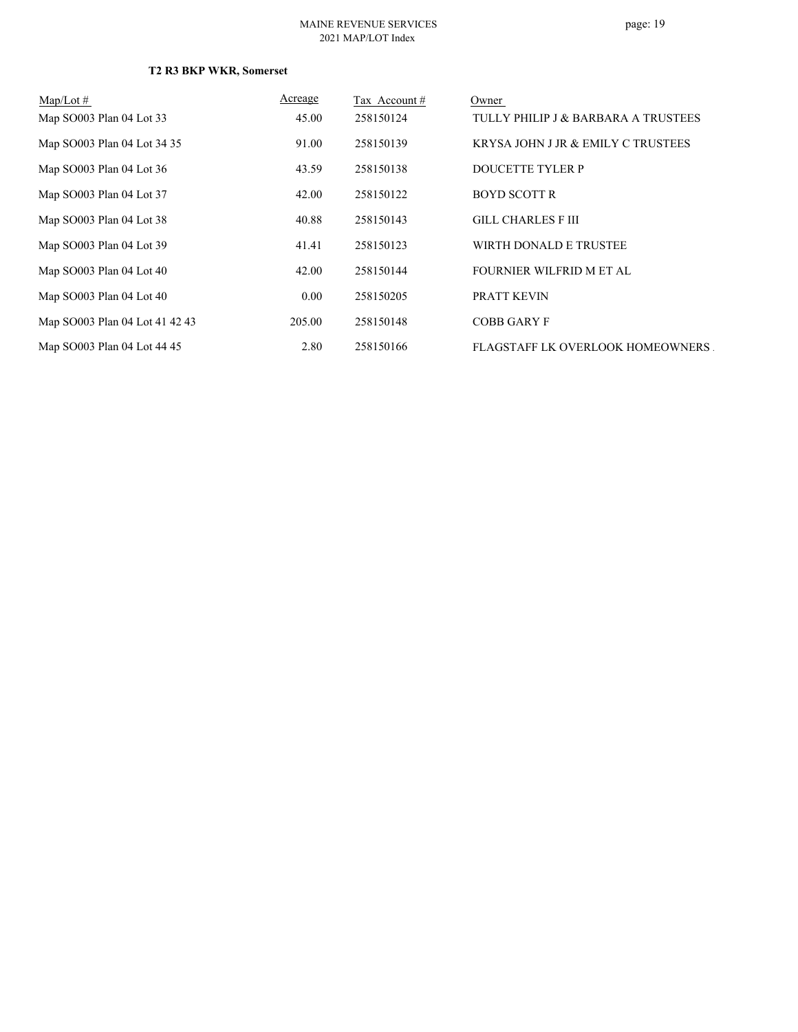**T2 R3 BKP WKR, Somerset**

| Map/Lot # | Acreage | Tax Account # | Owner |
|---|---|---|---|
| Map SO003 Plan 04 Lot 33 | 45.00 | 258150124 | TULLY PHILIP J & BARBARA A TRUSTEES |
| Map SO003 Plan 04 Lot 34 35 | 91.00 | 258150139 | KRYSA JOHN J JR & EMILY C TRUSTEES |
| Map SO003 Plan 04 Lot 36 | 43.59 | 258150138 | DOUCETTE TYLER P |
| Map SO003 Plan 04 Lot 37 | 42.00 | 258150122 | BOYD SCOTT R |
| Map SO003 Plan 04 Lot 38 | 40.88 | 258150143 | GILL CHARLES F III |
| Map SO003 Plan 04 Lot 39 | 41.41 | 258150123 | WIRTH DONALD E TRUSTEE |
| Map SO003 Plan 04 Lot 40 | 42.00 | 258150144 | FOURNIER WILFRID M ET AL |
| Map SO003 Plan 04 Lot 40 | 0.00 | 258150205 | PRATT KEVIN |
| Map SO003 Plan 04 Lot 41 42 43 | 205.00 | 258150148 | COBB GARY F |
| Map SO003 Plan 04 Lot 44 45 | 2.80 | 258150166 | FLAGSTAFF LK OVERLOOK HOMEOWNERS . |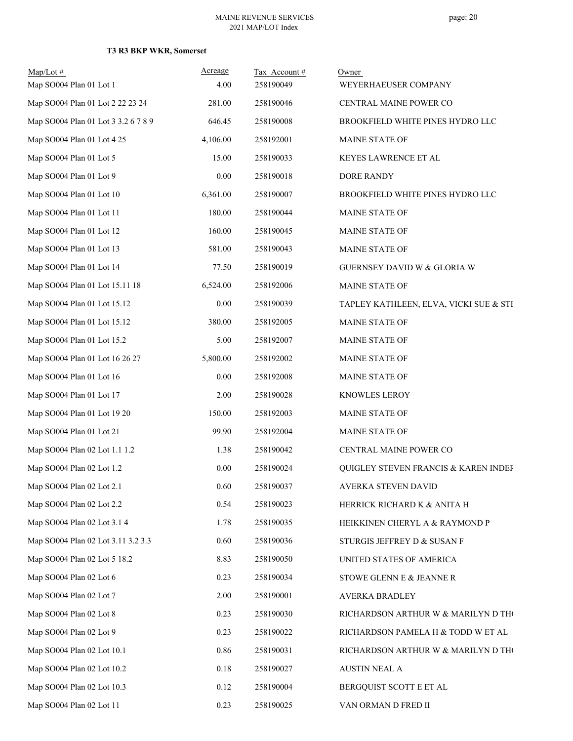**T3 R3 BKP WKR, Somerset**

| Map/Lot # | Acreage | Tax Account # | Owner |
|---|---|---|---|
| Map SO004 Plan 01 Lot 1 | 4.00 | 258190049 | WEYERHAEUSER COMPANY |
| Map SO004 Plan 01 Lot 2 22 23 24 | 281.00 | 258190046 | CENTRAL MAINE POWER CO |
| Map SO004 Plan 01 Lot 3 3.2 6 7 8 9 | 646.45 | 258190008 | BROOKFIELD WHITE PINES HYDRO LLC |
| Map SO004 Plan 01 Lot 4 25 | 4,106.00 | 258192001 | MAINE STATE OF |
| Map SO004 Plan 01 Lot 5 | 15.00 | 258190033 | KEYES LAWRENCE ET AL |
| Map SO004 Plan 01 Lot 9 | 0.00 | 258190018 | DORE RANDY |
| Map SO004 Plan 01 Lot 10 | 6,361.00 | 258190007 | BROOKFIELD WHITE PINES HYDRO LLC |
| Map SO004 Plan 01 Lot 11 | 180.00 | 258190044 | MAINE STATE OF |
| Map SO004 Plan 01 Lot 12 | 160.00 | 258190045 | MAINE STATE OF |
| Map SO004 Plan 01 Lot 13 | 581.00 | 258190043 | MAINE STATE OF |
| Map SO004 Plan 01 Lot 14 | 77.50 | 258190019 | GUERNSEY DAVID W & GLORIA W |
| Map SO004 Plan 01 Lot 15.11 18 | 6,524.00 | 258192006 | MAINE STATE OF |
| Map SO004 Plan 01 Lot 15.12 | 0.00 | 258190039 | TAPLEY KATHLEEN, ELVA, VICKI SUE & STI |
| Map SO004 Plan 01 Lot 15.12 | 380.00 | 258192005 | MAINE STATE OF |
| Map SO004 Plan 01 Lot 15.2 | 5.00 | 258192007 | MAINE STATE OF |
| Map SO004 Plan 01 Lot 16 26 27 | 5,800.00 | 258192002 | MAINE STATE OF |
| Map SO004 Plan 01 Lot 16 | 0.00 | 258192008 | MAINE STATE OF |
| Map SO004 Plan 01 Lot 17 | 2.00 | 258190028 | KNOWLES LEROY |
| Map SO004 Plan 01 Lot 19 20 | 150.00 | 258192003 | MAINE STATE OF |
| Map SO004 Plan 01 Lot 21 | 99.90 | 258192004 | MAINE STATE OF |
| Map SO004 Plan 02 Lot 1.1 1.2 | 1.38 | 258190042 | CENTRAL MAINE POWER CO |
| Map SO004 Plan 02 Lot 1.2 | 0.00 | 258190024 | QUIGLEY STEVEN FRANCIS & KAREN INDEF |
| Map SO004 Plan 02 Lot 2.1 | 0.60 | 258190037 | AVERKA STEVEN DAVID |
| Map SO004 Plan 02 Lot 2.2 | 0.54 | 258190023 | HERRICK RICHARD K & ANITA H |
| Map SO004 Plan 02 Lot 3.1 4 | 1.78 | 258190035 | HEIKKINEN CHERYL A & RAYMOND P |
| Map SO004 Plan 02 Lot 3.11 3.2 3.3 | 0.60 | 258190036 | STURGIS JEFFREY D & SUSAN F |
| Map SO004 Plan 02 Lot 5 18.2 | 8.83 | 258190050 | UNITED STATES OF AMERICA |
| Map SO004 Plan 02 Lot 6 | 0.23 | 258190034 | STOWE GLENN E & JEANNE R |
| Map SO004 Plan 02 Lot 7 | 2.00 | 258190001 | AVERKA BRADLEY |
| Map SO004 Plan 02 Lot 8 | 0.23 | 258190030 | RICHARDSON ARTHUR W & MARILYN D TH( |
| Map SO004 Plan 02 Lot 9 | 0.23 | 258190022 | RICHARDSON PAMELA H & TODD W ET AL |
| Map SO004 Plan 02 Lot 10.1 | 0.86 | 258190031 | RICHARDSON ARTHUR W & MARILYN D TH( |
| Map SO004 Plan 02 Lot 10.2 | 0.18 | 258190027 | AUSTIN NEAL A |
| Map SO004 Plan 02 Lot 10.3 | 0.12 | 258190004 | BERGQUIST SCOTT E ET AL |
| Map SO004 Plan 02 Lot 11 | 0.23 | 258190025 | VAN ORMAN D FRED II |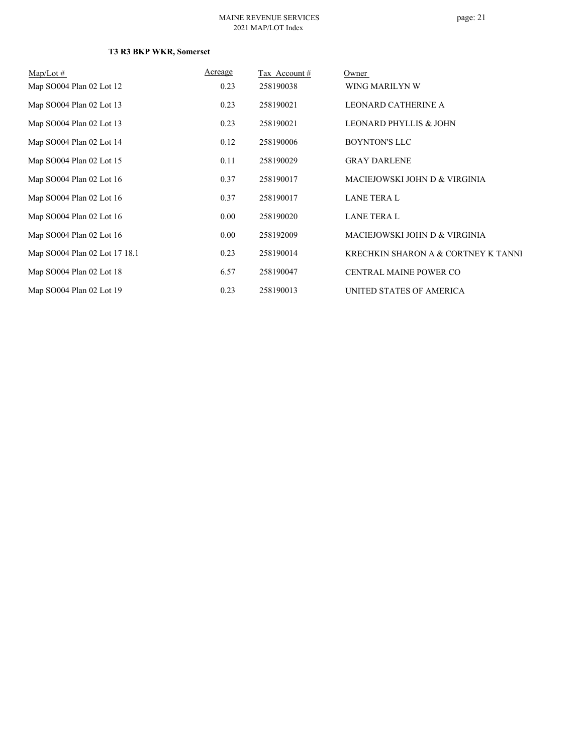**T3 R3 BKP WKR, Somerset**

| Map/Lot # | Acreage | Tax Account # | Owner |
|---|---|---|---|
| Map SO004 Plan 02 Lot 12 | 0.23 | 258190038 | WING MARILYN W |
| Map SO004 Plan 02 Lot 13 | 0.23 | 258190021 | LEONARD CATHERINE A |
| Map SO004 Plan 02 Lot 13 | 0.23 | 258190021 | LEONARD PHYLLIS & JOHN |
| Map SO004 Plan 02 Lot 14 | 0.12 | 258190006 | BOYNTON'S LLC |
| Map SO004 Plan 02 Lot 15 | 0.11 | 258190029 | GRAY DARLENE |
| Map SO004 Plan 02 Lot 16 | 0.37 | 258190017 | MACIEJOWSKI JOHN D & VIRGINIA |
| Map SO004 Plan 02 Lot 16 | 0.37 | 258190017 | LANE TERA L |
| Map SO004 Plan 02 Lot 16 | 0.00 | 258190020 | LANE TERA L |
| Map SO004 Plan 02 Lot 16 | 0.00 | 258192009 | MACIEJOWSKI JOHN D & VIRGINIA |
| Map SO004 Plan 02 Lot 17 18.1 | 0.23 | 258190014 | KRECHKIN SHARON A & CORTNEY K TANNI |
| Map SO004 Plan 02 Lot 18 | 6.57 | 258190047 | CENTRAL MAINE POWER CO |
| Map SO004 Plan 02 Lot 19 | 0.23 | 258190013 | UNITED STATES OF AMERICA |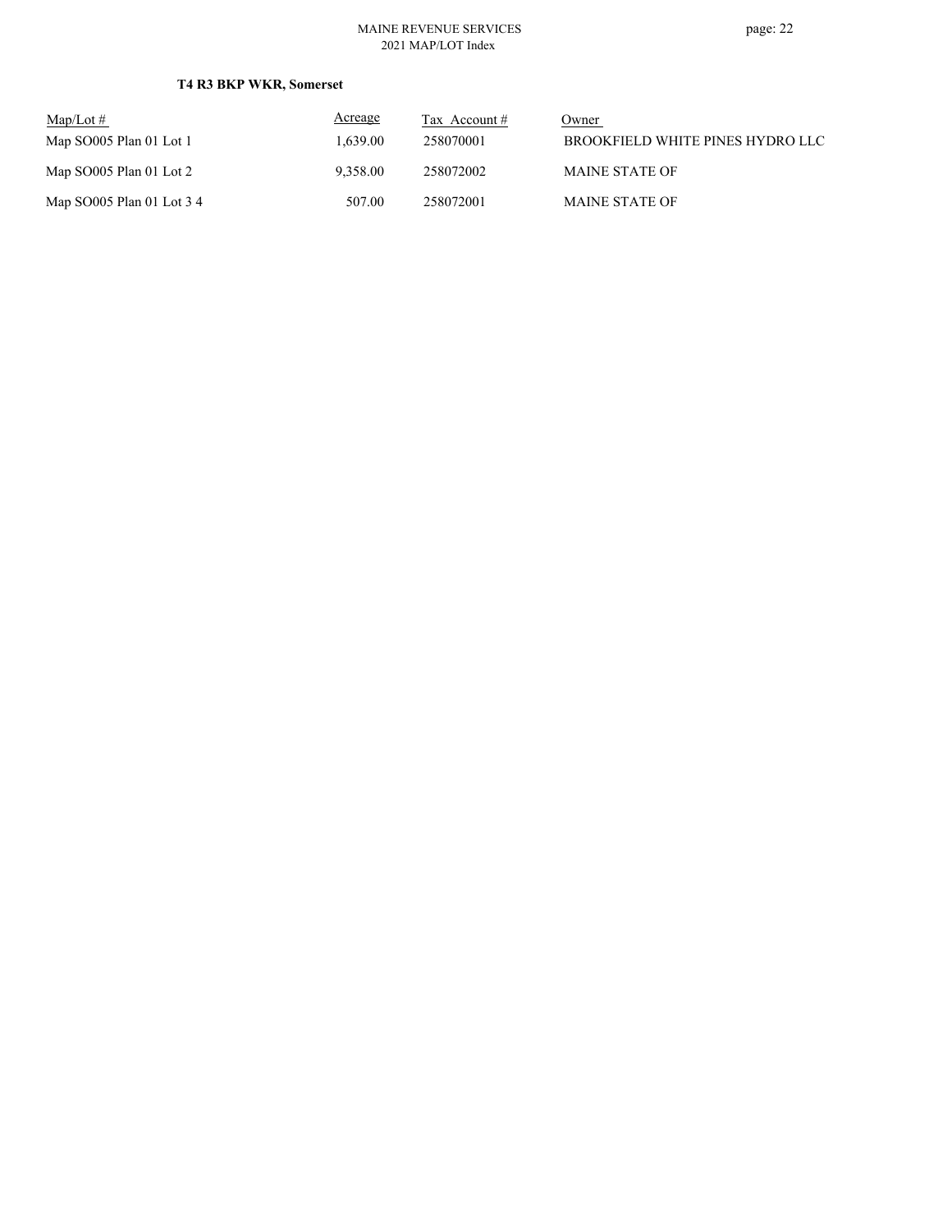### T4 R3 BKP WKR, Somerset

| Map/Lot # | Acreage | Tax Account # | Owner |
|---|---|---|---|
| Map SO005 Plan 01 Lot 1 | 1,639.00 | 258070001 | BROOKFIELD WHITE PINES HYDRO LLC |
| Map SO005 Plan 01 Lot 2 | 9,358.00 | 258072002 | MAINE STATE OF |
| Map SO005 Plan 01 Lot 3 4 | 507.00 | 258072001 | MAINE STATE OF |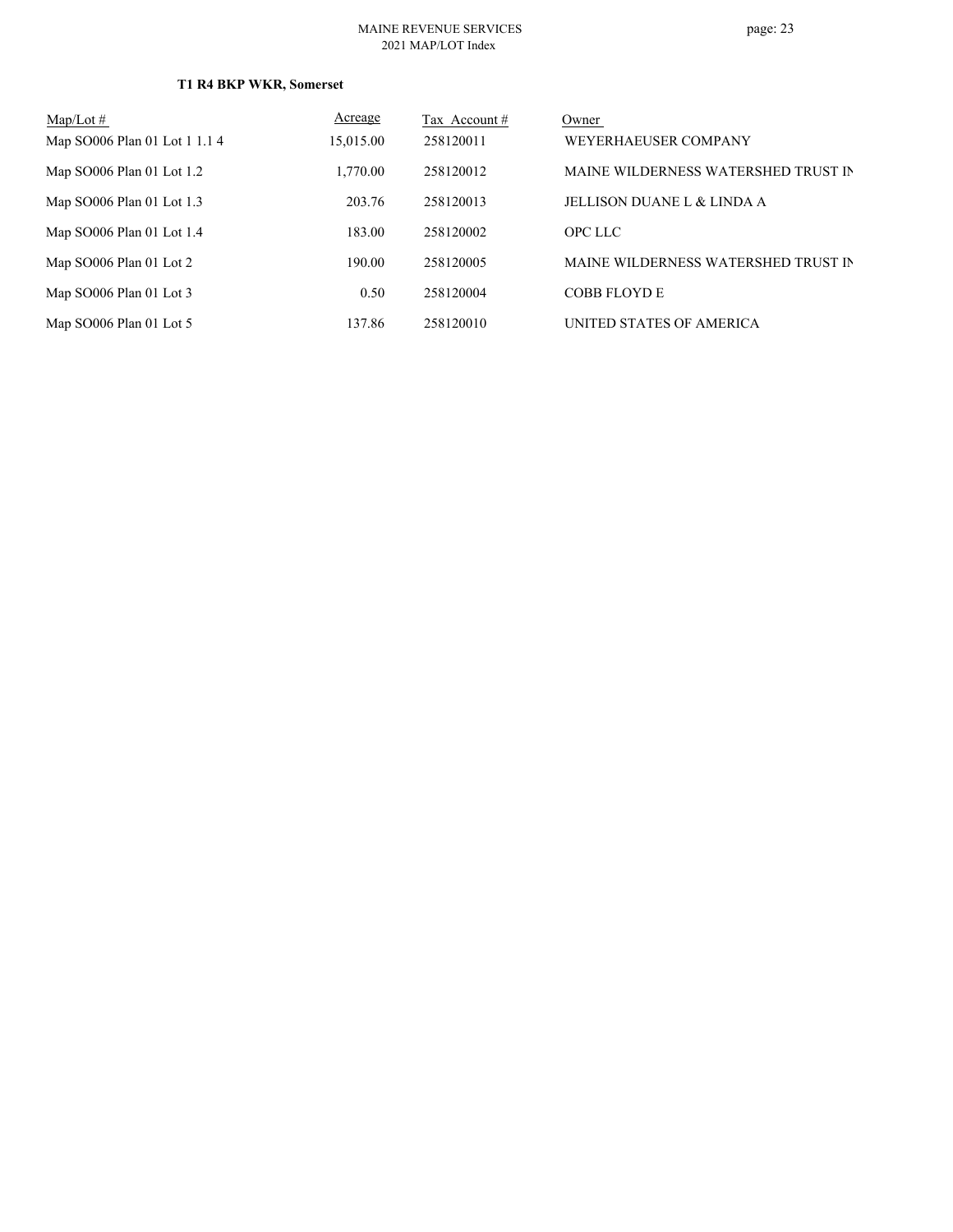**T1 R4 BKP WKR, Somerset**

| Map/Lot # | Acreage | Tax Account # | Owner |
|---|---|---|---|
| Map SO006 Plan 01 Lot 1 1.1 4 | 15,015.00 | 258120011 | WEYERHAEUSER COMPANY |
| Map SO006 Plan 01 Lot 1.2 | 1,770.00 | 258120012 | MAINE WILDERNESS WATERSHED TRUST IN |
| Map SO006 Plan 01 Lot 1.3 | 203.76 | 258120013 | JELLISON DUANE L & LINDA A |
| Map SO006 Plan 01 Lot 1.4 | 183.00 | 258120002 | OPC LLC |
| Map SO006 Plan 01 Lot 2 | 190.00 | 258120005 | MAINE WILDERNESS WATERSHED TRUST IN |
| Map SO006 Plan 01 Lot 3 | 0.50 | 258120004 | COBB FLOYD E |
| Map SO006 Plan 01 Lot 5 | 137.86 | 258120010 | UNITED STATES OF AMERICA |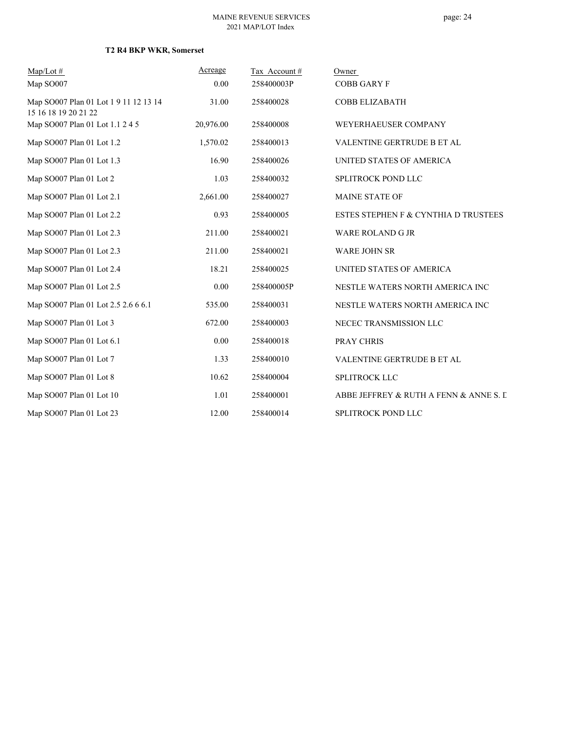**T2 R4 BKP WKR, Somerset**

| Map/Lot # | Acreage | Tax Account # | Owner |
|---|---|---|---|
| Map SO007 | 0.00 | 258400003P | COBB GARY F |
| Map SO007 Plan 01 Lot 1 9 11 12 13 14 15 16 18 19 20 21 22 | 31.00 | 258400028 | COBB ELIZABATH |
| Map SO007 Plan 01 Lot 1.1 2 4 5 | 20,976.00 | 258400008 | WEYERHAEUSER COMPANY |
| Map SO007 Plan 01 Lot 1.2 | 1,570.02 | 258400013 | VALENTINE GERTRUDE B ET AL |
| Map SO007 Plan 01 Lot 1.3 | 16.90 | 258400026 | UNITED STATES OF AMERICA |
| Map SO007 Plan 01 Lot 2 | 1.03 | 258400032 | SPLITROCK POND LLC |
| Map SO007 Plan 01 Lot 2.1 | 2,661.00 | 258400027 | MAINE STATE OF |
| Map SO007 Plan 01 Lot 2.2 | 0.93 | 258400005 | ESTES STEPHEN F & CYNTHIA D TRUSTEES |
| Map SO007 Plan 01 Lot 2.3 | 211.00 | 258400021 | WARE ROLAND G JR |
| Map SO007 Plan 01 Lot 2.3 | 211.00 | 258400021 | WARE JOHN SR |
| Map SO007 Plan 01 Lot 2.4 | 18.21 | 258400025 | UNITED STATES OF AMERICA |
| Map SO007 Plan 01 Lot 2.5 | 0.00 | 258400005P | NESTLE WATERS NORTH AMERICA INC |
| Map SO007 Plan 01 Lot 2.5 2.6 6 6.1 | 535.00 | 258400031 | NESTLE WATERS NORTH AMERICA INC |
| Map SO007 Plan 01 Lot 3 | 672.00 | 258400003 | NECEC TRANSMISSION LLC |
| Map SO007 Plan 01 Lot 6.1 | 0.00 | 258400018 | PRAY CHRIS |
| Map SO007 Plan 01 Lot 7 | 1.33 | 258400010 | VALENTINE GERTRUDE B ET AL |
| Map SO007 Plan 01 Lot 8 | 10.62 | 258400004 | SPLITROCK LLC |
| Map SO007 Plan 01 Lot 10 | 1.01 | 258400001 | ABBE JEFFREY & RUTH A FENN & ANNE S. D |
| Map SO007 Plan 01 Lot 23 | 12.00 | 258400014 | SPLITROCK POND LLC |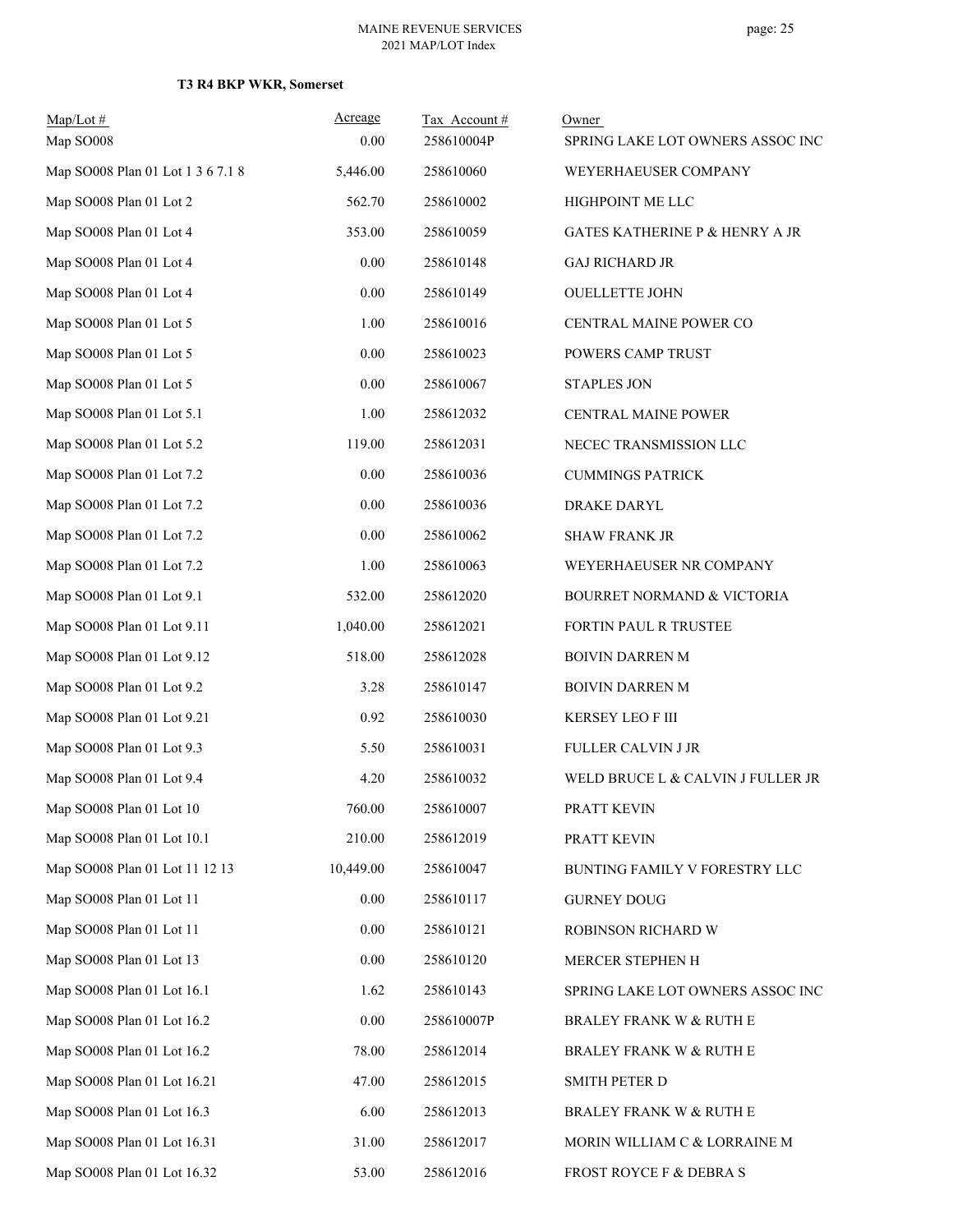### T3 R4 BKP WKR, Somerset

| Map/Lot # | Acreage | Tax Account # | Owner |
|---|---|---|---|
| Map SO008 | 0.00 | 258610004P | SPRING LAKE LOT OWNERS ASSOC INC |
| Map SO008 Plan 01 Lot 1 3 6 7.1 8 | 5,446.00 | 258610060 | WEYERHAEUSER COMPANY |
| Map SO008 Plan 01 Lot 2 | 562.70 | 258610002 | HIGHPOINT ME LLC |
| Map SO008 Plan 01 Lot 4 | 353.00 | 258610059 | GATES KATHERINE P & HENRY A JR |
| Map SO008 Plan 01 Lot 4 | 0.00 | 258610148 | GAJ RICHARD JR |
| Map SO008 Plan 01 Lot 4 | 0.00 | 258610149 | OUELLETTE JOHN |
| Map SO008 Plan 01 Lot 5 | 1.00 | 258610016 | CENTRAL MAINE POWER CO |
| Map SO008 Plan 01 Lot 5 | 0.00 | 258610023 | POWERS CAMP TRUST |
| Map SO008 Plan 01 Lot 5 | 0.00 | 258610067 | STAPLES JON |
| Map SO008 Plan 01 Lot 5.1 | 1.00 | 258612032 | CENTRAL MAINE POWER |
| Map SO008 Plan 01 Lot 5.2 | 119.00 | 258612031 | NECEC TRANSMISSION LLC |
| Map SO008 Plan 01 Lot 7.2 | 0.00 | 258610036 | CUMMINGS PATRICK |
| Map SO008 Plan 01 Lot 7.2 | 0.00 | 258610036 | DRAKE DARYL |
| Map SO008 Plan 01 Lot 7.2 | 0.00 | 258610062 | SHAW FRANK JR |
| Map SO008 Plan 01 Lot 7.2 | 1.00 | 258610063 | WEYERHAEUSER NR COMPANY |
| Map SO008 Plan 01 Lot 9.1 | 532.00 | 258612020 | BOURRET NORMAND & VICTORIA |
| Map SO008 Plan 01 Lot 9.11 | 1,040.00 | 258612021 | FORTIN PAUL R TRUSTEE |
| Map SO008 Plan 01 Lot 9.12 | 518.00 | 258612028 | BOIVIN DARREN M |
| Map SO008 Plan 01 Lot 9.2 | 3.28 | 258610147 | BOIVIN DARREN M |
| Map SO008 Plan 01 Lot 9.21 | 0.92 | 258610030 | KERSEY LEO F III |
| Map SO008 Plan 01 Lot 9.3 | 5.50 | 258610031 | FULLER CALVIN J JR |
| Map SO008 Plan 01 Lot 9.4 | 4.20 | 258610032 | WELD BRUCE L & CALVIN J FULLER JR |
| Map SO008 Plan 01 Lot 10 | 760.00 | 258610007 | PRATT KEVIN |
| Map SO008 Plan 01 Lot 10.1 | 210.00 | 258612019 | PRATT KEVIN |
| Map SO008 Plan 01 Lot 11 12 13 | 10,449.00 | 258610047 | BUNTING FAMILY V FORESTRY LLC |
| Map SO008 Plan 01 Lot 11 | 0.00 | 258610117 | GURNEY DOUG |
| Map SO008 Plan 01 Lot 11 | 0.00 | 258610121 | ROBINSON RICHARD W |
| Map SO008 Plan 01 Lot 13 | 0.00 | 258610120 | MERCER STEPHEN H |
| Map SO008 Plan 01 Lot 16.1 | 1.62 | 258610143 | SPRING LAKE LOT OWNERS ASSOC INC |
| Map SO008 Plan 01 Lot 16.2 | 0.00 | 258610007P | BRALEY FRANK W & RUTH E |
| Map SO008 Plan 01 Lot 16.2 | 78.00 | 258612014 | BRALEY FRANK W & RUTH E |
| Map SO008 Plan 01 Lot 16.21 | 47.00 | 258612015 | SMITH PETER D |
| Map SO008 Plan 01 Lot 16.3 | 6.00 | 258612013 | BRALEY FRANK W & RUTH E |
| Map SO008 Plan 01 Lot 16.31 | 31.00 | 258612017 | MORIN WILLIAM C & LORRAINE M |
| Map SO008 Plan 01 Lot 16.32 | 53.00 | 258612016 | FROST ROYCE F & DEBRA S |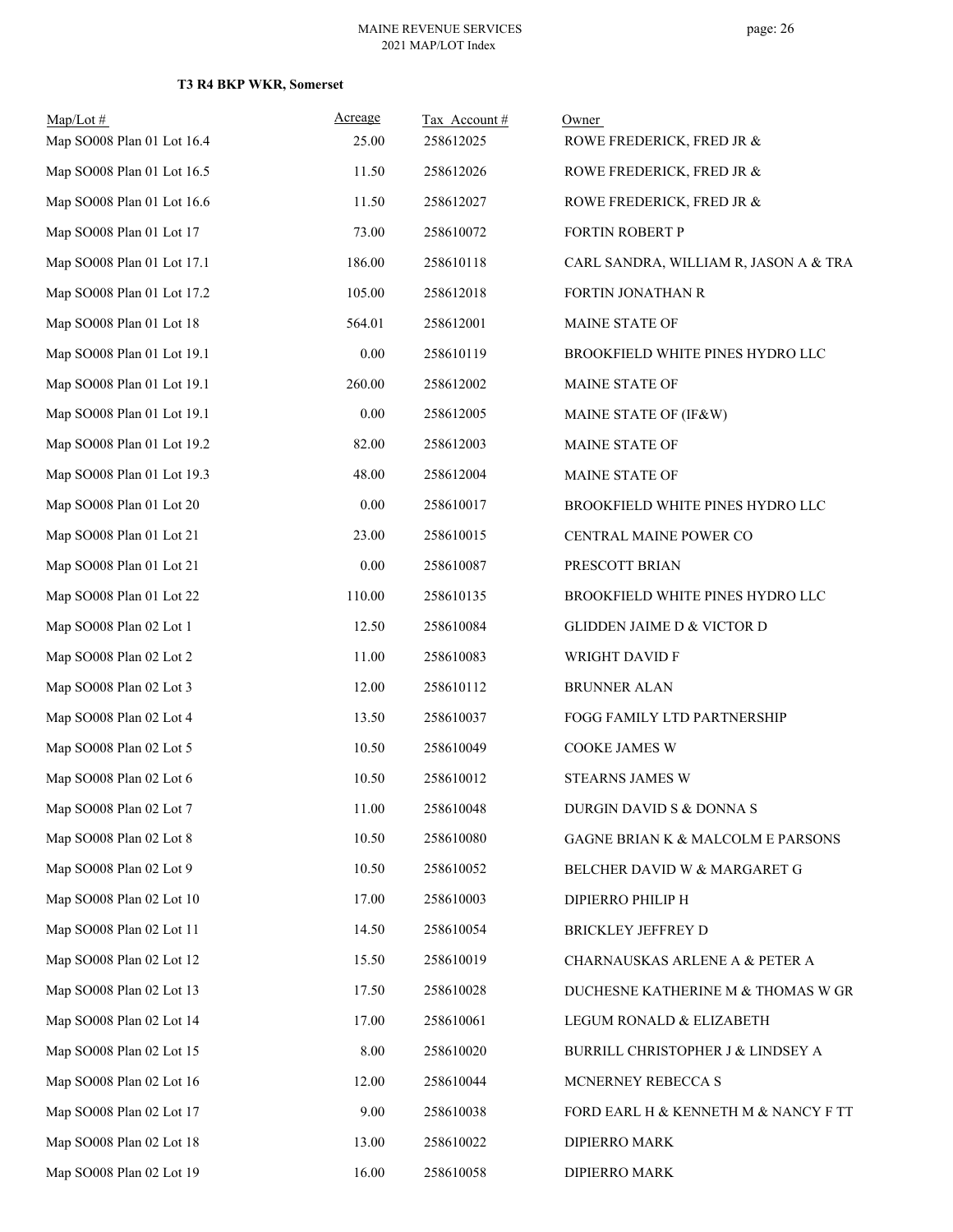**T3 R4 BKP WKR, Somerset**

| Map/Lot # | Acreage | Tax Account # | Owner |
|---|---|---|---|
| Map SO008 Plan 01 Lot 16.4 | 25.00 | 258612025 | ROWE FREDERICK, FRED JR & |
| Map SO008 Plan 01 Lot 16.5 | 11.50 | 258612026 | ROWE FREDERICK, FRED JR & |
| Map SO008 Plan 01 Lot 16.6 | 11.50 | 258612027 | ROWE FREDERICK, FRED JR & |
| Map SO008 Plan 01 Lot 17 | 73.00 | 258610072 | FORTIN ROBERT P |
| Map SO008 Plan 01 Lot 17.1 | 186.00 | 258610118 | CARL SANDRA, WILLIAM R, JASON A & TRA |
| Map SO008 Plan 01 Lot 17.2 | 105.00 | 258612018 | FORTIN JONATHAN R |
| Map SO008 Plan 01 Lot 18 | 564.01 | 258612001 | MAINE STATE OF |
| Map SO008 Plan 01 Lot 19.1 | 0.00 | 258610119 | BROOKFIELD WHITE PINES HYDRO LLC |
| Map SO008 Plan 01 Lot 19.1 | 260.00 | 258612002 | MAINE STATE OF |
| Map SO008 Plan 01 Lot 19.1 | 0.00 | 258612005 | MAINE STATE OF (IF&W) |
| Map SO008 Plan 01 Lot 19.2 | 82.00 | 258612003 | MAINE STATE OF |
| Map SO008 Plan 01 Lot 19.3 | 48.00 | 258612004 | MAINE STATE OF |
| Map SO008 Plan 01 Lot 20 | 0.00 | 258610017 | BROOKFIELD WHITE PINES HYDRO LLC |
| Map SO008 Plan 01 Lot 21 | 23.00 | 258610015 | CENTRAL MAINE POWER CO |
| Map SO008 Plan 01 Lot 21 | 0.00 | 258610087 | PRESCOTT BRIAN |
| Map SO008 Plan 01 Lot 22 | 110.00 | 258610135 | BROOKFIELD WHITE PINES HYDRO LLC |
| Map SO008 Plan 02 Lot 1 | 12.50 | 258610084 | GLIDDEN JAIME D & VICTOR D |
| Map SO008 Plan 02 Lot 2 | 11.00 | 258610083 | WRIGHT DAVID F |
| Map SO008 Plan 02 Lot 3 | 12.00 | 258610112 | BRUNNER ALAN |
| Map SO008 Plan 02 Lot 4 | 13.50 | 258610037 | FOGG FAMILY LTD PARTNERSHIP |
| Map SO008 Plan 02 Lot 5 | 10.50 | 258610049 | COOKE JAMES W |
| Map SO008 Plan 02 Lot 6 | 10.50 | 258610012 | STEARNS JAMES W |
| Map SO008 Plan 02 Lot 7 | 11.00 | 258610048 | DURGIN DAVID S & DONNA S |
| Map SO008 Plan 02 Lot 8 | 10.50 | 258610080 | GAGNE BRIAN K & MALCOLM E PARSONS |
| Map SO008 Plan 02 Lot 9 | 10.50 | 258610052 | BELCHER DAVID W & MARGARET G |
| Map SO008 Plan 02 Lot 10 | 17.00 | 258610003 | DIPIERRO PHILIP H |
| Map SO008 Plan 02 Lot 11 | 14.50 | 258610054 | BRICKLEY JEFFREY D |
| Map SO008 Plan 02 Lot 12 | 15.50 | 258610019 | CHARNAUSKAS ARLENE A & PETER A |
| Map SO008 Plan 02 Lot 13 | 17.50 | 258610028 | DUCHESNE KATHERINE M & THOMAS W GR |
| Map SO008 Plan 02 Lot 14 | 17.00 | 258610061 | LEGUM RONALD & ELIZABETH |
| Map SO008 Plan 02 Lot 15 | 8.00 | 258610020 | BURRILL CHRISTOPHER J & LINDSEY A |
| Map SO008 Plan 02 Lot 16 | 12.00 | 258610044 | MCNERNEY REBECCA S |
| Map SO008 Plan 02 Lot 17 | 9.00 | 258610038 | FORD EARL H & KENNETH M & NANCY F TT |
| Map SO008 Plan 02 Lot 18 | 13.00 | 258610022 | DIPIERRO MARK |
| Map SO008 Plan 02 Lot 19 | 16.00 | 258610058 | DIPIERRO MARK |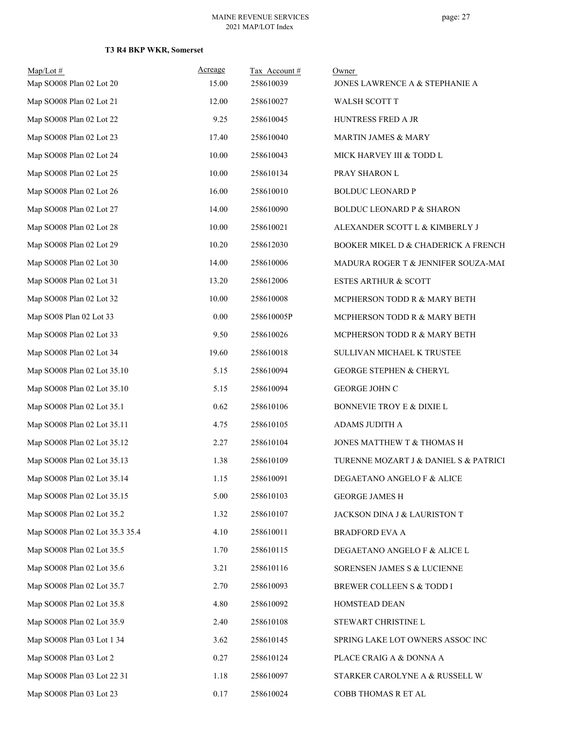### T3 R4 BKP WKR, Somerset

| Map/Lot # | Acreage | Tax Account # | Owner |
|---|---|---|---|
| Map SO008 Plan 02 Lot 20 | 15.00 | 258610039 | JONES LAWRENCE A & STEPHANIE A |
| Map SO008 Plan 02 Lot 21 | 12.00 | 258610027 | WALSH SCOTT T |
| Map SO008 Plan 02 Lot 22 | 9.25 | 258610045 | HUNTRESS FRED A JR |
| Map SO008 Plan 02 Lot 23 | 17.40 | 258610040 | MARTIN JAMES & MARY |
| Map SO008 Plan 02 Lot 24 | 10.00 | 258610043 | MICK HARVEY III & TODD L |
| Map SO008 Plan 02 Lot 25 | 10.00 | 258610134 | PRAY SHARON L |
| Map SO008 Plan 02 Lot 26 | 16.00 | 258610010 | BOLDUC LEONARD P |
| Map SO008 Plan 02 Lot 27 | 14.00 | 258610090 | BOLDUC LEONARD P & SHARON |
| Map SO008 Plan 02 Lot 28 | 10.00 | 258610021 | ALEXANDER SCOTT L & KIMBERLY J |
| Map SO008 Plan 02 Lot 29 | 10.20 | 258612030 | BOOKER MIKEL D & CHADERICK A FRENCH |
| Map SO008 Plan 02 Lot 30 | 14.00 | 258610006 | MADURA ROGER T & JENNIFER SOUZA-MAI |
| Map SO008 Plan 02 Lot 31 | 13.20 | 258612006 | ESTES ARTHUR & SCOTT |
| Map SO008 Plan 02 Lot 32 | 10.00 | 258610008 | MCPHERSON TODD R & MARY BETH |
| Map SO08 Plan 02 Lot 33 | 0.00 | 258610005P | MCPHERSON TODD R & MARY BETH |
| Map SO008 Plan 02 Lot 33 | 9.50 | 258610026 | MCPHERSON TODD R & MARY BETH |
| Map SO008 Plan 02 Lot 34 | 19.60 | 258610018 | SULLIVAN MICHAEL K TRUSTEE |
| Map SO008 Plan 02 Lot 35.10 | 5.15 | 258610094 | GEORGE STEPHEN & CHERYL |
| Map SO008 Plan 02 Lot 35.10 | 5.15 | 258610094 | GEORGE JOHN C |
| Map SO008 Plan 02 Lot 35.1 | 0.62 | 258610106 | BONNEVIE TROY E & DIXIE L |
| Map SO008 Plan 02 Lot 35.11 | 4.75 | 258610105 | ADAMS JUDITH A |
| Map SO008 Plan 02 Lot 35.12 | 2.27 | 258610104 | JONES MATTHEW T & THOMAS H |
| Map SO008 Plan 02 Lot 35.13 | 1.38 | 258610109 | TURENNE MOZART J & DANIEL S & PATRICI |
| Map SO008 Plan 02 Lot 35.14 | 1.15 | 258610091 | DEGAETANO ANGELO F & ALICE |
| Map SO008 Plan 02 Lot 35.15 | 5.00 | 258610103 | GEORGE JAMES H |
| Map SO008 Plan 02 Lot 35.2 | 1.32 | 258610107 | JACKSON DINA J & LAURISTON T |
| Map SO008 Plan 02 Lot 35.3 35.4 | 4.10 | 258610011 | BRADFORD EVA A |
| Map SO008 Plan 02 Lot 35.5 | 1.70 | 258610115 | DEGAETANO ANGELO F & ALICE L |
| Map SO008 Plan 02 Lot 35.6 | 3.21 | 258610116 | SORENSEN JAMES S & LUCIENNE |
| Map SO008 Plan 02 Lot 35.7 | 2.70 | 258610093 | BREWER COLLEEN S & TODD I |
| Map SO008 Plan 02 Lot 35.8 | 4.80 | 258610092 | HOMSTEAD DEAN |
| Map SO008 Plan 02 Lot 35.9 | 2.40 | 258610108 | STEWART CHRISTINE L |
| Map SO008 Plan 03 Lot 1 34 | 3.62 | 258610145 | SPRING LAKE LOT OWNERS ASSOC INC |
| Map SO008 Plan 03 Lot 2 | 0.27 | 258610124 | PLACE CRAIG A & DONNA A |
| Map SO008 Plan 03 Lot 22 31 | 1.18 | 258610097 | STARKER CAROLYNE A & RUSSELL W |
| Map SO008 Plan 03 Lot 23 | 0.17 | 258610024 | COBB THOMAS R ET AL |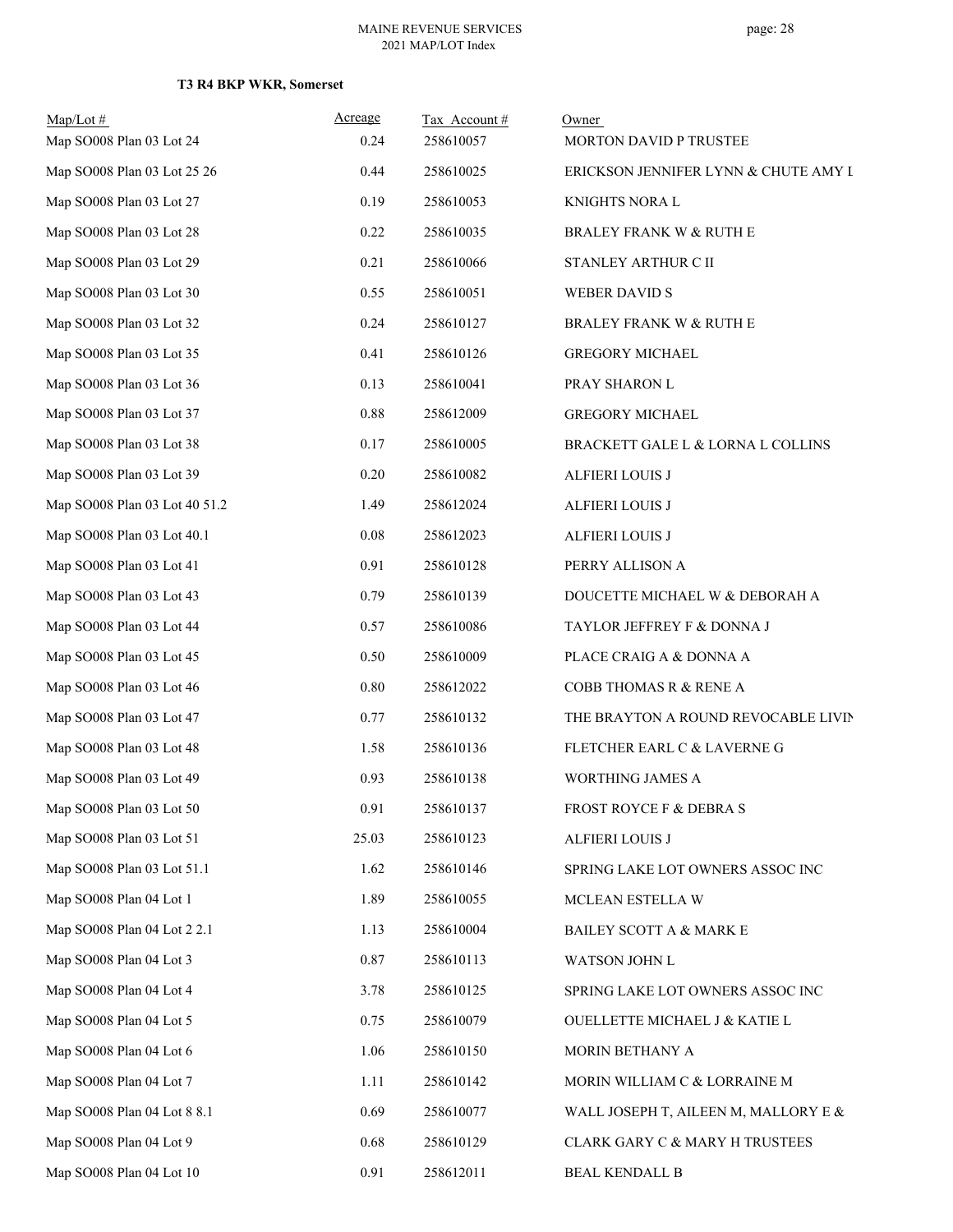**T3 R4 BKP WKR, Somerset**

| Map/Lot # | Acreage | Tax Account # | Owner |
|---|---|---|---|
| Map SO008 Plan 03 Lot 24 | 0.24 | 258610057 | MORTON DAVID P TRUSTEE |
| Map SO008 Plan 03 Lot 25 26 | 0.44 | 258610025 | ERICKSON JENNIFER LYNN & CHUTE AMY L |
| Map SO008 Plan 03 Lot 27 | 0.19 | 258610053 | KNIGHTS NORA L |
| Map SO008 Plan 03 Lot 28 | 0.22 | 258610035 | BRALEY FRANK W & RUTH E |
| Map SO008 Plan 03 Lot 29 | 0.21 | 258610066 | STANLEY ARTHUR C II |
| Map SO008 Plan 03 Lot 30 | 0.55 | 258610051 | WEBER DAVID S |
| Map SO008 Plan 03 Lot 32 | 0.24 | 258610127 | BRALEY FRANK W & RUTH E |
| Map SO008 Plan 03 Lot 35 | 0.41 | 258610126 | GREGORY MICHAEL |
| Map SO008 Plan 03 Lot 36 | 0.13 | 258610041 | PRAY SHARON L |
| Map SO008 Plan 03 Lot 37 | 0.88 | 258612009 | GREGORY MICHAEL |
| Map SO008 Plan 03 Lot 38 | 0.17 | 258610005 | BRACKETT GALE L & LORNA L COLLINS |
| Map SO008 Plan 03 Lot 39 | 0.20 | 258610082 | ALFIERI LOUIS J |
| Map SO008 Plan 03 Lot 40 51.2 | 1.49 | 258612024 | ALFIERI LOUIS J |
| Map SO008 Plan 03 Lot 40.1 | 0.08 | 258612023 | ALFIERI LOUIS J |
| Map SO008 Plan 03 Lot 41 | 0.91 | 258610128 | PERRY ALLISON A |
| Map SO008 Plan 03 Lot 43 | 0.79 | 258610139 | DOUCETTE MICHAEL W & DEBORAH A |
| Map SO008 Plan 03 Lot 44 | 0.57 | 258610086 | TAYLOR JEFFREY F & DONNA J |
| Map SO008 Plan 03 Lot 45 | 0.50 | 258610009 | PLACE CRAIG A & DONNA A |
| Map SO008 Plan 03 Lot 46 | 0.80 | 258612022 | COBB THOMAS R & RENE A |
| Map SO008 Plan 03 Lot 47 | 0.77 | 258610132 | THE BRAYTON A ROUND REVOCABLE LIVIN |
| Map SO008 Plan 03 Lot 48 | 1.58 | 258610136 | FLETCHER EARL C & LAVERNE G |
| Map SO008 Plan 03 Lot 49 | 0.93 | 258610138 | WORTHING JAMES A |
| Map SO008 Plan 03 Lot 50 | 0.91 | 258610137 | FROST ROYCE F & DEBRA S |
| Map SO008 Plan 03 Lot 51 | 25.03 | 258610123 | ALFIERI LOUIS J |
| Map SO008 Plan 03 Lot 51.1 | 1.62 | 258610146 | SPRING LAKE LOT OWNERS ASSOC INC |
| Map SO008 Plan 04 Lot 1 | 1.89 | 258610055 | MCLEAN ESTELLA W |
| Map SO008 Plan 04 Lot 2 2.1 | 1.13 | 258610004 | BAILEY SCOTT A & MARK E |
| Map SO008 Plan 04 Lot 3 | 0.87 | 258610113 | WATSON JOHN L |
| Map SO008 Plan 04 Lot 4 | 3.78 | 258610125 | SPRING LAKE LOT OWNERS ASSOC INC |
| Map SO008 Plan 04 Lot 5 | 0.75 | 258610079 | OUELLETTE MICHAEL J & KATIE L |
| Map SO008 Plan 04 Lot 6 | 1.06 | 258610150 | MORIN BETHANY A |
| Map SO008 Plan 04 Lot 7 | 1.11 | 258610142 | MORIN WILLIAM C & LORRAINE M |
| Map SO008 Plan 04 Lot 8 8.1 | 0.69 | 258610077 | WALL JOSEPH T, AILEEN M, MALLORY E & |
| Map SO008 Plan 04 Lot 9 | 0.68 | 258610129 | CLARK GARY C & MARY H TRUSTEES |
| Map SO008 Plan 04 Lot 10 | 0.91 | 258612011 | BEAL KENDALL B |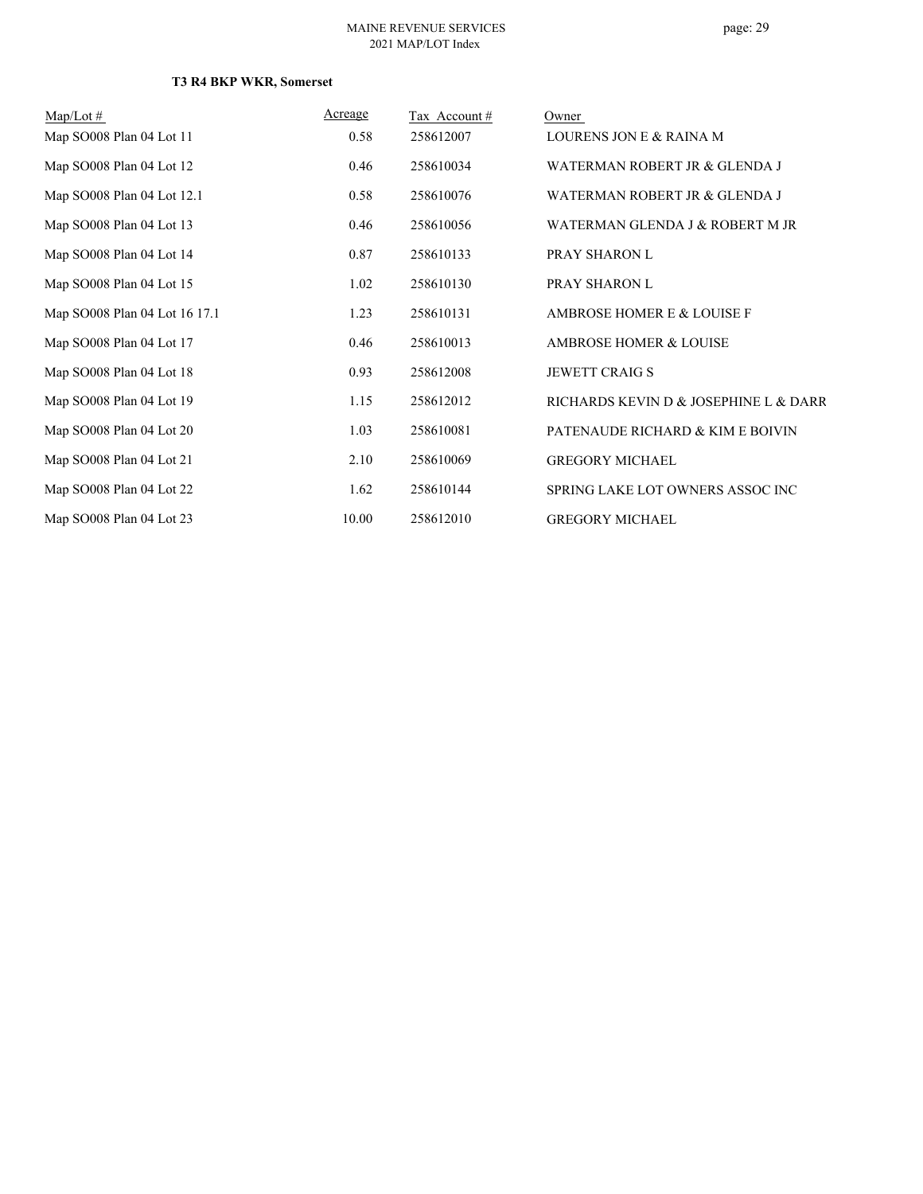**T3 R4 BKP WKR, Somerset**

| Map/Lot # | Acreage | Tax Account # | Owner |
|---|---|---|---|
| Map SO008 Plan 04 Lot 11 | 0.58 | 258612007 | LOURENS JON E & RAINA M |
| Map SO008 Plan 04 Lot 12 | 0.46 | 258610034 | WATERMAN ROBERT JR & GLENDA J |
| Map SO008 Plan 04 Lot 12.1 | 0.58 | 258610076 | WATERMAN ROBERT JR & GLENDA J |
| Map SO008 Plan 04 Lot 13 | 0.46 | 258610056 | WATERMAN GLENDA J & ROBERT M JR |
| Map SO008 Plan 04 Lot 14 | 0.87 | 258610133 | PRAY SHARON L |
| Map SO008 Plan 04 Lot 15 | 1.02 | 258610130 | PRAY SHARON L |
| Map SO008 Plan 04 Lot 16 17.1 | 1.23 | 258610131 | AMBROSE HOMER E & LOUISE F |
| Map SO008 Plan 04 Lot 17 | 0.46 | 258610013 | AMBROSE HOMER & LOUISE |
| Map SO008 Plan 04 Lot 18 | 0.93 | 258612008 | JEWETT CRAIG S |
| Map SO008 Plan 04 Lot 19 | 1.15 | 258612012 | RICHARDS KEVIN D & JOSEPHINE L & DARR |
| Map SO008 Plan 04 Lot 20 | 1.03 | 258610081 | PATENAUDE RICHARD & KIM E BOIVIN |
| Map SO008 Plan 04 Lot 21 | 2.10 | 258610069 | GREGORY MICHAEL |
| Map SO008 Plan 04 Lot 22 | 1.62 | 258610144 | SPRING LAKE LOT OWNERS ASSOC INC |
| Map SO008 Plan 04 Lot 23 | 10.00 | 258612010 | GREGORY MICHAEL |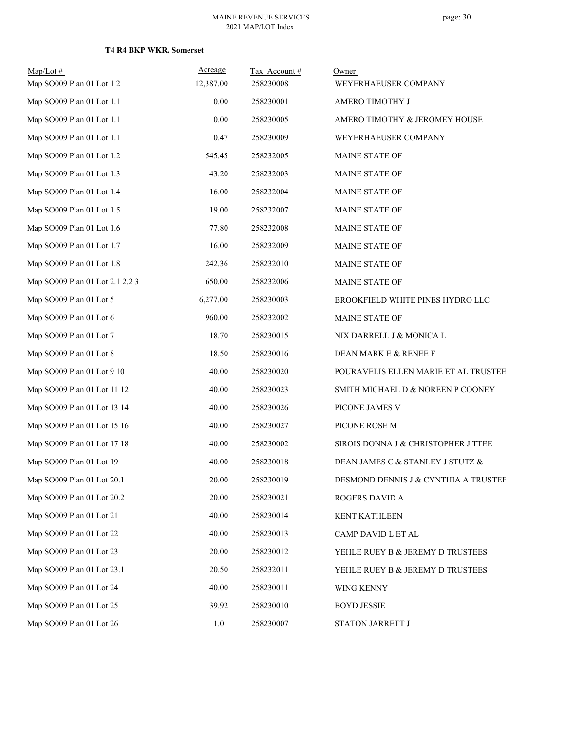### T4 R4 BKP WKR, Somerset

| Map/Lot # | Acreage | Tax Account # | Owner |
|---|---|---|---|
| Map SO009 Plan 01 Lot 1 2 | 12,387.00 | 258230008 | WEYERHAEUSER COMPANY |
| Map SO009 Plan 01 Lot 1.1 | 0.00 | 258230001 | AMERO TIMOTHY J |
| Map SO009 Plan 01 Lot 1.1 | 0.00 | 258230005 | AMERO TIMOTHY & JEROMEY HOUSE |
| Map SO009 Plan 01 Lot 1.1 | 0.47 | 258230009 | WEYERHAEUSER COMPANY |
| Map SO009 Plan 01 Lot 1.2 | 545.45 | 258232005 | MAINE STATE OF |
| Map SO009 Plan 01 Lot 1.3 | 43.20 | 258232003 | MAINE STATE OF |
| Map SO009 Plan 01 Lot 1.4 | 16.00 | 258232004 | MAINE STATE OF |
| Map SO009 Plan 01 Lot 1.5 | 19.00 | 258232007 | MAINE STATE OF |
| Map SO009 Plan 01 Lot 1.6 | 77.80 | 258232008 | MAINE STATE OF |
| Map SO009 Plan 01 Lot 1.7 | 16.00 | 258232009 | MAINE STATE OF |
| Map SO009 Plan 01 Lot 1.8 | 242.36 | 258232010 | MAINE STATE OF |
| Map SO009 Plan 01 Lot 2.1 2.2 3 | 650.00 | 258232006 | MAINE STATE OF |
| Map SO009 Plan 01 Lot 5 | 6,277.00 | 258230003 | BROOKFIELD WHITE PINES HYDRO LLC |
| Map SO009 Plan 01 Lot 6 | 960.00 | 258232002 | MAINE STATE OF |
| Map SO009 Plan 01 Lot 7 | 18.70 | 258230015 | NIX DARRELL J & MONICA L |
| Map SO009 Plan 01 Lot 8 | 18.50 | 258230016 | DEAN MARK E & RENEE F |
| Map SO009 Plan 01 Lot 9 10 | 40.00 | 258230020 | POURAVELIS ELLEN MARIE ET AL TRUSTEE |
| Map SO009 Plan 01 Lot 11 12 | 40.00 | 258230023 | SMITH MICHAEL D & NOREEN P COONEY |
| Map SO009 Plan 01 Lot 13 14 | 40.00 | 258230026 | PICONE JAMES V |
| Map SO009 Plan 01 Lot 15 16 | 40.00 | 258230027 | PICONE ROSE M |
| Map SO009 Plan 01 Lot 17 18 | 40.00 | 258230002 | SIROIS DONNA J & CHRISTOPHER J TTEE |
| Map SO009 Plan 01 Lot 19 | 40.00 | 258230018 | DEAN JAMES C & STANLEY J STUTZ & |
| Map SO009 Plan 01 Lot 20.1 | 20.00 | 258230019 | DESMOND DENNIS J & CYNTHIA A TRUSTEE |
| Map SO009 Plan 01 Lot 20.2 | 20.00 | 258230021 | ROGERS DAVID A |
| Map SO009 Plan 01 Lot 21 | 40.00 | 258230014 | KENT KATHLEEN |
| Map SO009 Plan 01 Lot 22 | 40.00 | 258230013 | CAMP DAVID L ET AL |
| Map SO009 Plan 01 Lot 23 | 20.00 | 258230012 | YEHLE RUEY B & JEREMY D TRUSTEES |
| Map SO009 Plan 01 Lot 23.1 | 20.50 | 258232011 | YEHLE RUEY B & JEREMY D TRUSTEES |
| Map SO009 Plan 01 Lot 24 | 40.00 | 258230011 | WING KENNY |
| Map SO009 Plan 01 Lot 25 | 39.92 | 258230010 | BOYD JESSIE |
| Map SO009 Plan 01 Lot 26 | 1.01 | 258230007 | STATON JARRETT J |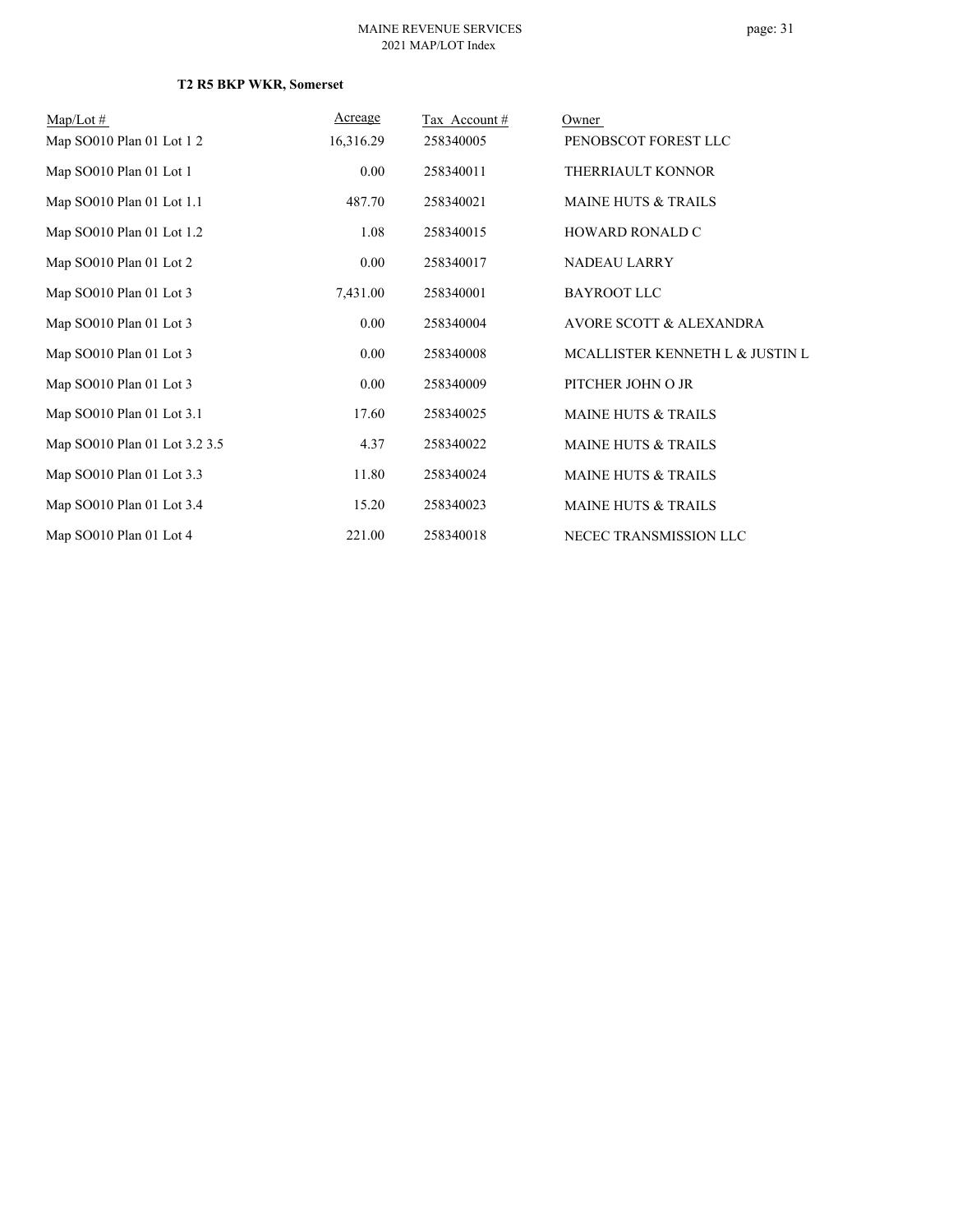**T2 R5 BKP WKR, Somerset**

| Map/Lot # | Acreage | Tax Account # | Owner |
|---|---|---|---|
| Map SO010 Plan 01 Lot 1 2 | 16,316.29 | 258340005 | PENOBSCOT FOREST LLC |
| Map SO010 Plan 01 Lot 1 | 0.00 | 258340011 | THERRIAULT KONNOR |
| Map SO010 Plan 01 Lot 1.1 | 487.70 | 258340021 | MAINE HUTS & TRAILS |
| Map SO010 Plan 01 Lot 1.2 | 1.08 | 258340015 | HOWARD RONALD C |
| Map SO010 Plan 01 Lot 2 | 0.00 | 258340017 | NADEAU LARRY |
| Map SO010 Plan 01 Lot 3 | 7,431.00 | 258340001 | BAYROOT LLC |
| Map SO010 Plan 01 Lot 3 | 0.00 | 258340004 | AVORE SCOTT & ALEXANDRA |
| Map SO010 Plan 01 Lot 3 | 0.00 | 258340008 | MCALLISTER KENNETH L & JUSTIN L |
| Map SO010 Plan 01 Lot 3 | 0.00 | 258340009 | PITCHER JOHN O JR |
| Map SO010 Plan 01 Lot 3.1 | 17.60 | 258340025 | MAINE HUTS & TRAILS |
| Map SO010 Plan 01 Lot 3.2 3.5 | 4.37 | 258340022 | MAINE HUTS & TRAILS |
| Map SO010 Plan 01 Lot 3.3 | 11.80 | 258340024 | MAINE HUTS & TRAILS |
| Map SO010 Plan 01 Lot 3.4 | 15.20 | 258340023 | MAINE HUTS & TRAILS |
| Map SO010 Plan 01 Lot 4 | 221.00 | 258340018 | NECEC TRANSMISSION LLC |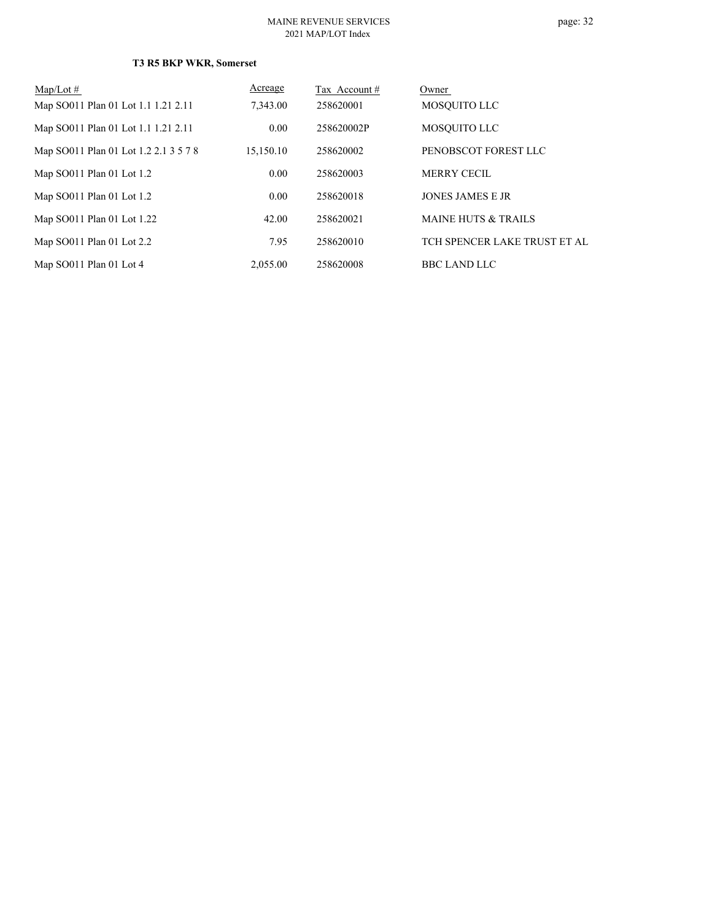**T3 R5 BKP WKR, Somerset**

| Map/Lot # | Acreage | Tax Account # | Owner |
|---|---|---|---|
| Map SO011 Plan 01 Lot 1.1 1.21 2.11 | 7,343.00 | 258620001 | MOSQUITO LLC |
| Map SO011 Plan 01 Lot 1.1 1.21 2.11 | 0.00 | 258620002P | MOSQUITO LLC |
| Map SO011 Plan 01 Lot 1.2 2.1 3 5 7 8 | 15,150.10 | 258620002 | PENOBSCOT FOREST LLC |
| Map SO011 Plan 01 Lot 1.2 | 0.00 | 258620003 | MERRY CECIL |
| Map SO011 Plan 01 Lot 1.2 | 0.00 | 258620018 | JONES JAMES E JR |
| Map SO011 Plan 01 Lot 1.22 | 42.00 | 258620021 | MAINE HUTS & TRAILS |
| Map SO011 Plan 01 Lot 2.2 | 7.95 | 258620010 | TCH SPENCER LAKE TRUST ET AL |
| Map SO011 Plan 01 Lot 4 | 2,055.00 | 258620008 | BBC LAND LLC |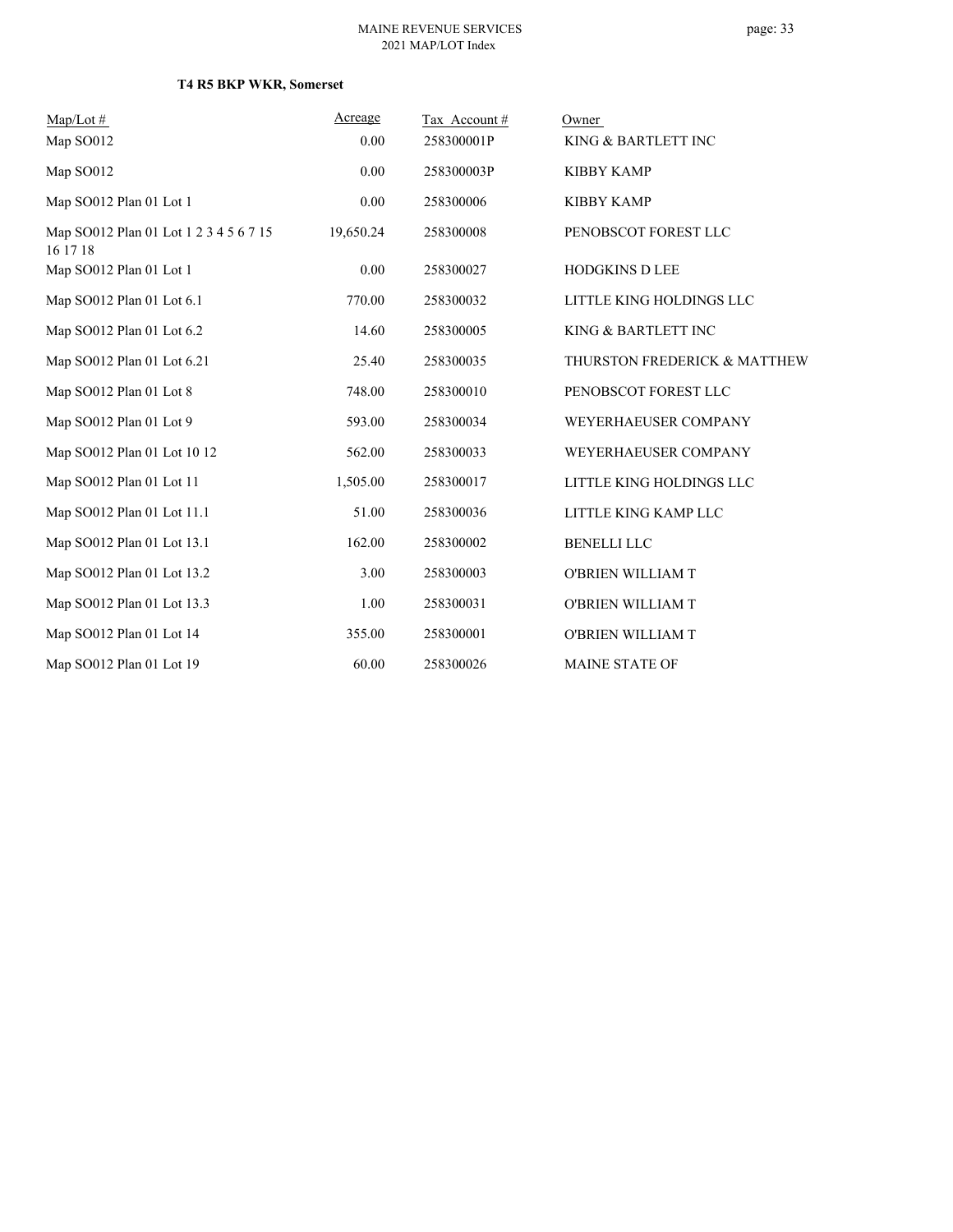**T4 R5 BKP WKR, Somerset**

| Map/Lot # | Acreage | Tax Account # | Owner |
|---|---|---|---|
| Map SO012 | 0.00 | 258300001P | KING & BARTLETT INC |
| Map SO012 | 0.00 | 258300003P | KIBBY KAMP |
| Map SO012 Plan 01 Lot 1 | 0.00 | 258300006 | KIBBY KAMP |
| Map SO012 Plan 01 Lot 1 2 3 4 5 6 7 15 16 17 18 | 19,650.24 | 258300008 | PENOBSCOT FOREST LLC |
| Map SO012 Plan 01 Lot 1 | 0.00 | 258300027 | HODGKINS D LEE |
| Map SO012 Plan 01 Lot 6.1 | 770.00 | 258300032 | LITTLE KING HOLDINGS LLC |
| Map SO012 Plan 01 Lot 6.2 | 14.60 | 258300005 | KING & BARTLETT INC |
| Map SO012 Plan 01 Lot 6.21 | 25.40 | 258300035 | THURSTON FREDERICK & MATTHEW |
| Map SO012 Plan 01 Lot 8 | 748.00 | 258300010 | PENOBSCOT FOREST LLC |
| Map SO012 Plan 01 Lot 9 | 593.00 | 258300034 | WEYERHAEUSER COMPANY |
| Map SO012 Plan 01 Lot 10 12 | 562.00 | 258300033 | WEYERHAEUSER COMPANY |
| Map SO012 Plan 01 Lot 11 | 1,505.00 | 258300017 | LITTLE KING HOLDINGS LLC |
| Map SO012 Plan 01 Lot 11.1 | 51.00 | 258300036 | LITTLE KING KAMP LLC |
| Map SO012 Plan 01 Lot 13.1 | 162.00 | 258300002 | BENELLI LLC |
| Map SO012 Plan 01 Lot 13.2 | 3.00 | 258300003 | O'BRIEN WILLIAM T |
| Map SO012 Plan 01 Lot 13.3 | 1.00 | 258300031 | O'BRIEN WILLIAM T |
| Map SO012 Plan 01 Lot 14 | 355.00 | 258300001 | O'BRIEN WILLIAM T |
| Map SO012 Plan 01 Lot 19 | 60.00 | 258300026 | MAINE STATE OF |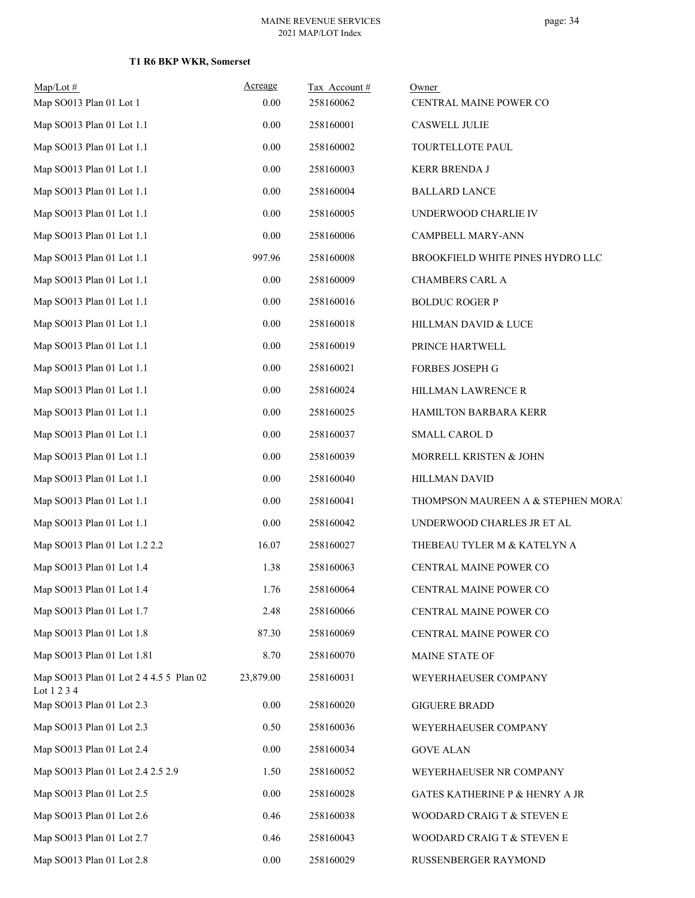**T1 R6 BKP WKR, Somerset**

| Map/Lot # | Acreage | Tax Account # | Owner |
|---|---|---|---|
| Map SO013 Plan 01 Lot 1 | 0.00 | 258160062 | CENTRAL MAINE POWER CO |
| Map SO013 Plan 01 Lot 1.1 | 0.00 | 258160001 | CASWELL JULIE |
| Map SO013 Plan 01 Lot 1.1 | 0.00 | 258160002 | TOURTELLOTE PAUL |
| Map SO013 Plan 01 Lot 1.1 | 0.00 | 258160003 | KERR BRENDA J |
| Map SO013 Plan 01 Lot 1.1 | 0.00 | 258160004 | BALLARD LANCE |
| Map SO013 Plan 01 Lot 1.1 | 0.00 | 258160005 | UNDERWOOD CHARLIE IV |
| Map SO013 Plan 01 Lot 1.1 | 0.00 | 258160006 | CAMPBELL MARY-ANN |
| Map SO013 Plan 01 Lot 1.1 | 997.96 | 258160008 | BROOKFIELD WHITE PINES HYDRO LLC |
| Map SO013 Plan 01 Lot 1.1 | 0.00 | 258160009 | CHAMBERS CARL A |
| Map SO013 Plan 01 Lot 1.1 | 0.00 | 258160016 | BOLDUC ROGER P |
| Map SO013 Plan 01 Lot 1.1 | 0.00 | 258160018 | HILLMAN DAVID & LUCE |
| Map SO013 Plan 01 Lot 1.1 | 0.00 | 258160019 | PRINCE HARTWELL |
| Map SO013 Plan 01 Lot 1.1 | 0.00 | 258160021 | FORBES JOSEPH G |
| Map SO013 Plan 01 Lot 1.1 | 0.00 | 258160024 | HILLMAN LAWRENCE R |
| Map SO013 Plan 01 Lot 1.1 | 0.00 | 258160025 | HAMILTON BARBARA KERR |
| Map SO013 Plan 01 Lot 1.1 | 0.00 | 258160037 | SMALL CAROL D |
| Map SO013 Plan 01 Lot 1.1 | 0.00 | 258160039 | MORRELL KRISTEN & JOHN |
| Map SO013 Plan 01 Lot 1.1 | 0.00 | 258160040 | HILLMAN DAVID |
| Map SO013 Plan 01 Lot 1.1 | 0.00 | 258160041 | THOMPSON MAUREEN A & STEPHEN MORAI |
| Map SO013 Plan 01 Lot 1.1 | 0.00 | 258160042 | UNDERWOOD CHARLES JR ET AL |
| Map SO013 Plan 01 Lot 1.2 2.2 | 16.07 | 258160027 | THEBEAU TYLER M & KATELYN A |
| Map SO013 Plan 01 Lot 1.4 | 1.38 | 258160063 | CENTRAL MAINE POWER CO |
| Map SO013 Plan 01 Lot 1.4 | 1.76 | 258160064 | CENTRAL MAINE POWER CO |
| Map SO013 Plan 01 Lot 1.7 | 2.48 | 258160066 | CENTRAL MAINE POWER CO |
| Map SO013 Plan 01 Lot 1.8 | 87.30 | 258160069 | CENTRAL MAINE POWER CO |
| Map SO013 Plan 01 Lot 1.81 | 8.70 | 258160070 | MAINE STATE OF |
| Map SO013 Plan 01 Lot 2 4 4.5 5 Plan 02 Lot 1 2 3 4 | 23,879.00 | 258160031 | WEYERHAEUSER COMPANY |
| Map SO013 Plan 01 Lot 2.3 | 0.00 | 258160020 | GIGUERE BRADD |
| Map SO013 Plan 01 Lot 2.3 | 0.50 | 258160036 | WEYERHAEUSER COMPANY |
| Map SO013 Plan 01 Lot 2.4 | 0.00 | 258160034 | GOVE ALAN |
| Map SO013 Plan 01 Lot 2.4 2.5 2.9 | 1.50 | 258160052 | WEYERHAEUSER NR COMPANY |
| Map SO013 Plan 01 Lot 2.5 | 0.00 | 258160028 | GATES KATHERINE P & HENRY A JR |
| Map SO013 Plan 01 Lot 2.6 | 0.46 | 258160038 | WOODARD CRAIG T & STEVEN E |
| Map SO013 Plan 01 Lot 2.7 | 0.46 | 258160043 | WOODARD CRAIG T & STEVEN E |
| Map SO013 Plan 01 Lot 2.8 | 0.00 | 258160029 | RUSSENBERGER RAYMOND |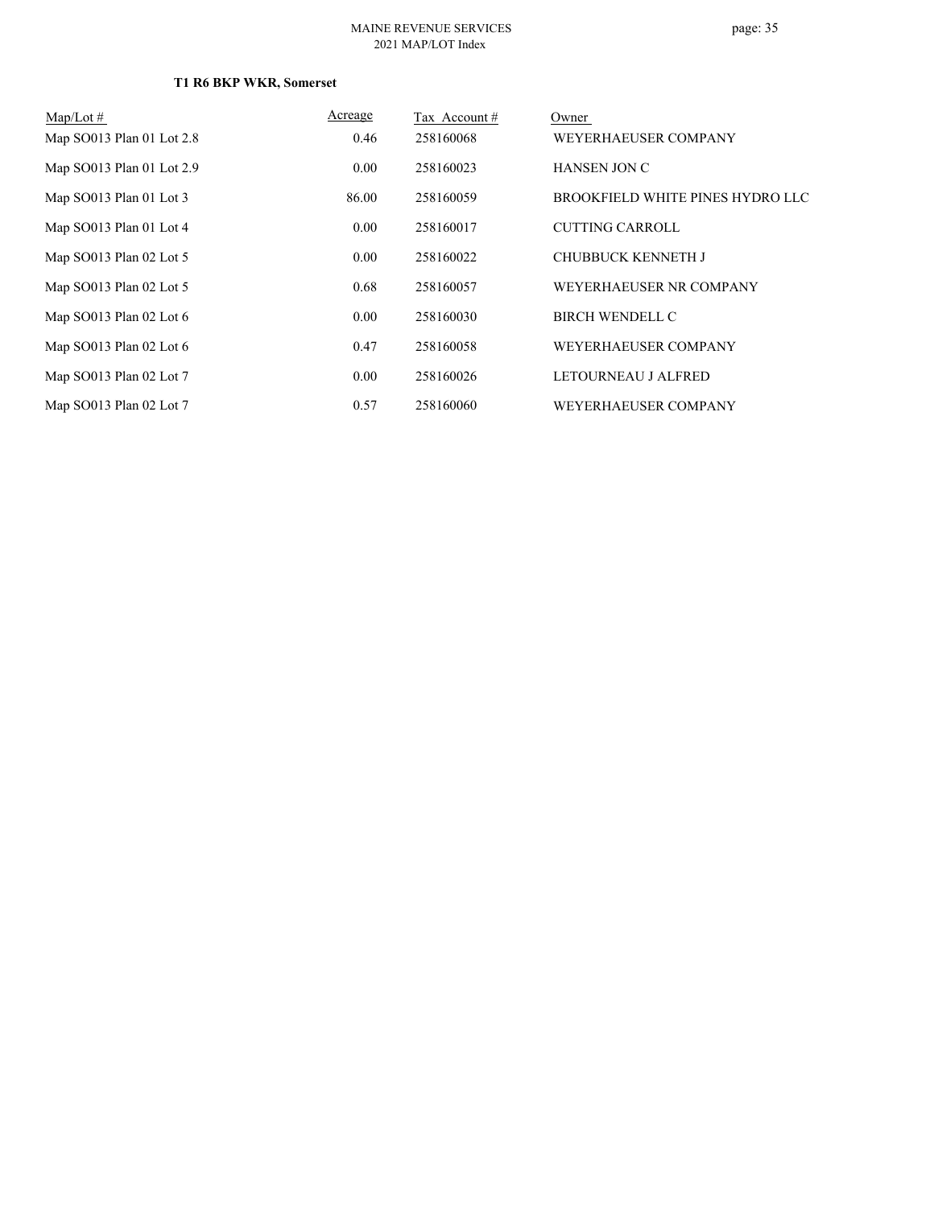**T1 R6 BKP WKR, Somerset**

| Map/Lot # | Acreage | Tax Account # | Owner |
|---|---|---|---|
| Map SO013 Plan 01 Lot 2.8 | 0.46 | 258160068 | WEYERHAEUSER COMPANY |
| Map SO013 Plan 01 Lot 2.9 | 0.00 | 258160023 | HANSEN JON C |
| Map SO013 Plan 01 Lot 3 | 86.00 | 258160059 | BROOKFIELD WHITE PINES HYDRO LLC |
| Map SO013 Plan 01 Lot 4 | 0.00 | 258160017 | CUTTING CARROLL |
| Map SO013 Plan 02 Lot 5 | 0.00 | 258160022 | CHUBBUCK KENNETH J |
| Map SO013 Plan 02 Lot 5 | 0.68 | 258160057 | WEYERHAEUSER NR COMPANY |
| Map SO013 Plan 02 Lot 6 | 0.00 | 258160030 | BIRCH WENDELL C |
| Map SO013 Plan 02 Lot 6 | 0.47 | 258160058 | WEYERHAEUSER COMPANY |
| Map SO013 Plan 02 Lot 7 | 0.00 | 258160026 | LETOURNEAU J ALFRED |
| Map SO013 Plan 02 Lot 7 | 0.57 | 258160060 | WEYERHAEUSER COMPANY |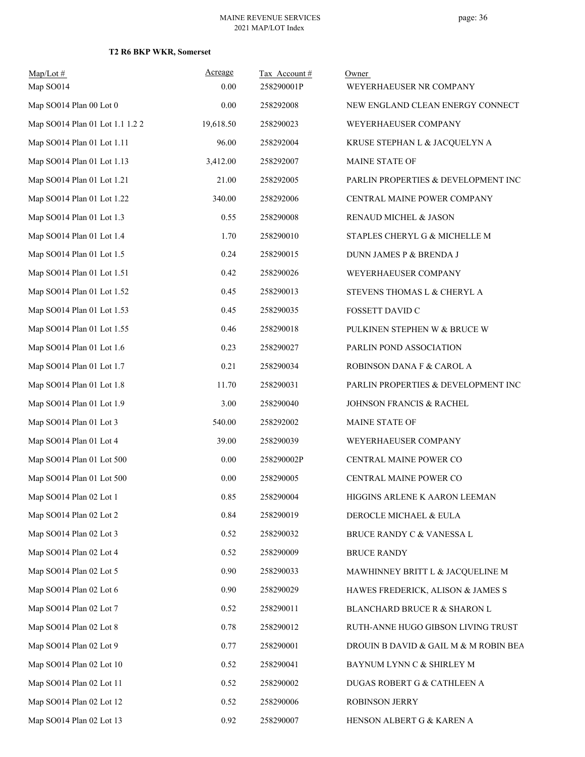**T2 R6 BKP WKR, Somerset**

| Map/Lot # | Acreage | Tax Account # | Owner |
|---|---|---|---|
| Map SO014 | 0.00 | 258290001P | WEYERHAEUSER NR COMPANY |
| Map SO014 Plan 00 Lot 0 | 0.00 | 258292008 | NEW ENGLAND CLEAN ENERGY CONNECT |
| Map SO014 Plan 01 Lot 1.1 1.2 2 | 19,618.50 | 258290023 | WEYERHAEUSER COMPANY |
| Map SO014 Plan 01 Lot 1.11 | 96.00 | 258292004 | KRUSE STEPHAN L & JACQUELYN A |
| Map SO014 Plan 01 Lot 1.13 | 3,412.00 | 258292007 | MAINE STATE OF |
| Map SO014 Plan 01 Lot 1.21 | 21.00 | 258292005 | PARLIN PROPERTIES & DEVELOPMENT INC |
| Map SO014 Plan 01 Lot 1.22 | 340.00 | 258292006 | CENTRAL MAINE POWER COMPANY |
| Map SO014 Plan 01 Lot 1.3 | 0.55 | 258290008 | RENAUD MICHEL & JASON |
| Map SO014 Plan 01 Lot 1.4 | 1.70 | 258290010 | STAPLES CHERYL G & MICHELLE M |
| Map SO014 Plan 01 Lot 1.5 | 0.24 | 258290015 | DUNN JAMES P & BRENDA J |
| Map SO014 Plan 01 Lot 1.51 | 0.42 | 258290026 | WEYERHAEUSER COMPANY |
| Map SO014 Plan 01 Lot 1.52 | 0.45 | 258290013 | STEVENS THOMAS L & CHERYL A |
| Map SO014 Plan 01 Lot 1.53 | 0.45 | 258290035 | FOSSETT DAVID C |
| Map SO014 Plan 01 Lot 1.55 | 0.46 | 258290018 | PULKINEN STEPHEN W & BRUCE W |
| Map SO014 Plan 01 Lot 1.6 | 0.23 | 258290027 | PARLIN POND ASSOCIATION |
| Map SO014 Plan 01 Lot 1.7 | 0.21 | 258290034 | ROBINSON DANA F & CAROL A |
| Map SO014 Plan 01 Lot 1.8 | 11.70 | 258290031 | PARLIN PROPERTIES & DEVELOPMENT INC |
| Map SO014 Plan 01 Lot 1.9 | 3.00 | 258290040 | JOHNSON FRANCIS & RACHEL |
| Map SO014 Plan 01 Lot 3 | 540.00 | 258292002 | MAINE STATE OF |
| Map SO014 Plan 01 Lot 4 | 39.00 | 258290039 | WEYERHAEUSER COMPANY |
| Map SO014 Plan 01 Lot 500 | 0.00 | 258290002P | CENTRAL MAINE POWER CO |
| Map SO014 Plan 01 Lot 500 | 0.00 | 258290005 | CENTRAL MAINE POWER CO |
| Map SO014 Plan 02 Lot 1 | 0.85 | 258290004 | HIGGINS ARLENE K AARON LEEMAN |
| Map SO014 Plan 02 Lot 2 | 0.84 | 258290019 | DEROCLE MICHAEL & EULA |
| Map SO014 Plan 02 Lot 3 | 0.52 | 258290032 | BRUCE RANDY C & VANESSA L |
| Map SO014 Plan 02 Lot 4 | 0.52 | 258290009 | BRUCE RANDY |
| Map SO014 Plan 02 Lot 5 | 0.90 | 258290033 | MAWHINNEY BRITT L & JACQUELINE M |
| Map SO014 Plan 02 Lot 6 | 0.90 | 258290029 | HAWES FREDERICK, ALISON & JAMES S |
| Map SO014 Plan 02 Lot 7 | 0.52 | 258290011 | BLANCHARD BRUCE R & SHARON L |
| Map SO014 Plan 02 Lot 8 | 0.78 | 258290012 | RUTH-ANNE HUGO GIBSON LIVING TRUST |
| Map SO014 Plan 02 Lot 9 | 0.77 | 258290001 | DROUIN B DAVID & GAIL M & M ROBIN BEA |
| Map SO014 Plan 02 Lot 10 | 0.52 | 258290041 | BAYNUM LYNN C & SHIRLEY M |
| Map SO014 Plan 02 Lot 11 | 0.52 | 258290002 | DUGAS ROBERT G & CATHLEEN A |
| Map SO014 Plan 02 Lot 12 | 0.52 | 258290006 | ROBINSON JERRY |
| Map SO014 Plan 02 Lot 13 | 0.92 | 258290007 | HENSON ALBERT G & KAREN A |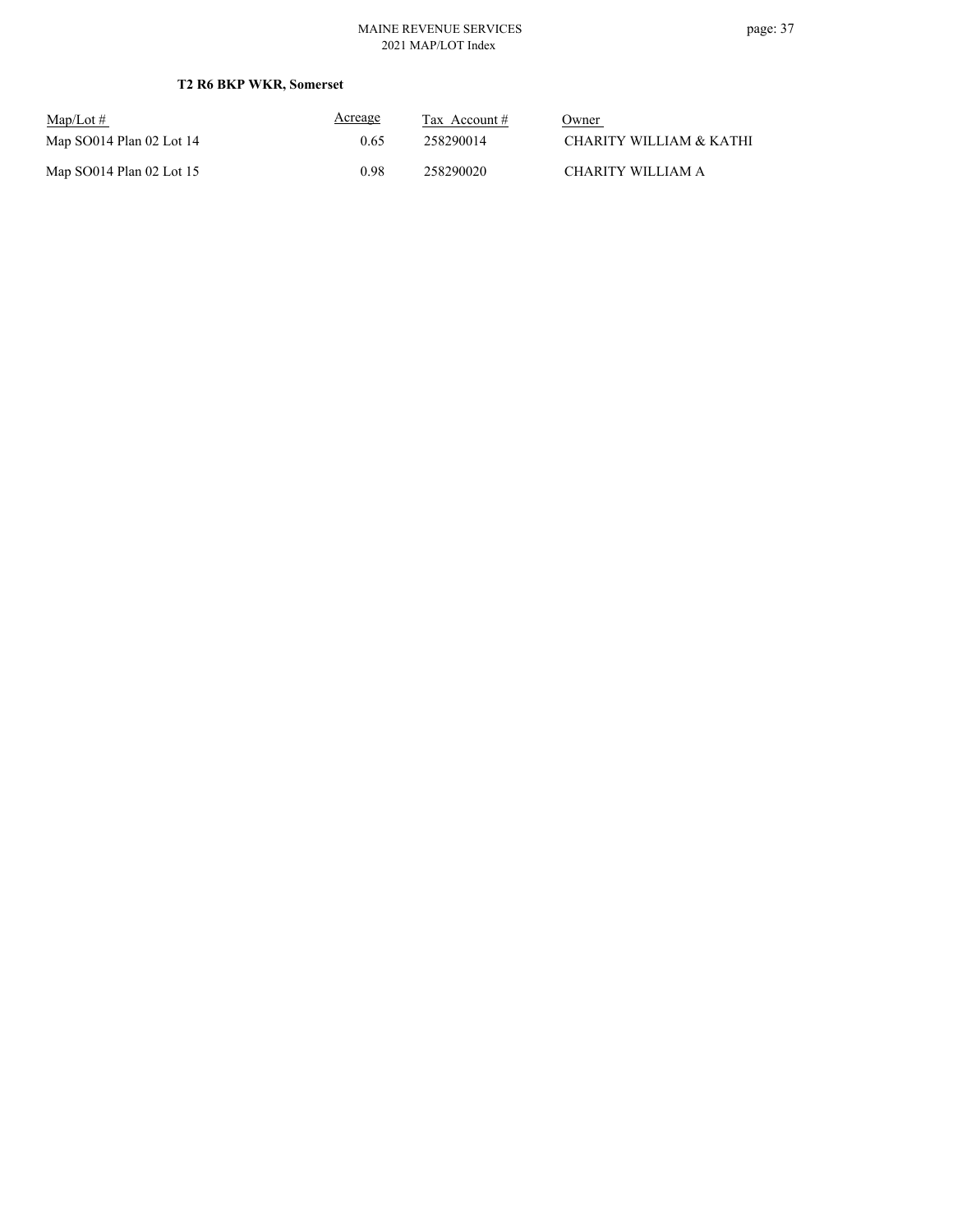**T2 R6 BKP WKR, Somerset**

| Map/Lot # | Acreage | Tax Account # | Owner |
|---|---|---|---|
| Map SO014 Plan 02 Lot 14 | 0.65 | 258290014 | CHARITY WILLIAM & KATHI |
| Map SO014 Plan 02 Lot 15 | 0.98 | 258290020 | CHARITY WILLIAM A |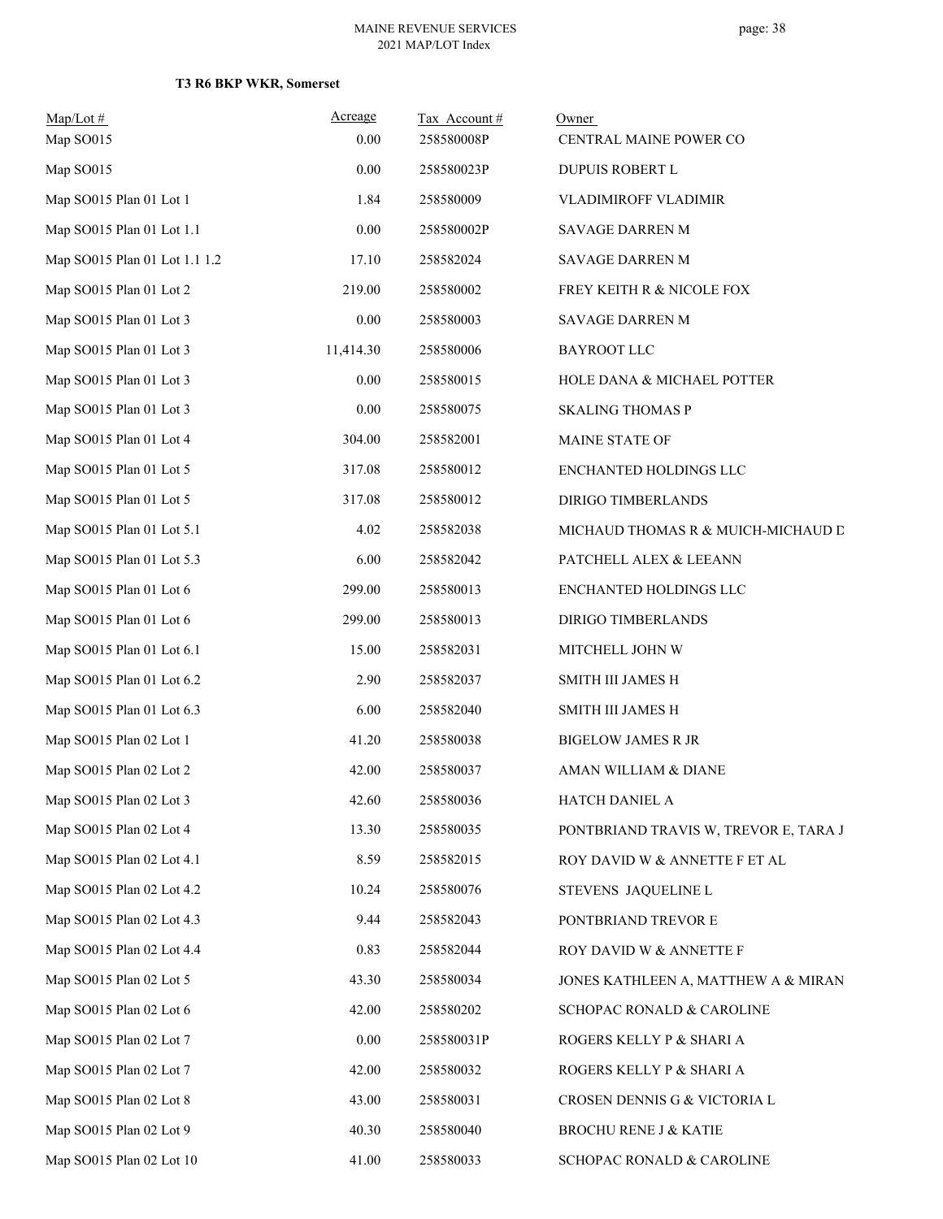**T3 R6 BKP WKR, Somerset**

| Map/Lot # | Acreage | Tax Account # | Owner |
|---|---|---|---|
| Map SO015 | 0.00 | 258580008P | CENTRAL MAINE POWER CO |
| Map SO015 | 0.00 | 258580023P | DUPUIS ROBERT L |
| Map SO015 Plan 01 Lot 1 | 1.84 | 258580009 | VLADIMIROFF VLADIMIR |
| Map SO015 Plan 01 Lot 1.1 | 0.00 | 258580002P | SAVAGE DARREN M |
| Map SO015 Plan 01 Lot 1.1 1.2 | 17.10 | 258582024 | SAVAGE DARREN M |
| Map SO015 Plan 01 Lot 2 | 219.00 | 258580002 | FREY KEITH R & NICOLE FOX |
| Map SO015 Plan 01 Lot 3 | 0.00 | 258580003 | SAVAGE DARREN M |
| Map SO015 Plan 01 Lot 3 | 11,414.30 | 258580006 | BAYROOT LLC |
| Map SO015 Plan 01 Lot 3 | 0.00 | 258580015 | HOLE DANA & MICHAEL POTTER |
| Map SO015 Plan 01 Lot 3 | 0.00 | 258580075 | SKALING THOMAS P |
| Map SO015 Plan 01 Lot 4 | 304.00 | 258582001 | MAINE STATE OF |
| Map SO015 Plan 01 Lot 5 | 317.08 | 258580012 | ENCHANTED HOLDINGS LLC |
| Map SO015 Plan 01 Lot 5 | 317.08 | 258580012 | DIRIGO TIMBERLANDS |
| Map SO015 Plan 01 Lot 5.1 | 4.02 | 258582038 | MICHAUD THOMAS R & MUICH-MICHAUD D |
| Map SO015 Plan 01 Lot 5.3 | 6.00 | 258582042 | PATCHELL ALEX & LEEANN |
| Map SO015 Plan 01 Lot 6 | 299.00 | 258580013 | ENCHANTED HOLDINGS LLC |
| Map SO015 Plan 01 Lot 6 | 299.00 | 258580013 | DIRIGO TIMBERLANDS |
| Map SO015 Plan 01 Lot 6.1 | 15.00 | 258582031 | MITCHELL JOHN W |
| Map SO015 Plan 01 Lot 6.2 | 2.90 | 258582037 | SMITH III JAMES H |
| Map SO015 Plan 01 Lot 6.3 | 6.00 | 258582040 | SMITH III JAMES H |
| Map SO015 Plan 02 Lot 1 | 41.20 | 258580038 | BIGELOW JAMES R JR |
| Map SO015 Plan 02 Lot 2 | 42.00 | 258580037 | AMAN WILLIAM & DIANE |
| Map SO015 Plan 02 Lot 3 | 42.60 | 258580036 | HATCH DANIEL A |
| Map SO015 Plan 02 Lot 4 | 13.30 | 258580035 | PONTBRIAND TRAVIS W, TREVOR E, TARA J |
| Map SO015 Plan 02 Lot 4.1 | 8.59 | 258582015 | ROY DAVID W & ANNETTE F ET AL |
| Map SO015 Plan 02 Lot 4.2 | 10.24 | 258580076 | STEVENS JAQUELINE L |
| Map SO015 Plan 02 Lot 4.3 | 9.44 | 258582043 | PONTBRIAND TREVOR E |
| Map SO015 Plan 02 Lot 4.4 | 0.83 | 258582044 | ROY DAVID W & ANNETTE F |
| Map SO015 Plan 02 Lot 5 | 43.30 | 258580034 | JONES KATHLEEN A, MATTHEW A & MIRAN |
| Map SO015 Plan 02 Lot 6 | 42.00 | 258580202 | SCHOPAC RONALD & CAROLINE |
| Map SO015 Plan 02 Lot 7 | 0.00 | 258580031P | ROGERS KELLY P & SHARI A |
| Map SO015 Plan 02 Lot 7 | 42.00 | 258580032 | ROGERS KELLY P & SHARI A |
| Map SO015 Plan 02 Lot 8 | 43.00 | 258580031 | CROSEN DENNIS G & VICTORIA L |
| Map SO015 Plan 02 Lot 9 | 40.30 | 258580040 | BROCHU RENE J & KATIE |
| Map SO015 Plan 02 Lot 10 | 41.00 | 258580033 | SCHOPAC RONALD & CAROLINE |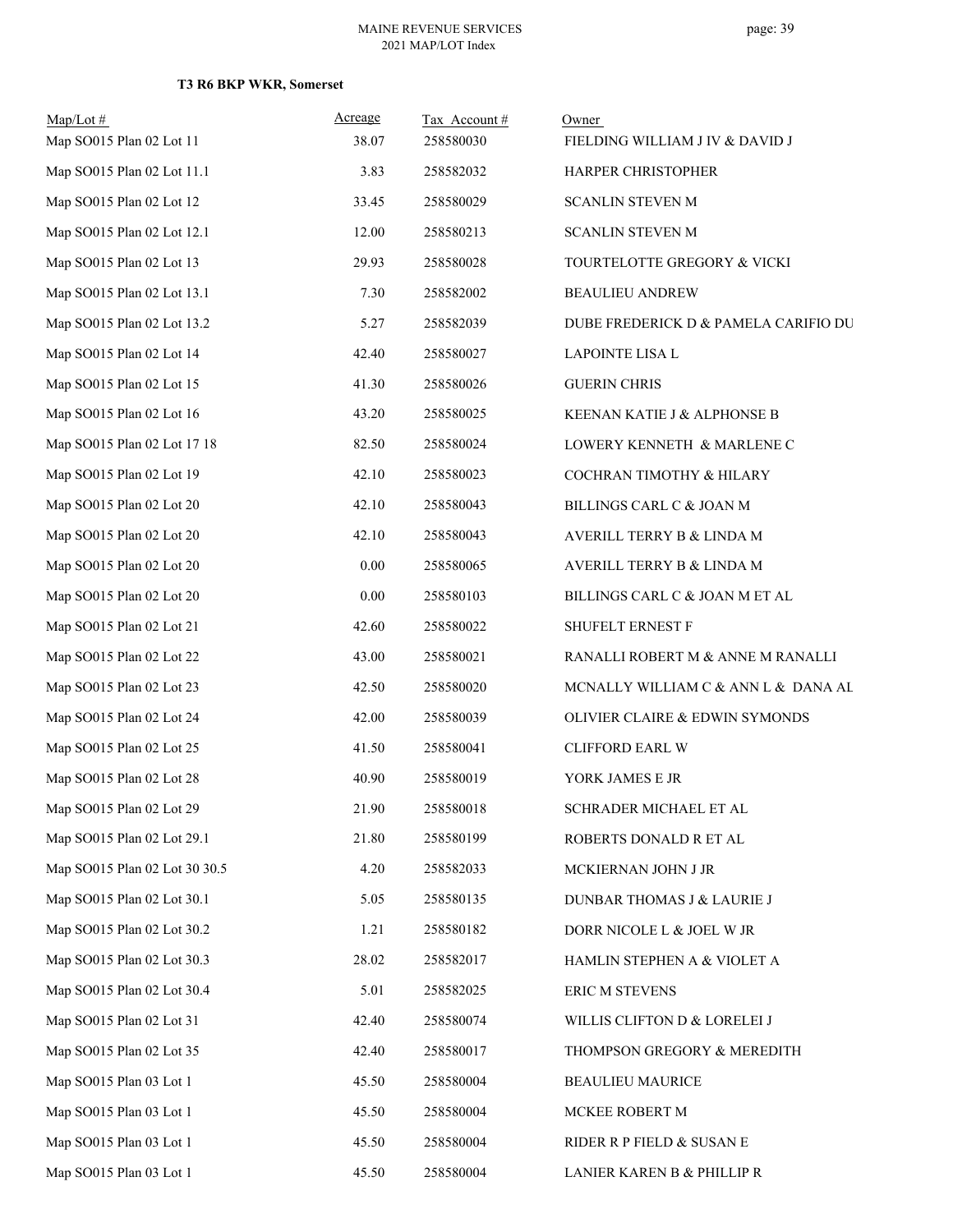**T3 R6 BKP WKR, Somerset**

| Map/Lot # | Acreage | Tax Account # | Owner |
|---|---|---|---|
| Map SO015 Plan 02 Lot 11 | 38.07 | 258580030 | FIELDING WILLIAM J IV & DAVID J |
| Map SO015 Plan 02 Lot 11.1 | 3.83 | 258582032 | HARPER CHRISTOPHER |
| Map SO015 Plan 02 Lot 12 | 33.45 | 258580029 | SCANLIN STEVEN M |
| Map SO015 Plan 02 Lot 12.1 | 12.00 | 258580213 | SCANLIN STEVEN M |
| Map SO015 Plan 02 Lot 13 | 29.93 | 258580028 | TOURTELOTTE GREGORY & VICKI |
| Map SO015 Plan 02 Lot 13.1 | 7.30 | 258582002 | BEAULIEU ANDREW |
| Map SO015 Plan 02 Lot 13.2 | 5.27 | 258582039 | DUBE FREDERICK D & PAMELA CARIFIO DU |
| Map SO015 Plan 02 Lot 14 | 42.40 | 258580027 | LAPOINTE LISA L |
| Map SO015 Plan 02 Lot 15 | 41.30 | 258580026 | GUERIN CHRIS |
| Map SO015 Plan 02 Lot 16 | 43.20 | 258580025 | KEENAN KATIE J & ALPHONSE B |
| Map SO015 Plan 02 Lot 17 18 | 82.50 | 258580024 | LOWERY KENNETH & MARLENE C |
| Map SO015 Plan 02 Lot 19 | 42.10 | 258580023 | COCHRAN TIMOTHY & HILARY |
| Map SO015 Plan 02 Lot 20 | 42.10 | 258580043 | BILLINGS CARL C & JOAN M |
| Map SO015 Plan 02 Lot 20 | 42.10 | 258580043 | AVERILL TERRY B & LINDA M |
| Map SO015 Plan 02 Lot 20 | 0.00 | 258580065 | AVERILL TERRY B & LINDA M |
| Map SO015 Plan 02 Lot 20 | 0.00 | 258580103 | BILLINGS CARL C & JOAN M ET AL |
| Map SO015 Plan 02 Lot 21 | 42.60 | 258580022 | SHUFELT ERNEST F |
| Map SO015 Plan 02 Lot 22 | 43.00 | 258580021 | RANALLI ROBERT M & ANNE M RANALLI |
| Map SO015 Plan 02 Lot 23 | 42.50 | 258580020 | MCNALLY WILLIAM C & ANN L & DANA AL |
| Map SO015 Plan 02 Lot 24 | 42.00 | 258580039 | OLIVIER CLAIRE & EDWIN SYMONDS |
| Map SO015 Plan 02 Lot 25 | 41.50 | 258580041 | CLIFFORD EARL W |
| Map SO015 Plan 02 Lot 28 | 40.90 | 258580019 | YORK JAMES E JR |
| Map SO015 Plan 02 Lot 29 | 21.90 | 258580018 | SCHRADER MICHAEL ET AL |
| Map SO015 Plan 02 Lot 29.1 | 21.80 | 258580199 | ROBERTS DONALD R ET AL |
| Map SO015 Plan 02 Lot 30 30.5 | 4.20 | 258582033 | MCKIERNAN JOHN J JR |
| Map SO015 Plan 02 Lot 30.1 | 5.05 | 258580135 | DUNBAR THOMAS J & LAURIE J |
| Map SO015 Plan 02 Lot 30.2 | 1.21 | 258580182 | DORR NICOLE L & JOEL W JR |
| Map SO015 Plan 02 Lot 30.3 | 28.02 | 258582017 | HAMLIN STEPHEN A & VIOLET A |
| Map SO015 Plan 02 Lot 30.4 | 5.01 | 258582025 | ERIC M STEVENS |
| Map SO015 Plan 02 Lot 31 | 42.40 | 258580074 | WILLIS CLIFTON D & LORELEI J |
| Map SO015 Plan 02 Lot 35 | 42.40 | 258580017 | THOMPSON GREGORY & MEREDITH |
| Map SO015 Plan 03 Lot 1 | 45.50 | 258580004 | BEAULIEU MAURICE |
| Map SO015 Plan 03 Lot 1 | 45.50 | 258580004 | MCKEE ROBERT M |
| Map SO015 Plan 03 Lot 1 | 45.50 | 258580004 | RIDER R P FIELD & SUSAN E |
| Map SO015 Plan 03 Lot 1 | 45.50 | 258580004 | LANIER KAREN B & PHILLIP R |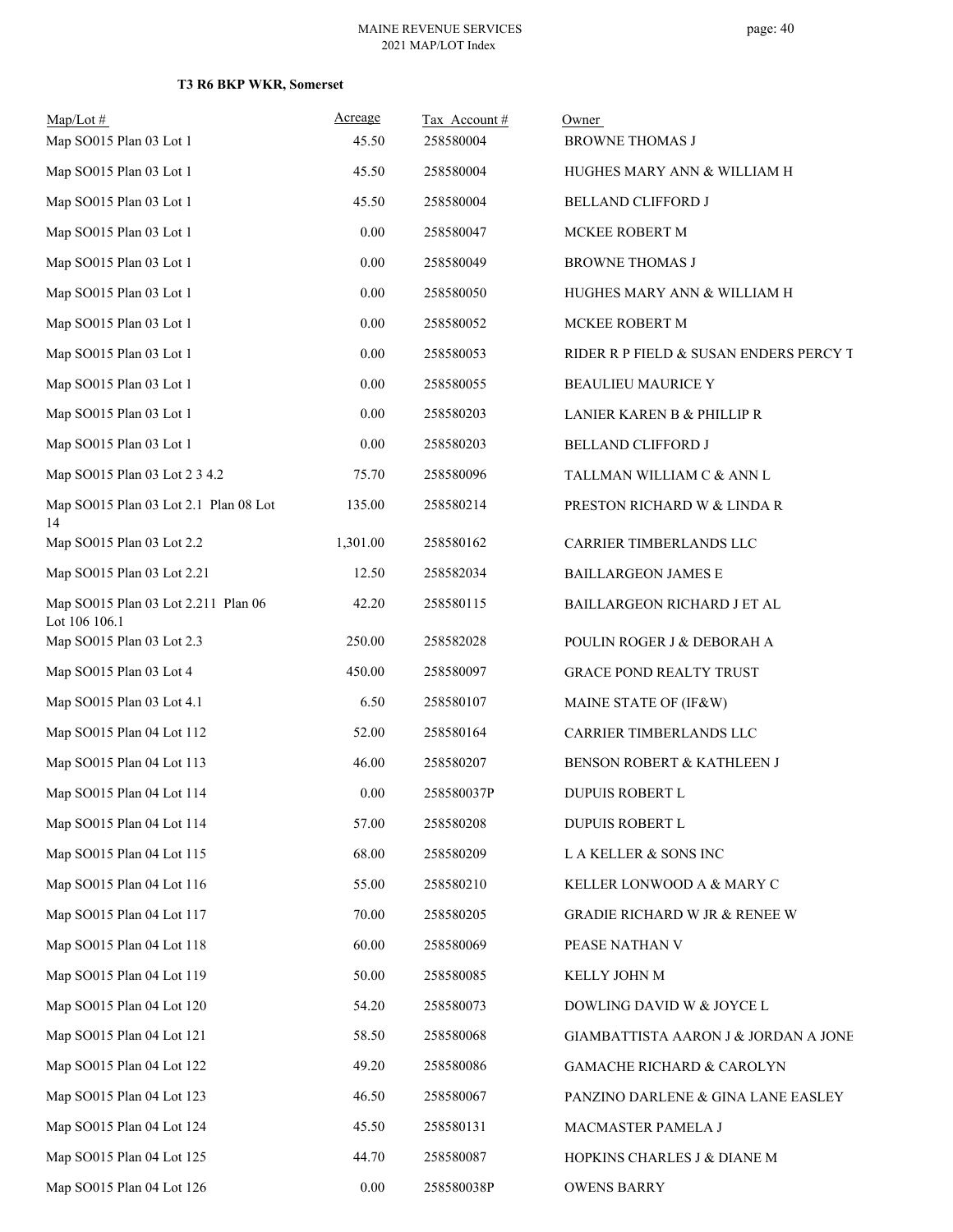### T3 R6 BKP WKR, Somerset

| Map/Lot # | Acreage | Tax Account # | Owner |
|---|---|---|---|
| Map SO015 Plan 03 Lot 1 | 45.50 | 258580004 | BROWNE THOMAS J |
| Map SO015 Plan 03 Lot 1 | 45.50 | 258580004 | HUGHES MARY ANN & WILLIAM H |
| Map SO015 Plan 03 Lot 1 | 45.50 | 258580004 | BELLAND CLIFFORD J |
| Map SO015 Plan 03 Lot 1 | 0.00 | 258580047 | MCKEE ROBERT M |
| Map SO015 Plan 03 Lot 1 | 0.00 | 258580049 | BROWNE THOMAS J |
| Map SO015 Plan 03 Lot 1 | 0.00 | 258580050 | HUGHES MARY ANN & WILLIAM H |
| Map SO015 Plan 03 Lot 1 | 0.00 | 258580052 | MCKEE ROBERT M |
| Map SO015 Plan 03 Lot 1 | 0.00 | 258580053 | RIDER R P FIELD & SUSAN ENDERS PERCY T |
| Map SO015 Plan 03 Lot 1 | 0.00 | 258580055 | BEAULIEU MAURICE Y |
| Map SO015 Plan 03 Lot 1 | 0.00 | 258580203 | LANIER KAREN B & PHILLIP R |
| Map SO015 Plan 03 Lot 1 | 0.00 | 258580203 | BELLAND CLIFFORD J |
| Map SO015 Plan 03 Lot 2 3 4.2 | 75.70 | 258580096 | TALLMAN WILLIAM C & ANN L |
| Map SO015 Plan 03 Lot 2.1 Plan 08 Lot 14 | 135.00 | 258580214 | PRESTON RICHARD W & LINDA R |
| Map SO015 Plan 03 Lot 2.2 | 1,301.00 | 258580162 | CARRIER TIMBERLANDS LLC |
| Map SO015 Plan 03 Lot 2.21 | 12.50 | 258582034 | BAILLARGEON JAMES E |
| Map SO015 Plan 03 Lot 2.211 Plan 06 Lot 106 106.1 | 42.20 | 258580115 | BAILLARGEON RICHARD J ET AL |
| Map SO015 Plan 03 Lot 2.3 | 250.00 | 258582028 | POULIN ROGER J & DEBORAH A |
| Map SO015 Plan 03 Lot 4 | 450.00 | 258580097 | GRACE POND REALTY TRUST |
| Map SO015 Plan 03 Lot 4.1 | 6.50 | 258580107 | MAINE STATE OF (IF&W) |
| Map SO015 Plan 04 Lot 112 | 52.00 | 258580164 | CARRIER TIMBERLANDS LLC |
| Map SO015 Plan 04 Lot 113 | 46.00 | 258580207 | BENSON ROBERT & KATHLEEN J |
| Map SO015 Plan 04 Lot 114 | 0.00 | 258580037P | DUPUIS ROBERT L |
| Map SO015 Plan 04 Lot 114 | 57.00 | 258580208 | DUPUIS ROBERT L |
| Map SO015 Plan 04 Lot 115 | 68.00 | 258580209 | L A KELLER & SONS INC |
| Map SO015 Plan 04 Lot 116 | 55.00 | 258580210 | KELLER LONWOOD A & MARY C |
| Map SO015 Plan 04 Lot 117 | 70.00 | 258580205 | GRADIE RICHARD W JR & RENEE W |
| Map SO015 Plan 04 Lot 118 | 60.00 | 258580069 | PEASE NATHAN V |
| Map SO015 Plan 04 Lot 119 | 50.00 | 258580085 | KELLY JOHN M |
| Map SO015 Plan 04 Lot 120 | 54.20 | 258580073 | DOWLING DAVID W & JOYCE L |
| Map SO015 Plan 04 Lot 121 | 58.50 | 258580068 | GIAMBATTISTA AARON J & JORDAN A JONE |
| Map SO015 Plan 04 Lot 122 | 49.20 | 258580086 | GAMACHE RICHARD & CAROLYN |
| Map SO015 Plan 04 Lot 123 | 46.50 | 258580067 | PANZINO DARLENE & GINA LANE EASLEY |
| Map SO015 Plan 04 Lot 124 | 45.50 | 258580131 | MACMASTER PAMELA J |
| Map SO015 Plan 04 Lot 125 | 44.70 | 258580087 | HOPKINS CHARLES J & DIANE M |
| Map SO015 Plan 04 Lot 126 | 0.00 | 258580038P | OWENS BARRY |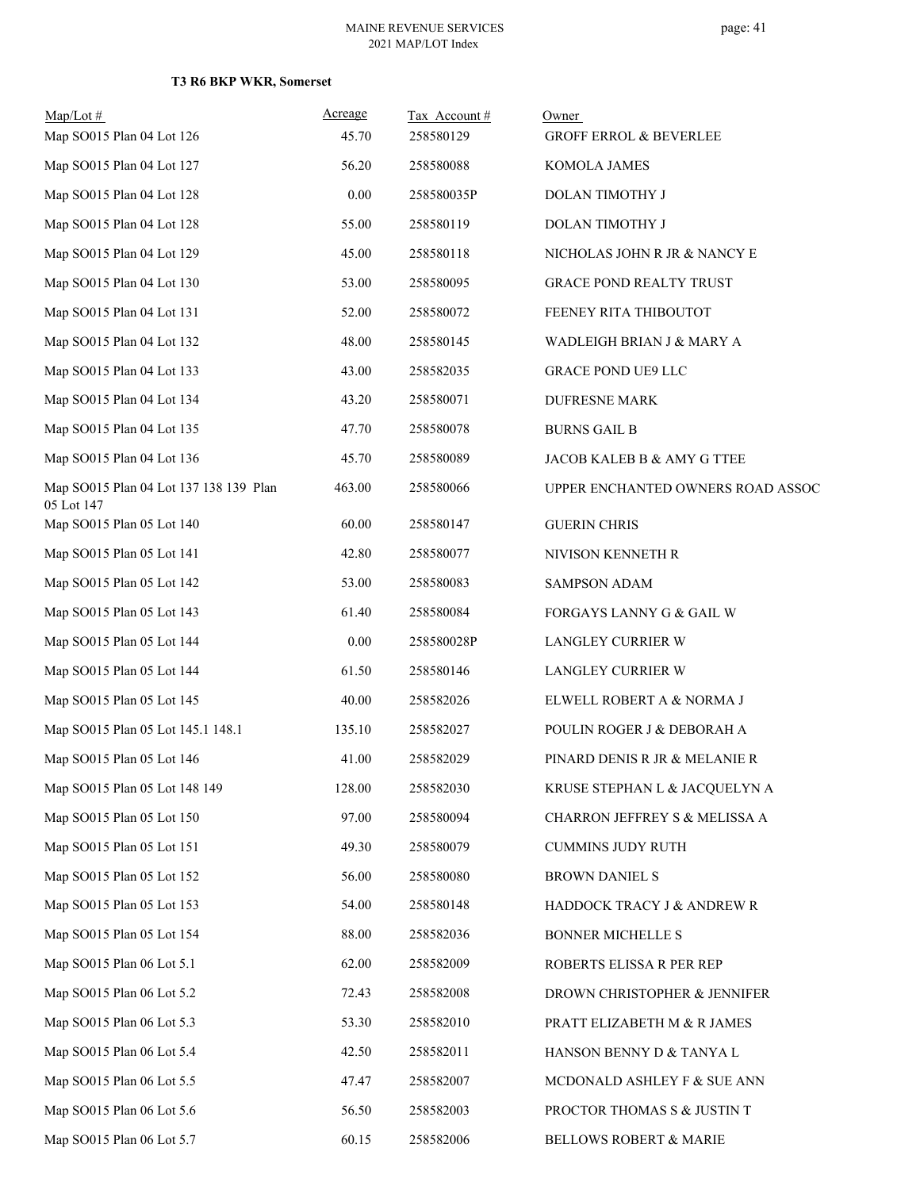**T3 R6 BKP WKR, Somerset**

| Map/Lot # | Acreage | Tax Account # | Owner |
|---|---|---|---|
| Map SO015 Plan 04 Lot 126 | 45.70 | 258580129 | GROFF ERROL & BEVERLEE |
| Map SO015 Plan 04 Lot 127 | 56.20 | 258580088 | KOMOLA JAMES |
| Map SO015 Plan 04 Lot 128 | 0.00 | 258580035P | DOLAN TIMOTHY J |
| Map SO015 Plan 04 Lot 128 | 55.00 | 258580119 | DOLAN TIMOTHY J |
| Map SO015 Plan 04 Lot 129 | 45.00 | 258580118 | NICHOLAS JOHN R JR & NANCY E |
| Map SO015 Plan 04 Lot 130 | 53.00 | 258580095 | GRACE POND REALTY TRUST |
| Map SO015 Plan 04 Lot 131 | 52.00 | 258580072 | FEENEY RITA THIBOUTOT |
| Map SO015 Plan 04 Lot 132 | 48.00 | 258580145 | WADLEIGH BRIAN J & MARY A |
| Map SO015 Plan 04 Lot 133 | 43.00 | 258582035 | GRACE POND UE9 LLC |
| Map SO015 Plan 04 Lot 134 | 43.20 | 258580071 | DUFRESNE MARK |
| Map SO015 Plan 04 Lot 135 | 47.70 | 258580078 | BURNS GAIL B |
| Map SO015 Plan 04 Lot 136 | 45.70 | 258580089 | JACOB KALEB B & AMY G TTEE |
| Map SO015 Plan 04 Lot 137 138 139 Plan 05 Lot 147 | 463.00 | 258580066 | UPPER ENCHANTED OWNERS ROAD ASSOC |
| Map SO015 Plan 05 Lot 140 | 60.00 | 258580147 | GUERIN CHRIS |
| Map SO015 Plan 05 Lot 141 | 42.80 | 258580077 | NIVISON KENNETH R |
| Map SO015 Plan 05 Lot 142 | 53.00 | 258580083 | SAMPSON ADAM |
| Map SO015 Plan 05 Lot 143 | 61.40 | 258580084 | FORGAYS LANNY G & GAIL W |
| Map SO015 Plan 05 Lot 144 | 0.00 | 258580028P | LANGLEY CURRIER W |
| Map SO015 Plan 05 Lot 144 | 61.50 | 258580146 | LANGLEY CURRIER W |
| Map SO015 Plan 05 Lot 145 | 40.00 | 258582026 | ELWELL ROBERT A & NORMA J |
| Map SO015 Plan 05 Lot 145.1 148.1 | 135.10 | 258582027 | POULIN ROGER J & DEBORAH A |
| Map SO015 Plan 05 Lot 146 | 41.00 | 258582029 | PINARD DENIS R JR & MELANIE R |
| Map SO015 Plan 05 Lot 148 149 | 128.00 | 258582030 | KRUSE STEPHAN L & JACQUELYN A |
| Map SO015 Plan 05 Lot 150 | 97.00 | 258580094 | CHARRON JEFFREY S & MELISSA A |
| Map SO015 Plan 05 Lot 151 | 49.30 | 258580079 | CUMMINS JUDY RUTH |
| Map SO015 Plan 05 Lot 152 | 56.00 | 258580080 | BROWN DANIEL S |
| Map SO015 Plan 05 Lot 153 | 54.00 | 258580148 | HADDOCK TRACY J & ANDREW R |
| Map SO015 Plan 05 Lot 154 | 88.00 | 258582036 | BONNER MICHELLE S |
| Map SO015 Plan 06 Lot 5.1 | 62.00 | 258582009 | ROBERTS ELISSA R PER REP |
| Map SO015 Plan 06 Lot 5.2 | 72.43 | 258582008 | DROWN CHRISTOPHER & JENNIFER |
| Map SO015 Plan 06 Lot 5.3 | 53.30 | 258582010 | PRATT ELIZABETH M & R JAMES |
| Map SO015 Plan 06 Lot 5.4 | 42.50 | 258582011 | HANSON BENNY D & TANYA L |
| Map SO015 Plan 06 Lot 5.5 | 47.47 | 258582007 | MCDONALD ASHLEY F & SUE ANN |
| Map SO015 Plan 06 Lot 5.6 | 56.50 | 258582003 | PROCTOR THOMAS S & JUSTIN T |
| Map SO015 Plan 06 Lot 5.7 | 60.15 | 258582006 | BELLOWS ROBERT & MARIE |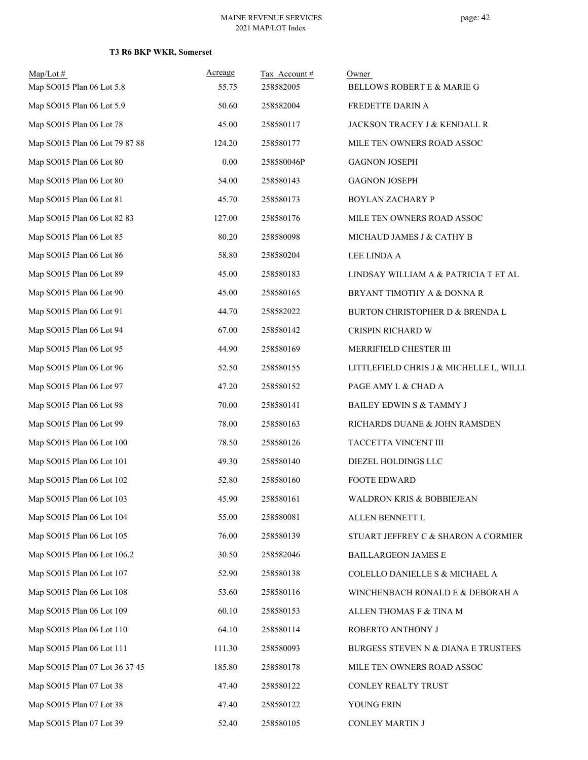**T3 R6 BKP WKR, Somerset**

| Map/Lot # | Acreage | Tax Account # | Owner |
|---|---|---|---|
| Map SO015 Plan 06 Lot 5.8 | 55.75 | 258582005 | BELLOWS ROBERT E & MARIE G |
| Map SO015 Plan 06 Lot 5.9 | 50.60 | 258582004 | FREDETTE DARIN A |
| Map SO015 Plan 06 Lot 78 | 45.00 | 258580117 | JACKSON TRACEY J & KENDALL R |
| Map SO015 Plan 06 Lot 79 87 88 | 124.20 | 258580177 | MILE TEN OWNERS ROAD ASSOC |
| Map SO015 Plan 06 Lot 80 | 0.00 | 258580046P | GAGNON JOSEPH |
| Map SO015 Plan 06 Lot 80 | 54.00 | 258580143 | GAGNON JOSEPH |
| Map SO015 Plan 06 Lot 81 | 45.70 | 258580173 | BOYLAN ZACHARY P |
| Map SO015 Plan 06 Lot 82 83 | 127.00 | 258580176 | MILE TEN OWNERS ROAD ASSOC |
| Map SO015 Plan 06 Lot 85 | 80.20 | 258580098 | MICHAUD JAMES J & CATHY B |
| Map SO015 Plan 06 Lot 86 | 58.80 | 258580204 | LEE LINDA A |
| Map SO015 Plan 06 Lot 89 | 45.00 | 258580183 | LINDSAY WILLIAM A & PATRICIA T ET AL |
| Map SO015 Plan 06 Lot 90 | 45.00 | 258580165 | BRYANT TIMOTHY A & DONNA R |
| Map SO015 Plan 06 Lot 91 | 44.70 | 258582022 | BURTON CHRISTOPHER D & BRENDA L |
| Map SO015 Plan 06 Lot 94 | 67.00 | 258580142 | CRISPIN RICHARD W |
| Map SO015 Plan 06 Lot 95 | 44.90 | 258580169 | MERRIFIELD CHESTER III |
| Map SO015 Plan 06 Lot 96 | 52.50 | 258580155 | LITTLEFIELD CHRIS J & MICHELLE L, WILLI |
| Map SO015 Plan 06 Lot 97 | 47.20 | 258580152 | PAGE AMY L & CHAD A |
| Map SO015 Plan 06 Lot 98 | 70.00 | 258580141 | BAILEY EDWIN S & TAMMY J |
| Map SO015 Plan 06 Lot 99 | 78.00 | 258580163 | RICHARDS DUANE & JOHN RAMSDEN |
| Map SO015 Plan 06 Lot 100 | 78.50 | 258580126 | TACCETTA VINCENT III |
| Map SO015 Plan 06 Lot 101 | 49.30 | 258580140 | DIEZEL HOLDINGS LLC |
| Map SO015 Plan 06 Lot 102 | 52.80 | 258580160 | FOOTE EDWARD |
| Map SO015 Plan 06 Lot 103 | 45.90 | 258580161 | WALDRON KRIS & BOBBIEJEAN |
| Map SO015 Plan 06 Lot 104 | 55.00 | 258580081 | ALLEN BENNETT L |
| Map SO015 Plan 06 Lot 105 | 76.00 | 258580139 | STUART JEFFREY C & SHARON A CORMIER |
| Map SO015 Plan 06 Lot 106.2 | 30.50 | 258582046 | BAILLARGEON JAMES E |
| Map SO015 Plan 06 Lot 107 | 52.90 | 258580138 | COLELLO DANIELLE S & MICHAEL A |
| Map SO015 Plan 06 Lot 108 | 53.60 | 258580116 | WINCHENBACH RONALD E & DEBORAH A |
| Map SO015 Plan 06 Lot 109 | 60.10 | 258580153 | ALLEN THOMAS F & TINA M |
| Map SO015 Plan 06 Lot 110 | 64.10 | 258580114 | ROBERTO ANTHONY J |
| Map SO015 Plan 06 Lot 111 | 111.30 | 258580093 | BURGESS STEVEN N & DIANA E TRUSTEES |
| Map SO015 Plan 07 Lot 36 37 45 | 185.80 | 258580178 | MILE TEN OWNERS ROAD ASSOC |
| Map SO015 Plan 07 Lot 38 | 47.40 | 258580122 | CONLEY REALTY TRUST |
| Map SO015 Plan 07 Lot 38 | 47.40 | 258580122 | YOUNG ERIN |
| Map SO015 Plan 07 Lot 39 | 52.40 | 258580105 | CONLEY MARTIN J |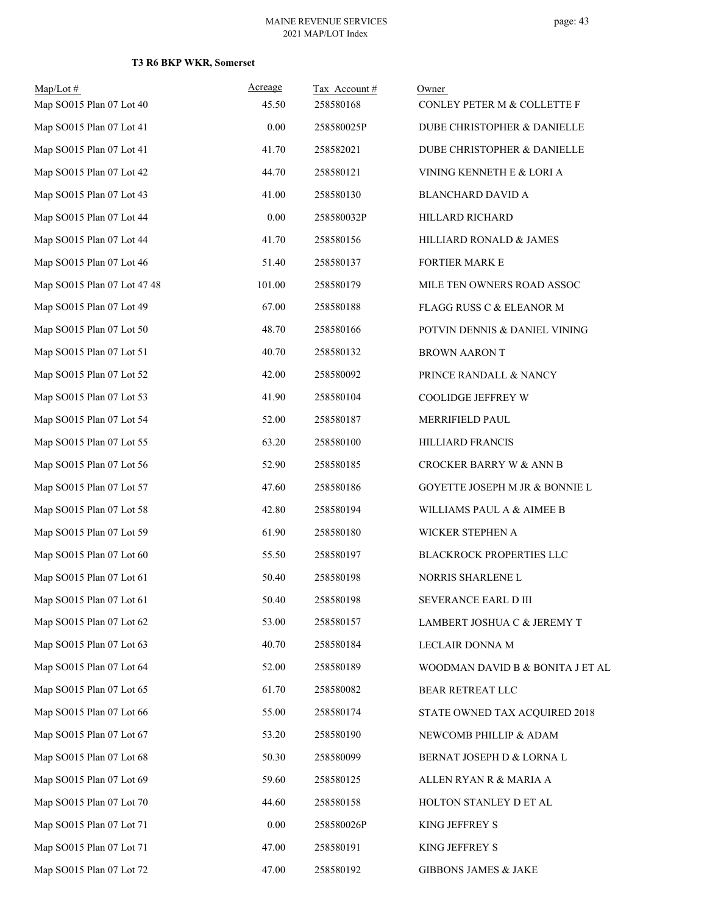### T3 R6 BKP WKR, Somerset

| Map/Lot # | Acreage | Tax Account # | Owner |
|---|---|---|---|
| Map SO015 Plan 07 Lot 40 | 45.50 | 258580168 | CONLEY PETER M & COLLETTE F |
| Map SO015 Plan 07 Lot 41 | 0.00 | 258580025P | DUBE CHRISTOPHER & DANIELLE |
| Map SO015 Plan 07 Lot 41 | 41.70 | 258582021 | DUBE CHRISTOPHER & DANIELLE |
| Map SO015 Plan 07 Lot 42 | 44.70 | 258580121 | VINING KENNETH E & LORI A |
| Map SO015 Plan 07 Lot 43 | 41.00 | 258580130 | BLANCHARD DAVID A |
| Map SO015 Plan 07 Lot 44 | 0.00 | 258580032P | HILLARD RICHARD |
| Map SO015 Plan 07 Lot 44 | 41.70 | 258580156 | HILLIARD RONALD & JAMES |
| Map SO015 Plan 07 Lot 46 | 51.40 | 258580137 | FORTIER MARK E |
| Map SO015 Plan 07 Lot 47 48 | 101.00 | 258580179 | MILE TEN OWNERS ROAD ASSOC |
| Map SO015 Plan 07 Lot 49 | 67.00 | 258580188 | FLAGG RUSS C & ELEANOR M |
| Map SO015 Plan 07 Lot 50 | 48.70 | 258580166 | POTVIN DENNIS & DANIEL VINING |
| Map SO015 Plan 07 Lot 51 | 40.70 | 258580132 | BROWN AARON T |
| Map SO015 Plan 07 Lot 52 | 42.00 | 258580092 | PRINCE RANDALL & NANCY |
| Map SO015 Plan 07 Lot 53 | 41.90 | 258580104 | COOLIDGE JEFFREY W |
| Map SO015 Plan 07 Lot 54 | 52.00 | 258580187 | MERRIFIELD PAUL |
| Map SO015 Plan 07 Lot 55 | 63.20 | 258580100 | HILLIARD FRANCIS |
| Map SO015 Plan 07 Lot 56 | 52.90 | 258580185 | CROCKER BARRY W & ANN B |
| Map SO015 Plan 07 Lot 57 | 47.60 | 258580186 | GOYETTE JOSEPH M JR & BONNIE L |
| Map SO015 Plan 07 Lot 58 | 42.80 | 258580194 | WILLIAMS PAUL A & AIMEE B |
| Map SO015 Plan 07 Lot 59 | 61.90 | 258580180 | WICKER STEPHEN A |
| Map SO015 Plan 07 Lot 60 | 55.50 | 258580197 | BLACKROCK PROPERTIES LLC |
| Map SO015 Plan 07 Lot 61 | 50.40 | 258580198 | NORRIS SHARLENE L |
| Map SO015 Plan 07 Lot 61 | 50.40 | 258580198 | SEVERANCE EARL D III |
| Map SO015 Plan 07 Lot 62 | 53.00 | 258580157 | LAMBERT JOSHUA C & JEREMY T |
| Map SO015 Plan 07 Lot 63 | 40.70 | 258580184 | LECLAIR DONNA M |
| Map SO015 Plan 07 Lot 64 | 52.00 | 258580189 | WOODMAN DAVID B & BONITA J ET AL |
| Map SO015 Plan 07 Lot 65 | 61.70 | 258580082 | BEAR RETREAT LLC |
| Map SO015 Plan 07 Lot 66 | 55.00 | 258580174 | STATE OWNED TAX ACQUIRED 2018 |
| Map SO015 Plan 07 Lot 67 | 53.20 | 258580190 | NEWCOMB PHILLIP & ADAM |
| Map SO015 Plan 07 Lot 68 | 50.30 | 258580099 | BERNAT JOSEPH D & LORNA L |
| Map SO015 Plan 07 Lot 69 | 59.60 | 258580125 | ALLEN RYAN R & MARIA A |
| Map SO015 Plan 07 Lot 70 | 44.60 | 258580158 | HOLTON STANLEY D ET AL |
| Map SO015 Plan 07 Lot 71 | 0.00 | 258580026P | KING JEFFREY S |
| Map SO015 Plan 07 Lot 71 | 47.00 | 258580191 | KING JEFFREY S |
| Map SO015 Plan 07 Lot 72 | 47.00 | 258580192 | GIBBONS JAMES & JAKE |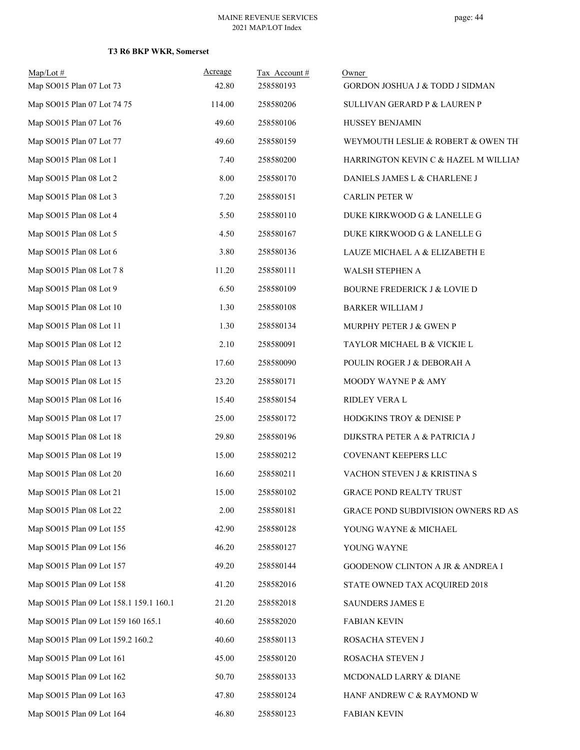**T3 R6 BKP WKR, Somerset**

| Map/Lot # | Acreage | Tax Account # | Owner |
|---|---|---|---|
| Map SO015 Plan 07 Lot 73 | 42.80 | 258580193 | GORDON JOSHUA J & TODD J SIDMAN |
| Map SO015 Plan 07 Lot 74 75 | 114.00 | 258580206 | SULLIVAN GERARD P & LAUREN P |
| Map SO015 Plan 07 Lot 76 | 49.60 | 258580106 | HUSSEY BENJAMIN |
| Map SO015 Plan 07 Lot 77 | 49.60 | 258580159 | WEYMOUTH LESLIE & ROBERT & OWEN TH |
| Map SO015 Plan 08 Lot 1 | 7.40 | 258580200 | HARRINGTON KEVIN C & HAZEL M WILLIAM |
| Map SO015 Plan 08 Lot 2 | 8.00 | 258580170 | DANIELS JAMES L & CHARLENE J |
| Map SO015 Plan 08 Lot 3 | 7.20 | 258580151 | CARLIN PETER W |
| Map SO015 Plan 08 Lot 4 | 5.50 | 258580110 | DUKE KIRKWOOD G & LANELLE G |
| Map SO015 Plan 08 Lot 5 | 4.50 | 258580167 | DUKE KIRKWOOD G & LANELLE G |
| Map SO015 Plan 08 Lot 6 | 3.80 | 258580136 | LAUZE MICHAEL A & ELIZABETH E |
| Map SO015 Plan 08 Lot 7 8 | 11.20 | 258580111 | WALSH STEPHEN A |
| Map SO015 Plan 08 Lot 9 | 6.50 | 258580109 | BOURNE FREDERICK J & LOVIE D |
| Map SO015 Plan 08 Lot 10 | 1.30 | 258580108 | BARKER WILLIAM J |
| Map SO015 Plan 08 Lot 11 | 1.30 | 258580134 | MURPHY PETER J & GWEN P |
| Map SO015 Plan 08 Lot 12 | 2.10 | 258580091 | TAYLOR MICHAEL B & VICKIE L |
| Map SO015 Plan 08 Lot 13 | 17.60 | 258580090 | POULIN ROGER J & DEBORAH A |
| Map SO015 Plan 08 Lot 15 | 23.20 | 258580171 | MOODY WAYNE P & AMY |
| Map SO015 Plan 08 Lot 16 | 15.40 | 258580154 | RIDLEY VERA L |
| Map SO015 Plan 08 Lot 17 | 25.00 | 258580172 | HODGKINS TROY & DENISE P |
| Map SO015 Plan 08 Lot 18 | 29.80 | 258580196 | DIJKSTRA PETER A & PATRICIA J |
| Map SO015 Plan 08 Lot 19 | 15.00 | 258580212 | COVENANT KEEPERS LLC |
| Map SO015 Plan 08 Lot 20 | 16.60 | 258580211 | VACHON STEVEN J & KRISTINA S |
| Map SO015 Plan 08 Lot 21 | 15.00 | 258580102 | GRACE POND REALTY TRUST |
| Map SO015 Plan 08 Lot 22 | 2.00 | 258580181 | GRACE POND SUBDIVISION OWNERS RD AS |
| Map SO015 Plan 09 Lot 155 | 42.90 | 258580128 | YOUNG WAYNE & MICHAEL |
| Map SO015 Plan 09 Lot 156 | 46.20 | 258580127 | YOUNG WAYNE |
| Map SO015 Plan 09 Lot 157 | 49.20 | 258580144 | GOODENOW CLINTON A JR & ANDREA I |
| Map SO015 Plan 09 Lot 158 | 41.20 | 258582016 | STATE OWNED TAX ACQUIRED 2018 |
| Map SO015 Plan 09 Lot 158.1 159.1 160.1 | 21.20 | 258582018 | SAUNDERS JAMES E |
| Map SO015 Plan 09 Lot 159 160 165.1 | 40.60 | 258582020 | FABIAN KEVIN |
| Map SO015 Plan 09 Lot 159.2 160.2 | 40.60 | 258580113 | ROSACHA STEVEN J |
| Map SO015 Plan 09 Lot 161 | 45.00 | 258580120 | ROSACHA STEVEN J |
| Map SO015 Plan 09 Lot 162 | 50.70 | 258580133 | MCDONALD LARRY & DIANE |
| Map SO015 Plan 09 Lot 163 | 47.80 | 258580124 | HANF ANDREW C & RAYMOND W |
| Map SO015 Plan 09 Lot 164 | 46.80 | 258580123 | FABIAN KEVIN |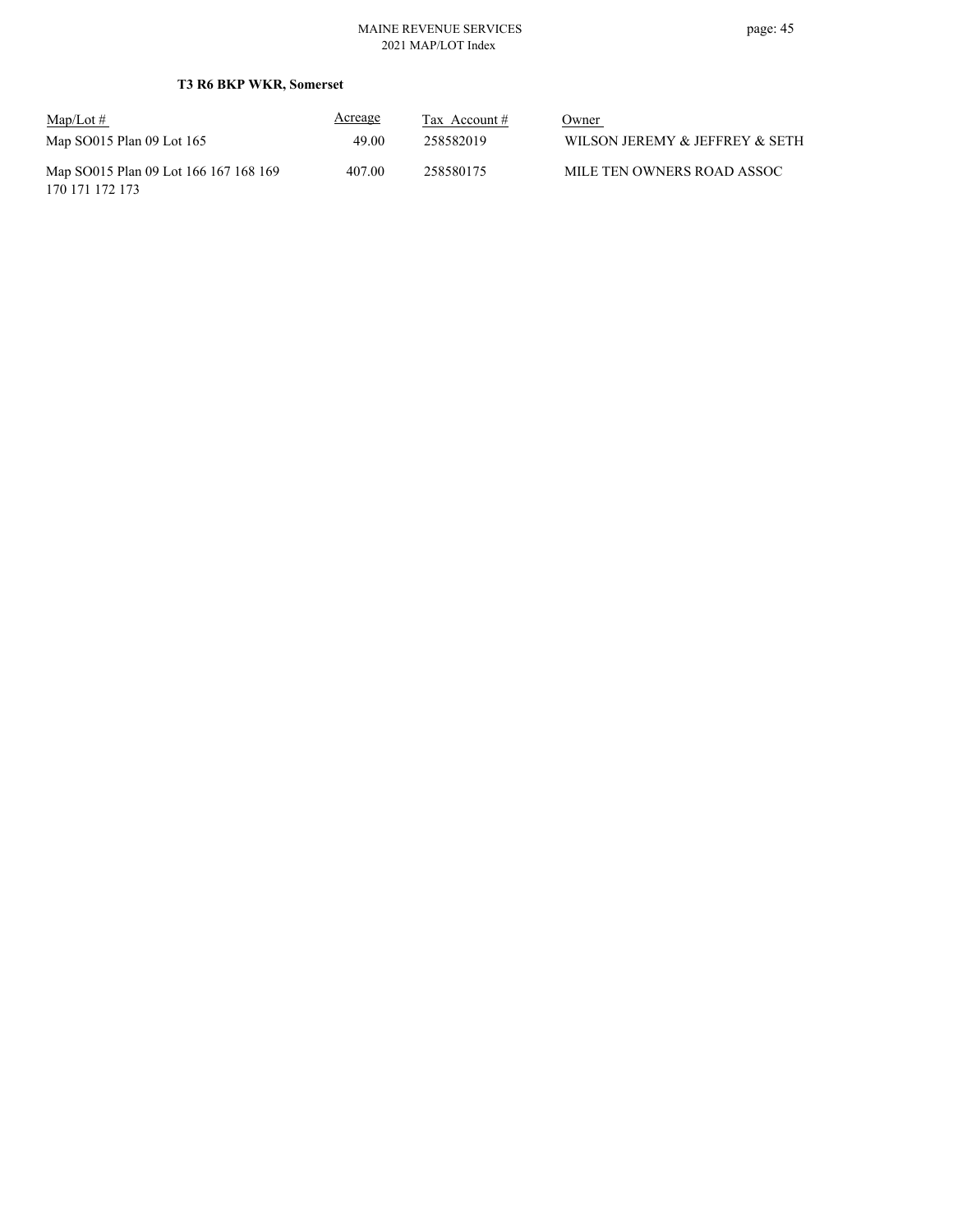**T3 R6 BKP WKR, Somerset**

| Map/Lot # | Acreage | Tax Account # | Owner |
|---|---|---|---|
| Map SO015 Plan 09 Lot 165 | 49.00 | 258582019 | WILSON JEREMY & JEFFREY & SETH |
| Map SO015 Plan 09 Lot 166 167 168 169 170 171 172 173 | 407.00 | 258580175 | MILE TEN OWNERS ROAD ASSOC |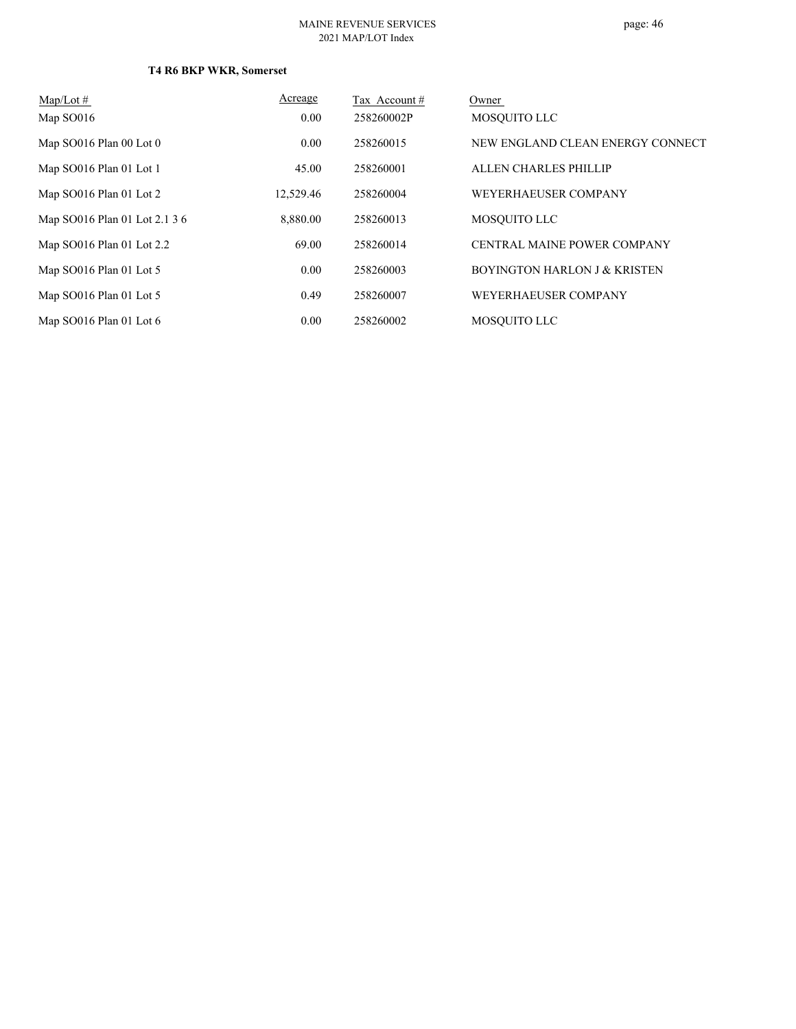**T4 R6 BKP WKR, Somerset**

| Map/Lot # | Acreage | Tax Account # | Owner |
|---|---|---|---|
| Map SO016 | 0.00 | 258260002P | MOSQUITO LLC |
| Map SO016 Plan 00 Lot 0 | 0.00 | 258260015 | NEW ENGLAND CLEAN ENERGY CONNECT |
| Map SO016 Plan 01 Lot 1 | 45.00 | 258260001 | ALLEN CHARLES PHILLIP |
| Map SO016 Plan 01 Lot 2 | 12,529.46 | 258260004 | WEYERHAEUSER COMPANY |
| Map SO016 Plan 01 Lot 2.1 3 6 | 8,880.00 | 258260013 | MOSQUITO LLC |
| Map SO016 Plan 01 Lot 2.2 | 69.00 | 258260014 | CENTRAL MAINE POWER COMPANY |
| Map SO016 Plan 01 Lot 5 | 0.00 | 258260003 | BOYINGTON HARLON J & KRISTEN |
| Map SO016 Plan 01 Lot 5 | 0.49 | 258260007 | WEYERHAEUSER COMPANY |
| Map SO016 Plan 01 Lot 6 | 0.00 | 258260002 | MOSQUITO LLC |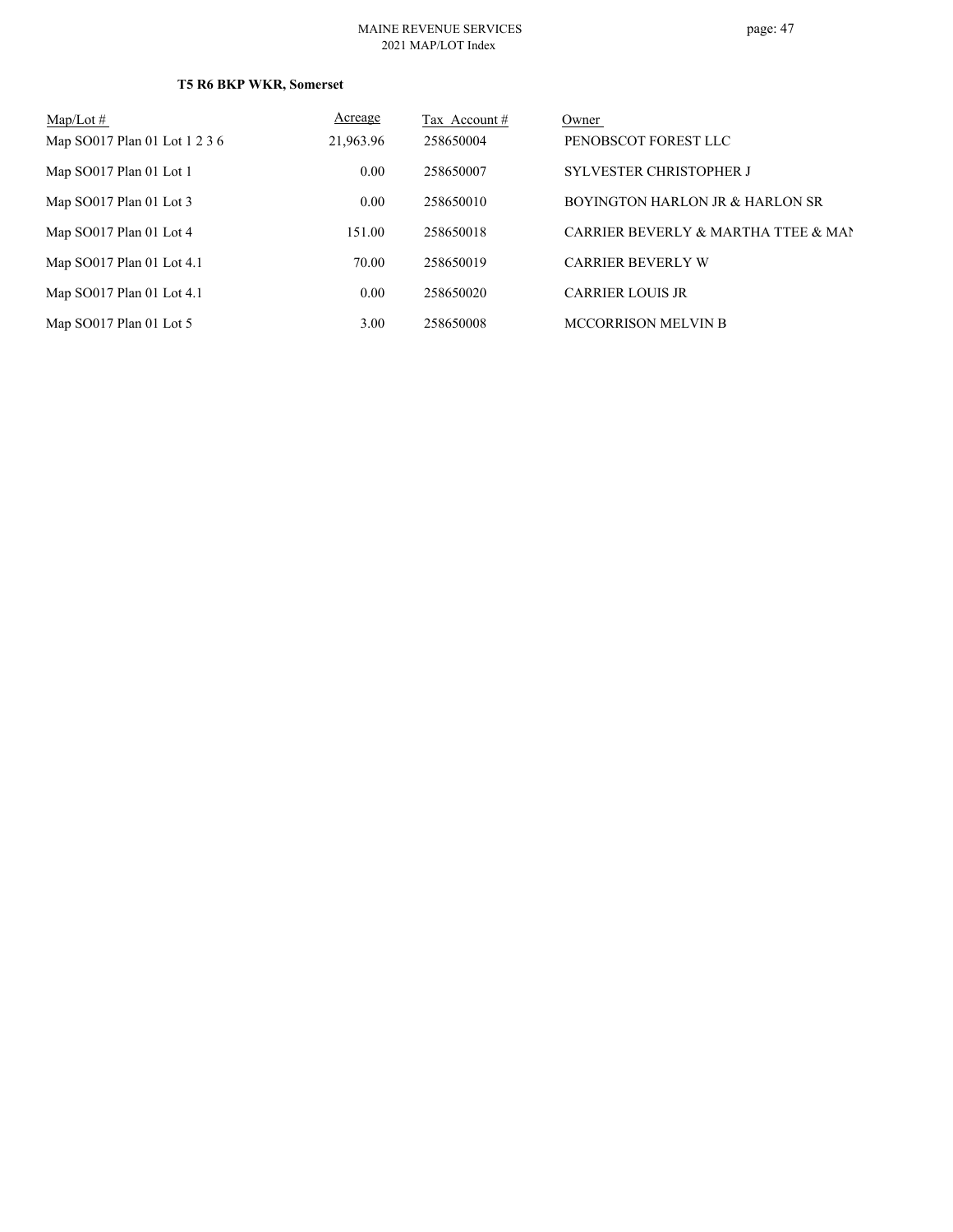**T5 R6 BKP WKR, Somerset**

| Map/Lot # | Acreage | Tax Account # | Owner |
|---|---|---|---|
| Map SO017 Plan 01 Lot 1 2 3 6 | 21,963.96 | 258650004 | PENOBSCOT FOREST LLC |
| Map SO017 Plan 01 Lot 1 | 0.00 | 258650007 | SYLVESTER CHRISTOPHER J |
| Map SO017 Plan 01 Lot 3 | 0.00 | 258650010 | BOYINGTON HARLON JR & HARLON SR |
| Map SO017 Plan 01 Lot 4 | 151.00 | 258650018 | CARRIER BEVERLY & MARTHA TTEE & MAI |
| Map SO017 Plan 01 Lot 4.1 | 70.00 | 258650019 | CARRIER BEVERLY W |
| Map SO017 Plan 01 Lot 4.1 | 0.00 | 258650020 | CARRIER LOUIS JR |
| Map SO017 Plan 01 Lot 5 | 3.00 | 258650008 | MCCORRISON MELVIN B |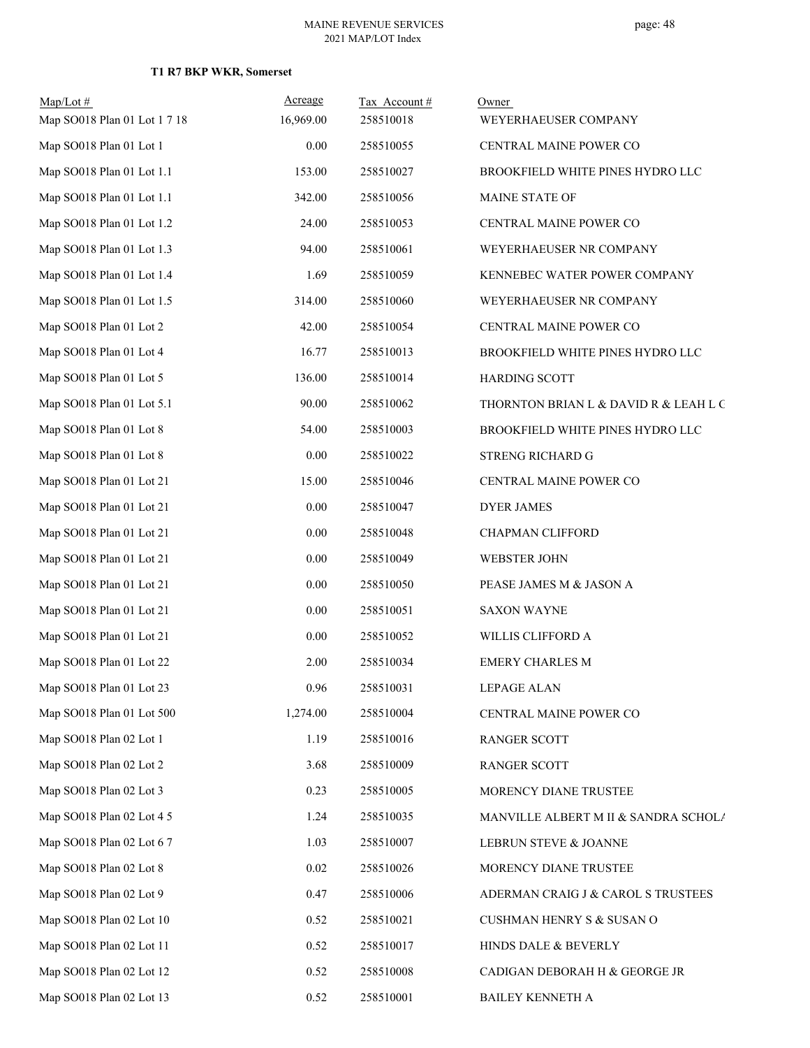### T1 R7 BKP WKR, Somerset

| Map/Lot # | Acreage | Tax Account # | Owner |
|---|---|---|---|
| Map SO018 Plan 01 Lot 1 7 18 | 16,969.00 | 258510018 | WEYERHAEUSER COMPANY |
| Map SO018 Plan 01 Lot 1 | 0.00 | 258510055 | CENTRAL MAINE POWER CO |
| Map SO018 Plan 01 Lot 1.1 | 153.00 | 258510027 | BROOKFIELD WHITE PINES HYDRO LLC |
| Map SO018 Plan 01 Lot 1.1 | 342.00 | 258510056 | MAINE STATE OF |
| Map SO018 Plan 01 Lot 1.2 | 24.00 | 258510053 | CENTRAL MAINE POWER CO |
| Map SO018 Plan 01 Lot 1.3 | 94.00 | 258510061 | WEYERHAEUSER NR COMPANY |
| Map SO018 Plan 01 Lot 1.4 | 1.69 | 258510059 | KENNEBEC WATER POWER COMPANY |
| Map SO018 Plan 01 Lot 1.5 | 314.00 | 258510060 | WEYERHAEUSER NR COMPANY |
| Map SO018 Plan 01 Lot 2 | 42.00 | 258510054 | CENTRAL MAINE POWER CO |
| Map SO018 Plan 01 Lot 4 | 16.77 | 258510013 | BROOKFIELD WHITE PINES HYDRO LLC |
| Map SO018 Plan 01 Lot 5 | 136.00 | 258510014 | HARDING SCOTT |
| Map SO018 Plan 01 Lot 5.1 | 90.00 | 258510062 | THORNTON BRIAN L & DAVID R & LEAH L C |
| Map SO018 Plan 01 Lot 8 | 54.00 | 258510003 | BROOKFIELD WHITE PINES HYDRO LLC |
| Map SO018 Plan 01 Lot 8 | 0.00 | 258510022 | STRENG RICHARD G |
| Map SO018 Plan 01 Lot 21 | 15.00 | 258510046 | CENTRAL MAINE POWER CO |
| Map SO018 Plan 01 Lot 21 | 0.00 | 258510047 | DYER JAMES |
| Map SO018 Plan 01 Lot 21 | 0.00 | 258510048 | CHAPMAN CLIFFORD |
| Map SO018 Plan 01 Lot 21 | 0.00 | 258510049 | WEBSTER JOHN |
| Map SO018 Plan 01 Lot 21 | 0.00 | 258510050 | PEASE JAMES M & JASON A |
| Map SO018 Plan 01 Lot 21 | 0.00 | 258510051 | SAXON WAYNE |
| Map SO018 Plan 01 Lot 21 | 0.00 | 258510052 | WILLIS CLIFFORD A |
| Map SO018 Plan 01 Lot 22 | 2.00 | 258510034 | EMERY CHARLES M |
| Map SO018 Plan 01 Lot 23 | 0.96 | 258510031 | LEPAGE ALAN |
| Map SO018 Plan 01 Lot 500 | 1,274.00 | 258510004 | CENTRAL MAINE POWER CO |
| Map SO018 Plan 02 Lot 1 | 1.19 | 258510016 | RANGER SCOTT |
| Map SO018 Plan 02 Lot 2 | 3.68 | 258510009 | RANGER SCOTT |
| Map SO018 Plan 02 Lot 3 | 0.23 | 258510005 | MORENCY DIANE TRUSTEE |
| Map SO018 Plan 02 Lot 4 5 | 1.24 | 258510035 | MANVILLE ALBERT M II & SANDRA SCHOLA |
| Map SO018 Plan 02 Lot 6 7 | 1.03 | 258510007 | LEBRUN STEVE & JOANNE |
| Map SO018 Plan 02 Lot 8 | 0.02 | 258510026 | MORENCY DIANE TRUSTEE |
| Map SO018 Plan 02 Lot 9 | 0.47 | 258510006 | ADERMAN CRAIG J & CAROL S TRUSTEES |
| Map SO018 Plan 02 Lot 10 | 0.52 | 258510021 | CUSHMAN HENRY S & SUSAN O |
| Map SO018 Plan 02 Lot 11 | 0.52 | 258510017 | HINDS DALE & BEVERLY |
| Map SO018 Plan 02 Lot 12 | 0.52 | 258510008 | CADIGAN DEBORAH H & GEORGE JR |
| Map SO018 Plan 02 Lot 13 | 0.52 | 258510001 | BAILEY KENNETH A |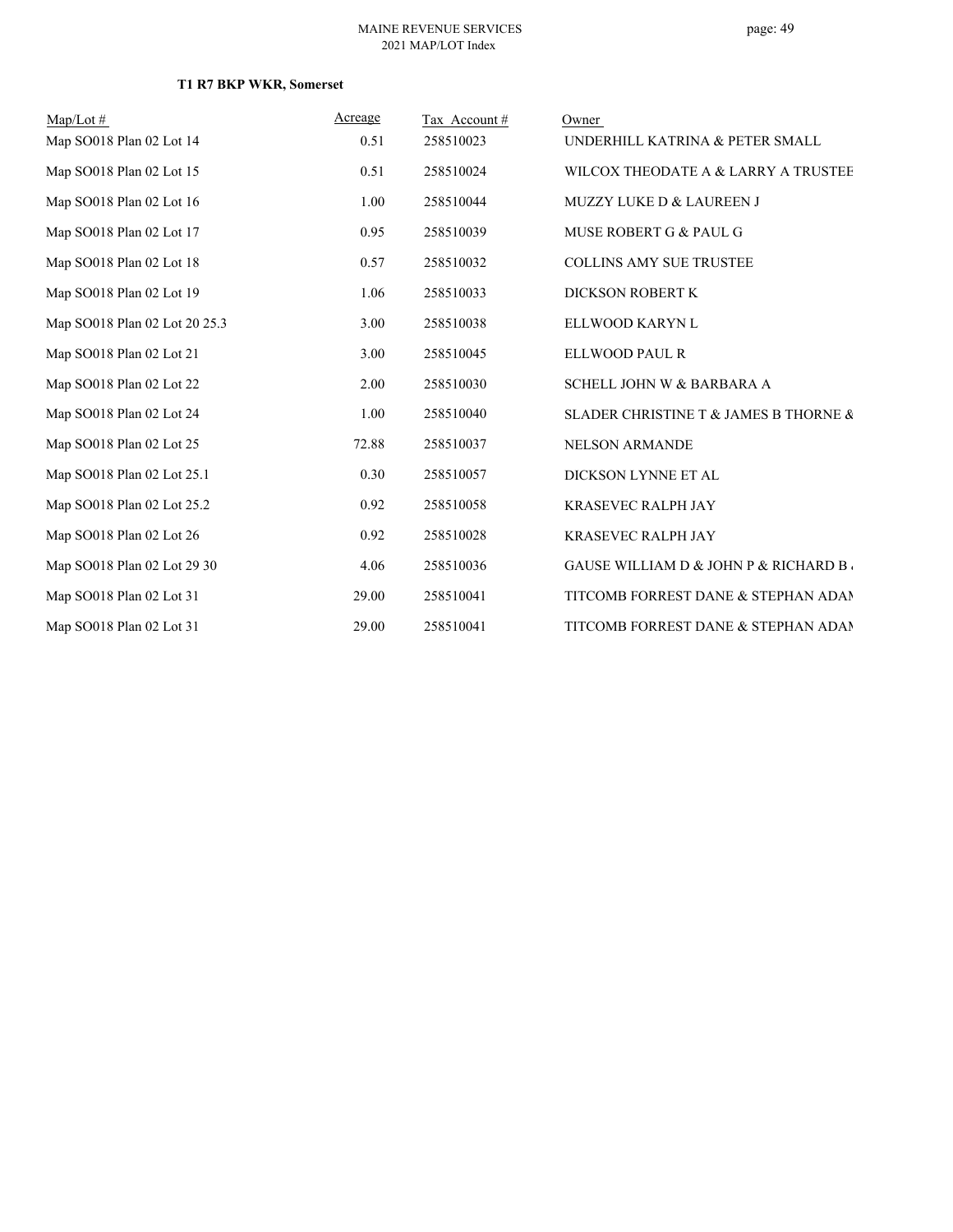**T1 R7 BKP WKR, Somerset**

| Map/Lot # | Acreage | Tax Account # | Owner |
|---|---|---|---|
| Map SO018 Plan 02 Lot 14 | 0.51 | 258510023 | UNDERHILL KATRINA & PETER SMALL |
| Map SO018 Plan 02 Lot 15 | 0.51 | 258510024 | WILCOX THEODATE A & LARRY A TRUSTEE |
| Map SO018 Plan 02 Lot 16 | 1.00 | 258510044 | MUZZY LUKE D & LAUREEN J |
| Map SO018 Plan 02 Lot 17 | 0.95 | 258510039 | MUSE ROBERT G & PAUL G |
| Map SO018 Plan 02 Lot 18 | 0.57 | 258510032 | COLLINS AMY SUE TRUSTEE |
| Map SO018 Plan 02 Lot 19 | 1.06 | 258510033 | DICKSON ROBERT K |
| Map SO018 Plan 02 Lot 20 25.3 | 3.00 | 258510038 | ELLWOOD KARYN L |
| Map SO018 Plan 02 Lot 21 | 3.00 | 258510045 | ELLWOOD PAUL R |
| Map SO018 Plan 02 Lot 22 | 2.00 | 258510030 | SCHELL JOHN W & BARBARA A |
| Map SO018 Plan 02 Lot 24 | 1.00 | 258510040 | SLADER CHRISTINE T & JAMES B THORNE & |
| Map SO018 Plan 02 Lot 25 | 72.88 | 258510037 | NELSON ARMANDE |
| Map SO018 Plan 02 Lot 25.1 | 0.30 | 258510057 | DICKSON LYNNE ET AL |
| Map SO018 Plan 02 Lot 25.2 | 0.92 | 258510058 | KRASEVEC RALPH JAY |
| Map SO018 Plan 02 Lot 26 | 0.92 | 258510028 | KRASEVEC RALPH JAY |
| Map SO018 Plan 02 Lot 29 30 | 4.06 | 258510036 | GAUSE WILLIAM D & JOHN P & RICHARD B |
| Map SO018 Plan 02 Lot 31 | 29.00 | 258510041 | TITCOMB FORREST DANE & STEPHAN ADAM |
| Map SO018 Plan 02 Lot 31 | 29.00 | 258510041 | TITCOMB FORREST DANE & STEPHAN ADAM |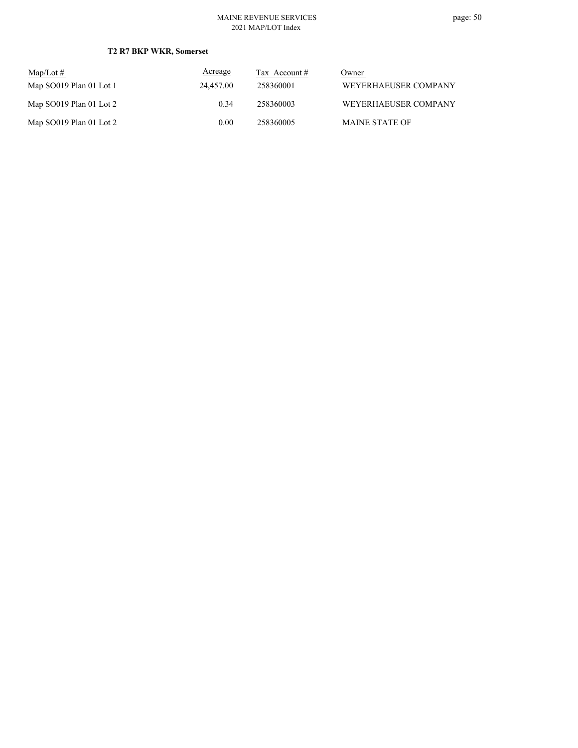**T2 R7 BKP WKR, Somerset**

| Map/Lot # | Acreage | Tax Account # | Owner |
|---|---|---|---|
| Map SO019 Plan 01 Lot 1 | 24,457.00 | 258360001 | WEYERHAEUSER COMPANY |
| Map SO019 Plan 01 Lot 2 | 0.34 | 258360003 | WEYERHAEUSER COMPANY |
| Map SO019 Plan 01 Lot 2 | 0.00 | 258360005 | MAINE STATE OF |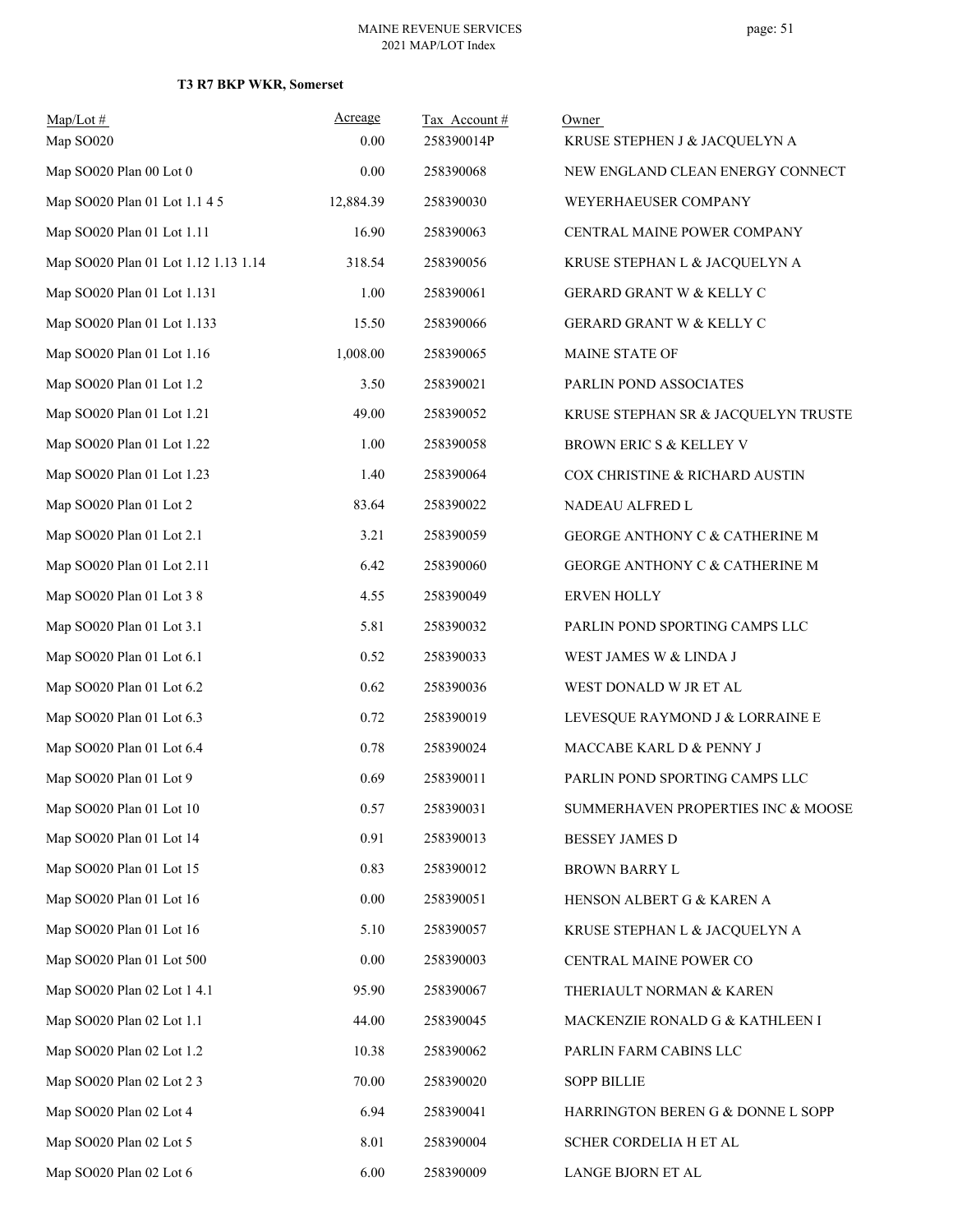### T3 R7 BKP WKR, Somerset

| Map/Lot # | Acreage | Tax Account # | Owner |
|---|---|---|---|
| Map SO020 | 0.00 | 258390014P | KRUSE STEPHEN J & JACQUELYN A |
| Map SO020 Plan 00 Lot 0 | 0.00 | 258390068 | NEW ENGLAND CLEAN ENERGY CONNECT |
| Map SO020 Plan 01 Lot 1.1 4 5 | 12,884.39 | 258390030 | WEYERHAEUSER COMPANY |
| Map SO020 Plan 01 Lot 1.11 | 16.90 | 258390063 | CENTRAL MAINE POWER COMPANY |
| Map SO020 Plan 01 Lot 1.12 1.13 1.14 | 318.54 | 258390056 | KRUSE STEPHAN L & JACQUELYN A |
| Map SO020 Plan 01 Lot 1.131 | 1.00 | 258390061 | GERARD GRANT W & KELLY C |
| Map SO020 Plan 01 Lot 1.133 | 15.50 | 258390066 | GERARD GRANT W & KELLY C |
| Map SO020 Plan 01 Lot 1.16 | 1,008.00 | 258390065 | MAINE STATE OF |
| Map SO020 Plan 01 Lot 1.2 | 3.50 | 258390021 | PARLIN POND ASSOCIATES |
| Map SO020 Plan 01 Lot 1.21 | 49.00 | 258390052 | KRUSE STEPHAN SR & JACQUELYN TRUSTE |
| Map SO020 Plan 01 Lot 1.22 | 1.00 | 258390058 | BROWN ERIC S & KELLEY V |
| Map SO020 Plan 01 Lot 1.23 | 1.40 | 258390064 | COX CHRISTINE & RICHARD AUSTIN |
| Map SO020 Plan 01 Lot 2 | 83.64 | 258390022 | NADEAU ALFRED L |
| Map SO020 Plan 01 Lot 2.1 | 3.21 | 258390059 | GEORGE ANTHONY C & CATHERINE M |
| Map SO020 Plan 01 Lot 2.11 | 6.42 | 258390060 | GEORGE ANTHONY C & CATHERINE M |
| Map SO020 Plan 01 Lot 3 8 | 4.55 | 258390049 | ERVEN HOLLY |
| Map SO020 Plan 01 Lot 3.1 | 5.81 | 258390032 | PARLIN POND SPORTING CAMPS LLC |
| Map SO020 Plan 01 Lot 6.1 | 0.52 | 258390033 | WEST JAMES W & LINDA J |
| Map SO020 Plan 01 Lot 6.2 | 0.62 | 258390036 | WEST DONALD W JR ET AL |
| Map SO020 Plan 01 Lot 6.3 | 0.72 | 258390019 | LEVESQUE RAYMOND J & LORRAINE E |
| Map SO020 Plan 01 Lot 6.4 | 0.78 | 258390024 | MACCABE KARL D & PENNY J |
| Map SO020 Plan 01 Lot 9 | 0.69 | 258390011 | PARLIN POND SPORTING CAMPS LLC |
| Map SO020 Plan 01 Lot 10 | 0.57 | 258390031 | SUMMERHAVEN PROPERTIES INC & MOOSE |
| Map SO020 Plan 01 Lot 14 | 0.91 | 258390013 | BESSEY JAMES D |
| Map SO020 Plan 01 Lot 15 | 0.83 | 258390012 | BROWN BARRY L |
| Map SO020 Plan 01 Lot 16 | 0.00 | 258390051 | HENSON ALBERT G & KAREN A |
| Map SO020 Plan 01 Lot 16 | 5.10 | 258390057 | KRUSE STEPHAN L & JACQUELYN A |
| Map SO020 Plan 01 Lot 500 | 0.00 | 258390003 | CENTRAL MAINE POWER CO |
| Map SO020 Plan 02 Lot 1 4.1 | 95.90 | 258390067 | THERIAULT NORMAN & KAREN |
| Map SO020 Plan 02 Lot 1.1 | 44.00 | 258390045 | MACKENZIE RONALD G & KATHLEEN I |
| Map SO020 Plan 02 Lot 1.2 | 10.38 | 258390062 | PARLIN FARM CABINS LLC |
| Map SO020 Plan 02 Lot 2 3 | 70.00 | 258390020 | SOPP BILLIE |
| Map SO020 Plan 02 Lot 4 | 6.94 | 258390041 | HARRINGTON BEREN G & DONNE L SOPP |
| Map SO020 Plan 02 Lot 5 | 8.01 | 258390004 | SCHER CORDELIA H ET AL |
| Map SO020 Plan 02 Lot 6 | 6.00 | 258390009 | LANGE BJORN ET AL |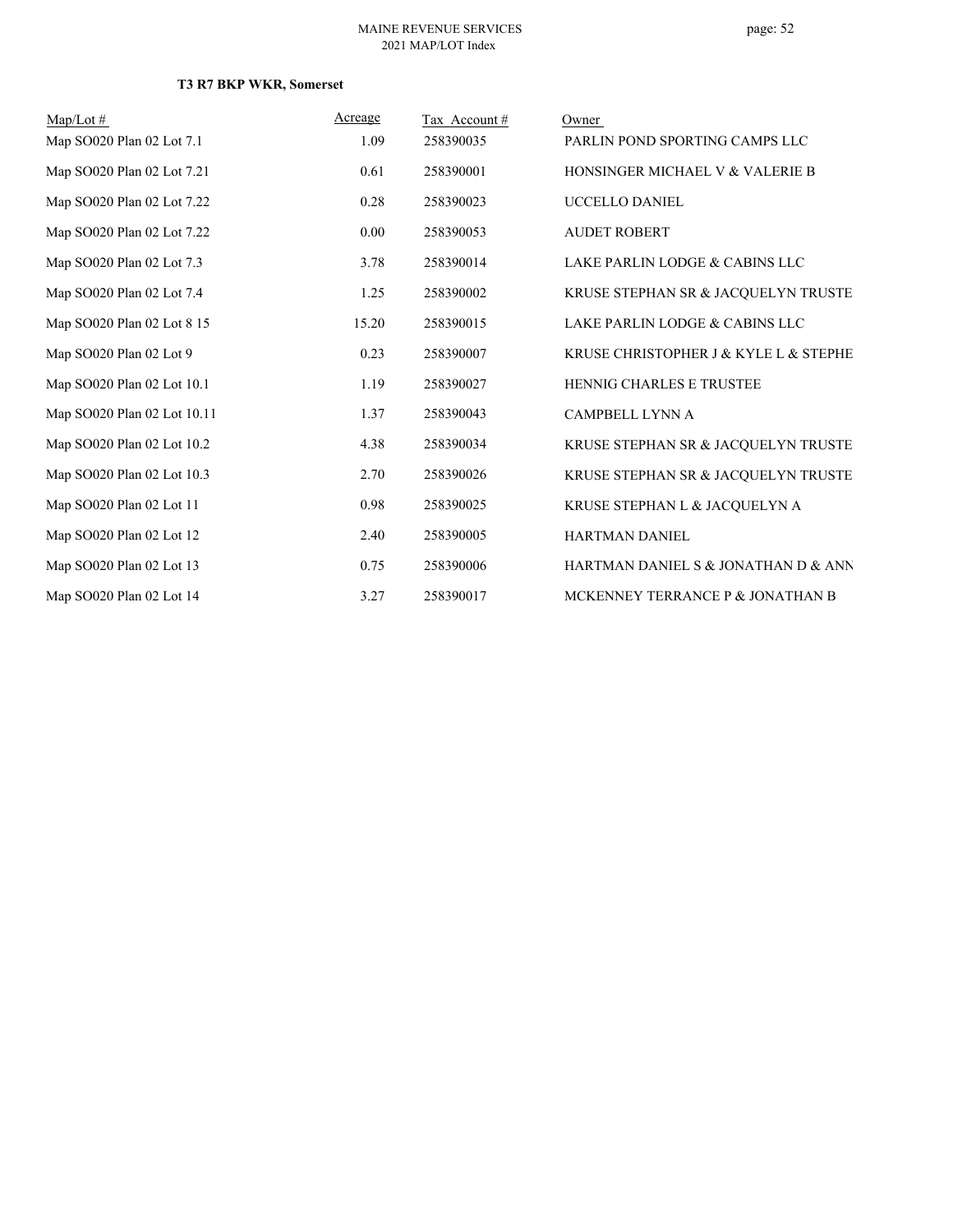**T3 R7 BKP WKR, Somerset**

| Map/Lot # | Acreage | Tax Account # | Owner |
|---|---|---|---|
| Map SO020 Plan 02 Lot 7.1 | 1.09 | 258390035 | PARLIN POND SPORTING CAMPS LLC |
| Map SO020 Plan 02 Lot 7.21 | 0.61 | 258390001 | HONSINGER MICHAEL V & VALERIE B |
| Map SO020 Plan 02 Lot 7.22 | 0.28 | 258390023 | UCCELLO DANIEL |
| Map SO020 Plan 02 Lot 7.22 | 0.00 | 258390053 | AUDET ROBERT |
| Map SO020 Plan 02 Lot 7.3 | 3.78 | 258390014 | LAKE PARLIN LODGE & CABINS LLC |
| Map SO020 Plan 02 Lot 7.4 | 1.25 | 258390002 | KRUSE STEPHAN SR & JACQUELYN TRUSTE |
| Map SO020 Plan 02 Lot 8 15 | 15.20 | 258390015 | LAKE PARLIN LODGE & CABINS LLC |
| Map SO020 Plan 02 Lot 9 | 0.23 | 258390007 | KRUSE CHRISTOPHER J & KYLE L & STEPHE |
| Map SO020 Plan 02 Lot 10.1 | 1.19 | 258390027 | HENNIG CHARLES E TRUSTEE |
| Map SO020 Plan 02 Lot 10.11 | 1.37 | 258390043 | CAMPBELL LYNN A |
| Map SO020 Plan 02 Lot 10.2 | 4.38 | 258390034 | KRUSE STEPHAN SR & JACQUELYN TRUSTE |
| Map SO020 Plan 02 Lot 10.3 | 2.70 | 258390026 | KRUSE STEPHAN SR & JACQUELYN TRUSTE |
| Map SO020 Plan 02 Lot 11 | 0.98 | 258390025 | KRUSE STEPHAN L & JACQUELYN A |
| Map SO020 Plan 02 Lot 12 | 2.40 | 258390005 | HARTMAN DANIEL |
| Map SO020 Plan 02 Lot 13 | 0.75 | 258390006 | HARTMAN DANIEL S & JONATHAN D & ANN |
| Map SO020 Plan 02 Lot 14 | 3.27 | 258390017 | MCKENNEY TERRANCE P & JONATHAN B |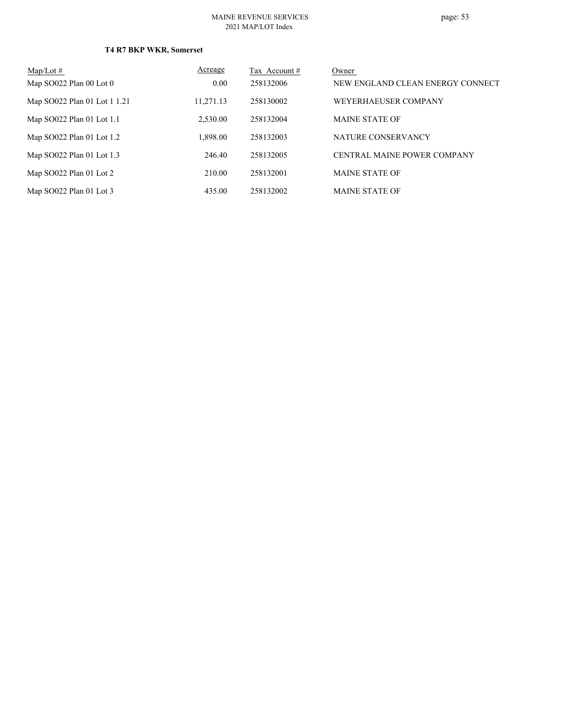### T4 R7 BKP WKR, Somerset

| Map/Lot # | Acreage | Tax Account # | Owner |
|---|---|---|---|
| Map SO022 Plan 00 Lot 0 | 0.00 | 258132006 | NEW ENGLAND CLEAN ENERGY CONNECT |
| Map SO022 Plan 01 Lot 1 1.21 | 11,271.13 | 258130002 | WEYERHAEUSER COMPANY |
| Map SO022 Plan 01 Lot 1.1 | 2,530.00 | 258132004 | MAINE STATE OF |
| Map SO022 Plan 01 Lot 1.2 | 1,898.00 | 258132003 | NATURE CONSERVANCY |
| Map SO022 Plan 01 Lot 1.3 | 246.40 | 258132005 | CENTRAL MAINE POWER COMPANY |
| Map SO022 Plan 01 Lot 2 | 210.00 | 258132001 | MAINE STATE OF |
| Map SO022 Plan 01 Lot 3 | 435.00 | 258132002 | MAINE STATE OF |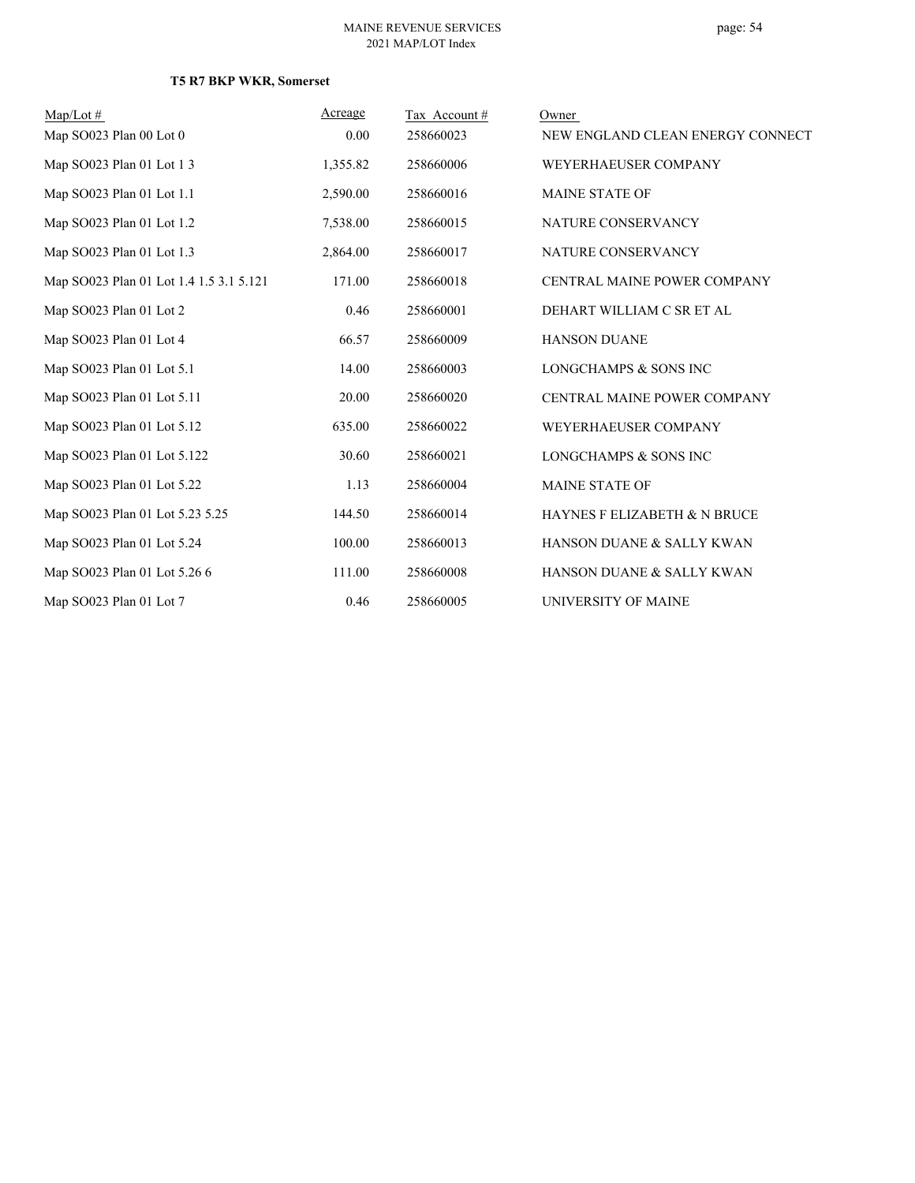**T5 R7 BKP WKR, Somerset**

| Map/Lot # | Acreage | Tax Account # | Owner |
|---|---|---|---|
| Map SO023 Plan 00 Lot 0 | 0.00 | 258660023 | NEW ENGLAND CLEAN ENERGY CONNECT |
| Map SO023 Plan 01 Lot 1 3 | 1,355.82 | 258660006 | WEYERHAEUSER COMPANY |
| Map SO023 Plan 01 Lot 1.1 | 2,590.00 | 258660016 | MAINE STATE OF |
| Map SO023 Plan 01 Lot 1.2 | 7,538.00 | 258660015 | NATURE CONSERVANCY |
| Map SO023 Plan 01 Lot 1.3 | 2,864.00 | 258660017 | NATURE CONSERVANCY |
| Map SO023 Plan 01 Lot 1.4 1.5 3.1 5.121 | 171.00 | 258660018 | CENTRAL MAINE POWER COMPANY |
| Map SO023 Plan 01 Lot 2 | 0.46 | 258660001 | DEHART WILLIAM C SR ET AL |
| Map SO023 Plan 01 Lot 4 | 66.57 | 258660009 | HANSON DUANE |
| Map SO023 Plan 01 Lot 5.1 | 14.00 | 258660003 | LONGCHAMPS & SONS INC |
| Map SO023 Plan 01 Lot 5.11 | 20.00 | 258660020 | CENTRAL MAINE POWER COMPANY |
| Map SO023 Plan 01 Lot 5.12 | 635.00 | 258660022 | WEYERHAEUSER COMPANY |
| Map SO023 Plan 01 Lot 5.122 | 30.60 | 258660021 | LONGCHAMPS & SONS INC |
| Map SO023 Plan 01 Lot 5.22 | 1.13 | 258660004 | MAINE STATE OF |
| Map SO023 Plan 01 Lot 5.23 5.25 | 144.50 | 258660014 | HAYNES F ELIZABETH & N BRUCE |
| Map SO023 Plan 01 Lot 5.24 | 100.00 | 258660013 | HANSON DUANE & SALLY KWAN |
| Map SO023 Plan 01 Lot 5.26 6 | 111.00 | 258660008 | HANSON DUANE & SALLY KWAN |
| Map SO023 Plan 01 Lot 7 | 0.46 | 258660005 | UNIVERSITY OF MAINE |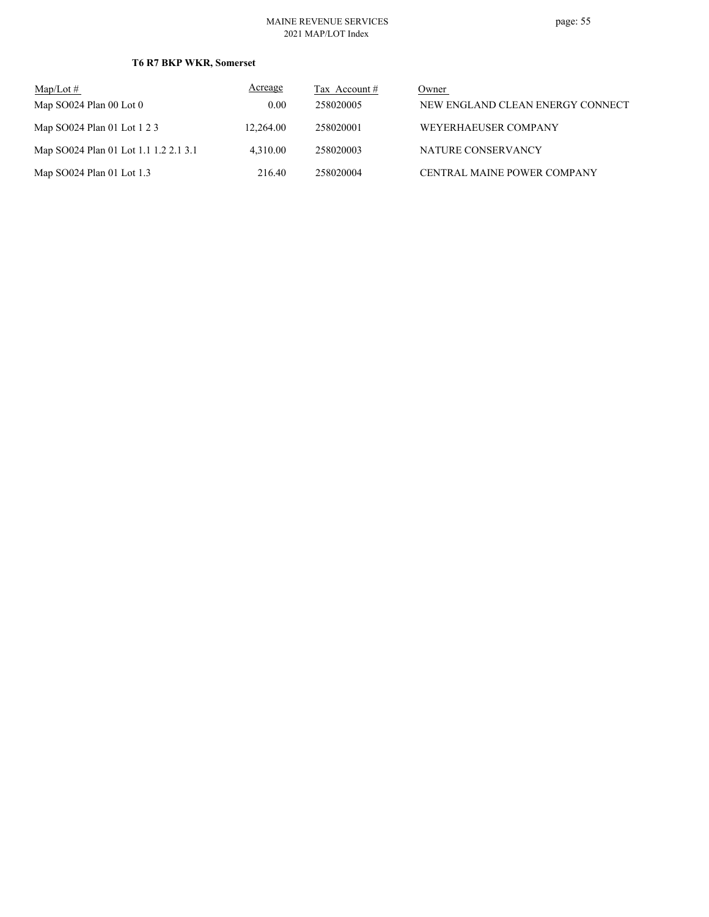**T6 R7 BKP WKR, Somerset**

| Map/Lot # | Acreage | Tax Account # | Owner |
|---|---|---|---|
| Map SO024 Plan 00 Lot 0 | 0.00 | 258020005 | NEW ENGLAND CLEAN ENERGY CONNECT |
| Map SO024 Plan 01 Lot 1 2 3 | 12,264.00 | 258020001 | WEYERHAEUSER COMPANY |
| Map SO024 Plan 01 Lot 1.1 1.2 2.1 3.1 | 4,310.00 | 258020003 | NATURE CONSERVANCY |
| Map SO024 Plan 01 Lot 1.3 | 216.40 | 258020004 | CENTRAL MAINE POWER COMPANY |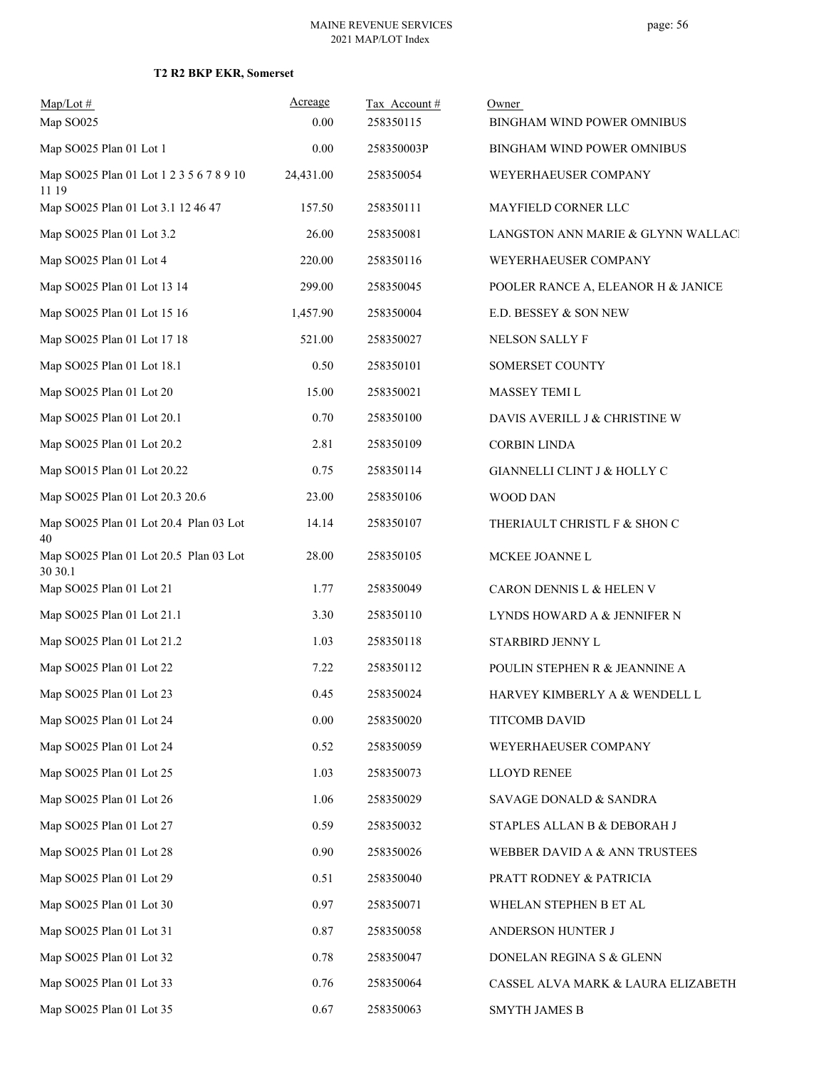**T2 R2 BKP EKR, Somerset**

| Map/Lot # | Acreage | Tax Account # | Owner |
|---|---|---|---|
| Map SO025 | 0.00 | 258350115 | BINGHAM WIND POWER OMNIBUS |
| Map SO025 Plan 01 Lot 1 | 0.00 | 258350003P | BINGHAM WIND POWER OMNIBUS |
| Map SO025 Plan 01 Lot 1 2 3 5 6 7 8 9 10 11 19 | 24,431.00 | 258350054 | WEYERHAEUSER COMPANY |
| Map SO025 Plan 01 Lot 3.1 12 46 47 | 157.50 | 258350111 | MAYFIELD CORNER LLC |
| Map SO025 Plan 01 Lot 3.2 | 26.00 | 258350081 | LANGSTON ANN MARIE & GLYNN WALLACI |
| Map SO025 Plan 01 Lot 4 | 220.00 | 258350116 | WEYERHAEUSER COMPANY |
| Map SO025 Plan 01 Lot 13 14 | 299.00 | 258350045 | POOLER RANCE A, ELEANOR H & JANICE |
| Map SO025 Plan 01 Lot 15 16 | 1,457.90 | 258350004 | E.D. BESSEY & SON NEW |
| Map SO025 Plan 01 Lot 17 18 | 521.00 | 258350027 | NELSON SALLY F |
| Map SO025 Plan 01 Lot 18.1 | 0.50 | 258350101 | SOMERSET COUNTY |
| Map SO025 Plan 01 Lot 20 | 15.00 | 258350021 | MASSEY TEMI L |
| Map SO025 Plan 01 Lot 20.1 | 0.70 | 258350100 | DAVIS AVERILL J & CHRISTINE W |
| Map SO025 Plan 01 Lot 20.2 | 2.81 | 258350109 | CORBIN LINDA |
| Map SO015 Plan 01 Lot 20.22 | 0.75 | 258350114 | GIANNELLI CLINT J & HOLLY C |
| Map SO025 Plan 01 Lot 20.3 20.6 | 23.00 | 258350106 | WOOD DAN |
| Map SO025 Plan 01 Lot 20.4 Plan 03 Lot 40 | 14.14 | 258350107 | THERIAULT CHRISTL F & SHON C |
| Map SO025 Plan 01 Lot 20.5 Plan 03 Lot 30 30.1 | 28.00 | 258350105 | MCKEE JOANNE L |
| Map SO025 Plan 01 Lot 21 | 1.77 | 258350049 | CARON DENNIS L & HELEN V |
| Map SO025 Plan 01 Lot 21.1 | 3.30 | 258350110 | LYNDS HOWARD A & JENNIFER N |
| Map SO025 Plan 01 Lot 21.2 | 1.03 | 258350118 | STARBIRD JENNY L |
| Map SO025 Plan 01 Lot 22 | 7.22 | 258350112 | POULIN STEPHEN R & JEANNINE A |
| Map SO025 Plan 01 Lot 23 | 0.45 | 258350024 | HARVEY KIMBERLY A & WENDELL L |
| Map SO025 Plan 01 Lot 24 | 0.00 | 258350020 | TITCOMB DAVID |
| Map SO025 Plan 01 Lot 24 | 0.52 | 258350059 | WEYERHAEUSER COMPANY |
| Map SO025 Plan 01 Lot 25 | 1.03 | 258350073 | LLOYD RENEE |
| Map SO025 Plan 01 Lot 26 | 1.06 | 258350029 | SAVAGE DONALD & SANDRA |
| Map SO025 Plan 01 Lot 27 | 0.59 | 258350032 | STAPLES ALLAN B & DEBORAH J |
| Map SO025 Plan 01 Lot 28 | 0.90 | 258350026 | WEBBER DAVID A & ANN TRUSTEES |
| Map SO025 Plan 01 Lot 29 | 0.51 | 258350040 | PRATT RODNEY & PATRICIA |
| Map SO025 Plan 01 Lot 30 | 0.97 | 258350071 | WHELAN STEPHEN B ET AL |
| Map SO025 Plan 01 Lot 31 | 0.87 | 258350058 | ANDERSON HUNTER J |
| Map SO025 Plan 01 Lot 32 | 0.78 | 258350047 | DONELAN REGINA S & GLENN |
| Map SO025 Plan 01 Lot 33 | 0.76 | 258350064 | CASSEL ALVA MARK & LAURA ELIZABETH |
| Map SO025 Plan 01 Lot 35 | 0.67 | 258350063 | SMYTH JAMES B |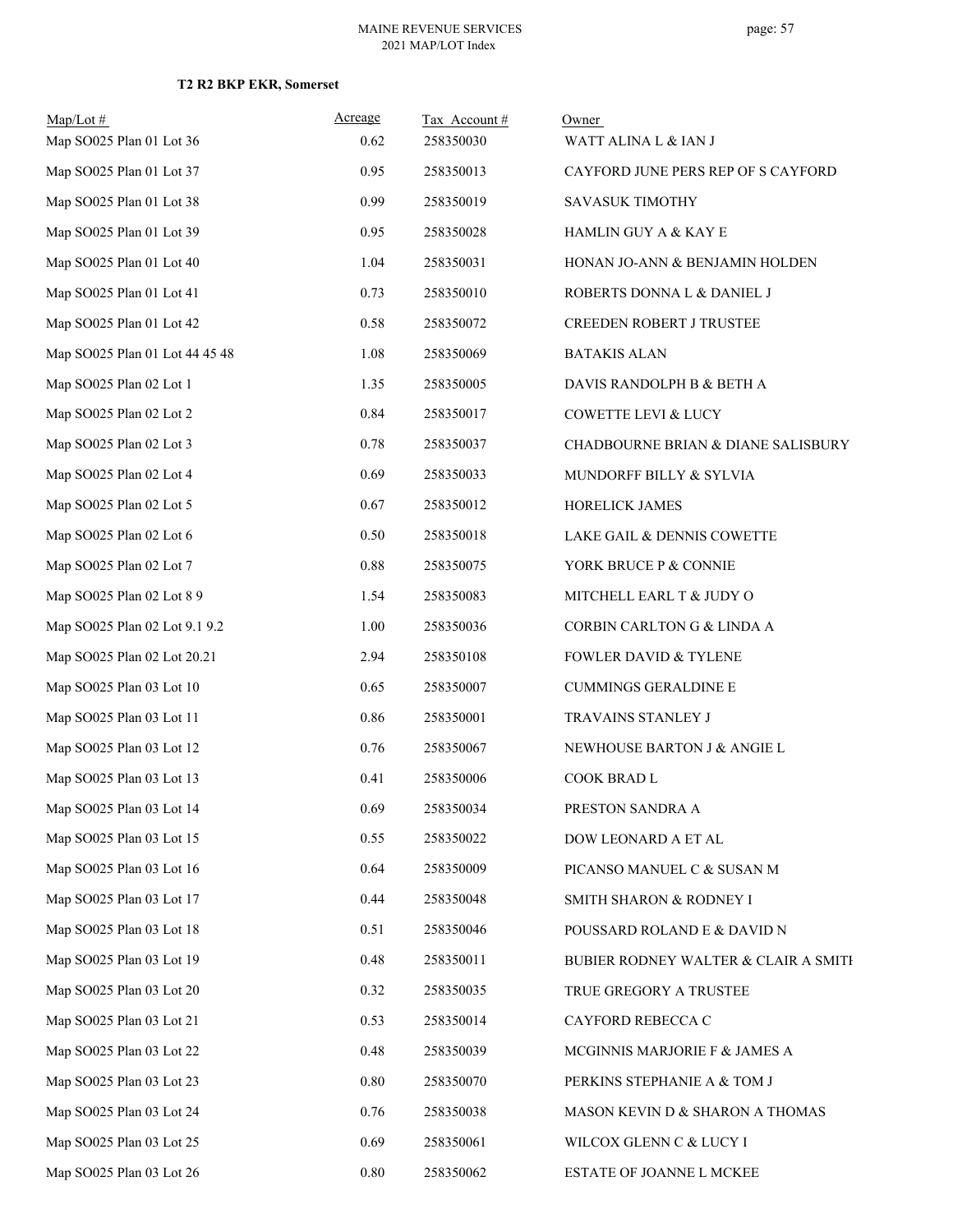**T2 R2 BKP EKR, Somerset**

| Map/Lot # | Acreage | Tax Account # | Owner |
|---|---|---|---|
| Map SO025 Plan 01 Lot 36 | 0.62 | 258350030 | WATT ALINA L & IAN J |
| Map SO025 Plan 01 Lot 37 | 0.95 | 258350013 | CAYFORD JUNE PERS REP OF S CAYFORD |
| Map SO025 Plan 01 Lot 38 | 0.99 | 258350019 | SAVASUK TIMOTHY |
| Map SO025 Plan 01 Lot 39 | 0.95 | 258350028 | HAMLIN GUY A & KAY E |
| Map SO025 Plan 01 Lot 40 | 1.04 | 258350031 | HONAN JO-ANN & BENJAMIN HOLDEN |
| Map SO025 Plan 01 Lot 41 | 0.73 | 258350010 | ROBERTS DONNA L & DANIEL J |
| Map SO025 Plan 01 Lot 42 | 0.58 | 258350072 | CREEDEN ROBERT J TRUSTEE |
| Map SO025 Plan 01 Lot 44 45 48 | 1.08 | 258350069 | BATAKIS ALAN |
| Map SO025 Plan 02 Lot 1 | 1.35 | 258350005 | DAVIS RANDOLPH B & BETH A |
| Map SO025 Plan 02 Lot 2 | 0.84 | 258350017 | COWETTE LEVI & LUCY |
| Map SO025 Plan 02 Lot 3 | 0.78 | 258350037 | CHADBOURNE BRIAN & DIANE SALISBURY |
| Map SO025 Plan 02 Lot 4 | 0.69 | 258350033 | MUNDORFF BILLY & SYLVIA |
| Map SO025 Plan 02 Lot 5 | 0.67 | 258350012 | HORELICK JAMES |
| Map SO025 Plan 02 Lot 6 | 0.50 | 258350018 | LAKE GAIL & DENNIS COWETTE |
| Map SO025 Plan 02 Lot 7 | 0.88 | 258350075 | YORK BRUCE P & CONNIE |
| Map SO025 Plan 02 Lot 8 9 | 1.54 | 258350083 | MITCHELL EARL T & JUDY O |
| Map SO025 Plan 02 Lot 9.1 9.2 | 1.00 | 258350036 | CORBIN CARLTON G & LINDA A |
| Map SO025 Plan 02 Lot 20.21 | 2.94 | 258350108 | FOWLER DAVID & TYLENE |
| Map SO025 Plan 03 Lot 10 | 0.65 | 258350007 | CUMMINGS GERALDINE E |
| Map SO025 Plan 03 Lot 11 | 0.86 | 258350001 | TRAVAINS STANLEY J |
| Map SO025 Plan 03 Lot 12 | 0.76 | 258350067 | NEWHOUSE BARTON J & ANGIE L |
| Map SO025 Plan 03 Lot 13 | 0.41 | 258350006 | COOK BRAD L |
| Map SO025 Plan 03 Lot 14 | 0.69 | 258350034 | PRESTON SANDRA A |
| Map SO025 Plan 03 Lot 15 | 0.55 | 258350022 | DOW LEONARD A ET AL |
| Map SO025 Plan 03 Lot 16 | 0.64 | 258350009 | PICANSO MANUEL C & SUSAN M |
| Map SO025 Plan 03 Lot 17 | 0.44 | 258350048 | SMITH SHARON & RODNEY I |
| Map SO025 Plan 03 Lot 18 | 0.51 | 258350046 | POUSSARD ROLAND E & DAVID N |
| Map SO025 Plan 03 Lot 19 | 0.48 | 258350011 | BUBIER RODNEY WALTER & CLAIR A SMITH |
| Map SO025 Plan 03 Lot 20 | 0.32 | 258350035 | TRUE GREGORY A TRUSTEE |
| Map SO025 Plan 03 Lot 21 | 0.53 | 258350014 | CAYFORD REBECCA C |
| Map SO025 Plan 03 Lot 22 | 0.48 | 258350039 | MCGINNIS MARJORIE F & JAMES A |
| Map SO025 Plan 03 Lot 23 | 0.80 | 258350070 | PERKINS STEPHANIE A & TOM J |
| Map SO025 Plan 03 Lot 24 | 0.76 | 258350038 | MASON KEVIN D & SHARON A THOMAS |
| Map SO025 Plan 03 Lot 25 | 0.69 | 258350061 | WILCOX GLENN C & LUCY I |
| Map SO025 Plan 03 Lot 26 | 0.80 | 258350062 | ESTATE OF JOANNE L MCKEE |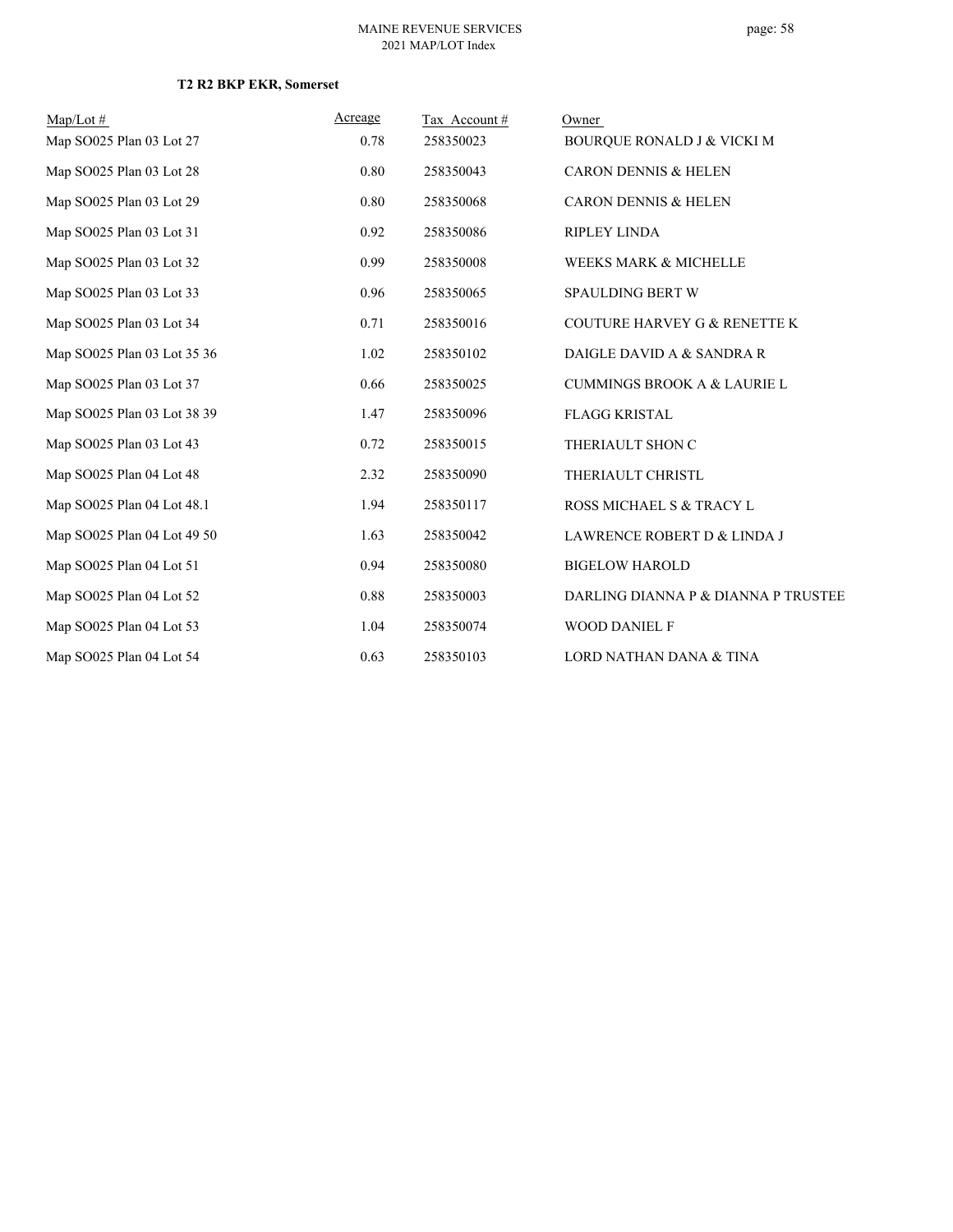**T2 R2 BKP EKR, Somerset**

| Map/Lot # | Acreage | Tax Account # | Owner |
|---|---|---|---|
| Map SO025 Plan 03 Lot 27 | 0.78 | 258350023 | BOURQUE RONALD J & VICKI M |
| Map SO025 Plan 03 Lot 28 | 0.80 | 258350043 | CARON DENNIS & HELEN |
| Map SO025 Plan 03 Lot 29 | 0.80 | 258350068 | CARON DENNIS & HELEN |
| Map SO025 Plan 03 Lot 31 | 0.92 | 258350086 | RIPLEY LINDA |
| Map SO025 Plan 03 Lot 32 | 0.99 | 258350008 | WEEKS MARK & MICHELLE |
| Map SO025 Plan 03 Lot 33 | 0.96 | 258350065 | SPAULDING BERT W |
| Map SO025 Plan 03 Lot 34 | 0.71 | 258350016 | COUTURE HARVEY G & RENETTE K |
| Map SO025 Plan 03 Lot 35 36 | 1.02 | 258350102 | DAIGLE DAVID A & SANDRA R |
| Map SO025 Plan 03 Lot 37 | 0.66 | 258350025 | CUMMINGS BROOK A & LAURIE L |
| Map SO025 Plan 03 Lot 38 39 | 1.47 | 258350096 | FLAGG KRISTAL |
| Map SO025 Plan 03 Lot 43 | 0.72 | 258350015 | THERIAULT SHON C |
| Map SO025 Plan 04 Lot 48 | 2.32 | 258350090 | THERIAULT CHRISTL |
| Map SO025 Plan 04 Lot 48.1 | 1.94 | 258350117 | ROSS MICHAEL S & TRACY L |
| Map SO025 Plan 04 Lot 49 50 | 1.63 | 258350042 | LAWRENCE ROBERT D & LINDA J |
| Map SO025 Plan 04 Lot 51 | 0.94 | 258350080 | BIGELOW HAROLD |
| Map SO025 Plan 04 Lot 52 | 0.88 | 258350003 | DARLING DIANNA P & DIANNA P TRUSTEE |
| Map SO025 Plan 04 Lot 53 | 1.04 | 258350074 | WOOD DANIEL F |
| Map SO025 Plan 04 Lot 54 | 0.63 | 258350103 | LORD NATHAN DANA & TINA |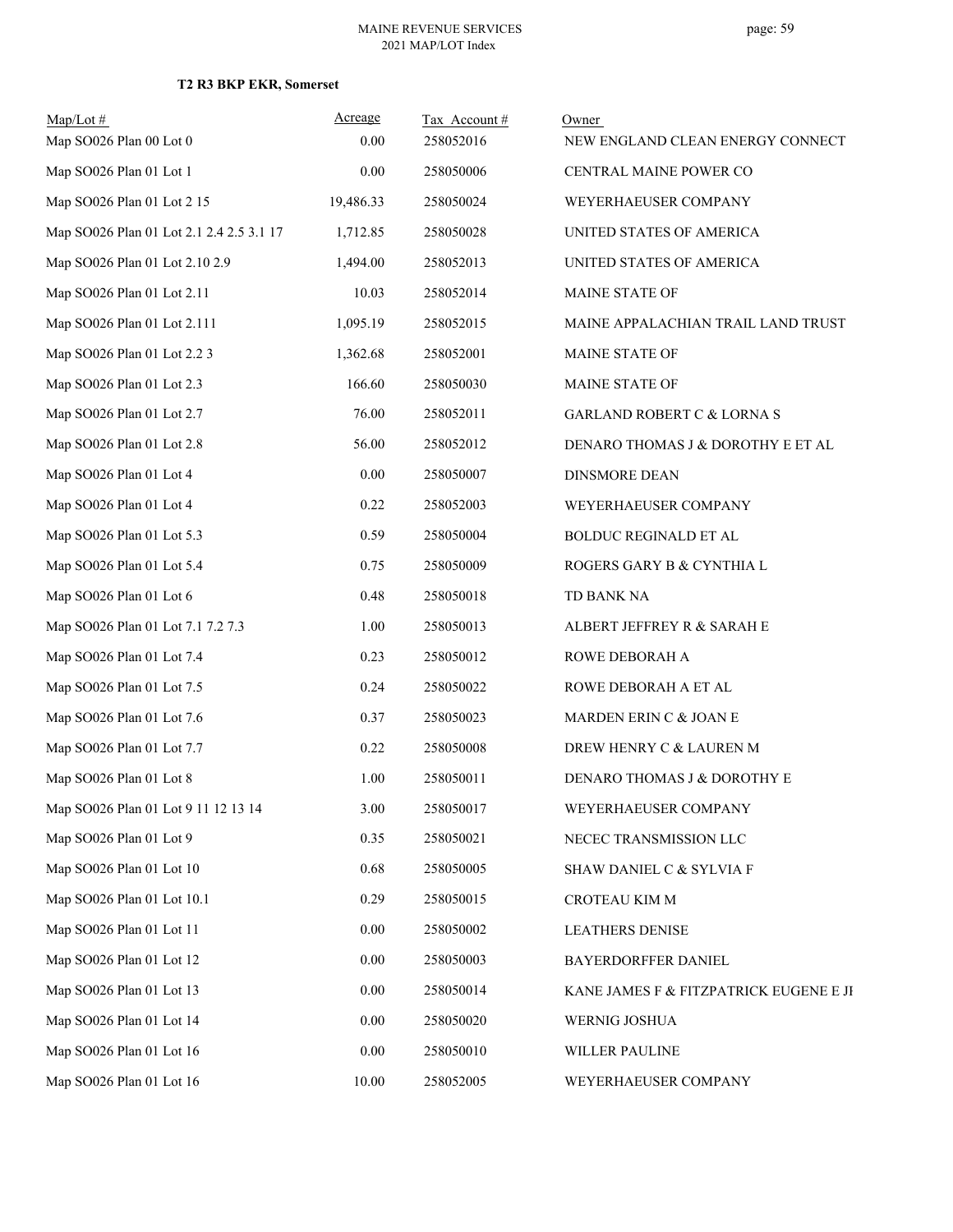**T2 R3 BKP EKR, Somerset**

| Map/Lot # | Acreage | Tax Account # | Owner |
|---|---|---|---|
| Map SO026 Plan 00 Lot 0 | 0.00 | 258052016 | NEW ENGLAND CLEAN ENERGY CONNECT |
| Map SO026 Plan 01 Lot 1 | 0.00 | 258050006 | CENTRAL MAINE POWER CO |
| Map SO026 Plan 01 Lot 2 15 | 19,486.33 | 258050024 | WEYERHAEUSER COMPANY |
| Map SO026 Plan 01 Lot 2.1 2.4 2.5 3.1 17 | 1,712.85 | 258050028 | UNITED STATES OF AMERICA |
| Map SO026 Plan 01 Lot 2.10 2.9 | 1,494.00 | 258052013 | UNITED STATES OF AMERICA |
| Map SO026 Plan 01 Lot 2.11 | 10.03 | 258052014 | MAINE STATE OF |
| Map SO026 Plan 01 Lot 2.111 | 1,095.19 | 258052015 | MAINE APPALACHIAN TRAIL LAND TRUST |
| Map SO026 Plan 01 Lot 2.2 3 | 1,362.68 | 258052001 | MAINE STATE OF |
| Map SO026 Plan 01 Lot 2.3 | 166.60 | 258050030 | MAINE STATE OF |
| Map SO026 Plan 01 Lot 2.7 | 76.00 | 258052011 | GARLAND ROBERT C & LORNA S |
| Map SO026 Plan 01 Lot 2.8 | 56.00 | 258052012 | DENARO THOMAS J & DOROTHY E ET AL |
| Map SO026 Plan 01 Lot 4 | 0.00 | 258050007 | DINSMORE DEAN |
| Map SO026 Plan 01 Lot 4 | 0.22 | 258052003 | WEYERHAEUSER COMPANY |
| Map SO026 Plan 01 Lot 5.3 | 0.59 | 258050004 | BOLDUC REGINALD ET AL |
| Map SO026 Plan 01 Lot 5.4 | 0.75 | 258050009 | ROGERS GARY B & CYNTHIA L |
| Map SO026 Plan 01 Lot 6 | 0.48 | 258050018 | TD BANK NA |
| Map SO026 Plan 01 Lot 7.1 7.2 7.3 | 1.00 | 258050013 | ALBERT JEFFREY R & SARAH E |
| Map SO026 Plan 01 Lot 7.4 | 0.23 | 258050012 | ROWE DEBORAH A |
| Map SO026 Plan 01 Lot 7.5 | 0.24 | 258050022 | ROWE DEBORAH A ET AL |
| Map SO026 Plan 01 Lot 7.6 | 0.37 | 258050023 | MARDEN ERIN C & JOAN E |
| Map SO026 Plan 01 Lot 7.7 | 0.22 | 258050008 | DREW HENRY C & LAUREN M |
| Map SO026 Plan 01 Lot 8 | 1.00 | 258050011 | DENARO THOMAS J & DOROTHY E |
| Map SO026 Plan 01 Lot 9 11 12 13 14 | 3.00 | 258050017 | WEYERHAEUSER COMPANY |
| Map SO026 Plan 01 Lot 9 | 0.35 | 258050021 | NECEC TRANSMISSION LLC |
| Map SO026 Plan 01 Lot 10 | 0.68 | 258050005 | SHAW DANIEL C & SYLVIA F |
| Map SO026 Plan 01 Lot 10.1 | 0.29 | 258050015 | CROTEAU KIM M |
| Map SO026 Plan 01 Lot 11 | 0.00 | 258050002 | LEATHERS DENISE |
| Map SO026 Plan 01 Lot 12 | 0.00 | 258050003 | BAYERDORFFER DANIEL |
| Map SO026 Plan 01 Lot 13 | 0.00 | 258050014 | KANE JAMES F & FITZPATRICK EUGENE E JI |
| Map SO026 Plan 01 Lot 14 | 0.00 | 258050020 | WERNIG JOSHUA |
| Map SO026 Plan 01 Lot 16 | 0.00 | 258050010 | WILLER PAULINE |
| Map SO026 Plan 01 Lot 16 | 10.00 | 258052005 | WEYERHAEUSER COMPANY |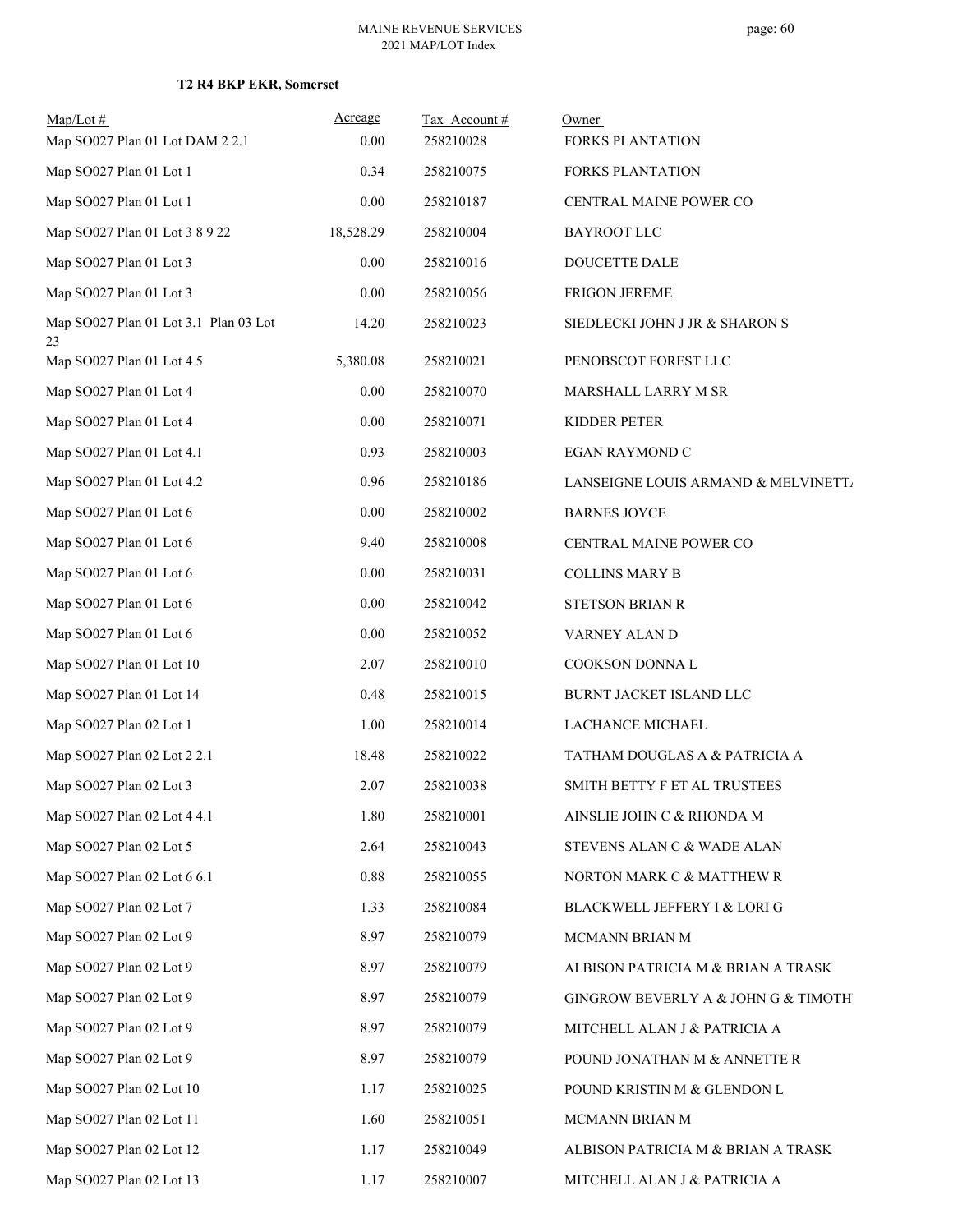**T2 R4 BKP EKR, Somerset**

| Map/Lot # | Acreage | Tax Account # | Owner |
|---|---|---|---|
| Map SO027 Plan 01 Lot DAM 2 2.1 | 0.00 | 258210028 | FORKS PLANTATION |
| Map SO027 Plan 01 Lot 1 | 0.34 | 258210075 | FORKS PLANTATION |
| Map SO027 Plan 01 Lot 1 | 0.00 | 258210187 | CENTRAL MAINE POWER CO |
| Map SO027 Plan 01 Lot 3 8 9 22 | 18,528.29 | 258210004 | BAYROOT LLC |
| Map SO027 Plan 01 Lot 3 | 0.00 | 258210016 | DOUCETTE DALE |
| Map SO027 Plan 01 Lot 3 | 0.00 | 258210056 | FRIGON JEREME |
| Map SO027 Plan 01 Lot 3.1 Plan 03 Lot 23 | 14.20 | 258210023 | SIEDLECKI JOHN J JR & SHARON S |
| Map SO027 Plan 01 Lot 4 5 | 5,380.08 | 258210021 | PENOBSCOT FOREST LLC |
| Map SO027 Plan 01 Lot 4 | 0.00 | 258210070 | MARSHALL LARRY M SR |
| Map SO027 Plan 01 Lot 4 | 0.00 | 258210071 | KIDDER PETER |
| Map SO027 Plan 01 Lot 4.1 | 0.93 | 258210003 | EGAN RAYMOND C |
| Map SO027 Plan 01 Lot 4.2 | 0.96 | 258210186 | LANSEIGNE LOUIS ARMAND & MELVINETT |
| Map SO027 Plan 01 Lot 6 | 0.00 | 258210002 | BARNES JOYCE |
| Map SO027 Plan 01 Lot 6 | 9.40 | 258210008 | CENTRAL MAINE POWER CO |
| Map SO027 Plan 01 Lot 6 | 0.00 | 258210031 | COLLINS MARY B |
| Map SO027 Plan 01 Lot 6 | 0.00 | 258210042 | STETSON BRIAN R |
| Map SO027 Plan 01 Lot 6 | 0.00 | 258210052 | VARNEY ALAN D |
| Map SO027 Plan 01 Lot 10 | 2.07 | 258210010 | COOKSON DONNA L |
| Map SO027 Plan 01 Lot 14 | 0.48 | 258210015 | BURNT JACKET ISLAND LLC |
| Map SO027 Plan 02 Lot 1 | 1.00 | 258210014 | LACHANCE MICHAEL |
| Map SO027 Plan 02 Lot 2 2.1 | 18.48 | 258210022 | TATHAM DOUGLAS A & PATRICIA A |
| Map SO027 Plan 02 Lot 3 | 2.07 | 258210038 | SMITH BETTY F ET AL TRUSTEES |
| Map SO027 Plan 02 Lot 4 4.1 | 1.80 | 258210001 | AINSLIE JOHN C & RHONDA M |
| Map SO027 Plan 02 Lot 5 | 2.64 | 258210043 | STEVENS ALAN C & WADE ALAN |
| Map SO027 Plan 02 Lot 6 6.1 | 0.88 | 258210055 | NORTON MARK C & MATTHEW R |
| Map SO027 Plan 02 Lot 7 | 1.33 | 258210084 | BLACKWELL JEFFERY I & LORI G |
| Map SO027 Plan 02 Lot 9 | 8.97 | 258210079 | MCMANN BRIAN M |
| Map SO027 Plan 02 Lot 9 | 8.97 | 258210079 | ALBISON PATRICIA M & BRIAN A TRASK |
| Map SO027 Plan 02 Lot 9 | 8.97 | 258210079 | GINGROW BEVERLY A & JOHN G & TIMOTH |
| Map SO027 Plan 02 Lot 9 | 8.97 | 258210079 | MITCHELL ALAN J & PATRICIA A |
| Map SO027 Plan 02 Lot 9 | 8.97 | 258210079 | POUND JONATHAN M & ANNETTE R |
| Map SO027 Plan 02 Lot 10 | 1.17 | 258210025 | POUND KRISTIN M & GLENDON L |
| Map SO027 Plan 02 Lot 11 | 1.60 | 258210051 | MCMANN BRIAN M |
| Map SO027 Plan 02 Lot 12 | 1.17 | 258210049 | ALBISON PATRICIA M & BRIAN A TRASK |
| Map SO027 Plan 02 Lot 13 | 1.17 | 258210007 | MITCHELL ALAN J & PATRICIA A |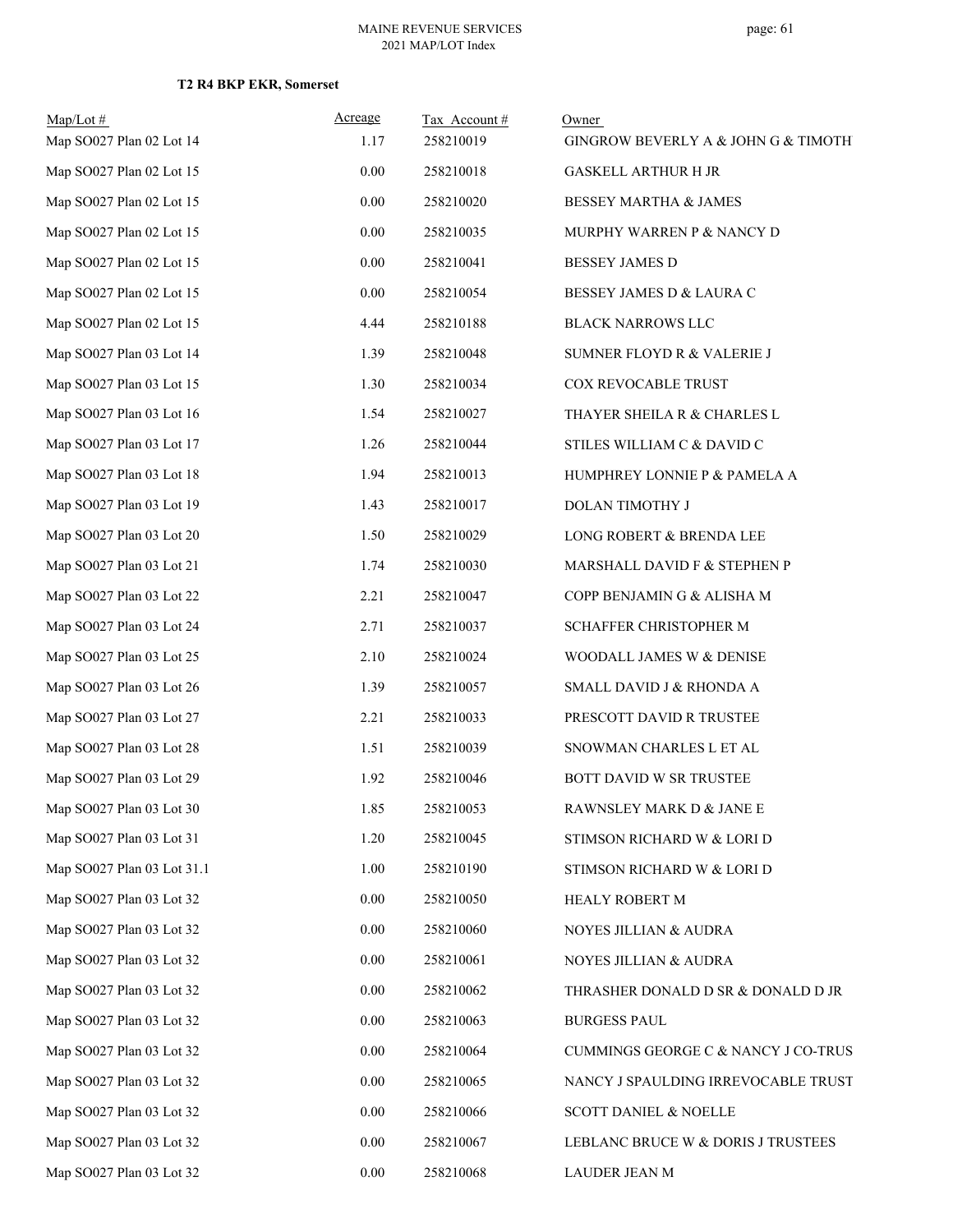**T2 R4 BKP EKR, Somerset**

| Map/Lot # | Acreage | Tax Account # | Owner |
|---|---|---|---|
| Map SO027 Plan 02 Lot 14 | 1.17 | 258210019 | GINGROW BEVERLY A & JOHN G & TIMOTH |
| Map SO027 Plan 02 Lot 15 | 0.00 | 258210018 | GASKELL ARTHUR H JR |
| Map SO027 Plan 02 Lot 15 | 0.00 | 258210020 | BESSEY MARTHA & JAMES |
| Map SO027 Plan 02 Lot 15 | 0.00 | 258210035 | MURPHY WARREN P & NANCY D |
| Map SO027 Plan 02 Lot 15 | 0.00 | 258210041 | BESSEY JAMES D |
| Map SO027 Plan 02 Lot 15 | 0.00 | 258210054 | BESSEY JAMES D & LAURA C |
| Map SO027 Plan 02 Lot 15 | 4.44 | 258210188 | BLACK NARROWS LLC |
| Map SO027 Plan 03 Lot 14 | 1.39 | 258210048 | SUMNER FLOYD R & VALERIE J |
| Map SO027 Plan 03 Lot 15 | 1.30 | 258210034 | COX REVOCABLE TRUST |
| Map SO027 Plan 03 Lot 16 | 1.54 | 258210027 | THAYER SHEILA R & CHARLES L |
| Map SO027 Plan 03 Lot 17 | 1.26 | 258210044 | STILES WILLIAM C & DAVID C |
| Map SO027 Plan 03 Lot 18 | 1.94 | 258210013 | HUMPHREY LONNIE P & PAMELA A |
| Map SO027 Plan 03 Lot 19 | 1.43 | 258210017 | DOLAN TIMOTHY J |
| Map SO027 Plan 03 Lot 20 | 1.50 | 258210029 | LONG ROBERT & BRENDA LEE |
| Map SO027 Plan 03 Lot 21 | 1.74 | 258210030 | MARSHALL DAVID F & STEPHEN P |
| Map SO027 Plan 03 Lot 22 | 2.21 | 258210047 | COPP BENJAMIN G & ALISHA M |
| Map SO027 Plan 03 Lot 24 | 2.71 | 258210037 | SCHAFFER CHRISTOPHER M |
| Map SO027 Plan 03 Lot 25 | 2.10 | 258210024 | WOODALL JAMES W & DENISE |
| Map SO027 Plan 03 Lot 26 | 1.39 | 258210057 | SMALL DAVID J & RHONDA A |
| Map SO027 Plan 03 Lot 27 | 2.21 | 258210033 | PRESCOTT DAVID R TRUSTEE |
| Map SO027 Plan 03 Lot 28 | 1.51 | 258210039 | SNOWMAN CHARLES L ET AL |
| Map SO027 Plan 03 Lot 29 | 1.92 | 258210046 | BOTT DAVID W SR TRUSTEE |
| Map SO027 Plan 03 Lot 30 | 1.85 | 258210053 | RAWNSLEY MARK D & JANE E |
| Map SO027 Plan 03 Lot 31 | 1.20 | 258210045 | STIMSON RICHARD W & LORI D |
| Map SO027 Plan 03 Lot 31.1 | 1.00 | 258210190 | STIMSON RICHARD W & LORI D |
| Map SO027 Plan 03 Lot 32 | 0.00 | 258210050 | HEALY ROBERT M |
| Map SO027 Plan 03 Lot 32 | 0.00 | 258210060 | NOYES JILLIAN & AUDRA |
| Map SO027 Plan 03 Lot 32 | 0.00 | 258210061 | NOYES JILLIAN & AUDRA |
| Map SO027 Plan 03 Lot 32 | 0.00 | 258210062 | THRASHER DONALD D SR & DONALD D JR |
| Map SO027 Plan 03 Lot 32 | 0.00 | 258210063 | BURGESS PAUL |
| Map SO027 Plan 03 Lot 32 | 0.00 | 258210064 | CUMMINGS GEORGE C & NANCY J CO-TRUS |
| Map SO027 Plan 03 Lot 32 | 0.00 | 258210065 | NANCY J SPAULDING IRREVOCABLE TRUST |
| Map SO027 Plan 03 Lot 32 | 0.00 | 258210066 | SCOTT DANIEL & NOELLE |
| Map SO027 Plan 03 Lot 32 | 0.00 | 258210067 | LEBLANC BRUCE W & DORIS J TRUSTEES |
| Map SO027 Plan 03 Lot 32 | 0.00 | 258210068 | LAUDER JEAN M |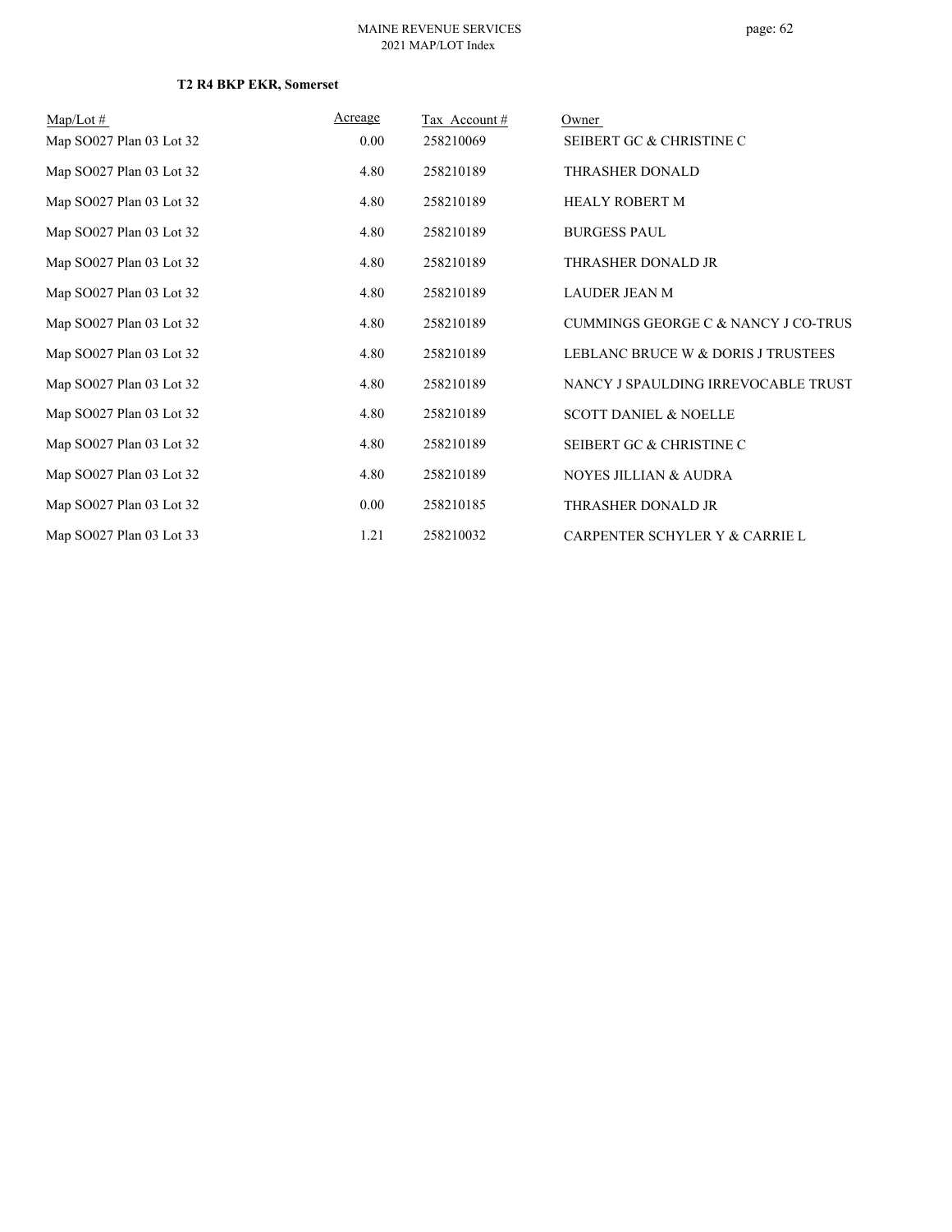**T2 R4 BKP EKR, Somerset**

| Map/Lot # | Acreage | Tax Account # | Owner |
|---|---|---|---|
| Map SO027 Plan 03 Lot 32 | 0.00 | 258210069 | SEIBERT GC & CHRISTINE C |
| Map SO027 Plan 03 Lot 32 | 4.80 | 258210189 | THRASHER DONALD |
| Map SO027 Plan 03 Lot 32 | 4.80 | 258210189 | HEALY ROBERT M |
| Map SO027 Plan 03 Lot 32 | 4.80 | 258210189 | BURGESS PAUL |
| Map SO027 Plan 03 Lot 32 | 4.80 | 258210189 | THRASHER DONALD JR |
| Map SO027 Plan 03 Lot 32 | 4.80 | 258210189 | LAUDER JEAN M |
| Map SO027 Plan 03 Lot 32 | 4.80 | 258210189 | CUMMINGS GEORGE C & NANCY J CO-TRUS |
| Map SO027 Plan 03 Lot 32 | 4.80 | 258210189 | LEBLANC BRUCE W & DORIS J TRUSTEES |
| Map SO027 Plan 03 Lot 32 | 4.80 | 258210189 | NANCY J SPAULDING IRREVOCABLE TRUST |
| Map SO027 Plan 03 Lot 32 | 4.80 | 258210189 | SCOTT DANIEL & NOELLE |
| Map SO027 Plan 03 Lot 32 | 4.80 | 258210189 | SEIBERT GC & CHRISTINE C |
| Map SO027 Plan 03 Lot 32 | 4.80 | 258210189 | NOYES JILLIAN & AUDRA |
| Map SO027 Plan 03 Lot 32 | 0.00 | 258210185 | THRASHER DONALD JR |
| Map SO027 Plan 03 Lot 33 | 1.21 | 258210032 | CARPENTER SCHYLER Y & CARRIE L |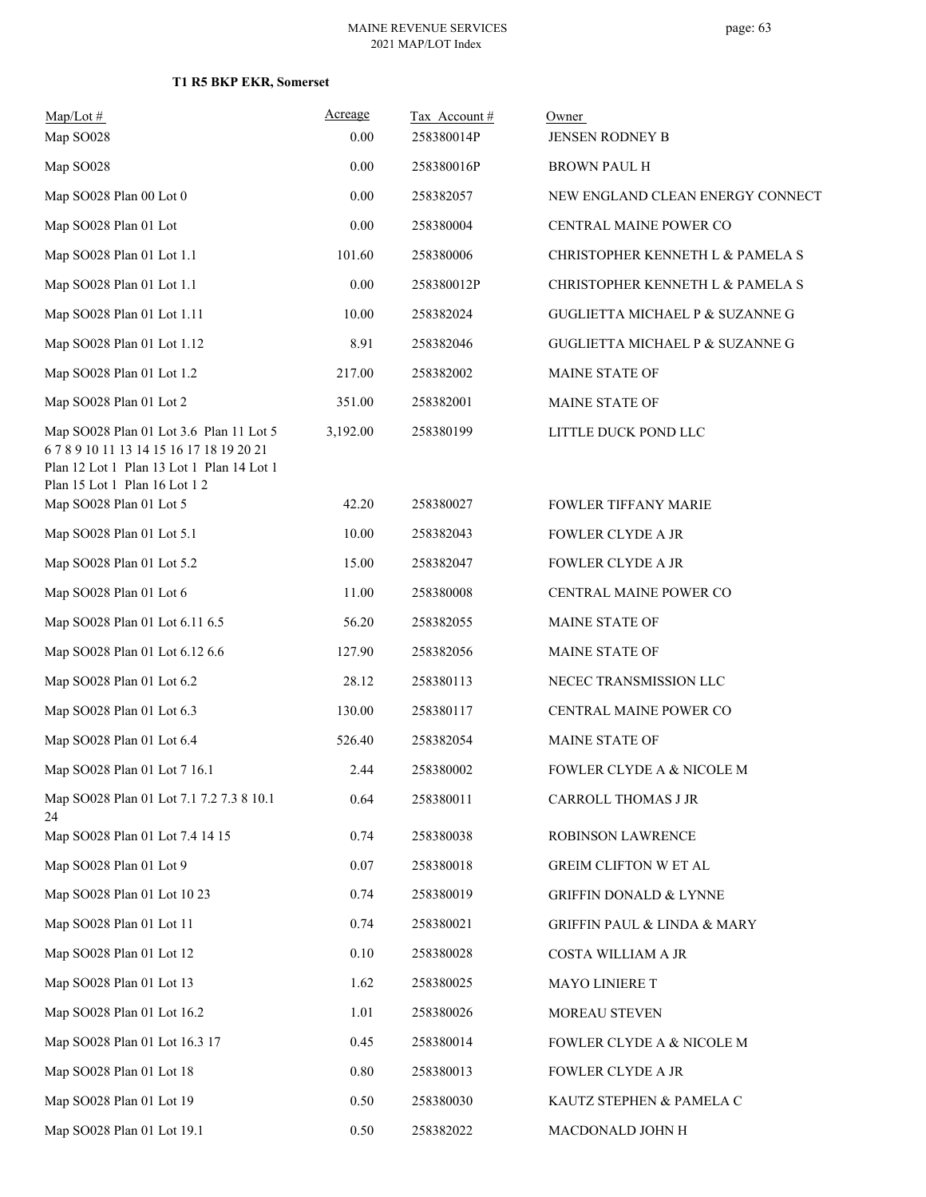**T1 R5 BKP EKR, Somerset**

| Map/Lot # | Acreage | Tax Account # | Owner |
|---|---|---|---|
| Map SO028 | 0.00 | 258380014P | JENSEN RODNEY B |
| Map SO028 | 0.00 | 258380016P | BROWN PAUL H |
| Map SO028 Plan 00 Lot 0 | 0.00 | 258382057 | NEW ENGLAND CLEAN ENERGY CONNECT |
| Map SO028 Plan 01 Lot | 0.00 | 258380004 | CENTRAL MAINE POWER CO |
| Map SO028 Plan 01 Lot 1.1 | 101.60 | 258380006 | CHRISTOPHER KENNETH L & PAMELA S |
| Map SO028 Plan 01 Lot 1.1 | 0.00 | 258380012P | CHRISTOPHER KENNETH L & PAMELA S |
| Map SO028 Plan 01 Lot 1.11 | 10.00 | 258382024 | GUGLIETTA MICHAEL P & SUZANNE G |
| Map SO028 Plan 01 Lot 1.12 | 8.91 | 258382046 | GUGLIETTA MICHAEL P & SUZANNE G |
| Map SO028 Plan 01 Lot 1.2 | 217.00 | 258382002 | MAINE STATE OF |
| Map SO028 Plan 01 Lot 2 | 351.00 | 258382001 | MAINE STATE OF |
| Map SO028 Plan 01 Lot 3.6 Plan 11 Lot 5 6 7 8 9 10 11 13 14 15 16 17 18 19 20 21 Plan 12 Lot 1 Plan 13 Lot 1 Plan 14 Lot 1 Plan 15 Lot 1 Plan 16 Lot 1 2 | 3,192.00 | 258380199 | LITTLE DUCK POND LLC |
| Map SO028 Plan 01 Lot 5 | 42.20 | 258380027 | FOWLER TIFFANY MARIE |
| Map SO028 Plan 01 Lot 5.1 | 10.00 | 258382043 | FOWLER CLYDE A JR |
| Map SO028 Plan 01 Lot 5.2 | 15.00 | 258382047 | FOWLER CLYDE A JR |
| Map SO028 Plan 01 Lot 6 | 11.00 | 258380008 | CENTRAL MAINE POWER CO |
| Map SO028 Plan 01 Lot 6.11 6.5 | 56.20 | 258382055 | MAINE STATE OF |
| Map SO028 Plan 01 Lot 6.12 6.6 | 127.90 | 258382056 | MAINE STATE OF |
| Map SO028 Plan 01 Lot 6.2 | 28.12 | 258380113 | NECEC TRANSMISSION LLC |
| Map SO028 Plan 01 Lot 6.3 | 130.00 | 258380117 | CENTRAL MAINE POWER CO |
| Map SO028 Plan 01 Lot 6.4 | 526.40 | 258382054 | MAINE STATE OF |
| Map SO028 Plan 01 Lot 7 16.1 | 2.44 | 258380002 | FOWLER CLYDE A & NICOLE M |
| Map SO028 Plan 01 Lot 7.1 7.2 7.3 8 10.1 24 | 0.64 | 258380011 | CARROLL THOMAS J JR |
| Map SO028 Plan 01 Lot 7.4 14 15 | 0.74 | 258380038 | ROBINSON LAWRENCE |
| Map SO028 Plan 01 Lot 9 | 0.07 | 258380018 | GREIM CLIFTON W ET AL |
| Map SO028 Plan 01 Lot 10 23 | 0.74 | 258380019 | GRIFFIN DONALD & LYNNE |
| Map SO028 Plan 01 Lot 11 | 0.74 | 258380021 | GRIFFIN PAUL & LINDA & MARY |
| Map SO028 Plan 01 Lot 12 | 0.10 | 258380028 | COSTA WILLIAM A JR |
| Map SO028 Plan 01 Lot 13 | 1.62 | 258380025 | MAYO LINIERE T |
| Map SO028 Plan 01 Lot 16.2 | 1.01 | 258380026 | MOREAU STEVEN |
| Map SO028 Plan 01 Lot 16.3 17 | 0.45 | 258380014 | FOWLER CLYDE A & NICOLE M |
| Map SO028 Plan 01 Lot 18 | 0.80 | 258380013 | FOWLER CLYDE A JR |
| Map SO028 Plan 01 Lot 19 | 0.50 | 258380030 | KAUTZ STEPHEN & PAMELA C |
| Map SO028 Plan 01 Lot 19.1 | 0.50 | 258382022 | MACDONALD JOHN H |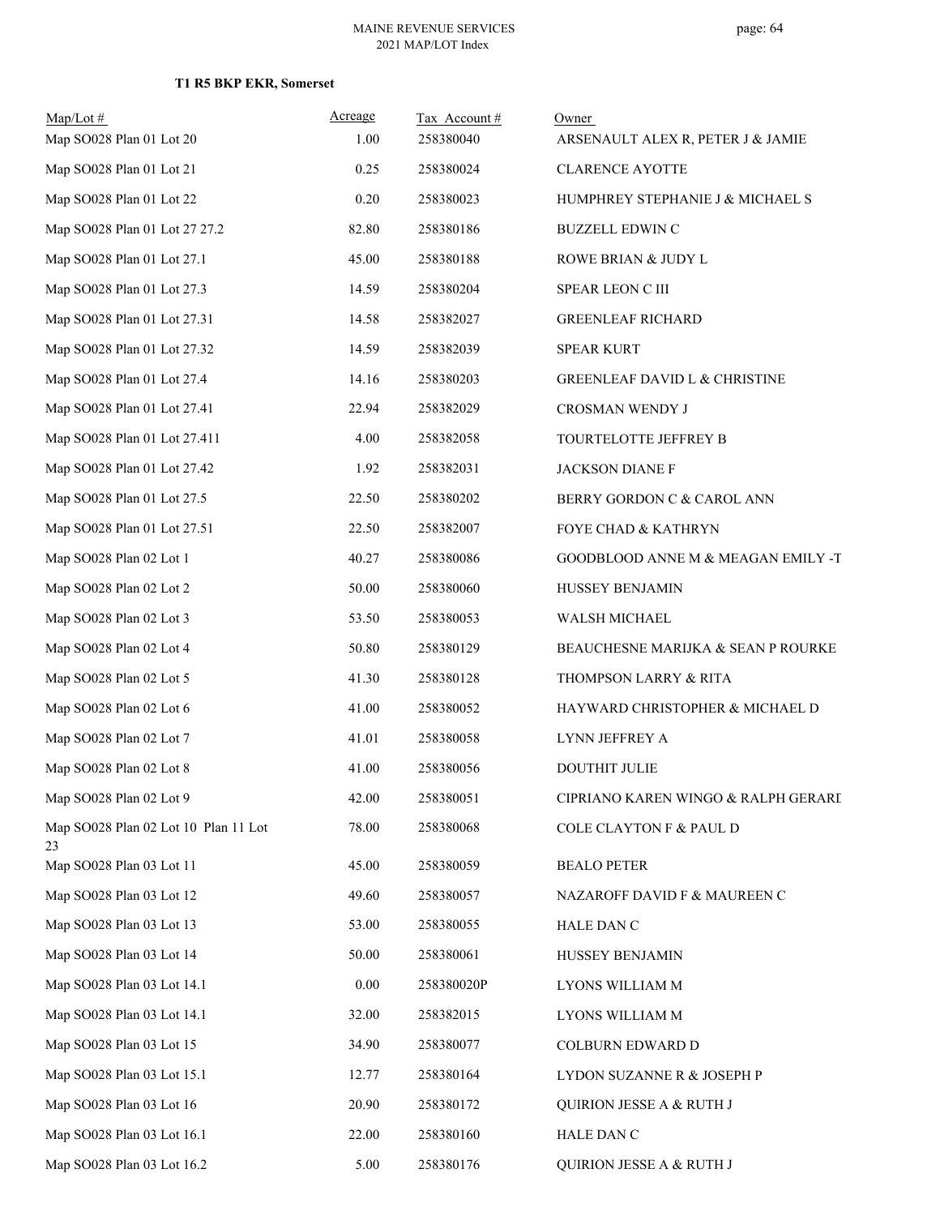**T1 R5 BKP EKR, Somerset**

| Map/Lot # | Acreage | Tax Account # | Owner |
|---|---|---|---|
| Map SO028 Plan 01 Lot 20 | 1.00 | 258380040 | ARSENAULT ALEX R, PETER J & JAMIE |
| Map SO028 Plan 01 Lot 21 | 0.25 | 258380024 | CLARENCE AYOTTE |
| Map SO028 Plan 01 Lot 22 | 0.20 | 258380023 | HUMPHREY STEPHANIE J & MICHAEL S |
| Map SO028 Plan 01 Lot 27 27.2 | 82.80 | 258380186 | BUZZELL EDWIN C |
| Map SO028 Plan 01 Lot 27.1 | 45.00 | 258380188 | ROWE BRIAN & JUDY L |
| Map SO028 Plan 01 Lot 27.3 | 14.59 | 258380204 | SPEAR LEON C III |
| Map SO028 Plan 01 Lot 27.31 | 14.58 | 258382027 | GREENLEAF RICHARD |
| Map SO028 Plan 01 Lot 27.32 | 14.59 | 258382039 | SPEAR KURT |
| Map SO028 Plan 01 Lot 27.4 | 14.16 | 258380203 | GREENLEAF DAVID L & CHRISTINE |
| Map SO028 Plan 01 Lot 27.41 | 22.94 | 258382029 | CROSMAN WENDY J |
| Map SO028 Plan 01 Lot 27.411 | 4.00 | 258382058 | TOURTELOTTE JEFFREY B |
| Map SO028 Plan 01 Lot 27.42 | 1.92 | 258382031 | JACKSON DIANE F |
| Map SO028 Plan 01 Lot 27.5 | 22.50 | 258380202 | BERRY GORDON C & CAROL ANN |
| Map SO028 Plan 01 Lot 27.51 | 22.50 | 258382007 | FOYE CHAD & KATHRYN |
| Map SO028 Plan 02 Lot 1 | 40.27 | 258380086 | GOODBLOOD ANNE M & MEAGAN EMILY -T |
| Map SO028 Plan 02 Lot 2 | 50.00 | 258380060 | HUSSEY BENJAMIN |
| Map SO028 Plan 02 Lot 3 | 53.50 | 258380053 | WALSH MICHAEL |
| Map SO028 Plan 02 Lot 4 | 50.80 | 258380129 | BEAUCHESNE MARIJKA & SEAN P ROURKE |
| Map SO028 Plan 02 Lot 5 | 41.30 | 258380128 | THOMPSON LARRY & RITA |
| Map SO028 Plan 02 Lot 6 | 41.00 | 258380052 | HAYWARD CHRISTOPHER & MICHAEL D |
| Map SO028 Plan 02 Lot 7 | 41.01 | 258380058 | LYNN JEFFREY A |
| Map SO028 Plan 02 Lot 8 | 41.00 | 258380056 | DOUTHIT JULIE |
| Map SO028 Plan 02 Lot 9 | 42.00 | 258380051 | CIPRIANO KAREN WINGO & RALPH GERARI |
| Map SO028 Plan 02 Lot 10 Plan 11 Lot 23 | 78.00 | 258380068 | COLE CLAYTON F & PAUL D |
| Map SO028 Plan 03 Lot 11 | 45.00 | 258380059 | BEALO PETER |
| Map SO028 Plan 03 Lot 12 | 49.60 | 258380057 | NAZAROFF DAVID F & MAUREEN C |
| Map SO028 Plan 03 Lot 13 | 53.00 | 258380055 | HALE DAN C |
| Map SO028 Plan 03 Lot 14 | 50.00 | 258380061 | HUSSEY BENJAMIN |
| Map SO028 Plan 03 Lot 14.1 | 0.00 | 258380020P | LYONS WILLIAM M |
| Map SO028 Plan 03 Lot 14.1 | 32.00 | 258382015 | LYONS WILLIAM M |
| Map SO028 Plan 03 Lot 15 | 34.90 | 258380077 | COLBURN EDWARD D |
| Map SO028 Plan 03 Lot 15.1 | 12.77 | 258380164 | LYDON SUZANNE R & JOSEPH P |
| Map SO028 Plan 03 Lot 16 | 20.90 | 258380172 | QUIRION JESSE A & RUTH J |
| Map SO028 Plan 03 Lot 16.1 | 22.00 | 258380160 | HALE DAN C |
| Map SO028 Plan 03 Lot 16.2 | 5.00 | 258380176 | QUIRION JESSE A & RUTH J |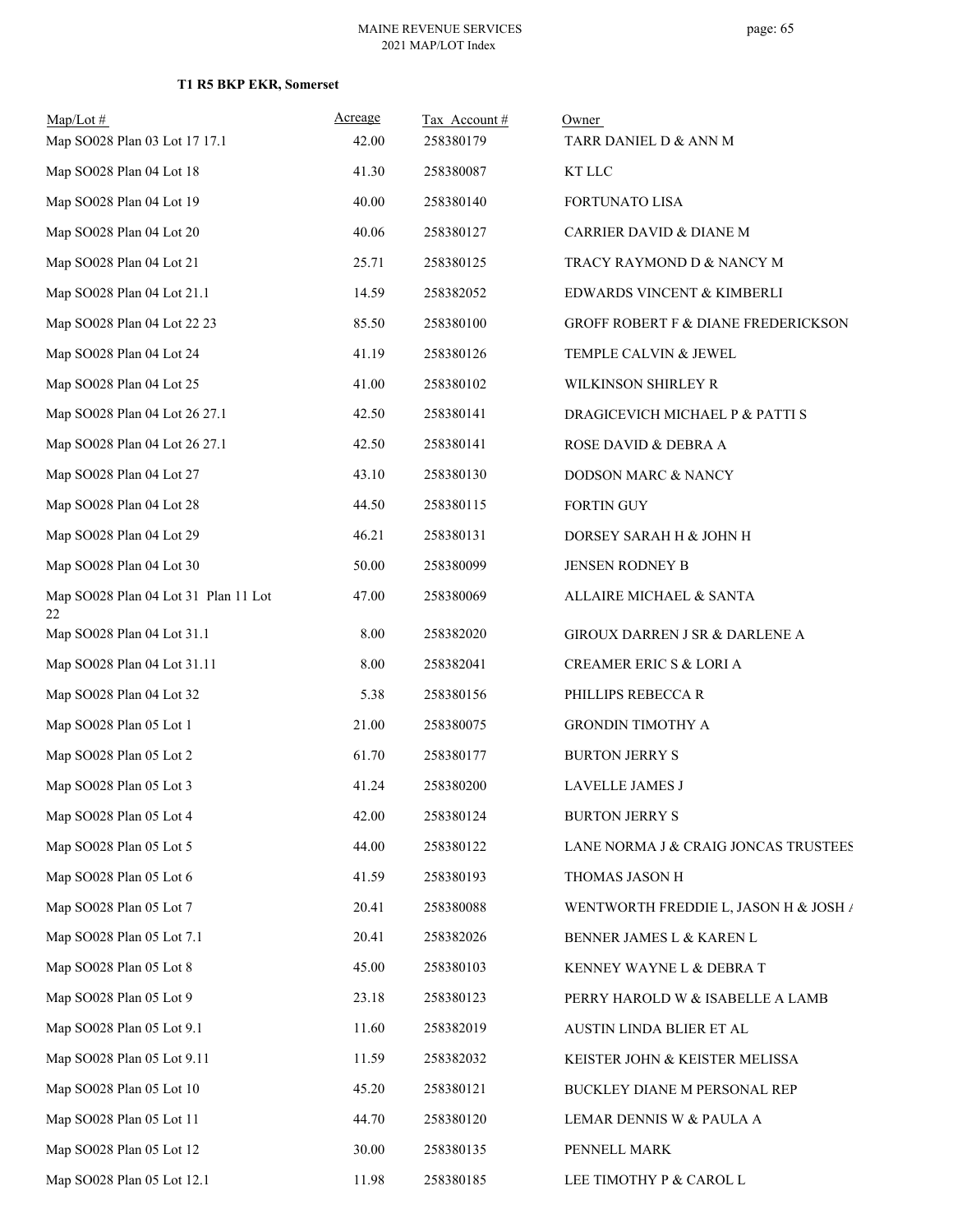**T1 R5 BKP EKR, Somerset**

| Map/Lot # | Acreage | Tax Account # | Owner |
|---|---|---|---|
| Map SO028 Plan 03 Lot 17 17.1 | 42.00 | 258380179 | TARR DANIEL D & ANN M |
| Map SO028 Plan 04 Lot 18 | 41.30 | 258380087 | KT LLC |
| Map SO028 Plan 04 Lot 19 | 40.00 | 258380140 | FORTUNATO LISA |
| Map SO028 Plan 04 Lot 20 | 40.06 | 258380127 | CARRIER DAVID & DIANE M |
| Map SO028 Plan 04 Lot 21 | 25.71 | 258380125 | TRACY RAYMOND D & NANCY M |
| Map SO028 Plan 04 Lot 21.1 | 14.59 | 258382052 | EDWARDS VINCENT & KIMBERLI |
| Map SO028 Plan 04 Lot 22 23 | 85.50 | 258380100 | GROFF ROBERT F & DIANE FREDERICKSON |
| Map SO028 Plan 04 Lot 24 | 41.19 | 258380126 | TEMPLE CALVIN & JEWEL |
| Map SO028 Plan 04 Lot 25 | 41.00 | 258380102 | WILKINSON SHIRLEY R |
| Map SO028 Plan 04 Lot 26 27.1 | 42.50 | 258380141 | DRAGICEVICH MICHAEL P & PATTI S |
| Map SO028 Plan 04 Lot 26 27.1 | 42.50 | 258380141 | ROSE DAVID & DEBRA A |
| Map SO028 Plan 04 Lot 27 | 43.10 | 258380130 | DODSON MARC & NANCY |
| Map SO028 Plan 04 Lot 28 | 44.50 | 258380115 | FORTIN GUY |
| Map SO028 Plan 04 Lot 29 | 46.21 | 258380131 | DORSEY SARAH H & JOHN H |
| Map SO028 Plan 04 Lot 30 | 50.00 | 258380099 | JENSEN RODNEY B |
| Map SO028 Plan 04 Lot 31 Plan 11 Lot 22 | 47.00 | 258380069 | ALLAIRE MICHAEL & SANTA |
| Map SO028 Plan 04 Lot 31.1 | 8.00 | 258382020 | GIROUX DARREN J SR & DARLENE A |
| Map SO028 Plan 04 Lot 31.11 | 8.00 | 258382041 | CREAMER ERIC S & LORI A |
| Map SO028 Plan 04 Lot 32 | 5.38 | 258380156 | PHILLIPS REBECCA R |
| Map SO028 Plan 05 Lot 1 | 21.00 | 258380075 | GRONDIN TIMOTHY A |
| Map SO028 Plan 05 Lot 2 | 61.70 | 258380177 | BURTON JERRY S |
| Map SO028 Plan 05 Lot 3 | 41.24 | 258380200 | LAVELLE JAMES J |
| Map SO028 Plan 05 Lot 4 | 42.00 | 258380124 | BURTON JERRY S |
| Map SO028 Plan 05 Lot 5 | 44.00 | 258380122 | LANE NORMA J & CRAIG JONCAS TRUSTEES |
| Map SO028 Plan 05 Lot 6 | 41.59 | 258380193 | THOMAS JASON H |
| Map SO028 Plan 05 Lot 7 | 20.41 | 258380088 | WENTWORTH FREDDIE L, JASON H & JOSH A |
| Map SO028 Plan 05 Lot 7.1 | 20.41 | 258382026 | BENNER JAMES L & KAREN L |
| Map SO028 Plan 05 Lot 8 | 45.00 | 258380103 | KENNEY WAYNE L & DEBRA T |
| Map SO028 Plan 05 Lot 9 | 23.18 | 258380123 | PERRY HAROLD W & ISABELLE A LAMB |
| Map SO028 Plan 05 Lot 9.1 | 11.60 | 258382019 | AUSTIN LINDA BLIER ET AL |
| Map SO028 Plan 05 Lot 9.11 | 11.59 | 258382032 | KEISTER JOHN & KEISTER MELISSA |
| Map SO028 Plan 05 Lot 10 | 45.20 | 258380121 | BUCKLEY DIANE M PERSONAL REP |
| Map SO028 Plan 05 Lot 11 | 44.70 | 258380120 | LEMAR DENNIS W & PAULA A |
| Map SO028 Plan 05 Lot 12 | 30.00 | 258380135 | PENNELL MARK |
| Map SO028 Plan 05 Lot 12.1 | 11.98 | 258380185 | LEE TIMOTHY P & CAROL L |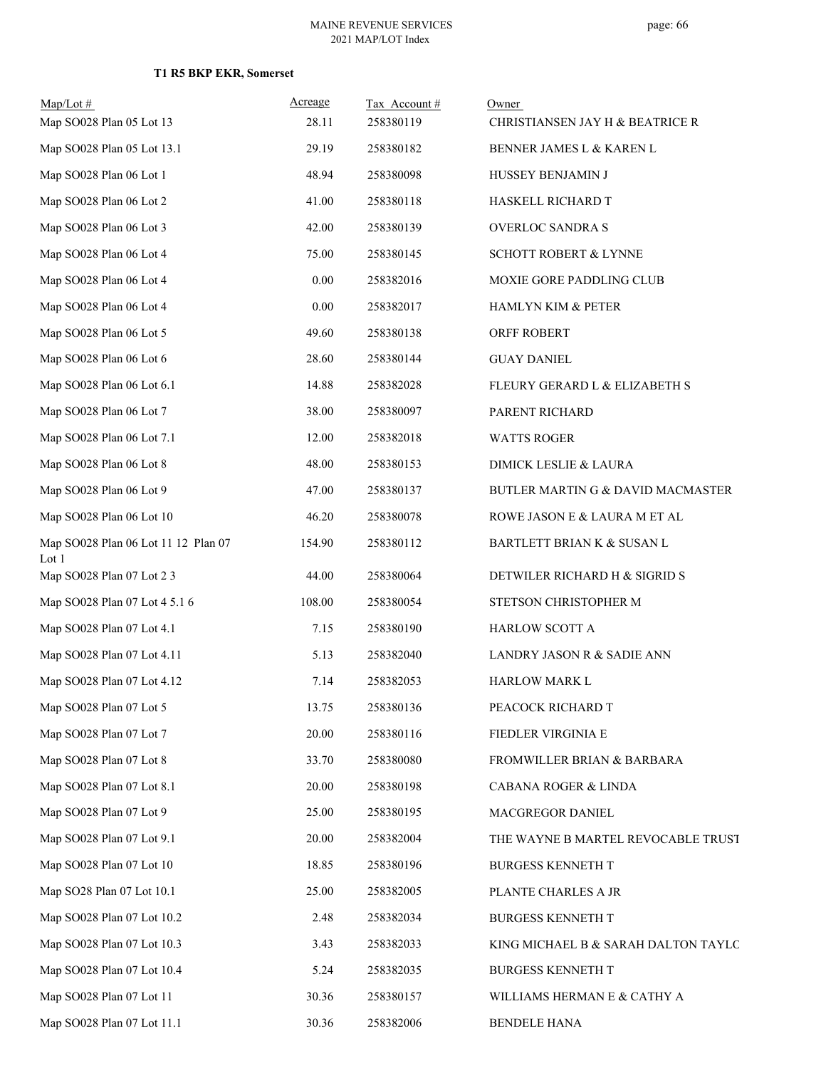**T1 R5 BKP EKR, Somerset**

| Map/Lot # | Acreage | Tax Account # | Owner |
|---|---|---|---|
| Map SO028 Plan 05 Lot 13 | 28.11 | 258380119 | CHRISTIANSEN JAY H & BEATRICE R |
| Map SO028 Plan 05 Lot 13.1 | 29.19 | 258380182 | BENNER JAMES L & KAREN L |
| Map SO028 Plan 06 Lot 1 | 48.94 | 258380098 | HUSSEY BENJAMIN J |
| Map SO028 Plan 06 Lot 2 | 41.00 | 258380118 | HASKELL RICHARD T |
| Map SO028 Plan 06 Lot 3 | 42.00 | 258380139 | OVERLOC SANDRA S |
| Map SO028 Plan 06 Lot 4 | 75.00 | 258380145 | SCHOTT ROBERT & LYNNE |
| Map SO028 Plan 06 Lot 4 | 0.00 | 258382016 | MOXIE GORE PADDLING CLUB |
| Map SO028 Plan 06 Lot 4 | 0.00 | 258382017 | HAMLYN KIM & PETER |
| Map SO028 Plan 06 Lot 5 | 49.60 | 258380138 | ORFF ROBERT |
| Map SO028 Plan 06 Lot 6 | 28.60 | 258380144 | GUAY DANIEL |
| Map SO028 Plan 06 Lot 6.1 | 14.88 | 258382028 | FLEURY GERARD L & ELIZABETH S |
| Map SO028 Plan 06 Lot 7 | 38.00 | 258380097 | PARENT RICHARD |
| Map SO028 Plan 06 Lot 7.1 | 12.00 | 258382018 | WATTS ROGER |
| Map SO028 Plan 06 Lot 8 | 48.00 | 258380153 | DIMICK LESLIE & LAURA |
| Map SO028 Plan 06 Lot 9 | 47.00 | 258380137 | BUTLER MARTIN G & DAVID MACMASTER |
| Map SO028 Plan 06 Lot 10 | 46.20 | 258380078 | ROWE JASON E & LAURA M ET AL |
| Map SO028 Plan 06 Lot 11 12 Plan 07 Lot 1 | 154.90 | 258380112 | BARTLETT BRIAN K & SUSAN L |
| Map SO028 Plan 07 Lot 2 3 | 44.00 | 258380064 | DETWILER RICHARD H & SIGRID S |
| Map SO028 Plan 07 Lot 4 5.1 6 | 108.00 | 258380054 | STETSON CHRISTOPHER M |
| Map SO028 Plan 07 Lot 4.1 | 7.15 | 258380190 | HARLOW SCOTT A |
| Map SO028 Plan 07 Lot 4.11 | 5.13 | 258382040 | LANDRY JASON R & SADIE ANN |
| Map SO028 Plan 07 Lot 4.12 | 7.14 | 258382053 | HARLOW MARK L |
| Map SO028 Plan 07 Lot 5 | 13.75 | 258380136 | PEACOCK RICHARD T |
| Map SO028 Plan 07 Lot 7 | 20.00 | 258380116 | FIEDLER VIRGINIA E |
| Map SO028 Plan 07 Lot 8 | 33.70 | 258380080 | FROMWILLER BRIAN & BARBARA |
| Map SO028 Plan 07 Lot 8.1 | 20.00 | 258380198 | CABANA ROGER & LINDA |
| Map SO028 Plan 07 Lot 9 | 25.00 | 258380195 | MACGREGOR DANIEL |
| Map SO028 Plan 07 Lot 9.1 | 20.00 | 258382004 | THE WAYNE B MARTEL REVOCABLE TRUST |
| Map SO028 Plan 07 Lot 10 | 18.85 | 258380196 | BURGESS KENNETH T |
| Map SO28 Plan 07 Lot 10.1 | 25.00 | 258382005 | PLANTE CHARLES A JR |
| Map SO028 Plan 07 Lot 10.2 | 2.48 | 258382034 | BURGESS KENNETH T |
| Map SO028 Plan 07 Lot 10.3 | 3.43 | 258382033 | KING MICHAEL B & SARAH DALTON TAYLC |
| Map SO028 Plan 07 Lot 10.4 | 5.24 | 258382035 | BURGESS KENNETH T |
| Map SO028 Plan 07 Lot 11 | 30.36 | 258380157 | WILLIAMS HERMAN E & CATHY A |
| Map SO028 Plan 07 Lot 11.1 | 30.36 | 258382006 | BENDELE HANA |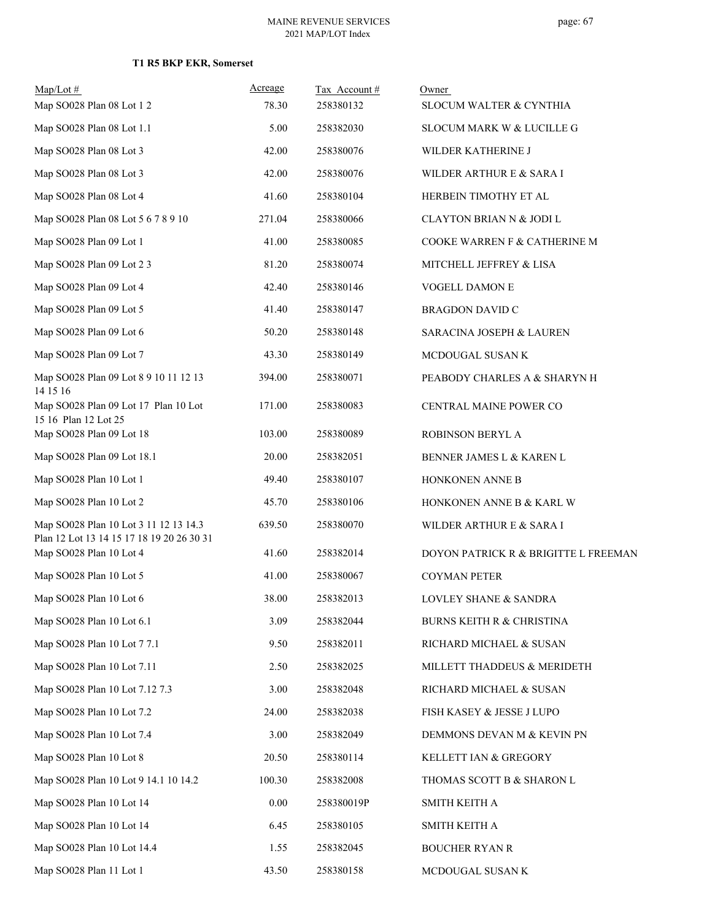**T1 R5 BKP EKR, Somerset**

| Map/Lot # | Acreage | Tax Account # | Owner |
|---|---|---|---|
| Map SO028 Plan 08 Lot 1 2 | 78.30 | 258380132 | SLOCUM WALTER & CYNTHIA |
| Map SO028 Plan 08 Lot 1.1 | 5.00 | 258382030 | SLOCUM MARK W & LUCILLE G |
| Map SO028 Plan 08 Lot 3 | 42.00 | 258380076 | WILDER KATHERINE J |
| Map SO028 Plan 08 Lot 3 | 42.00 | 258380076 | WILDER ARTHUR E & SARA I |
| Map SO028 Plan 08 Lot 4 | 41.60 | 258380104 | HERBEIN TIMOTHY ET AL |
| Map SO028 Plan 08 Lot 5 6 7 8 9 10 | 271.04 | 258380066 | CLAYTON BRIAN N & JODI L |
| Map SO028 Plan 09 Lot 1 | 41.00 | 258380085 | COOKE WARREN F & CATHERINE M |
| Map SO028 Plan 09 Lot 2 3 | 81.20 | 258380074 | MITCHELL JEFFREY & LISA |
| Map SO028 Plan 09 Lot 4 | 42.40 | 258380146 | VOGELL DAMON E |
| Map SO028 Plan 09 Lot 5 | 41.40 | 258380147 | BRAGDON DAVID C |
| Map SO028 Plan 09 Lot 6 | 50.20 | 258380148 | SARACINA JOSEPH & LAUREN |
| Map SO028 Plan 09 Lot 7 | 43.30 | 258380149 | MCDOUGAL SUSAN K |
| Map SO028 Plan 09 Lot 8 9 10 11 12 13 14 15 16 | 394.00 | 258380071 | PEABODY CHARLES A & SHARYN H |
| Map SO028 Plan 09 Lot 17 Plan 10 Lot 15 16 Plan 12 Lot 25 | 171.00 | 258380083 | CENTRAL MAINE POWER CO |
| Map SO028 Plan 09 Lot 18 | 103.00 | 258380089 | ROBINSON BERYL A |
| Map SO028 Plan 09 Lot 18.1 | 20.00 | 258382051 | BENNER JAMES L & KAREN L |
| Map SO028 Plan 10 Lot 1 | 49.40 | 258380107 | HONKONEN ANNE B |
| Map SO028 Plan 10 Lot 2 | 45.70 | 258380106 | HONKONEN ANNE B & KARL W |
| Map SO028 Plan 10 Lot 3 11 12 13 14.3 Plan 12 Lot 13 14 15 17 18 19 20 26 30 31 | 639.50 | 258380070 | WILDER ARTHUR E & SARA I |
| Map SO028 Plan 10 Lot 4 | 41.60 | 258382014 | DOYON PATRICK R & BRIGITTE L FREEMAN |
| Map SO028 Plan 10 Lot 5 | 41.00 | 258380067 | COYMAN PETER |
| Map SO028 Plan 10 Lot 6 | 38.00 | 258382013 | LOVLEY SHANE & SANDRA |
| Map SO028 Plan 10 Lot 6.1 | 3.09 | 258382044 | BURNS KEITH R & CHRISTINA |
| Map SO028 Plan 10 Lot 7 7.1 | 9.50 | 258382011 | RICHARD MICHAEL & SUSAN |
| Map SO028 Plan 10 Lot 7.11 | 2.50 | 258382025 | MILLETT THADDEUS & MERIDETH |
| Map SO028 Plan 10 Lot 7.12 7.3 | 3.00 | 258382048 | RICHARD MICHAEL & SUSAN |
| Map SO028 Plan 10 Lot 7.2 | 24.00 | 258382038 | FISH KASEY & JESSE J LUPO |
| Map SO028 Plan 10 Lot 7.4 | 3.00 | 258382049 | DEMMONS DEVAN M & KEVIN PN |
| Map SO028 Plan 10 Lot 8 | 20.50 | 258380114 | KELLETT IAN & GREGORY |
| Map SO028 Plan 10 Lot 9 14.1 10 14.2 | 100.30 | 258382008 | THOMAS SCOTT B & SHARON L |
| Map SO028 Plan 10 Lot 14 | 0.00 | 258380019P | SMITH KEITH A |
| Map SO028 Plan 10 Lot 14 | 6.45 | 258380105 | SMITH KEITH A |
| Map SO028 Plan 10 Lot 14.4 | 1.55 | 258382045 | BOUCHER RYAN R |
| Map SO028 Plan 11 Lot 1 | 43.50 | 258380158 | MCDOUGAL SUSAN K |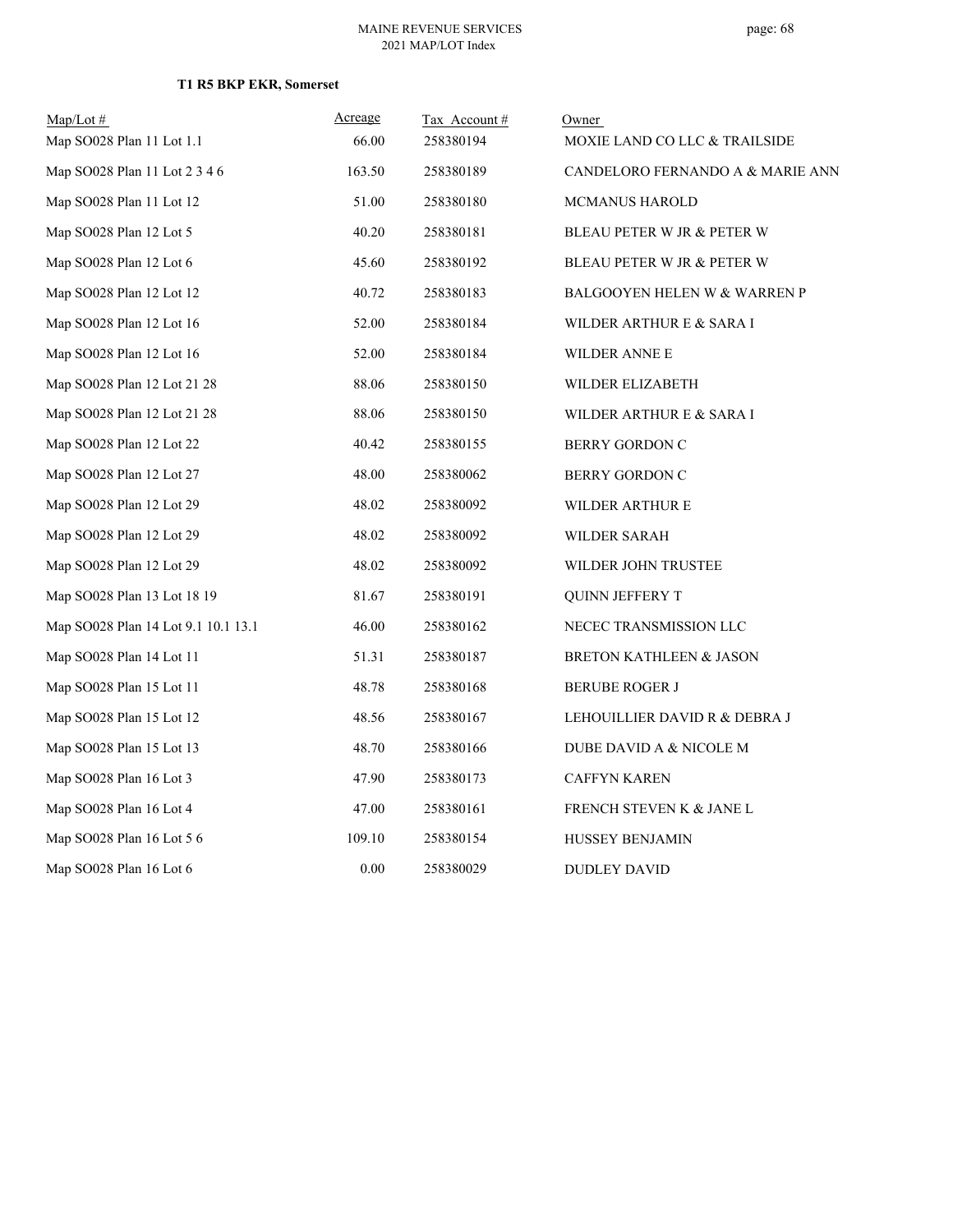**T1 R5 BKP EKR, Somerset**

| Map/Lot # | Acreage | Tax Account # | Owner |
|---|---|---|---|
| Map SO028 Plan 11 Lot 1.1 | 66.00 | 258380194 | MOXIE LAND CO LLC & TRAILSIDE |
| Map SO028 Plan 11 Lot 2 3 4 6 | 163.50 | 258380189 | CANDELORO FERNANDO A & MARIE ANN |
| Map SO028 Plan 11 Lot 12 | 51.00 | 258380180 | MCMANUS HAROLD |
| Map SO028 Plan 12 Lot 5 | 40.20 | 258380181 | BLEAU PETER W JR & PETER W |
| Map SO028 Plan 12 Lot 6 | 45.60 | 258380192 | BLEAU PETER W JR & PETER W |
| Map SO028 Plan 12 Lot 12 | 40.72 | 258380183 | BALGOOYEN HELEN W & WARREN P |
| Map SO028 Plan 12 Lot 16 | 52.00 | 258380184 | WILDER ARTHUR E & SARA I |
| Map SO028 Plan 12 Lot 16 | 52.00 | 258380184 | WILDER ANNE E |
| Map SO028 Plan 12 Lot 21 28 | 88.06 | 258380150 | WILDER ELIZABETH |
| Map SO028 Plan 12 Lot 21 28 | 88.06 | 258380150 | WILDER ARTHUR E & SARA I |
| Map SO028 Plan 12 Lot 22 | 40.42 | 258380155 | BERRY GORDON C |
| Map SO028 Plan 12 Lot 27 | 48.00 | 258380062 | BERRY GORDON C |
| Map SO028 Plan 12 Lot 29 | 48.02 | 258380092 | WILDER ARTHUR E |
| Map SO028 Plan 12 Lot 29 | 48.02 | 258380092 | WILDER SARAH |
| Map SO028 Plan 12 Lot 29 | 48.02 | 258380092 | WILDER JOHN TRUSTEE |
| Map SO028 Plan 13 Lot 18 19 | 81.67 | 258380191 | QUINN JEFFERY T |
| Map SO028 Plan 14 Lot 9.1 10.1 13.1 | 46.00 | 258380162 | NECEC TRANSMISSION LLC |
| Map SO028 Plan 14 Lot 11 | 51.31 | 258380187 | BRETON KATHLEEN & JASON |
| Map SO028 Plan 15 Lot 11 | 48.78 | 258380168 | BERUBE ROGER J |
| Map SO028 Plan 15 Lot 12 | 48.56 | 258380167 | LEHOUILLIER DAVID R & DEBRA J |
| Map SO028 Plan 15 Lot 13 | 48.70 | 258380166 | DUBE DAVID A & NICOLE M |
| Map SO028 Plan 16 Lot 3 | 47.90 | 258380173 | CAFFYN KAREN |
| Map SO028 Plan 16 Lot 4 | 47.00 | 258380161 | FRENCH STEVEN K & JANE L |
| Map SO028 Plan 16 Lot 5 6 | 109.10 | 258380154 | HUSSEY BENJAMIN |
| Map SO028 Plan 16 Lot 6 | 0.00 | 258380029 | DUDLEY DAVID |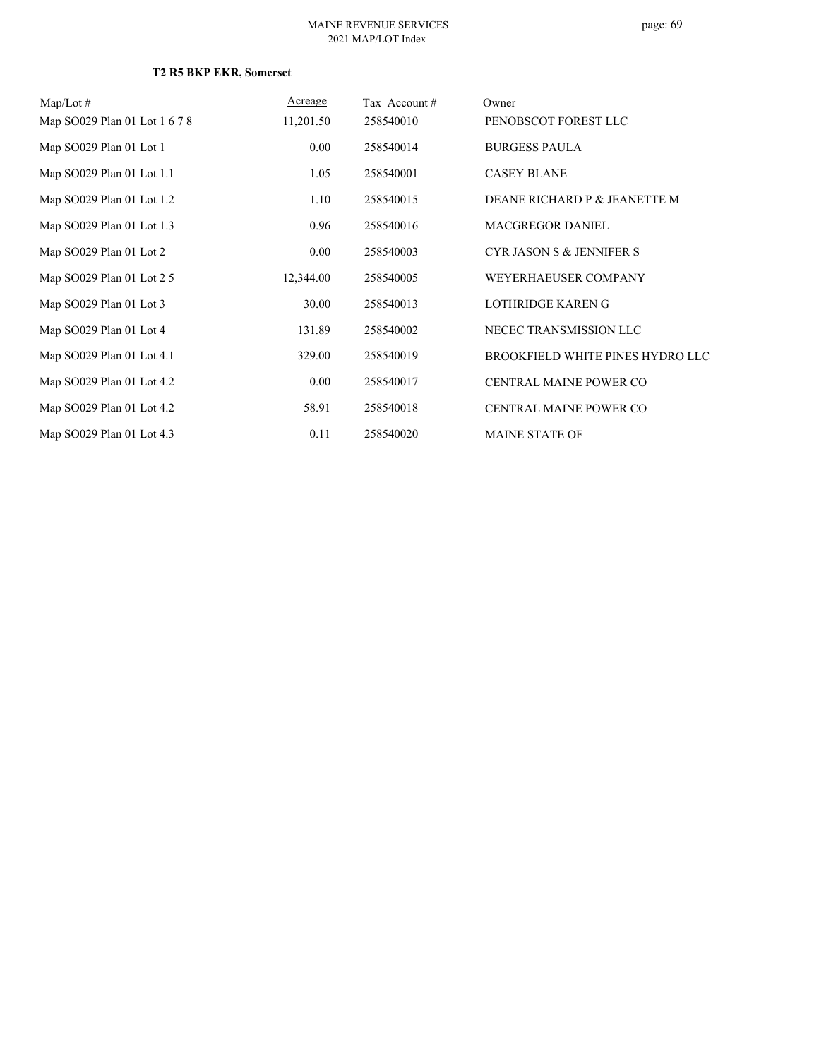**T2 R5 BKP EKR, Somerset**

| Map/Lot # | Acreage | Tax Account # | Owner |
|---|---|---|---|
| Map SO029 Plan 01 Lot 1 6 7 8 | 11,201.50 | 258540010 | PENOBSCOT FOREST LLC |
| Map SO029 Plan 01 Lot 1 | 0.00 | 258540014 | BURGESS PAULA |
| Map SO029 Plan 01 Lot 1.1 | 1.05 | 258540001 | CASEY BLANE |
| Map SO029 Plan 01 Lot 1.2 | 1.10 | 258540015 | DEANE RICHARD P & JEANETTE M |
| Map SO029 Plan 01 Lot 1.3 | 0.96 | 258540016 | MACGREGOR DANIEL |
| Map SO029 Plan 01 Lot 2 | 0.00 | 258540003 | CYR JASON S & JENNIFER S |
| Map SO029 Plan 01 Lot 2 5 | 12,344.00 | 258540005 | WEYERHAEUSER COMPANY |
| Map SO029 Plan 01 Lot 3 | 30.00 | 258540013 | LOTHRIDGE KAREN G |
| Map SO029 Plan 01 Lot 4 | 131.89 | 258540002 | NECEC TRANSMISSION LLC |
| Map SO029 Plan 01 Lot 4.1 | 329.00 | 258540019 | BROOKFIELD WHITE PINES HYDRO LLC |
| Map SO029 Plan 01 Lot 4.2 | 0.00 | 258540017 | CENTRAL MAINE POWER CO |
| Map SO029 Plan 01 Lot 4.2 | 58.91 | 258540018 | CENTRAL MAINE POWER CO |
| Map SO029 Plan 01 Lot 4.3 | 0.11 | 258540020 | MAINE STATE OF |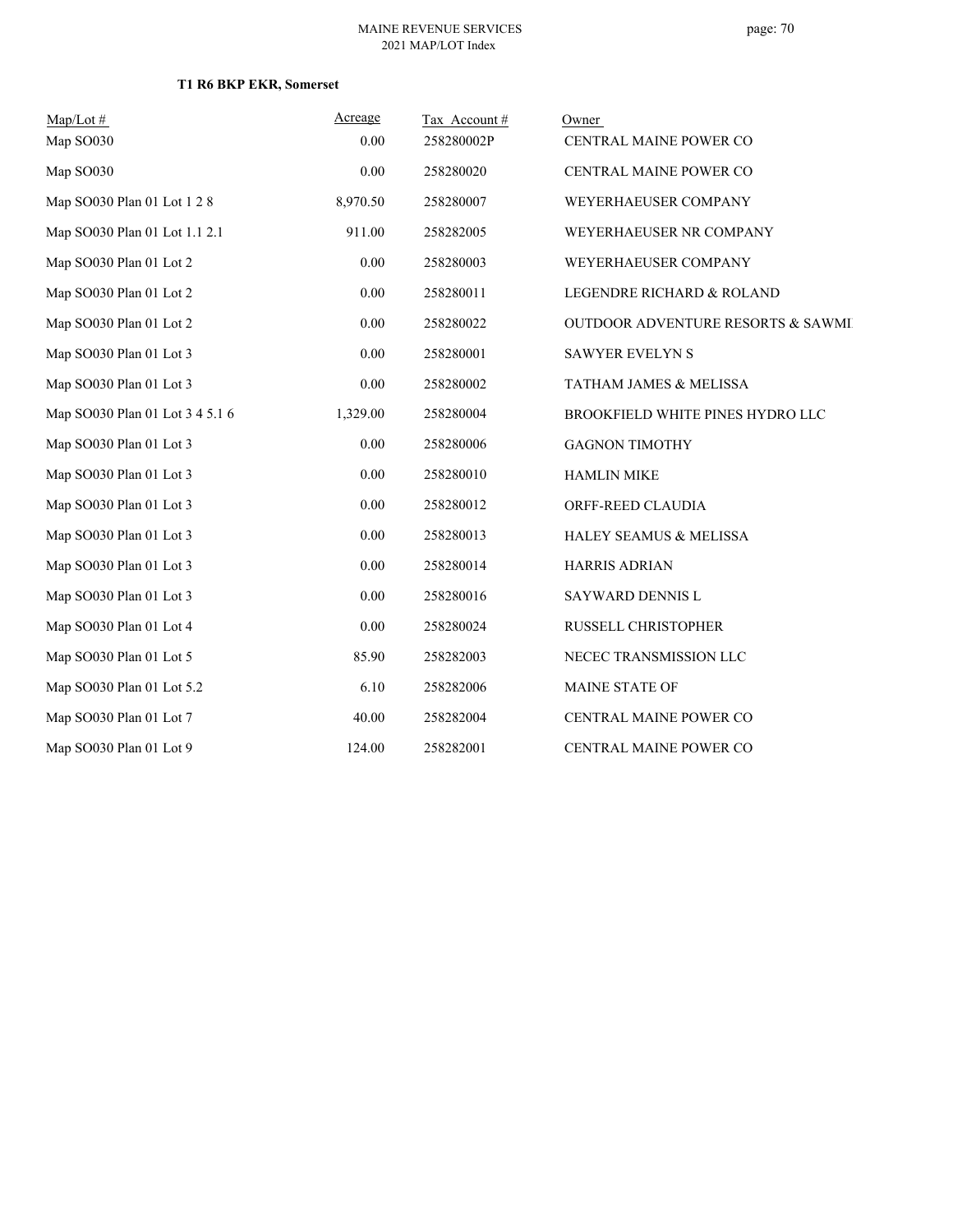**T1 R6 BKP EKR, Somerset**

| Map/Lot # | Acreage | Tax Account # | Owner |
|---|---|---|---|
| Map SO030 | 0.00 | 258280002P | CENTRAL MAINE POWER CO |
| Map SO030 | 0.00 | 258280020 | CENTRAL MAINE POWER CO |
| Map SO030 Plan 01 Lot 1 2 8 | 8,970.50 | 258280007 | WEYERHAEUSER COMPANY |
| Map SO030 Plan 01 Lot 1.1 2.1 | 911.00 | 258282005 | WEYERHAEUSER NR COMPANY |
| Map SO030 Plan 01 Lot 2 | 0.00 | 258280003 | WEYERHAEUSER COMPANY |
| Map SO030 Plan 01 Lot 2 | 0.00 | 258280011 | LEGENDRE RICHARD & ROLAND |
| Map SO030 Plan 01 Lot 2 | 0.00 | 258280022 | OUTDOOR ADVENTURE RESORTS & SAWMI |
| Map SO030 Plan 01 Lot 3 | 0.00 | 258280001 | SAWYER EVELYN S |
| Map SO030 Plan 01 Lot 3 | 0.00 | 258280002 | TATHAM JAMES & MELISSA |
| Map SO030 Plan 01 Lot 3 4 5.1 6 | 1,329.00 | 258280004 | BROOKFIELD WHITE PINES HYDRO LLC |
| Map SO030 Plan 01 Lot 3 | 0.00 | 258280006 | GAGNON TIMOTHY |
| Map SO030 Plan 01 Lot 3 | 0.00 | 258280010 | HAMLIN MIKE |
| Map SO030 Plan 01 Lot 3 | 0.00 | 258280012 | ORFF-REED CLAUDIA |
| Map SO030 Plan 01 Lot 3 | 0.00 | 258280013 | HALEY SEAMUS & MELISSA |
| Map SO030 Plan 01 Lot 3 | 0.00 | 258280014 | HARRIS ADRIAN |
| Map SO030 Plan 01 Lot 3 | 0.00 | 258280016 | SAYWARD DENNIS L |
| Map SO030 Plan 01 Lot 4 | 0.00 | 258280024 | RUSSELL CHRISTOPHER |
| Map SO030 Plan 01 Lot 5 | 85.90 | 258282003 | NECEC TRANSMISSION LLC |
| Map SO030 Plan 01 Lot 5.2 | 6.10 | 258282006 | MAINE STATE OF |
| Map SO030 Plan 01 Lot 7 | 40.00 | 258282004 | CENTRAL MAINE POWER CO |
| Map SO030 Plan 01 Lot 9 | 124.00 | 258282001 | CENTRAL MAINE POWER CO |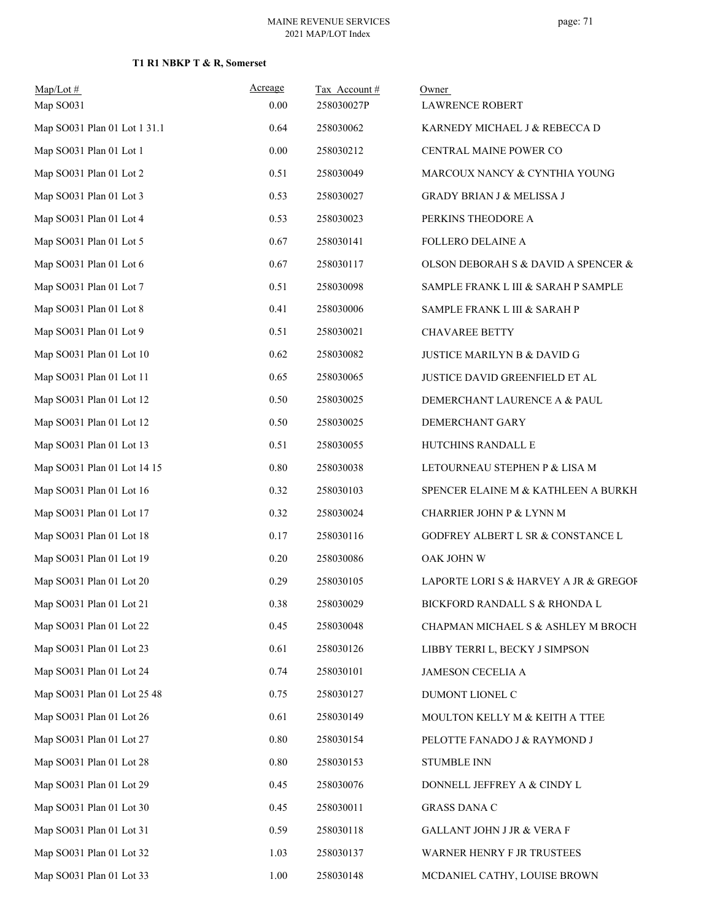**T1 R1 NBKP T & R, Somerset**

| Map/Lot # | Acreage | Tax Account # | Owner |
|---|---|---|---|
| Map SO031 | 0.00 | 258030027P | LAWRENCE ROBERT |
| Map SO031 Plan 01 Lot 1 31.1 | 0.64 | 258030062 | KARNEDY MICHAEL J & REBECCA D |
| Map SO031 Plan 01 Lot 1 | 0.00 | 258030212 | CENTRAL MAINE POWER CO |
| Map SO031 Plan 01 Lot 2 | 0.51 | 258030049 | MARCOUX NANCY & CYNTHIA YOUNG |
| Map SO031 Plan 01 Lot 3 | 0.53 | 258030027 | GRADY BRIAN J & MELISSA J |
| Map SO031 Plan 01 Lot 4 | 0.53 | 258030023 | PERKINS THEODORE A |
| Map SO031 Plan 01 Lot 5 | 0.67 | 258030141 | FOLLERO DELAINE A |
| Map SO031 Plan 01 Lot 6 | 0.67 | 258030117 | OLSON DEBORAH S & DAVID A SPENCER & |
| Map SO031 Plan 01 Lot 7 | 0.51 | 258030098 | SAMPLE FRANK L III & SARAH P SAMPLE |
| Map SO031 Plan 01 Lot 8 | 0.41 | 258030006 | SAMPLE FRANK L III & SARAH P |
| Map SO031 Plan 01 Lot 9 | 0.51 | 258030021 | CHAVAREE BETTY |
| Map SO031 Plan 01 Lot 10 | 0.62 | 258030082 | JUSTICE MARILYN B & DAVID G |
| Map SO031 Plan 01 Lot 11 | 0.65 | 258030065 | JUSTICE DAVID GREENFIELD ET AL |
| Map SO031 Plan 01 Lot 12 | 0.50 | 258030025 | DEMERCHANT LAURENCE A & PAUL |
| Map SO031 Plan 01 Lot 12 | 0.50 | 258030025 | DEMERCHANT GARY |
| Map SO031 Plan 01 Lot 13 | 0.51 | 258030055 | HUTCHINS RANDALL E |
| Map SO031 Plan 01 Lot 14 15 | 0.80 | 258030038 | LETOURNEAU STEPHEN P & LISA M |
| Map SO031 Plan 01 Lot 16 | 0.32 | 258030103 | SPENCER ELAINE M & KATHLEEN A BURKH |
| Map SO031 Plan 01 Lot 17 | 0.32 | 258030024 | CHARRIER JOHN P & LYNN M |
| Map SO031 Plan 01 Lot 18 | 0.17 | 258030116 | GODFREY ALBERT L SR & CONSTANCE L |
| Map SO031 Plan 01 Lot 19 | 0.20 | 258030086 | OAK JOHN W |
| Map SO031 Plan 01 Lot 20 | 0.29 | 258030105 | LAPORTE LORI S & HARVEY A JR & GREGOF |
| Map SO031 Plan 01 Lot 21 | 0.38 | 258030029 | BICKFORD RANDALL S & RHONDA L |
| Map SO031 Plan 01 Lot 22 | 0.45 | 258030048 | CHAPMAN MICHAEL S & ASHLEY M BROCH |
| Map SO031 Plan 01 Lot 23 | 0.61 | 258030126 | LIBBY TERRI L, BECKY J SIMPSON |
| Map SO031 Plan 01 Lot 24 | 0.74 | 258030101 | JAMESON CECELIA A |
| Map SO031 Plan 01 Lot 25 48 | 0.75 | 258030127 | DUMONT LIONEL C |
| Map SO031 Plan 01 Lot 26 | 0.61 | 258030149 | MOULTON KELLY M & KEITH A TTEE |
| Map SO031 Plan 01 Lot 27 | 0.80 | 258030154 | PELOTTE FANADO J & RAYMOND J |
| Map SO031 Plan 01 Lot 28 | 0.80 | 258030153 | STUMBLE INN |
| Map SO031 Plan 01 Lot 29 | 0.45 | 258030076 | DONNELL JEFFREY A & CINDY L |
| Map SO031 Plan 01 Lot 30 | 0.45 | 258030011 | GRASS DANA C |
| Map SO031 Plan 01 Lot 31 | 0.59 | 258030118 | GALLANT JOHN J JR & VERA F |
| Map SO031 Plan 01 Lot 32 | 1.03 | 258030137 | WARNER HENRY F JR TRUSTEES |
| Map SO031 Plan 01 Lot 33 | 1.00 | 258030148 | MCDANIEL CATHY, LOUISE BROWN |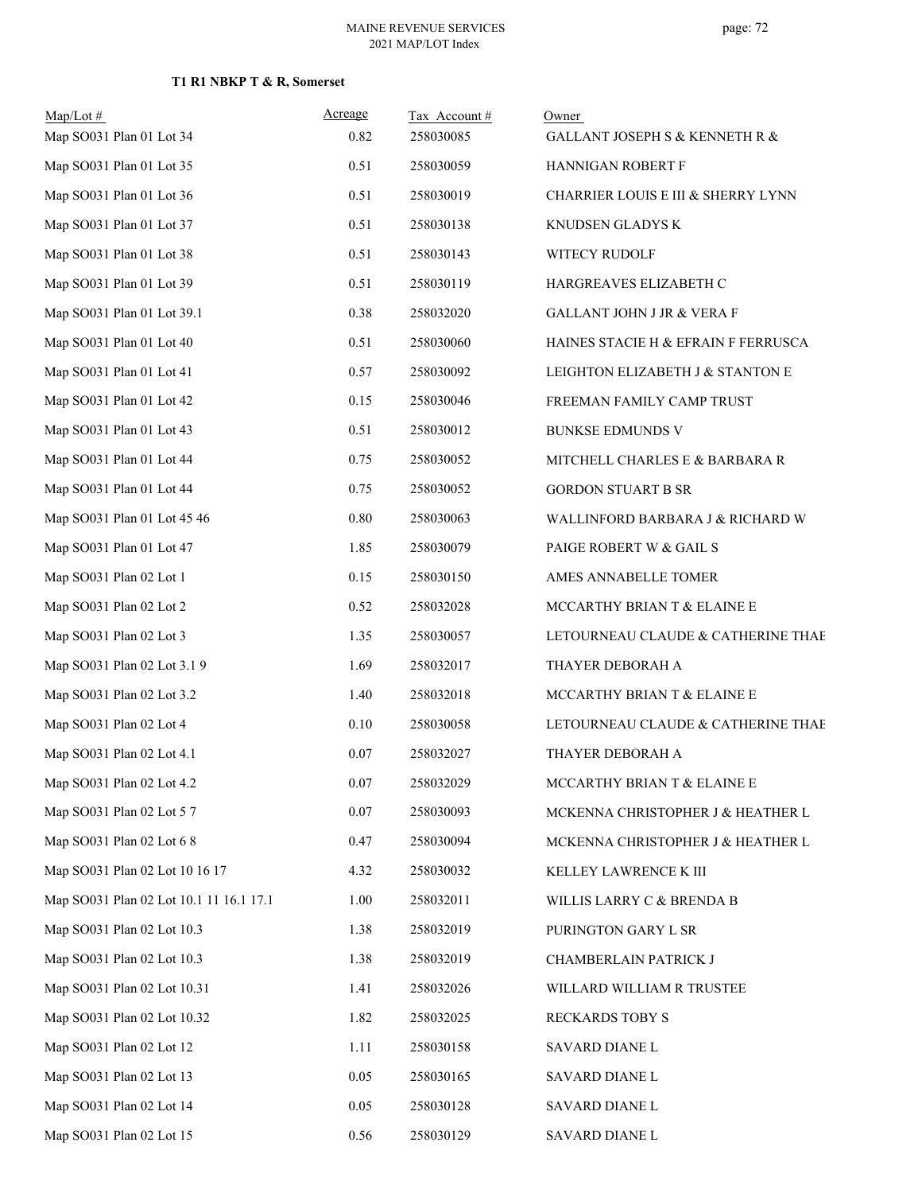**T1 R1 NBKP T & R, Somerset**

| Map/Lot # | Acreage | Tax Account # | Owner |
|---|---|---|---|
| Map SO031 Plan 01 Lot 34 | 0.82 | 258030085 | GALLANT JOSEPH S & KENNETH R & |
| Map SO031 Plan 01 Lot 35 | 0.51 | 258030059 | HANNIGAN ROBERT F |
| Map SO031 Plan 01 Lot 36 | 0.51 | 258030019 | CHARRIER LOUIS E III & SHERRY LYNN |
| Map SO031 Plan 01 Lot 37 | 0.51 | 258030138 | KNUDSEN GLADYS K |
| Map SO031 Plan 01 Lot 38 | 0.51 | 258030143 | WITECY RUDOLF |
| Map SO031 Plan 01 Lot 39 | 0.51 | 258030119 | HARGREAVES ELIZABETH C |
| Map SO031 Plan 01 Lot 39.1 | 0.38 | 258032020 | GALLANT JOHN J JR & VERA F |
| Map SO031 Plan 01 Lot 40 | 0.51 | 258030060 | HAINES STACIE H & EFRAIN F FERRUSCA |
| Map SO031 Plan 01 Lot 41 | 0.57 | 258030092 | LEIGHTON ELIZABETH J & STANTON E |
| Map SO031 Plan 01 Lot 42 | 0.15 | 258030046 | FREEMAN FAMILY CAMP TRUST |
| Map SO031 Plan 01 Lot 43 | 0.51 | 258030012 | BUNKSE EDMUNDS V |
| Map SO031 Plan 01 Lot 44 | 0.75 | 258030052 | MITCHELL CHARLES E & BARBARA R |
| Map SO031 Plan 01 Lot 44 | 0.75 | 258030052 | GORDON STUART B SR |
| Map SO031 Plan 01 Lot 45 46 | 0.80 | 258030063 | WALLINFORD BARBARA J & RICHARD W |
| Map SO031 Plan 01 Lot 47 | 1.85 | 258030079 | PAIGE ROBERT W & GAIL S |
| Map SO031 Plan 02 Lot 1 | 0.15 | 258030150 | AMES ANNABELLE TOMER |
| Map SO031 Plan 02 Lot 2 | 0.52 | 258032028 | MCCARTHY BRIAN T & ELAINE E |
| Map SO031 Plan 02 Lot 3 | 1.35 | 258030057 | LETOURNEAU CLAUDE & CATHERINE THAE |
| Map SO031 Plan 02 Lot 3.1 9 | 1.69 | 258032017 | THAYER DEBORAH A |
| Map SO031 Plan 02 Lot 3.2 | 1.40 | 258032018 | MCCARTHY BRIAN T & ELAINE E |
| Map SO031 Plan 02 Lot 4 | 0.10 | 258030058 | LETOURNEAU CLAUDE & CATHERINE THAE |
| Map SO031 Plan 02 Lot 4.1 | 0.07 | 258032027 | THAYER DEBORAH A |
| Map SO031 Plan 02 Lot 4.2 | 0.07 | 258032029 | MCCARTHY BRIAN T & ELAINE E |
| Map SO031 Plan 02 Lot 5 7 | 0.07 | 258030093 | MCKENNA CHRISTOPHER J & HEATHER L |
| Map SO031 Plan 02 Lot 6 8 | 0.47 | 258030094 | MCKENNA CHRISTOPHER J & HEATHER L |
| Map SO031 Plan 02 Lot 10 16 17 | 4.32 | 258030032 | KELLEY LAWRENCE K III |
| Map SO031 Plan 02 Lot 10.1 11 16.1 17.1 | 1.00 | 258032011 | WILLIS LARRY C & BRENDA B |
| Map SO031 Plan 02 Lot 10.3 | 1.38 | 258032019 | PURINGTON GARY L SR |
| Map SO031 Plan 02 Lot 10.3 | 1.38 | 258032019 | CHAMBERLAIN PATRICK J |
| Map SO031 Plan 02 Lot 10.31 | 1.41 | 258032026 | WILLARD WILLIAM R TRUSTEE |
| Map SO031 Plan 02 Lot 10.32 | 1.82 | 258032025 | RECKARDS TOBY S |
| Map SO031 Plan 02 Lot 12 | 1.11 | 258030158 | SAVARD DIANE L |
| Map SO031 Plan 02 Lot 13 | 0.05 | 258030165 | SAVARD DIANE L |
| Map SO031 Plan 02 Lot 14 | 0.05 | 258030128 | SAVARD DIANE L |
| Map SO031 Plan 02 Lot 15 | 0.56 | 258030129 | SAVARD DIANE L |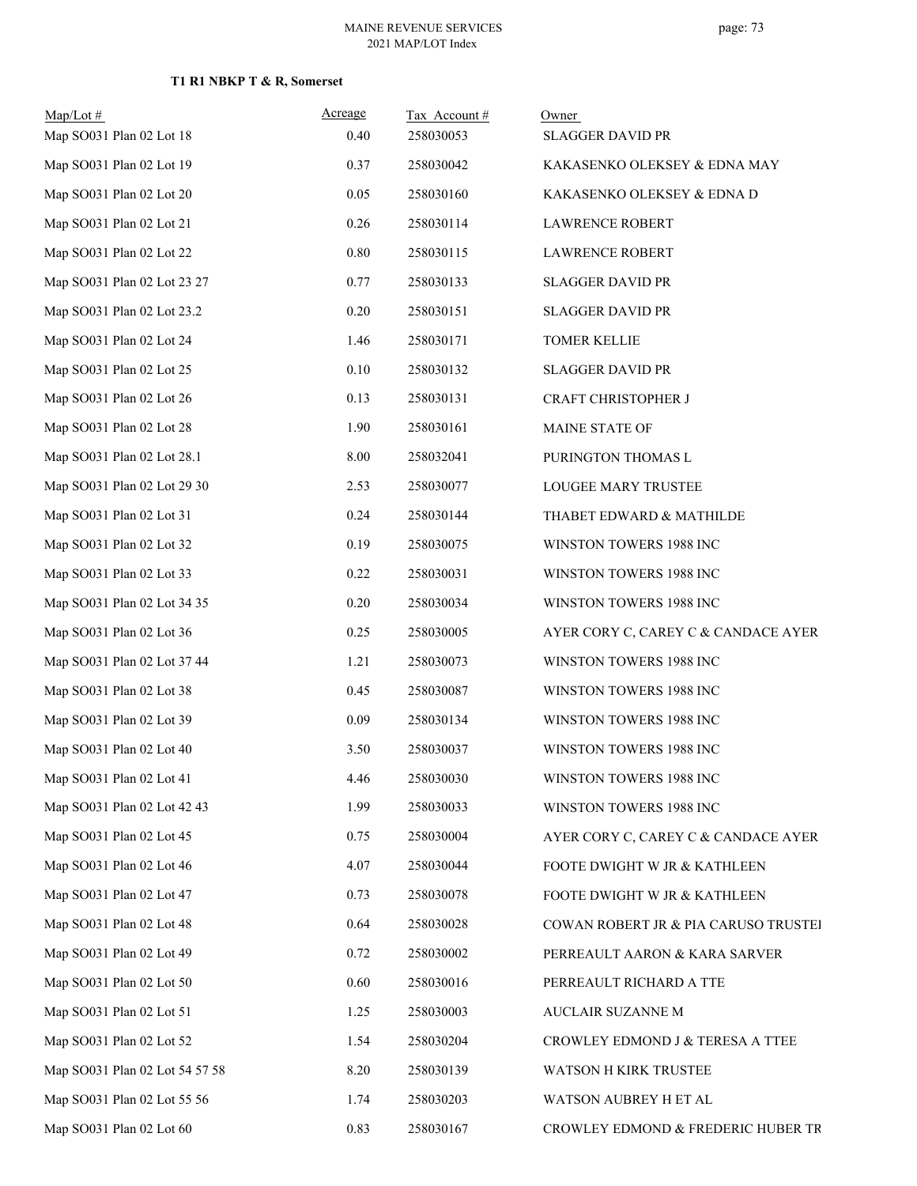MAINE REVENUE SERVICES
2021 MAP/LOT Index

### T1 R1 NBKP T & R, Somerset

| Map/Lot # | Acreage | Tax Account # | Owner |
|---|---|---|---|
| Map SO031 Plan 02 Lot 18 | 0.40 | 258030053 | SLAGGER DAVID PR |
| Map SO031 Plan 02 Lot 19 | 0.37 | 258030042 | KAKASENKO OLEKSEY & EDNA MAY |
| Map SO031 Plan 02 Lot 20 | 0.05 | 258030160 | KAKASENKO OLEKSEY & EDNA D |
| Map SO031 Plan 02 Lot 21 | 0.26 | 258030114 | LAWRENCE ROBERT |
| Map SO031 Plan 02 Lot 22 | 0.80 | 258030115 | LAWRENCE ROBERT |
| Map SO031 Plan 02 Lot 23 27 | 0.77 | 258030133 | SLAGGER DAVID PR |
| Map SO031 Plan 02 Lot 23.2 | 0.20 | 258030151 | SLAGGER DAVID PR |
| Map SO031 Plan 02 Lot 24 | 1.46 | 258030171 | TOMER KELLIE |
| Map SO031 Plan 02 Lot 25 | 0.10 | 258030132 | SLAGGER DAVID PR |
| Map SO031 Plan 02 Lot 26 | 0.13 | 258030131 | CRAFT CHRISTOPHER J |
| Map SO031 Plan 02 Lot 28 | 1.90 | 258030161 | MAINE STATE OF |
| Map SO031 Plan 02 Lot 28.1 | 8.00 | 258032041 | PURINGTON THOMAS L |
| Map SO031 Plan 02 Lot 29 30 | 2.53 | 258030077 | LOUGEE MARY TRUSTEE |
| Map SO031 Plan 02 Lot 31 | 0.24 | 258030144 | THABET EDWARD & MATHILDE |
| Map SO031 Plan 02 Lot 32 | 0.19 | 258030075 | WINSTON TOWERS 1988 INC |
| Map SO031 Plan 02 Lot 33 | 0.22 | 258030031 | WINSTON TOWERS 1988 INC |
| Map SO031 Plan 02 Lot 34 35 | 0.20 | 258030034 | WINSTON TOWERS 1988 INC |
| Map SO031 Plan 02 Lot 36 | 0.25 | 258030005 | AYER CORY C, CAREY C & CANDACE AYER |
| Map SO031 Plan 02 Lot 37 44 | 1.21 | 258030073 | WINSTON TOWERS 1988 INC |
| Map SO031 Plan 02 Lot 38 | 0.45 | 258030087 | WINSTON TOWERS 1988 INC |
| Map SO031 Plan 02 Lot 39 | 0.09 | 258030134 | WINSTON TOWERS 1988 INC |
| Map SO031 Plan 02 Lot 40 | 3.50 | 258030037 | WINSTON TOWERS 1988 INC |
| Map SO031 Plan 02 Lot 41 | 4.46 | 258030030 | WINSTON TOWERS 1988 INC |
| Map SO031 Plan 02 Lot 42 43 | 1.99 | 258030033 | WINSTON TOWERS 1988 INC |
| Map SO031 Plan 02 Lot 45 | 0.75 | 258030004 | AYER CORY C, CAREY C & CANDACE AYER |
| Map SO031 Plan 02 Lot 46 | 4.07 | 258030044 | FOOTE DWIGHT W JR & KATHLEEN |
| Map SO031 Plan 02 Lot 47 | 0.73 | 258030078 | FOOTE DWIGHT W JR & KATHLEEN |
| Map SO031 Plan 02 Lot 48 | 0.64 | 258030028 | COWAN ROBERT JR & PIA CARUSO TRUSTEI |
| Map SO031 Plan 02 Lot 49 | 0.72 | 258030002 | PERREAULT AARON & KARA SARVER |
| Map SO031 Plan 02 Lot 50 | 0.60 | 258030016 | PERREAULT RICHARD A TTE |
| Map SO031 Plan 02 Lot 51 | 1.25 | 258030003 | AUCLAIR SUZANNE M |
| Map SO031 Plan 02 Lot 52 | 1.54 | 258030204 | CROWLEY EDMOND J & TERESA A TTEE |
| Map SO031 Plan 02 Lot 54 57 58 | 8.20 | 258030139 | WATSON H KIRK TRUSTEE |
| Map SO031 Plan 02 Lot 55 56 | 1.74 | 258030203 | WATSON AUBREY H ET AL |
| Map SO031 Plan 02 Lot 60 | 0.83 | 258030167 | CROWLEY EDMOND & FREDERIC HUBER TR |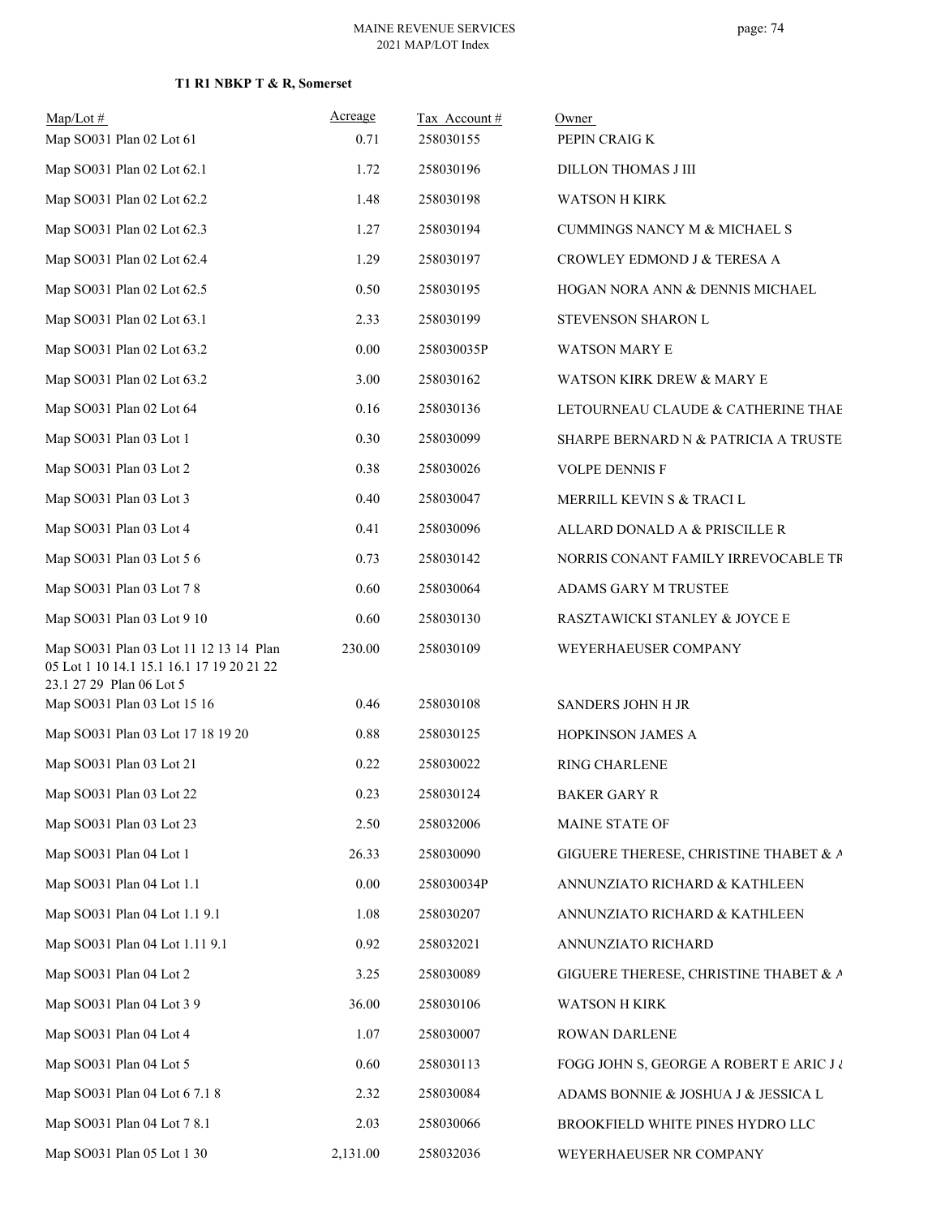**T1 R1 NBKP T & R, Somerset**

| Map/Lot # | Acreage | Tax Account # | Owner |
|---|---|---|---|
| Map SO031 Plan 02 Lot 61 | 0.71 | 258030155 | PEPIN CRAIG K |
| Map SO031 Plan 02 Lot 62.1 | 1.72 | 258030196 | DILLON THOMAS J III |
| Map SO031 Plan 02 Lot 62.2 | 1.48 | 258030198 | WATSON H KIRK |
| Map SO031 Plan 02 Lot 62.3 | 1.27 | 258030194 | CUMMINGS NANCY M & MICHAEL S |
| Map SO031 Plan 02 Lot 62.4 | 1.29 | 258030197 | CROWLEY EDMOND J & TERESA A |
| Map SO031 Plan 02 Lot 62.5 | 0.50 | 258030195 | HOGAN NORA ANN & DENNIS MICHAEL |
| Map SO031 Plan 02 Lot 63.1 | 2.33 | 258030199 | STEVENSON SHARON L |
| Map SO031 Plan 02 Lot 63.2 | 0.00 | 258030035P | WATSON MARY E |
| Map SO031 Plan 02 Lot 63.2 | 3.00 | 258030162 | WATSON KIRK DREW & MARY E |
| Map SO031 Plan 02 Lot 64 | 0.16 | 258030136 | LETOURNEAU CLAUDE & CATHERINE THAE |
| Map SO031 Plan 03 Lot 1 | 0.30 | 258030099 | SHARPE BERNARD N & PATRICIA A TRUSTE |
| Map SO031 Plan 03 Lot 2 | 0.38 | 258030026 | VOLPE DENNIS F |
| Map SO031 Plan 03 Lot 3 | 0.40 | 258030047 | MERRILL KEVIN S & TRACI L |
| Map SO031 Plan 03 Lot 4 | 0.41 | 258030096 | ALLARD DONALD A & PRISCILLE R |
| Map SO031 Plan 03 Lot 5 6 | 0.73 | 258030142 | NORRIS CONANT FAMILY IRREVOCABLE TR |
| Map SO031 Plan 03 Lot 7 8 | 0.60 | 258030064 | ADAMS GARY M TRUSTEE |
| Map SO031 Plan 03 Lot 9 10 | 0.60 | 258030130 | RASZTAWICKI STANLEY & JOYCE E |
| Map SO031 Plan 03 Lot 11 12 13 14 Plan 05 Lot 1 10 14.1 15.1 16.1 17 19 20 21 22 23.1 27 29 Plan 06 Lot 5 | 230.00 | 258030109 | WEYERHAEUSER COMPANY |
| Map SO031 Plan 03 Lot 15 16 | 0.46 | 258030108 | SANDERS JOHN H JR |
| Map SO031 Plan 03 Lot 17 18 19 20 | 0.88 | 258030125 | HOPKINSON JAMES A |
| Map SO031 Plan 03 Lot 21 | 0.22 | 258030022 | RING CHARLENE |
| Map SO031 Plan 03 Lot 22 | 0.23 | 258030124 | BAKER GARY R |
| Map SO031 Plan 03 Lot 23 | 2.50 | 258032006 | MAINE STATE OF |
| Map SO031 Plan 04 Lot 1 | 26.33 | 258030090 | GIGUERE THERESE, CHRISTINE THABET & A |
| Map SO031 Plan 04 Lot 1.1 | 0.00 | 258030034P | ANNUNZIATO RICHARD & KATHLEEN |
| Map SO031 Plan 04 Lot 1.1 9.1 | 1.08 | 258030207 | ANNUNZIATO RICHARD & KATHLEEN |
| Map SO031 Plan 04 Lot 1.11 9.1 | 0.92 | 258032021 | ANNUNZIATO RICHARD |
| Map SO031 Plan 04 Lot 2 | 3.25 | 258030089 | GIGUERE THERESE, CHRISTINE THABET & A |
| Map SO031 Plan 04 Lot 3 9 | 36.00 | 258030106 | WATSON H KIRK |
| Map SO031 Plan 04 Lot 4 | 1.07 | 258030007 | ROWAN DARLENE |
| Map SO031 Plan 04 Lot 5 | 0.60 | 258030113 | FOGG JOHN S, GEORGE A ROBERT E ARIC J & |
| Map SO031 Plan 04 Lot 6 7.1 8 | 2.32 | 258030084 | ADAMS BONNIE & JOSHUA J & JESSICA L |
| Map SO031 Plan 04 Lot 7 8.1 | 2.03 | 258030066 | BROOKFIELD WHITE PINES HYDRO LLC |
| Map SO031 Plan 05 Lot 1 30 | 2,131.00 | 258032036 | WEYERHAEUSER NR COMPANY |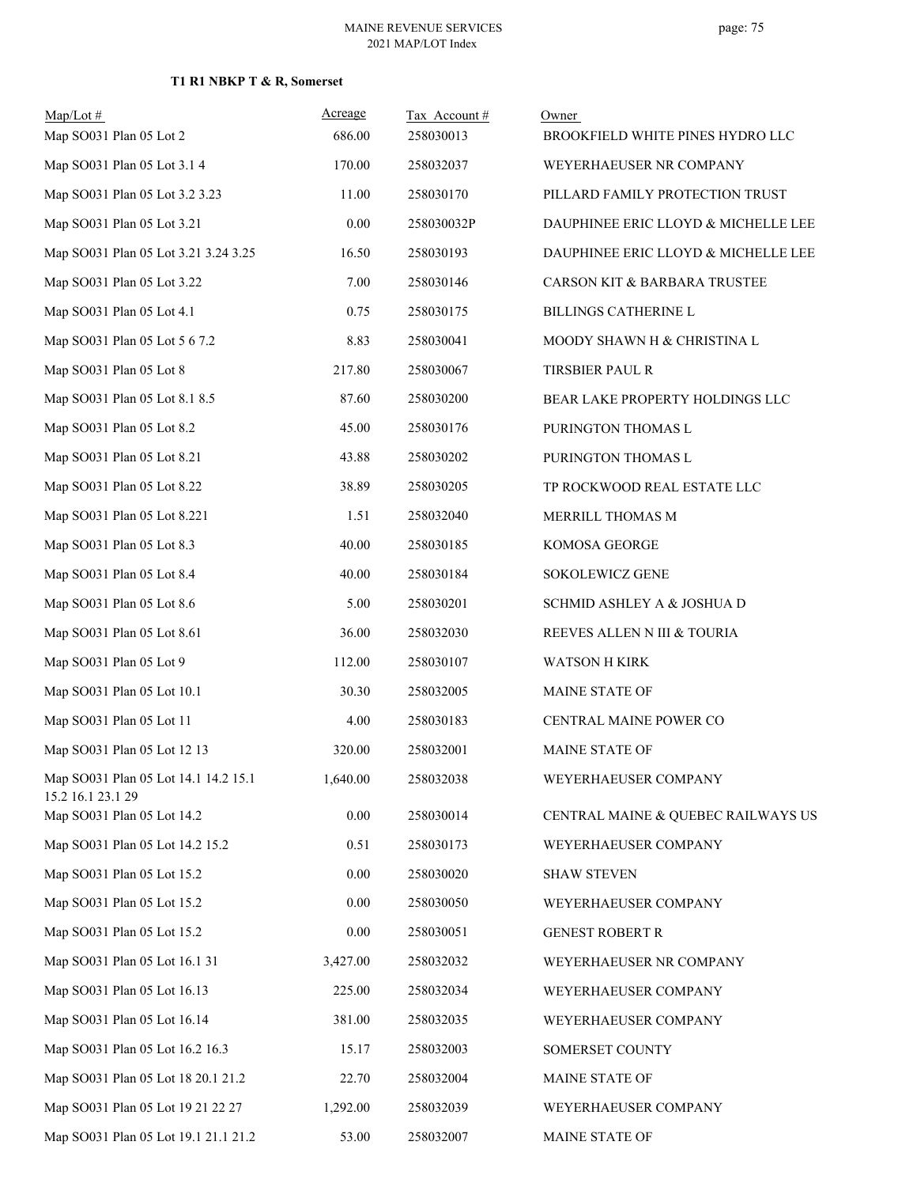**T1 R1 NBKP T & R, Somerset**

| Map/Lot # | Acreage | Tax Account # | Owner |
|---|---|---|---|
| Map SO031 Plan 05 Lot 2 | 686.00 | 258030013 | BROOKFIELD WHITE PINES HYDRO LLC |
| Map SO031 Plan 05 Lot 3.1 4 | 170.00 | 258032037 | WEYERHAEUSER NR COMPANY |
| Map SO031 Plan 05 Lot 3.2 3.23 | 11.00 | 258030170 | PILLARD FAMILY PROTECTION TRUST |
| Map SO031 Plan 05 Lot 3.21 | 0.00 | 258030032P | DAUPHINEE ERIC LLOYD & MICHELLE LEE |
| Map SO031 Plan 05 Lot 3.21 3.24 3.25 | 16.50 | 258030193 | DAUPHINEE ERIC LLOYD & MICHELLE LEE |
| Map SO031 Plan 05 Lot 3.22 | 7.00 | 258030146 | CARSON KIT & BARBARA TRUSTEE |
| Map SO031 Plan 05 Lot 4.1 | 0.75 | 258030175 | BILLINGS CATHERINE L |
| Map SO031 Plan 05 Lot 5 6 7.2 | 8.83 | 258030041 | MOODY SHAWN H & CHRISTINA L |
| Map SO031 Plan 05 Lot 8 | 217.80 | 258030067 | TIRSBIER PAUL R |
| Map SO031 Plan 05 Lot 8.1 8.5 | 87.60 | 258030200 | BEAR LAKE PROPERTY HOLDINGS LLC |
| Map SO031 Plan 05 Lot 8.2 | 45.00 | 258030176 | PURINGTON THOMAS L |
| Map SO031 Plan 05 Lot 8.21 | 43.88 | 258030202 | PURINGTON THOMAS L |
| Map SO031 Plan 05 Lot 8.22 | 38.89 | 258030205 | TP ROCKWOOD REAL ESTATE LLC |
| Map SO031 Plan 05 Lot 8.221 | 1.51 | 258032040 | MERRILL THOMAS M |
| Map SO031 Plan 05 Lot 8.3 | 40.00 | 258030185 | KOMOSA GEORGE |
| Map SO031 Plan 05 Lot 8.4 | 40.00 | 258030184 | SOKOLEWICZ GENE |
| Map SO031 Plan 05 Lot 8.6 | 5.00 | 258030201 | SCHMID ASHLEY A & JOSHUA D |
| Map SO031 Plan 05 Lot 8.61 | 36.00 | 258032030 | REEVES ALLEN N III & TOURIA |
| Map SO031 Plan 05 Lot 9 | 112.00 | 258030107 | WATSON H KIRK |
| Map SO031 Plan 05 Lot 10.1 | 30.30 | 258032005 | MAINE STATE OF |
| Map SO031 Plan 05 Lot 11 | 4.00 | 258030183 | CENTRAL MAINE POWER CO |
| Map SO031 Plan 05 Lot 12 13 | 320.00 | 258032001 | MAINE STATE OF |
| Map SO031 Plan 05 Lot 14.1 14.2 15.1 15.2 16.1 23.1 29 | 1,640.00 | 258032038 | WEYERHAEUSER COMPANY |
| Map SO031 Plan 05 Lot 14.2 | 0.00 | 258030014 | CENTRAL MAINE & QUEBEC RAILWAYS US |
| Map SO031 Plan 05 Lot 14.2 15.2 | 0.51 | 258030173 | WEYERHAEUSER COMPANY |
| Map SO031 Plan 05 Lot 15.2 | 0.00 | 258030020 | SHAW STEVEN |
| Map SO031 Plan 05 Lot 15.2 | 0.00 | 258030050 | WEYERHAEUSER COMPANY |
| Map SO031 Plan 05 Lot 15.2 | 0.00 | 258030051 | GENEST ROBERT R |
| Map SO031 Plan 05 Lot 16.1 31 | 3,427.00 | 258032032 | WEYERHAEUSER NR COMPANY |
| Map SO031 Plan 05 Lot 16.13 | 225.00 | 258032034 | WEYERHAEUSER COMPANY |
| Map SO031 Plan 05 Lot 16.14 | 381.00 | 258032035 | WEYERHAEUSER COMPANY |
| Map SO031 Plan 05 Lot 16.2 16.3 | 15.17 | 258032003 | SOMERSET COUNTY |
| Map SO031 Plan 05 Lot 18 20.1 21.2 | 22.70 | 258032004 | MAINE STATE OF |
| Map SO031 Plan 05 Lot 19 21 22 27 | 1,292.00 | 258032039 | WEYERHAEUSER COMPANY |
| Map SO031 Plan 05 Lot 19.1 21.1 21.2 | 53.00 | 258032007 | MAINE STATE OF |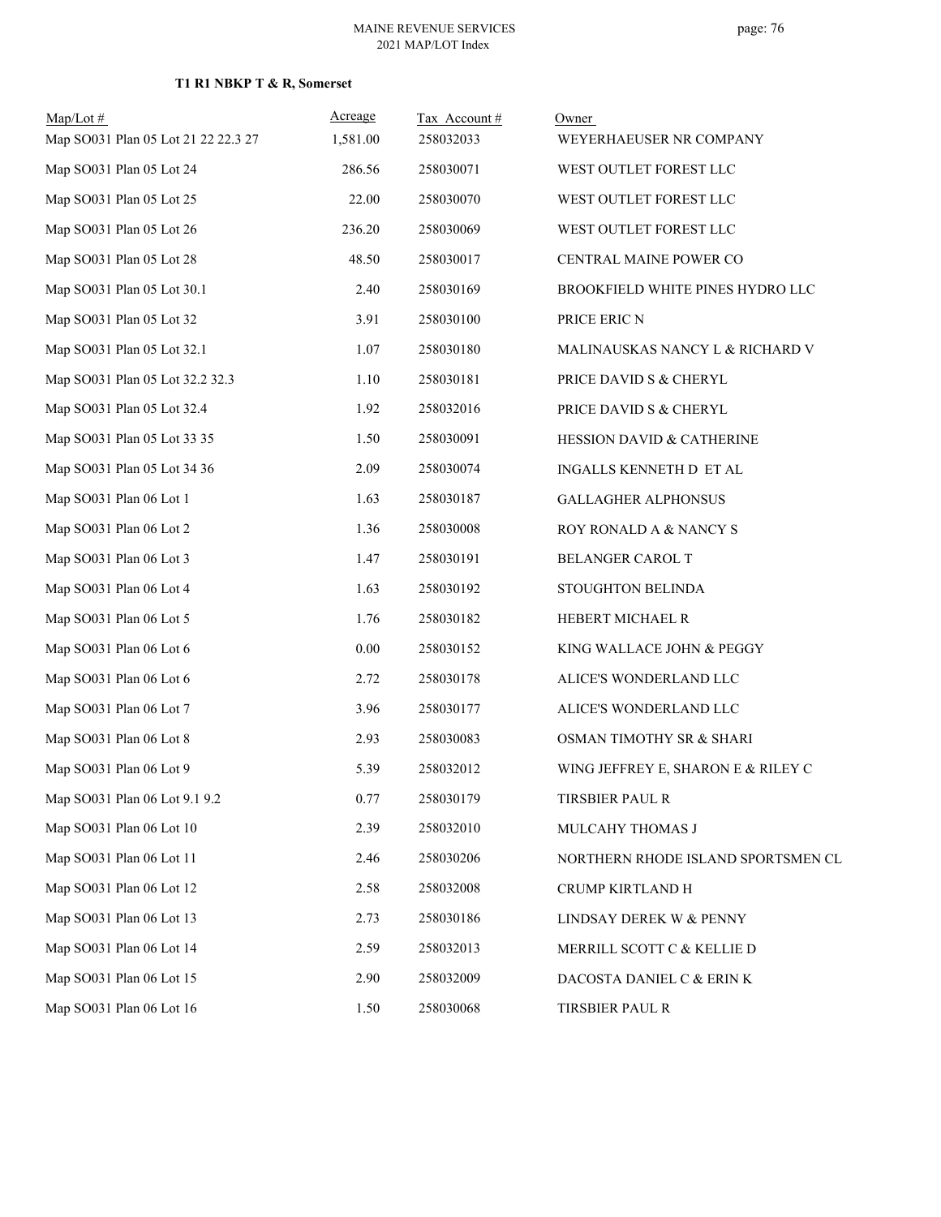**T1 R1 NBKP T & R, Somerset**

| Map/Lot # | Acreage | Tax Account # | Owner |
|---|---|---|---|
| Map SO031 Plan 05 Lot 21 22 22.3 27 | 1,581.00 | 258032033 | WEYERHAEUSER NR COMPANY |
| Map SO031 Plan 05 Lot 24 | 286.56 | 258030071 | WEST OUTLET FOREST LLC |
| Map SO031 Plan 05 Lot 25 | 22.00 | 258030070 | WEST OUTLET FOREST LLC |
| Map SO031 Plan 05 Lot 26 | 236.20 | 258030069 | WEST OUTLET FOREST LLC |
| Map SO031 Plan 05 Lot 28 | 48.50 | 258030017 | CENTRAL MAINE POWER CO |
| Map SO031 Plan 05 Lot 30.1 | 2.40 | 258030169 | BROOKFIELD WHITE PINES HYDRO LLC |
| Map SO031 Plan 05 Lot 32 | 3.91 | 258030100 | PRICE ERIC N |
| Map SO031 Plan 05 Lot 32.1 | 1.07 | 258030180 | MALINAUSKAS NANCY L & RICHARD V |
| Map SO031 Plan 05 Lot 32.2 32.3 | 1.10 | 258030181 | PRICE DAVID S & CHERYL |
| Map SO031 Plan 05 Lot 32.4 | 1.92 | 258032016 | PRICE DAVID S & CHERYL |
| Map SO031 Plan 05 Lot 33 35 | 1.50 | 258030091 | HESSION DAVID & CATHERINE |
| Map SO031 Plan 05 Lot 34 36 | 2.09 | 258030074 | INGALLS KENNETH D ET AL |
| Map SO031 Plan 06 Lot 1 | 1.63 | 258030187 | GALLAGHER ALPHONSUS |
| Map SO031 Plan 06 Lot 2 | 1.36 | 258030008 | ROY RONALD A & NANCY S |
| Map SO031 Plan 06 Lot 3 | 1.47 | 258030191 | BELANGER CAROL T |
| Map SO031 Plan 06 Lot 4 | 1.63 | 258030192 | STOUGHTON BELINDA |
| Map SO031 Plan 06 Lot 5 | 1.76 | 258030182 | HEBERT MICHAEL R |
| Map SO031 Plan 06 Lot 6 | 0.00 | 258030152 | KING WALLACE JOHN & PEGGY |
| Map SO031 Plan 06 Lot 6 | 2.72 | 258030178 | ALICE'S WONDERLAND LLC |
| Map SO031 Plan 06 Lot 7 | 3.96 | 258030177 | ALICE'S WONDERLAND LLC |
| Map SO031 Plan 06 Lot 8 | 2.93 | 258030083 | OSMAN TIMOTHY SR & SHARI |
| Map SO031 Plan 06 Lot 9 | 5.39 | 258032012 | WING JEFFREY E, SHARON E & RILEY C |
| Map SO031 Plan 06 Lot 9.1 9.2 | 0.77 | 258030179 | TIRSBIER PAUL R |
| Map SO031 Plan 06 Lot 10 | 2.39 | 258032010 | MULCAHY THOMAS J |
| Map SO031 Plan 06 Lot 11 | 2.46 | 258030206 | NORTHERN RHODE ISLAND SPORTSMEN CL |
| Map SO031 Plan 06 Lot 12 | 2.58 | 258032008 | CRUMP KIRTLAND H |
| Map SO031 Plan 06 Lot 13 | 2.73 | 258030186 | LINDSAY DEREK W & PENNY |
| Map SO031 Plan 06 Lot 14 | 2.59 | 258032013 | MERRILL SCOTT C & KELLIE D |
| Map SO031 Plan 06 Lot 15 | 2.90 | 258032009 | DACOSTA DANIEL C & ERIN K |
| Map SO031 Plan 06 Lot 16 | 1.50 | 258030068 | TIRSBIER PAUL R |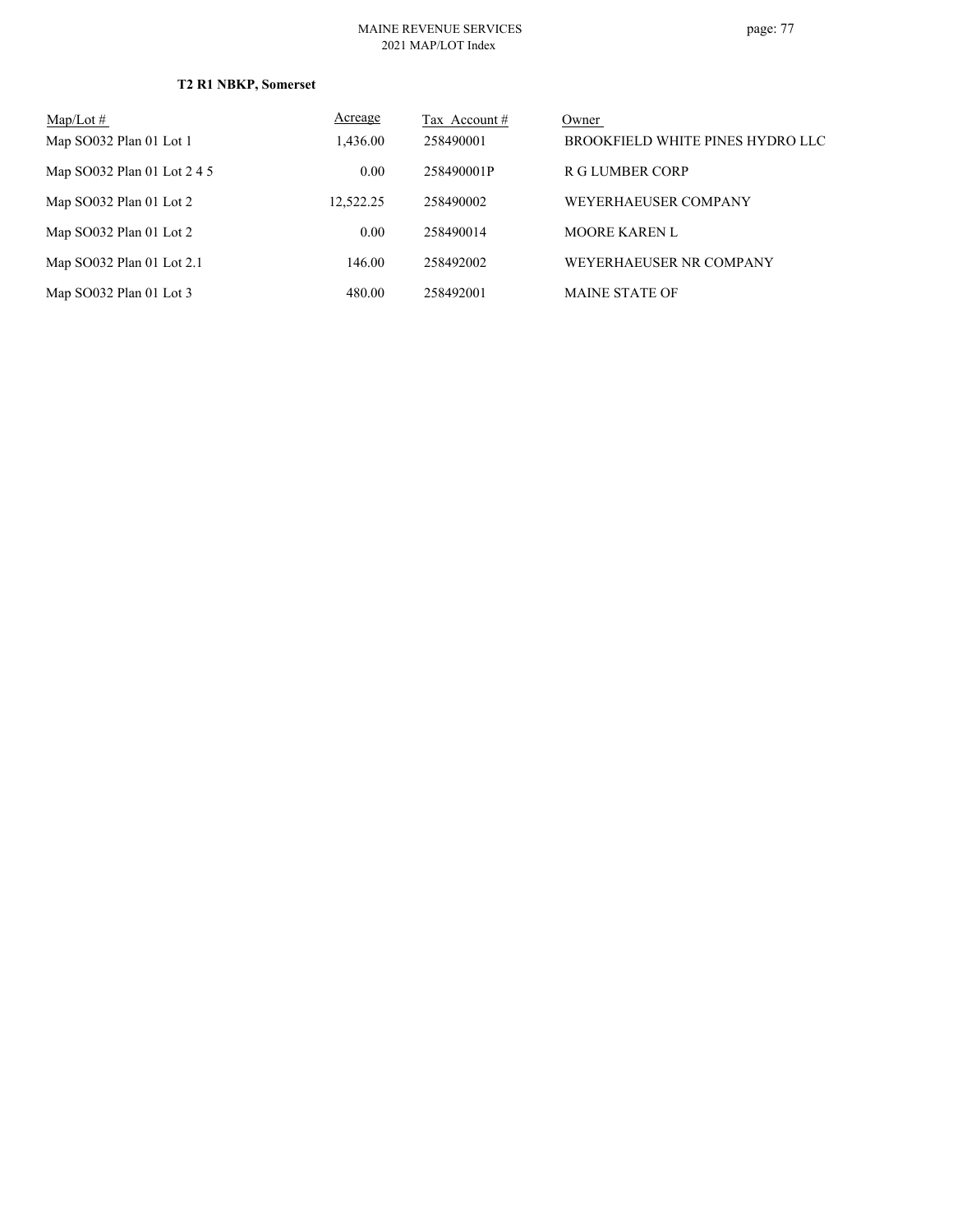**T2 R1 NBKP, Somerset**

| Map/Lot # | Acreage | Tax Account # | Owner |
|---|---|---|---|
| Map SO032 Plan 01 Lot 1 | 1,436.00 | 258490001 | BROOKFIELD WHITE PINES HYDRO LLC |
| Map SO032 Plan 01 Lot 2 4 5 | 0.00 | 258490001P | R G LUMBER CORP |
| Map SO032 Plan 01 Lot 2 | 12,522.25 | 258490002 | WEYERHAEUSER COMPANY |
| Map SO032 Plan 01 Lot 2 | 0.00 | 258490014 | MOORE KAREN L |
| Map SO032 Plan 01 Lot 2.1 | 146.00 | 258492002 | WEYERHAEUSER NR COMPANY |
| Map SO032 Plan 01 Lot 3 | 480.00 | 258492001 | MAINE STATE OF |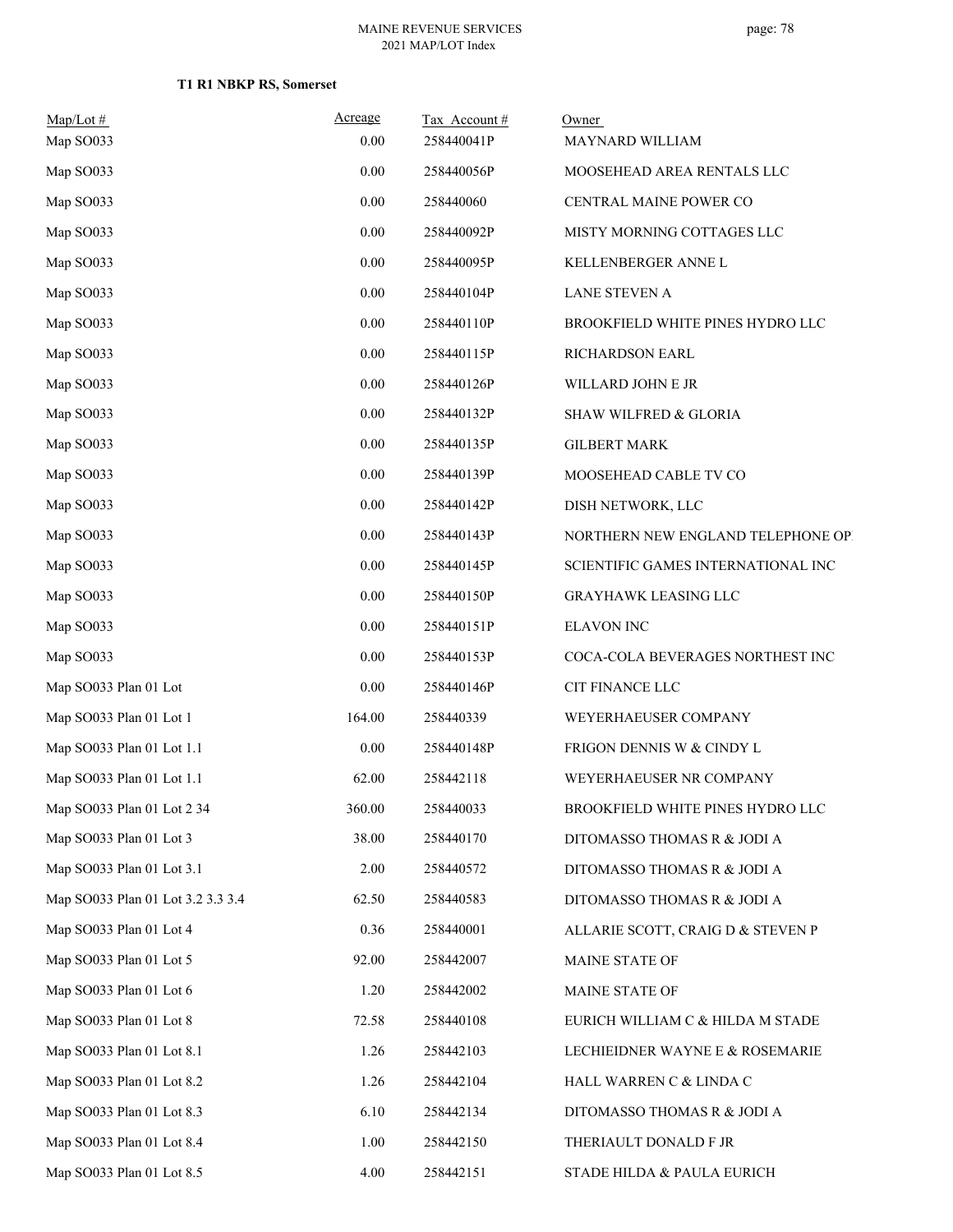**T1 R1 NBKP RS, Somerset**

| Map/Lot # | Acreage | Tax Account # | Owner |
|---|---|---|---|
| Map SO033 | 0.00 | 258440041P | MAYNARD WILLIAM |
| Map SO033 | 0.00 | 258440056P | MOOSEHEAD AREA RENTALS LLC |
| Map SO033 | 0.00 | 258440060 | CENTRAL MAINE POWER CO |
| Map SO033 | 0.00 | 258440092P | MISTY MORNING COTTAGES LLC |
| Map SO033 | 0.00 | 258440095P | KELLENBERGER ANNE L |
| Map SO033 | 0.00 | 258440104P | LANE STEVEN A |
| Map SO033 | 0.00 | 258440110P | BROOKFIELD WHITE PINES HYDRO LLC |
| Map SO033 | 0.00 | 258440115P | RICHARDSON EARL |
| Map SO033 | 0.00 | 258440126P | WILLARD JOHN E JR |
| Map SO033 | 0.00 | 258440132P | SHAW WILFRED & GLORIA |
| Map SO033 | 0.00 | 258440135P | GILBERT MARK |
| Map SO033 | 0.00 | 258440139P | MOOSEHEAD CABLE TV CO |
| Map SO033 | 0.00 | 258440142P | DISH NETWORK, LLC |
| Map SO033 | 0.00 | 258440143P | NORTHERN NEW ENGLAND TELEPHONE OP |
| Map SO033 | 0.00 | 258440145P | SCIENTIFIC GAMES INTERNATIONAL INC |
| Map SO033 | 0.00 | 258440150P | GRAYHAWK LEASING LLC |
| Map SO033 | 0.00 | 258440151P | ELAVON INC |
| Map SO033 | 0.00 | 258440153P | COCA-COLA BEVERAGES NORTHEST INC |
| Map SO033 Plan 01 Lot | 0.00 | 258440146P | CIT FINANCE LLC |
| Map SO033 Plan 01 Lot 1 | 164.00 | 258440339 | WEYERHAEUSER COMPANY |
| Map SO033 Plan 01 Lot 1.1 | 0.00 | 258440148P | FRIGON DENNIS W & CINDY L |
| Map SO033 Plan 01 Lot 1.1 | 62.00 | 258442118 | WEYERHAEUSER NR COMPANY |
| Map SO033 Plan 01 Lot 2 34 | 360.00 | 258440033 | BROOKFIELD WHITE PINES HYDRO LLC |
| Map SO033 Plan 01 Lot 3 | 38.00 | 258440170 | DITOMASSO THOMAS R & JODI A |
| Map SO033 Plan 01 Lot 3.1 | 2.00 | 258440572 | DITOMASSO THOMAS R & JODI A |
| Map SO033 Plan 01 Lot 3.2 3.3 3.4 | 62.50 | 258440583 | DITOMASSO THOMAS R & JODI A |
| Map SO033 Plan 01 Lot 4 | 0.36 | 258440001 | ALLARIE SCOTT, CRAIG D & STEVEN P |
| Map SO033 Plan 01 Lot 5 | 92.00 | 258442007 | MAINE STATE OF |
| Map SO033 Plan 01 Lot 6 | 1.20 | 258442002 | MAINE STATE OF |
| Map SO033 Plan 01 Lot 8 | 72.58 | 258440108 | EURICH WILLIAM C & HILDA M STADE |
| Map SO033 Plan 01 Lot 8.1 | 1.26 | 258442103 | LECHIEIDNER WAYNE E & ROSEMARIE |
| Map SO033 Plan 01 Lot 8.2 | 1.26 | 258442104 | HALL WARREN C & LINDA C |
| Map SO033 Plan 01 Lot 8.3 | 6.10 | 258442134 | DITOMASSO THOMAS R & JODI A |
| Map SO033 Plan 01 Lot 8.4 | 1.00 | 258442150 | THERIAULT DONALD F JR |
| Map SO033 Plan 01 Lot 8.5 | 4.00 | 258442151 | STADE HILDA & PAULA EURICH |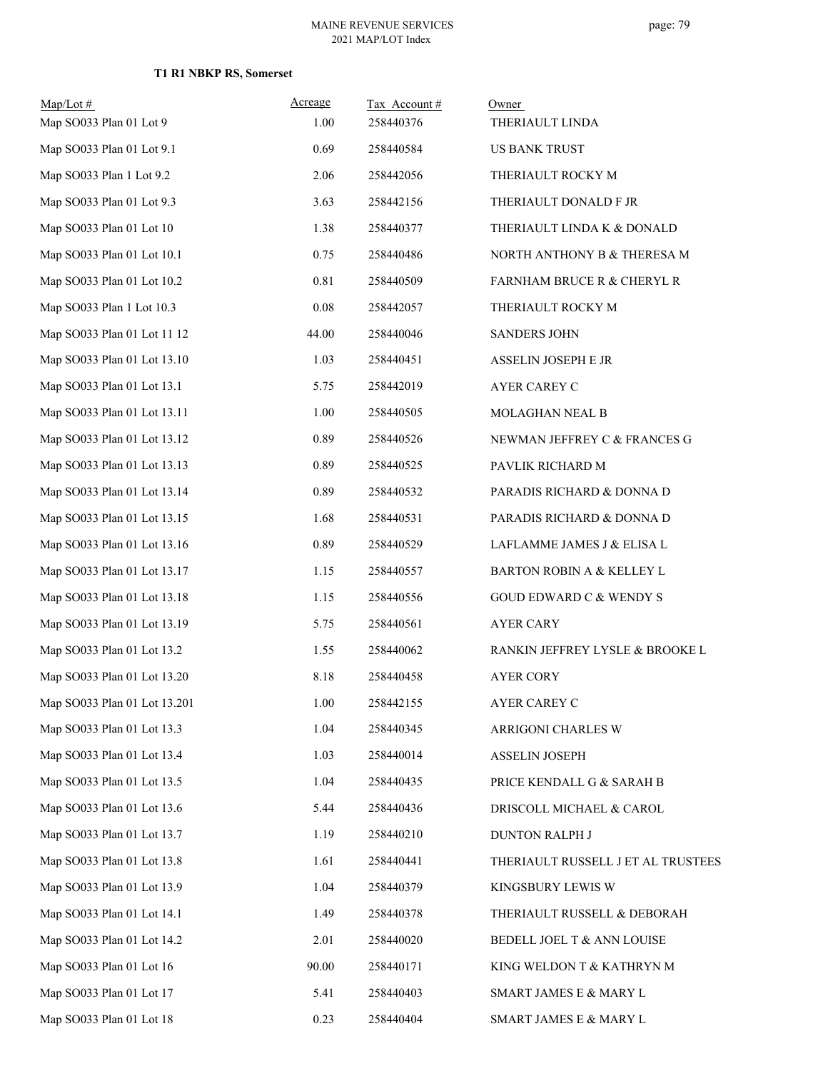**T1 R1 NBKP RS, Somerset**

| Map/Lot # | Acreage | Tax Account # | Owner |
|---|---|---|---|
| Map SO033 Plan 01 Lot 9 | 1.00 | 258440376 | THERIAULT LINDA |
| Map SO033 Plan 01 Lot 9.1 | 0.69 | 258440584 | US BANK TRUST |
| Map SO033 Plan 1 Lot 9.2 | 2.06 | 258442056 | THERIAULT ROCKY M |
| Map SO033 Plan 01 Lot 9.3 | 3.63 | 258442156 | THERIAULT DONALD F JR |
| Map SO033 Plan 01 Lot 10 | 1.38 | 258440377 | THERIAULT LINDA K & DONALD |
| Map SO033 Plan 01 Lot 10.1 | 0.75 | 258440486 | NORTH ANTHONY B & THERESA M |
| Map SO033 Plan 01 Lot 10.2 | 0.81 | 258440509 | FARNHAM BRUCE R & CHERYL R |
| Map SO033 Plan 1 Lot 10.3 | 0.08 | 258442057 | THERIAULT ROCKY M |
| Map SO033 Plan 01 Lot 11 12 | 44.00 | 258440046 | SANDERS JOHN |
| Map SO033 Plan 01 Lot 13.10 | 1.03 | 258440451 | ASSELIN JOSEPH E JR |
| Map SO033 Plan 01 Lot 13.1 | 5.75 | 258442019 | AYER CAREY C |
| Map SO033 Plan 01 Lot 13.11 | 1.00 | 258440505 | MOLAGHAN NEAL B |
| Map SO033 Plan 01 Lot 13.12 | 0.89 | 258440526 | NEWMAN JEFFREY C & FRANCES G |
| Map SO033 Plan 01 Lot 13.13 | 0.89 | 258440525 | PAVLIK RICHARD M |
| Map SO033 Plan 01 Lot 13.14 | 0.89 | 258440532 | PARADIS RICHARD & DONNA D |
| Map SO033 Plan 01 Lot 13.15 | 1.68 | 258440531 | PARADIS RICHARD & DONNA D |
| Map SO033 Plan 01 Lot 13.16 | 0.89 | 258440529 | LAFLAMME JAMES J & ELISA L |
| Map SO033 Plan 01 Lot 13.17 | 1.15 | 258440557 | BARTON ROBIN A & KELLEY L |
| Map SO033 Plan 01 Lot 13.18 | 1.15 | 258440556 | GOUD EDWARD C & WENDY S |
| Map SO033 Plan 01 Lot 13.19 | 5.75 | 258440561 | AYER CARY |
| Map SO033 Plan 01 Lot 13.2 | 1.55 | 258440062 | RANKIN JEFFREY LYSLE & BROOKE L |
| Map SO033 Plan 01 Lot 13.20 | 8.18 | 258440458 | AYER CORY |
| Map SO033 Plan 01 Lot 13.201 | 1.00 | 258442155 | AYER CAREY C |
| Map SO033 Plan 01 Lot 13.3 | 1.04 | 258440345 | ARRIGONI CHARLES W |
| Map SO033 Plan 01 Lot 13.4 | 1.03 | 258440014 | ASSELIN JOSEPH |
| Map SO033 Plan 01 Lot 13.5 | 1.04 | 258440435 | PRICE KENDALL G & SARAH B |
| Map SO033 Plan 01 Lot 13.6 | 5.44 | 258440436 | DRISCOLL MICHAEL & CAROL |
| Map SO033 Plan 01 Lot 13.7 | 1.19 | 258440210 | DUNTON RALPH J |
| Map SO033 Plan 01 Lot 13.8 | 1.61 | 258440441 | THERIAULT RUSSELL J ET AL TRUSTEES |
| Map SO033 Plan 01 Lot 13.9 | 1.04 | 258440379 | KINGSBURY LEWIS W |
| Map SO033 Plan 01 Lot 14.1 | 1.49 | 258440378 | THERIAULT RUSSELL & DEBORAH |
| Map SO033 Plan 01 Lot 14.2 | 2.01 | 258440020 | BEDELL JOEL T & ANN LOUISE |
| Map SO033 Plan 01 Lot 16 | 90.00 | 258440171 | KING WELDON T & KATHRYN M |
| Map SO033 Plan 01 Lot 17 | 5.41 | 258440403 | SMART JAMES E & MARY L |
| Map SO033 Plan 01 Lot 18 | 0.23 | 258440404 | SMART JAMES E & MARY L |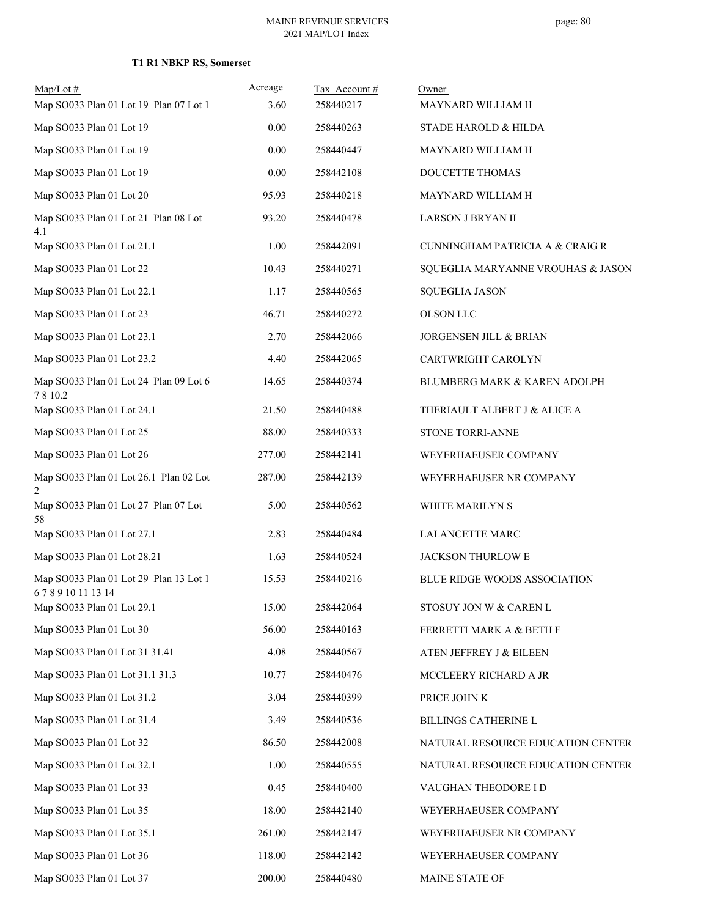**T1 R1 NBKP RS, Somerset**

| Map/Lot # | Acreage | Tax Account # | Owner |
|---|---|---|---|
| Map SO033 Plan 01 Lot 19 Plan 07 Lot 1 | 3.60 | 258440217 | MAYNARD WILLIAM H |
| Map SO033 Plan 01 Lot 19 | 0.00 | 258440263 | STADE HAROLD & HILDA |
| Map SO033 Plan 01 Lot 19 | 0.00 | 258440447 | MAYNARD WILLIAM H |
| Map SO033 Plan 01 Lot 19 | 0.00 | 258442108 | DOUCETTE THOMAS |
| Map SO033 Plan 01 Lot 20 | 95.93 | 258440218 | MAYNARD WILLIAM H |
| Map SO033 Plan 01 Lot 21 Plan 08 Lot 4.1 | 93.20 | 258440478 | LARSON J BRYAN II |
| Map SO033 Plan 01 Lot 21.1 | 1.00 | 258442091 | CUNNINGHAM PATRICIA A & CRAIG R |
| Map SO033 Plan 01 Lot 22 | 10.43 | 258440271 | SQUEGLIA MARYANNE VROUHAS & JASON |
| Map SO033 Plan 01 Lot 22.1 | 1.17 | 258440565 | SQUEGLIA JASON |
| Map SO033 Plan 01 Lot 23 | 46.71 | 258440272 | OLSON LLC |
| Map SO033 Plan 01 Lot 23.1 | 2.70 | 258442066 | JORGENSEN JILL & BRIAN |
| Map SO033 Plan 01 Lot 23.2 | 4.40 | 258442065 | CARTWRIGHT CAROLYN |
| Map SO033 Plan 01 Lot 24 Plan 09 Lot 6 7 8 10.2 | 14.65 | 258440374 | BLUMBERG MARK & KAREN ADOLPH |
| Map SO033 Plan 01 Lot 24.1 | 21.50 | 258440488 | THERIAULT ALBERT J & ALICE A |
| Map SO033 Plan 01 Lot 25 | 88.00 | 258440333 | STONE TORRI-ANNE |
| Map SO033 Plan 01 Lot 26 | 277.00 | 258442141 | WEYERHAEUSER COMPANY |
| Map SO033 Plan 01 Lot 26.1 Plan 02 Lot 2 | 287.00 | 258442139 | WEYERHAEUSER NR COMPANY |
| Map SO033 Plan 01 Lot 27 Plan 07 Lot 58 | 5.00 | 258440562 | WHITE MARILYN S |
| Map SO033 Plan 01 Lot 27.1 | 2.83 | 258440484 | LALANCETTE MARC |
| Map SO033 Plan 01 Lot 28.21 | 1.63 | 258440524 | JACKSON THURLOW E |
| Map SO033 Plan 01 Lot 29 Plan 13 Lot 1 6 7 8 9 10 11 13 14 | 15.53 | 258440216 | BLUE RIDGE WOODS ASSOCIATION |
| Map SO033 Plan 01 Lot 29.1 | 15.00 | 258442064 | STOSUY JON W & CAREN L |
| Map SO033 Plan 01 Lot 30 | 56.00 | 258440163 | FERRETTI MARK A & BETH F |
| Map SO033 Plan 01 Lot 31 31.41 | 4.08 | 258440567 | ATEN JEFFREY J & EILEEN |
| Map SO033 Plan 01 Lot 31.1 31.3 | 10.77 | 258440476 | MCCLEERY RICHARD A JR |
| Map SO033 Plan 01 Lot 31.2 | 3.04 | 258440399 | PRICE JOHN K |
| Map SO033 Plan 01 Lot 31.4 | 3.49 | 258440536 | BILLINGS CATHERINE L |
| Map SO033 Plan 01 Lot 32 | 86.50 | 258442008 | NATURAL RESOURCE EDUCATION CENTER |
| Map SO033 Plan 01 Lot 32.1 | 1.00 | 258440555 | NATURAL RESOURCE EDUCATION CENTER |
| Map SO033 Plan 01 Lot 33 | 0.45 | 258440400 | VAUGHAN THEODORE I D |
| Map SO033 Plan 01 Lot 35 | 18.00 | 258442140 | WEYERHAEUSER COMPANY |
| Map SO033 Plan 01 Lot 35.1 | 261.00 | 258442147 | WEYERHAEUSER NR COMPANY |
| Map SO033 Plan 01 Lot 36 | 118.00 | 258442142 | WEYERHAEUSER COMPANY |
| Map SO033 Plan 01 Lot 37 | 200.00 | 258440480 | MAINE STATE OF |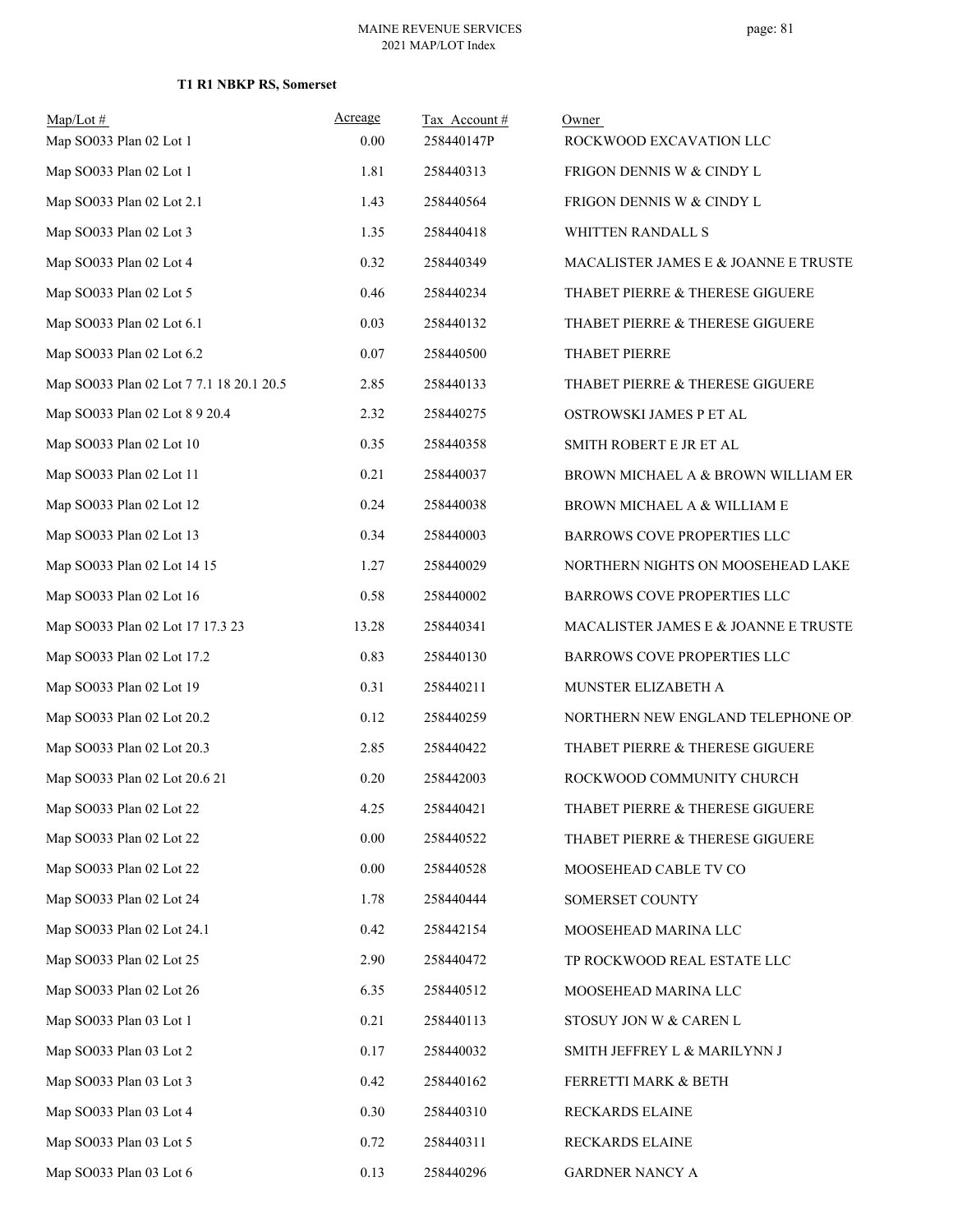**T1 R1 NBKP RS, Somerset**

| Map/Lot # | Acreage | Tax Account # | Owner |
|---|---|---|---|
| Map SO033 Plan 02 Lot 1 | 0.00 | 258440147P | ROCKWOOD EXCAVATION LLC |
| Map SO033 Plan 02 Lot 1 | 1.81 | 258440313 | FRIGON DENNIS W & CINDY L |
| Map SO033 Plan 02 Lot 2.1 | 1.43 | 258440564 | FRIGON DENNIS W & CINDY L |
| Map SO033 Plan 02 Lot 3 | 1.35 | 258440418 | WHITTEN RANDALL S |
| Map SO033 Plan 02 Lot 4 | 0.32 | 258440349 | MACALISTER JAMES E & JOANNE E TRUSTE |
| Map SO033 Plan 02 Lot 5 | 0.46 | 258440234 | THABET PIERRE & THERESE GIGUERE |
| Map SO033 Plan 02 Lot 6.1 | 0.03 | 258440132 | THABET PIERRE & THERESE GIGUERE |
| Map SO033 Plan 02 Lot 6.2 | 0.07 | 258440500 | THABET PIERRE |
| Map SO033 Plan 02 Lot 7 7.1 18 20.1 20.5 | 2.85 | 258440133 | THABET PIERRE & THERESE GIGUERE |
| Map SO033 Plan 02 Lot 8 9 20.4 | 2.32 | 258440275 | OSTROWSKI JAMES P ET AL |
| Map SO033 Plan 02 Lot 10 | 0.35 | 258440358 | SMITH ROBERT E JR ET AL |
| Map SO033 Plan 02 Lot 11 | 0.21 | 258440037 | BROWN MICHAEL A & BROWN WILLIAM ER |
| Map SO033 Plan 02 Lot 12 | 0.24 | 258440038 | BROWN MICHAEL A & WILLIAM E |
| Map SO033 Plan 02 Lot 13 | 0.34 | 258440003 | BARROWS COVE PROPERTIES LLC |
| Map SO033 Plan 02 Lot 14 15 | 1.27 | 258440029 | NORTHERN NIGHTS ON MOOSEHEAD LAKE |
| Map SO033 Plan 02 Lot 16 | 0.58 | 258440002 | BARROWS COVE PROPERTIES LLC |
| Map SO033 Plan 02 Lot 17 17.3 23 | 13.28 | 258440341 | MACALISTER JAMES E & JOANNE E TRUSTE |
| Map SO033 Plan 02 Lot 17.2 | 0.83 | 258440130 | BARROWS COVE PROPERTIES LLC |
| Map SO033 Plan 02 Lot 19 | 0.31 | 258440211 | MUNSTER ELIZABETH A |
| Map SO033 Plan 02 Lot 20.2 | 0.12 | 258440259 | NORTHERN NEW ENGLAND TELEPHONE OP |
| Map SO033 Plan 02 Lot 20.3 | 2.85 | 258440422 | THABET PIERRE & THERESE GIGUERE |
| Map SO033 Plan 02 Lot 20.6 21 | 0.20 | 258442003 | ROCKWOOD COMMUNITY CHURCH |
| Map SO033 Plan 02 Lot 22 | 4.25 | 258440421 | THABET PIERRE & THERESE GIGUERE |
| Map SO033 Plan 02 Lot 22 | 0.00 | 258440522 | THABET PIERRE & THERESE GIGUERE |
| Map SO033 Plan 02 Lot 22 | 0.00 | 258440528 | MOOSEHEAD CABLE TV CO |
| Map SO033 Plan 02 Lot 24 | 1.78 | 258440444 | SOMERSET COUNTY |
| Map SO033 Plan 02 Lot 24.1 | 0.42 | 258442154 | MOOSEHEAD MARINA LLC |
| Map SO033 Plan 02 Lot 25 | 2.90 | 258440472 | TP ROCKWOOD REAL ESTATE LLC |
| Map SO033 Plan 02 Lot 26 | 6.35 | 258440512 | MOOSEHEAD MARINA LLC |
| Map SO033 Plan 03 Lot 1 | 0.21 | 258440113 | STOSUY JON W & CAREN L |
| Map SO033 Plan 03 Lot 2 | 0.17 | 258440032 | SMITH JEFFREY L & MARILYNN J |
| Map SO033 Plan 03 Lot 3 | 0.42 | 258440162 | FERRETTI MARK & BETH |
| Map SO033 Plan 03 Lot 4 | 0.30 | 258440310 | RECKARDS ELAINE |
| Map SO033 Plan 03 Lot 5 | 0.72 | 258440311 | RECKARDS ELAINE |
| Map SO033 Plan 03 Lot 6 | 0.13 | 258440296 | GARDNER NANCY A |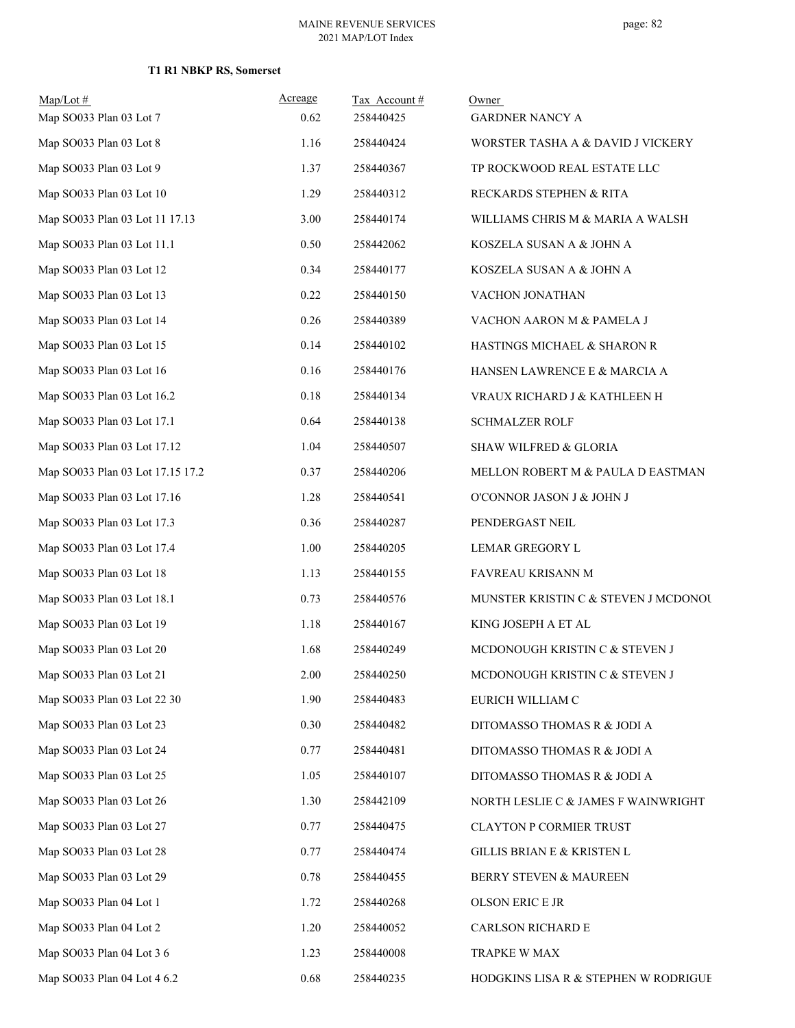**T1 R1 NBKP RS, Somerset**

| Map/Lot # | Acreage | Tax Account # | Owner |
|---|---|---|---|
| Map SO033 Plan 03 Lot 7 | 0.62 | 258440425 | GARDNER NANCY A |
| Map SO033 Plan 03 Lot 8 | 1.16 | 258440424 | WORSTER TASHA A & DAVID J VICKERY |
| Map SO033 Plan 03 Lot 9 | 1.37 | 258440367 | TP ROCKWOOD REAL ESTATE LLC |
| Map SO033 Plan 03 Lot 10 | 1.29 | 258440312 | RECKARDS STEPHEN & RITA |
| Map SO033 Plan 03 Lot 11 17.13 | 3.00 | 258440174 | WILLIAMS CHRIS M & MARIA A WALSH |
| Map SO033 Plan 03 Lot 11.1 | 0.50 | 258442062 | KOSZELA SUSAN A & JOHN A |
| Map SO033 Plan 03 Lot 12 | 0.34 | 258440177 | KOSZELA SUSAN A & JOHN A |
| Map SO033 Plan 03 Lot 13 | 0.22 | 258440150 | VACHON JONATHAN |
| Map SO033 Plan 03 Lot 14 | 0.26 | 258440389 | VACHON AARON M & PAMELA J |
| Map SO033 Plan 03 Lot 15 | 0.14 | 258440102 | HASTINGS MICHAEL & SHARON R |
| Map SO033 Plan 03 Lot 16 | 0.16 | 258440176 | HANSEN LAWRENCE E & MARCIA A |
| Map SO033 Plan 03 Lot 16.2 | 0.18 | 258440134 | VRAUX RICHARD J & KATHLEEN H |
| Map SO033 Plan 03 Lot 17.1 | 0.64 | 258440138 | SCHMALZER ROLF |
| Map SO033 Plan 03 Lot 17.12 | 1.04 | 258440507 | SHAW WILFRED & GLORIA |
| Map SO033 Plan 03 Lot 17.15 17.2 | 0.37 | 258440206 | MELLON ROBERT M & PAULA D EASTMAN |
| Map SO033 Plan 03 Lot 17.16 | 1.28 | 258440541 | O'CONNOR JASON J & JOHN J |
| Map SO033 Plan 03 Lot 17.3 | 0.36 | 258440287 | PENDERGAST NEIL |
| Map SO033 Plan 03 Lot 17.4 | 1.00 | 258440205 | LEMAR GREGORY L |
| Map SO033 Plan 03 Lot 18 | 1.13 | 258440155 | FAVREAU KRISANN M |
| Map SO033 Plan 03 Lot 18.1 | 0.73 | 258440576 | MUNSTER KRISTIN C & STEVEN J MCDONOU |
| Map SO033 Plan 03 Lot 19 | 1.18 | 258440167 | KING JOSEPH A ET AL |
| Map SO033 Plan 03 Lot 20 | 1.68 | 258440249 | MCDONOUGH KRISTIN C & STEVEN J |
| Map SO033 Plan 03 Lot 21 | 2.00 | 258440250 | MCDONOUGH KRISTIN C & STEVEN J |
| Map SO033 Plan 03 Lot 22 30 | 1.90 | 258440483 | EURICH WILLIAM C |
| Map SO033 Plan 03 Lot 23 | 0.30 | 258440482 | DITOMASSO THOMAS R & JODI A |
| Map SO033 Plan 03 Lot 24 | 0.77 | 258440481 | DITOMASSO THOMAS R & JODI A |
| Map SO033 Plan 03 Lot 25 | 1.05 | 258440107 | DITOMASSO THOMAS R & JODI A |
| Map SO033 Plan 03 Lot 26 | 1.30 | 258442109 | NORTH LESLIE C & JAMES F WAINWRIGHT |
| Map SO033 Plan 03 Lot 27 | 0.77 | 258440475 | CLAYTON P CORMIER TRUST |
| Map SO033 Plan 03 Lot 28 | 0.77 | 258440474 | GILLIS BRIAN E & KRISTEN L |
| Map SO033 Plan 03 Lot 29 | 0.78 | 258440455 | BERRY STEVEN & MAUREEN |
| Map SO033 Plan 04 Lot 1 | 1.72 | 258440268 | OLSON ERIC E JR |
| Map SO033 Plan 04 Lot 2 | 1.20 | 258440052 | CARLSON RICHARD E |
| Map SO033 Plan 04 Lot 3 6 | 1.23 | 258440008 | TRAPKE W MAX |
| Map SO033 Plan 04 Lot 4 6.2 | 0.68 | 258440235 | HODGKINS LISA R & STEPHEN W RODRIGUE |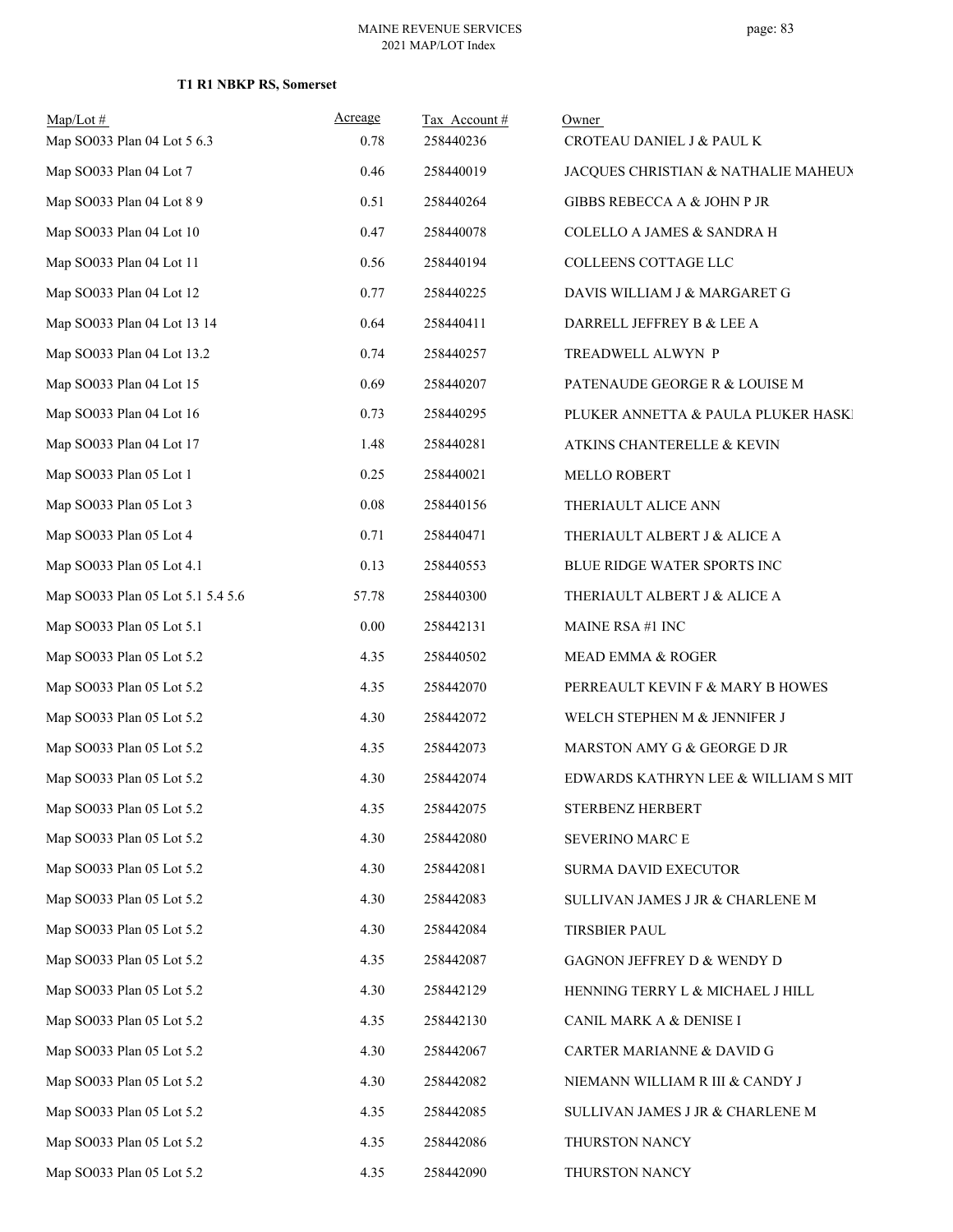### T1 R1 NBKP RS, Somerset

| Map/Lot # | Acreage | Tax Account # | Owner |
|---|---|---|---|
| Map SO033 Plan 04 Lot 5 6.3 | 0.78 | 258440236 | CROTEAU DANIEL J & PAUL K |
| Map SO033 Plan 04 Lot 7 | 0.46 | 258440019 | JACQUES CHRISTIAN & NATHALIE MAHEUX |
| Map SO033 Plan 04 Lot 8 9 | 0.51 | 258440264 | GIBBS REBECCA A & JOHN P JR |
| Map SO033 Plan 04 Lot 10 | 0.47 | 258440078 | COLELLO A JAMES & SANDRA H |
| Map SO033 Plan 04 Lot 11 | 0.56 | 258440194 | COLLEENS COTTAGE LLC |
| Map SO033 Plan 04 Lot 12 | 0.77 | 258440225 | DAVIS WILLIAM J & MARGARET G |
| Map SO033 Plan 04 Lot 13 14 | 0.64 | 258440411 | DARRELL JEFFREY B & LEE A |
| Map SO033 Plan 04 Lot 13.2 | 0.74 | 258440257 | TREADWELL ALWYN P |
| Map SO033 Plan 04 Lot 15 | 0.69 | 258440207 | PATENAUDE GEORGE R & LOUISE M |
| Map SO033 Plan 04 Lot 16 | 0.73 | 258440295 | PLUKER ANNETTA & PAULA PLUKER HASKI |
| Map SO033 Plan 04 Lot 17 | 1.48 | 258440281 | ATKINS CHANTERELLE & KEVIN |
| Map SO033 Plan 05 Lot 1 | 0.25 | 258440021 | MELLO ROBERT |
| Map SO033 Plan 05 Lot 3 | 0.08 | 258440156 | THERIAULT ALICE ANN |
| Map SO033 Plan 05 Lot 4 | 0.71 | 258440471 | THERIAULT ALBERT J & ALICE A |
| Map SO033 Plan 05 Lot 4.1 | 0.13 | 258440553 | BLUE RIDGE WATER SPORTS INC |
| Map SO033 Plan 05 Lot 5.1 5.4 5.6 | 57.78 | 258440300 | THERIAULT ALBERT J & ALICE A |
| Map SO033 Plan 05 Lot 5.1 | 0.00 | 258442131 | MAINE RSA #1 INC |
| Map SO033 Plan 05 Lot 5.2 | 4.35 | 258440502 | MEAD EMMA & ROGER |
| Map SO033 Plan 05 Lot 5.2 | 4.35 | 258442070 | PERREAULT KEVIN F & MARY B HOWES |
| Map SO033 Plan 05 Lot 5.2 | 4.30 | 258442072 | WELCH STEPHEN M & JENNIFER J |
| Map SO033 Plan 05 Lot 5.2 | 4.35 | 258442073 | MARSTON AMY G & GEORGE D JR |
| Map SO033 Plan 05 Lot 5.2 | 4.30 | 258442074 | EDWARDS KATHRYN LEE & WILLIAM S MIT |
| Map SO033 Plan 05 Lot 5.2 | 4.35 | 258442075 | STERBENZ HERBERT |
| Map SO033 Plan 05 Lot 5.2 | 4.30 | 258442080 | SEVERINO MARC E |
| Map SO033 Plan 05 Lot 5.2 | 4.30 | 258442081 | SURMA DAVID EXECUTOR |
| Map SO033 Plan 05 Lot 5.2 | 4.30 | 258442083 | SULLIVAN JAMES J JR & CHARLENE M |
| Map SO033 Plan 05 Lot 5.2 | 4.30 | 258442084 | TIRSBIER PAUL |
| Map SO033 Plan 05 Lot 5.2 | 4.35 | 258442087 | GAGNON JEFFREY D & WENDY D |
| Map SO033 Plan 05 Lot 5.2 | 4.30 | 258442129 | HENNING TERRY L & MICHAEL J HILL |
| Map SO033 Plan 05 Lot 5.2 | 4.35 | 258442130 | CANIL MARK A & DENISE I |
| Map SO033 Plan 05 Lot 5.2 | 4.30 | 258442067 | CARTER MARIANNE & DAVID G |
| Map SO033 Plan 05 Lot 5.2 | 4.30 | 258442082 | NIEMANN WILLIAM R III & CANDY J |
| Map SO033 Plan 05 Lot 5.2 | 4.35 | 258442085 | SULLIVAN JAMES J JR & CHARLENE M |
| Map SO033 Plan 05 Lot 5.2 | 4.35 | 258442086 | THURSTON NANCY |
| Map SO033 Plan 05 Lot 5.2 | 4.35 | 258442090 | THURSTON NANCY |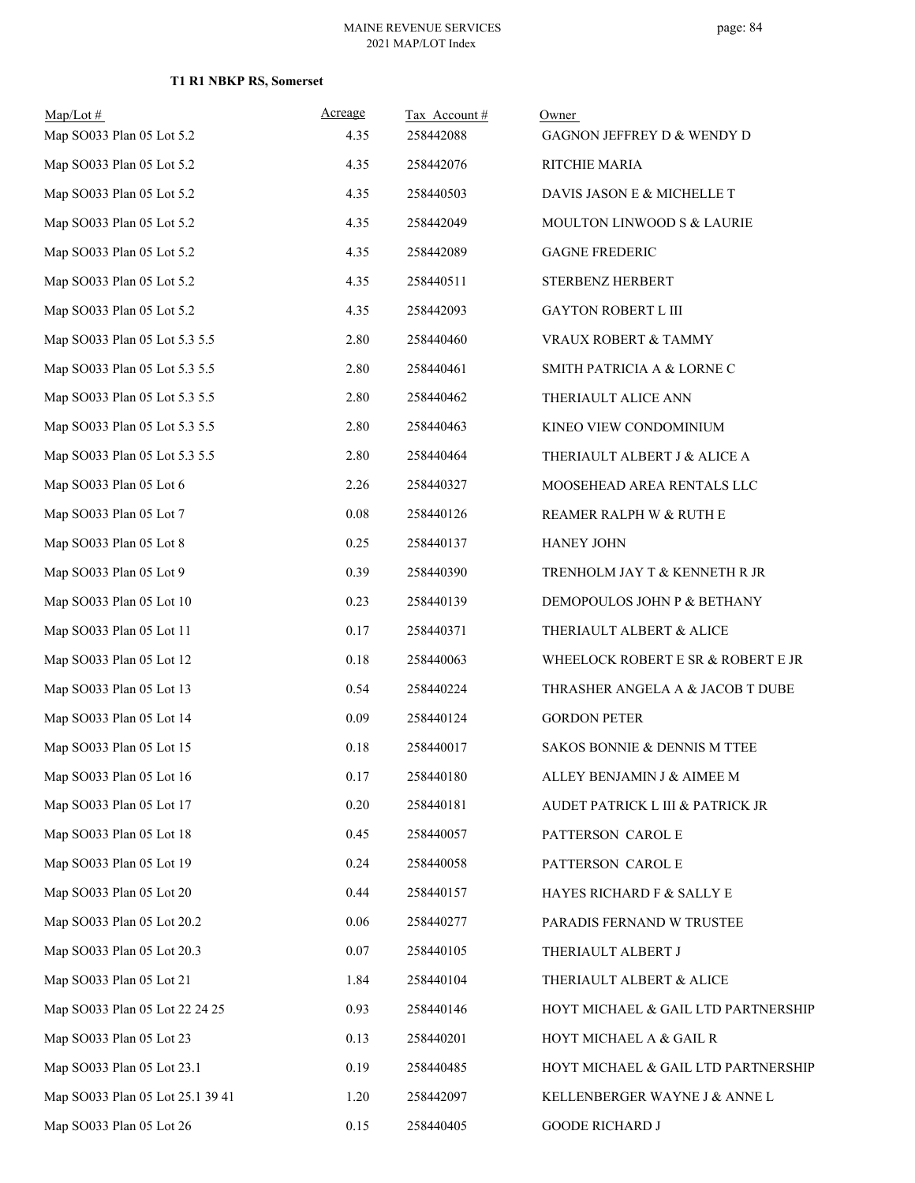**T1 R1 NBKP RS, Somerset**

| Map/Lot # | Acreage | Tax Account # | Owner |
|---|---|---|---|
| Map SO033 Plan 05 Lot 5.2 | 4.35 | 258442088 | GAGNON JEFFREY D & WENDY D |
| Map SO033 Plan 05 Lot 5.2 | 4.35 | 258442076 | RITCHIE MARIA |
| Map SO033 Plan 05 Lot 5.2 | 4.35 | 258440503 | DAVIS JASON E & MICHELLE T |
| Map SO033 Plan 05 Lot 5.2 | 4.35 | 258442049 | MOULTON LINWOOD S & LAURIE |
| Map SO033 Plan 05 Lot 5.2 | 4.35 | 258442089 | GAGNE FREDERIC |
| Map SO033 Plan 05 Lot 5.2 | 4.35 | 258440511 | STERBENZ HERBERT |
| Map SO033 Plan 05 Lot 5.2 | 4.35 | 258442093 | GAYTON ROBERT L III |
| Map SO033 Plan 05 Lot 5.3 5.5 | 2.80 | 258440460 | VRAUX ROBERT & TAMMY |
| Map SO033 Plan 05 Lot 5.3 5.5 | 2.80 | 258440461 | SMITH PATRICIA A & LORNE C |
| Map SO033 Plan 05 Lot 5.3 5.5 | 2.80 | 258440462 | THERIAULT ALICE ANN |
| Map SO033 Plan 05 Lot 5.3 5.5 | 2.80 | 258440463 | KINEO VIEW CONDOMINIUM |
| Map SO033 Plan 05 Lot 5.3 5.5 | 2.80 | 258440464 | THERIAULT ALBERT J & ALICE A |
| Map SO033 Plan 05 Lot 6 | 2.26 | 258440327 | MOOSEHEAD AREA RENTALS LLC |
| Map SO033 Plan 05 Lot 7 | 0.08 | 258440126 | REAMER RALPH W & RUTH E |
| Map SO033 Plan 05 Lot 8 | 0.25 | 258440137 | HANEY JOHN |
| Map SO033 Plan 05 Lot 9 | 0.39 | 258440390 | TRENHOLM JAY T & KENNETH R JR |
| Map SO033 Plan 05 Lot 10 | 0.23 | 258440139 | DEMOPOULOS JOHN P & BETHANY |
| Map SO033 Plan 05 Lot 11 | 0.17 | 258440371 | THERIAULT ALBERT & ALICE |
| Map SO033 Plan 05 Lot 12 | 0.18 | 258440063 | WHEELOCK ROBERT E SR & ROBERT E JR |
| Map SO033 Plan 05 Lot 13 | 0.54 | 258440224 | THRASHER ANGELA A & JACOB T DUBE |
| Map SO033 Plan 05 Lot 14 | 0.09 | 258440124 | GORDON PETER |
| Map SO033 Plan 05 Lot 15 | 0.18 | 258440017 | SAKOS BONNIE & DENNIS M TTEE |
| Map SO033 Plan 05 Lot 16 | 0.17 | 258440180 | ALLEY BENJAMIN J & AIMEE M |
| Map SO033 Plan 05 Lot 17 | 0.20 | 258440181 | AUDET PATRICK L III & PATRICK JR |
| Map SO033 Plan 05 Lot 18 | 0.45 | 258440057 | PATTERSON CAROL E |
| Map SO033 Plan 05 Lot 19 | 0.24 | 258440058 | PATTERSON CAROL E |
| Map SO033 Plan 05 Lot 20 | 0.44 | 258440157 | HAYES RICHARD F & SALLY E |
| Map SO033 Plan 05 Lot 20.2 | 0.06 | 258440277 | PARADIS FERNAND W TRUSTEE |
| Map SO033 Plan 05 Lot 20.3 | 0.07 | 258440105 | THERIAULT ALBERT J |
| Map SO033 Plan 05 Lot 21 | 1.84 | 258440104 | THERIAULT ALBERT & ALICE |
| Map SO033 Plan 05 Lot 22 24 25 | 0.93 | 258440146 | HOYT MICHAEL & GAIL LTD PARTNERSHIP |
| Map SO033 Plan 05 Lot 23 | 0.13 | 258440201 | HOYT MICHAEL A & GAIL R |
| Map SO033 Plan 05 Lot 23.1 | 0.19 | 258440485 | HOYT MICHAEL & GAIL LTD PARTNERSHIP |
| Map SO033 Plan 05 Lot 25.1 39 41 | 1.20 | 258442097 | KELLENBERGER WAYNE J & ANNE L |
| Map SO033 Plan 05 Lot 26 | 0.15 | 258440405 | GOODE RICHARD J |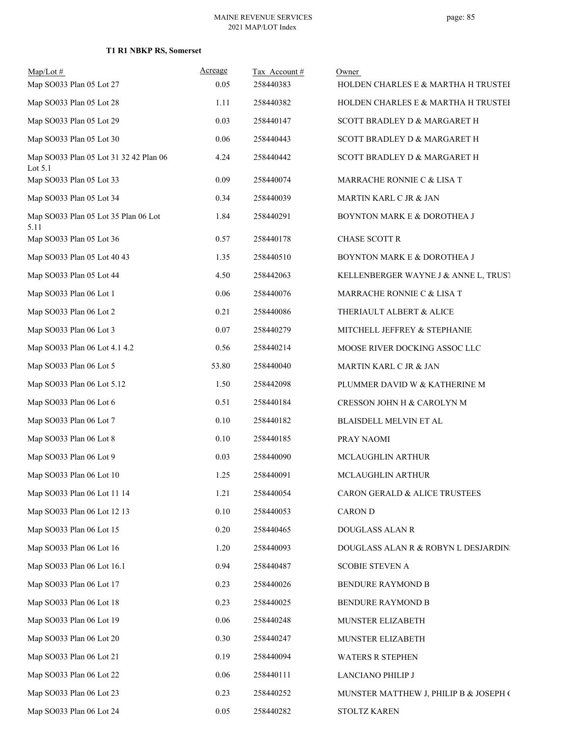### T1 R1 NBKP RS, Somerset

| Map/Lot # | Acreage | Tax Account # | Owner |
|---|---|---|---|
| Map SO033 Plan 05 Lot 27 | 0.05 | 258440383 | HOLDEN CHARLES E & MARTHA H TRUSTEI |
| Map SO033 Plan 05 Lot 28 | 1.11 | 258440382 | HOLDEN CHARLES E & MARTHA H TRUSTEI |
| Map SO033 Plan 05 Lot 29 | 0.03 | 258440147 | SCOTT BRADLEY D & MARGARET H |
| Map SO033 Plan 05 Lot 30 | 0.06 | 258440443 | SCOTT BRADLEY D & MARGARET H |
| Map SO033 Plan 05 Lot 31 32 42 Plan 06 Lot 5.1 | 4.24 | 258440442 | SCOTT BRADLEY D & MARGARET H |
| Map SO033 Plan 05 Lot 33 | 0.09 | 258440074 | MARRACHE RONNIE C & LISA T |
| Map SO033 Plan 05 Lot 34 | 0.34 | 258440039 | MARTIN KARL C JR & JAN |
| Map SO033 Plan 05 Lot 35 Plan 06 Lot 5.11 | 1.84 | 258440291 | BOYNTON MARK E & DOROTHEA J |
| Map SO033 Plan 05 Lot 36 | 0.57 | 258440178 | CHASE SCOTT R |
| Map SO033 Plan 05 Lot 40 43 | 1.35 | 258440510 | BOYNTON MARK E & DOROTHEA J |
| Map SO033 Plan 05 Lot 44 | 4.50 | 258442063 | KELLENBERGER WAYNE J & ANNE L, TRUST |
| Map SO033 Plan 06 Lot 1 | 0.06 | 258440076 | MARRACHE RONNIE C & LISA T |
| Map SO033 Plan 06 Lot 2 | 0.21 | 258440086 | THERIAULT ALBERT & ALICE |
| Map SO033 Plan 06 Lot 3 | 0.07 | 258440279 | MITCHELL JEFFREY & STEPHANIE |
| Map SO033 Plan 06 Lot 4.1 4.2 | 0.56 | 258440214 | MOOSE RIVER DOCKING ASSOC LLC |
| Map SO033 Plan 06 Lot 5 | 53.80 | 258440040 | MARTIN KARL C JR & JAN |
| Map SO033 Plan 06 Lot 5.12 | 1.50 | 258442098 | PLUMMER DAVID W & KATHERINE M |
| Map SO033 Plan 06 Lot 6 | 0.51 | 258440184 | CRESSON JOHN H & CAROLYN M |
| Map SO033 Plan 06 Lot 7 | 0.10 | 258440182 | BLAISDELL MELVIN ET AL |
| Map SO033 Plan 06 Lot 8 | 0.10 | 258440185 | PRAY NAOMI |
| Map SO033 Plan 06 Lot 9 | 0.03 | 258440090 | MCLAUGHLIN ARTHUR |
| Map SO033 Plan 06 Lot 10 | 1.25 | 258440091 | MCLAUGHLIN ARTHUR |
| Map SO033 Plan 06 Lot 11 14 | 1.21 | 258440054 | CARON GERALD & ALICE TRUSTEES |
| Map SO033 Plan 06 Lot 12 13 | 0.10 | 258440053 | CARON D |
| Map SO033 Plan 06 Lot 15 | 0.20 | 258440465 | DOUGLASS ALAN R |
| Map SO033 Plan 06 Lot 16 | 1.20 | 258440093 | DOUGLASS ALAN R & ROBYN L DESJARDIN |
| Map SO033 Plan 06 Lot 16.1 | 0.94 | 258440487 | SCOBIE STEVEN A |
| Map SO033 Plan 06 Lot 17 | 0.23 | 258440026 | BENDURE RAYMOND B |
| Map SO033 Plan 06 Lot 18 | 0.23 | 258440025 | BENDURE RAYMOND B |
| Map SO033 Plan 06 Lot 19 | 0.06 | 258440248 | MUNSTER ELIZABETH |
| Map SO033 Plan 06 Lot 20 | 0.30 | 258440247 | MUNSTER ELIZABETH |
| Map SO033 Plan 06 Lot 21 | 0.19 | 258440094 | WATERS R STEPHEN |
| Map SO033 Plan 06 Lot 22 | 0.06 | 258440111 | LANCIANO PHILIP J |
| Map SO033 Plan 06 Lot 23 | 0.23 | 258440252 | MUNSTER MATTHEW J, PHILIP B & JOSEPH ( |
| Map SO033 Plan 06 Lot 24 | 0.05 | 258440282 | STOLTZ KAREN |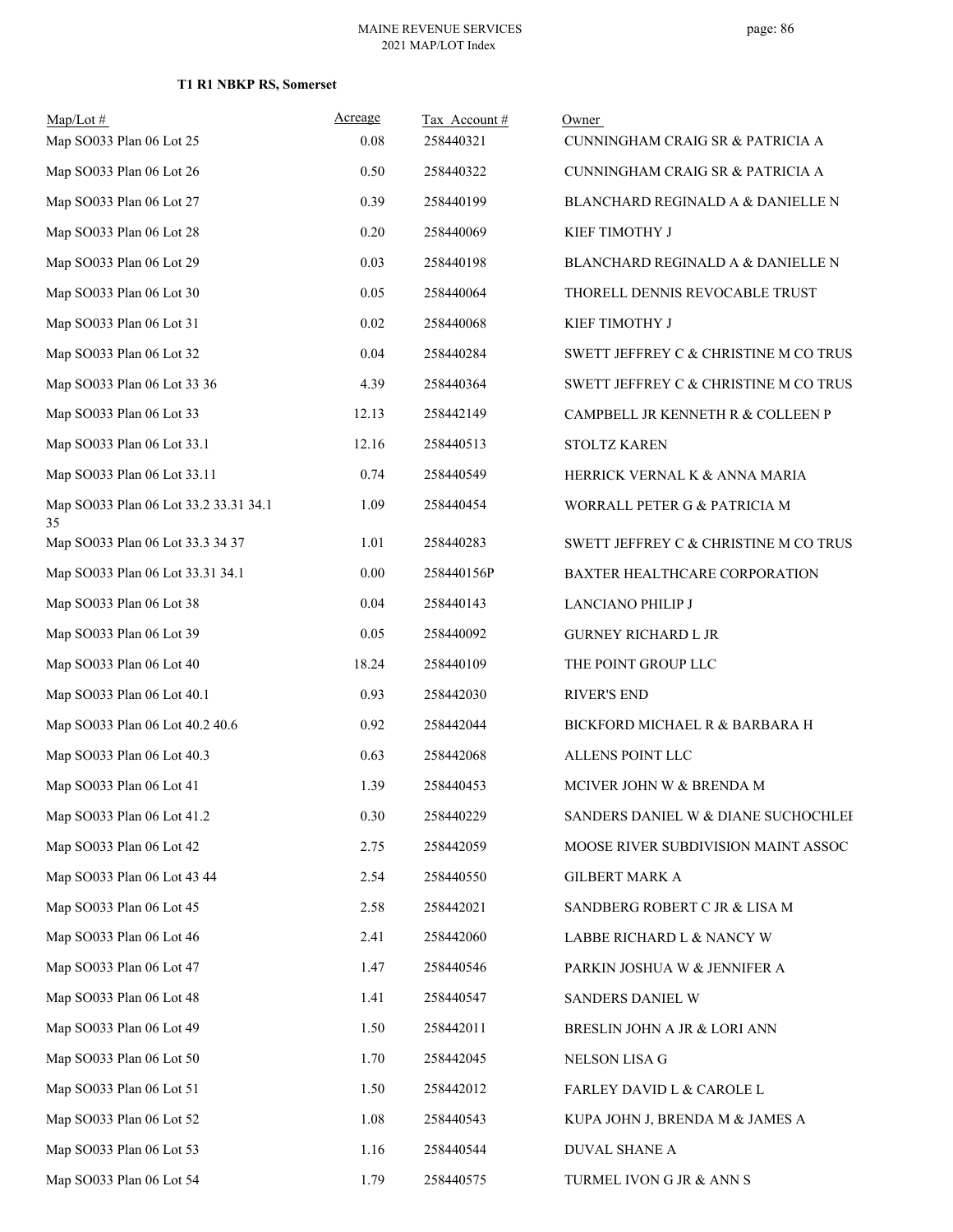**T1 R1 NBKP RS, Somerset**

| Map/Lot # | Acreage | Tax Account # | Owner |
|---|---|---|---|
| Map SO033 Plan 06 Lot 25 | 0.08 | 258440321 | CUNNINGHAM CRAIG SR & PATRICIA A |
| Map SO033 Plan 06 Lot 26 | 0.50 | 258440322 | CUNNINGHAM CRAIG SR & PATRICIA A |
| Map SO033 Plan 06 Lot 27 | 0.39 | 258440199 | BLANCHARD REGINALD A & DANIELLE N |
| Map SO033 Plan 06 Lot 28 | 0.20 | 258440069 | KIEF TIMOTHY J |
| Map SO033 Plan 06 Lot 29 | 0.03 | 258440198 | BLANCHARD REGINALD A & DANIELLE N |
| Map SO033 Plan 06 Lot 30 | 0.05 | 258440064 | THORELL DENNIS REVOCABLE TRUST |
| Map SO033 Plan 06 Lot 31 | 0.02 | 258440068 | KIEF TIMOTHY J |
| Map SO033 Plan 06 Lot 32 | 0.04 | 258440284 | SWETT JEFFREY C & CHRISTINE M CO TRUS |
| Map SO033 Plan 06 Lot 33 36 | 4.39 | 258440364 | SWETT JEFFREY C & CHRISTINE M CO TRUS |
| Map SO033 Plan 06 Lot 33 | 12.13 | 258442149 | CAMPBELL JR KENNETH R & COLLEEN P |
| Map SO033 Plan 06 Lot 33.1 | 12.16 | 258440513 | STOLTZ KAREN |
| Map SO033 Plan 06 Lot 33.11 | 0.74 | 258440549 | HERRICK VERNAL K & ANNA MARIA |
| Map SO033 Plan 06 Lot 33.2 33.31 34.1 35 | 1.09 | 258440454 | WORRALL PETER G & PATRICIA M |
| Map SO033 Plan 06 Lot 33.3 34 37 | 1.01 | 258440283 | SWETT JEFFREY C & CHRISTINE M CO TRUS |
| Map SO033 Plan 06 Lot 33.31 34.1 | 0.00 | 258440156P | BAXTER HEALTHCARE CORPORATION |
| Map SO033 Plan 06 Lot 38 | 0.04 | 258440143 | LANCIANO PHILIP J |
| Map SO033 Plan 06 Lot 39 | 0.05 | 258440092 | GURNEY RICHARD L JR |
| Map SO033 Plan 06 Lot 40 | 18.24 | 258440109 | THE POINT GROUP LLC |
| Map SO033 Plan 06 Lot 40.1 | 0.93 | 258442030 | RIVER'S END |
| Map SO033 Plan 06 Lot 40.2 40.6 | 0.92 | 258442044 | BICKFORD MICHAEL R & BARBARA H |
| Map SO033 Plan 06 Lot 40.3 | 0.63 | 258442068 | ALLENS POINT LLC |
| Map SO033 Plan 06 Lot 41 | 1.39 | 258440453 | MCIVER JOHN W & BRENDA M |
| Map SO033 Plan 06 Lot 41.2 | 0.30 | 258440229 | SANDERS DANIEL W & DIANE SUCHOCHLEI |
| Map SO033 Plan 06 Lot 42 | 2.75 | 258442059 | MOOSE RIVER SUBDIVISION MAINT ASSOC |
| Map SO033 Plan 06 Lot 43 44 | 2.54 | 258440550 | GILBERT MARK A |
| Map SO033 Plan 06 Lot 45 | 2.58 | 258442021 | SANDBERG ROBERT C JR & LISA M |
| Map SO033 Plan 06 Lot 46 | 2.41 | 258442060 | LABBE RICHARD L & NANCY W |
| Map SO033 Plan 06 Lot 47 | 1.47 | 258440546 | PARKIN JOSHUA W & JENNIFER A |
| Map SO033 Plan 06 Lot 48 | 1.41 | 258440547 | SANDERS DANIEL W |
| Map SO033 Plan 06 Lot 49 | 1.50 | 258442011 | BRESLIN JOHN A JR & LORI ANN |
| Map SO033 Plan 06 Lot 50 | 1.70 | 258442045 | NELSON LISA G |
| Map SO033 Plan 06 Lot 51 | 1.50 | 258442012 | FARLEY DAVID L & CAROLE L |
| Map SO033 Plan 06 Lot 52 | 1.08 | 258440543 | KUPA JOHN J, BRENDA M & JAMES A |
| Map SO033 Plan 06 Lot 53 | 1.16 | 258440544 | DUVAL SHANE A |
| Map SO033 Plan 06 Lot 54 | 1.79 | 258440575 | TURMEL IVON G JR & ANN S |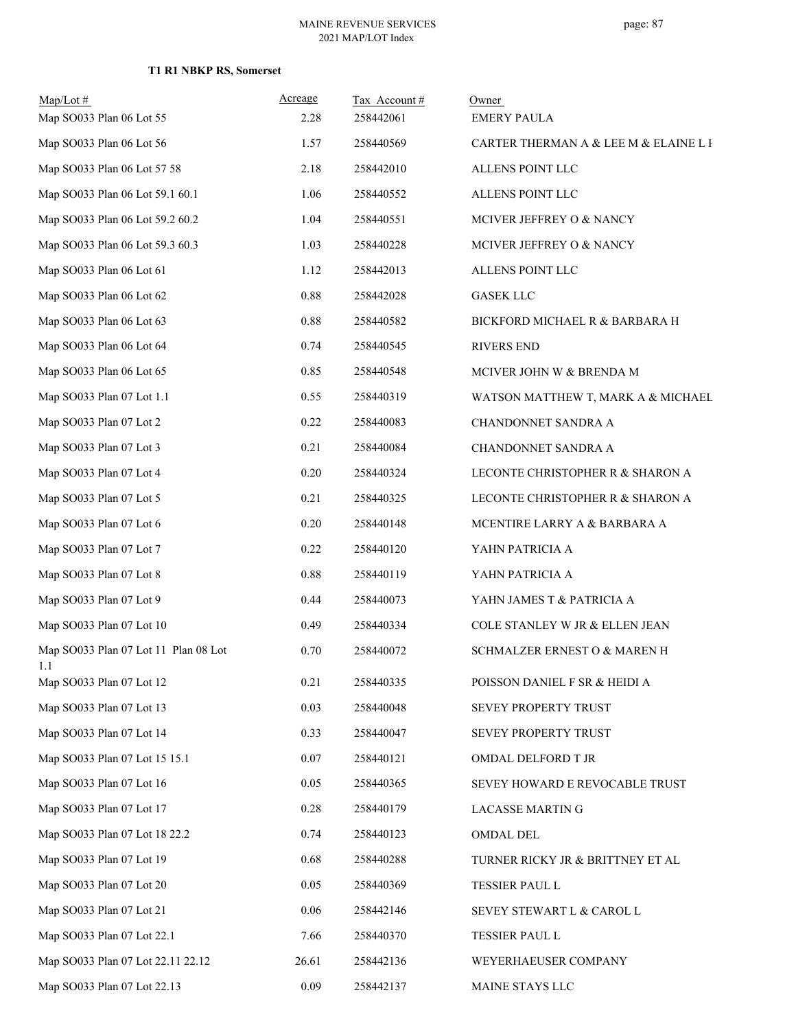**T1 R1 NBKP RS, Somerset**

| Map/Lot # | Acreage | Tax Account # | Owner |
|---|---|---|---|
| Map SO033 Plan 06 Lot 55 | 2.28 | 258442061 | EMERY PAULA |
| Map SO033 Plan 06 Lot 56 | 1.57 | 258440569 | CARTER THERMAN A & LEE M & ELAINE L H |
| Map SO033 Plan 06 Lot 57 58 | 2.18 | 258442010 | ALLENS POINT LLC |
| Map SO033 Plan 06 Lot 59.1 60.1 | 1.06 | 258440552 | ALLENS POINT LLC |
| Map SO033 Plan 06 Lot 59.2 60.2 | 1.04 | 258440551 | MCIVER JEFFREY O & NANCY |
| Map SO033 Plan 06 Lot 59.3 60.3 | 1.03 | 258440228 | MCIVER JEFFREY O & NANCY |
| Map SO033 Plan 06 Lot 61 | 1.12 | 258442013 | ALLENS POINT LLC |
| Map SO033 Plan 06 Lot 62 | 0.88 | 258442028 | GASEK LLC |
| Map SO033 Plan 06 Lot 63 | 0.88 | 258440582 | BICKFORD MICHAEL R & BARBARA H |
| Map SO033 Plan 06 Lot 64 | 0.74 | 258440545 | RIVERS END |
| Map SO033 Plan 06 Lot 65 | 0.85 | 258440548 | MCIVER JOHN W & BRENDA M |
| Map SO033 Plan 07 Lot 1.1 | 0.55 | 258440319 | WATSON MATTHEW T, MARK A & MICHAEL |
| Map SO033 Plan 07 Lot 2 | 0.22 | 258440083 | CHANDONNET SANDRA A |
| Map SO033 Plan 07 Lot 3 | 0.21 | 258440084 | CHANDONNET SANDRA A |
| Map SO033 Plan 07 Lot 4 | 0.20 | 258440324 | LECONTE CHRISTOPHER R & SHARON A |
| Map SO033 Plan 07 Lot 5 | 0.21 | 258440325 | LECONTE CHRISTOPHER R & SHARON A |
| Map SO033 Plan 07 Lot 6 | 0.20 | 258440148 | MCENTIRE LARRY A & BARBARA A |
| Map SO033 Plan 07 Lot 7 | 0.22 | 258440120 | YAHN PATRICIA A |
| Map SO033 Plan 07 Lot 8 | 0.88 | 258440119 | YAHN PATRICIA A |
| Map SO033 Plan 07 Lot 9 | 0.44 | 258440073 | YAHN JAMES T & PATRICIA A |
| Map SO033 Plan 07 Lot 10 | 0.49 | 258440334 | COLE STANLEY W JR & ELLEN JEAN |
| Map SO033 Plan 07 Lot 11 Plan 08 Lot 1.1 | 0.70 | 258440072 | SCHMALZER ERNEST O & MAREN H |
| Map SO033 Plan 07 Lot 12 | 0.21 | 258440335 | POISSON DANIEL F SR & HEIDI A |
| Map SO033 Plan 07 Lot 13 | 0.03 | 258440048 | SEVEY PROPERTY TRUST |
| Map SO033 Plan 07 Lot 14 | 0.33 | 258440047 | SEVEY PROPERTY TRUST |
| Map SO033 Plan 07 Lot 15 15.1 | 0.07 | 258440121 | OMDAL DELFORD T JR |
| Map SO033 Plan 07 Lot 16 | 0.05 | 258440365 | SEVEY HOWARD E REVOCABLE TRUST |
| Map SO033 Plan 07 Lot 17 | 0.28 | 258440179 | LACASSE MARTIN G |
| Map SO033 Plan 07 Lot 18 22.2 | 0.74 | 258440123 | OMDAL DEL |
| Map SO033 Plan 07 Lot 19 | 0.68 | 258440288 | TURNER RICKY JR & BRITTNEY ET AL |
| Map SO033 Plan 07 Lot 20 | 0.05 | 258440369 | TESSIER PAUL L |
| Map SO033 Plan 07 Lot 21 | 0.06 | 258442146 | SEVEY STEWART L & CAROL L |
| Map SO033 Plan 07 Lot 22.1 | 7.66 | 258440370 | TESSIER PAUL L |
| Map SO033 Plan 07 Lot 22.11 22.12 | 26.61 | 258442136 | WEYERHAEUSER COMPANY |
| Map SO033 Plan 07 Lot 22.13 | 0.09 | 258442137 | MAINE STAYS LLC |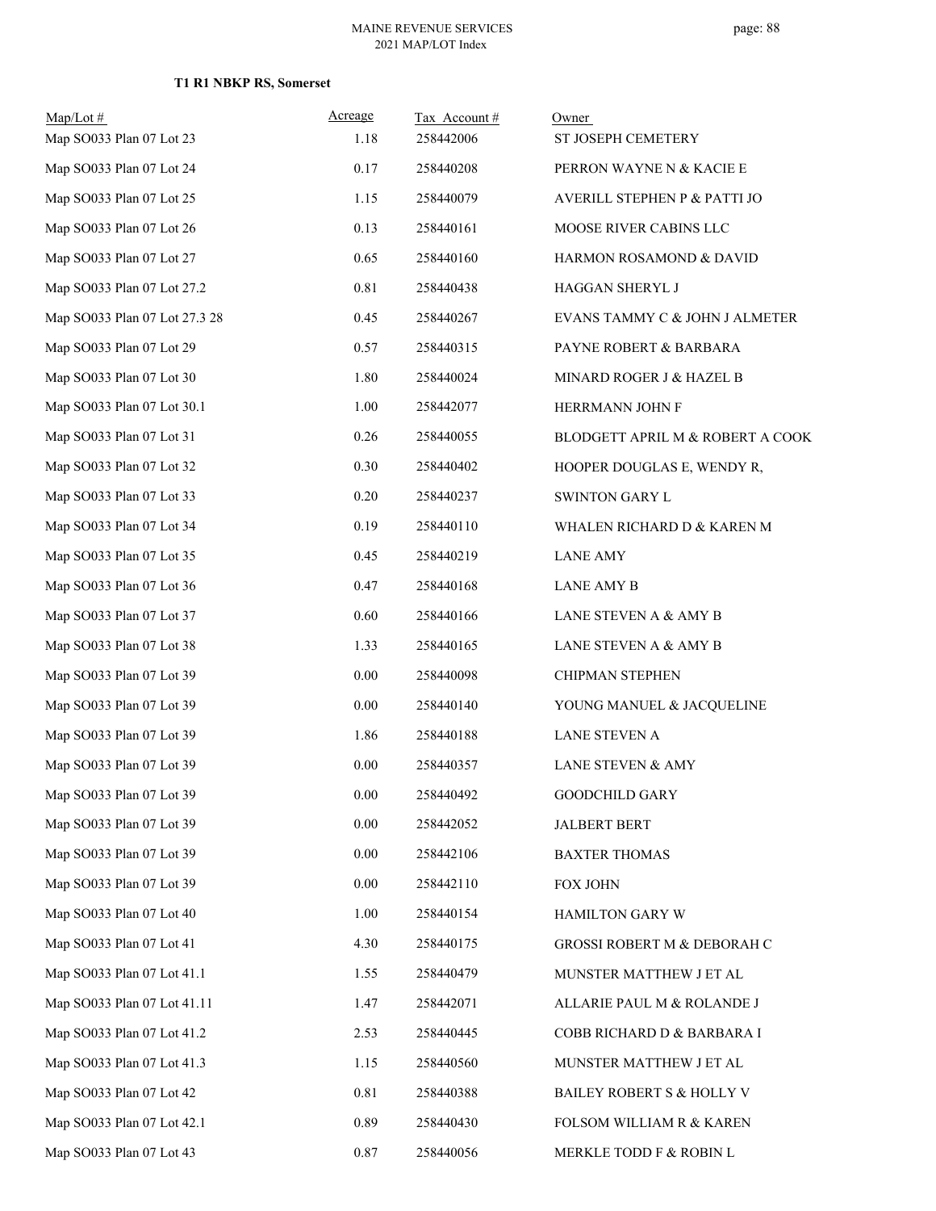**T1 R1 NBKP RS, Somerset**

| Map/Lot # | Acreage | Tax Account # | Owner |
|---|---|---|---|
| Map SO033 Plan 07 Lot 23 | 1.18 | 258442006 | ST JOSEPH CEMETERY |
| Map SO033 Plan 07 Lot 24 | 0.17 | 258440208 | PERRON WAYNE N & KACIE E |
| Map SO033 Plan 07 Lot 25 | 1.15 | 258440079 | AVERILL STEPHEN P & PATTI JO |
| Map SO033 Plan 07 Lot 26 | 0.13 | 258440161 | MOOSE RIVER CABINS LLC |
| Map SO033 Plan 07 Lot 27 | 0.65 | 258440160 | HARMON ROSAMOND & DAVID |
| Map SO033 Plan 07 Lot 27.2 | 0.81 | 258440438 | HAGGAN SHERYL J |
| Map SO033 Plan 07 Lot 27.3 28 | 0.45 | 258440267 | EVANS TAMMY C & JOHN J ALMETER |
| Map SO033 Plan 07 Lot 29 | 0.57 | 258440315 | PAYNE ROBERT & BARBARA |
| Map SO033 Plan 07 Lot 30 | 1.80 | 258440024 | MINARD ROGER J & HAZEL B |
| Map SO033 Plan 07 Lot 30.1 | 1.00 | 258442077 | HERRMANN JOHN F |
| Map SO033 Plan 07 Lot 31 | 0.26 | 258440055 | BLODGETT APRIL M & ROBERT A COOK |
| Map SO033 Plan 07 Lot 32 | 0.30 | 258440402 | HOOPER DOUGLAS E, WENDY R, |
| Map SO033 Plan 07 Lot 33 | 0.20 | 258440237 | SWINTON GARY L |
| Map SO033 Plan 07 Lot 34 | 0.19 | 258440110 | WHALEN RICHARD D & KAREN M |
| Map SO033 Plan 07 Lot 35 | 0.45 | 258440219 | LANE AMY |
| Map SO033 Plan 07 Lot 36 | 0.47 | 258440168 | LANE AMY B |
| Map SO033 Plan 07 Lot 37 | 0.60 | 258440166 | LANE STEVEN A & AMY B |
| Map SO033 Plan 07 Lot 38 | 1.33 | 258440165 | LANE STEVEN A & AMY B |
| Map SO033 Plan 07 Lot 39 | 0.00 | 258440098 | CHIPMAN STEPHEN |
| Map SO033 Plan 07 Lot 39 | 0.00 | 258440140 | YOUNG MANUEL & JACQUELINE |
| Map SO033 Plan 07 Lot 39 | 1.86 | 258440188 | LANE STEVEN A |
| Map SO033 Plan 07 Lot 39 | 0.00 | 258440357 | LANE STEVEN & AMY |
| Map SO033 Plan 07 Lot 39 | 0.00 | 258440492 | GOODCHILD GARY |
| Map SO033 Plan 07 Lot 39 | 0.00 | 258442052 | JALBERT BERT |
| Map SO033 Plan 07 Lot 39 | 0.00 | 258442106 | BAXTER THOMAS |
| Map SO033 Plan 07 Lot 39 | 0.00 | 258442110 | FOX JOHN |
| Map SO033 Plan 07 Lot 40 | 1.00 | 258440154 | HAMILTON GARY W |
| Map SO033 Plan 07 Lot 41 | 4.30 | 258440175 | GROSSI ROBERT M & DEBORAH C |
| Map SO033 Plan 07 Lot 41.1 | 1.55 | 258440479 | MUNSTER MATTHEW J ET AL |
| Map SO033 Plan 07 Lot 41.11 | 1.47 | 258442071 | ALLARIE PAUL M & ROLANDE J |
| Map SO033 Plan 07 Lot 41.2 | 2.53 | 258440445 | COBB RICHARD D & BARBARA I |
| Map SO033 Plan 07 Lot 41.3 | 1.15 | 258440560 | MUNSTER MATTHEW J ET AL |
| Map SO033 Plan 07 Lot 42 | 0.81 | 258440388 | BAILEY ROBERT S & HOLLY V |
| Map SO033 Plan 07 Lot 42.1 | 0.89 | 258440430 | FOLSOM WILLIAM R & KAREN |
| Map SO033 Plan 07 Lot 43 | 0.87 | 258440056 | MERKLE TODD F & ROBIN L |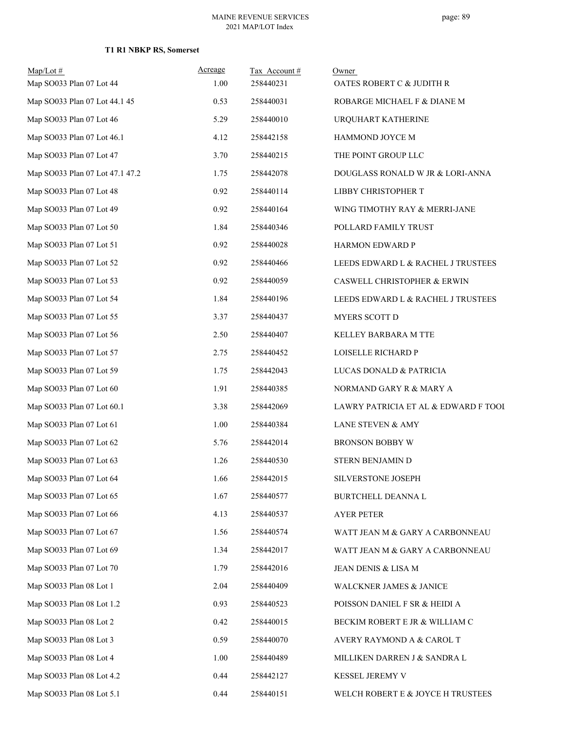### T1 R1 NBKP RS, Somerset

| Map/Lot # | Acreage | Tax Account # | Owner |
|---|---|---|---|
| Map SO033 Plan 07 Lot 44 | 1.00 | 258440231 | OATES ROBERT C & JUDITH R |
| Map SO033 Plan 07 Lot 44.1 45 | 0.53 | 258440031 | ROBARGE MICHAEL F & DIANE M |
| Map SO033 Plan 07 Lot 46 | 5.29 | 258440010 | URQUHART KATHERINE |
| Map SO033 Plan 07 Lot 46.1 | 4.12 | 258442158 | HAMMOND JOYCE M |
| Map SO033 Plan 07 Lot 47 | 3.70 | 258440215 | THE POINT GROUP LLC |
| Map SO033 Plan 07 Lot 47.1 47.2 | 1.75 | 258442078 | DOUGLASS RONALD W JR & LORI-ANNA |
| Map SO033 Plan 07 Lot 48 | 0.92 | 258440114 | LIBBY CHRISTOPHER T |
| Map SO033 Plan 07 Lot 49 | 0.92 | 258440164 | WING TIMOTHY RAY & MERRI-JANE |
| Map SO033 Plan 07 Lot 50 | 1.84 | 258440346 | POLLARD FAMILY TRUST |
| Map SO033 Plan 07 Lot 51 | 0.92 | 258440028 | HARMON EDWARD P |
| Map SO033 Plan 07 Lot 52 | 0.92 | 258440466 | LEEDS EDWARD L & RACHEL J TRUSTEES |
| Map SO033 Plan 07 Lot 53 | 0.92 | 258440059 | CASWELL CHRISTOPHER & ERWIN |
| Map SO033 Plan 07 Lot 54 | 1.84 | 258440196 | LEEDS EDWARD L & RACHEL J TRUSTEES |
| Map SO033 Plan 07 Lot 55 | 3.37 | 258440437 | MYERS SCOTT D |
| Map SO033 Plan 07 Lot 56 | 2.50 | 258440407 | KELLEY BARBARA M TTE |
| Map SO033 Plan 07 Lot 57 | 2.75 | 258440452 | LOISELLE RICHARD P |
| Map SO033 Plan 07 Lot 59 | 1.75 | 258442043 | LUCAS DONALD & PATRICIA |
| Map SO033 Plan 07 Lot 60 | 1.91 | 258440385 | NORMAND GARY R & MARY A |
| Map SO033 Plan 07 Lot 60.1 | 3.38 | 258442069 | LAWRY PATRICIA ET AL & EDWARD F TOOI |
| Map SO033 Plan 07 Lot 61 | 1.00 | 258440384 | LANE STEVEN & AMY |
| Map SO033 Plan 07 Lot 62 | 5.76 | 258442014 | BRONSON BOBBY W |
| Map SO033 Plan 07 Lot 63 | 1.26 | 258440530 | STERN BENJAMIN D |
| Map SO033 Plan 07 Lot 64 | 1.66 | 258442015 | SILVERSTONE JOSEPH |
| Map SO033 Plan 07 Lot 65 | 1.67 | 258440577 | BURTCHELL DEANNA L |
| Map SO033 Plan 07 Lot 66 | 4.13 | 258440537 | AYER PETER |
| Map SO033 Plan 07 Lot 67 | 1.56 | 258440574 | WATT JEAN M & GARY A CARBONNEAU |
| Map SO033 Plan 07 Lot 69 | 1.34 | 258442017 | WATT JEAN M & GARY A CARBONNEAU |
| Map SO033 Plan 07 Lot 70 | 1.79 | 258442016 | JEAN DENIS & LISA M |
| Map SO033 Plan 08 Lot 1 | 2.04 | 258440409 | WALCKNER JAMES & JANICE |
| Map SO033 Plan 08 Lot 1.2 | 0.93 | 258440523 | POISSON DANIEL F SR & HEIDI A |
| Map SO033 Plan 08 Lot 2 | 0.42 | 258440015 | BECKIM ROBERT E JR & WILLIAM C |
| Map SO033 Plan 08 Lot 3 | 0.59 | 258440070 | AVERY RAYMOND A & CAROL T |
| Map SO033 Plan 08 Lot 4 | 1.00 | 258440489 | MILLIKEN DARREN J & SANDRA L |
| Map SO033 Plan 08 Lot 4.2 | 0.44 | 258442127 | KESSEL JEREMY V |
| Map SO033 Plan 08 Lot 5.1 | 0.44 | 258440151 | WELCH ROBERT E & JOYCE H TRUSTEES |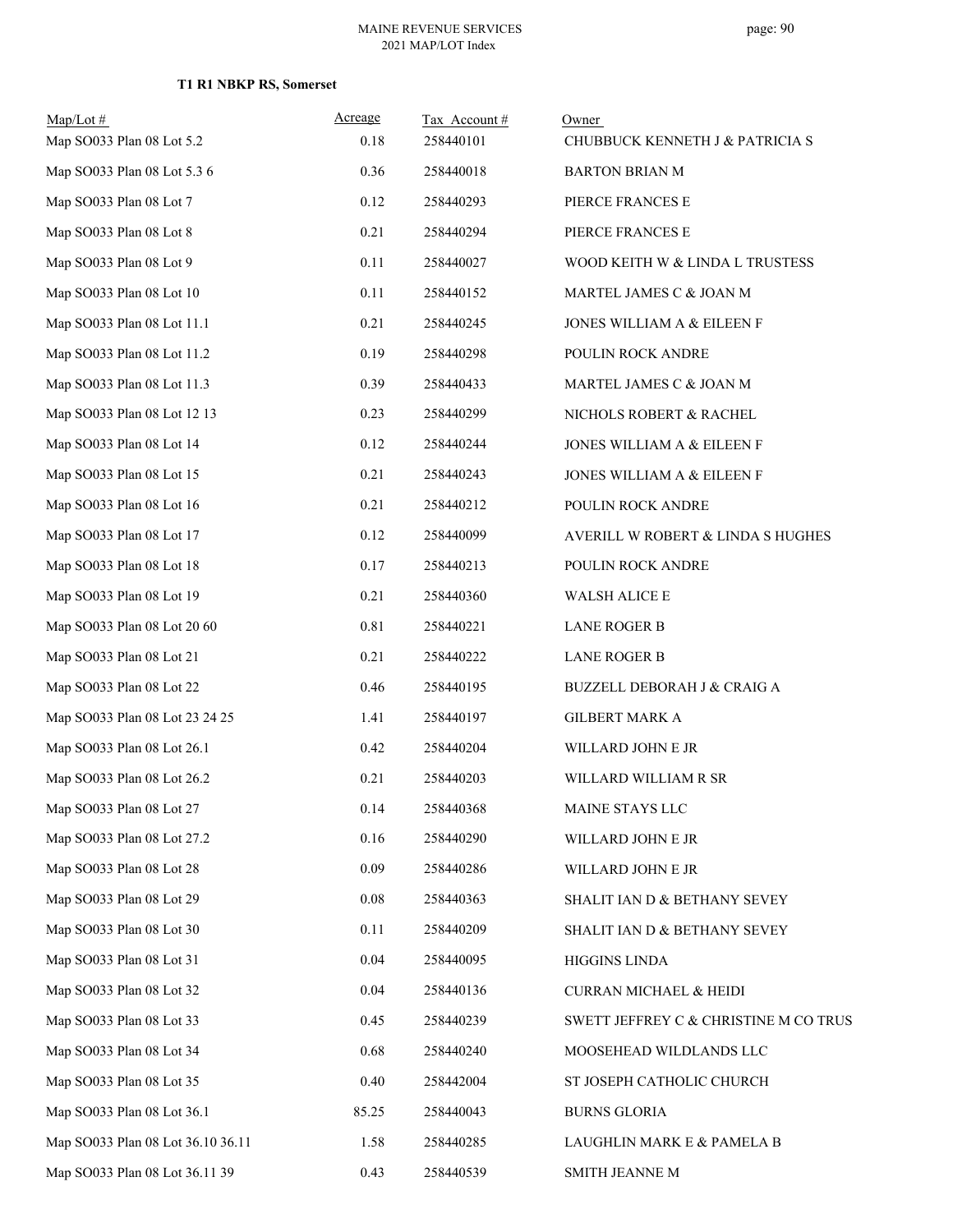### T1 R1 NBKP RS, Somerset

| Map/Lot # | Acreage | Tax Account # | Owner |
|---|---|---|---|
| Map SO033 Plan 08 Lot 5.2 | 0.18 | 258440101 | CHUBBUCK KENNETH J & PATRICIA S |
| Map SO033 Plan 08 Lot 5.3 6 | 0.36 | 258440018 | BARTON BRIAN M |
| Map SO033 Plan 08 Lot 7 | 0.12 | 258440293 | PIERCE FRANCES E |
| Map SO033 Plan 08 Lot 8 | 0.21 | 258440294 | PIERCE FRANCES E |
| Map SO033 Plan 08 Lot 9 | 0.11 | 258440027 | WOOD KEITH W & LINDA L TRUSTESS |
| Map SO033 Plan 08 Lot 10 | 0.11 | 258440152 | MARTEL JAMES C & JOAN M |
| Map SO033 Plan 08 Lot 11.1 | 0.21 | 258440245 | JONES WILLIAM A & EILEEN F |
| Map SO033 Plan 08 Lot 11.2 | 0.19 | 258440298 | POULIN ROCK ANDRE |
| Map SO033 Plan 08 Lot 11.3 | 0.39 | 258440433 | MARTEL JAMES C & JOAN M |
| Map SO033 Plan 08 Lot 12 13 | 0.23 | 258440299 | NICHOLS ROBERT & RACHEL |
| Map SO033 Plan 08 Lot 14 | 0.12 | 258440244 | JONES WILLIAM A & EILEEN F |
| Map SO033 Plan 08 Lot 15 | 0.21 | 258440243 | JONES WILLIAM A & EILEEN F |
| Map SO033 Plan 08 Lot 16 | 0.21 | 258440212 | POULIN ROCK ANDRE |
| Map SO033 Plan 08 Lot 17 | 0.12 | 258440099 | AVERILL W ROBERT & LINDA S HUGHES |
| Map SO033 Plan 08 Lot 18 | 0.17 | 258440213 | POULIN ROCK ANDRE |
| Map SO033 Plan 08 Lot 19 | 0.21 | 258440360 | WALSH ALICE E |
| Map SO033 Plan 08 Lot 20 60 | 0.81 | 258440221 | LANE ROGER B |
| Map SO033 Plan 08 Lot 21 | 0.21 | 258440222 | LANE ROGER B |
| Map SO033 Plan 08 Lot 22 | 0.46 | 258440195 | BUZZELL DEBORAH J & CRAIG A |
| Map SO033 Plan 08 Lot 23 24 25 | 1.41 | 258440197 | GILBERT MARK A |
| Map SO033 Plan 08 Lot 26.1 | 0.42 | 258440204 | WILLARD JOHN E JR |
| Map SO033 Plan 08 Lot 26.2 | 0.21 | 258440203 | WILLARD WILLIAM R SR |
| Map SO033 Plan 08 Lot 27 | 0.14 | 258440368 | MAINE STAYS LLC |
| Map SO033 Plan 08 Lot 27.2 | 0.16 | 258440290 | WILLARD JOHN E JR |
| Map SO033 Plan 08 Lot 28 | 0.09 | 258440286 | WILLARD JOHN E JR |
| Map SO033 Plan 08 Lot 29 | 0.08 | 258440363 | SHALIT IAN D & BETHANY SEVEY |
| Map SO033 Plan 08 Lot 30 | 0.11 | 258440209 | SHALIT IAN D & BETHANY SEVEY |
| Map SO033 Plan 08 Lot 31 | 0.04 | 258440095 | HIGGINS LINDA |
| Map SO033 Plan 08 Lot 32 | 0.04 | 258440136 | CURRAN MICHAEL & HEIDI |
| Map SO033 Plan 08 Lot 33 | 0.45 | 258440239 | SWETT JEFFREY C & CHRISTINE M CO TRUS |
| Map SO033 Plan 08 Lot 34 | 0.68 | 258440240 | MOOSEHEAD WILDLANDS LLC |
| Map SO033 Plan 08 Lot 35 | 0.40 | 258442004 | ST JOSEPH CATHOLIC CHURCH |
| Map SO033 Plan 08 Lot 36.1 | 85.25 | 258440043 | BURNS GLORIA |
| Map SO033 Plan 08 Lot 36.10 36.11 | 1.58 | 258440285 | LAUGHLIN MARK E & PAMELA B |
| Map SO033 Plan 08 Lot 36.11 39 | 0.43 | 258440539 | SMITH JEANNE M |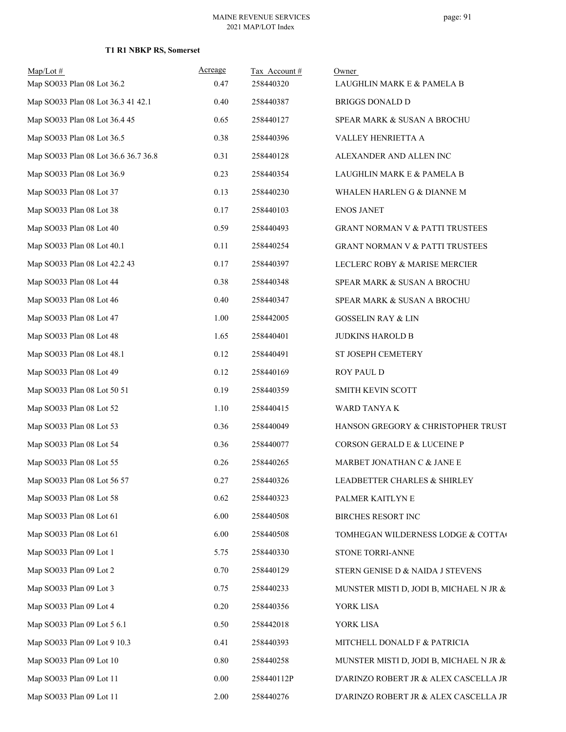**T1 R1 NBKP RS, Somerset**

| Map/Lot # | Acreage | Tax Account # | Owner |
|---|---|---|---|
| Map SO033 Plan 08 Lot 36.2 | 0.47 | 258440320 | LAUGHLIN MARK E & PAMELA B |
| Map SO033 Plan 08 Lot 36.3 41 42.1 | 0.40 | 258440387 | BRIGGS DONALD D |
| Map SO033 Plan 08 Lot 36.4 45 | 0.65 | 258440127 | SPEAR MARK & SUSAN A BROCHU |
| Map SO033 Plan 08 Lot 36.5 | 0.38 | 258440396 | VALLEY HENRIETTA A |
| Map SO033 Plan 08 Lot 36.6 36.7 36.8 | 0.31 | 258440128 | ALEXANDER AND ALLEN INC |
| Map SO033 Plan 08 Lot 36.9 | 0.23 | 258440354 | LAUGHLIN MARK E & PAMELA B |
| Map SO033 Plan 08 Lot 37 | 0.13 | 258440230 | WHALEN HARLEN G & DIANNE M |
| Map SO033 Plan 08 Lot 38 | 0.17 | 258440103 | ENOS JANET |
| Map SO033 Plan 08 Lot 40 | 0.59 | 258440493 | GRANT NORMAN V & PATTI TRUSTEES |
| Map SO033 Plan 08 Lot 40.1 | 0.11 | 258440254 | GRANT NORMAN V & PATTI TRUSTEES |
| Map SO033 Plan 08 Lot 42.2 43 | 0.17 | 258440397 | LECLERC ROBY & MARISE MERCIER |
| Map SO033 Plan 08 Lot 44 | 0.38 | 258440348 | SPEAR MARK & SUSAN A BROCHU |
| Map SO033 Plan 08 Lot 46 | 0.40 | 258440347 | SPEAR MARK & SUSAN A BROCHU |
| Map SO033 Plan 08 Lot 47 | 1.00 | 258442005 | GOSSELIN RAY & LIN |
| Map SO033 Plan 08 Lot 48 | 1.65 | 258440401 | JUDKINS HAROLD B |
| Map SO033 Plan 08 Lot 48.1 | 0.12 | 258440491 | ST JOSEPH CEMETERY |
| Map SO033 Plan 08 Lot 49 | 0.12 | 258440169 | ROY PAUL D |
| Map SO033 Plan 08 Lot 50 51 | 0.19 | 258440359 | SMITH KEVIN SCOTT |
| Map SO033 Plan 08 Lot 52 | 1.10 | 258440415 | WARD TANYA K |
| Map SO033 Plan 08 Lot 53 | 0.36 | 258440049 | HANSON GREGORY & CHRISTOPHER TRUST |
| Map SO033 Plan 08 Lot 54 | 0.36 | 258440077 | CORSON GERALD E & LUCEINE P |
| Map SO033 Plan 08 Lot 55 | 0.26 | 258440265 | MARBET JONATHAN C & JANE E |
| Map SO033 Plan 08 Lot 56 57 | 0.27 | 258440326 | LEADBETTER CHARLES & SHIRLEY |
| Map SO033 Plan 08 Lot 58 | 0.62 | 258440323 | PALMER KAITLYN E |
| Map SO033 Plan 08 Lot 61 | 6.00 | 258440508 | BIRCHES RESORT INC |
| Map SO033 Plan 08 Lot 61 | 6.00 | 258440508 | TOMHEGAN WILDERNESS LODGE & COTTA( |
| Map SO033 Plan 09 Lot 1 | 5.75 | 258440330 | STONE TORRI-ANNE |
| Map SO033 Plan 09 Lot 2 | 0.70 | 258440129 | STERN GENISE D & NAIDA J STEVENS |
| Map SO033 Plan 09 Lot 3 | 0.75 | 258440233 | MUNSTER MISTI D, JODI B, MICHAEL N JR & |
| Map SO033 Plan 09 Lot 4 | 0.20 | 258440356 | YORK LISA |
| Map SO033 Plan 09 Lot 5 6.1 | 0.50 | 258442018 | YORK LISA |
| Map SO033 Plan 09 Lot 9 10.3 | 0.41 | 258440393 | MITCHELL DONALD F & PATRICIA |
| Map SO033 Plan 09 Lot 10 | 0.80 | 258440258 | MUNSTER MISTI D, JODI B, MICHAEL N JR & |
| Map SO033 Plan 09 Lot 11 | 0.00 | 258440112P | D'ARINZO ROBERT JR & ALEX CASCELLA JR |
| Map SO033 Plan 09 Lot 11 | 2.00 | 258440276 | D'ARINZO ROBERT JR & ALEX CASCELLA JR |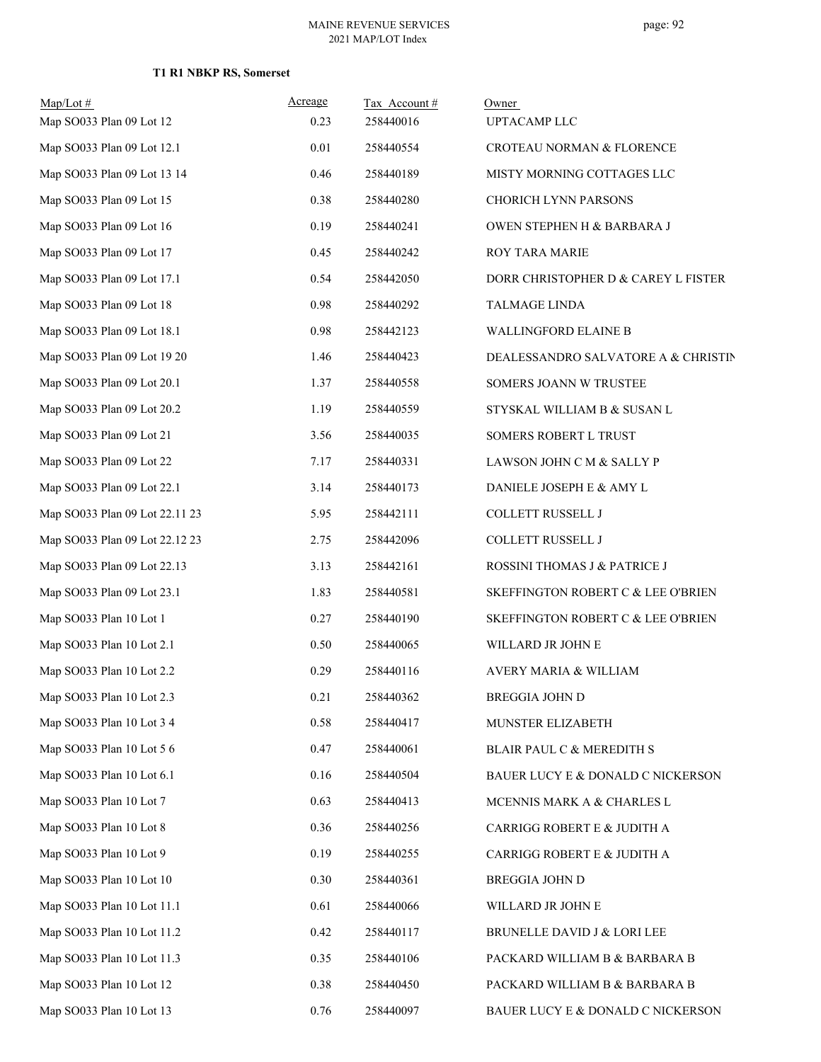**T1 R1 NBKP RS, Somerset**

| Map/Lot # | Acreage | Tax Account # | Owner |
|---|---|---|---|
| Map SO033 Plan 09 Lot 12 | 0.23 | 258440016 | UPTACAMP LLC |
| Map SO033 Plan 09 Lot 12.1 | 0.01 | 258440554 | CROTEAU NORMAN & FLORENCE |
| Map SO033 Plan 09 Lot 13 14 | 0.46 | 258440189 | MISTY MORNING COTTAGES LLC |
| Map SO033 Plan 09 Lot 15 | 0.38 | 258440280 | CHORICH LYNN PARSONS |
| Map SO033 Plan 09 Lot 16 | 0.19 | 258440241 | OWEN STEPHEN H & BARBARA J |
| Map SO033 Plan 09 Lot 17 | 0.45 | 258440242 | ROY TARA MARIE |
| Map SO033 Plan 09 Lot 17.1 | 0.54 | 258442050 | DORR CHRISTOPHER D & CAREY L FISTER |
| Map SO033 Plan 09 Lot 18 | 0.98 | 258440292 | TALMAGE LINDA |
| Map SO033 Plan 09 Lot 18.1 | 0.98 | 258442123 | WALLINGFORD ELAINE B |
| Map SO033 Plan 09 Lot 19 20 | 1.46 | 258440423 | DEALESSANDRO SALVATORE A & CHRISTIN |
| Map SO033 Plan 09 Lot 20.1 | 1.37 | 258440558 | SOMERS JOANN W TRUSTEE |
| Map SO033 Plan 09 Lot 20.2 | 1.19 | 258440559 | STYSKAL WILLIAM B & SUSAN L |
| Map SO033 Plan 09 Lot 21 | 3.56 | 258440035 | SOMERS ROBERT L TRUST |
| Map SO033 Plan 09 Lot 22 | 7.17 | 258440331 | LAWSON JOHN C M & SALLY P |
| Map SO033 Plan 09 Lot 22.1 | 3.14 | 258440173 | DANIELE JOSEPH E & AMY L |
| Map SO033 Plan 09 Lot 22.11 23 | 5.95 | 258442111 | COLLETT RUSSELL J |
| Map SO033 Plan 09 Lot 22.12 23 | 2.75 | 258442096 | COLLETT RUSSELL J |
| Map SO033 Plan 09 Lot 22.13 | 3.13 | 258442161 | ROSSINI THOMAS J & PATRICE J |
| Map SO033 Plan 09 Lot 23.1 | 1.83 | 258440581 | SKEFFINGTON ROBERT C & LEE O'BRIEN |
| Map SO033 Plan 10 Lot 1 | 0.27 | 258440190 | SKEFFINGTON ROBERT C & LEE O'BRIEN |
| Map SO033 Plan 10 Lot 2.1 | 0.50 | 258440065 | WILLARD JR JOHN E |
| Map SO033 Plan 10 Lot 2.2 | 0.29 | 258440116 | AVERY MARIA & WILLIAM |
| Map SO033 Plan 10 Lot 2.3 | 0.21 | 258440362 | BREGGIA JOHN D |
| Map SO033 Plan 10 Lot 3 4 | 0.58 | 258440417 | MUNSTER ELIZABETH |
| Map SO033 Plan 10 Lot 5 6 | 0.47 | 258440061 | BLAIR PAUL C & MEREDITH S |
| Map SO033 Plan 10 Lot 6.1 | 0.16 | 258440504 | BAUER LUCY E & DONALD C NICKERSON |
| Map SO033 Plan 10 Lot 7 | 0.63 | 258440413 | MCENNIS MARK A & CHARLES L |
| Map SO033 Plan 10 Lot 8 | 0.36 | 258440256 | CARRIGG ROBERT E & JUDITH A |
| Map SO033 Plan 10 Lot 9 | 0.19 | 258440255 | CARRIGG ROBERT E & JUDITH A |
| Map SO033 Plan 10 Lot 10 | 0.30 | 258440361 | BREGGIA JOHN D |
| Map SO033 Plan 10 Lot 11.1 | 0.61 | 258440066 | WILLARD JR JOHN E |
| Map SO033 Plan 10 Lot 11.2 | 0.42 | 258440117 | BRUNELLE DAVID J & LORI LEE |
| Map SO033 Plan 10 Lot 11.3 | 0.35 | 258440106 | PACKARD WILLIAM B & BARBARA B |
| Map SO033 Plan 10 Lot 12 | 0.38 | 258440450 | PACKARD WILLIAM B & BARBARA B |
| Map SO033 Plan 10 Lot 13 | 0.76 | 258440097 | BAUER LUCY E & DONALD C NICKERSON |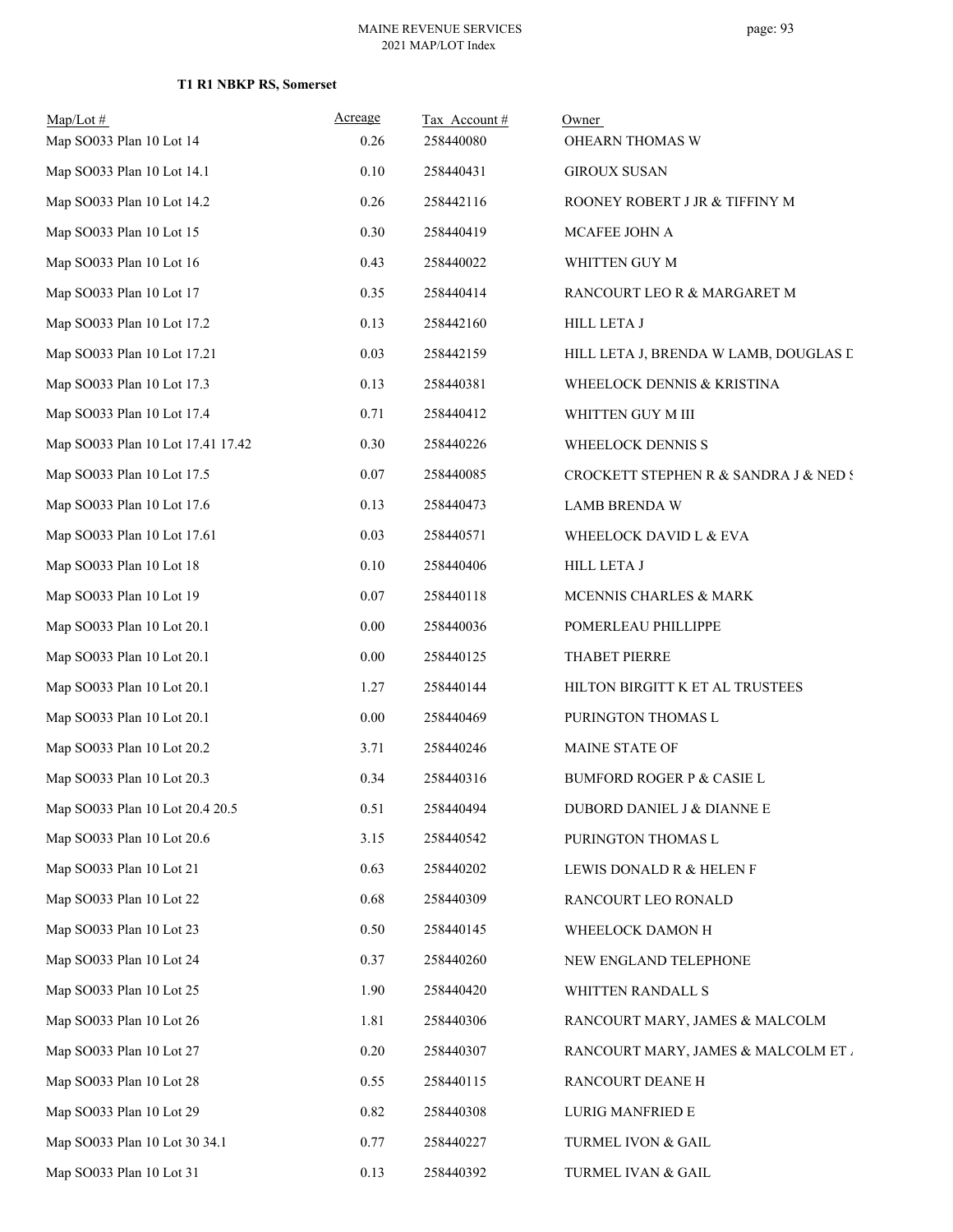**T1 R1 NBKP RS, Somerset**

| Map/Lot # | Acreage | Tax Account # | Owner |
|---|---|---|---|
| Map SO033 Plan 10 Lot 14 | 0.26 | 258440080 | OHEARN THOMAS W |
| Map SO033 Plan 10 Lot 14.1 | 0.10 | 258440431 | GIROUX SUSAN |
| Map SO033 Plan 10 Lot 14.2 | 0.26 | 258442116 | ROONEY ROBERT J JR & TIFFINY M |
| Map SO033 Plan 10 Lot 15 | 0.30 | 258440419 | MCAFEE JOHN A |
| Map SO033 Plan 10 Lot 16 | 0.43 | 258440022 | WHITTEN GUY M |
| Map SO033 Plan 10 Lot 17 | 0.35 | 258440414 | RANCOURT LEO R & MARGARET M |
| Map SO033 Plan 10 Lot 17.2 | 0.13 | 258442160 | HILL LETA J |
| Map SO033 Plan 10 Lot 17.21 | 0.03 | 258442159 | HILL LETA J, BRENDA W LAMB, DOUGLAS D |
| Map SO033 Plan 10 Lot 17.3 | 0.13 | 258440381 | WHEELOCK DENNIS & KRISTINA |
| Map SO033 Plan 10 Lot 17.4 | 0.71 | 258440412 | WHITTEN GUY M III |
| Map SO033 Plan 10 Lot 17.41 17.42 | 0.30 | 258440226 | WHEELOCK DENNIS S |
| Map SO033 Plan 10 Lot 17.5 | 0.07 | 258440085 | CROCKETT STEPHEN R & SANDRA J & NED S |
| Map SO033 Plan 10 Lot 17.6 | 0.13 | 258440473 | LAMB BRENDA W |
| Map SO033 Plan 10 Lot 17.61 | 0.03 | 258440571 | WHEELOCK DAVID L & EVA |
| Map SO033 Plan 10 Lot 18 | 0.10 | 258440406 | HILL LETA J |
| Map SO033 Plan 10 Lot 19 | 0.07 | 258440118 | MCENNIS CHARLES & MARK |
| Map SO033 Plan 10 Lot 20.1 | 0.00 | 258440036 | POMERLEAU PHILLIPPE |
| Map SO033 Plan 10 Lot 20.1 | 0.00 | 258440125 | THABET PIERRE |
| Map SO033 Plan 10 Lot 20.1 | 1.27 | 258440144 | HILTON BIRGITT K ET AL TRUSTEES |
| Map SO033 Plan 10 Lot 20.1 | 0.00 | 258440469 | PURINGTON THOMAS L |
| Map SO033 Plan 10 Lot 20.2 | 3.71 | 258440246 | MAINE STATE OF |
| Map SO033 Plan 10 Lot 20.3 | 0.34 | 258440316 | BUMFORD ROGER P & CASIE L |
| Map SO033 Plan 10 Lot 20.4 20.5 | 0.51 | 258440494 | DUBORD DANIEL J & DIANNE E |
| Map SO033 Plan 10 Lot 20.6 | 3.15 | 258440542 | PURINGTON THOMAS L |
| Map SO033 Plan 10 Lot 21 | 0.63 | 258440202 | LEWIS DONALD R & HELEN F |
| Map SO033 Plan 10 Lot 22 | 0.68 | 258440309 | RANCOURT LEO RONALD |
| Map SO033 Plan 10 Lot 23 | 0.50 | 258440145 | WHEELOCK DAMON H |
| Map SO033 Plan 10 Lot 24 | 0.37 | 258440260 | NEW ENGLAND TELEPHONE |
| Map SO033 Plan 10 Lot 25 | 1.90 | 258440420 | WHITTEN RANDALL S |
| Map SO033 Plan 10 Lot 26 | 1.81 | 258440306 | RANCOURT MARY, JAMES & MALCOLM |
| Map SO033 Plan 10 Lot 27 | 0.20 | 258440307 | RANCOURT MARY, JAMES & MALCOLM ET A |
| Map SO033 Plan 10 Lot 28 | 0.55 | 258440115 | RANCOURT DEANE H |
| Map SO033 Plan 10 Lot 29 | 0.82 | 258440308 | LURIG MANFRIED E |
| Map SO033 Plan 10 Lot 30 34.1 | 0.77 | 258440227 | TURMEL IVON & GAIL |
| Map SO033 Plan 10 Lot 31 | 0.13 | 258440392 | TURMEL IVAN & GAIL |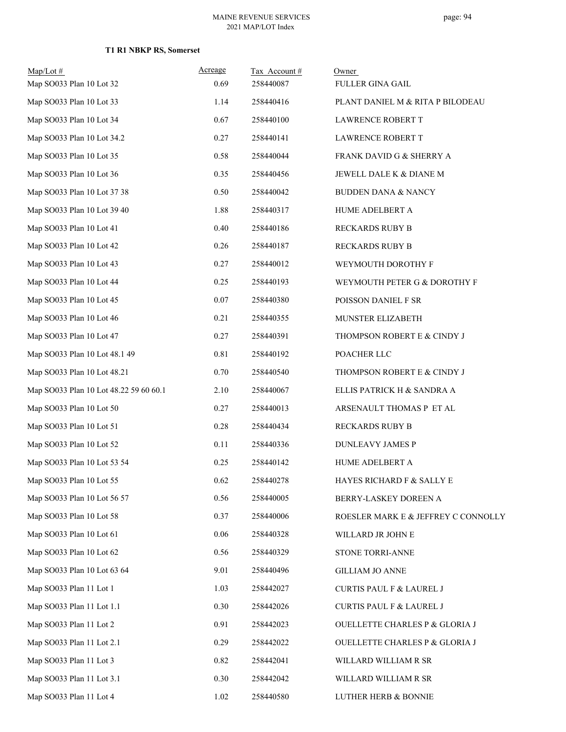**T1 R1 NBKP RS, Somerset**

| Map/Lot # | Acreage | Tax Account # | Owner |
|---|---|---|---|
| Map SO033 Plan 10 Lot 32 | 0.69 | 258440087 | FULLER GINA GAIL |
| Map SO033 Plan 10 Lot 33 | 1.14 | 258440416 | PLANT DANIEL M & RITA P BILODEAU |
| Map SO033 Plan 10 Lot 34 | 0.67 | 258440100 | LAWRENCE ROBERT T |
| Map SO033 Plan 10 Lot 34.2 | 0.27 | 258440141 | LAWRENCE ROBERT T |
| Map SO033 Plan 10 Lot 35 | 0.58 | 258440044 | FRANK DAVID G & SHERRY A |
| Map SO033 Plan 10 Lot 36 | 0.35 | 258440456 | JEWELL DALE K & DIANE M |
| Map SO033 Plan 10 Lot 37 38 | 0.50 | 258440042 | BUDDEN DANA & NANCY |
| Map SO033 Plan 10 Lot 39 40 | 1.88 | 258440317 | HUME ADELBERT A |
| Map SO033 Plan 10 Lot 41 | 0.40 | 258440186 | RECKARDS RUBY B |
| Map SO033 Plan 10 Lot 42 | 0.26 | 258440187 | RECKARDS RUBY B |
| Map SO033 Plan 10 Lot 43 | 0.27 | 258440012 | WEYMOUTH DOROTHY F |
| Map SO033 Plan 10 Lot 44 | 0.25 | 258440193 | WEYMOUTH PETER G & DOROTHY F |
| Map SO033 Plan 10 Lot 45 | 0.07 | 258440380 | POISSON DANIEL F SR |
| Map SO033 Plan 10 Lot 46 | 0.21 | 258440355 | MUNSTER ELIZABETH |
| Map SO033 Plan 10 Lot 47 | 0.27 | 258440391 | THOMPSON ROBERT E & CINDY J |
| Map SO033 Plan 10 Lot 48.1 49 | 0.81 | 258440192 | POACHER LLC |
| Map SO033 Plan 10 Lot 48.21 | 0.70 | 258440540 | THOMPSON ROBERT E & CINDY J |
| Map SO033 Plan 10 Lot 48.22 59 60 60.1 | 2.10 | 258440067 | ELLIS PATRICK H & SANDRA A |
| Map SO033 Plan 10 Lot 50 | 0.27 | 258440013 | ARSENAULT THOMAS P ET AL |
| Map SO033 Plan 10 Lot 51 | 0.28 | 258440434 | RECKARDS RUBY B |
| Map SO033 Plan 10 Lot 52 | 0.11 | 258440336 | DUNLEAVY JAMES P |
| Map SO033 Plan 10 Lot 53 54 | 0.25 | 258440142 | HUME ADELBERT A |
| Map SO033 Plan 10 Lot 55 | 0.62 | 258440278 | HAYES RICHARD F & SALLY E |
| Map SO033 Plan 10 Lot 56 57 | 0.56 | 258440005 | BERRY-LASKEY DOREEN A |
| Map SO033 Plan 10 Lot 58 | 0.37 | 258440006 | ROESLER MARK E & JEFFREY C CONNOLLY |
| Map SO033 Plan 10 Lot 61 | 0.06 | 258440328 | WILLARD JR JOHN E |
| Map SO033 Plan 10 Lot 62 | 0.56 | 258440329 | STONE TORRI-ANNE |
| Map SO033 Plan 10 Lot 63 64 | 9.01 | 258440496 | GILLIAM JO ANNE |
| Map SO033 Plan 11 Lot 1 | 1.03 | 258442027 | CURTIS PAUL F & LAUREL J |
| Map SO033 Plan 11 Lot 1.1 | 0.30 | 258442026 | CURTIS PAUL F & LAUREL J |
| Map SO033 Plan 11 Lot 2 | 0.91 | 258442023 | OUELLETTE CHARLES P & GLORIA J |
| Map SO033 Plan 11 Lot 2.1 | 0.29 | 258442022 | OUELLETTE CHARLES P & GLORIA J |
| Map SO033 Plan 11 Lot 3 | 0.82 | 258442041 | WILLARD WILLIAM R SR |
| Map SO033 Plan 11 Lot 3.1 | 0.30 | 258442042 | WILLARD WILLIAM R SR |
| Map SO033 Plan 11 Lot 4 | 1.02 | 258440580 | LUTHER HERB & BONNIE |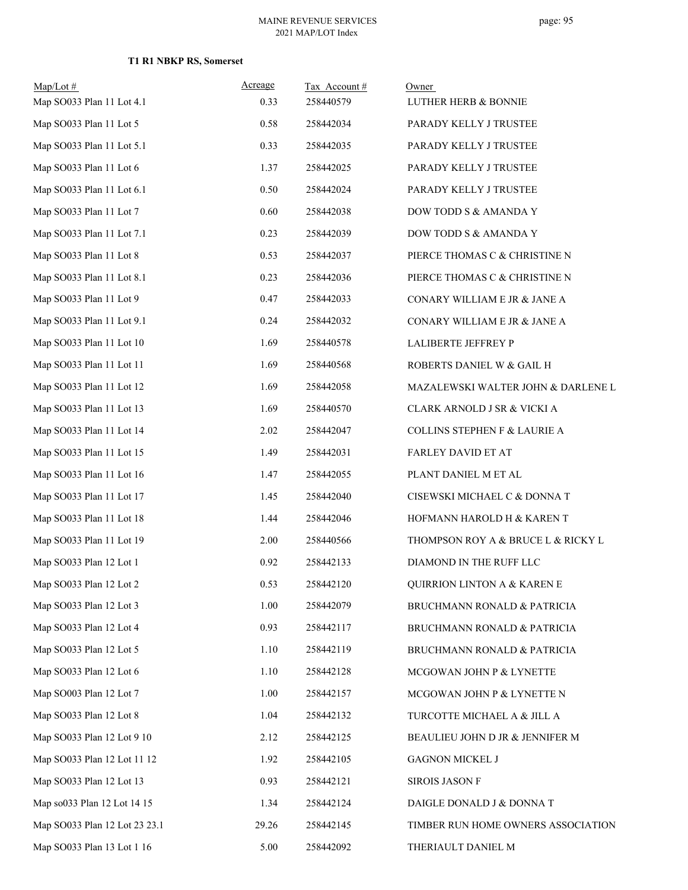**T1 R1 NBKP RS, Somerset**

| Map/Lot # | Acreage | Tax Account # | Owner |
|---|---|---|---|
| Map SO033 Plan 11 Lot 4.1 | 0.33 | 258440579 | LUTHER HERB & BONNIE |
| Map SO033 Plan 11 Lot 5 | 0.58 | 258442034 | PARADY KELLY J TRUSTEE |
| Map SO033 Plan 11 Lot 5.1 | 0.33 | 258442035 | PARADY KELLY J TRUSTEE |
| Map SO033 Plan 11 Lot 6 | 1.37 | 258442025 | PARADY KELLY J TRUSTEE |
| Map SO033 Plan 11 Lot 6.1 | 0.50 | 258442024 | PARADY KELLY J TRUSTEE |
| Map SO033 Plan 11 Lot 7 | 0.60 | 258442038 | DOW TODD S & AMANDA Y |
| Map SO033 Plan 11 Lot 7.1 | 0.23 | 258442039 | DOW TODD S & AMANDA Y |
| Map SO033 Plan 11 Lot 8 | 0.53 | 258442037 | PIERCE THOMAS C & CHRISTINE N |
| Map SO033 Plan 11 Lot 8.1 | 0.23 | 258442036 | PIERCE THOMAS C & CHRISTINE N |
| Map SO033 Plan 11 Lot 9 | 0.47 | 258442033 | CONARY WILLIAM E JR & JANE A |
| Map SO033 Plan 11 Lot 9.1 | 0.24 | 258442032 | CONARY WILLIAM E JR & JANE A |
| Map SO033 Plan 11 Lot 10 | 1.69 | 258440578 | LALIBERTE JEFFREY P |
| Map SO033 Plan 11 Lot 11 | 1.69 | 258440568 | ROBERTS DANIEL W & GAIL H |
| Map SO033 Plan 11 Lot 12 | 1.69 | 258442058 | MAZALEWSKI WALTER JOHN & DARLENE L |
| Map SO033 Plan 11 Lot 13 | 1.69 | 258440570 | CLARK ARNOLD J SR & VICKI A |
| Map SO033 Plan 11 Lot 14 | 2.02 | 258442047 | COLLINS STEPHEN F & LAURIE A |
| Map SO033 Plan 11 Lot 15 | 1.49 | 258442031 | FARLEY DAVID ET AT |
| Map SO033 Plan 11 Lot 16 | 1.47 | 258442055 | PLANT DANIEL M ET AL |
| Map SO033 Plan 11 Lot 17 | 1.45 | 258442040 | CISEWSKI MICHAEL C & DONNA T |
| Map SO033 Plan 11 Lot 18 | 1.44 | 258442046 | HOFMANN HAROLD H & KAREN T |
| Map SO033 Plan 11 Lot 19 | 2.00 | 258440566 | THOMPSON ROY A & BRUCE L & RICKY L |
| Map SO033 Plan 12 Lot 1 | 0.92 | 258442133 | DIAMOND IN THE RUFF LLC |
| Map SO033 Plan 12 Lot 2 | 0.53 | 258442120 | QUIRRION LINTON A & KAREN E |
| Map SO033 Plan 12 Lot 3 | 1.00 | 258442079 | BRUCHMANN RONALD & PATRICIA |
| Map SO033 Plan 12 Lot 4 | 0.93 | 258442117 | BRUCHMANN RONALD & PATRICIA |
| Map SO033 Plan 12 Lot 5 | 1.10 | 258442119 | BRUCHMANN RONALD & PATRICIA |
| Map SO033 Plan 12 Lot 6 | 1.10 | 258442128 | MCGOWAN JOHN P & LYNETTE |
| Map SO003 Plan 12 Lot 7 | 1.00 | 258442157 | MCGOWAN JOHN P & LYNETTE N |
| Map SO033 Plan 12 Lot 8 | 1.04 | 258442132 | TURCOTTE MICHAEL A & JILL A |
| Map SO033 Plan 12 Lot 9 10 | 2.12 | 258442125 | BEAULIEU JOHN D JR & JENNIFER M |
| Map SO033 Plan 12 Lot 11 12 | 1.92 | 258442105 | GAGNON MICKEL J |
| Map SO033 Plan 12 Lot 13 | 0.93 | 258442121 | SIROIS JASON F |
| Map so033 Plan 12 Lot 14 15 | 1.34 | 258442124 | DAIGLE DONALD J & DONNA T |
| Map SO033 Plan 12 Lot 23 23.1 | 29.26 | 258442145 | TIMBER RUN HOME OWNERS ASSOCIATION |
| Map SO033 Plan 13 Lot 1 16 | 5.00 | 258442092 | THERIAULT DANIEL M |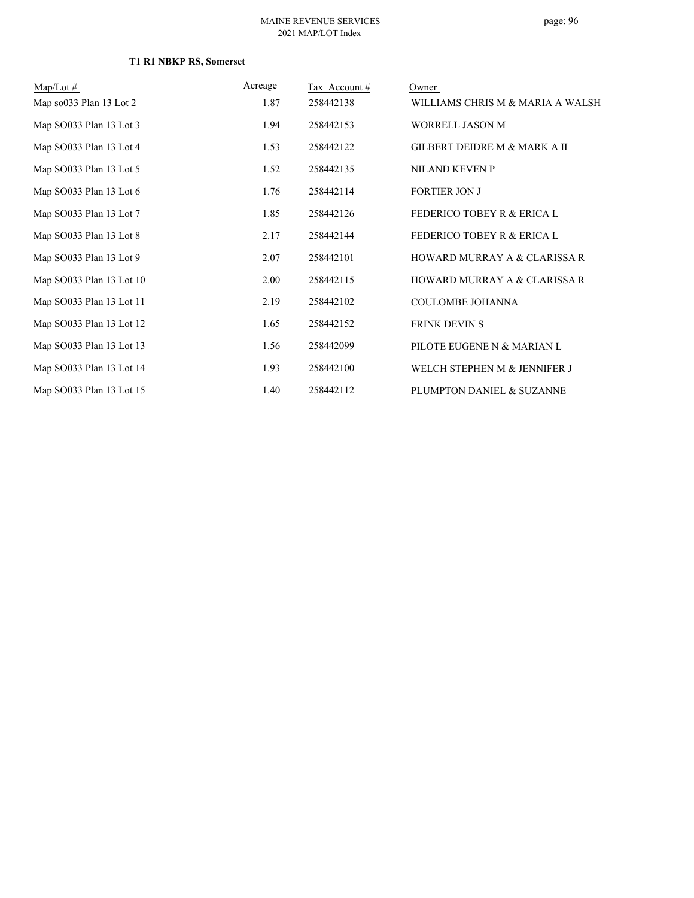**T1 R1 NBKP RS, Somerset**

| Map/Lot # | Acreage | Tax Account # | Owner |
|---|---|---|---|
| Map so033 Plan 13 Lot 2 | 1.87 | 258442138 | WILLIAMS CHRIS M & MARIA A WALSH |
| Map SO033 Plan 13 Lot 3 | 1.94 | 258442153 | WORRELL JASON M |
| Map SO033 Plan 13 Lot 4 | 1.53 | 258442122 | GILBERT DEIDRE M & MARK A II |
| Map SO033 Plan 13 Lot 5 | 1.52 | 258442135 | NILAND KEVEN P |
| Map SO033 Plan 13 Lot 6 | 1.76 | 258442114 | FORTIER JON J |
| Map SO033 Plan 13 Lot 7 | 1.85 | 258442126 | FEDERICO TOBEY R & ERICA L |
| Map SO033 Plan 13 Lot 8 | 2.17 | 258442144 | FEDERICO TOBEY R & ERICA L |
| Map SO033 Plan 13 Lot 9 | 2.07 | 258442101 | HOWARD MURRAY A & CLARISSA R |
| Map SO033 Plan 13 Lot 10 | 2.00 | 258442115 | HOWARD MURRAY A & CLARISSA R |
| Map SO033 Plan 13 Lot 11 | 2.19 | 258442102 | COULOMBE JOHANNA |
| Map SO033 Plan 13 Lot 12 | 1.65 | 258442152 | FRINK DEVIN S |
| Map SO033 Plan 13 Lot 13 | 1.56 | 258442099 | PILOTE EUGENE N & MARIAN L |
| Map SO033 Plan 13 Lot 14 | 1.93 | 258442100 | WELCH STEPHEN M & JENNIFER J |
| Map SO033 Plan 13 Lot 15 | 1.40 | 258442112 | PLUMPTON DANIEL & SUZANNE |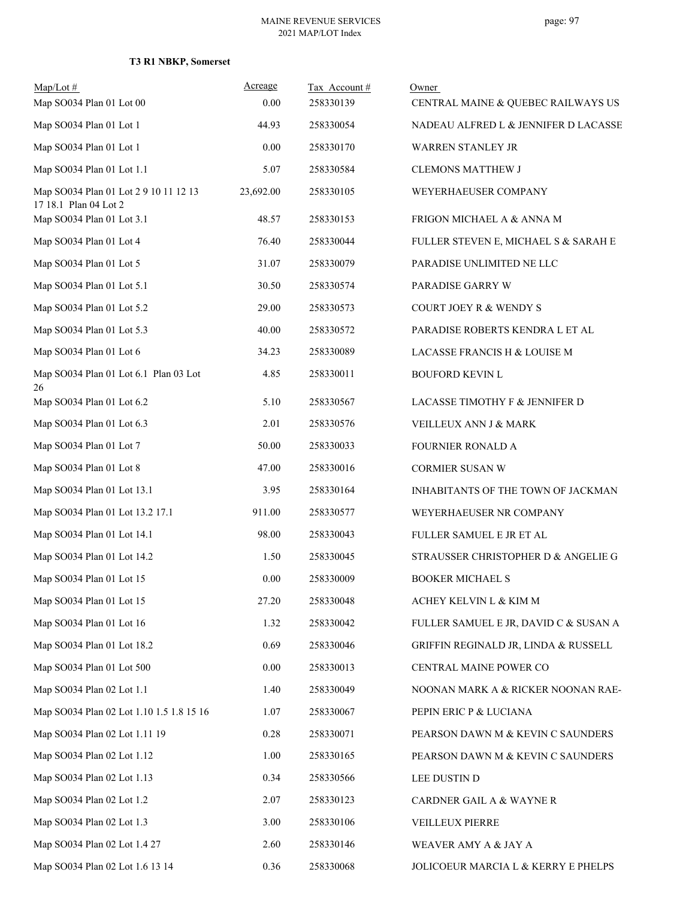**T3 R1 NBKP, Somerset**

| Map/Lot # | Acreage | Tax Account # | Owner |
|---|---|---|---|
| Map SO034 Plan 01 Lot 00 | 0.00 | 258330139 | CENTRAL MAINE & QUEBEC RAILWAYS US |
| Map SO034 Plan 01 Lot 1 | 44.93 | 258330054 | NADEAU ALFRED L & JENNIFER D LACASSE |
| Map SO034 Plan 01 Lot 1 | 0.00 | 258330170 | WARREN STANLEY JR |
| Map SO034 Plan 01 Lot 1.1 | 5.07 | 258330584 | CLEMONS MATTHEW J |
| Map SO034 Plan 01 Lot 2 9 10 11 12 13 17 18.1 Plan 04 Lot 2 | 23,692.00 | 258330105 | WEYERHAEUSER COMPANY |
| Map SO034 Plan 01 Lot 3.1 | 48.57 | 258330153 | FRIGON MICHAEL A & ANNA M |
| Map SO034 Plan 01 Lot 4 | 76.40 | 258330044 | FULLER STEVEN E, MICHAEL S & SARAH E |
| Map SO034 Plan 01 Lot 5 | 31.07 | 258330079 | PARADISE UNLIMITED NE LLC |
| Map SO034 Plan 01 Lot 5.1 | 30.50 | 258330574 | PARADISE GARRY W |
| Map SO034 Plan 01 Lot 5.2 | 29.00 | 258330573 | COURT JOEY R & WENDY S |
| Map SO034 Plan 01 Lot 5.3 | 40.00 | 258330572 | PARADISE ROBERTS KENDRA L ET AL |
| Map SO034 Plan 01 Lot 6 | 34.23 | 258330089 | LACASSE FRANCIS H & LOUISE M |
| Map SO034 Plan 01 Lot 6.1 Plan 03 Lot 26 | 4.85 | 258330011 | BOUFORD KEVIN L |
| Map SO034 Plan 01 Lot 6.2 | 5.10 | 258330567 | LACASSE TIMOTHY F & JENNIFER D |
| Map SO034 Plan 01 Lot 6.3 | 2.01 | 258330576 | VEILLEUX ANN J & MARK |
| Map SO034 Plan 01 Lot 7 | 50.00 | 258330033 | FOURNIER RONALD A |
| Map SO034 Plan 01 Lot 8 | 47.00 | 258330016 | CORMIER SUSAN W |
| Map SO034 Plan 01 Lot 13.1 | 3.95 | 258330164 | INHABITANTS OF THE TOWN OF JACKMAN |
| Map SO034 Plan 01 Lot 13.2 17.1 | 911.00 | 258330577 | WEYERHAEUSER NR COMPANY |
| Map SO034 Plan 01 Lot 14.1 | 98.00 | 258330043 | FULLER SAMUEL E JR ET AL |
| Map SO034 Plan 01 Lot 14.2 | 1.50 | 258330045 | STRAUSSER CHRISTOPHER D & ANGELIE G |
| Map SO034 Plan 01 Lot 15 | 0.00 | 258330009 | BOOKER MICHAEL S |
| Map SO034 Plan 01 Lot 15 | 27.20 | 258330048 | ACHEY KELVIN L & KIM M |
| Map SO034 Plan 01 Lot 16 | 1.32 | 258330042 | FULLER SAMUEL E JR, DAVID C & SUSAN A |
| Map SO034 Plan 01 Lot 18.2 | 0.69 | 258330046 | GRIFFIN REGINALD JR, LINDA & RUSSELL |
| Map SO034 Plan 01 Lot 500 | 0.00 | 258330013 | CENTRAL MAINE POWER CO |
| Map SO034 Plan 02 Lot 1.1 | 1.40 | 258330049 | NOONAN MARK A & RICKER NOONAN RAE- |
| Map SO034 Plan 02 Lot 1.10 1.5 1.8 15 16 | 1.07 | 258330067 | PEPIN ERIC P & LUCIANA |
| Map SO034 Plan 02 Lot 1.11 19 | 0.28 | 258330071 | PEARSON DAWN M & KEVIN C SAUNDERS |
| Map SO034 Plan 02 Lot 1.12 | 1.00 | 258330165 | PEARSON DAWN M & KEVIN C SAUNDERS |
| Map SO034 Plan 02 Lot 1.13 | 0.34 | 258330566 | LEE DUSTIN D |
| Map SO034 Plan 02 Lot 1.2 | 2.07 | 258330123 | CARDNER GAIL A & WAYNE R |
| Map SO034 Plan 02 Lot 1.3 | 3.00 | 258330106 | VEILLEUX PIERRE |
| Map SO034 Plan 02 Lot 1.4 27 | 2.60 | 258330146 | WEAVER AMY A & JAY A |
| Map SO034 Plan 02 Lot 1.6 13 14 | 0.36 | 258330068 | JOLICOEUR MARCIA L & KERRY E PHELPS |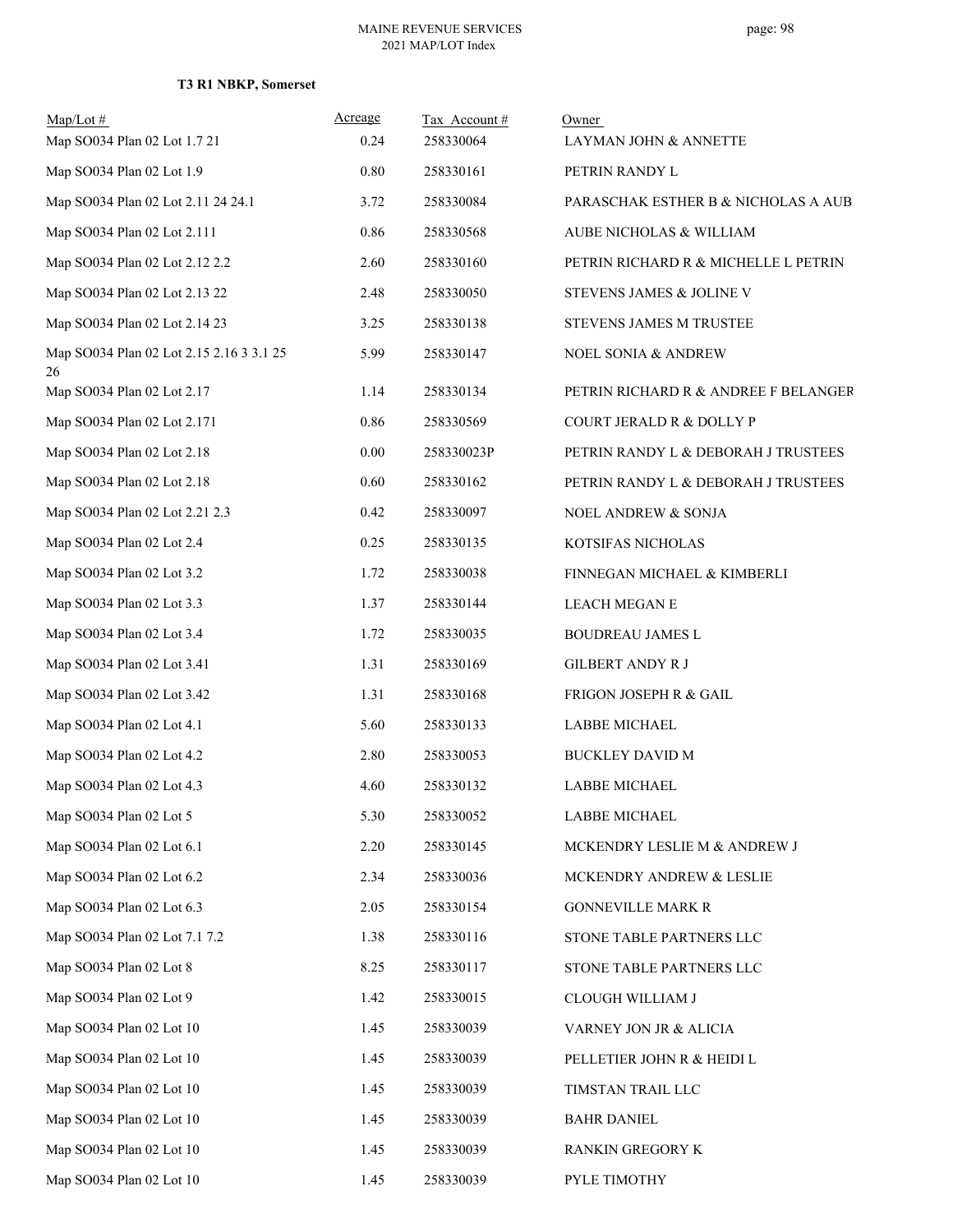**T3 R1 NBKP, Somerset**

| Map/Lot # | Acreage | Tax Account # | Owner |
|---|---|---|---|
| Map SO034 Plan 02 Lot 1.7 21 | 0.24 | 258330064 | LAYMAN JOHN & ANNETTE |
| Map SO034 Plan 02 Lot 1.9 | 0.80 | 258330161 | PETRIN RANDY L |
| Map SO034 Plan 02 Lot 2.11 24 24.1 | 3.72 | 258330084 | PARASCHAK ESTHER B & NICHOLAS A AUB |
| Map SO034 Plan 02 Lot 2.111 | 0.86 | 258330568 | AUBE NICHOLAS & WILLIAM |
| Map SO034 Plan 02 Lot 2.12 2.2 | 2.60 | 258330160 | PETRIN RICHARD R & MICHELLE L PETRIN |
| Map SO034 Plan 02 Lot 2.13 22 | 2.48 | 258330050 | STEVENS JAMES & JOLINE V |
| Map SO034 Plan 02 Lot 2.14 23 | 3.25 | 258330138 | STEVENS JAMES M TRUSTEE |
| Map SO034 Plan 02 Lot 2.15 2.16 3 3.1 25 26 | 5.99 | 258330147 | NOEL SONIA & ANDREW |
| Map SO034 Plan 02 Lot 2.17 | 1.14 | 258330134 | PETRIN RICHARD R & ANDREE F BELANGER |
| Map SO034 Plan 02 Lot 2.171 | 0.86 | 258330569 | COURT JERALD R & DOLLY P |
| Map SO034 Plan 02 Lot 2.18 | 0.00 | 258330023P | PETRIN RANDY L & DEBORAH J TRUSTEES |
| Map SO034 Plan 02 Lot 2.18 | 0.60 | 258330162 | PETRIN RANDY L & DEBORAH J TRUSTEES |
| Map SO034 Plan 02 Lot 2.21 2.3 | 0.42 | 258330097 | NOEL ANDREW & SONJA |
| Map SO034 Plan 02 Lot 2.4 | 0.25 | 258330135 | KOTSIFAS NICHOLAS |
| Map SO034 Plan 02 Lot 3.2 | 1.72 | 258330038 | FINNEGAN MICHAEL & KIMBERLI |
| Map SO034 Plan 02 Lot 3.3 | 1.37 | 258330144 | LEACH MEGAN E |
| Map SO034 Plan 02 Lot 3.4 | 1.72 | 258330035 | BOUDREAU JAMES L |
| Map SO034 Plan 02 Lot 3.41 | 1.31 | 258330169 | GILBERT ANDY R J |
| Map SO034 Plan 02 Lot 3.42 | 1.31 | 258330168 | FRIGON JOSEPH R & GAIL |
| Map SO034 Plan 02 Lot 4.1 | 5.60 | 258330133 | LABBE MICHAEL |
| Map SO034 Plan 02 Lot 4.2 | 2.80 | 258330053 | BUCKLEY DAVID M |
| Map SO034 Plan 02 Lot 4.3 | 4.60 | 258330132 | LABBE MICHAEL |
| Map SO034 Plan 02 Lot 5 | 5.30 | 258330052 | LABBE MICHAEL |
| Map SO034 Plan 02 Lot 6.1 | 2.20 | 258330145 | MCKENDRY LESLIE M & ANDREW J |
| Map SO034 Plan 02 Lot 6.2 | 2.34 | 258330036 | MCKENDRY ANDREW & LESLIE |
| Map SO034 Plan 02 Lot 6.3 | 2.05 | 258330154 | GONNEVILLE MARK R |
| Map SO034 Plan 02 Lot 7.1 7.2 | 1.38 | 258330116 | STONE TABLE PARTNERS LLC |
| Map SO034 Plan 02 Lot 8 | 8.25 | 258330117 | STONE TABLE PARTNERS LLC |
| Map SO034 Plan 02 Lot 9 | 1.42 | 258330015 | CLOUGH WILLIAM J |
| Map SO034 Plan 02 Lot 10 | 1.45 | 258330039 | VARNEY JON JR & ALICIA |
| Map SO034 Plan 02 Lot 10 | 1.45 | 258330039 | PELLETIER JOHN R & HEIDI L |
| Map SO034 Plan 02 Lot 10 | 1.45 | 258330039 | TIMSTAN TRAIL LLC |
| Map SO034 Plan 02 Lot 10 | 1.45 | 258330039 | BAHR DANIEL |
| Map SO034 Plan 02 Lot 10 | 1.45 | 258330039 | RANKIN GREGORY K |
| Map SO034 Plan 02 Lot 10 | 1.45 | 258330039 | PYLE TIMOTHY |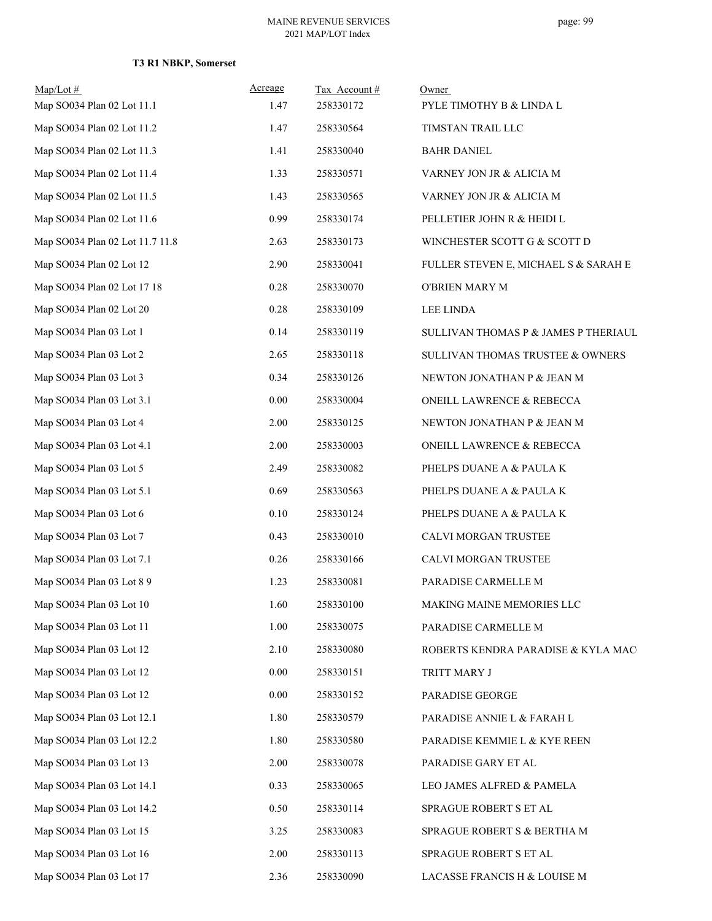**T3 R1 NBKP, Somerset**

| Map/Lot # | Acreage | Tax Account # | Owner |
|---|---|---|---|
| Map SO034 Plan 02 Lot 11.1 | 1.47 | 258330172 | PYLE TIMOTHY B & LINDA L |
| Map SO034 Plan 02 Lot 11.2 | 1.47 | 258330564 | TIMSTAN TRAIL LLC |
| Map SO034 Plan 02 Lot 11.3 | 1.41 | 258330040 | BAHR DANIEL |
| Map SO034 Plan 02 Lot 11.4 | 1.33 | 258330571 | VARNEY JON JR & ALICIA M |
| Map SO034 Plan 02 Lot 11.5 | 1.43 | 258330565 | VARNEY JON JR & ALICIA M |
| Map SO034 Plan 02 Lot 11.6 | 0.99 | 258330174 | PELLETIER JOHN R & HEIDI L |
| Map SO034 Plan 02 Lot 11.7 11.8 | 2.63 | 258330173 | WINCHESTER SCOTT G & SCOTT D |
| Map SO034 Plan 02 Lot 12 | 2.90 | 258330041 | FULLER STEVEN E, MICHAEL S & SARAH E |
| Map SO034 Plan 02 Lot 17 18 | 0.28 | 258330070 | O'BRIEN MARY M |
| Map SO034 Plan 02 Lot 20 | 0.28 | 258330109 | LEE LINDA |
| Map SO034 Plan 03 Lot 1 | 0.14 | 258330119 | SULLIVAN THOMAS P & JAMES P THERIAUL |
| Map SO034 Plan 03 Lot 2 | 2.65 | 258330118 | SULLIVAN THOMAS TRUSTEE & OWNERS |
| Map SO034 Plan 03 Lot 3 | 0.34 | 258330126 | NEWTON JONATHAN P & JEAN M |
| Map SO034 Plan 03 Lot 3.1 | 0.00 | 258330004 | ONEILL LAWRENCE & REBECCA |
| Map SO034 Plan 03 Lot 4 | 2.00 | 258330125 | NEWTON JONATHAN P & JEAN M |
| Map SO034 Plan 03 Lot 4.1 | 2.00 | 258330003 | ONEILL LAWRENCE & REBECCA |
| Map SO034 Plan 03 Lot 5 | 2.49 | 258330082 | PHELPS DUANE A & PAULA K |
| Map SO034 Plan 03 Lot 5.1 | 0.69 | 258330563 | PHELPS DUANE A & PAULA K |
| Map SO034 Plan 03 Lot 6 | 0.10 | 258330124 | PHELPS DUANE A & PAULA K |
| Map SO034 Plan 03 Lot 7 | 0.43 | 258330010 | CALVI MORGAN TRUSTEE |
| Map SO034 Plan 03 Lot 7.1 | 0.26 | 258330166 | CALVI MORGAN TRUSTEE |
| Map SO034 Plan 03 Lot 8 9 | 1.23 | 258330081 | PARADISE CARMELLE M |
| Map SO034 Plan 03 Lot 10 | 1.60 | 258330100 | MAKING MAINE MEMORIES LLC |
| Map SO034 Plan 03 Lot 11 | 1.00 | 258330075 | PARADISE CARMELLE M |
| Map SO034 Plan 03 Lot 12 | 2.10 | 258330080 | ROBERTS KENDRA PARADISE & KYLA MAC |
| Map SO034 Plan 03 Lot 12 | 0.00 | 258330151 | TRITT MARY J |
| Map SO034 Plan 03 Lot 12 | 0.00 | 258330152 | PARADISE GEORGE |
| Map SO034 Plan 03 Lot 12.1 | 1.80 | 258330579 | PARADISE ANNIE L & FARAH L |
| Map SO034 Plan 03 Lot 12.2 | 1.80 | 258330580 | PARADISE KEMMIE L & KYE REEN |
| Map SO034 Plan 03 Lot 13 | 2.00 | 258330078 | PARADISE GARY ET AL |
| Map SO034 Plan 03 Lot 14.1 | 0.33 | 258330065 | LEO JAMES ALFRED & PAMELA |
| Map SO034 Plan 03 Lot 14.2 | 0.50 | 258330114 | SPRAGUE ROBERT S ET AL |
| Map SO034 Plan 03 Lot 15 | 3.25 | 258330083 | SPRAGUE ROBERT S & BERTHA M |
| Map SO034 Plan 03 Lot 16 | 2.00 | 258330113 | SPRAGUE ROBERT S ET AL |
| Map SO034 Plan 03 Lot 17 | 2.36 | 258330090 | LACASSE FRANCIS H & LOUISE M |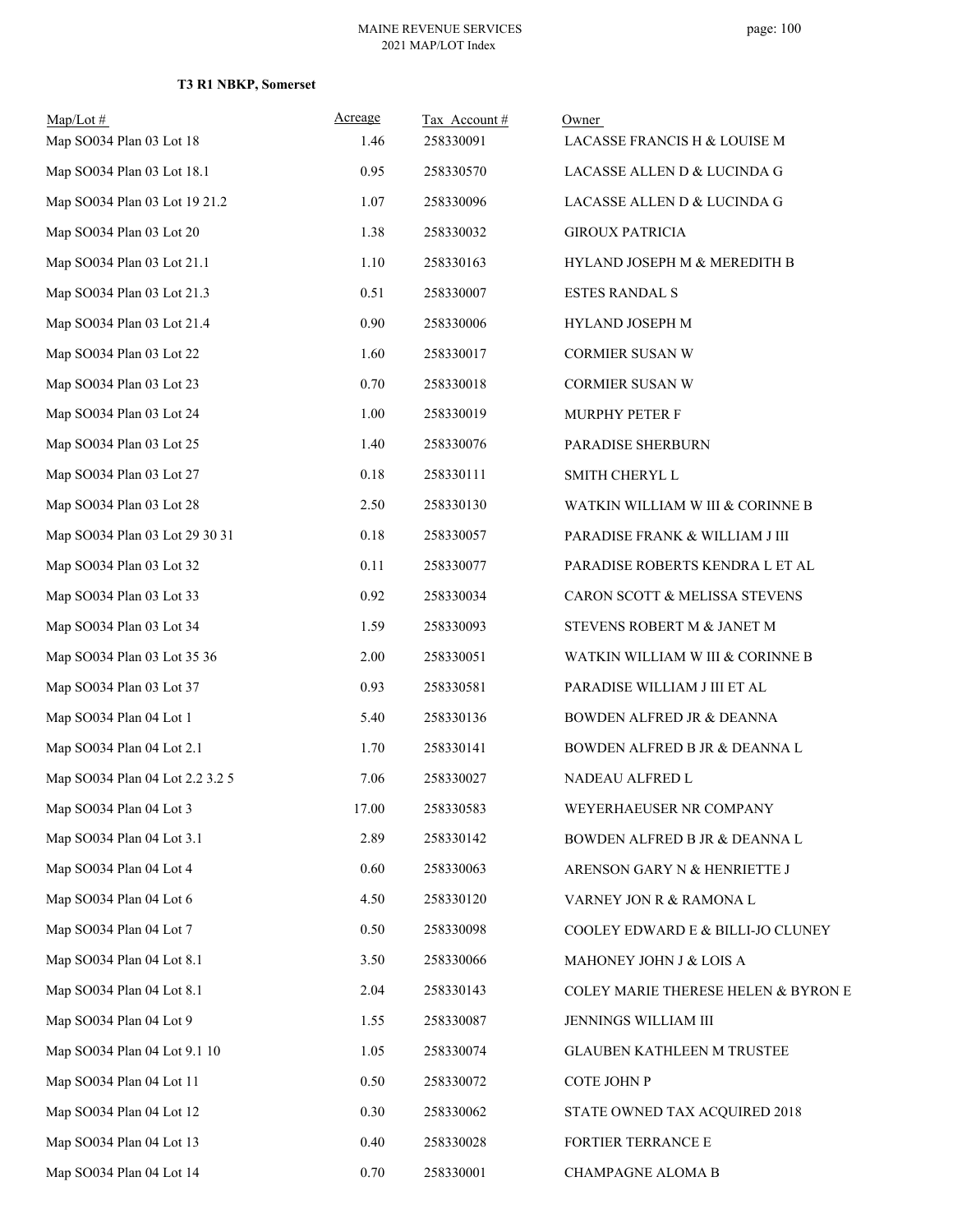**T3 R1 NBKP, Somerset**

| Map/Lot # | Acreage | Tax Account # | Owner |
|---|---|---|---|
| Map SO034 Plan 03 Lot 18 | 1.46 | 258330091 | LACASSE FRANCIS H & LOUISE M |
| Map SO034 Plan 03 Lot 18.1 | 0.95 | 258330570 | LACASSE ALLEN D & LUCINDA G |
| Map SO034 Plan 03 Lot 19 21.2 | 1.07 | 258330096 | LACASSE ALLEN D & LUCINDA G |
| Map SO034 Plan 03 Lot 20 | 1.38 | 258330032 | GIROUX PATRICIA |
| Map SO034 Plan 03 Lot 21.1 | 1.10 | 258330163 | HYLAND JOSEPH M & MEREDITH B |
| Map SO034 Plan 03 Lot 21.3 | 0.51 | 258330007 | ESTES RANDAL S |
| Map SO034 Plan 03 Lot 21.4 | 0.90 | 258330006 | HYLAND JOSEPH M |
| Map SO034 Plan 03 Lot 22 | 1.60 | 258330017 | CORMIER SUSAN W |
| Map SO034 Plan 03 Lot 23 | 0.70 | 258330018 | CORMIER SUSAN W |
| Map SO034 Plan 03 Lot 24 | 1.00 | 258330019 | MURPHY PETER F |
| Map SO034 Plan 03 Lot 25 | 1.40 | 258330076 | PARADISE SHERBURN |
| Map SO034 Plan 03 Lot 27 | 0.18 | 258330111 | SMITH CHERYL L |
| Map SO034 Plan 03 Lot 28 | 2.50 | 258330130 | WATKIN WILLIAM W III & CORINNE B |
| Map SO034 Plan 03 Lot 29 30 31 | 0.18 | 258330057 | PARADISE FRANK & WILLIAM J III |
| Map SO034 Plan 03 Lot 32 | 0.11 | 258330077 | PARADISE ROBERTS KENDRA L ET AL |
| Map SO034 Plan 03 Lot 33 | 0.92 | 258330034 | CARON SCOTT & MELISSA STEVENS |
| Map SO034 Plan 03 Lot 34 | 1.59 | 258330093 | STEVENS ROBERT M & JANET M |
| Map SO034 Plan 03 Lot 35 36 | 2.00 | 258330051 | WATKIN WILLIAM W III & CORINNE B |
| Map SO034 Plan 03 Lot 37 | 0.93 | 258330581 | PARADISE WILLIAM J III ET AL |
| Map SO034 Plan 04 Lot 1 | 5.40 | 258330136 | BOWDEN ALFRED JR & DEANNA |
| Map SO034 Plan 04 Lot 2.1 | 1.70 | 258330141 | BOWDEN ALFRED B JR & DEANNA L |
| Map SO034 Plan 04 Lot 2.2 3.2 5 | 7.06 | 258330027 | NADEAU ALFRED L |
| Map SO034 Plan 04 Lot 3 | 17.00 | 258330583 | WEYERHAEUSER NR COMPANY |
| Map SO034 Plan 04 Lot 3.1 | 2.89 | 258330142 | BOWDEN ALFRED B JR & DEANNA L |
| Map SO034 Plan 04 Lot 4 | 0.60 | 258330063 | ARENSON GARY N & HENRIETTE J |
| Map SO034 Plan 04 Lot 6 | 4.50 | 258330120 | VARNEY JON R & RAMONA L |
| Map SO034 Plan 04 Lot 7 | 0.50 | 258330098 | COOLEY EDWARD E & BILLI-JO CLUNEY |
| Map SO034 Plan 04 Lot 8.1 | 3.50 | 258330066 | MAHONEY JOHN J & LOIS A |
| Map SO034 Plan 04 Lot 8.1 | 2.04 | 258330143 | COLEY MARIE THERESE HELEN & BYRON E |
| Map SO034 Plan 04 Lot 9 | 1.55 | 258330087 | JENNINGS WILLIAM III |
| Map SO034 Plan 04 Lot 9.1 10 | 1.05 | 258330074 | GLAUBEN KATHLEEN M TRUSTEE |
| Map SO034 Plan 04 Lot 11 | 0.50 | 258330072 | COTE JOHN P |
| Map SO034 Plan 04 Lot 12 | 0.30 | 258330062 | STATE OWNED TAX ACQUIRED 2018 |
| Map SO034 Plan 04 Lot 13 | 0.40 | 258330028 | FORTIER TERRANCE E |
| Map SO034 Plan 04 Lot 14 | 0.70 | 258330001 | CHAMPAGNE ALOMA B |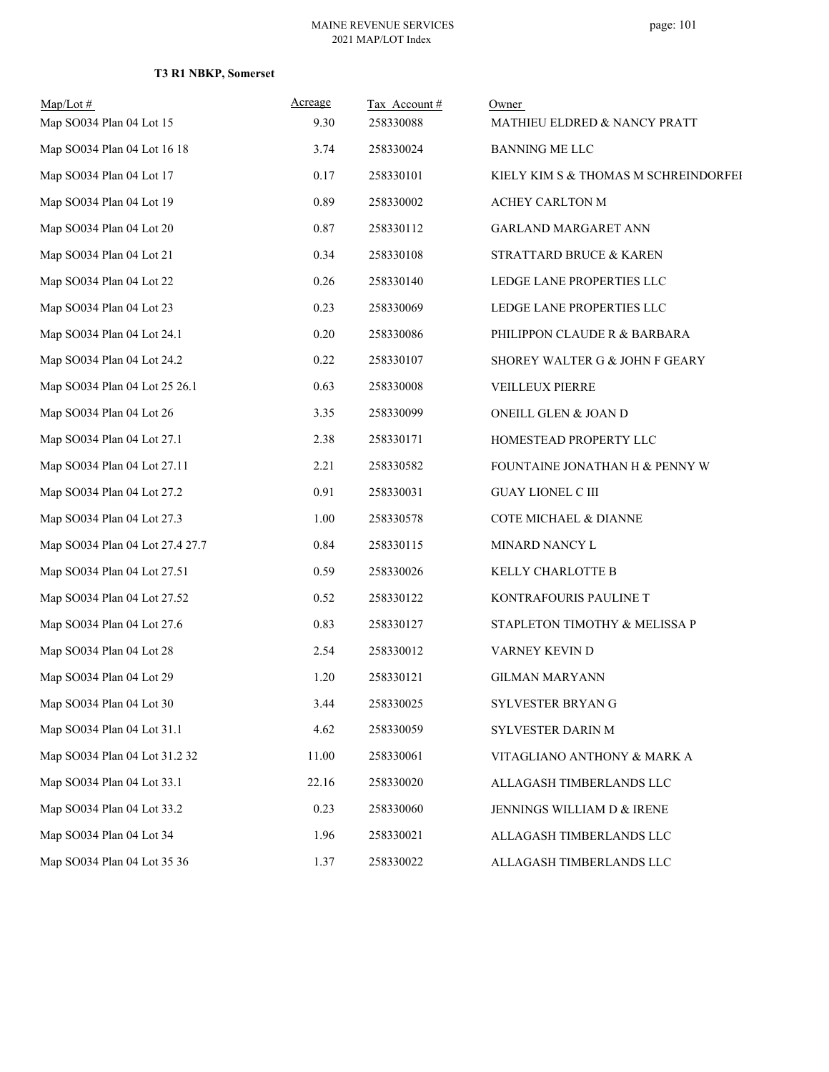**T3 R1 NBKP, Somerset**

| Map/Lot # | Acreage | Tax Account # | Owner |
|---|---|---|---|
| Map SO034 Plan 04 Lot 15 | 9.30 | 258330088 | MATHIEU ELDRED & NANCY PRATT |
| Map SO034 Plan 04 Lot 16 18 | 3.74 | 258330024 | BANNING ME LLC |
| Map SO034 Plan 04 Lot 17 | 0.17 | 258330101 | KIELY KIM S & THOMAS M SCHREINDORFEI |
| Map SO034 Plan 04 Lot 19 | 0.89 | 258330002 | ACHEY CARLTON M |
| Map SO034 Plan 04 Lot 20 | 0.87 | 258330112 | GARLAND MARGARET ANN |
| Map SO034 Plan 04 Lot 21 | 0.34 | 258330108 | STRATTARD BRUCE & KAREN |
| Map SO034 Plan 04 Lot 22 | 0.26 | 258330140 | LEDGE LANE PROPERTIES LLC |
| Map SO034 Plan 04 Lot 23 | 0.23 | 258330069 | LEDGE LANE PROPERTIES LLC |
| Map SO034 Plan 04 Lot 24.1 | 0.20 | 258330086 | PHILIPPON CLAUDE R & BARBARA |
| Map SO034 Plan 04 Lot 24.2 | 0.22 | 258330107 | SHOREY WALTER G & JOHN F GEARY |
| Map SO034 Plan 04 Lot 25 26.1 | 0.63 | 258330008 | VEILLEUX PIERRE |
| Map SO034 Plan 04 Lot 26 | 3.35 | 258330099 | ONEILL GLEN & JOAN D |
| Map SO034 Plan 04 Lot 27.1 | 2.38 | 258330171 | HOMESTEAD PROPERTY LLC |
| Map SO034 Plan 04 Lot 27.11 | 2.21 | 258330582 | FOUNTAINE JONATHAN H & PENNY W |
| Map SO034 Plan 04 Lot 27.2 | 0.91 | 258330031 | GUAY LIONEL C III |
| Map SO034 Plan 04 Lot 27.3 | 1.00 | 258330578 | COTE MICHAEL & DIANNE |
| Map SO034 Plan 04 Lot 27.4 27.7 | 0.84 | 258330115 | MINARD NANCY L |
| Map SO034 Plan 04 Lot 27.51 | 0.59 | 258330026 | KELLY CHARLOTTE B |
| Map SO034 Plan 04 Lot 27.52 | 0.52 | 258330122 | KONTRAFOURIS PAULINE T |
| Map SO034 Plan 04 Lot 27.6 | 0.83 | 258330127 | STAPLETON TIMOTHY & MELISSA P |
| Map SO034 Plan 04 Lot 28 | 2.54 | 258330012 | VARNEY KEVIN D |
| Map SO034 Plan 04 Lot 29 | 1.20 | 258330121 | GILMAN MARYANN |
| Map SO034 Plan 04 Lot 30 | 3.44 | 258330025 | SYLVESTER BRYAN G |
| Map SO034 Plan 04 Lot 31.1 | 4.62 | 258330059 | SYLVESTER DARIN M |
| Map SO034 Plan 04 Lot 31.2 32 | 11.00 | 258330061 | VITAGLIANO ANTHONY & MARK A |
| Map SO034 Plan 04 Lot 33.1 | 22.16 | 258330020 | ALLAGASH TIMBERLANDS LLC |
| Map SO034 Plan 04 Lot 33.2 | 0.23 | 258330060 | JENNINGS WILLIAM D & IRENE |
| Map SO034 Plan 04 Lot 34 | 1.96 | 258330021 | ALLAGASH TIMBERLANDS LLC |
| Map SO034 Plan 04 Lot 35 36 | 1.37 | 258330022 | ALLAGASH TIMBERLANDS LLC |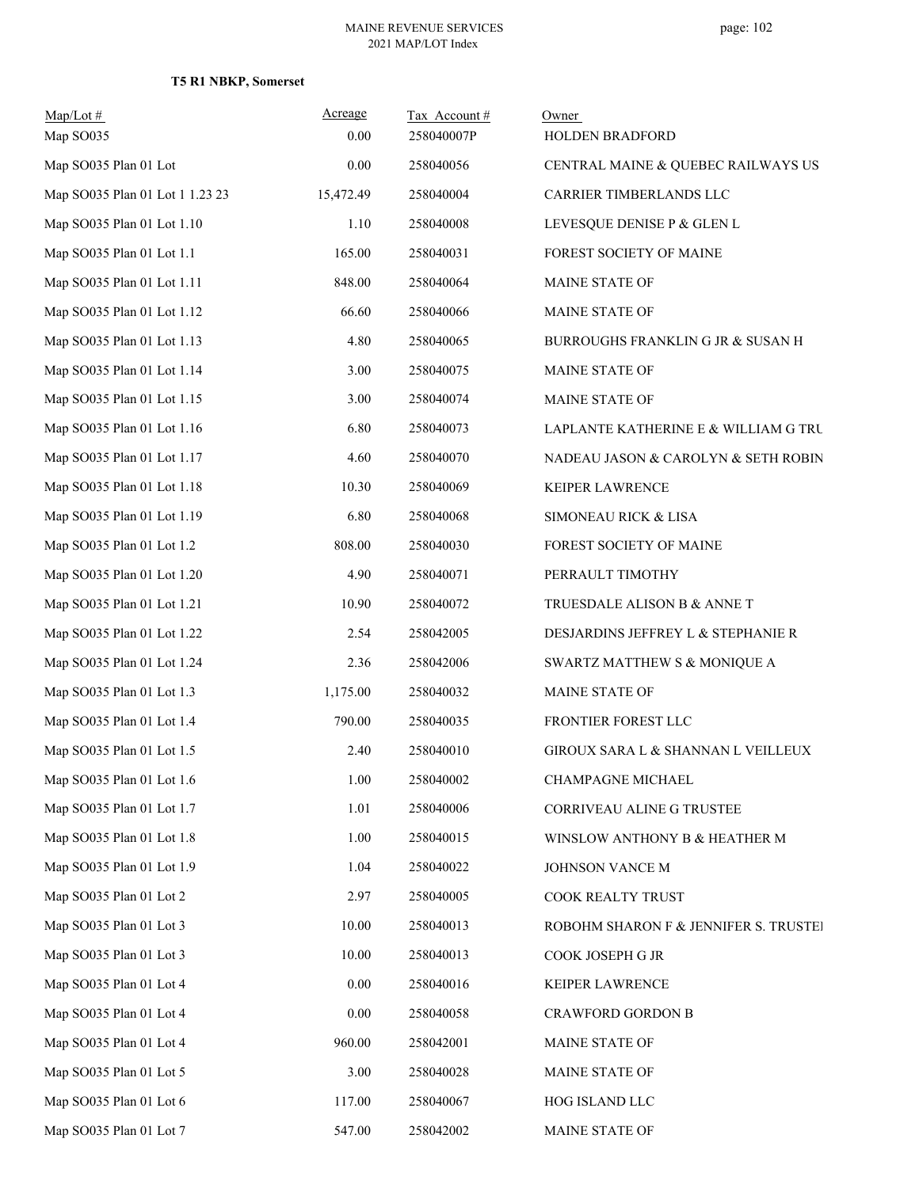MAINE REVENUE SERVICES
2021 MAP/LOT Index

**T5 R1 NBKP, Somerset**

| Map/Lot # | Acreage | Tax Account # | Owner |
|---|---|---|---|
| Map SO035 | 0.00 | 258040007P | HOLDEN BRADFORD |
| Map SO035 Plan 01 Lot | 0.00 | 258040056 | CENTRAL MAINE & QUEBEC RAILWAYS US |
| Map SO035 Plan 01 Lot 1 1.23 23 | 15,472.49 | 258040004 | CARRIER TIMBERLANDS LLC |
| Map SO035 Plan 01 Lot 1.10 | 1.10 | 258040008 | LEVESQUE DENISE P & GLEN L |
| Map SO035 Plan 01 Lot 1.1 | 165.00 | 258040031 | FOREST SOCIETY OF MAINE |
| Map SO035 Plan 01 Lot 1.11 | 848.00 | 258040064 | MAINE STATE OF |
| Map SO035 Plan 01 Lot 1.12 | 66.60 | 258040066 | MAINE STATE OF |
| Map SO035 Plan 01 Lot 1.13 | 4.80 | 258040065 | BURROUGHS FRANKLIN G JR & SUSAN H |
| Map SO035 Plan 01 Lot 1.14 | 3.00 | 258040075 | MAINE STATE OF |
| Map SO035 Plan 01 Lot 1.15 | 3.00 | 258040074 | MAINE STATE OF |
| Map SO035 Plan 01 Lot 1.16 | 6.80 | 258040073 | LAPLANTE KATHERINE E & WILLIAM G TRU |
| Map SO035 Plan 01 Lot 1.17 | 4.60 | 258040070 | NADEAU JASON & CAROLYN & SETH ROBIN |
| Map SO035 Plan 01 Lot 1.18 | 10.30 | 258040069 | KEIPER LAWRENCE |
| Map SO035 Plan 01 Lot 1.19 | 6.80 | 258040068 | SIMONEAU RICK & LISA |
| Map SO035 Plan 01 Lot 1.2 | 808.00 | 258040030 | FOREST SOCIETY OF MAINE |
| Map SO035 Plan 01 Lot 1.20 | 4.90 | 258040071 | PERRAULT TIMOTHY |
| Map SO035 Plan 01 Lot 1.21 | 10.90 | 258040072 | TRUESDALE ALISON B & ANNE T |
| Map SO035 Plan 01 Lot 1.22 | 2.54 | 258042005 | DESJARDINS JEFFREY L & STEPHANIE R |
| Map SO035 Plan 01 Lot 1.24 | 2.36 | 258042006 | SWARTZ MATTHEW S & MONIQUE A |
| Map SO035 Plan 01 Lot 1.3 | 1,175.00 | 258040032 | MAINE STATE OF |
| Map SO035 Plan 01 Lot 1.4 | 790.00 | 258040035 | FRONTIER FOREST LLC |
| Map SO035 Plan 01 Lot 1.5 | 2.40 | 258040010 | GIROUX SARA L & SHANNAN L VEILLEUX |
| Map SO035 Plan 01 Lot 1.6 | 1.00 | 258040002 | CHAMPAGNE MICHAEL |
| Map SO035 Plan 01 Lot 1.7 | 1.01 | 258040006 | CORRIVEAU ALINE G TRUSTEE |
| Map SO035 Plan 01 Lot 1.8 | 1.00 | 258040015 | WINSLOW ANTHONY B & HEATHER M |
| Map SO035 Plan 01 Lot 1.9 | 1.04 | 258040022 | JOHNSON VANCE M |
| Map SO035 Plan 01 Lot 2 | 2.97 | 258040005 | COOK REALTY TRUST |
| Map SO035 Plan 01 Lot 3 | 10.00 | 258040013 | ROBOHM SHARON F & JENNIFER S. TRUSTEI |
| Map SO035 Plan 01 Lot 3 | 10.00 | 258040013 | COOK JOSEPH G JR |
| Map SO035 Plan 01 Lot 4 | 0.00 | 258040016 | KEIPER LAWRENCE |
| Map SO035 Plan 01 Lot 4 | 0.00 | 258040058 | CRAWFORD GORDON B |
| Map SO035 Plan 01 Lot 4 | 960.00 | 258042001 | MAINE STATE OF |
| Map SO035 Plan 01 Lot 5 | 3.00 | 258040028 | MAINE STATE OF |
| Map SO035 Plan 01 Lot 6 | 117.00 | 258040067 | HOG ISLAND LLC |
| Map SO035 Plan 01 Lot 7 | 547.00 | 258042002 | MAINE STATE OF |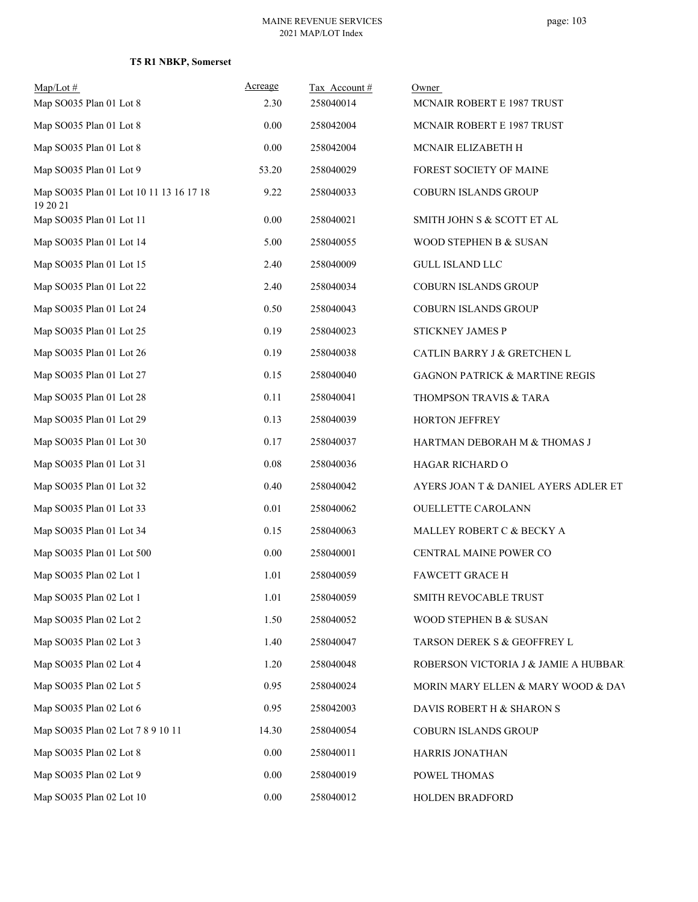**T5 R1 NBKP, Somerset**

| Map/Lot # | Acreage | Tax Account # | Owner |
|---|---|---|---|
| Map SO035 Plan 01 Lot 8 | 2.30 | 258040014 | MCNAIR ROBERT E 1987 TRUST |
| Map SO035 Plan 01 Lot 8 | 0.00 | 258042004 | MCNAIR ROBERT E 1987 TRUST |
| Map SO035 Plan 01 Lot 8 | 0.00 | 258042004 | MCNAIR ELIZABETH H |
| Map SO035 Plan 01 Lot 9 | 53.20 | 258040029 | FOREST SOCIETY OF MAINE |
| Map SO035 Plan 01 Lot 10 11 13 16 17 18 19 20 21 | 9.22 | 258040033 | COBURN ISLANDS GROUP |
| Map SO035 Plan 01 Lot 11 | 0.00 | 258040021 | SMITH JOHN S & SCOTT ET AL |
| Map SO035 Plan 01 Lot 14 | 5.00 | 258040055 | WOOD STEPHEN B & SUSAN |
| Map SO035 Plan 01 Lot 15 | 2.40 | 258040009 | GULL ISLAND LLC |
| Map SO035 Plan 01 Lot 22 | 2.40 | 258040034 | COBURN ISLANDS GROUP |
| Map SO035 Plan 01 Lot 24 | 0.50 | 258040043 | COBURN ISLANDS GROUP |
| Map SO035 Plan 01 Lot 25 | 0.19 | 258040023 | STICKNEY JAMES P |
| Map SO035 Plan 01 Lot 26 | 0.19 | 258040038 | CATLIN BARRY J & GRETCHEN L |
| Map SO035 Plan 01 Lot 27 | 0.15 | 258040040 | GAGNON PATRICK & MARTINE REGIS |
| Map SO035 Plan 01 Lot 28 | 0.11 | 258040041 | THOMPSON TRAVIS & TARA |
| Map SO035 Plan 01 Lot 29 | 0.13 | 258040039 | HORTON JEFFREY |
| Map SO035 Plan 01 Lot 30 | 0.17 | 258040037 | HARTMAN DEBORAH M & THOMAS J |
| Map SO035 Plan 01 Lot 31 | 0.08 | 258040036 | HAGAR RICHARD O |
| Map SO035 Plan 01 Lot 32 | 0.40 | 258040042 | AYERS JOAN T & DANIEL AYERS ADLER ET |
| Map SO035 Plan 01 Lot 33 | 0.01 | 258040062 | OUELLETTE CAROLANN |
| Map SO035 Plan 01 Lot 34 | 0.15 | 258040063 | MALLEY ROBERT C & BECKY A |
| Map SO035 Plan 01 Lot 500 | 0.00 | 258040001 | CENTRAL MAINE POWER CO |
| Map SO035 Plan 02 Lot 1 | 1.01 | 258040059 | FAWCETT GRACE H |
| Map SO035 Plan 02 Lot 1 | 1.01 | 258040059 | SMITH REVOCABLE TRUST |
| Map SO035 Plan 02 Lot 2 | 1.50 | 258040052 | WOOD STEPHEN B & SUSAN |
| Map SO035 Plan 02 Lot 3 | 1.40 | 258040047 | TARSON DEREK S & GEOFFREY L |
| Map SO035 Plan 02 Lot 4 | 1.20 | 258040048 | ROBERSON VICTORIA J & JAMIE A HUBBAR |
| Map SO035 Plan 02 Lot 5 | 0.95 | 258040024 | MORIN MARY ELLEN & MARY WOOD & DAV |
| Map SO035 Plan 02 Lot 6 | 0.95 | 258042003 | DAVIS ROBERT H & SHARON S |
| Map SO035 Plan 02 Lot 7 8 9 10 11 | 14.30 | 258040054 | COBURN ISLANDS GROUP |
| Map SO035 Plan 02 Lot 8 | 0.00 | 258040011 | HARRIS JONATHAN |
| Map SO035 Plan 02 Lot 9 | 0.00 | 258040019 | POWEL THOMAS |
| Map SO035 Plan 02 Lot 10 | 0.00 | 258040012 | HOLDEN BRADFORD |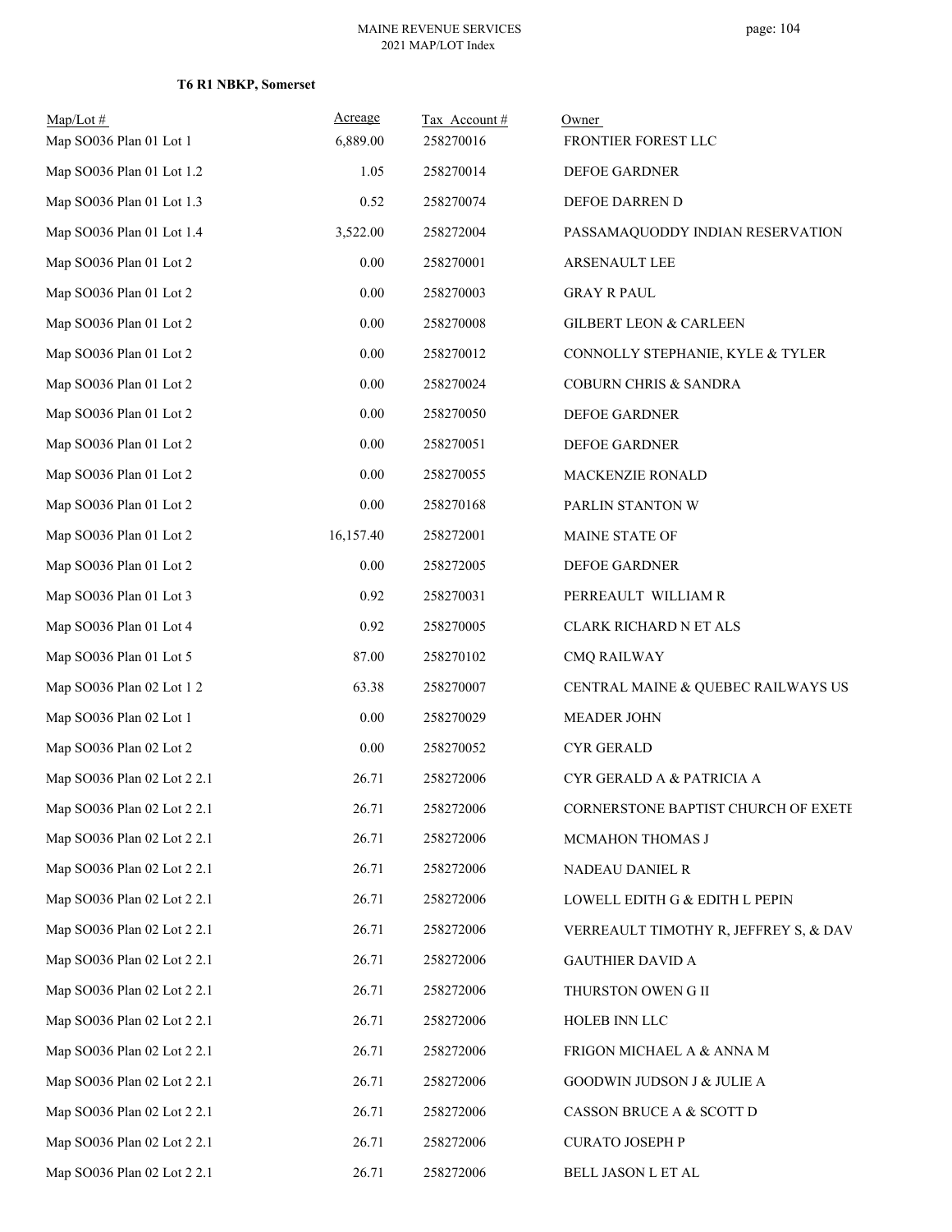**T6 R1 NBKP, Somerset**

| Map/Lot # | Acreage | Tax Account # | Owner |
|---|---|---|---|
| Map SO036 Plan 01 Lot 1 | 6,889.00 | 258270016 | FRONTIER FOREST LLC |
| Map SO036 Plan 01 Lot 1.2 | 1.05 | 258270014 | DEFOE GARDNER |
| Map SO036 Plan 01 Lot 1.3 | 0.52 | 258270074 | DEFOE DARREN D |
| Map SO036 Plan 01 Lot 1.4 | 3,522.00 | 258272004 | PASSAMAQUODDY INDIAN RESERVATION |
| Map SO036 Plan 01 Lot 2 | 0.00 | 258270001 | ARSENAULT LEE |
| Map SO036 Plan 01 Lot 2 | 0.00 | 258270003 | GRAY R PAUL |
| Map SO036 Plan 01 Lot 2 | 0.00 | 258270008 | GILBERT LEON & CARLEEN |
| Map SO036 Plan 01 Lot 2 | 0.00 | 258270012 | CONNOLLY STEPHANIE, KYLE & TYLER |
| Map SO036 Plan 01 Lot 2 | 0.00 | 258270024 | COBURN CHRIS & SANDRA |
| Map SO036 Plan 01 Lot 2 | 0.00 | 258270050 | DEFOE GARDNER |
| Map SO036 Plan 01 Lot 2 | 0.00 | 258270051 | DEFOE GARDNER |
| Map SO036 Plan 01 Lot 2 | 0.00 | 258270055 | MACKENZIE RONALD |
| Map SO036 Plan 01 Lot 2 | 0.00 | 258270168 | PARLIN STANTON W |
| Map SO036 Plan 01 Lot 2 | 16,157.40 | 258272001 | MAINE STATE OF |
| Map SO036 Plan 01 Lot 2 | 0.00 | 258272005 | DEFOE GARDNER |
| Map SO036 Plan 01 Lot 3 | 0.92 | 258270031 | PERREAULT WILLIAM R |
| Map SO036 Plan 01 Lot 4 | 0.92 | 258270005 | CLARK RICHARD N ET ALS |
| Map SO036 Plan 01 Lot 5 | 87.00 | 258270102 | CMQ RAILWAY |
| Map SO036 Plan 02 Lot 1 2 | 63.38 | 258270007 | CENTRAL MAINE & QUEBEC RAILWAYS US |
| Map SO036 Plan 02 Lot 1 | 0.00 | 258270029 | MEADER JOHN |
| Map SO036 Plan 02 Lot 2 | 0.00 | 258270052 | CYR GERALD |
| Map SO036 Plan 02 Lot 2 2.1 | 26.71 | 258272006 | CYR GERALD A & PATRICIA A |
| Map SO036 Plan 02 Lot 2 2.1 | 26.71 | 258272006 | CORNERSTONE BAPTIST CHURCH OF EXETE |
| Map SO036 Plan 02 Lot 2 2.1 | 26.71 | 258272006 | MCMAHON THOMAS J |
| Map SO036 Plan 02 Lot 2 2.1 | 26.71 | 258272006 | NADEAU DANIEL R |
| Map SO036 Plan 02 Lot 2 2.1 | 26.71 | 258272006 | LOWELL EDITH G & EDITH L PEPIN |
| Map SO036 Plan 02 Lot 2 2.1 | 26.71 | 258272006 | VERREAULT TIMOTHY R, JEFFREY S, & DAV |
| Map SO036 Plan 02 Lot 2 2.1 | 26.71 | 258272006 | GAUTHIER DAVID A |
| Map SO036 Plan 02 Lot 2 2.1 | 26.71 | 258272006 | THURSTON OWEN G II |
| Map SO036 Plan 02 Lot 2 2.1 | 26.71 | 258272006 | HOLEB INN LLC |
| Map SO036 Plan 02 Lot 2 2.1 | 26.71 | 258272006 | FRIGON MICHAEL A & ANNA M |
| Map SO036 Plan 02 Lot 2 2.1 | 26.71 | 258272006 | GOODWIN JUDSON J & JULIE A |
| Map SO036 Plan 02 Lot 2 2.1 | 26.71 | 258272006 | CASSON BRUCE A & SCOTT D |
| Map SO036 Plan 02 Lot 2 2.1 | 26.71 | 258272006 | CURATO JOSEPH P |
| Map SO036 Plan 02 Lot 2 2.1 | 26.71 | 258272006 | BELL JASON L ET AL |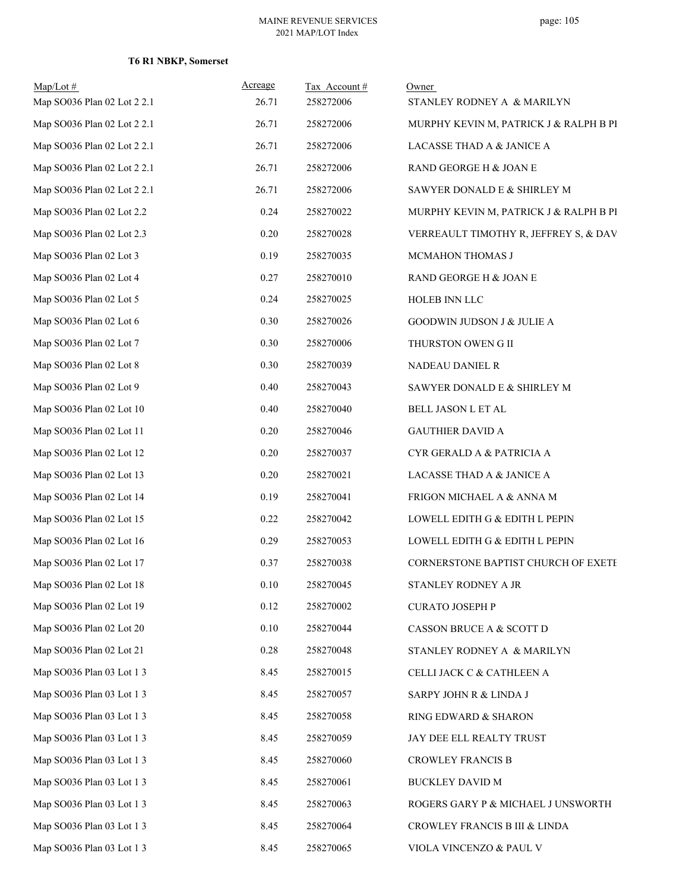MAINE REVENUE SERVICES
2021 MAP/LOT Index

**T6 R1 NBKP, Somerset**

| Map/Lot # | Acreage | Tax Account # | Owner |
|---|---|---|---|
| Map SO036 Plan 02 Lot 2 2.1 | 26.71 | 258272006 | STANLEY RODNEY A & MARILYN |
| Map SO036 Plan 02 Lot 2 2.1 | 26.71 | 258272006 | MURPHY KEVIN M, PATRICK J & RALPH B PI |
| Map SO036 Plan 02 Lot 2 2.1 | 26.71 | 258272006 | LACASSE THAD A & JANICE A |
| Map SO036 Plan 02 Lot 2 2.1 | 26.71 | 258272006 | RAND GEORGE H & JOAN E |
| Map SO036 Plan 02 Lot 2 2.1 | 26.71 | 258272006 | SAWYER DONALD E & SHIRLEY M |
| Map SO036 Plan 02 Lot 2.2 | 0.24 | 258270022 | MURPHY KEVIN M, PATRICK J & RALPH B PI |
| Map SO036 Plan 02 Lot 2.3 | 0.20 | 258270028 | VERREAULT TIMOTHY R, JEFFREY S, & DAV |
| Map SO036 Plan 02 Lot 3 | 0.19 | 258270035 | MCMAHON THOMAS J |
| Map SO036 Plan 02 Lot 4 | 0.27 | 258270010 | RAND GEORGE H & JOAN E |
| Map SO036 Plan 02 Lot 5 | 0.24 | 258270025 | HOLEB INN LLC |
| Map SO036 Plan 02 Lot 6 | 0.30 | 258270026 | GOODWIN JUDSON J & JULIE A |
| Map SO036 Plan 02 Lot 7 | 0.30 | 258270006 | THURSTON OWEN G II |
| Map SO036 Plan 02 Lot 8 | 0.30 | 258270039 | NADEAU DANIEL R |
| Map SO036 Plan 02 Lot 9 | 0.40 | 258270043 | SAWYER DONALD E & SHIRLEY M |
| Map SO036 Plan 02 Lot 10 | 0.40 | 258270040 | BELL JASON L ET AL |
| Map SO036 Plan 02 Lot 11 | 0.20 | 258270046 | GAUTHIER DAVID A |
| Map SO036 Plan 02 Lot 12 | 0.20 | 258270037 | CYR GERALD A & PATRICIA A |
| Map SO036 Plan 02 Lot 13 | 0.20 | 258270021 | LACASSE THAD A & JANICE A |
| Map SO036 Plan 02 Lot 14 | 0.19 | 258270041 | FRIGON MICHAEL A & ANNA M |
| Map SO036 Plan 02 Lot 15 | 0.22 | 258270042 | LOWELL EDITH G & EDITH L PEPIN |
| Map SO036 Plan 02 Lot 16 | 0.29 | 258270053 | LOWELL EDITH G & EDITH L PEPIN |
| Map SO036 Plan 02 Lot 17 | 0.37 | 258270038 | CORNERSTONE BAPTIST CHURCH OF EXETE |
| Map SO036 Plan 02 Lot 18 | 0.10 | 258270045 | STANLEY RODNEY A JR |
| Map SO036 Plan 02 Lot 19 | 0.12 | 258270002 | CURATO JOSEPH P |
| Map SO036 Plan 02 Lot 20 | 0.10 | 258270044 | CASSON BRUCE A & SCOTT D |
| Map SO036 Plan 02 Lot 21 | 0.28 | 258270048 | STANLEY RODNEY A & MARILYN |
| Map SO036 Plan 03 Lot 1 3 | 8.45 | 258270015 | CELLI JACK C & CATHLEEN A |
| Map SO036 Plan 03 Lot 1 3 | 8.45 | 258270057 | SARPY JOHN R & LINDA J |
| Map SO036 Plan 03 Lot 1 3 | 8.45 | 258270058 | RING EDWARD & SHARON |
| Map SO036 Plan 03 Lot 1 3 | 8.45 | 258270059 | JAY DEE ELL REALTY TRUST |
| Map SO036 Plan 03 Lot 1 3 | 8.45 | 258270060 | CROWLEY FRANCIS B |
| Map SO036 Plan 03 Lot 1 3 | 8.45 | 258270061 | BUCKLEY DAVID M |
| Map SO036 Plan 03 Lot 1 3 | 8.45 | 258270063 | ROGERS GARY P & MICHAEL J UNSWORTH |
| Map SO036 Plan 03 Lot 1 3 | 8.45 | 258270064 | CROWLEY FRANCIS B III & LINDA |
| Map SO036 Plan 03 Lot 1 3 | 8.45 | 258270065 | VIOLA VINCENZO & PAUL V |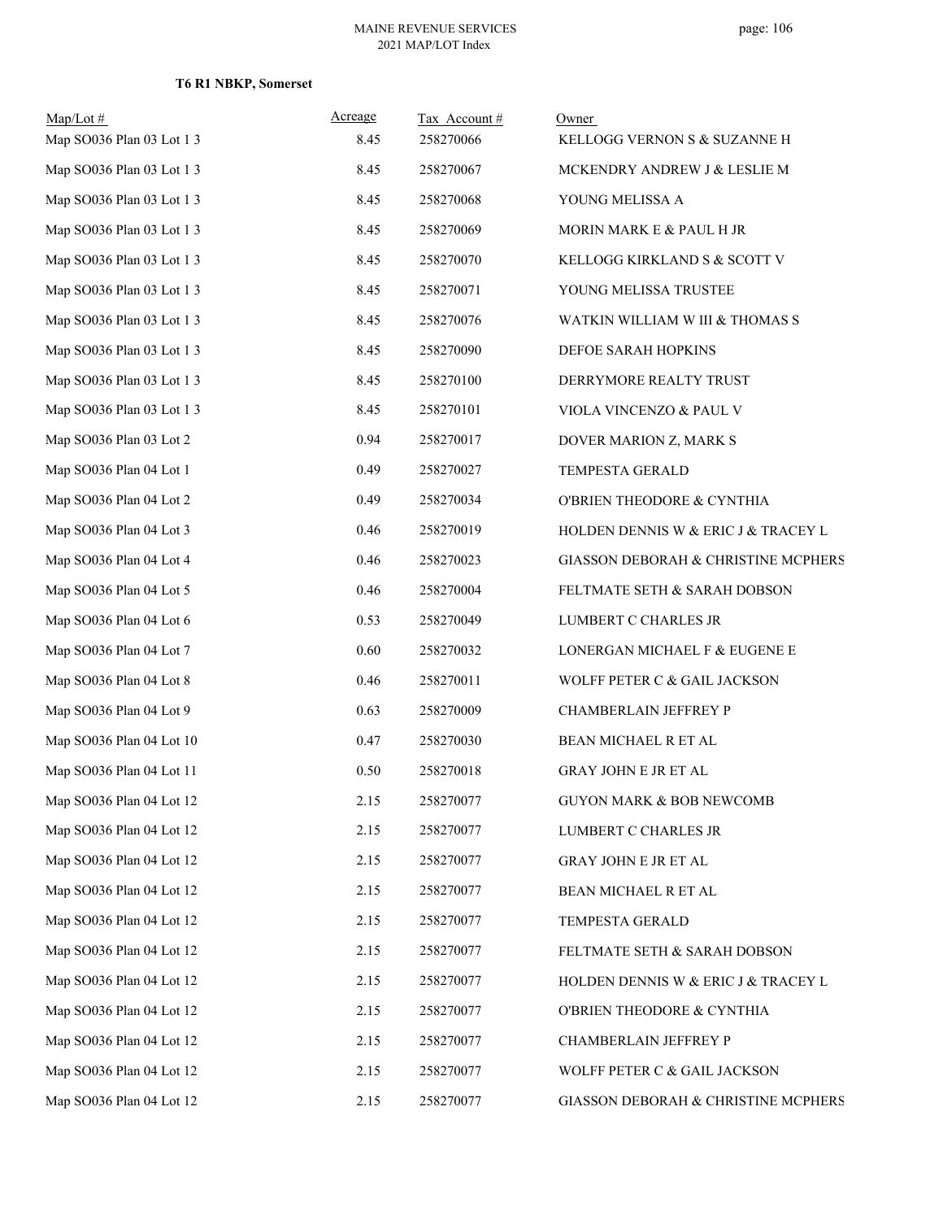**T6 R1 NBKP, Somerset**

| Map/Lot # | Acreage | Tax Account # | Owner |
|---|---|---|---|
| Map SO036 Plan 03 Lot 1 3 | 8.45 | 258270066 | KELLOGG VERNON S & SUZANNE H |
| Map SO036 Plan 03 Lot 1 3 | 8.45 | 258270067 | MCKENDRY ANDREW J & LESLIE M |
| Map SO036 Plan 03 Lot 1 3 | 8.45 | 258270068 | YOUNG MELISSA A |
| Map SO036 Plan 03 Lot 1 3 | 8.45 | 258270069 | MORIN MARK E & PAUL H JR |
| Map SO036 Plan 03 Lot 1 3 | 8.45 | 258270070 | KELLOGG KIRKLAND S & SCOTT V |
| Map SO036 Plan 03 Lot 1 3 | 8.45 | 258270071 | YOUNG MELISSA TRUSTEE |
| Map SO036 Plan 03 Lot 1 3 | 8.45 | 258270076 | WATKIN WILLIAM W III & THOMAS S |
| Map SO036 Plan 03 Lot 1 3 | 8.45 | 258270090 | DEFOE SARAH HOPKINS |
| Map SO036 Plan 03 Lot 1 3 | 8.45 | 258270100 | DERRYMORE REALTY TRUST |
| Map SO036 Plan 03 Lot 1 3 | 8.45 | 258270101 | VIOLA VINCENZO & PAUL V |
| Map SO036 Plan 03 Lot 2 | 0.94 | 258270017 | DOVER MARION Z, MARK S |
| Map SO036 Plan 04 Lot 1 | 0.49 | 258270027 | TEMPESTA GERALD |
| Map SO036 Plan 04 Lot 2 | 0.49 | 258270034 | O'BRIEN THEODORE & CYNTHIA |
| Map SO036 Plan 04 Lot 3 | 0.46 | 258270019 | HOLDEN DENNIS W & ERIC J & TRACEY L |
| Map SO036 Plan 04 Lot 4 | 0.46 | 258270023 | GIASSON DEBORAH & CHRISTINE MCPHERS |
| Map SO036 Plan 04 Lot 5 | 0.46 | 258270004 | FELTMATE SETH & SARAH DOBSON |
| Map SO036 Plan 04 Lot 6 | 0.53 | 258270049 | LUMBERT C CHARLES JR |
| Map SO036 Plan 04 Lot 7 | 0.60 | 258270032 | LONERGAN MICHAEL F & EUGENE E |
| Map SO036 Plan 04 Lot 8 | 0.46 | 258270011 | WOLFF PETER C & GAIL JACKSON |
| Map SO036 Plan 04 Lot 9 | 0.63 | 258270009 | CHAMBERLAIN JEFFREY P |
| Map SO036 Plan 04 Lot 10 | 0.47 | 258270030 | BEAN MICHAEL R ET AL |
| Map SO036 Plan 04 Lot 11 | 0.50 | 258270018 | GRAY JOHN E JR ET AL |
| Map SO036 Plan 04 Lot 12 | 2.15 | 258270077 | GUYON MARK & BOB NEWCOMB |
| Map SO036 Plan 04 Lot 12 | 2.15 | 258270077 | LUMBERT C CHARLES JR |
| Map SO036 Plan 04 Lot 12 | 2.15 | 258270077 | GRAY JOHN E JR ET AL |
| Map SO036 Plan 04 Lot 12 | 2.15 | 258270077 | BEAN MICHAEL R ET AL |
| Map SO036 Plan 04 Lot 12 | 2.15 | 258270077 | TEMPESTA GERALD |
| Map SO036 Plan 04 Lot 12 | 2.15 | 258270077 | FELTMATE SETH & SARAH DOBSON |
| Map SO036 Plan 04 Lot 12 | 2.15 | 258270077 | HOLDEN DENNIS W & ERIC J & TRACEY L |
| Map SO036 Plan 04 Lot 12 | 2.15 | 258270077 | O'BRIEN THEODORE & CYNTHIA |
| Map SO036 Plan 04 Lot 12 | 2.15 | 258270077 | CHAMBERLAIN JEFFREY P |
| Map SO036 Plan 04 Lot 12 | 2.15 | 258270077 | WOLFF PETER C & GAIL JACKSON |
| Map SO036 Plan 04 Lot 12 | 2.15 | 258270077 | GIASSON DEBORAH & CHRISTINE MCPHERS |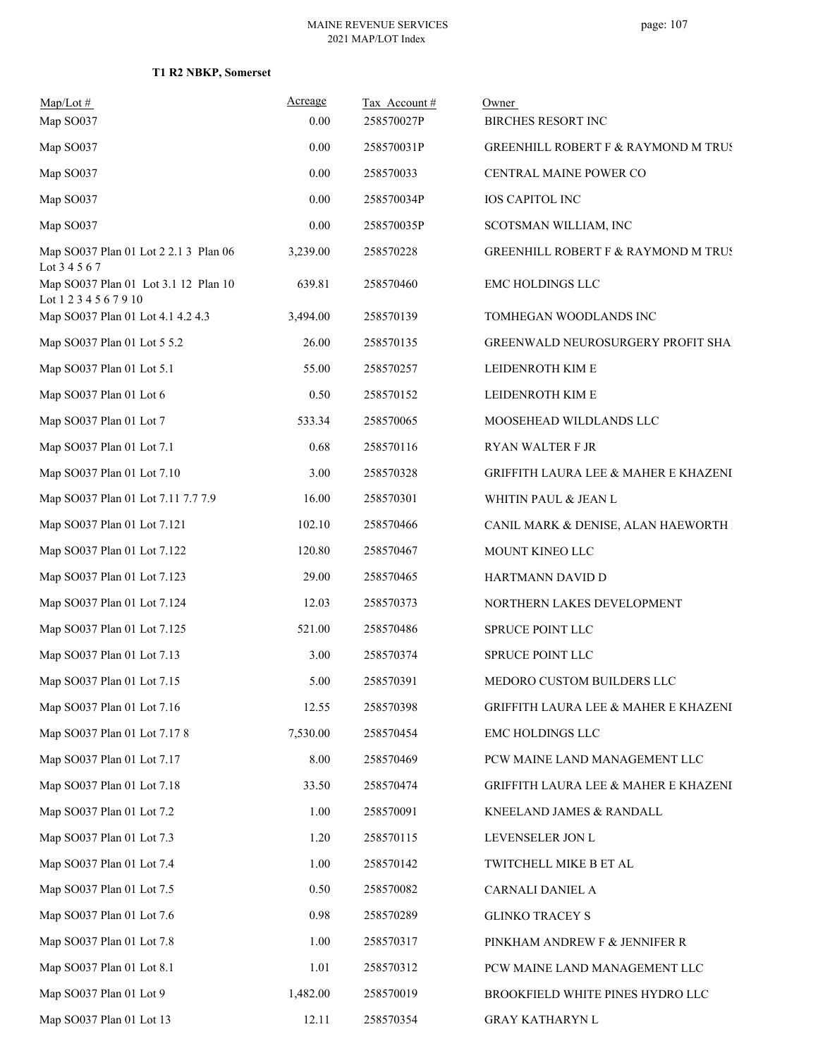**T1 R2 NBKP, Somerset**

| Map/Lot # | Acreage | Tax Account # | Owner |
|---|---|---|---|
| Map SO037 | 0.00 | 258570027P | BIRCHES RESORT INC |
| Map SO037 | 0.00 | 258570031P | GREENHILL ROBERT F & RAYMOND M TRUS |
| Map SO037 | 0.00 | 258570033 | CENTRAL MAINE POWER CO |
| Map SO037 | 0.00 | 258570034P | IOS CAPITOL INC |
| Map SO037 | 0.00 | 258570035P | SCOTSMAN WILLIAM, INC |
| Map SO037 Plan 01 Lot 2 2.1 3 Plan 06 Lot 3 4 5 6 7 | 3,239.00 | 258570228 | GREENHILL ROBERT F & RAYMOND M TRUS |
| Map SO037 Plan 01 Lot 3.1 12 Plan 10 Lot 1 2 3 4 5 6 7 9 10 | 639.81 | 258570460 | EMC HOLDINGS LLC |
| Map SO037 Plan 01 Lot 4.1 4.2 4.3 | 3,494.00 | 258570139 | TOMHEGAN WOODLANDS INC |
| Map SO037 Plan 01 Lot 5 5.2 | 26.00 | 258570135 | GREENWALD NEUROSURGERY PROFIT SHA |
| Map SO037 Plan 01 Lot 5.1 | 55.00 | 258570257 | LEIDENROTH KIM E |
| Map SO037 Plan 01 Lot 6 | 0.50 | 258570152 | LEIDENROTH KIM E |
| Map SO037 Plan 01 Lot 7 | 533.34 | 258570065 | MOOSEHEAD WILDLANDS LLC |
| Map SO037 Plan 01 Lot 7.1 | 0.68 | 258570116 | RYAN WALTER F JR |
| Map SO037 Plan 01 Lot 7.10 | 3.00 | 258570328 | GRIFFITH LAURA LEE & MAHER E KHAZENI |
| Map SO037 Plan 01 Lot 7.11 7.7 7.9 | 16.00 | 258570301 | WHITIN PAUL & JEAN L |
| Map SO037 Plan 01 Lot 7.121 | 102.10 | 258570466 | CANIL MARK & DENISE, ALAN HAEWORTH |
| Map SO037 Plan 01 Lot 7.122 | 120.80 | 258570467 | MOUNT KINEO LLC |
| Map SO037 Plan 01 Lot 7.123 | 29.00 | 258570465 | HARTMANN DAVID D |
| Map SO037 Plan 01 Lot 7.124 | 12.03 | 258570373 | NORTHERN LAKES DEVELOPMENT |
| Map SO037 Plan 01 Lot 7.125 | 521.00 | 258570486 | SPRUCE POINT LLC |
| Map SO037 Plan 01 Lot 7.13 | 3.00 | 258570374 | SPRUCE POINT LLC |
| Map SO037 Plan 01 Lot 7.15 | 5.00 | 258570391 | MEDORO CUSTOM BUILDERS LLC |
| Map SO037 Plan 01 Lot 7.16 | 12.55 | 258570398 | GRIFFITH LAURA LEE & MAHER E KHAZENI |
| Map SO037 Plan 01 Lot 7.17 8 | 7,530.00 | 258570454 | EMC HOLDINGS LLC |
| Map SO037 Plan 01 Lot 7.17 | 8.00 | 258570469 | PCW MAINE LAND MANAGEMENT LLC |
| Map SO037 Plan 01 Lot 7.18 | 33.50 | 258570474 | GRIFFITH LAURA LEE & MAHER E KHAZENI |
| Map SO037 Plan 01 Lot 7.2 | 1.00 | 258570091 | KNEELAND JAMES & RANDALL |
| Map SO037 Plan 01 Lot 7.3 | 1.20 | 258570115 | LEVENSELER JON L |
| Map SO037 Plan 01 Lot 7.4 | 1.00 | 258570142 | TWITCHELL MIKE B ET AL |
| Map SO037 Plan 01 Lot 7.5 | 0.50 | 258570082 | CARNALI DANIEL A |
| Map SO037 Plan 01 Lot 7.6 | 0.98 | 258570289 | GLINKO TRACEY S |
| Map SO037 Plan 01 Lot 7.8 | 1.00 | 258570317 | PINKHAM ANDREW F & JENNIFER R |
| Map SO037 Plan 01 Lot 8.1 | 1.01 | 258570312 | PCW MAINE LAND MANAGEMENT LLC |
| Map SO037 Plan 01 Lot 9 | 1,482.00 | 258570019 | BROOKFIELD WHITE PINES HYDRO LLC |
| Map SO037 Plan 01 Lot 13 | 12.11 | 258570354 | GRAY KATHARYN L |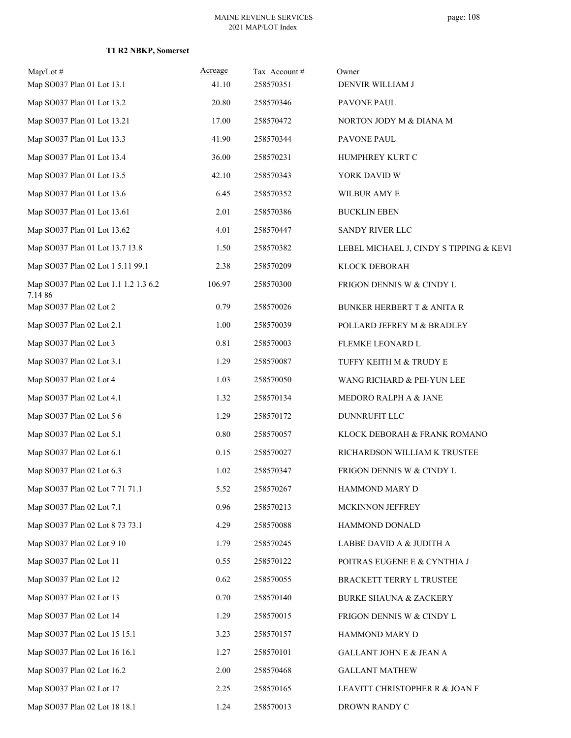**T1 R2 NBKP, Somerset**

| Map/Lot # | Acreage | Tax Account # | Owner |
|---|---|---|---|
| Map SO037 Plan 01 Lot 13.1 | 41.10 | 258570351 | DENVIR WILLIAM J |
| Map SO037 Plan 01 Lot 13.2 | 20.80 | 258570346 | PAVONE PAUL |
| Map SO037 Plan 01 Lot 13.21 | 17.00 | 258570472 | NORTON JODY M & DIANA M |
| Map SO037 Plan 01 Lot 13.3 | 41.90 | 258570344 | PAVONE PAUL |
| Map SO037 Plan 01 Lot 13.4 | 36.00 | 258570231 | HUMPHREY KURT C |
| Map SO037 Plan 01 Lot 13.5 | 42.10 | 258570343 | YORK DAVID W |
| Map SO037 Plan 01 Lot 13.6 | 6.45 | 258570352 | WILBUR AMY E |
| Map SO037 Plan 01 Lot 13.61 | 2.01 | 258570386 | BUCKLIN EBEN |
| Map SO037 Plan 01 Lot 13.62 | 4.01 | 258570447 | SANDY RIVER LLC |
| Map SO037 Plan 01 Lot 13.7 13.8 | 1.50 | 258570382 | LEBEL MICHAEL J, CINDY S TIPPING & KEVI |
| Map SO037 Plan 02 Lot 1 5.11 99.1 | 2.38 | 258570209 | KLOCK DEBORAH |
| Map SO037 Plan 02 Lot 1.1 1.2 1.3 6.2 7.14 86 | 106.97 | 258570300 | FRIGON DENNIS W & CINDY L |
| Map SO037 Plan 02 Lot 2 | 0.79 | 258570026 | BUNKER HERBERT T & ANITA R |
| Map SO037 Plan 02 Lot 2.1 | 1.00 | 258570039 | POLLARD JEFREY M & BRADLEY |
| Map SO037 Plan 02 Lot 3 | 0.81 | 258570003 | FLEMKE LEONARD L |
| Map SO037 Plan 02 Lot 3.1 | 1.29 | 258570087 | TUFFY KEITH M & TRUDY E |
| Map SO037 Plan 02 Lot 4 | 1.03 | 258570050 | WANG RICHARD & PEI-YUN LEE |
| Map SO037 Plan 02 Lot 4.1 | 1.32 | 258570134 | MEDORO RALPH A & JANE |
| Map SO037 Plan 02 Lot 5 6 | 1.29 | 258570172 | DUNNRUFIT LLC |
| Map SO037 Plan 02 Lot 5.1 | 0.80 | 258570057 | KLOCK DEBORAH & FRANK ROMANO |
| Map SO037 Plan 02 Lot 6.1 | 0.15 | 258570027 | RICHARDSON WILLIAM K TRUSTEE |
| Map SO037 Plan 02 Lot 6.3 | 1.02 | 258570347 | FRIGON DENNIS W & CINDY L |
| Map SO037 Plan 02 Lot 7 71 71.1 | 5.52 | 258570267 | HAMMOND MARY D |
| Map SO037 Plan 02 Lot 7.1 | 0.96 | 258570213 | MCKINNON JEFFREY |
| Map SO037 Plan 02 Lot 8 73 73.1 | 4.29 | 258570088 | HAMMOND DONALD |
| Map SO037 Plan 02 Lot 9 10 | 1.79 | 258570245 | LABBE DAVID A & JUDITH A |
| Map SO037 Plan 02 Lot 11 | 0.55 | 258570122 | POITRAS EUGENE E & CYNTHIA J |
| Map SO037 Plan 02 Lot 12 | 0.62 | 258570055 | BRACKETT TERRY L TRUSTEE |
| Map SO037 Plan 02 Lot 13 | 0.70 | 258570140 | BURKE SHAUNA & ZACKERY |
| Map SO037 Plan 02 Lot 14 | 1.29 | 258570015 | FRIGON DENNIS W & CINDY L |
| Map SO037 Plan 02 Lot 15 15.1 | 3.23 | 258570157 | HAMMOND MARY D |
| Map SO037 Plan 02 Lot 16 16.1 | 1.27 | 258570101 | GALLANT JOHN E & JEAN A |
| Map SO037 Plan 02 Lot 16.2 | 2.00 | 258570468 | GALLANT MATHEW |
| Map SO037 Plan 02 Lot 17 | 2.25 | 258570165 | LEAVITT CHRISTOPHER R & JOAN F |
| Map SO037 Plan 02 Lot 18 18.1 | 1.24 | 258570013 | DROWN RANDY C |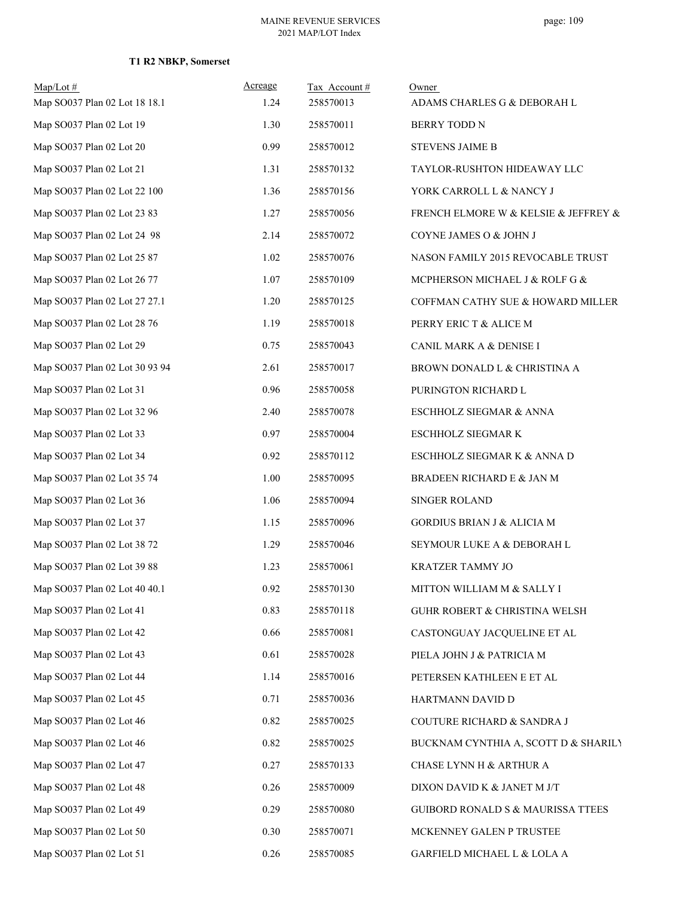**T1 R2 NBKP, Somerset**

| Map/Lot # | Acreage | Tax Account # | Owner |
|---|---|---|---|
| Map SO037 Plan 02 Lot 18 18.1 | 1.24 | 258570013 | ADAMS CHARLES G & DEBORAH L |
| Map SO037 Plan 02 Lot 19 | 1.30 | 258570011 | BERRY TODD N |
| Map SO037 Plan 02 Lot 20 | 0.99 | 258570012 | STEVENS JAIME B |
| Map SO037 Plan 02 Lot 21 | 1.31 | 258570132 | TAYLOR-RUSHTON HIDEAWAY LLC |
| Map SO037 Plan 02 Lot 22 100 | 1.36 | 258570156 | YORK CARROLL L & NANCY J |
| Map SO037 Plan 02 Lot 23 83 | 1.27 | 258570056 | FRENCH ELMORE W & KELSIE & JEFFREY & |
| Map SO037 Plan 02 Lot 24 98 | 2.14 | 258570072 | COYNE JAMES O & JOHN J |
| Map SO037 Plan 02 Lot 25 87 | 1.02 | 258570076 | NASON FAMILY 2015 REVOCABLE TRUST |
| Map SO037 Plan 02 Lot 26 77 | 1.07 | 258570109 | MCPHERSON MICHAEL J & ROLF G & |
| Map SO037 Plan 02 Lot 27 27.1 | 1.20 | 258570125 | COFFMAN CATHY SUE & HOWARD MILLER |
| Map SO037 Plan 02 Lot 28 76 | 1.19 | 258570018 | PERRY ERIC T & ALICE M |
| Map SO037 Plan 02 Lot 29 | 0.75 | 258570043 | CANIL MARK A & DENISE I |
| Map SO037 Plan 02 Lot 30 93 94 | 2.61 | 258570017 | BROWN DONALD L & CHRISTINA A |
| Map SO037 Plan 02 Lot 31 | 0.96 | 258570058 | PURINGTON RICHARD L |
| Map SO037 Plan 02 Lot 32 96 | 2.40 | 258570078 | ESCHHOLZ SIEGMAR & ANNA |
| Map SO037 Plan 02 Lot 33 | 0.97 | 258570004 | ESCHHOLZ SIEGMAR K |
| Map SO037 Plan 02 Lot 34 | 0.92 | 258570112 | ESCHHOLZ SIEGMAR K & ANNA D |
| Map SO037 Plan 02 Lot 35 74 | 1.00 | 258570095 | BRADEEN RICHARD E & JAN M |
| Map SO037 Plan 02 Lot 36 | 1.06 | 258570094 | SINGER ROLAND |
| Map SO037 Plan 02 Lot 37 | 1.15 | 258570096 | GORDIUS BRIAN J & ALICIA M |
| Map SO037 Plan 02 Lot 38 72 | 1.29 | 258570046 | SEYMOUR LUKE A & DEBORAH L |
| Map SO037 Plan 02 Lot 39 88 | 1.23 | 258570061 | KRATZER TAMMY JO |
| Map SO037 Plan 02 Lot 40 40.1 | 0.92 | 258570130 | MITTON WILLIAM M & SALLY I |
| Map SO037 Plan 02 Lot 41 | 0.83 | 258570118 | GUHR ROBERT & CHRISTINA WELSH |
| Map SO037 Plan 02 Lot 42 | 0.66 | 258570081 | CASTONGUAY JACQUELINE ET AL |
| Map SO037 Plan 02 Lot 43 | 0.61 | 258570028 | PIELA JOHN J & PATRICIA M |
| Map SO037 Plan 02 Lot 44 | 1.14 | 258570016 | PETERSEN KATHLEEN E ET AL |
| Map SO037 Plan 02 Lot 45 | 0.71 | 258570036 | HARTMANN DAVID D |
| Map SO037 Plan 02 Lot 46 | 0.82 | 258570025 | COUTURE RICHARD & SANDRA J |
| Map SO037 Plan 02 Lot 46 | 0.82 | 258570025 | BUCKNAM CYNTHIA A, SCOTT D & SHARILY |
| Map SO037 Plan 02 Lot 47 | 0.27 | 258570133 | CHASE LYNN H & ARTHUR A |
| Map SO037 Plan 02 Lot 48 | 0.26 | 258570009 | DIXON DAVID K & JANET M J/T |
| Map SO037 Plan 02 Lot 49 | 0.29 | 258570080 | GUIBORD RONALD S & MAURISSA TTEES |
| Map SO037 Plan 02 Lot 50 | 0.30 | 258570071 | MCKENNEY GALEN P TRUSTEE |
| Map SO037 Plan 02 Lot 51 | 0.26 | 258570085 | GARFIELD MICHAEL L & LOLA A |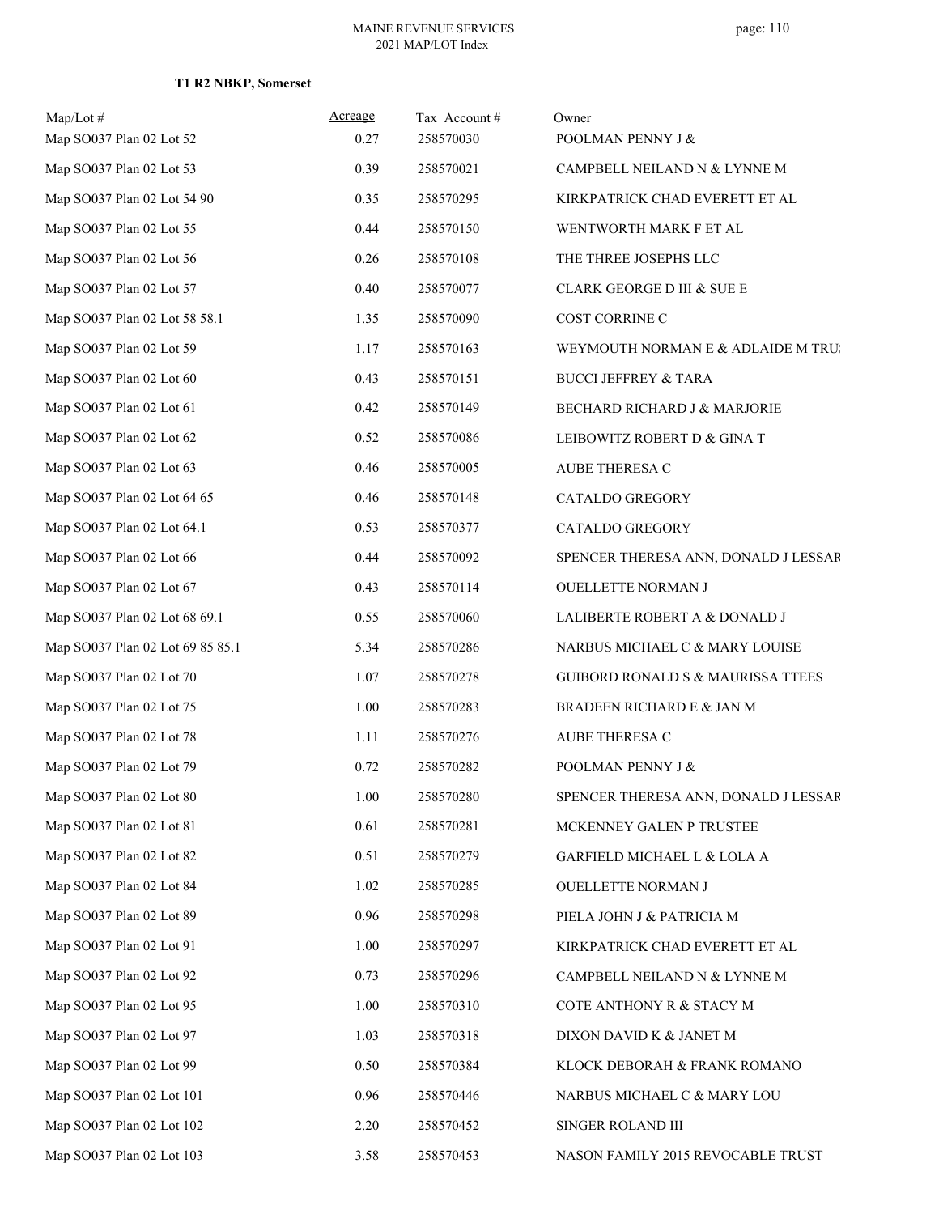### T1 R2 NBKP, Somerset

| Map/Lot # | Acreage | Tax Account # | Owner |
|---|---|---|---|
| Map SO037 Plan 02 Lot 52 | 0.27 | 258570030 | POOLMAN PENNY J & |
| Map SO037 Plan 02 Lot 53 | 0.39 | 258570021 | CAMPBELL NEILAND N & LYNNE M |
| Map SO037 Plan 02 Lot 54 90 | 0.35 | 258570295 | KIRKPATRICK CHAD EVERETT ET AL |
| Map SO037 Plan 02 Lot 55 | 0.44 | 258570150 | WENTWORTH MARK F ET AL |
| Map SO037 Plan 02 Lot 56 | 0.26 | 258570108 | THE THREE JOSEPHS LLC |
| Map SO037 Plan 02 Lot 57 | 0.40 | 258570077 | CLARK GEORGE D III & SUE E |
| Map SO037 Plan 02 Lot 58 58.1 | 1.35 | 258570090 | COST CORRINE C |
| Map SO037 Plan 02 Lot 59 | 1.17 | 258570163 | WEYMOUTH NORMAN E & ADLAIDE M TRU: |
| Map SO037 Plan 02 Lot 60 | 0.43 | 258570151 | BUCCI JEFFREY & TARA |
| Map SO037 Plan 02 Lot 61 | 0.42 | 258570149 | BECHARD RICHARD J & MARJORIE |
| Map SO037 Plan 02 Lot 62 | 0.52 | 258570086 | LEIBOWITZ ROBERT D & GINA T |
| Map SO037 Plan 02 Lot 63 | 0.46 | 258570005 | AUBE THERESA C |
| Map SO037 Plan 02 Lot 64 65 | 0.46 | 258570148 | CATALDO GREGORY |
| Map SO037 Plan 02 Lot 64.1 | 0.53 | 258570377 | CATALDO GREGORY |
| Map SO037 Plan 02 Lot 66 | 0.44 | 258570092 | SPENCER THERESA ANN, DONALD J LESSAR |
| Map SO037 Plan 02 Lot 67 | 0.43 | 258570114 | OUELLETTE NORMAN J |
| Map SO037 Plan 02 Lot 68 69.1 | 0.55 | 258570060 | LALIBERTE ROBERT A & DONALD J |
| Map SO037 Plan 02 Lot 69 85 85.1 | 5.34 | 258570286 | NARBUS MICHAEL C & MARY LOUISE |
| Map SO037 Plan 02 Lot 70 | 1.07 | 258570278 | GUIBORD RONALD S & MAURISSA TTEES |
| Map SO037 Plan 02 Lot 75 | 1.00 | 258570283 | BRADEEN RICHARD E & JAN M |
| Map SO037 Plan 02 Lot 78 | 1.11 | 258570276 | AUBE THERESA C |
| Map SO037 Plan 02 Lot 79 | 0.72 | 258570282 | POOLMAN PENNY J & |
| Map SO037 Plan 02 Lot 80 | 1.00 | 258570280 | SPENCER THERESA ANN, DONALD J LESSAR |
| Map SO037 Plan 02 Lot 81 | 0.61 | 258570281 | MCKENNEY GALEN P TRUSTEE |
| Map SO037 Plan 02 Lot 82 | 0.51 | 258570279 | GARFIELD MICHAEL L & LOLA A |
| Map SO037 Plan 02 Lot 84 | 1.02 | 258570285 | OUELLETTE NORMAN J |
| Map SO037 Plan 02 Lot 89 | 0.96 | 258570298 | PIELA JOHN J & PATRICIA M |
| Map SO037 Plan 02 Lot 91 | 1.00 | 258570297 | KIRKPATRICK CHAD EVERETT ET AL |
| Map SO037 Plan 02 Lot 92 | 0.73 | 258570296 | CAMPBELL NEILAND N & LYNNE M |
| Map SO037 Plan 02 Lot 95 | 1.00 | 258570310 | COTE ANTHONY R & STACY M |
| Map SO037 Plan 02 Lot 97 | 1.03 | 258570318 | DIXON DAVID K & JANET M |
| Map SO037 Plan 02 Lot 99 | 0.50 | 258570384 | KLOCK DEBORAH & FRANK ROMANO |
| Map SO037 Plan 02 Lot 101 | 0.96 | 258570446 | NARBUS MICHAEL C & MARY LOU |
| Map SO037 Plan 02 Lot 102 | 2.20 | 258570452 | SINGER ROLAND III |
| Map SO037 Plan 02 Lot 103 | 3.58 | 258570453 | NASON FAMILY 2015 REVOCABLE TRUST |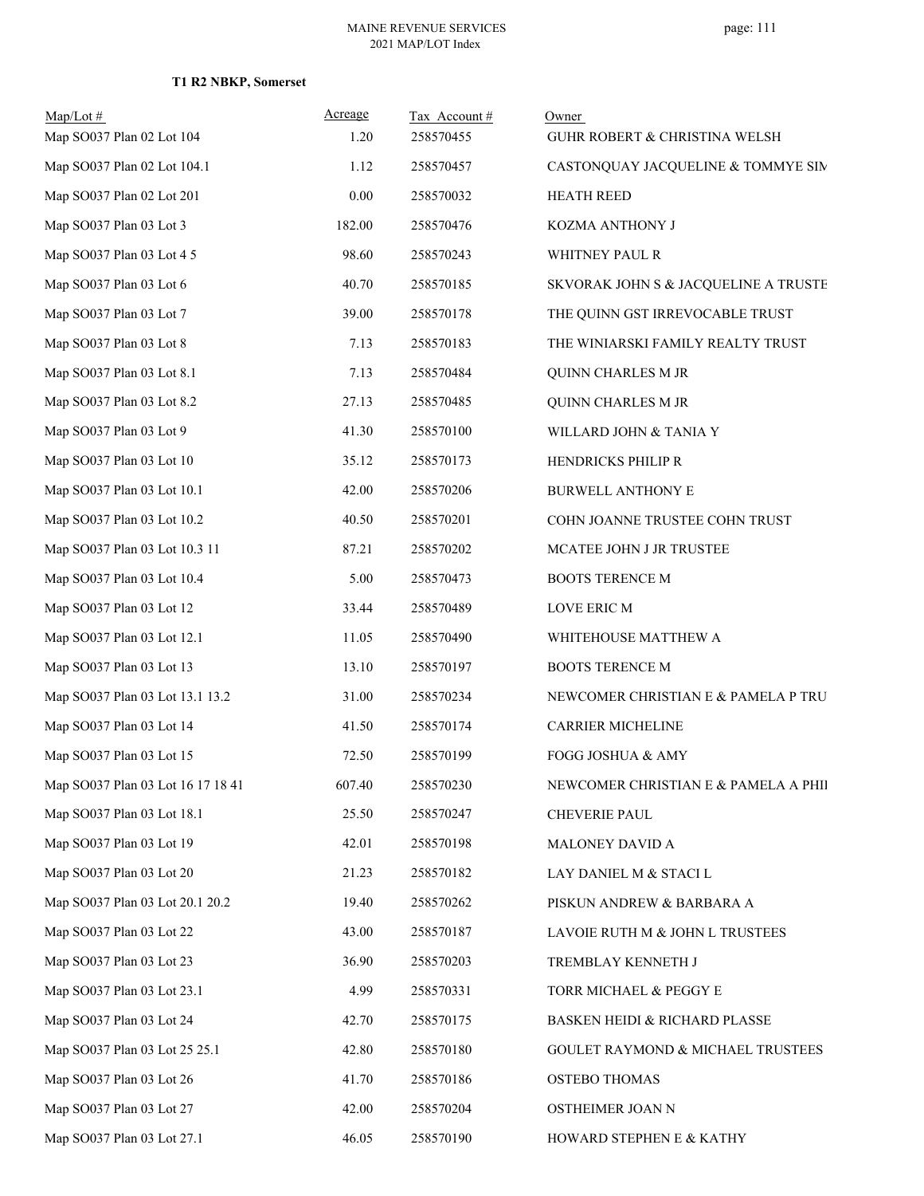**T1 R2 NBKP, Somerset**

| Map/Lot # | Acreage | Tax Account # | Owner |
|---|---|---|---|
| Map SO037 Plan 02 Lot 104 | 1.20 | 258570455 | GUHR ROBERT & CHRISTINA WELSH |
| Map SO037 Plan 02 Lot 104.1 | 1.12 | 258570457 | CASTONQUAY JACQUELINE & TOMMYE SIM |
| Map SO037 Plan 02 Lot 201 | 0.00 | 258570032 | HEATH REED |
| Map SO037 Plan 03 Lot 3 | 182.00 | 258570476 | KOZMA ANTHONY J |
| Map SO037 Plan 03 Lot 4 5 | 98.60 | 258570243 | WHITNEY PAUL R |
| Map SO037 Plan 03 Lot 6 | 40.70 | 258570185 | SKVORAK JOHN S & JACQUELINE A TRUSTE |
| Map SO037 Plan 03 Lot 7 | 39.00 | 258570178 | THE QUINN GST IRREVOCABLE TRUST |
| Map SO037 Plan 03 Lot 8 | 7.13 | 258570183 | THE WINIARSKI FAMILY REALTY TRUST |
| Map SO037 Plan 03 Lot 8.1 | 7.13 | 258570484 | QUINN CHARLES M JR |
| Map SO037 Plan 03 Lot 8.2 | 27.13 | 258570485 | QUINN CHARLES M JR |
| Map SO037 Plan 03 Lot 9 | 41.30 | 258570100 | WILLARD JOHN & TANIA Y |
| Map SO037 Plan 03 Lot 10 | 35.12 | 258570173 | HENDRICKS PHILIP R |
| Map SO037 Plan 03 Lot 10.1 | 42.00 | 258570206 | BURWELL ANTHONY E |
| Map SO037 Plan 03 Lot 10.2 | 40.50 | 258570201 | COHN JOANNE TRUSTEE COHN TRUST |
| Map SO037 Plan 03 Lot 10.3 11 | 87.21 | 258570202 | MCATEE JOHN J JR TRUSTEE |
| Map SO037 Plan 03 Lot 10.4 | 5.00 | 258570473 | BOOTS TERENCE M |
| Map SO037 Plan 03 Lot 12 | 33.44 | 258570489 | LOVE ERIC M |
| Map SO037 Plan 03 Lot 12.1 | 11.05 | 258570490 | WHITEHOUSE MATTHEW A |
| Map SO037 Plan 03 Lot 13 | 13.10 | 258570197 | BOOTS TERENCE M |
| Map SO037 Plan 03 Lot 13.1 13.2 | 31.00 | 258570234 | NEWCOMER CHRISTIAN E & PAMELA P TRU |
| Map SO037 Plan 03 Lot 14 | 41.50 | 258570174 | CARRIER MICHELINE |
| Map SO037 Plan 03 Lot 15 | 72.50 | 258570199 | FOGG JOSHUA & AMY |
| Map SO037 Plan 03 Lot 16 17 18 41 | 607.40 | 258570230 | NEWCOMER CHRISTIAN E & PAMELA A PHIL |
| Map SO037 Plan 03 Lot 18.1 | 25.50 | 258570247 | CHEVERIE PAUL |
| Map SO037 Plan 03 Lot 19 | 42.01 | 258570198 | MALONEY DAVID A |
| Map SO037 Plan 03 Lot 20 | 21.23 | 258570182 | LAY DANIEL M & STACI L |
| Map SO037 Plan 03 Lot 20.1 20.2 | 19.40 | 258570262 | PISKUN ANDREW & BARBARA A |
| Map SO037 Plan 03 Lot 22 | 43.00 | 258570187 | LAVOIE RUTH M & JOHN L TRUSTEES |
| Map SO037 Plan 03 Lot 23 | 36.90 | 258570203 | TREMBLAY KENNETH J |
| Map SO037 Plan 03 Lot 23.1 | 4.99 | 258570331 | TORR MICHAEL & PEGGY E |
| Map SO037 Plan 03 Lot 24 | 42.70 | 258570175 | BASKEN HEIDI & RICHARD PLASSE |
| Map SO037 Plan 03 Lot 25 25.1 | 42.80 | 258570180 | GOULET RAYMOND & MICHAEL TRUSTEES |
| Map SO037 Plan 03 Lot 26 | 41.70 | 258570186 | OSTEBO THOMAS |
| Map SO037 Plan 03 Lot 27 | 42.00 | 258570204 | OSTHEIMER JOAN N |
| Map SO037 Plan 03 Lot 27.1 | 46.05 | 258570190 | HOWARD STEPHEN E & KATHY |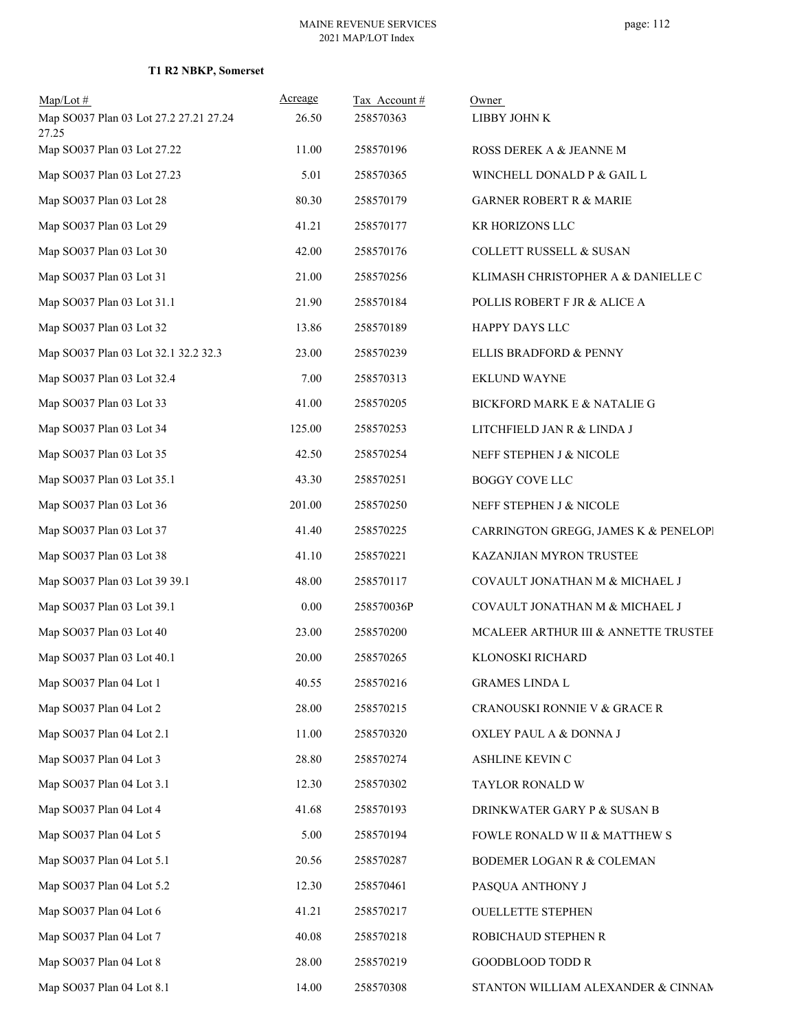**T1 R2 NBKP, Somerset**

| Map/Lot # | Acreage | Tax Account # | Owner |
|---|---|---|---|
| Map SO037 Plan 03 Lot 27.2 27.21 27.24 27.25 | 26.50 | 258570363 | LIBBY JOHN K |
| Map SO037 Plan 03 Lot 27.22 | 11.00 | 258570196 | ROSS DEREK A & JEANNE M |
| Map SO037 Plan 03 Lot 27.23 | 5.01 | 258570365 | WINCHELL DONALD P & GAIL L |
| Map SO037 Plan 03 Lot 28 | 80.30 | 258570179 | GARNER ROBERT R & MARIE |
| Map SO037 Plan 03 Lot 29 | 41.21 | 258570177 | KR HORIZONS LLC |
| Map SO037 Plan 03 Lot 30 | 42.00 | 258570176 | COLLETT RUSSELL & SUSAN |
| Map SO037 Plan 03 Lot 31 | 21.00 | 258570256 | KLIMASH CHRISTOPHER A & DANIELLE C |
| Map SO037 Plan 03 Lot 31.1 | 21.90 | 258570184 | POLLIS ROBERT F JR & ALICE A |
| Map SO037 Plan 03 Lot 32 | 13.86 | 258570189 | HAPPY DAYS LLC |
| Map SO037 Plan 03 Lot 32.1 32.2 32.3 | 23.00 | 258570239 | ELLIS BRADFORD & PENNY |
| Map SO037 Plan 03 Lot 32.4 | 7.00 | 258570313 | EKLUND WAYNE |
| Map SO037 Plan 03 Lot 33 | 41.00 | 258570205 | BICKFORD MARK E & NATALIE G |
| Map SO037 Plan 03 Lot 34 | 125.00 | 258570253 | LITCHFIELD JAN R & LINDA J |
| Map SO037 Plan 03 Lot 35 | 42.50 | 258570254 | NEFF STEPHEN J & NICOLE |
| Map SO037 Plan 03 Lot 35.1 | 43.30 | 258570251 | BOGGY COVE LLC |
| Map SO037 Plan 03 Lot 36 | 201.00 | 258570250 | NEFF STEPHEN J & NICOLE |
| Map SO037 Plan 03 Lot 37 | 41.40 | 258570225 | CARRINGTON GREGG, JAMES K & PENELOPI |
| Map SO037 Plan 03 Lot 38 | 41.10 | 258570221 | KAZANJIAN MYRON TRUSTEE |
| Map SO037 Plan 03 Lot 39 39.1 | 48.00 | 258570117 | COVAULT JONATHAN M & MICHAEL J |
| Map SO037 Plan 03 Lot 39.1 | 0.00 | 258570036P | COVAULT JONATHAN M & MICHAEL J |
| Map SO037 Plan 03 Lot 40 | 23.00 | 258570200 | MCALEER ARTHUR III & ANNETTE TRUSTEE |
| Map SO037 Plan 03 Lot 40.1 | 20.00 | 258570265 | KLONOSKI RICHARD |
| Map SO037 Plan 04 Lot 1 | 40.55 | 258570216 | GRAMES LINDA L |
| Map SO037 Plan 04 Lot 2 | 28.00 | 258570215 | CRANOUSKI RONNIE V & GRACE R |
| Map SO037 Plan 04 Lot 2.1 | 11.00 | 258570320 | OXLEY PAUL A & DONNA J |
| Map SO037 Plan 04 Lot 3 | 28.80 | 258570274 | ASHLINE KEVIN C |
| Map SO037 Plan 04 Lot 3.1 | 12.30 | 258570302 | TAYLOR RONALD W |
| Map SO037 Plan 04 Lot 4 | 41.68 | 258570193 | DRINKWATER GARY P & SUSAN B |
| Map SO037 Plan 04 Lot 5 | 5.00 | 258570194 | FOWLE RONALD W II & MATTHEW S |
| Map SO037 Plan 04 Lot 5.1 | 20.56 | 258570287 | BODEMER LOGAN R & COLEMAN |
| Map SO037 Plan 04 Lot 5.2 | 12.30 | 258570461 | PASQUA ANTHONY J |
| Map SO037 Plan 04 Lot 6 | 41.21 | 258570217 | OUELLETTE STEPHEN |
| Map SO037 Plan 04 Lot 7 | 40.08 | 258570218 | ROBICHAUD STEPHEN R |
| Map SO037 Plan 04 Lot 8 | 28.00 | 258570219 | GOODBLOOD TODD R |
| Map SO037 Plan 04 Lot 8.1 | 14.00 | 258570308 | STANTON WILLIAM ALEXANDER & CINNAM |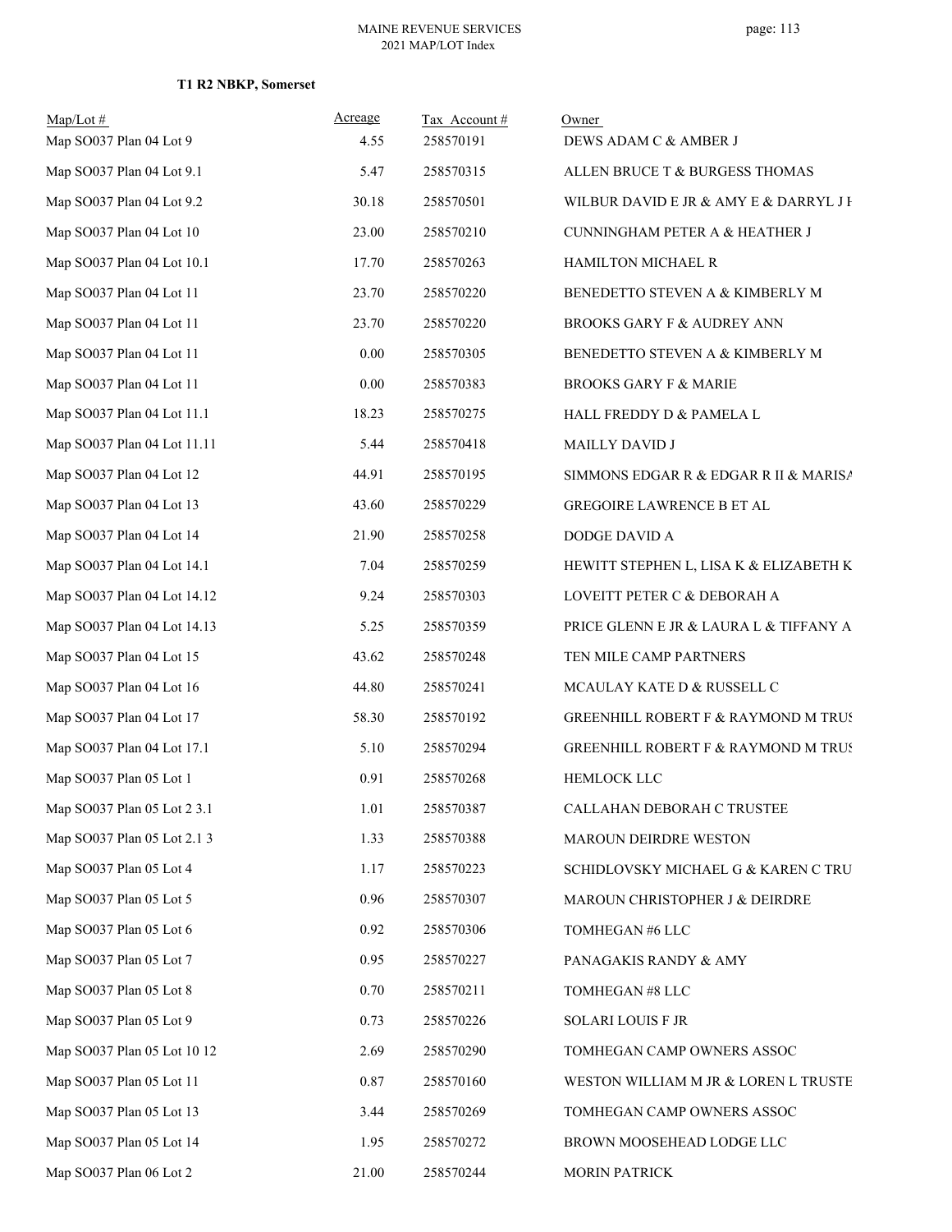**T1 R2 NBKP, Somerset**

| Map/Lot # | Acreage | Tax Account # | Owner |
|---|---|---|---|
| Map SO037 Plan 04 Lot 9 | 4.55 | 258570191 | DEWS ADAM C & AMBER J |
| Map SO037 Plan 04 Lot 9.1 | 5.47 | 258570315 | ALLEN BRUCE T & BURGESS THOMAS |
| Map SO037 Plan 04 Lot 9.2 | 30.18 | 258570501 | WILBUR DAVID E JR & AMY E & DARRYL J H |
| Map SO037 Plan 04 Lot 10 | 23.00 | 258570210 | CUNNINGHAM PETER A & HEATHER J |
| Map SO037 Plan 04 Lot 10.1 | 17.70 | 258570263 | HAMILTON MICHAEL R |
| Map SO037 Plan 04 Lot 11 | 23.70 | 258570220 | BENEDETTO STEVEN A & KIMBERLY M |
| Map SO037 Plan 04 Lot 11 | 23.70 | 258570220 | BROOKS GARY F & AUDREY ANN |
| Map SO037 Plan 04 Lot 11 | 0.00 | 258570305 | BENEDETTO STEVEN A & KIMBERLY M |
| Map SO037 Plan 04 Lot 11 | 0.00 | 258570383 | BROOKS GARY F & MARIE |
| Map SO037 Plan 04 Lot 11.1 | 18.23 | 258570275 | HALL FREDDY D & PAMELA L |
| Map SO037 Plan 04 Lot 11.11 | 5.44 | 258570418 | MAILLY DAVID J |
| Map SO037 Plan 04 Lot 12 | 44.91 | 258570195 | SIMMONS EDGAR R & EDGAR R II & MARISA |
| Map SO037 Plan 04 Lot 13 | 43.60 | 258570229 | GREGOIRE LAWRENCE B ET AL |
| Map SO037 Plan 04 Lot 14 | 21.90 | 258570258 | DODGE DAVID A |
| Map SO037 Plan 04 Lot 14.1 | 7.04 | 258570259 | HEWITT STEPHEN L, LISA K & ELIZABETH K |
| Map SO037 Plan 04 Lot 14.12 | 9.24 | 258570303 | LOVEITT PETER C & DEBORAH A |
| Map SO037 Plan 04 Lot 14.13 | 5.25 | 258570359 | PRICE GLENN E JR & LAURA L & TIFFANY A |
| Map SO037 Plan 04 Lot 15 | 43.62 | 258570248 | TEN MILE CAMP PARTNERS |
| Map SO037 Plan 04 Lot 16 | 44.80 | 258570241 | MCAULAY KATE D & RUSSELL C |
| Map SO037 Plan 04 Lot 17 | 58.30 | 258570192 | GREENHILL ROBERT F & RAYMOND M TRUS |
| Map SO037 Plan 04 Lot 17.1 | 5.10 | 258570294 | GREENHILL ROBERT F & RAYMOND M TRUS |
| Map SO037 Plan 05 Lot 1 | 0.91 | 258570268 | HEMLOCK LLC |
| Map SO037 Plan 05 Lot 2 3.1 | 1.01 | 258570387 | CALLAHAN DEBORAH C TRUSTEE |
| Map SO037 Plan 05 Lot 2.1 3 | 1.33 | 258570388 | MAROUN DEIRDRE WESTON |
| Map SO037 Plan 05 Lot 4 | 1.17 | 258570223 | SCHIDLOVSKY MICHAEL G & KAREN C TRU |
| Map SO037 Plan 05 Lot 5 | 0.96 | 258570307 | MAROUN CHRISTOPHER J & DEIRDRE |
| Map SO037 Plan 05 Lot 6 | 0.92 | 258570306 | TOMHEGAN #6 LLC |
| Map SO037 Plan 05 Lot 7 | 0.95 | 258570227 | PANAGAKIS RANDY & AMY |
| Map SO037 Plan 05 Lot 8 | 0.70 | 258570211 | TOMHEGAN #8 LLC |
| Map SO037 Plan 05 Lot 9 | 0.73 | 258570226 | SOLARI LOUIS F JR |
| Map SO037 Plan 05 Lot 10 12 | 2.69 | 258570290 | TOMHEGAN CAMP OWNERS ASSOC |
| Map SO037 Plan 05 Lot 11 | 0.87 | 258570160 | WESTON WILLIAM M JR & LOREN L TRUSTE |
| Map SO037 Plan 05 Lot 13 | 3.44 | 258570269 | TOMHEGAN CAMP OWNERS ASSOC |
| Map SO037 Plan 05 Lot 14 | 1.95 | 258570272 | BROWN MOOSEHEAD LODGE LLC |
| Map SO037 Plan 06 Lot 2 | 21.00 | 258570244 | MORIN PATRICK |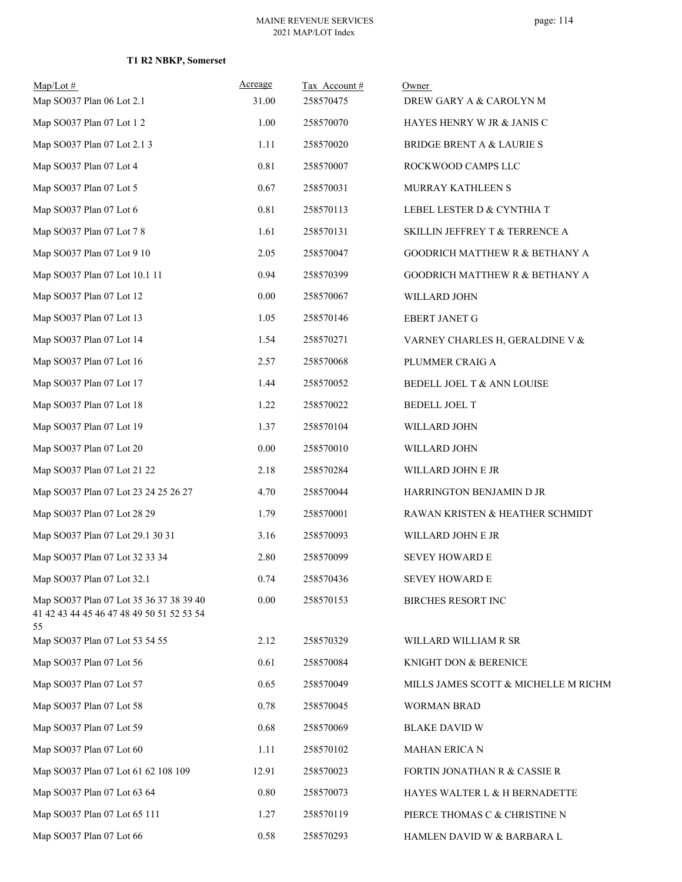**T1 R2 NBKP, Somerset**

| Map/Lot # | Acreage | Tax Account # | Owner |
|---|---|---|---|
| Map SO037 Plan 06 Lot 2.1 | 31.00 | 258570475 | DREW GARY A & CAROLYN M |
| Map SO037 Plan 07 Lot 1 2 | 1.00 | 258570070 | HAYES HENRY W JR & JANIS C |
| Map SO037 Plan 07 Lot 2.1 3 | 1.11 | 258570020 | BRIDGE BRENT A & LAURIE S |
| Map SO037 Plan 07 Lot 4 | 0.81 | 258570007 | ROCKWOOD CAMPS LLC |
| Map SO037 Plan 07 Lot 5 | 0.67 | 258570031 | MURRAY KATHLEEN S |
| Map SO037 Plan 07 Lot 6 | 0.81 | 258570113 | LEBEL LESTER D & CYNTHIA T |
| Map SO037 Plan 07 Lot 7 8 | 1.61 | 258570131 | SKILLIN JEFFREY T & TERRENCE A |
| Map SO037 Plan 07 Lot 9 10 | 2.05 | 258570047 | GOODRICH MATTHEW R & BETHANY A |
| Map SO037 Plan 07 Lot 10.1 11 | 0.94 | 258570399 | GOODRICH MATTHEW R & BETHANY A |
| Map SO037 Plan 07 Lot 12 | 0.00 | 258570067 | WILLARD JOHN |
| Map SO037 Plan 07 Lot 13 | 1.05 | 258570146 | EBERT JANET G |
| Map SO037 Plan 07 Lot 14 | 1.54 | 258570271 | VARNEY CHARLES H, GERALDINE V & |
| Map SO037 Plan 07 Lot 16 | 2.57 | 258570068 | PLUMMER CRAIG A |
| Map SO037 Plan 07 Lot 17 | 1.44 | 258570052 | BEDELL JOEL T & ANN LOUISE |
| Map SO037 Plan 07 Lot 18 | 1.22 | 258570022 | BEDELL JOEL T |
| Map SO037 Plan 07 Lot 19 | 1.37 | 258570104 | WILLARD JOHN |
| Map SO037 Plan 07 Lot 20 | 0.00 | 258570010 | WILLARD JOHN |
| Map SO037 Plan 07 Lot 21 22 | 2.18 | 258570284 | WILLARD JOHN E JR |
| Map SO037 Plan 07 Lot 23 24 25 26 27 | 4.70 | 258570044 | HARRINGTON BENJAMIN D JR |
| Map SO037 Plan 07 Lot 28 29 | 1.79 | 258570001 | RAWAN KRISTEN & HEATHER SCHMIDT |
| Map SO037 Plan 07 Lot 29.1 30 31 | 3.16 | 258570093 | WILLARD JOHN E JR |
| Map SO037 Plan 07 Lot 32 33 34 | 2.80 | 258570099 | SEVEY HOWARD E |
| Map SO037 Plan 07 Lot 32.1 | 0.74 | 258570436 | SEVEY HOWARD E |
| Map SO037 Plan 07 Lot 35 36 37 38 39 40 41 42 43 44 45 46 47 48 49 50 51 52 53 54 55 | 0.00 | 258570153 | BIRCHES RESORT INC |
| Map SO037 Plan 07 Lot 53 54 55 | 2.12 | 258570329 | WILLARD WILLIAM R SR |
| Map SO037 Plan 07 Lot 56 | 0.61 | 258570084 | KNIGHT DON & BERENICE |
| Map SO037 Plan 07 Lot 57 | 0.65 | 258570049 | MILLS JAMES SCOTT & MICHELLE M RICHM |
| Map SO037 Plan 07 Lot 58 | 0.78 | 258570045 | WORMAN BRAD |
| Map SO037 Plan 07 Lot 59 | 0.68 | 258570069 | BLAKE DAVID W |
| Map SO037 Plan 07 Lot 60 | 1.11 | 258570102 | MAHAN ERICA N |
| Map SO037 Plan 07 Lot 61 62 108 109 | 12.91 | 258570023 | FORTIN JONATHAN R & CASSIE R |
| Map SO037 Plan 07 Lot 63 64 | 0.80 | 258570073 | HAYES WALTER L & H BERNADETTE |
| Map SO037 Plan 07 Lot 65 111 | 1.27 | 258570119 | PIERCE THOMAS C & CHRISTINE N |
| Map SO037 Plan 07 Lot 66 | 0.58 | 258570293 | HAMLEN DAVID W & BARBARA L |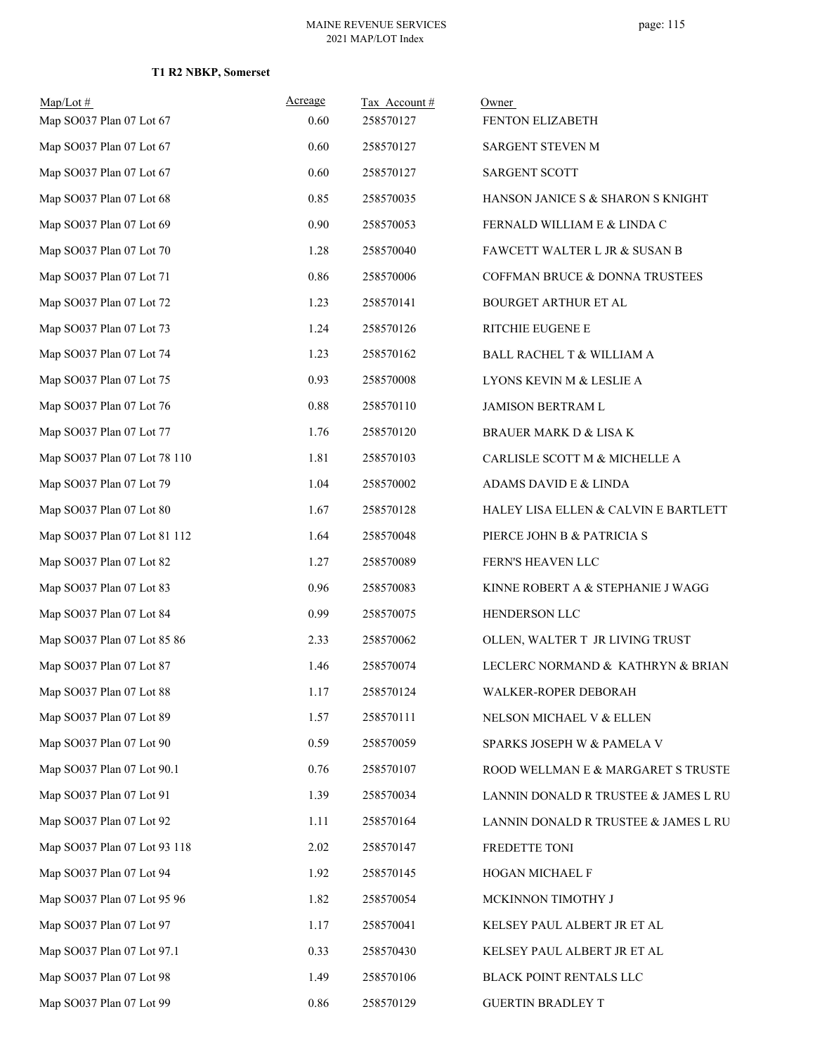**T1 R2 NBKP, Somerset**

| Map/Lot # | Acreage | Tax Account # | Owner |
|---|---|---|---|
| Map SO037 Plan 07 Lot 67 | 0.60 | 258570127 | FENTON ELIZABETH |
| Map SO037 Plan 07 Lot 67 | 0.60 | 258570127 | SARGENT STEVEN M |
| Map SO037 Plan 07 Lot 67 | 0.60 | 258570127 | SARGENT SCOTT |
| Map SO037 Plan 07 Lot 68 | 0.85 | 258570035 | HANSON JANICE S & SHARON S KNIGHT |
| Map SO037 Plan 07 Lot 69 | 0.90 | 258570053 | FERNALD WILLIAM E & LINDA C |
| Map SO037 Plan 07 Lot 70 | 1.28 | 258570040 | FAWCETT WALTER L JR & SUSAN B |
| Map SO037 Plan 07 Lot 71 | 0.86 | 258570006 | COFFMAN BRUCE & DONNA TRUSTEES |
| Map SO037 Plan 07 Lot 72 | 1.23 | 258570141 | BOURGET ARTHUR ET AL |
| Map SO037 Plan 07 Lot 73 | 1.24 | 258570126 | RITCHIE EUGENE E |
| Map SO037 Plan 07 Lot 74 | 1.23 | 258570162 | BALL RACHEL T & WILLIAM A |
| Map SO037 Plan 07 Lot 75 | 0.93 | 258570008 | LYONS KEVIN M & LESLIE A |
| Map SO037 Plan 07 Lot 76 | 0.88 | 258570110 | JAMISON BERTRAM L |
| Map SO037 Plan 07 Lot 77 | 1.76 | 258570120 | BRAUER MARK D & LISA K |
| Map SO037 Plan 07 Lot 78 110 | 1.81 | 258570103 | CARLISLE SCOTT M & MICHELLE A |
| Map SO037 Plan 07 Lot 79 | 1.04 | 258570002 | ADAMS DAVID E & LINDA |
| Map SO037 Plan 07 Lot 80 | 1.67 | 258570128 | HALEY LISA ELLEN & CALVIN E BARTLETT |
| Map SO037 Plan 07 Lot 81 112 | 1.64 | 258570048 | PIERCE JOHN B & PATRICIA S |
| Map SO037 Plan 07 Lot 82 | 1.27 | 258570089 | FERN'S HEAVEN LLC |
| Map SO037 Plan 07 Lot 83 | 0.96 | 258570083 | KINNE ROBERT A & STEPHANIE J WAGG |
| Map SO037 Plan 07 Lot 84 | 0.99 | 258570075 | HENDERSON LLC |
| Map SO037 Plan 07 Lot 85 86 | 2.33 | 258570062 | OLLEN, WALTER T JR LIVING TRUST |
| Map SO037 Plan 07 Lot 87 | 1.46 | 258570074 | LECLERC NORMAND & KATHRYN & BRIAN |
| Map SO037 Plan 07 Lot 88 | 1.17 | 258570124 | WALKER-ROPER DEBORAH |
| Map SO037 Plan 07 Lot 89 | 1.57 | 258570111 | NELSON MICHAEL V & ELLEN |
| Map SO037 Plan 07 Lot 90 | 0.59 | 258570059 | SPARKS JOSEPH W & PAMELA V |
| Map SO037 Plan 07 Lot 90.1 | 0.76 | 258570107 | ROOD WELLMAN E & MARGARET S TRUSTE |
| Map SO037 Plan 07 Lot 91 | 1.39 | 258570034 | LANNIN DONALD R TRUSTEE & JAMES L RU |
| Map SO037 Plan 07 Lot 92 | 1.11 | 258570164 | LANNIN DONALD R TRUSTEE & JAMES L RU |
| Map SO037 Plan 07 Lot 93 118 | 2.02 | 258570147 | FREDETTE TONI |
| Map SO037 Plan 07 Lot 94 | 1.92 | 258570145 | HOGAN MICHAEL F |
| Map SO037 Plan 07 Lot 95 96 | 1.82 | 258570054 | MCKINNON TIMOTHY J |
| Map SO037 Plan 07 Lot 97 | 1.17 | 258570041 | KELSEY PAUL ALBERT JR ET AL |
| Map SO037 Plan 07 Lot 97.1 | 0.33 | 258570430 | KELSEY PAUL ALBERT JR ET AL |
| Map SO037 Plan 07 Lot 98 | 1.49 | 258570106 | BLACK POINT RENTALS LLC |
| Map SO037 Plan 07 Lot 99 | 0.86 | 258570129 | GUERTIN BRADLEY T |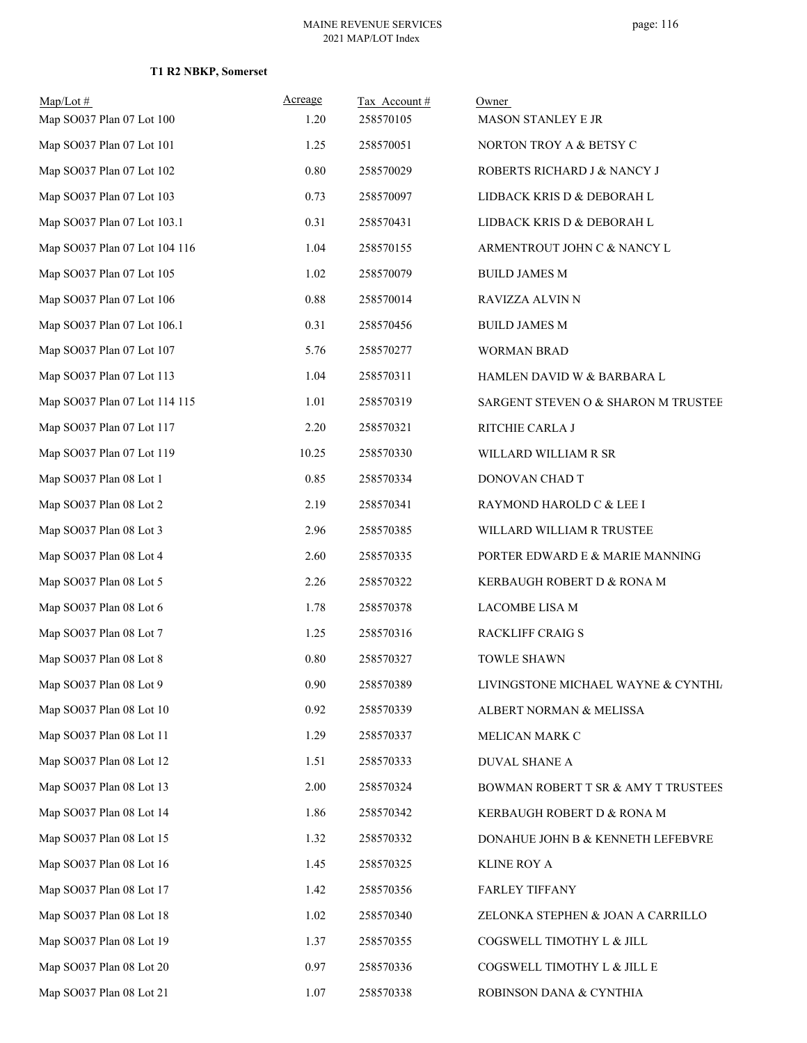### T1 R2 NBKP, Somerset

| Map/Lot # | Acreage | Tax Account # | Owner |
|---|---|---|---|
| Map SO037 Plan 07 Lot 100 | 1.20 | 258570105 | MASON STANLEY E JR |
| Map SO037 Plan 07 Lot 101 | 1.25 | 258570051 | NORTON TROY A & BETSY C |
| Map SO037 Plan 07 Lot 102 | 0.80 | 258570029 | ROBERTS RICHARD J & NANCY J |
| Map SO037 Plan 07 Lot 103 | 0.73 | 258570097 | LIDBACK KRIS D & DEBORAH L |
| Map SO037 Plan 07 Lot 103.1 | 0.31 | 258570431 | LIDBACK KRIS D & DEBORAH L |
| Map SO037 Plan 07 Lot 104 116 | 1.04 | 258570155 | ARMENTROUT JOHN C & NANCY L |
| Map SO037 Plan 07 Lot 105 | 1.02 | 258570079 | BUILD JAMES M |
| Map SO037 Plan 07 Lot 106 | 0.88 | 258570014 | RAVIZZA ALVIN N |
| Map SO037 Plan 07 Lot 106.1 | 0.31 | 258570456 | BUILD JAMES M |
| Map SO037 Plan 07 Lot 107 | 5.76 | 258570277 | WORMAN BRAD |
| Map SO037 Plan 07 Lot 113 | 1.04 | 258570311 | HAMLEN DAVID W & BARBARA L |
| Map SO037 Plan 07 Lot 114 115 | 1.01 | 258570319 | SARGENT STEVEN O & SHARON M TRUSTEE |
| Map SO037 Plan 07 Lot 117 | 2.20 | 258570321 | RITCHIE CARLA J |
| Map SO037 Plan 07 Lot 119 | 10.25 | 258570330 | WILLARD WILLIAM R SR |
| Map SO037 Plan 08 Lot 1 | 0.85 | 258570334 | DONOVAN CHAD T |
| Map SO037 Plan 08 Lot 2 | 2.19 | 258570341 | RAYMOND HAROLD C & LEE I |
| Map SO037 Plan 08 Lot 3 | 2.96 | 258570385 | WILLARD WILLIAM R TRUSTEE |
| Map SO037 Plan 08 Lot 4 | 2.60 | 258570335 | PORTER EDWARD E & MARIE MANNING |
| Map SO037 Plan 08 Lot 5 | 2.26 | 258570322 | KERBAUGH ROBERT D & RONA M |
| Map SO037 Plan 08 Lot 6 | 1.78 | 258570378 | LACOMBE LISA M |
| Map SO037 Plan 08 Lot 7 | 1.25 | 258570316 | RACKLIFF CRAIG S |
| Map SO037 Plan 08 Lot 8 | 0.80 | 258570327 | TOWLE SHAWN |
| Map SO037 Plan 08 Lot 9 | 0.90 | 258570389 | LIVINGSTONE MICHAEL WAYNE & CYNTHI |
| Map SO037 Plan 08 Lot 10 | 0.92 | 258570339 | ALBERT NORMAN & MELISSA |
| Map SO037 Plan 08 Lot 11 | 1.29 | 258570337 | MELICAN MARK C |
| Map SO037 Plan 08 Lot 12 | 1.51 | 258570333 | DUVAL SHANE A |
| Map SO037 Plan 08 Lot 13 | 2.00 | 258570324 | BOWMAN ROBERT T SR & AMY T TRUSTEES |
| Map SO037 Plan 08 Lot 14 | 1.86 | 258570342 | KERBAUGH ROBERT D & RONA M |
| Map SO037 Plan 08 Lot 15 | 1.32 | 258570332 | DONAHUE JOHN B & KENNETH LEFEBVRE |
| Map SO037 Plan 08 Lot 16 | 1.45 | 258570325 | KLINE ROY A |
| Map SO037 Plan 08 Lot 17 | 1.42 | 258570356 | FARLEY TIFFANY |
| Map SO037 Plan 08 Lot 18 | 1.02 | 258570340 | ZELONKA STEPHEN & JOAN A CARRILLO |
| Map SO037 Plan 08 Lot 19 | 1.37 | 258570355 | COGSWELL TIMOTHY L & JILL |
| Map SO037 Plan 08 Lot 20 | 0.97 | 258570336 | COGSWELL TIMOTHY L & JILL E |
| Map SO037 Plan 08 Lot 21 | 1.07 | 258570338 | ROBINSON DANA & CYNTHIA |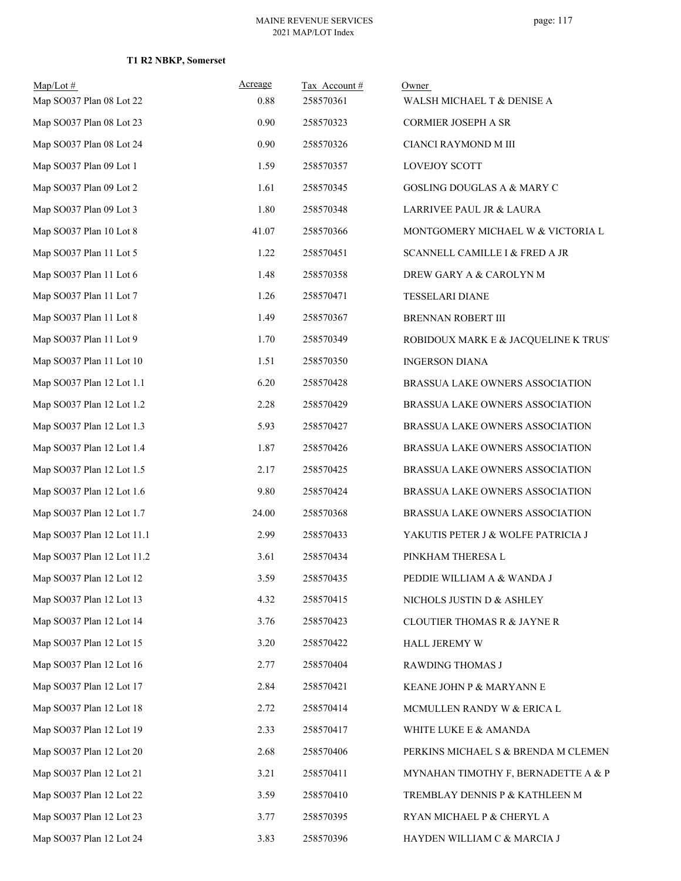**T1 R2 NBKP, Somerset**

| Map/Lot # | Acreage | Tax Account # | Owner |
|---|---|---|---|
| Map SO037 Plan 08 Lot 22 | 0.88 | 258570361 | WALSH MICHAEL T & DENISE A |
| Map SO037 Plan 08 Lot 23 | 0.90 | 258570323 | CORMIER JOSEPH A SR |
| Map SO037 Plan 08 Lot 24 | 0.90 | 258570326 | CIANCI RAYMOND M III |
| Map SO037 Plan 09 Lot 1 | 1.59 | 258570357 | LOVEJOY SCOTT |
| Map SO037 Plan 09 Lot 2 | 1.61 | 258570345 | GOSLING DOUGLAS A & MARY C |
| Map SO037 Plan 09 Lot 3 | 1.80 | 258570348 | LARRIVEE PAUL JR & LAURA |
| Map SO037 Plan 10 Lot 8 | 41.07 | 258570366 | MONTGOMERY MICHAEL W & VICTORIA L |
| Map SO037 Plan 11 Lot 5 | 1.22 | 258570451 | SCANNELL CAMILLE I & FRED A JR |
| Map SO037 Plan 11 Lot 6 | 1.48 | 258570358 | DREW GARY A & CAROLYN M |
| Map SO037 Plan 11 Lot 7 | 1.26 | 258570471 | TESSELARI DIANE |
| Map SO037 Plan 11 Lot 8 | 1.49 | 258570367 | BRENNAN ROBERT III |
| Map SO037 Plan 11 Lot 9 | 1.70 | 258570349 | ROBIDOUX MARK E & JACQUELINE K TRUST |
| Map SO037 Plan 11 Lot 10 | 1.51 | 258570350 | INGERSON DIANA |
| Map SO037 Plan 12 Lot 1.1 | 6.20 | 258570428 | BRASSUA LAKE OWNERS ASSOCIATION |
| Map SO037 Plan 12 Lot 1.2 | 2.28 | 258570429 | BRASSUA LAKE OWNERS ASSOCIATION |
| Map SO037 Plan 12 Lot 1.3 | 5.93 | 258570427 | BRASSUA LAKE OWNERS ASSOCIATION |
| Map SO037 Plan 12 Lot 1.4 | 1.87 | 258570426 | BRASSUA LAKE OWNERS ASSOCIATION |
| Map SO037 Plan 12 Lot 1.5 | 2.17 | 258570425 | BRASSUA LAKE OWNERS ASSOCIATION |
| Map SO037 Plan 12 Lot 1.6 | 9.80 | 258570424 | BRASSUA LAKE OWNERS ASSOCIATION |
| Map SO037 Plan 12 Lot 1.7 | 24.00 | 258570368 | BRASSUA LAKE OWNERS ASSOCIATION |
| Map SO037 Plan 12 Lot 11.1 | 2.99 | 258570433 | YAKUTIS PETER J & WOLFE PATRICIA J |
| Map SO037 Plan 12 Lot 11.2 | 3.61 | 258570434 | PINKHAM THERESA L |
| Map SO037 Plan 12 Lot 12 | 3.59 | 258570435 | PEDDIE WILLIAM A & WANDA J |
| Map SO037 Plan 12 Lot 13 | 4.32 | 258570415 | NICHOLS JUSTIN D & ASHLEY |
| Map SO037 Plan 12 Lot 14 | 3.76 | 258570423 | CLOUTIER THOMAS R & JAYNE R |
| Map SO037 Plan 12 Lot 15 | 3.20 | 258570422 | HALL JEREMY W |
| Map SO037 Plan 12 Lot 16 | 2.77 | 258570404 | RAWDING THOMAS J |
| Map SO037 Plan 12 Lot 17 | 2.84 | 258570421 | KEANE JOHN P & MARYANN E |
| Map SO037 Plan 12 Lot 18 | 2.72 | 258570414 | MCMULLEN RANDY W & ERICA L |
| Map SO037 Plan 12 Lot 19 | 2.33 | 258570417 | WHITE LUKE E & AMANDA |
| Map SO037 Plan 12 Lot 20 | 2.68 | 258570406 | PERKINS MICHAEL S & BRENDA M CLEMEN |
| Map SO037 Plan 12 Lot 21 | 3.21 | 258570411 | MYNAHAN TIMOTHY F, BERNADETTE A & P |
| Map SO037 Plan 12 Lot 22 | 3.59 | 258570410 | TREMBLAY DENNIS P & KATHLEEN M |
| Map SO037 Plan 12 Lot 23 | 3.77 | 258570395 | RYAN MICHAEL P & CHERYL A |
| Map SO037 Plan 12 Lot 24 | 3.83 | 258570396 | HAYDEN WILLIAM C & MARCIA J |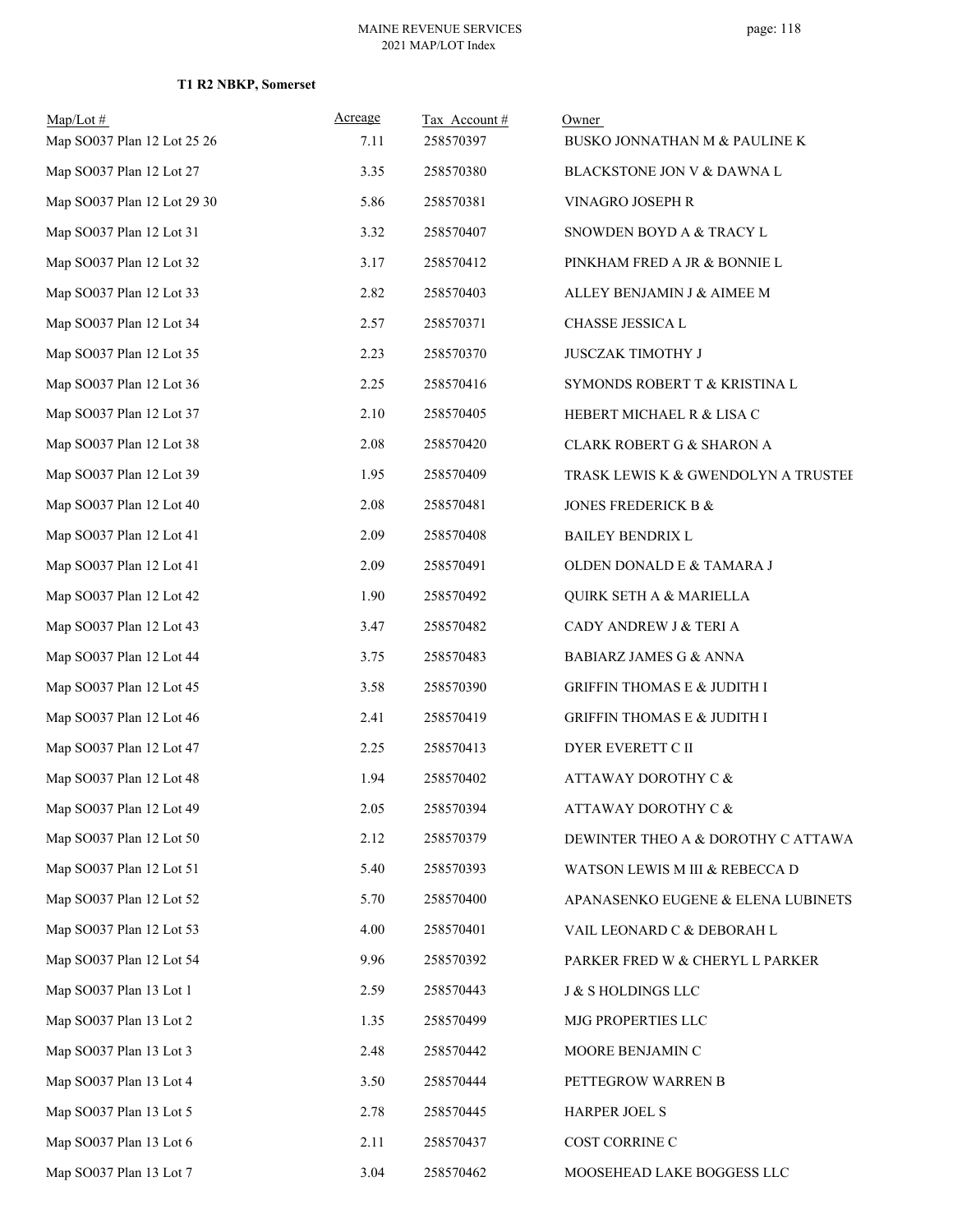**T1 R2 NBKP, Somerset**

| Map/Lot # | Acreage | Tax Account # | Owner |
|---|---|---|---|
| Map SO037 Plan 12 Lot 25 26 | 7.11 | 258570397 | BUSKO JONNATHAN M & PAULINE K |
| Map SO037 Plan 12 Lot 27 | 3.35 | 258570380 | BLACKSTONE JON V & DAWNA L |
| Map SO037 Plan 12 Lot 29 30 | 5.86 | 258570381 | VINAGRO JOSEPH R |
| Map SO037 Plan 12 Lot 31 | 3.32 | 258570407 | SNOWDEN BOYD A & TRACY L |
| Map SO037 Plan 12 Lot 32 | 3.17 | 258570412 | PINKHAM FRED A JR & BONNIE L |
| Map SO037 Plan 12 Lot 33 | 2.82 | 258570403 | ALLEY BENJAMIN J & AIMEE M |
| Map SO037 Plan 12 Lot 34 | 2.57 | 258570371 | CHASSE JESSICA L |
| Map SO037 Plan 12 Lot 35 | 2.23 | 258570370 | JUSCZAK TIMOTHY J |
| Map SO037 Plan 12 Lot 36 | 2.25 | 258570416 | SYMONDS ROBERT T & KRISTINA L |
| Map SO037 Plan 12 Lot 37 | 2.10 | 258570405 | HEBERT MICHAEL R & LISA C |
| Map SO037 Plan 12 Lot 38 | 2.08 | 258570420 | CLARK ROBERT G & SHARON A |
| Map SO037 Plan 12 Lot 39 | 1.95 | 258570409 | TRASK LEWIS K & GWENDOLYN A TRUSTEE |
| Map SO037 Plan 12 Lot 40 | 2.08 | 258570481 | JONES FREDERICK B & |
| Map SO037 Plan 12 Lot 41 | 2.09 | 258570408 | BAILEY BENDRIX L |
| Map SO037 Plan 12 Lot 41 | 2.09 | 258570491 | OLDEN DONALD E & TAMARA J |
| Map SO037 Plan 12 Lot 42 | 1.90 | 258570492 | QUIRK SETH A & MARIELLA |
| Map SO037 Plan 12 Lot 43 | 3.47 | 258570482 | CADY ANDREW J & TERI A |
| Map SO037 Plan 12 Lot 44 | 3.75 | 258570483 | BABIARZ JAMES G & ANNA |
| Map SO037 Plan 12 Lot 45 | 3.58 | 258570390 | GRIFFIN THOMAS E & JUDITH I |
| Map SO037 Plan 12 Lot 46 | 2.41 | 258570419 | GRIFFIN THOMAS E & JUDITH I |
| Map SO037 Plan 12 Lot 47 | 2.25 | 258570413 | DYER EVERETT C II |
| Map SO037 Plan 12 Lot 48 | 1.94 | 258570402 | ATTAWAY DOROTHY C & |
| Map SO037 Plan 12 Lot 49 | 2.05 | 258570394 | ATTAWAY DOROTHY C & |
| Map SO037 Plan 12 Lot 50 | 2.12 | 258570379 | DEWINTER THEO A & DOROTHY C ATTAWA |
| Map SO037 Plan 12 Lot 51 | 5.40 | 258570393 | WATSON LEWIS M III & REBECCA D |
| Map SO037 Plan 12 Lot 52 | 5.70 | 258570400 | APANASENKO EUGENE & ELENA LUBINETS |
| Map SO037 Plan 12 Lot 53 | 4.00 | 258570401 | VAIL LEONARD C & DEBORAH L |
| Map SO037 Plan 12 Lot 54 | 9.96 | 258570392 | PARKER FRED W & CHERYL L PARKER |
| Map SO037 Plan 13 Lot 1 | 2.59 | 258570443 | J & S HOLDINGS LLC |
| Map SO037 Plan 13 Lot 2 | 1.35 | 258570499 | MJG PROPERTIES LLC |
| Map SO037 Plan 13 Lot 3 | 2.48 | 258570442 | MOORE BENJAMIN C |
| Map SO037 Plan 13 Lot 4 | 3.50 | 258570444 | PETTEGROW WARREN B |
| Map SO037 Plan 13 Lot 5 | 2.78 | 258570445 | HARPER JOEL S |
| Map SO037 Plan 13 Lot 6 | 2.11 | 258570437 | COST CORRINE C |
| Map SO037 Plan 13 Lot 7 | 3.04 | 258570462 | MOOSEHEAD LAKE BOGGESS LLC |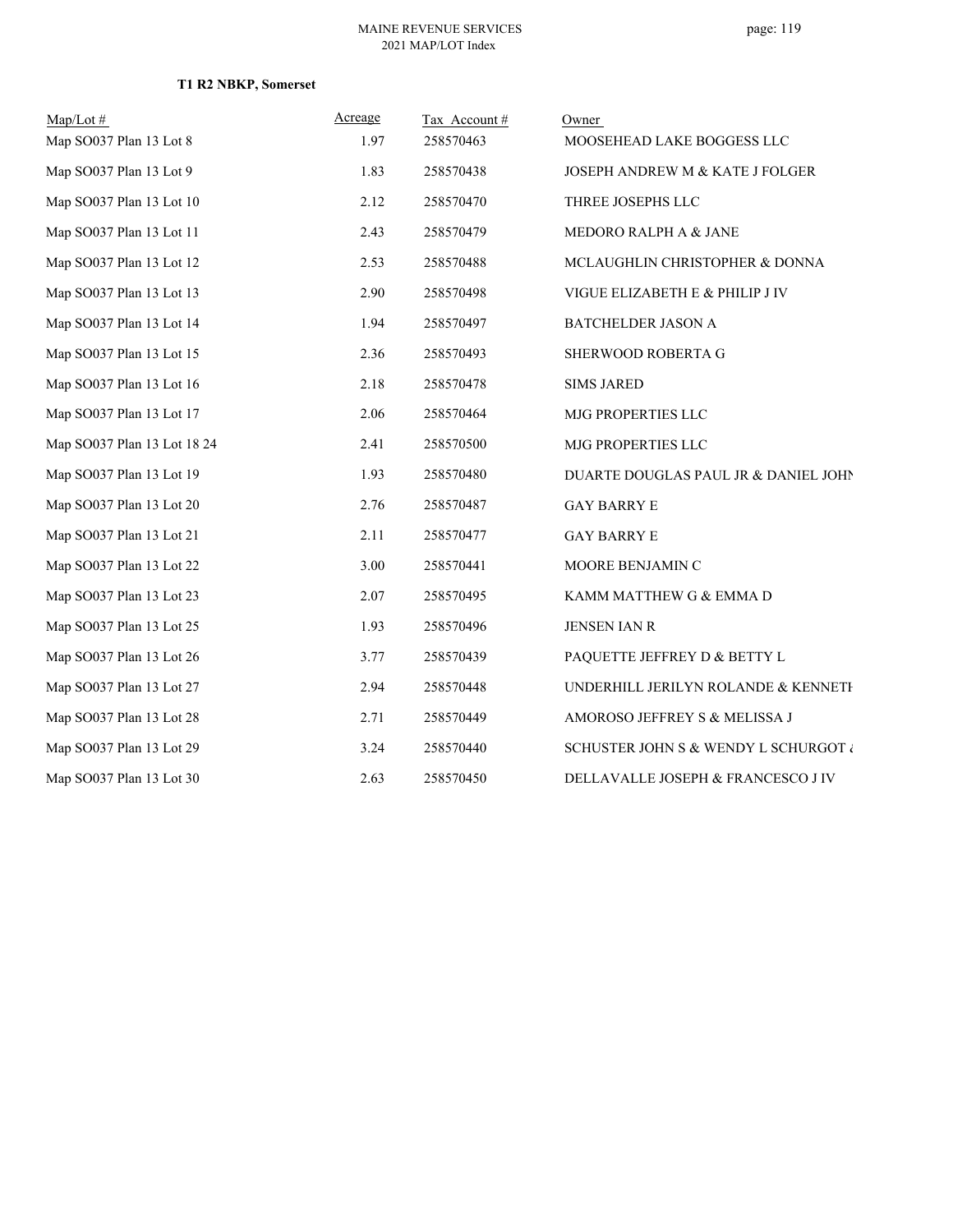**T1 R2 NBKP, Somerset**

| Map/Lot # | Acreage | Tax Account # | Owner |
|---|---|---|---|
| Map SO037 Plan 13 Lot 8 | 1.97 | 258570463 | MOOSEHEAD LAKE BOGGESS LLC |
| Map SO037 Plan 13 Lot 9 | 1.83 | 258570438 | JOSEPH ANDREW M & KATE J FOLGER |
| Map SO037 Plan 13 Lot 10 | 2.12 | 258570470 | THREE JOSEPHS LLC |
| Map SO037 Plan 13 Lot 11 | 2.43 | 258570479 | MEDORO RALPH A & JANE |
| Map SO037 Plan 13 Lot 12 | 2.53 | 258570488 | MCLAUGHLIN CHRISTOPHER & DONNA |
| Map SO037 Plan 13 Lot 13 | 2.90 | 258570498 | VIGUE ELIZABETH E & PHILIP J IV |
| Map SO037 Plan 13 Lot 14 | 1.94 | 258570497 | BATCHELDER JASON A |
| Map SO037 Plan 13 Lot 15 | 2.36 | 258570493 | SHERWOOD ROBERTA G |
| Map SO037 Plan 13 Lot 16 | 2.18 | 258570478 | SIMS JARED |
| Map SO037 Plan 13 Lot 17 | 2.06 | 258570464 | MJG PROPERTIES LLC |
| Map SO037 Plan 13 Lot 18 24 | 2.41 | 258570500 | MJG PROPERTIES LLC |
| Map SO037 Plan 13 Lot 19 | 1.93 | 258570480 | DUARTE DOUGLAS PAUL JR & DANIEL JOHN |
| Map SO037 Plan 13 Lot 20 | 2.76 | 258570487 | GAY BARRY E |
| Map SO037 Plan 13 Lot 21 | 2.11 | 258570477 | GAY BARRY E |
| Map SO037 Plan 13 Lot 22 | 3.00 | 258570441 | MOORE BENJAMIN C |
| Map SO037 Plan 13 Lot 23 | 2.07 | 258570495 | KAMM MATTHEW G & EMMA D |
| Map SO037 Plan 13 Lot 25 | 1.93 | 258570496 | JENSEN IAN R |
| Map SO037 Plan 13 Lot 26 | 3.77 | 258570439 | PAQUETTE JEFFREY D & BETTY L |
| Map SO037 Plan 13 Lot 27 | 2.94 | 258570448 | UNDERHILL JERILYN ROLANDE & KENNETH |
| Map SO037 Plan 13 Lot 28 | 2.71 | 258570449 | AMOROSO JEFFREY S & MELISSA J |
| Map SO037 Plan 13 Lot 29 | 3.24 | 258570440 | SCHUSTER JOHN S & WENDY L SCHURGOT & |
| Map SO037 Plan 13 Lot 30 | 2.63 | 258570450 | DELLAVALLE JOSEPH & FRANCESCO J IV |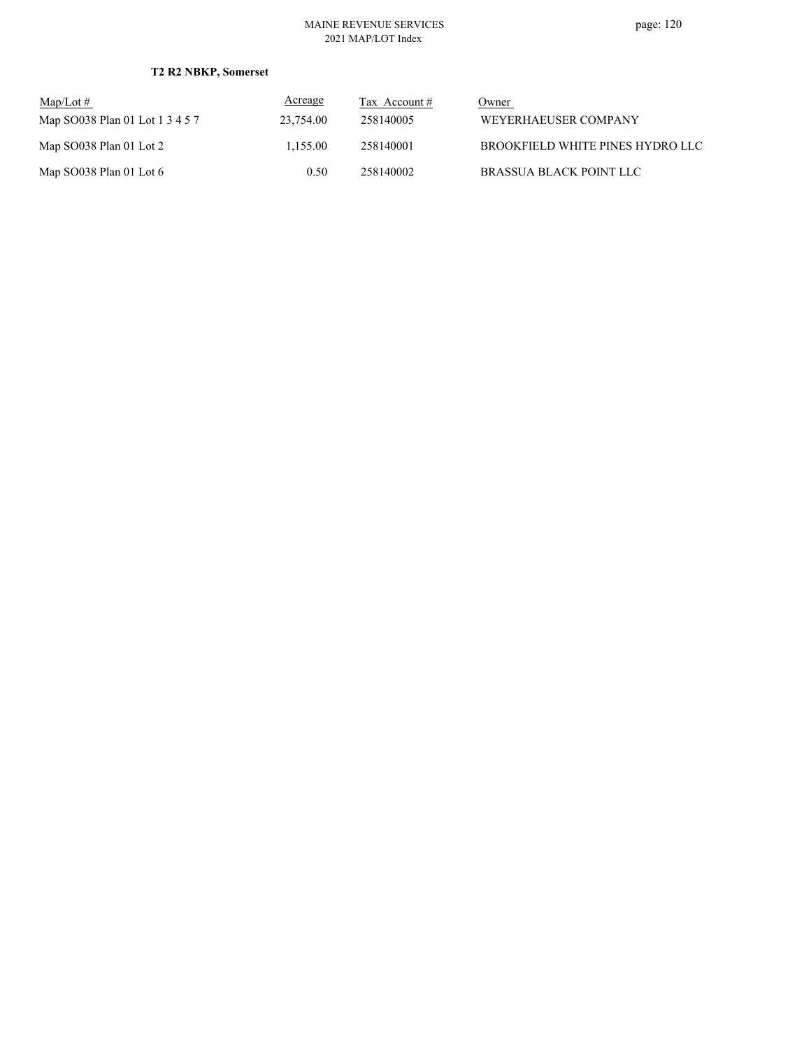**T2 R2 NBKP, Somerset**

| Map/Lot # | Acreage | Tax Account # | Owner |
|---|---|---|---|
| Map SO038 Plan 01 Lot 1 3 4 5 7 | 23,754.00 | 258140005 | WEYERHAEUSER COMPANY |
| Map SO038 Plan 01 Lot 2 | 1,155.00 | 258140001 | BROOKFIELD WHITE PINES HYDRO LLC |
| Map SO038 Plan 01 Lot 6 | 0.50 | 258140002 | BRASSUA BLACK POINT LLC |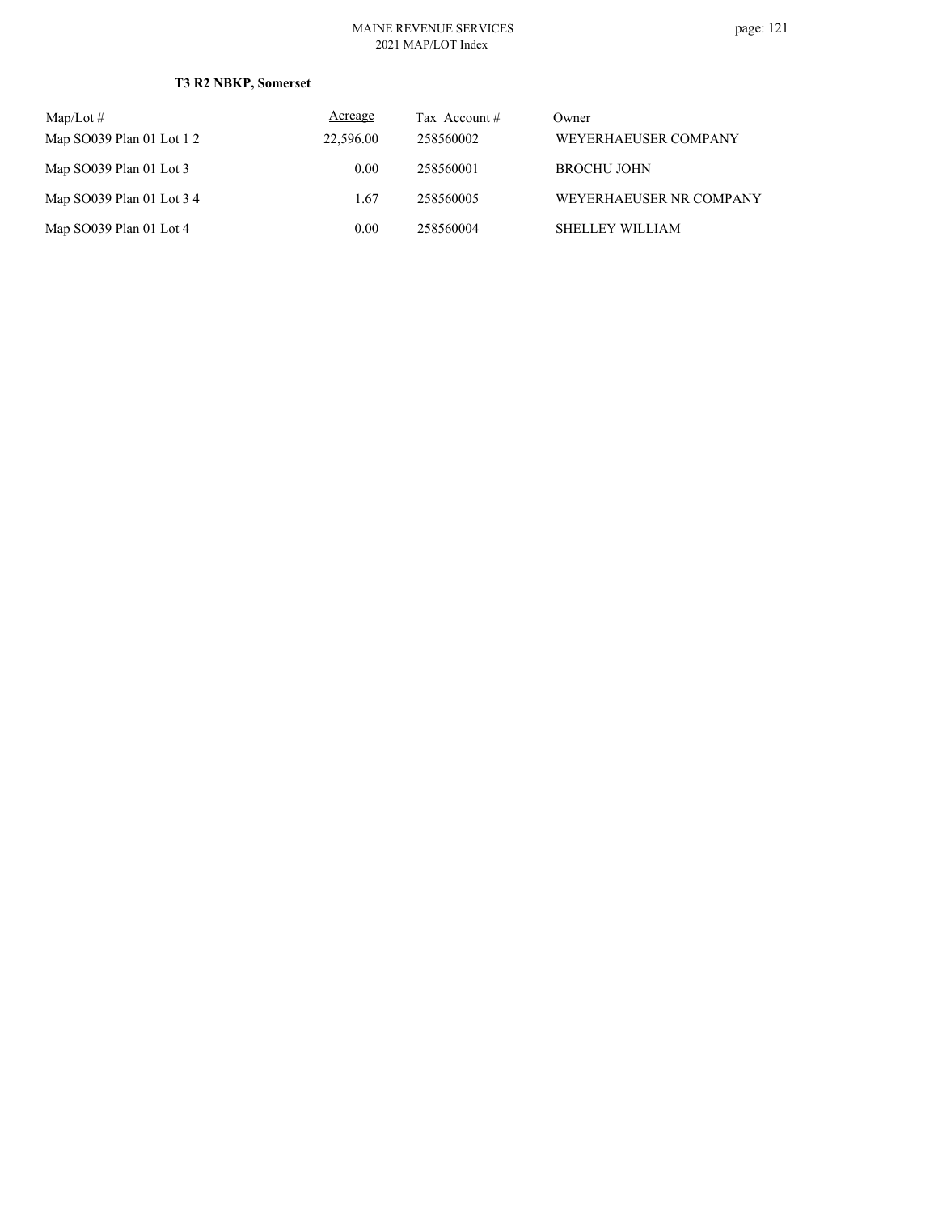**T3 R2 NBKP, Somerset**

| Map/Lot # | Acreage | Tax Account # | Owner |
|---|---|---|---|
| Map SO039 Plan 01 Lot 1 2 | 22,596.00 | 258560002 | WEYERHAEUSER COMPANY |
| Map SO039 Plan 01 Lot 3 | 0.00 | 258560001 | BROCHU JOHN |
| Map SO039 Plan 01 Lot 3 4 | 1.67 | 258560005 | WEYERHAEUSER NR COMPANY |
| Map SO039 Plan 01 Lot 4 | 0.00 | 258560004 | SHELLEY WILLIAM |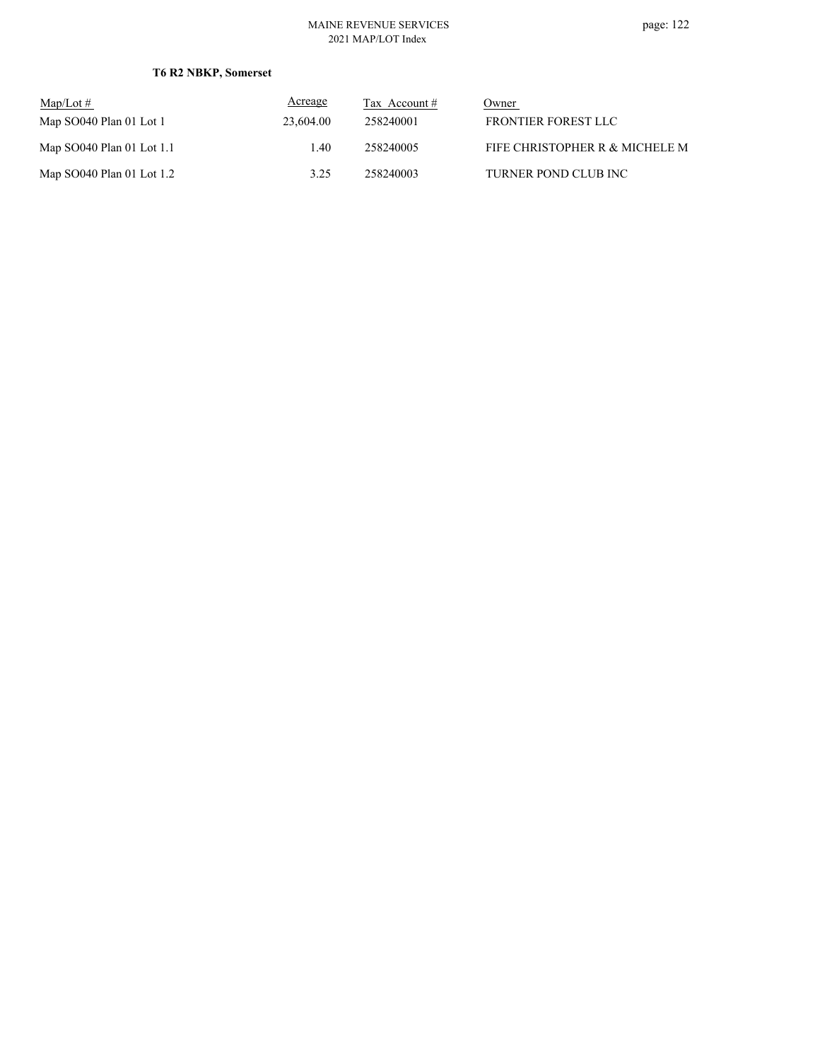**T6 R2 NBKP, Somerset**

| Map/Lot # | Acreage | Tax Account # | Owner |
|---|---|---|---|
| Map SO040 Plan 01 Lot 1 | 23,604.00 | 258240001 | FRONTIER FOREST LLC |
| Map SO040 Plan 01 Lot 1.1 | 1.40 | 258240005 | FIFE CHRISTOPHER R & MICHELE M |
| Map SO040 Plan 01 Lot 1.2 | 3.25 | 258240003 | TURNER POND CLUB INC |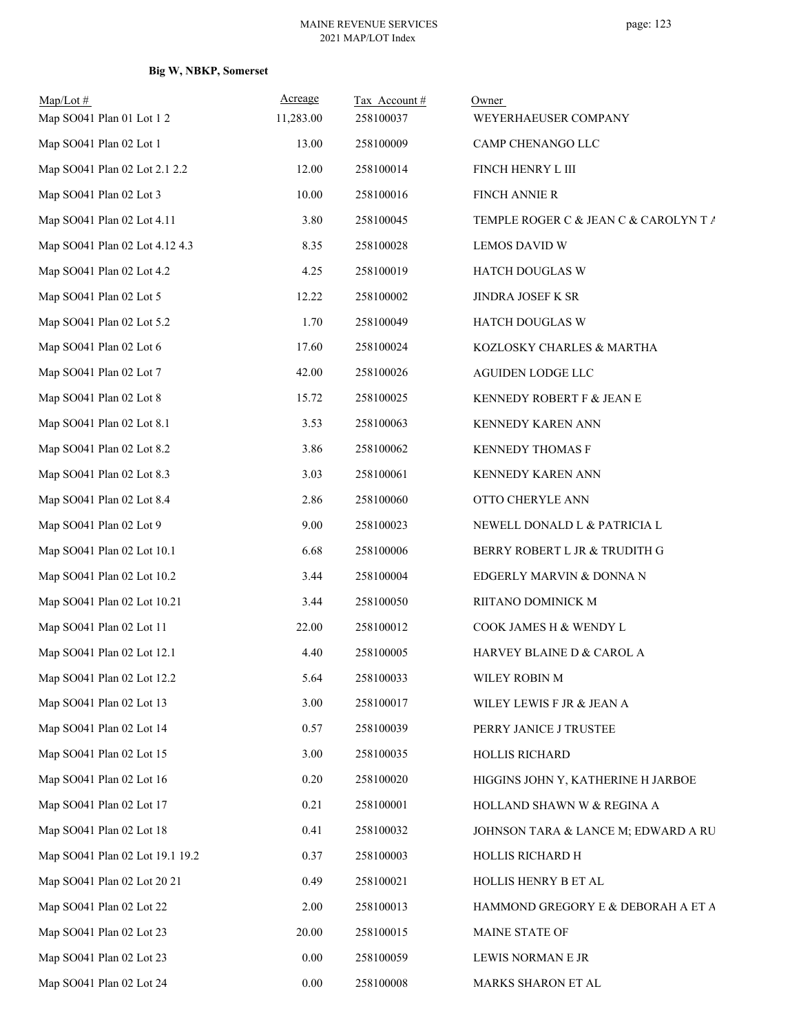**Big W, NBKP, Somerset**

| Map/Lot # | Acreage | Tax Account # | Owner |
|---|---|---|---|
| Map SO041 Plan 01 Lot 1 2 | 11,283.00 | 258100037 | WEYERHAEUSER COMPANY |
| Map SO041 Plan 02 Lot 1 | 13.00 | 258100009 | CAMP CHENANGO LLC |
| Map SO041 Plan 02 Lot 2.1 2.2 | 12.00 | 258100014 | FINCH HENRY L III |
| Map SO041 Plan 02 Lot 3 | 10.00 | 258100016 | FINCH ANNIE R |
| Map SO041 Plan 02 Lot 4.11 | 3.80 | 258100045 | TEMPLE ROGER C & JEAN C & CAROLYN T A |
| Map SO041 Plan 02 Lot 4.12 4.3 | 8.35 | 258100028 | LEMOS DAVID W |
| Map SO041 Plan 02 Lot 4.2 | 4.25 | 258100019 | HATCH DOUGLAS W |
| Map SO041 Plan 02 Lot 5 | 12.22 | 258100002 | JINDRA JOSEF K SR |
| Map SO041 Plan 02 Lot 5.2 | 1.70 | 258100049 | HATCH DOUGLAS W |
| Map SO041 Plan 02 Lot 6 | 17.60 | 258100024 | KOZLOSKY CHARLES & MARTHA |
| Map SO041 Plan 02 Lot 7 | 42.00 | 258100026 | AGUIDEN LODGE LLC |
| Map SO041 Plan 02 Lot 8 | 15.72 | 258100025 | KENNEDY ROBERT F & JEAN E |
| Map SO041 Plan 02 Lot 8.1 | 3.53 | 258100063 | KENNEDY KAREN ANN |
| Map SO041 Plan 02 Lot 8.2 | 3.86 | 258100062 | KENNEDY THOMAS F |
| Map SO041 Plan 02 Lot 8.3 | 3.03 | 258100061 | KENNEDY KAREN ANN |
| Map SO041 Plan 02 Lot 8.4 | 2.86 | 258100060 | OTTO CHERYLE ANN |
| Map SO041 Plan 02 Lot 9 | 9.00 | 258100023 | NEWELL DONALD L & PATRICIA L |
| Map SO041 Plan 02 Lot 10.1 | 6.68 | 258100006 | BERRY ROBERT L JR & TRUDITH G |
| Map SO041 Plan 02 Lot 10.2 | 3.44 | 258100004 | EDGERLY MARVIN & DONNA N |
| Map SO041 Plan 02 Lot 10.21 | 3.44 | 258100050 | RIITANO DOMINICK M |
| Map SO041 Plan 02 Lot 11 | 22.00 | 258100012 | COOK JAMES H & WENDY L |
| Map SO041 Plan 02 Lot 12.1 | 4.40 | 258100005 | HARVEY BLAINE D & CAROL A |
| Map SO041 Plan 02 Lot 12.2 | 5.64 | 258100033 | WILEY ROBIN M |
| Map SO041 Plan 02 Lot 13 | 3.00 | 258100017 | WILEY LEWIS F JR & JEAN A |
| Map SO041 Plan 02 Lot 14 | 0.57 | 258100039 | PERRY JANICE J TRUSTEE |
| Map SO041 Plan 02 Lot 15 | 3.00 | 258100035 | HOLLIS RICHARD |
| Map SO041 Plan 02 Lot 16 | 0.20 | 258100020 | HIGGINS JOHN Y, KATHERINE H JARBOE |
| Map SO041 Plan 02 Lot 17 | 0.21 | 258100001 | HOLLAND SHAWN W & REGINA A |
| Map SO041 Plan 02 Lot 18 | 0.41 | 258100032 | JOHNSON TARA & LANCE M; EDWARD A RU |
| Map SO041 Plan 02 Lot 19.1 19.2 | 0.37 | 258100003 | HOLLIS RICHARD H |
| Map SO041 Plan 02 Lot 20 21 | 0.49 | 258100021 | HOLLIS HENRY B ET AL |
| Map SO041 Plan 02 Lot 22 | 2.00 | 258100013 | HAMMOND GREGORY E & DEBORAH A ET A |
| Map SO041 Plan 02 Lot 23 | 20.00 | 258100015 | MAINE STATE OF |
| Map SO041 Plan 02 Lot 23 | 0.00 | 258100059 | LEWIS NORMAN E JR |
| Map SO041 Plan 02 Lot 24 | 0.00 | 258100008 | MARKS SHARON ET AL |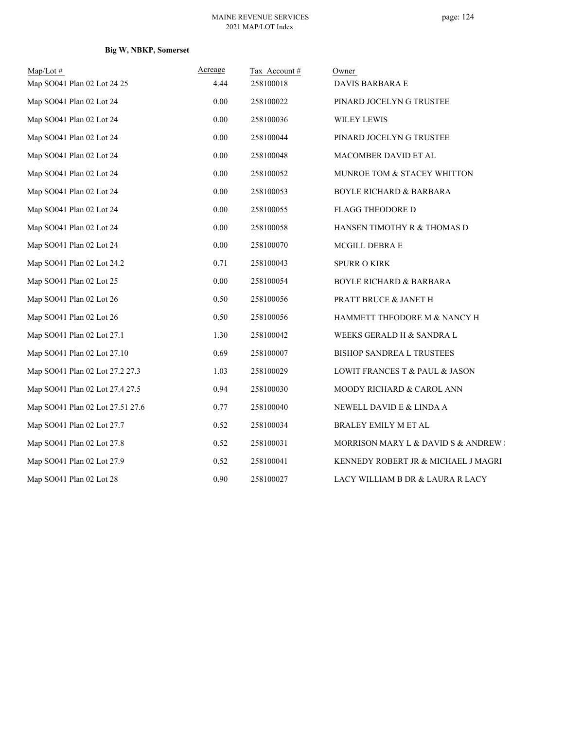**Big W, NBKP, Somerset**

| Map/Lot # | Acreage | Tax Account # | Owner |
|---|---|---|---|
| Map SO041 Plan 02 Lot 24 25 | 4.44 | 258100018 | DAVIS BARBARA E |
| Map SO041 Plan 02 Lot 24 | 0.00 | 258100022 | PINARD JOCELYN G TRUSTEE |
| Map SO041 Plan 02 Lot 24 | 0.00 | 258100036 | WILEY LEWIS |
| Map SO041 Plan 02 Lot 24 | 0.00 | 258100044 | PINARD JOCELYN G TRUSTEE |
| Map SO041 Plan 02 Lot 24 | 0.00 | 258100048 | MACOMBER DAVID ET AL |
| Map SO041 Plan 02 Lot 24 | 0.00 | 258100052 | MUNROE TOM & STACEY WHITTON |
| Map SO041 Plan 02 Lot 24 | 0.00 | 258100053 | BOYLE RICHARD & BARBARA |
| Map SO041 Plan 02 Lot 24 | 0.00 | 258100055 | FLAGG THEODORE D |
| Map SO041 Plan 02 Lot 24 | 0.00 | 258100058 | HANSEN TIMOTHY R & THOMAS D |
| Map SO041 Plan 02 Lot 24 | 0.00 | 258100070 | MCGILL DEBRA E |
| Map SO041 Plan 02 Lot 24.2 | 0.71 | 258100043 | SPURR O KIRK |
| Map SO041 Plan 02 Lot 25 | 0.00 | 258100054 | BOYLE RICHARD & BARBARA |
| Map SO041 Plan 02 Lot 26 | 0.50 | 258100056 | PRATT BRUCE & JANET H |
| Map SO041 Plan 02 Lot 26 | 0.50 | 258100056 | HAMMETT THEODORE M & NANCY H |
| Map SO041 Plan 02 Lot 27.1 | 1.30 | 258100042 | WEEKS GERALD H & SANDRA L |
| Map SO041 Plan 02 Lot 27.10 | 0.69 | 258100007 | BISHOP SANDREA L TRUSTEES |
| Map SO041 Plan 02 Lot 27.2 27.3 | 1.03 | 258100029 | LOWIT FRANCES T & PAUL & JASON |
| Map SO041 Plan 02 Lot 27.4 27.5 | 0.94 | 258100030 | MOODY RICHARD & CAROL ANN |
| Map SO041 Plan 02 Lot 27.51 27.6 | 0.77 | 258100040 | NEWELL DAVID E & LINDA A |
| Map SO041 Plan 02 Lot 27.7 | 0.52 | 258100034 | BRALEY EMILY M ET AL |
| Map SO041 Plan 02 Lot 27.8 | 0.52 | 258100031 | MORRISON MARY L & DAVID S & ANDREW |
| Map SO041 Plan 02 Lot 27.9 | 0.52 | 258100041 | KENNEDY ROBERT JR & MICHAEL J MAGRI |
| Map SO041 Plan 02 Lot 28 | 0.90 | 258100027 | LACY WILLIAM B DR & LAURA R LACY |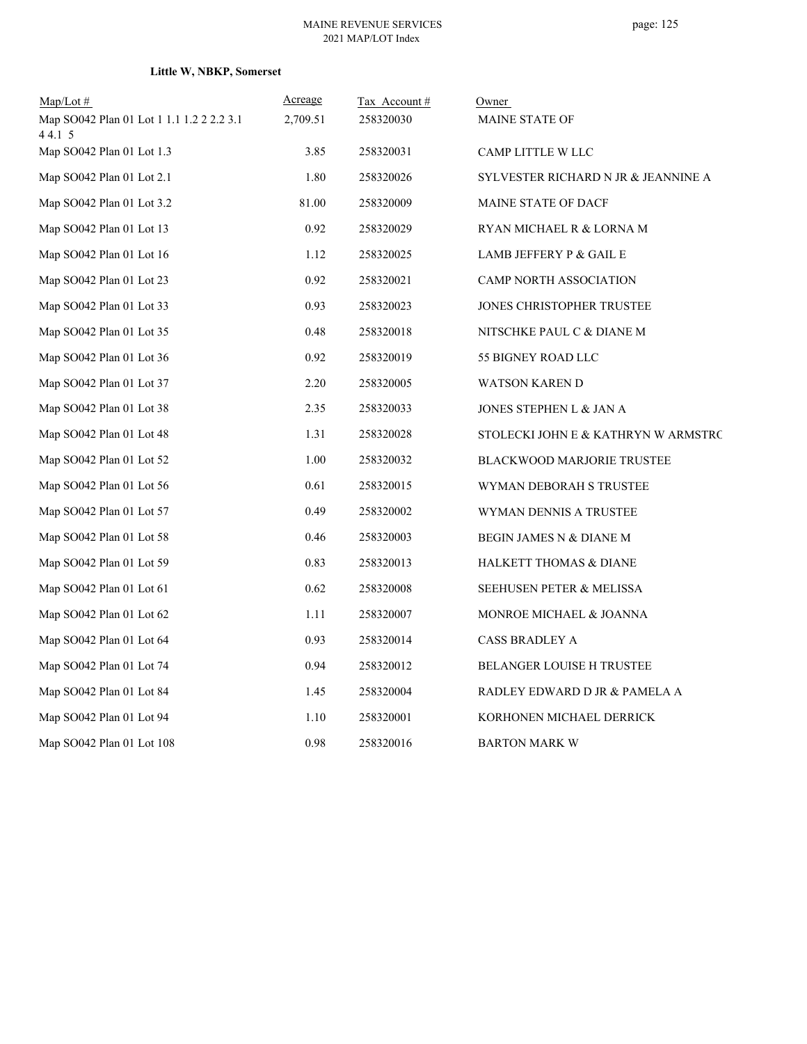**Little W, NBKP, Somerset**

| Map/Lot # | Acreage | Tax Account # | Owner |
|---|---|---|---|
| Map SO042 Plan 01 Lot 1 1.1 1.2 2 2.2 3.1 4 4.1 5 | 2,709.51 | 258320030 | MAINE STATE OF |
| Map SO042 Plan 01 Lot 1.3 | 3.85 | 258320031 | CAMP LITTLE W LLC |
| Map SO042 Plan 01 Lot 2.1 | 1.80 | 258320026 | SYLVESTER RICHARD N JR & JEANNINE A |
| Map SO042 Plan 01 Lot 3.2 | 81.00 | 258320009 | MAINE STATE OF DACF |
| Map SO042 Plan 01 Lot 13 | 0.92 | 258320029 | RYAN MICHAEL R & LORNA M |
| Map SO042 Plan 01 Lot 16 | 1.12 | 258320025 | LAMB JEFFERY P & GAIL E |
| Map SO042 Plan 01 Lot 23 | 0.92 | 258320021 | CAMP NORTH ASSOCIATION |
| Map SO042 Plan 01 Lot 33 | 0.93 | 258320023 | JONES CHRISTOPHER TRUSTEE |
| Map SO042 Plan 01 Lot 35 | 0.48 | 258320018 | NITSCHKE PAUL C & DIANE M |
| Map SO042 Plan 01 Lot 36 | 0.92 | 258320019 | 55 BIGNEY ROAD LLC |
| Map SO042 Plan 01 Lot 37 | 2.20 | 258320005 | WATSON KAREN D |
| Map SO042 Plan 01 Lot 38 | 2.35 | 258320033 | JONES STEPHEN L & JAN A |
| Map SO042 Plan 01 Lot 48 | 1.31 | 258320028 | STOLECKI JOHN E & KATHRYN W ARMSTRO |
| Map SO042 Plan 01 Lot 52 | 1.00 | 258320032 | BLACKWOOD MARJORIE TRUSTEE |
| Map SO042 Plan 01 Lot 56 | 0.61 | 258320015 | WYMAN DEBORAH S TRUSTEE |
| Map SO042 Plan 01 Lot 57 | 0.49 | 258320002 | WYMAN DENNIS A TRUSTEE |
| Map SO042 Plan 01 Lot 58 | 0.46 | 258320003 | BEGIN JAMES N & DIANE M |
| Map SO042 Plan 01 Lot 59 | 0.83 | 258320013 | HALKETT THOMAS & DIANE |
| Map SO042 Plan 01 Lot 61 | 0.62 | 258320008 | SEEHUSEN PETER & MELISSA |
| Map SO042 Plan 01 Lot 62 | 1.11 | 258320007 | MONROE MICHAEL & JOANNA |
| Map SO042 Plan 01 Lot 64 | 0.93 | 258320014 | CASS BRADLEY A |
| Map SO042 Plan 01 Lot 74 | 0.94 | 258320012 | BELANGER LOUISE H TRUSTEE |
| Map SO042 Plan 01 Lot 84 | 1.45 | 258320004 | RADLEY EDWARD D JR & PAMELA A |
| Map SO042 Plan 01 Lot 94 | 1.10 | 258320001 | KORHONEN MICHAEL DERRICK |
| Map SO042 Plan 01 Lot 108 | 0.98 | 258320016 | BARTON MARK W |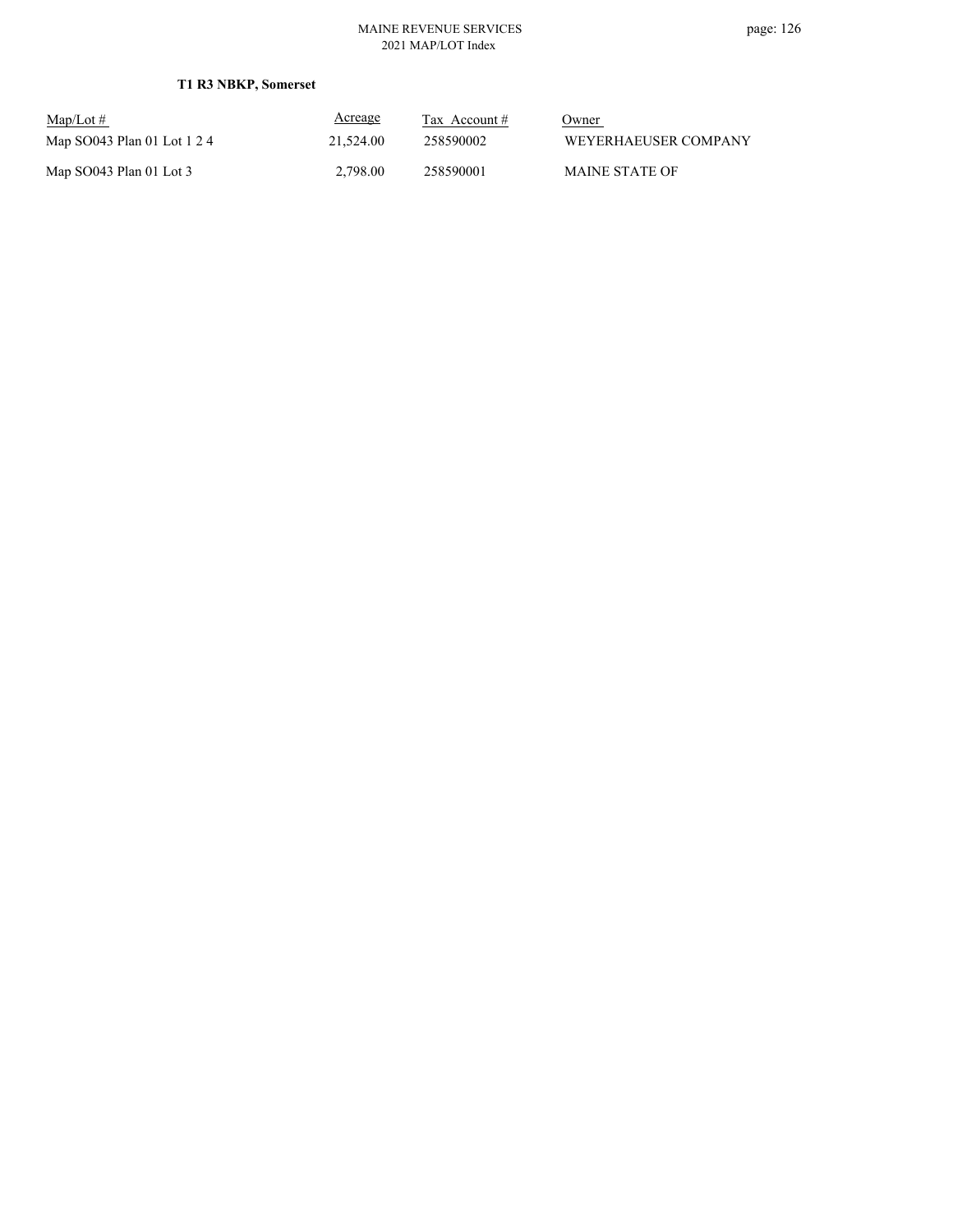**T1 R3 NBKP, Somerset**

| Map/Lot # | Acreage | Tax Account # | Owner |
|---|---|---|---|
| Map SO043 Plan 01 Lot 1 2 4 | 21,524.00 | 258590002 | WEYERHAEUSER COMPANY |
| Map SO043 Plan 01 Lot 3 | 2,798.00 | 258590001 | MAINE STATE OF |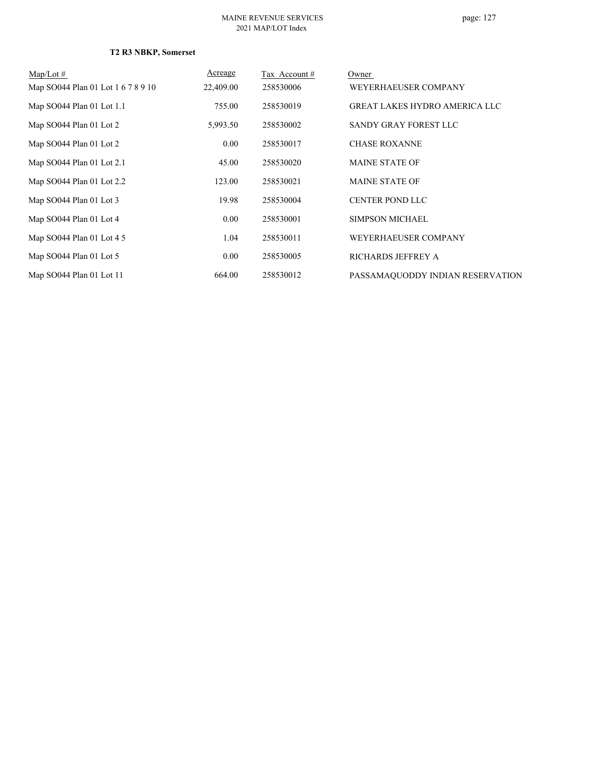**T2 R3 NBKP, Somerset**

| Map/Lot # | Acreage | Tax Account # | Owner |
|---|---|---|---|
| Map SO044 Plan 01 Lot 1 6 7 8 9 10 | 22,409.00 | 258530006 | WEYERHAEUSER COMPANY |
| Map SO044 Plan 01 Lot 1.1 | 755.00 | 258530019 | GREAT LAKES HYDRO AMERICA LLC |
| Map SO044 Plan 01 Lot 2 | 5,993.50 | 258530002 | SANDY GRAY FOREST LLC |
| Map SO044 Plan 01 Lot 2 | 0.00 | 258530017 | CHASE ROXANNE |
| Map SO044 Plan 01 Lot 2.1 | 45.00 | 258530020 | MAINE STATE OF |
| Map SO044 Plan 01 Lot 2.2 | 123.00 | 258530021 | MAINE STATE OF |
| Map SO044 Plan 01 Lot 3 | 19.98 | 258530004 | CENTER POND LLC |
| Map SO044 Plan 01 Lot 4 | 0.00 | 258530001 | SIMPSON MICHAEL |
| Map SO044 Plan 01 Lot 4 5 | 1.04 | 258530011 | WEYERHAEUSER COMPANY |
| Map SO044 Plan 01 Lot 5 | 0.00 | 258530005 | RICHARDS JEFFREY A |
| Map SO044 Plan 01 Lot 11 | 664.00 | 258530012 | PASSAMAQUODDY INDIAN RESERVATION |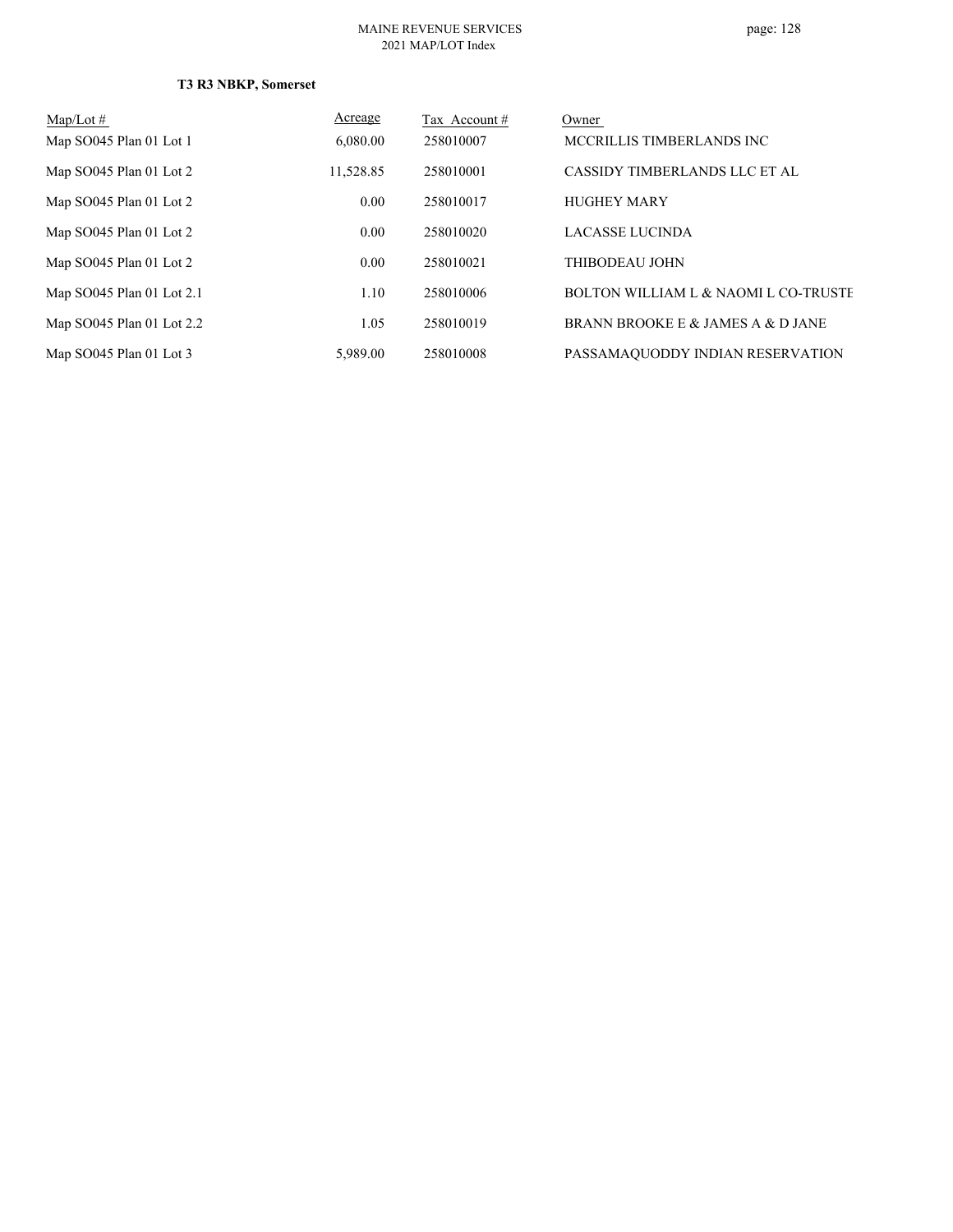**T3 R3 NBKP, Somerset**

| Map/Lot # | Acreage | Tax Account # | Owner |
|---|---|---|---|
| Map SO045 Plan 01 Lot 1 | 6,080.00 | 258010007 | MCCRILLIS TIMBERLANDS INC |
| Map SO045 Plan 01 Lot 2 | 11,528.85 | 258010001 | CASSIDY TIMBERLANDS LLC ET AL |
| Map SO045 Plan 01 Lot 2 | 0.00 | 258010017 | HUGHEY MARY |
| Map SO045 Plan 01 Lot 2 | 0.00 | 258010020 | LACASSE LUCINDA |
| Map SO045 Plan 01 Lot 2 | 0.00 | 258010021 | THIBODEAU JOHN |
| Map SO045 Plan 01 Lot 2.1 | 1.10 | 258010006 | BOLTON WILLIAM L & NAOMI L CO-TRUSTE |
| Map SO045 Plan 01 Lot 2.2 | 1.05 | 258010019 | BRANN BROOKE E & JAMES A & D JANE |
| Map SO045 Plan 01 Lot 3 | 5,989.00 | 258010008 | PASSAMAQUODDY INDIAN RESERVATION |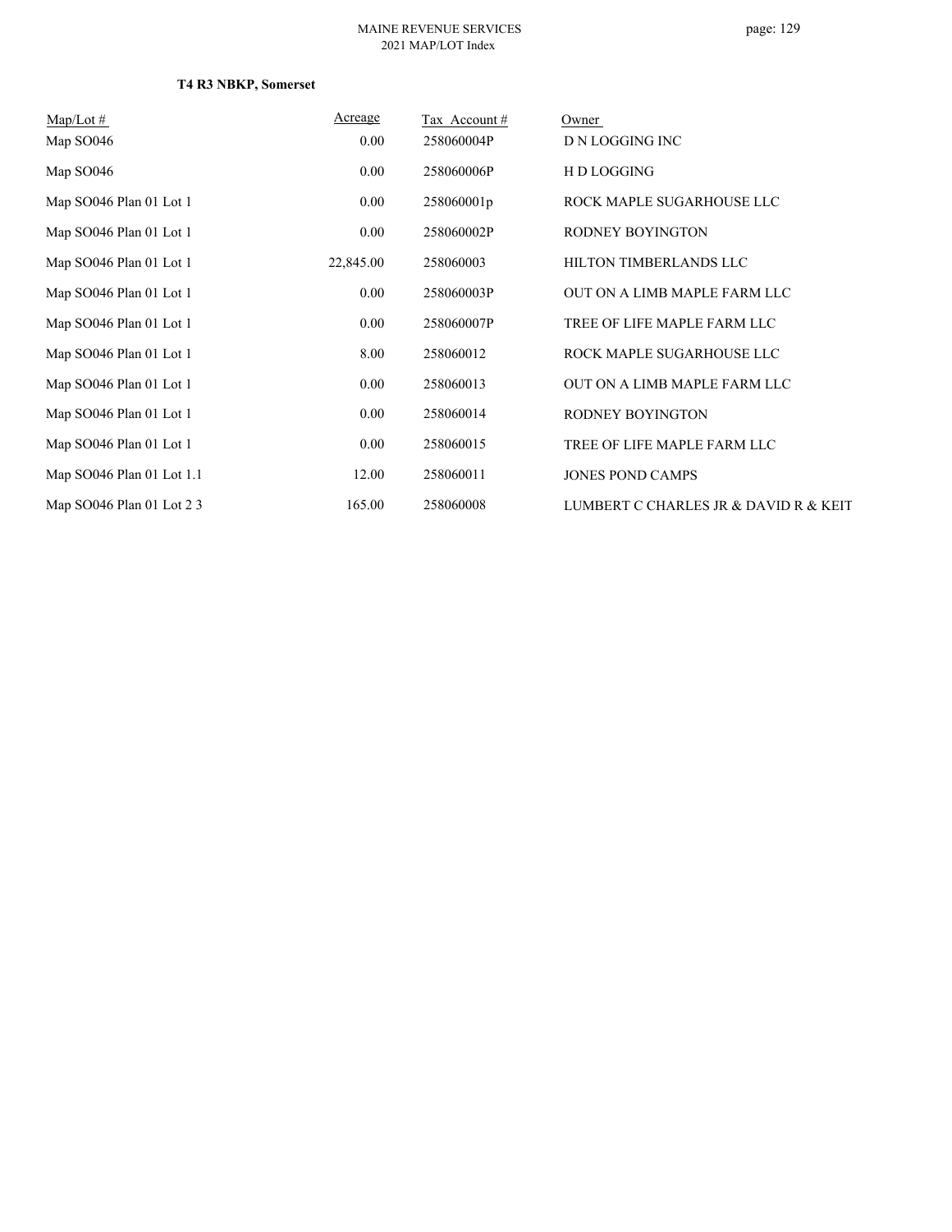**T4 R3 NBKP, Somerset**

| Map/Lot # | Acreage | Tax Account # | Owner |
|---|---|---|---|
| Map SO046 | 0.00 | 258060004P | D N LOGGING INC |
| Map SO046 | 0.00 | 258060006P | H D LOGGING |
| Map SO046 Plan 01 Lot 1 | 0.00 | 258060001p | ROCK MAPLE SUGARHOUSE LLC |
| Map SO046 Plan 01 Lot 1 | 0.00 | 258060002P | RODNEY BOYINGTON |
| Map SO046 Plan 01 Lot 1 | 22,845.00 | 258060003 | HILTON TIMBERLANDS LLC |
| Map SO046 Plan 01 Lot 1 | 0.00 | 258060003P | OUT ON A LIMB MAPLE FARM LLC |
| Map SO046 Plan 01 Lot 1 | 0.00 | 258060007P | TREE OF LIFE MAPLE FARM LLC |
| Map SO046 Plan 01 Lot 1 | 8.00 | 258060012 | ROCK MAPLE SUGARHOUSE LLC |
| Map SO046 Plan 01 Lot 1 | 0.00 | 258060013 | OUT ON A LIMB MAPLE FARM LLC |
| Map SO046 Plan 01 Lot 1 | 0.00 | 258060014 | RODNEY BOYINGTON |
| Map SO046 Plan 01 Lot 1 | 0.00 | 258060015 | TREE OF LIFE MAPLE FARM LLC |
| Map SO046 Plan 01 Lot 1.1 | 12.00 | 258060011 | JONES POND CAMPS |
| Map SO046 Plan 01 Lot 2 3 | 165.00 | 258060008 | LUMBERT C CHARLES JR & DAVID R & KEIT |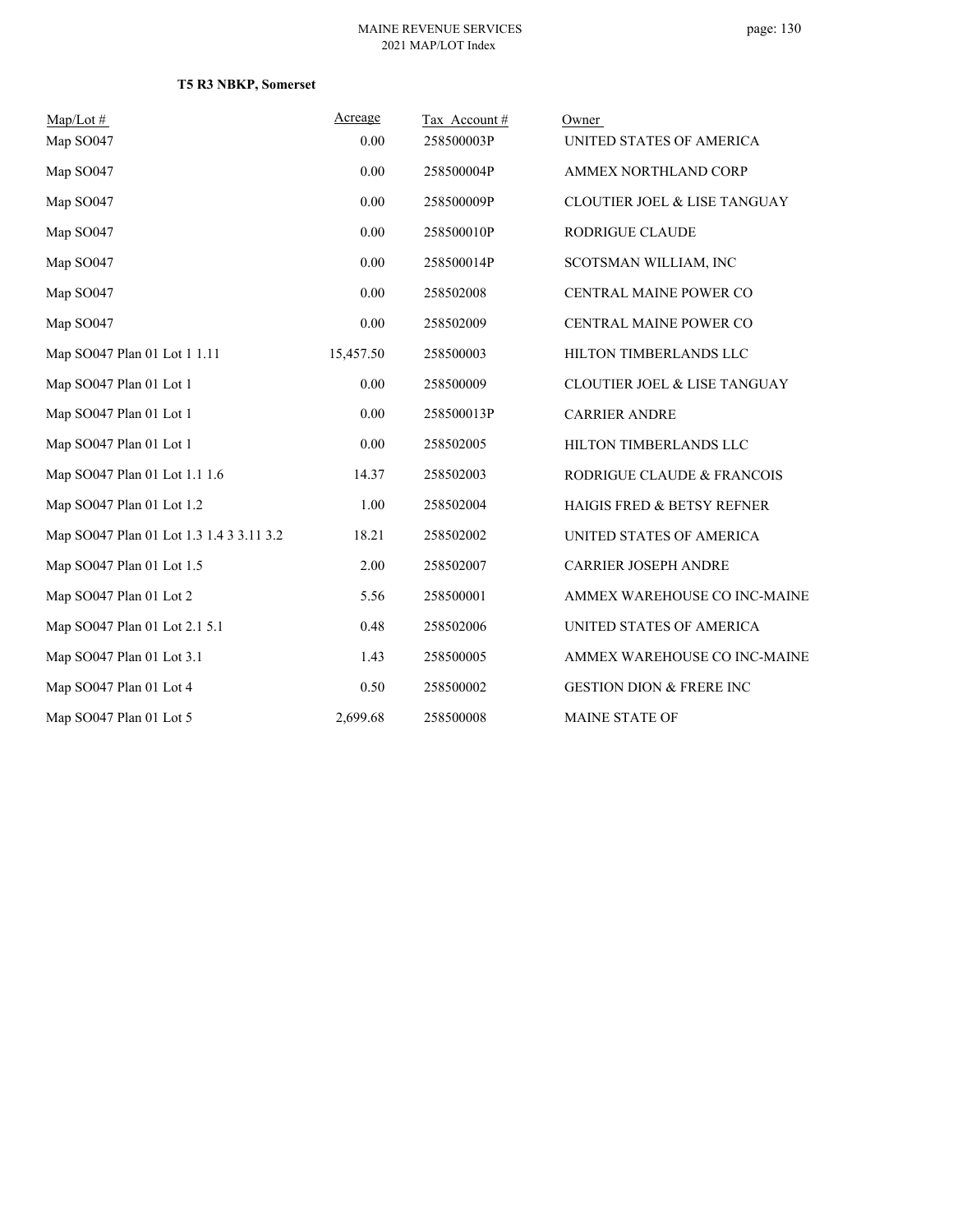**T5 R3 NBKP, Somerset**

| Map/Lot # | Acreage | Tax Account # | Owner |
|---|---|---|---|
| Map SO047 | 0.00 | 258500003P | UNITED STATES OF AMERICA |
| Map SO047 | 0.00 | 258500004P | AMMEX NORTHLAND CORP |
| Map SO047 | 0.00 | 258500009P | CLOUTIER JOEL & LISE TANGUAY |
| Map SO047 | 0.00 | 258500010P | RODRIGUE CLAUDE |
| Map SO047 | 0.00 | 258500014P | SCOTSMAN WILLIAM, INC |
| Map SO047 | 0.00 | 258502008 | CENTRAL MAINE POWER CO |
| Map SO047 | 0.00 | 258502009 | CENTRAL MAINE POWER CO |
| Map SO047 Plan 01 Lot 1 1.11 | 15,457.50 | 258500003 | HILTON TIMBERLANDS LLC |
| Map SO047 Plan 01 Lot 1 | 0.00 | 258500009 | CLOUTIER JOEL & LISE TANGUAY |
| Map SO047 Plan 01 Lot 1 | 0.00 | 258500013P | CARRIER ANDRE |
| Map SO047 Plan 01 Lot 1 | 0.00 | 258502005 | HILTON TIMBERLANDS LLC |
| Map SO047 Plan 01 Lot 1.1 1.6 | 14.37 | 258502003 | RODRIGUE CLAUDE & FRANCOIS |
| Map SO047 Plan 01 Lot 1.2 | 1.00 | 258502004 | HAIGIS FRED & BETSY REFNER |
| Map SO047 Plan 01 Lot 1.3 1.4 3 3.11 3.2 | 18.21 | 258502002 | UNITED STATES OF AMERICA |
| Map SO047 Plan 01 Lot 1.5 | 2.00 | 258502007 | CARRIER JOSEPH ANDRE |
| Map SO047 Plan 01 Lot 2 | 5.56 | 258500001 | AMMEX WAREHOUSE CO INC-MAINE |
| Map SO047 Plan 01 Lot 2.1 5.1 | 0.48 | 258502006 | UNITED STATES OF AMERICA |
| Map SO047 Plan 01 Lot 3.1 | 1.43 | 258500005 | AMMEX WAREHOUSE CO INC-MAINE |
| Map SO047 Plan 01 Lot 4 | 0.50 | 258500002 | GESTION DION & FRERE INC |
| Map SO047 Plan 01 Lot 5 | 2,699.68 | 258500008 | MAINE STATE OF |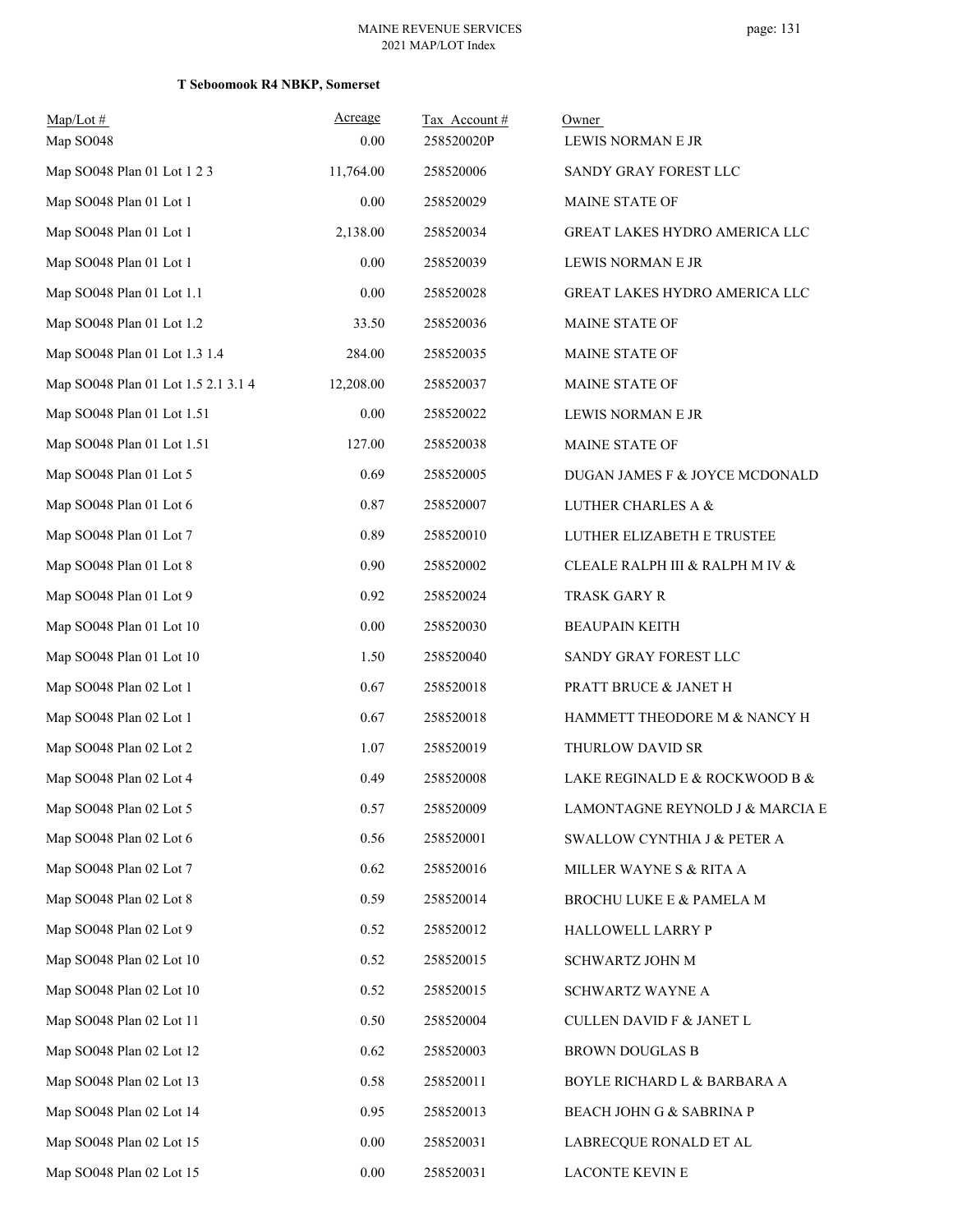## T Seboomook R4 NBKP, Somerset

| Map/Lot # | Acreage | Tax Account # | Owner |
|---|---|---|---|
| Map SO048 | 0.00 | 258520020P | LEWIS NORMAN E JR |
| Map SO048 Plan 01 Lot 1 2 3 | 11,764.00 | 258520006 | SANDY GRAY FOREST LLC |
| Map SO048 Plan 01 Lot 1 | 0.00 | 258520029 | MAINE STATE OF |
| Map SO048 Plan 01 Lot 1 | 2,138.00 | 258520034 | GREAT LAKES HYDRO AMERICA LLC |
| Map SO048 Plan 01 Lot 1 | 0.00 | 258520039 | LEWIS NORMAN E JR |
| Map SO048 Plan 01 Lot 1.1 | 0.00 | 258520028 | GREAT LAKES HYDRO AMERICA LLC |
| Map SO048 Plan 01 Lot 1.2 | 33.50 | 258520036 | MAINE STATE OF |
| Map SO048 Plan 01 Lot 1.3 1.4 | 284.00 | 258520035 | MAINE STATE OF |
| Map SO048 Plan 01 Lot 1.5 2.1 3.1 4 | 12,208.00 | 258520037 | MAINE STATE OF |
| Map SO048 Plan 01 Lot 1.51 | 0.00 | 258520022 | LEWIS NORMAN E JR |
| Map SO048 Plan 01 Lot 1.51 | 127.00 | 258520038 | MAINE STATE OF |
| Map SO048 Plan 01 Lot 5 | 0.69 | 258520005 | DUGAN JAMES F & JOYCE MCDONALD |
| Map SO048 Plan 01 Lot 6 | 0.87 | 258520007 | LUTHER CHARLES A & |
| Map SO048 Plan 01 Lot 7 | 0.89 | 258520010 | LUTHER ELIZABETH E TRUSTEE |
| Map SO048 Plan 01 Lot 8 | 0.90 | 258520002 | CLEALE RALPH III & RALPH M IV & |
| Map SO048 Plan 01 Lot 9 | 0.92 | 258520024 | TRASK GARY R |
| Map SO048 Plan 01 Lot 10 | 0.00 | 258520030 | BEAUPAIN KEITH |
| Map SO048 Plan 01 Lot 10 | 1.50 | 258520040 | SANDY GRAY FOREST LLC |
| Map SO048 Plan 02 Lot 1 | 0.67 | 258520018 | PRATT BRUCE & JANET H |
| Map SO048 Plan 02 Lot 1 | 0.67 | 258520018 | HAMMETT THEODORE M & NANCY H |
| Map SO048 Plan 02 Lot 2 | 1.07 | 258520019 | THURLOW DAVID SR |
| Map SO048 Plan 02 Lot 4 | 0.49 | 258520008 | LAKE REGINALD E & ROCKWOOD B & |
| Map SO048 Plan 02 Lot 5 | 0.57 | 258520009 | LAMONTAGNE REYNOLD J & MARCIA E |
| Map SO048 Plan 02 Lot 6 | 0.56 | 258520001 | SWALLOW CYNTHIA J & PETER A |
| Map SO048 Plan 02 Lot 7 | 0.62 | 258520016 | MILLER WAYNE S & RITA A |
| Map SO048 Plan 02 Lot 8 | 0.59 | 258520014 | BROCHU LUKE E & PAMELA M |
| Map SO048 Plan 02 Lot 9 | 0.52 | 258520012 | HALLOWELL LARRY P |
| Map SO048 Plan 02 Lot 10 | 0.52 | 258520015 | SCHWARTZ JOHN M |
| Map SO048 Plan 02 Lot 10 | 0.52 | 258520015 | SCHWARTZ WAYNE A |
| Map SO048 Plan 02 Lot 11 | 0.50 | 258520004 | CULLEN DAVID F & JANET L |
| Map SO048 Plan 02 Lot 12 | 0.62 | 258520003 | BROWN DOUGLAS B |
| Map SO048 Plan 02 Lot 13 | 0.58 | 258520011 | BOYLE RICHARD L & BARBARA A |
| Map SO048 Plan 02 Lot 14 | 0.95 | 258520013 | BEACH JOHN G & SABRINA P |
| Map SO048 Plan 02 Lot 15 | 0.00 | 258520031 | LABRECQUE RONALD ET AL |
| Map SO048 Plan 02 Lot 15 | 0.00 | 258520031 | LACONTE KEVIN E |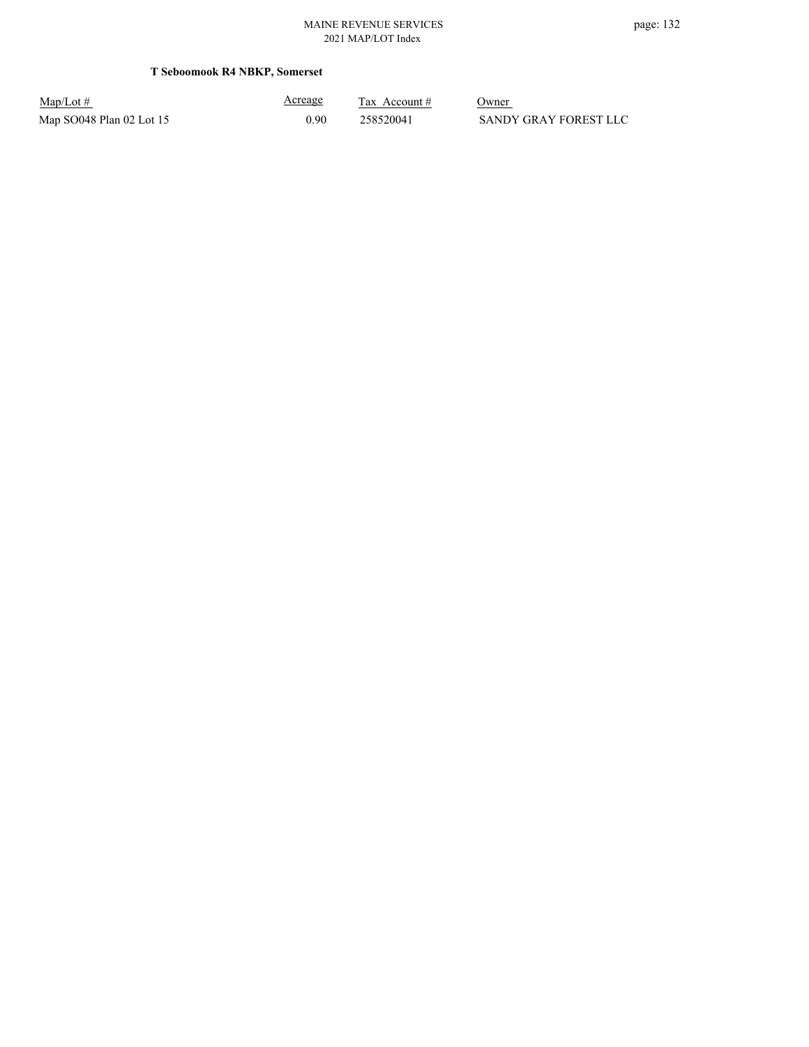**T Seboomook R4 NBKP, Somerset**

| Map/Lot # | Acreage | Tax Account # | Owner |
| --- | --- | --- | --- |
| Map SO048 Plan 02 Lot 15 | 0.90 | 258520041 | SANDY GRAY FOREST LLC |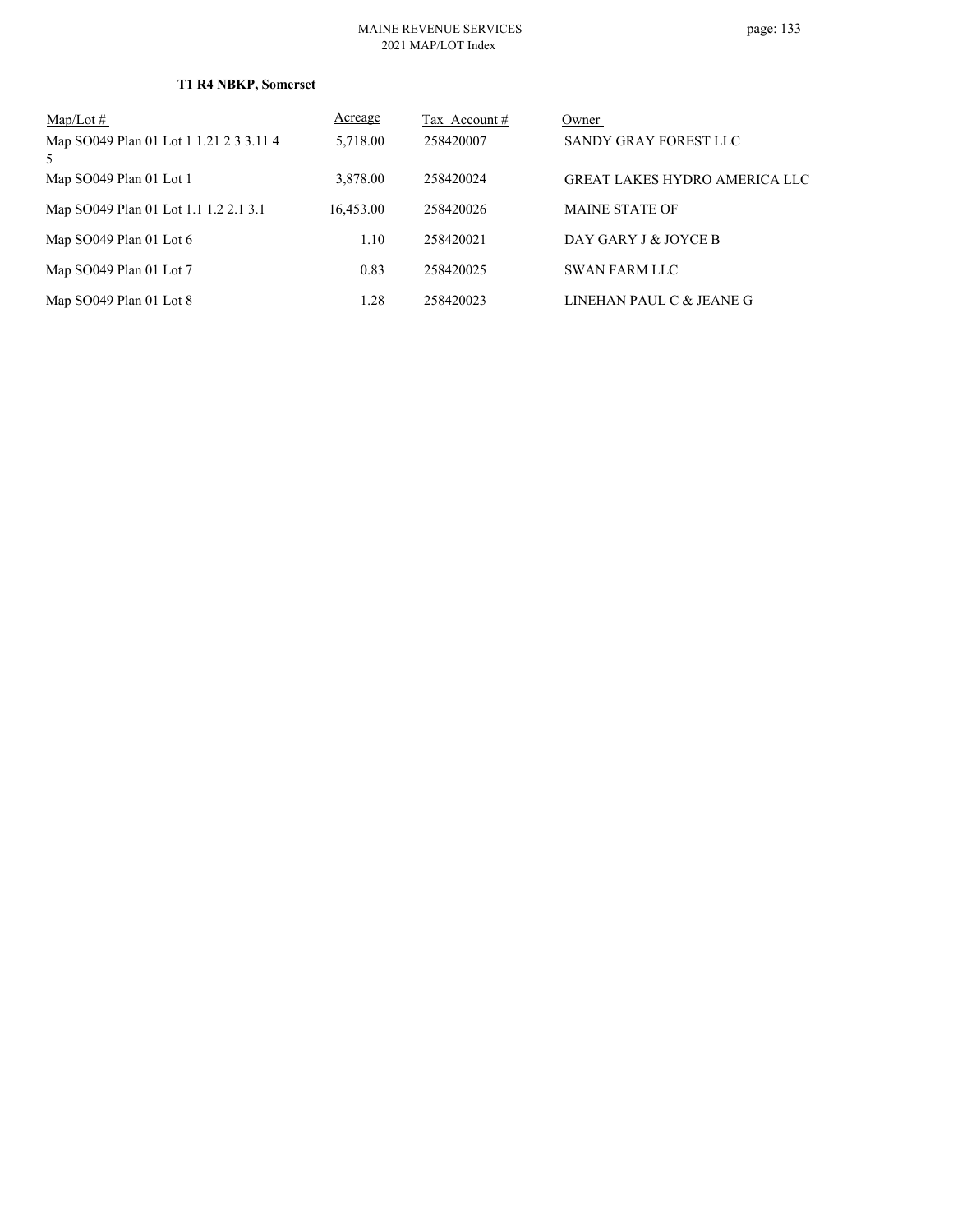**T1 R4 NBKP, Somerset**

| Map/Lot # | Acreage | Tax Account # | Owner |
|---|---|---|---|
| Map SO049 Plan 01 Lot 1 1.21 2 3 3.11 4 5 | 5,718.00 | 258420007 | SANDY GRAY FOREST LLC |
| Map SO049 Plan 01 Lot 1 | 3,878.00 | 258420024 | GREAT LAKES HYDRO AMERICA LLC |
| Map SO049 Plan 01 Lot 1.1 1.2 2.1 3.1 | 16,453.00 | 258420026 | MAINE STATE OF |
| Map SO049 Plan 01 Lot 6 | 1.10 | 258420021 | DAY GARY J & JOYCE B |
| Map SO049 Plan 01 Lot 7 | 0.83 | 258420025 | SWAN FARM LLC |
| Map SO049 Plan 01 Lot 8 | 1.28 | 258420023 | LINEHAN PAUL C & JEANE G |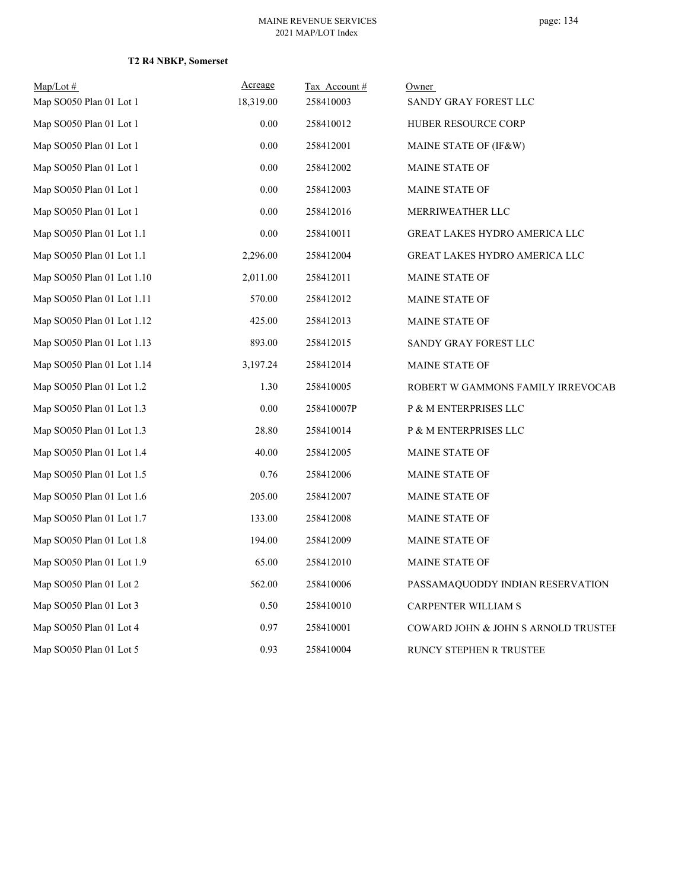**T2 R4 NBKP, Somerset**

| Map/Lot # | Acreage | Tax Account # | Owner |
|---|---|---|---|
| Map SO050 Plan 01 Lot 1 | 18,319.00 | 258410003 | SANDY GRAY FOREST LLC |
| Map SO050 Plan 01 Lot 1 | 0.00 | 258410012 | HUBER RESOURCE CORP |
| Map SO050 Plan 01 Lot 1 | 0.00 | 258412001 | MAINE STATE OF (IF&W) |
| Map SO050 Plan 01 Lot 1 | 0.00 | 258412002 | MAINE STATE OF |
| Map SO050 Plan 01 Lot 1 | 0.00 | 258412003 | MAINE STATE OF |
| Map SO050 Plan 01 Lot 1 | 0.00 | 258412016 | MERRIWEATHER LLC |
| Map SO050 Plan 01 Lot 1.1 | 0.00 | 258410011 | GREAT LAKES HYDRO AMERICA LLC |
| Map SO050 Plan 01 Lot 1.1 | 2,296.00 | 258412004 | GREAT LAKES HYDRO AMERICA LLC |
| Map SO050 Plan 01 Lot 1.10 | 2,011.00 | 258412011 | MAINE STATE OF |
| Map SO050 Plan 01 Lot 1.11 | 570.00 | 258412012 | MAINE STATE OF |
| Map SO050 Plan 01 Lot 1.12 | 425.00 | 258412013 | MAINE STATE OF |
| Map SO050 Plan 01 Lot 1.13 | 893.00 | 258412015 | SANDY GRAY FOREST LLC |
| Map SO050 Plan 01 Lot 1.14 | 3,197.24 | 258412014 | MAINE STATE OF |
| Map SO050 Plan 01 Lot 1.2 | 1.30 | 258410005 | ROBERT W GAMMONS FAMILY IRREVOCAB |
| Map SO050 Plan 01 Lot 1.3 | 0.00 | 258410007P | P & M ENTERPRISES LLC |
| Map SO050 Plan 01 Lot 1.3 | 28.80 | 258410014 | P & M ENTERPRISES LLC |
| Map SO050 Plan 01 Lot 1.4 | 40.00 | 258412005 | MAINE STATE OF |
| Map SO050 Plan 01 Lot 1.5 | 0.76 | 258412006 | MAINE STATE OF |
| Map SO050 Plan 01 Lot 1.6 | 205.00 | 258412007 | MAINE STATE OF |
| Map SO050 Plan 01 Lot 1.7 | 133.00 | 258412008 | MAINE STATE OF |
| Map SO050 Plan 01 Lot 1.8 | 194.00 | 258412009 | MAINE STATE OF |
| Map SO050 Plan 01 Lot 1.9 | 65.00 | 258412010 | MAINE STATE OF |
| Map SO050 Plan 01 Lot 2 | 562.00 | 258410006 | PASSAMAQUODDY INDIAN RESERVATION |
| Map SO050 Plan 01 Lot 3 | 0.50 | 258410010 | CARPENTER WILLIAM S |
| Map SO050 Plan 01 Lot 4 | 0.97 | 258410001 | COWARD JOHN & JOHN S ARNOLD TRUSTEE |
| Map SO050 Plan 01 Lot 5 | 0.93 | 258410004 | RUNCY STEPHEN R TRUSTEE |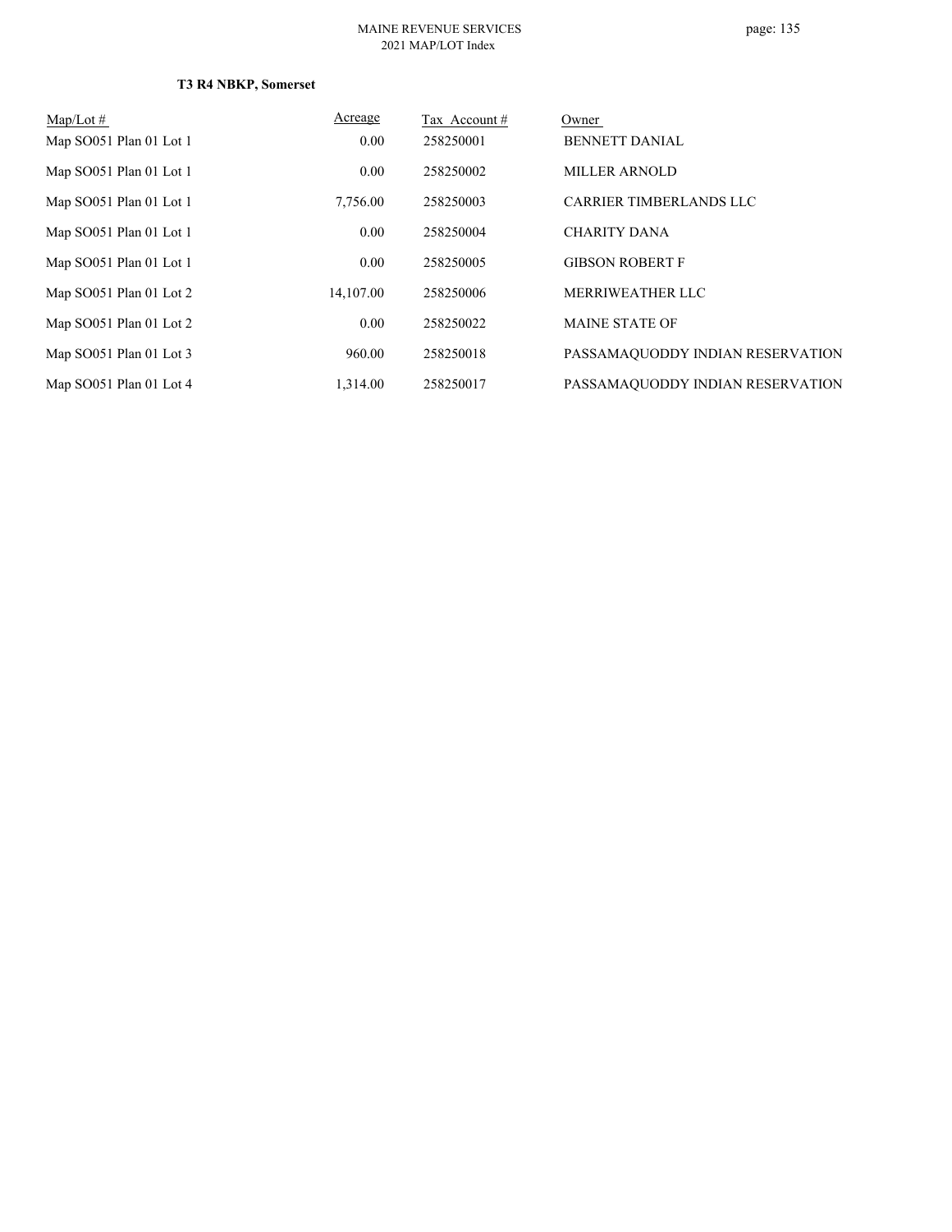**T3 R4 NBKP, Somerset**

| Map/Lot # | Acreage | Tax Account # | Owner |
|---|---|---|---|
| Map SO051 Plan 01 Lot 1 | 0.00 | 258250001 | BENNETT DANIAL |
| Map SO051 Plan 01 Lot 1 | 0.00 | 258250002 | MILLER ARNOLD |
| Map SO051 Plan 01 Lot 1 | 7,756.00 | 258250003 | CARRIER TIMBERLANDS LLC |
| Map SO051 Plan 01 Lot 1 | 0.00 | 258250004 | CHARITY DANA |
| Map SO051 Plan 01 Lot 1 | 0.00 | 258250005 | GIBSON ROBERT F |
| Map SO051 Plan 01 Lot 2 | 14,107.00 | 258250006 | MERRIWEATHER LLC |
| Map SO051 Plan 01 Lot 2 | 0.00 | 258250022 | MAINE STATE OF |
| Map SO051 Plan 01 Lot 3 | 960.00 | 258250018 | PASSAMAQUODDY INDIAN RESERVATION |
| Map SO051 Plan 01 Lot 4 | 1,314.00 | 258250017 | PASSAMAQUODDY INDIAN RESERVATION |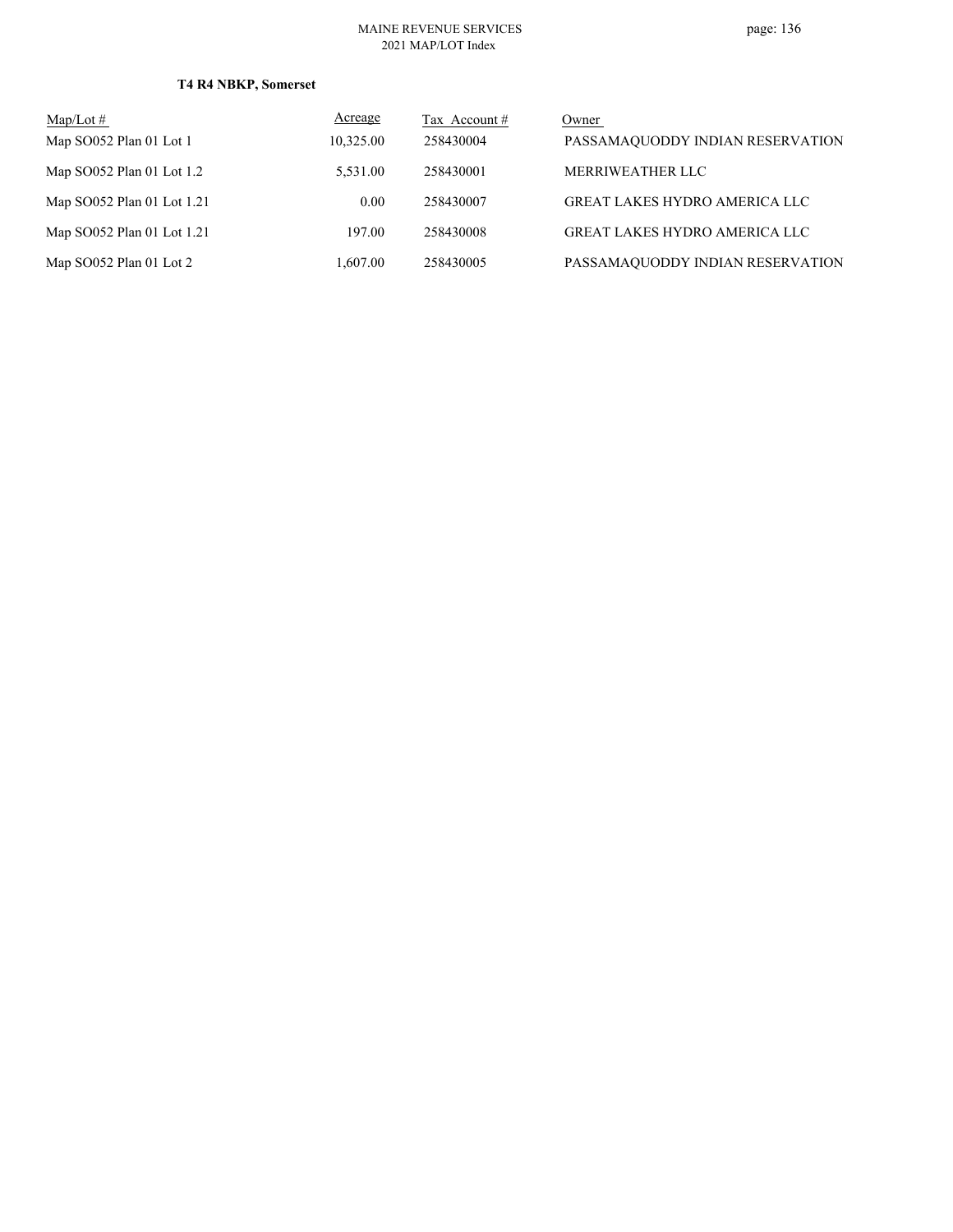**T4 R4 NBKP, Somerset**

| Map/Lot # | Acreage | Tax Account # | Owner |
|---|---|---|---|
| Map SO052 Plan 01 Lot 1 | 10,325.00 | 258430004 | PASSAMAQUODDY INDIAN RESERVATION |
| Map SO052 Plan 01 Lot 1.2 | 5,531.00 | 258430001 | MERRIWEATHER LLC |
| Map SO052 Plan 01 Lot 1.21 | 0.00 | 258430007 | GREAT LAKES HYDRO AMERICA LLC |
| Map SO052 Plan 01 Lot 1.21 | 197.00 | 258430008 | GREAT LAKES HYDRO AMERICA LLC |
| Map SO052 Plan 01 Lot 2 | 1,607.00 | 258430005 | PASSAMAQUODDY INDIAN RESERVATION |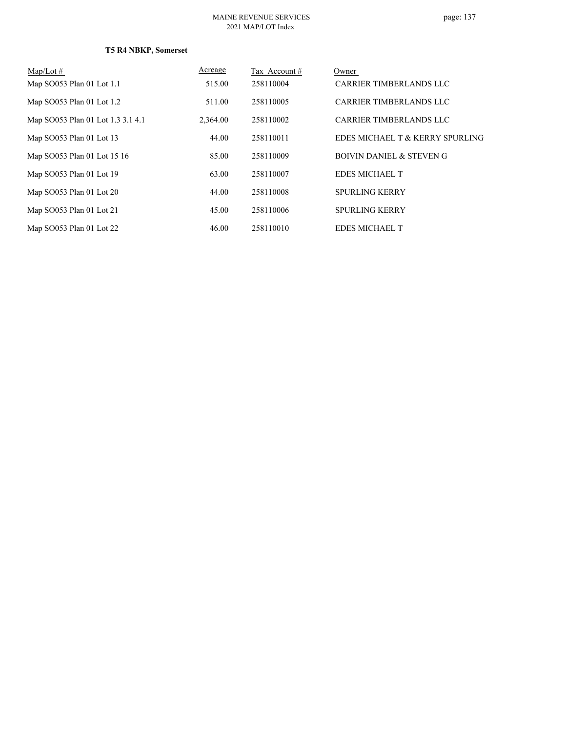**T5 R4 NBKP, Somerset**

| Map/Lot # | Acreage | Tax Account # | Owner |
|---|---|---|---|
| Map SO053 Plan 01 Lot 1.1 | 515.00 | 258110004 | CARRIER TIMBERLANDS LLC |
| Map SO053 Plan 01 Lot 1.2 | 511.00 | 258110005 | CARRIER TIMBERLANDS LLC |
| Map SO053 Plan 01 Lot 1.3 3.1 4.1 | 2,364.00 | 258110002 | CARRIER TIMBERLANDS LLC |
| Map SO053 Plan 01 Lot 13 | 44.00 | 258110011 | EDES MICHAEL T & KERRY SPURLING |
| Map SO053 Plan 01 Lot 15 16 | 85.00 | 258110009 | BOIVIN DANIEL & STEVEN G |
| Map SO053 Plan 01 Lot 19 | 63.00 | 258110007 | EDES MICHAEL T |
| Map SO053 Plan 01 Lot 20 | 44.00 | 258110008 | SPURLING KERRY |
| Map SO053 Plan 01 Lot 21 | 45.00 | 258110006 | SPURLING KERRY |
| Map SO053 Plan 01 Lot 22 | 46.00 | 258110010 | EDES MICHAEL T |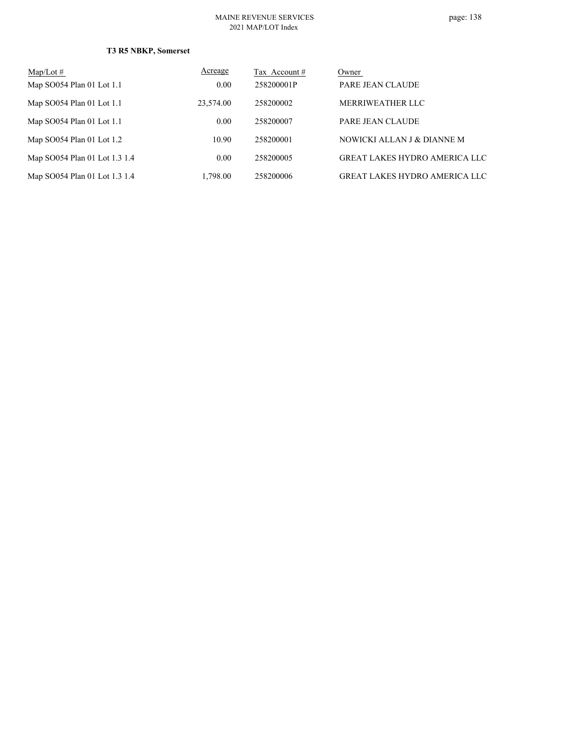**T3 R5 NBKP, Somerset**

| Map/Lot # | Acreage | Tax Account # | Owner |
|---|---|---|---|
| Map SO054 Plan 01 Lot 1.1 | 0.00 | 258200001P | PARE JEAN CLAUDE |
| Map SO054 Plan 01 Lot 1.1 | 23,574.00 | 258200002 | MERRIWEATHER LLC |
| Map SO054 Plan 01 Lot 1.1 | 0.00 | 258200007 | PARE JEAN CLAUDE |
| Map SO054 Plan 01 Lot 1.2 | 10.90 | 258200001 | NOWICKI ALLAN J & DIANNE M |
| Map SO054 Plan 01 Lot 1.3 1.4 | 0.00 | 258200005 | GREAT LAKES HYDRO AMERICA LLC |
| Map SO054 Plan 01 Lot 1.3 1.4 | 1,798.00 | 258200006 | GREAT LAKES HYDRO AMERICA LLC |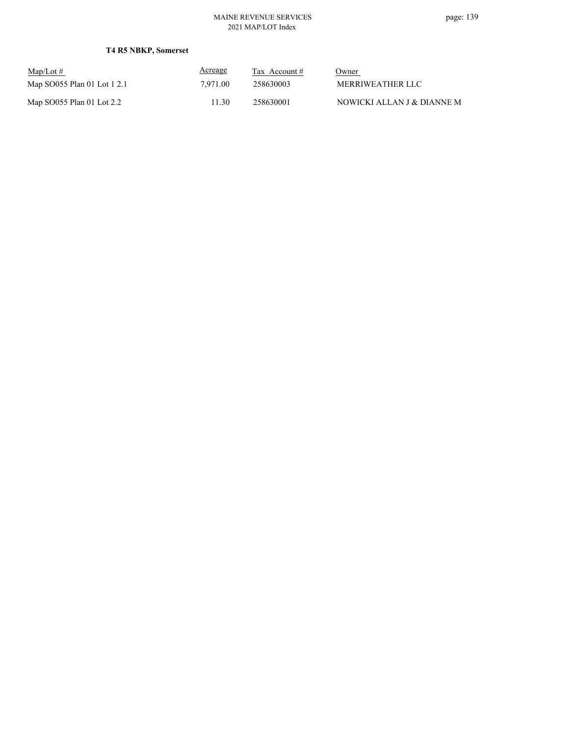**T4 R5 NBKP, Somerset**

| Map/Lot # | Acreage | Tax Account # | Owner |
|---|---|---|---|
| Map SO055 Plan 01 Lot 1 2.1 | 7,971.00 | 258630003 | MERRIWEATHER LLC |
| Map SO055 Plan 01 Lot 2.2 | 11.30 | 258630001 | NOWICKI ALLAN J & DIANNE M |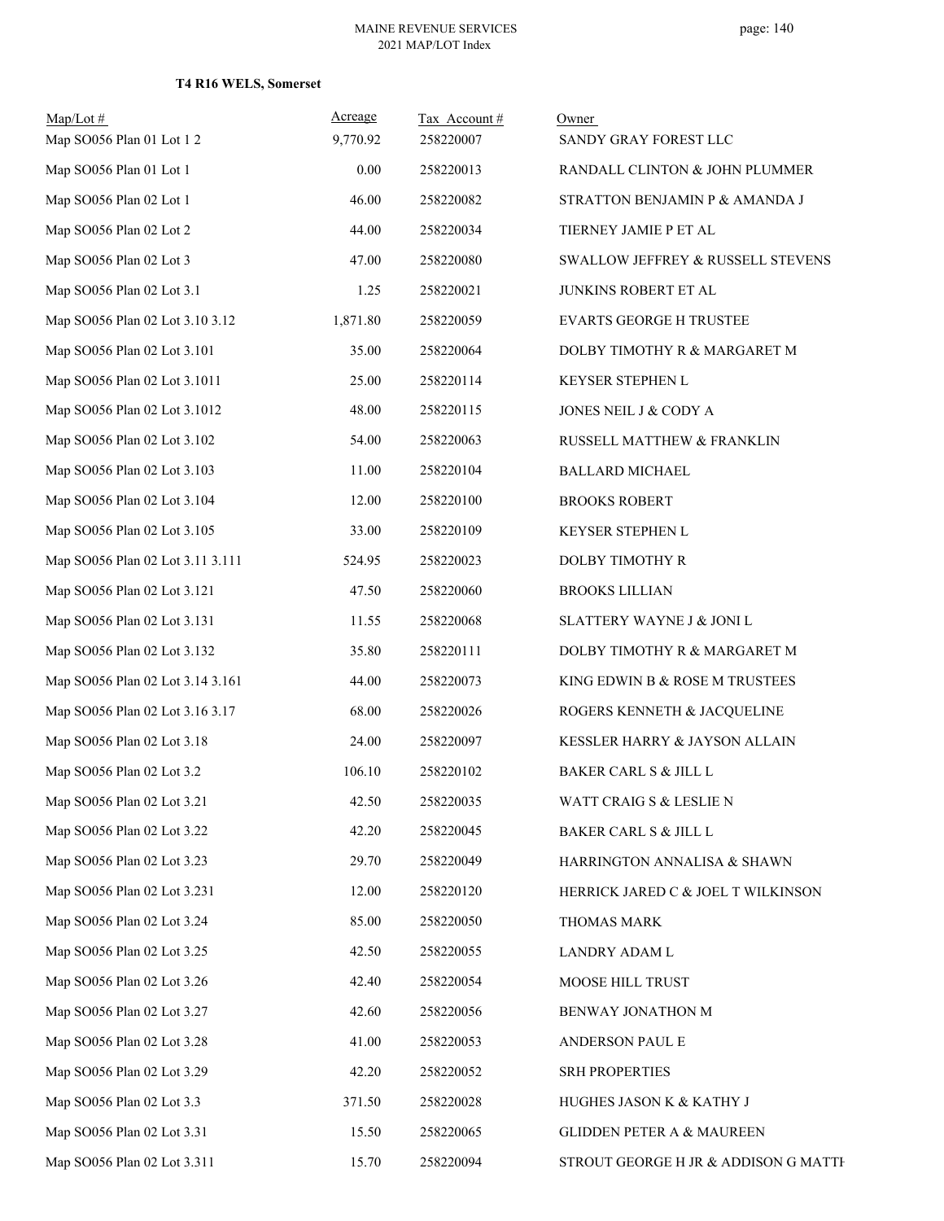**T4 R16 WELS, Somerset**

| Map/Lot # | Acreage | Tax Account # | Owner |
|---|---|---|---|
| Map SO056 Plan 01 Lot 1 2 | 9,770.92 | 258220007 | SANDY GRAY FOREST LLC |
| Map SO056 Plan 01 Lot 1 | 0.00 | 258220013 | RANDALL CLINTON & JOHN PLUMMER |
| Map SO056 Plan 02 Lot 1 | 46.00 | 258220082 | STRATTON BENJAMIN P & AMANDA J |
| Map SO056 Plan 02 Lot 2 | 44.00 | 258220034 | TIERNEY JAMIE P ET AL |
| Map SO056 Plan 02 Lot 3 | 47.00 | 258220080 | SWALLOW JEFFREY & RUSSELL STEVENS |
| Map SO056 Plan 02 Lot 3.1 | 1.25 | 258220021 | JUNKINS ROBERT ET AL |
| Map SO056 Plan 02 Lot 3.10 3.12 | 1,871.80 | 258220059 | EVARTS GEORGE H TRUSTEE |
| Map SO056 Plan 02 Lot 3.101 | 35.00 | 258220064 | DOLBY TIMOTHY R & MARGARET M |
| Map SO056 Plan 02 Lot 3.1011 | 25.00 | 258220114 | KEYSER STEPHEN L |
| Map SO056 Plan 02 Lot 3.1012 | 48.00 | 258220115 | JONES NEIL J & CODY A |
| Map SO056 Plan 02 Lot 3.102 | 54.00 | 258220063 | RUSSELL MATTHEW & FRANKLIN |
| Map SO056 Plan 02 Lot 3.103 | 11.00 | 258220104 | BALLARD MICHAEL |
| Map SO056 Plan 02 Lot 3.104 | 12.00 | 258220100 | BROOKS ROBERT |
| Map SO056 Plan 02 Lot 3.105 | 33.00 | 258220109 | KEYSER STEPHEN L |
| Map SO056 Plan 02 Lot 3.11 3.111 | 524.95 | 258220023 | DOLBY TIMOTHY R |
| Map SO056 Plan 02 Lot 3.121 | 47.50 | 258220060 | BROOKS LILLIAN |
| Map SO056 Plan 02 Lot 3.131 | 11.55 | 258220068 | SLATTERY WAYNE J & JONI L |
| Map SO056 Plan 02 Lot 3.132 | 35.80 | 258220111 | DOLBY TIMOTHY R & MARGARET M |
| Map SO056 Plan 02 Lot 3.14 3.161 | 44.00 | 258220073 | KING EDWIN B & ROSE M TRUSTEES |
| Map SO056 Plan 02 Lot 3.16 3.17 | 68.00 | 258220026 | ROGERS KENNETH & JACQUELINE |
| Map SO056 Plan 02 Lot 3.18 | 24.00 | 258220097 | KESSLER HARRY & JAYSON ALLAIN |
| Map SO056 Plan 02 Lot 3.2 | 106.10 | 258220102 | BAKER CARL S & JILL L |
| Map SO056 Plan 02 Lot 3.21 | 42.50 | 258220035 | WATT CRAIG S & LESLIE N |
| Map SO056 Plan 02 Lot 3.22 | 42.20 | 258220045 | BAKER CARL S & JILL L |
| Map SO056 Plan 02 Lot 3.23 | 29.70 | 258220049 | HARRINGTON ANNALISA & SHAWN |
| Map SO056 Plan 02 Lot 3.231 | 12.00 | 258220120 | HERRICK JARED C & JOEL T WILKINSON |
| Map SO056 Plan 02 Lot 3.24 | 85.00 | 258220050 | THOMAS MARK |
| Map SO056 Plan 02 Lot 3.25 | 42.50 | 258220055 | LANDRY ADAM L |
| Map SO056 Plan 02 Lot 3.26 | 42.40 | 258220054 | MOOSE HILL TRUST |
| Map SO056 Plan 02 Lot 3.27 | 42.60 | 258220056 | BENWAY JONATHON M |
| Map SO056 Plan 02 Lot 3.28 | 41.00 | 258220053 | ANDERSON PAUL E |
| Map SO056 Plan 02 Lot 3.29 | 42.20 | 258220052 | SRH PROPERTIES |
| Map SO056 Plan 02 Lot 3.3 | 371.50 | 258220028 | HUGHES JASON K & KATHY J |
| Map SO056 Plan 02 Lot 3.31 | 15.50 | 258220065 | GLIDDEN PETER A & MAUREEN |
| Map SO056 Plan 02 Lot 3.311 | 15.70 | 258220094 | STROUT GEORGE H JR & ADDISON G MATTH |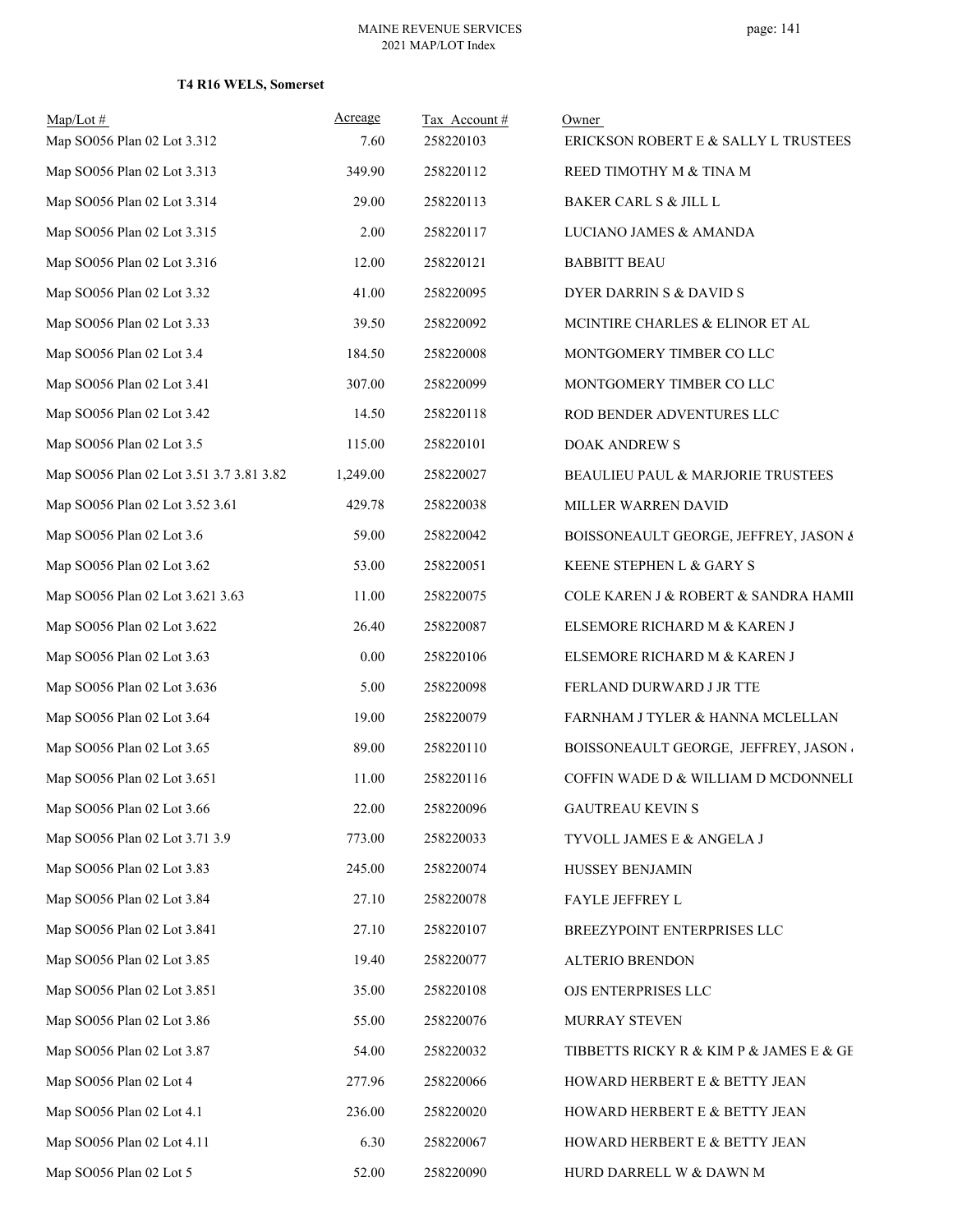**T4 R16 WELS, Somerset**

| Map/Lot # | Acreage | Tax Account # | Owner |
|---|---|---|---|
| Map SO056 Plan 02 Lot 3.312 | 7.60 | 258220103 | ERICKSON ROBERT E & SALLY L TRUSTEES |
| Map SO056 Plan 02 Lot 3.313 | 349.90 | 258220112 | REED TIMOTHY M & TINA M |
| Map SO056 Plan 02 Lot 3.314 | 29.00 | 258220113 | BAKER CARL S & JILL L |
| Map SO056 Plan 02 Lot 3.315 | 2.00 | 258220117 | LUCIANO JAMES & AMANDA |
| Map SO056 Plan 02 Lot 3.316 | 12.00 | 258220121 | BABBITT BEAU |
| Map SO056 Plan 02 Lot 3.32 | 41.00 | 258220095 | DYER DARRIN S & DAVID S |
| Map SO056 Plan 02 Lot 3.33 | 39.50 | 258220092 | MCINTIRE CHARLES & ELINOR ET AL |
| Map SO056 Plan 02 Lot 3.4 | 184.50 | 258220008 | MONTGOMERY TIMBER CO LLC |
| Map SO056 Plan 02 Lot 3.41 | 307.00 | 258220099 | MONTGOMERY TIMBER CO LLC |
| Map SO056 Plan 02 Lot 3.42 | 14.50 | 258220118 | ROD BENDER ADVENTURES LLC |
| Map SO056 Plan 02 Lot 3.5 | 115.00 | 258220101 | DOAK ANDREW S |
| Map SO056 Plan 02 Lot 3.51 3.7 3.81 3.82 | 1,249.00 | 258220027 | BEAULIEU PAUL & MARJORIE TRUSTEES |
| Map SO056 Plan 02 Lot 3.52 3.61 | 429.78 | 258220038 | MILLER WARREN DAVID |
| Map SO056 Plan 02 Lot 3.6 | 59.00 | 258220042 | BOISSONEAULT GEORGE, JEFFREY, JASON & |
| Map SO056 Plan 02 Lot 3.62 | 53.00 | 258220051 | KEENE STEPHEN L & GARY S |
| Map SO056 Plan 02 Lot 3.621 3.63 | 11.00 | 258220075 | COLE KAREN J & ROBERT & SANDRA HAMII |
| Map SO056 Plan 02 Lot 3.622 | 26.40 | 258220087 | ELSEMORE RICHARD M & KAREN J |
| Map SO056 Plan 02 Lot 3.63 | 0.00 | 258220106 | ELSEMORE RICHARD M & KAREN J |
| Map SO056 Plan 02 Lot 3.636 | 5.00 | 258220098 | FERLAND DURWARD J JR TTE |
| Map SO056 Plan 02 Lot 3.64 | 19.00 | 258220079 | FARNHAM J TYLER & HANNA MCLELLAN |
| Map SO056 Plan 02 Lot 3.65 | 89.00 | 258220110 | BOISSONEAULT GEORGE, JEFFREY, JASON |
| Map SO056 Plan 02 Lot 3.651 | 11.00 | 258220116 | COFFIN WADE D & WILLIAM D MCDONNELI |
| Map SO056 Plan 02 Lot 3.66 | 22.00 | 258220096 | GAUTREAU KEVIN S |
| Map SO056 Plan 02 Lot 3.71 3.9 | 773.00 | 258220033 | TYVOLL JAMES E & ANGELA J |
| Map SO056 Plan 02 Lot 3.83 | 245.00 | 258220074 | HUSSEY BENJAMIN |
| Map SO056 Plan 02 Lot 3.84 | 27.10 | 258220078 | FAYLE JEFFREY L |
| Map SO056 Plan 02 Lot 3.841 | 27.10 | 258220107 | BREEZYPOINT ENTERPRISES LLC |
| Map SO056 Plan 02 Lot 3.85 | 19.40 | 258220077 | ALTERIO BRENDON |
| Map SO056 Plan 02 Lot 3.851 | 35.00 | 258220108 | OJS ENTERPRISES LLC |
| Map SO056 Plan 02 Lot 3.86 | 55.00 | 258220076 | MURRAY STEVEN |
| Map SO056 Plan 02 Lot 3.87 | 54.00 | 258220032 | TIBBETTS RICKY R & KIM P & JAMES E & GE |
| Map SO056 Plan 02 Lot 4 | 277.96 | 258220066 | HOWARD HERBERT E & BETTY JEAN |
| Map SO056 Plan 02 Lot 4.1 | 236.00 | 258220020 | HOWARD HERBERT E & BETTY JEAN |
| Map SO056 Plan 02 Lot 4.11 | 6.30 | 258220067 | HOWARD HERBERT E & BETTY JEAN |
| Map SO056 Plan 02 Lot 5 | 52.00 | 258220090 | HURD DARRELL W & DAWN M |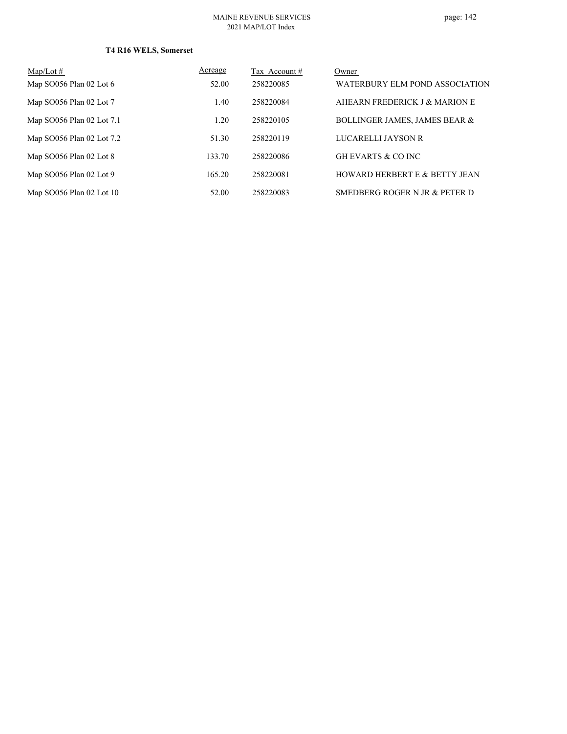**T4 R16 WELS, Somerset**

| Map/Lot # | Acreage | Tax Account # | Owner |
|---|---|---|---|
| Map SO056 Plan 02 Lot 6 | 52.00 | 258220085 | WATERBURY ELM POND ASSOCIATION |
| Map SO056 Plan 02 Lot 7 | 1.40 | 258220084 | AHEARN FREDERICK J & MARION E |
| Map SO056 Plan 02 Lot 7.1 | 1.20 | 258220105 | BOLLINGER JAMES, JAMES BEAR & |
| Map SO056 Plan 02 Lot 7.2 | 51.30 | 258220119 | LUCARELLI JAYSON R |
| Map SO056 Plan 02 Lot 8 | 133.70 | 258220086 | GH EVARTS & CO INC |
| Map SO056 Plan 02 Lot 9 | 165.20 | 258220081 | HOWARD HERBERT E & BETTY JEAN |
| Map SO056 Plan 02 Lot 10 | 52.00 | 258220083 | SMEDBERG ROGER N JR & PETER D |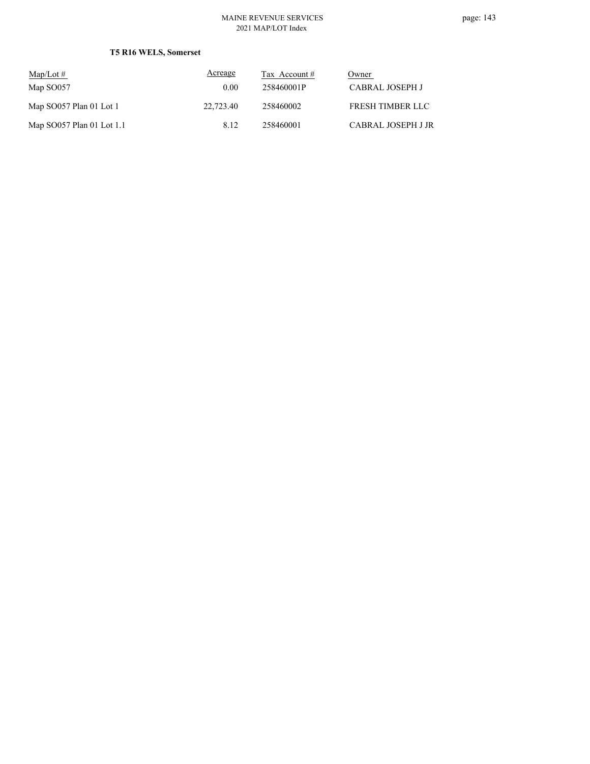**T5 R16 WELS, Somerset**

| Map/Lot # | Acreage | Tax Account # | Owner |
|---|---|---|---|
| Map SO057 | 0.00 | 258460001P | CABRAL JOSEPH J |
| Map SO057 Plan 01 Lot 1 | 22,723.40 | 258460002 | FRESH TIMBER LLC |
| Map SO057 Plan 01 Lot 1.1 | 8.12 | 258460001 | CABRAL JOSEPH J JR |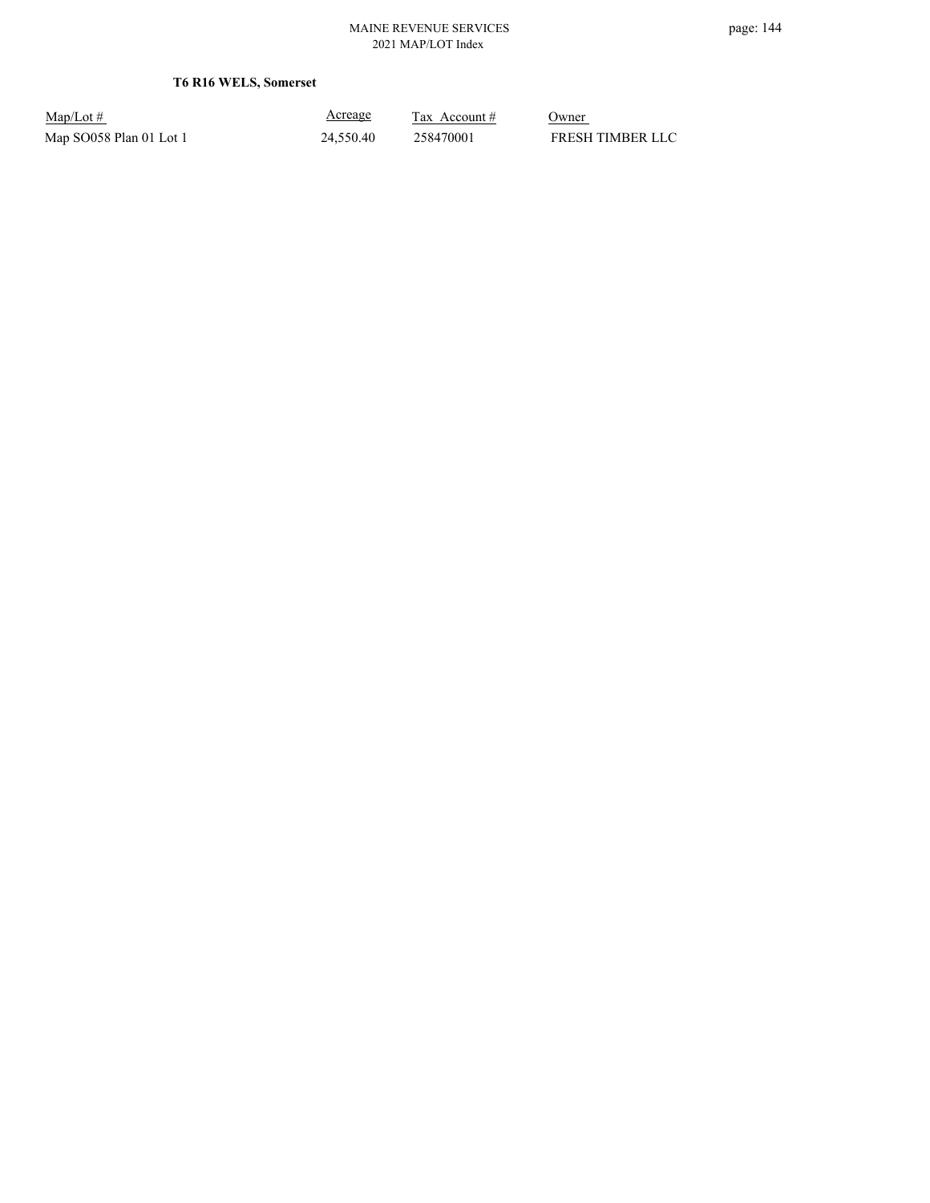**T6 R16 WELS, Somerset**

| Map/Lot # | Acreage | Tax Account # | Owner |
|---|---|---|---|
| Map SO058 Plan 01 Lot 1 | 24,550.40 | 258470001 | FRESH TIMBER LLC |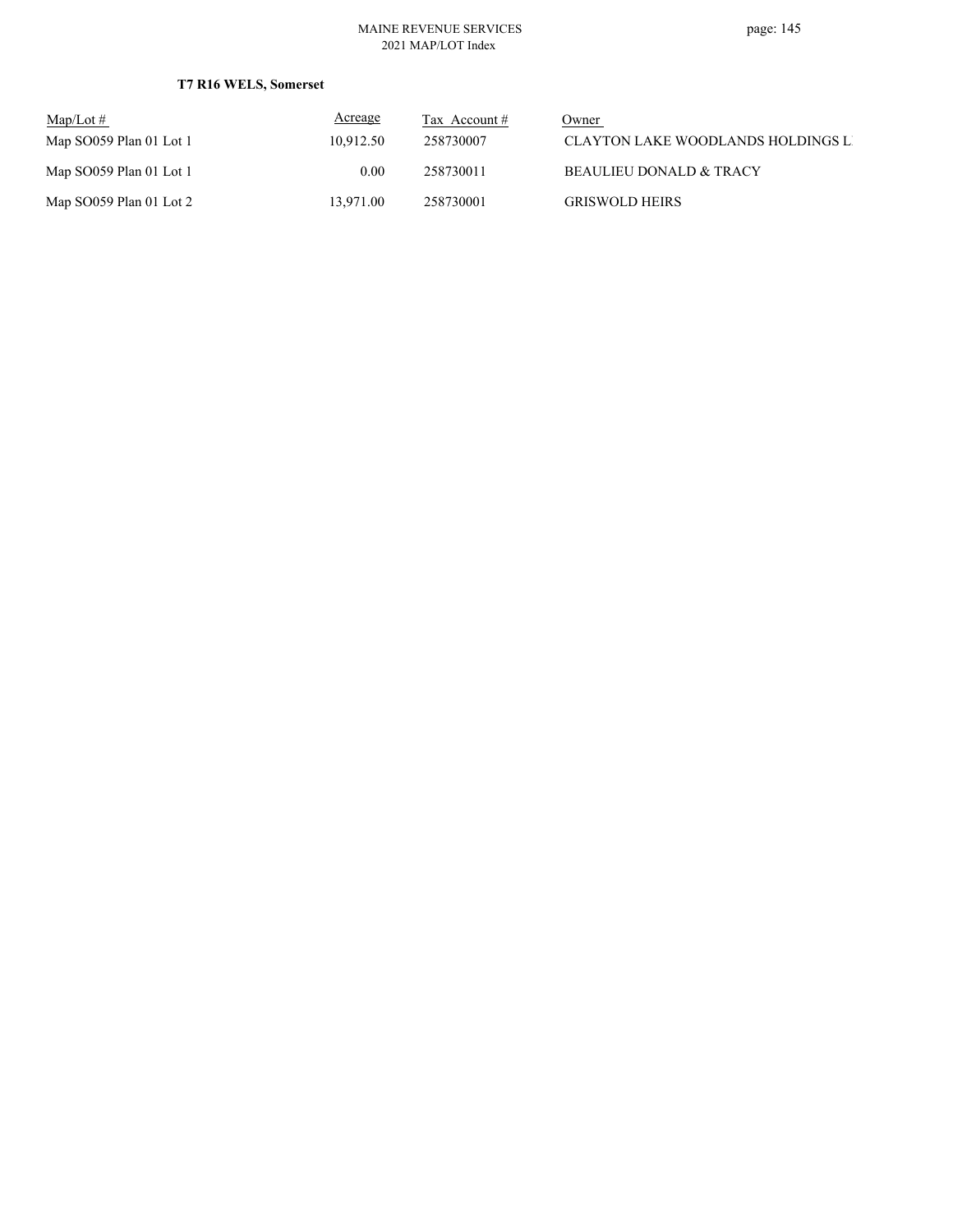**T7 R16 WELS, Somerset**

| Map/Lot # | Acreage | Tax Account # | Owner |
|---|---|---|---|
| Map SO059 Plan 01 Lot 1 | 10,912.50 | 258730007 | CLAYTON LAKE WOODLANDS HOLDINGS L |
| Map SO059 Plan 01 Lot 1 | 0.00 | 258730011 | BEAULIEU DONALD & TRACY |
| Map SO059 Plan 01 Lot 2 | 13,971.00 | 258730001 | GRISWOLD HEIRS |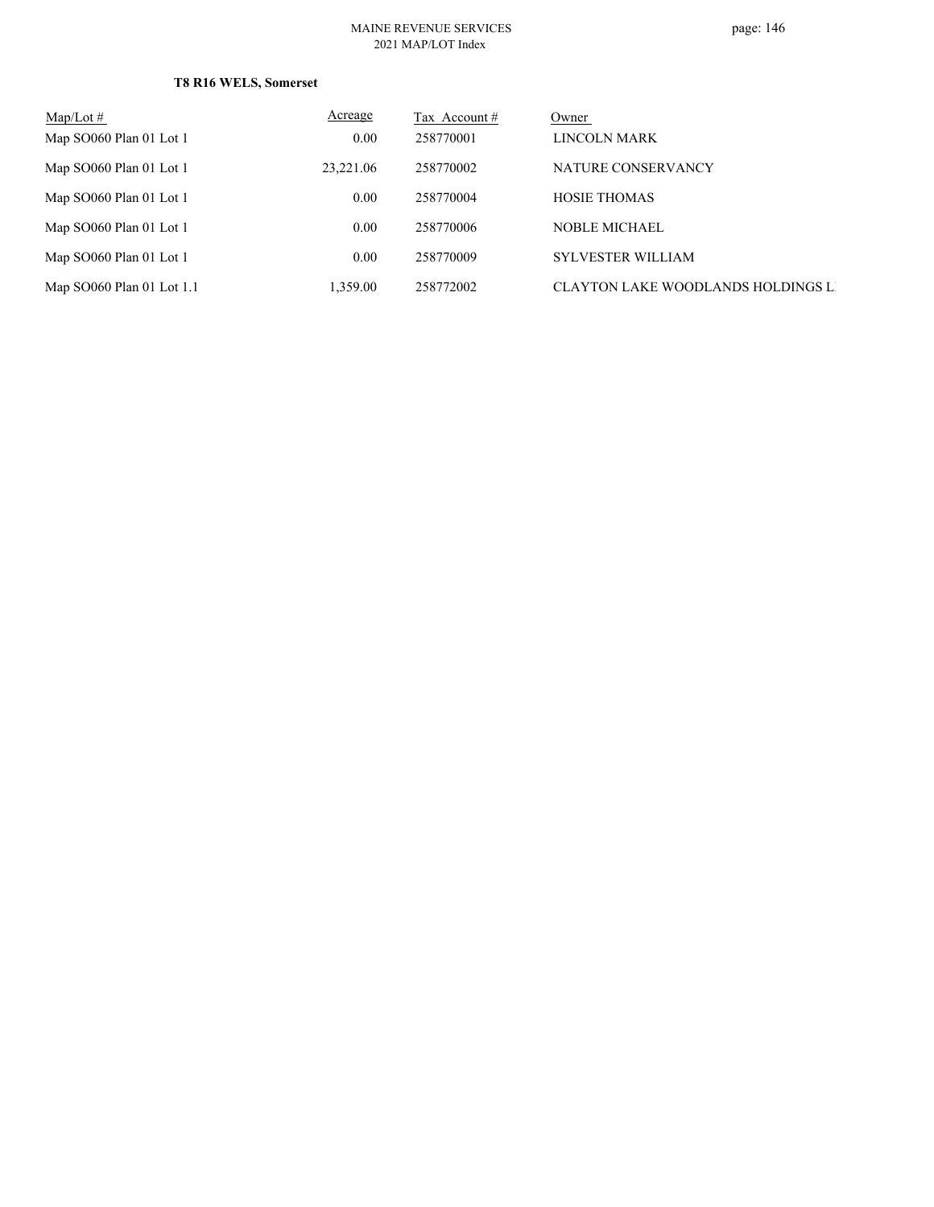**T8 R16 WELS, Somerset**

| Map/Lot # | Acreage | Tax Account # | Owner |
| --- | --- | --- | --- |
| Map SO060 Plan 01 Lot 1 | 0.00 | 258770001 | LINCOLN MARK |
| Map SO060 Plan 01 Lot 1 | 23,221.06 | 258770002 | NATURE CONSERVANCY |
| Map SO060 Plan 01 Lot 1 | 0.00 | 258770004 | HOSIE THOMAS |
| Map SO060 Plan 01 Lot 1 | 0.00 | 258770006 | NOBLE MICHAEL |
| Map SO060 Plan 01 Lot 1 | 0.00 | 258770009 | SYLVESTER WILLIAM |
| Map SO060 Plan 01 Lot 1.1 | 1,359.00 | 258772002 | CLAYTON LAKE WOODLANDS HOLDINGS L |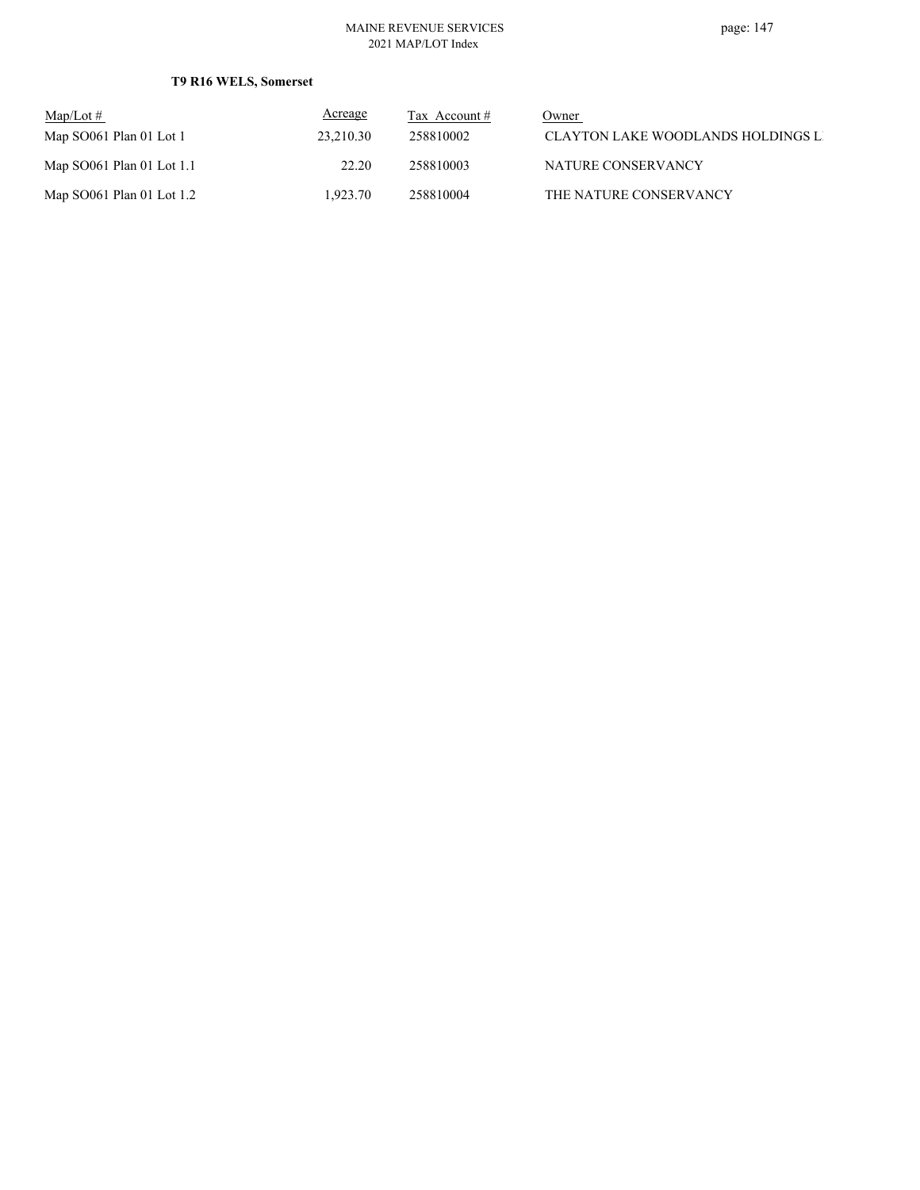**T9 R16 WELS, Somerset**

| Map/Lot # | Acreage | Tax Account # | Owner |
|---|---|---|---|
| Map SO061 Plan 01 Lot 1 | 23,210.30 | 258810002 | CLAYTON LAKE WOODLANDS HOLDINGS L |
| Map SO061 Plan 01 Lot 1.1 | 22.20 | 258810003 | NATURE CONSERVANCY |
| Map SO061 Plan 01 Lot 1.2 | 1,923.70 | 258810004 | THE NATURE CONSERVANCY |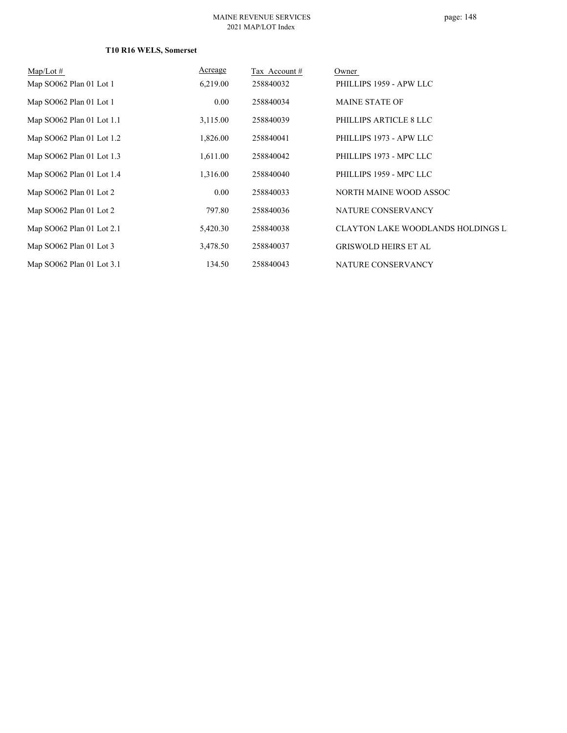**T10 R16 WELS, Somerset**

| Map/Lot # | Acreage | Tax Account # | Owner |
|---|---|---|---|
| Map SO062 Plan 01 Lot 1 | 6,219.00 | 258840032 | PHILLIPS 1959 - APW LLC |
| Map SO062 Plan 01 Lot 1 | 0.00 | 258840034 | MAINE STATE OF |
| Map SO062 Plan 01 Lot 1.1 | 3,115.00 | 258840039 | PHILLIPS ARTICLE 8 LLC |
| Map SO062 Plan 01 Lot 1.2 | 1,826.00 | 258840041 | PHILLIPS 1973 - APW LLC |
| Map SO062 Plan 01 Lot 1.3 | 1,611.00 | 258840042 | PHILLIPS 1973 - MPC LLC |
| Map SO062 Plan 01 Lot 1.4 | 1,316.00 | 258840040 | PHILLIPS 1959 - MPC LLC |
| Map SO062 Plan 01 Lot 2 | 0.00 | 258840033 | NORTH MAINE WOOD ASSOC |
| Map SO062 Plan 01 Lot 2 | 797.80 | 258840036 | NATURE CONSERVANCY |
| Map SO062 Plan 01 Lot 2.1 | 5,420.30 | 258840038 | CLAYTON LAKE WOODLANDS HOLDINGS L |
| Map SO062 Plan 01 Lot 3 | 3,478.50 | 258840037 | GRISWOLD HEIRS ET AL |
| Map SO062 Plan 01 Lot 3.1 | 134.50 | 258840043 | NATURE CONSERVANCY |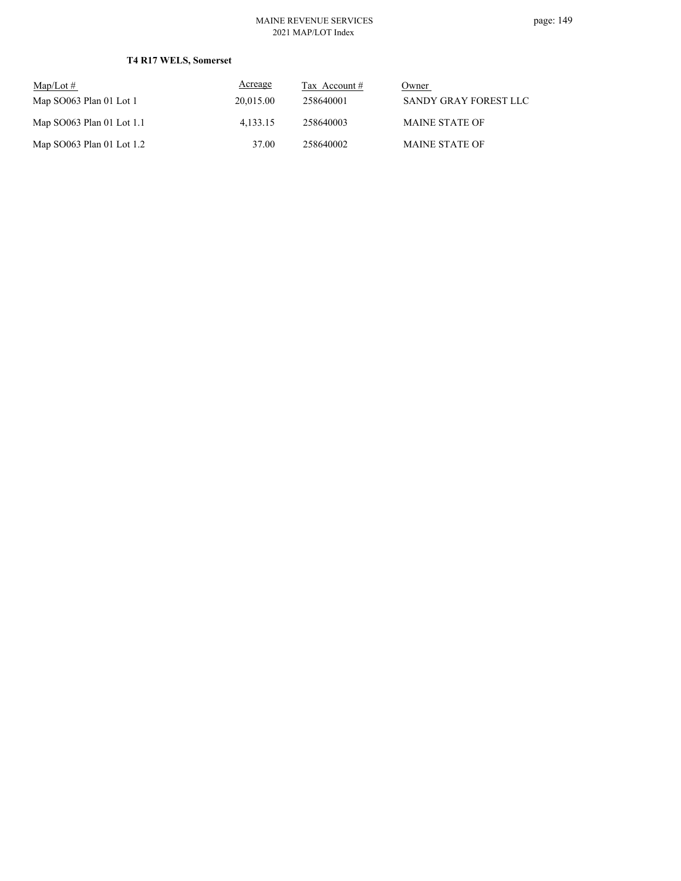**T4 R17 WELS, Somerset**

| Map/Lot # | Acreage | Tax Account # | Owner |
|---|---|---|---|
| Map SO063 Plan 01 Lot 1 | 20,015.00 | 258640001 | SANDY GRAY FOREST LLC |
| Map SO063 Plan 01 Lot 1.1 | 4,133.15 | 258640003 | MAINE STATE OF |
| Map SO063 Plan 01 Lot 1.2 | 37.00 | 258640002 | MAINE STATE OF |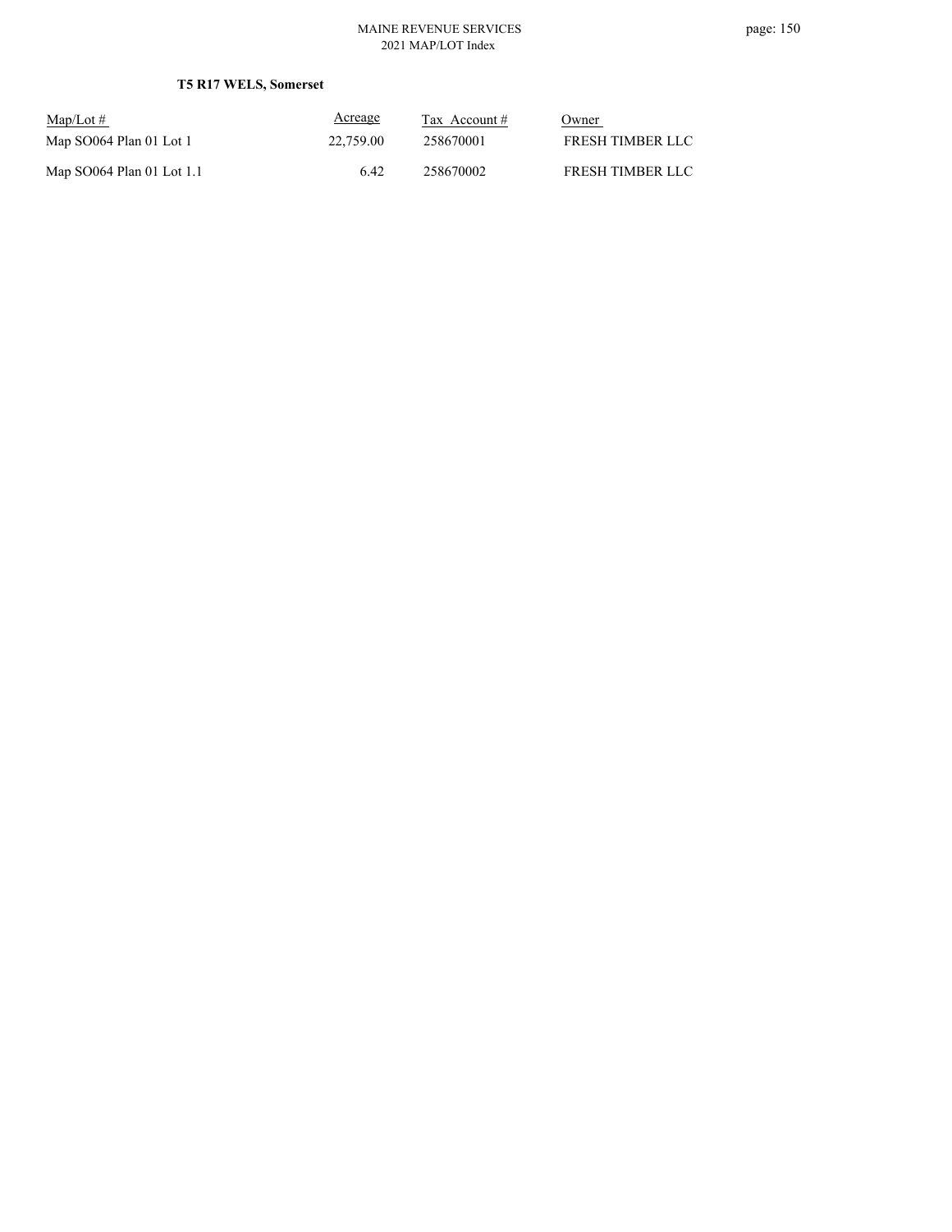**T5 R17 WELS, Somerset**

| Map/Lot # | Acreage | Tax Account # | Owner |
|---|---|---|---|
| Map SO064 Plan 01 Lot 1 | 22,759.00 | 258670001 | FRESH TIMBER LLC |
| Map SO064 Plan 01 Lot 1.1 | 6.42 | 258670002 | FRESH TIMBER LLC |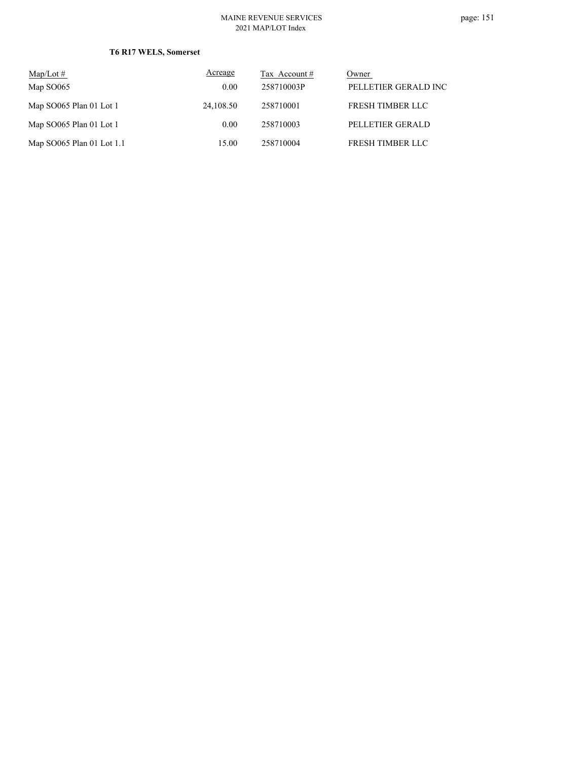**T6 R17 WELS, Somerset**

| Map/Lot # | Acreage | Tax Account # | Owner |
|---|---|---|---|
| Map SO065 | 0.00 | 258710003P | PELLETIER GERALD INC |
| Map SO065 Plan 01 Lot 1 | 24,108.50 | 258710001 | FRESH TIMBER LLC |
| Map SO065 Plan 01 Lot 1 | 0.00 | 258710003 | PELLETIER GERALD |
| Map SO065 Plan 01 Lot 1.1 | 15.00 | 258710004 | FRESH TIMBER LLC |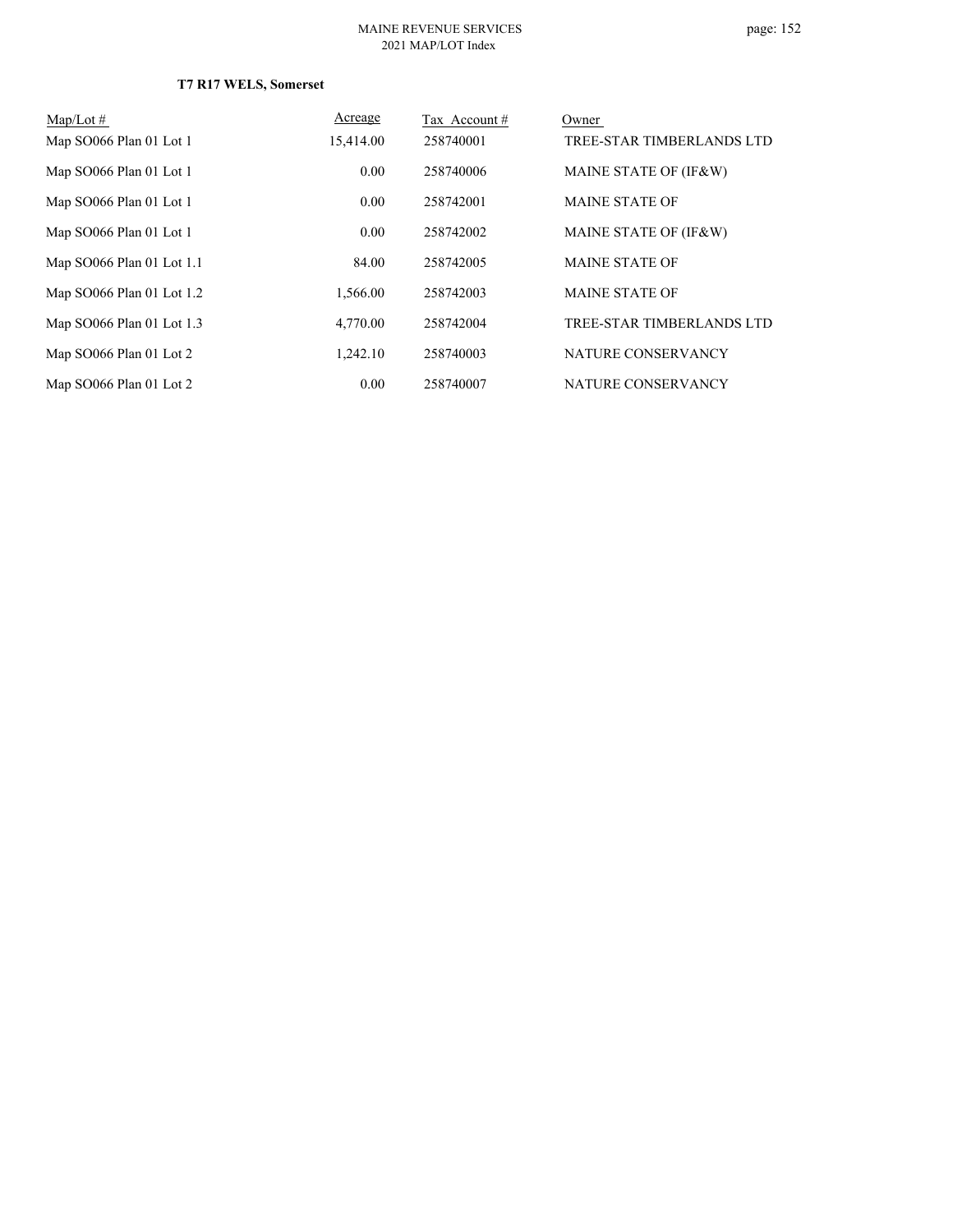**T7 R17 WELS, Somerset**

| Map/Lot # | Acreage | Tax Account # | Owner |
|---|---|---|---|
| Map SO066 Plan 01 Lot 1 | 15,414.00 | 258740001 | TREE-STAR TIMBERLANDS LTD |
| Map SO066 Plan 01 Lot 1 | 0.00 | 258740006 | MAINE STATE OF (IF&W) |
| Map SO066 Plan 01 Lot 1 | 0.00 | 258742001 | MAINE STATE OF |
| Map SO066 Plan 01 Lot 1 | 0.00 | 258742002 | MAINE STATE OF (IF&W) |
| Map SO066 Plan 01 Lot 1.1 | 84.00 | 258742005 | MAINE STATE OF |
| Map SO066 Plan 01 Lot 1.2 | 1,566.00 | 258742003 | MAINE STATE OF |
| Map SO066 Plan 01 Lot 1.3 | 4,770.00 | 258742004 | TREE-STAR TIMBERLANDS LTD |
| Map SO066 Plan 01 Lot 2 | 1,242.10 | 258740003 | NATURE CONSERVANCY |
| Map SO066 Plan 01 Lot 2 | 0.00 | 258740007 | NATURE CONSERVANCY |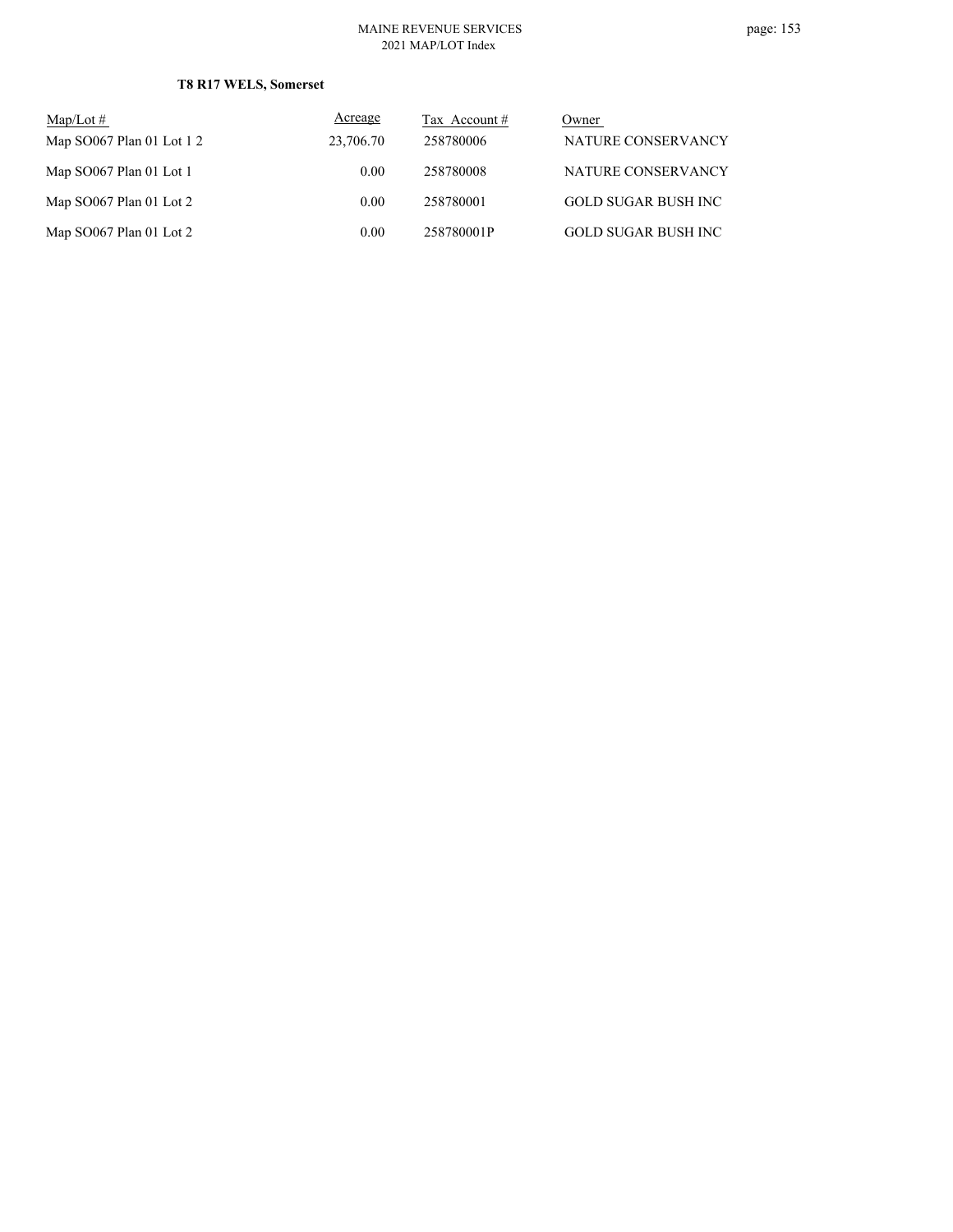**T8 R17 WELS, Somerset**

| Map/Lot # | Acreage | Tax Account # | Owner |
|---|---|---|---|
| Map SO067 Plan 01 Lot 1 2 | 23,706.70 | 258780006 | NATURE CONSERVANCY |
| Map SO067 Plan 01 Lot 1 | 0.00 | 258780008 | NATURE CONSERVANCY |
| Map SO067 Plan 01 Lot 2 | 0.00 | 258780001 | GOLD SUGAR BUSH INC |
| Map SO067 Plan 01 Lot 2 | 0.00 | 258780001P | GOLD SUGAR BUSH INC |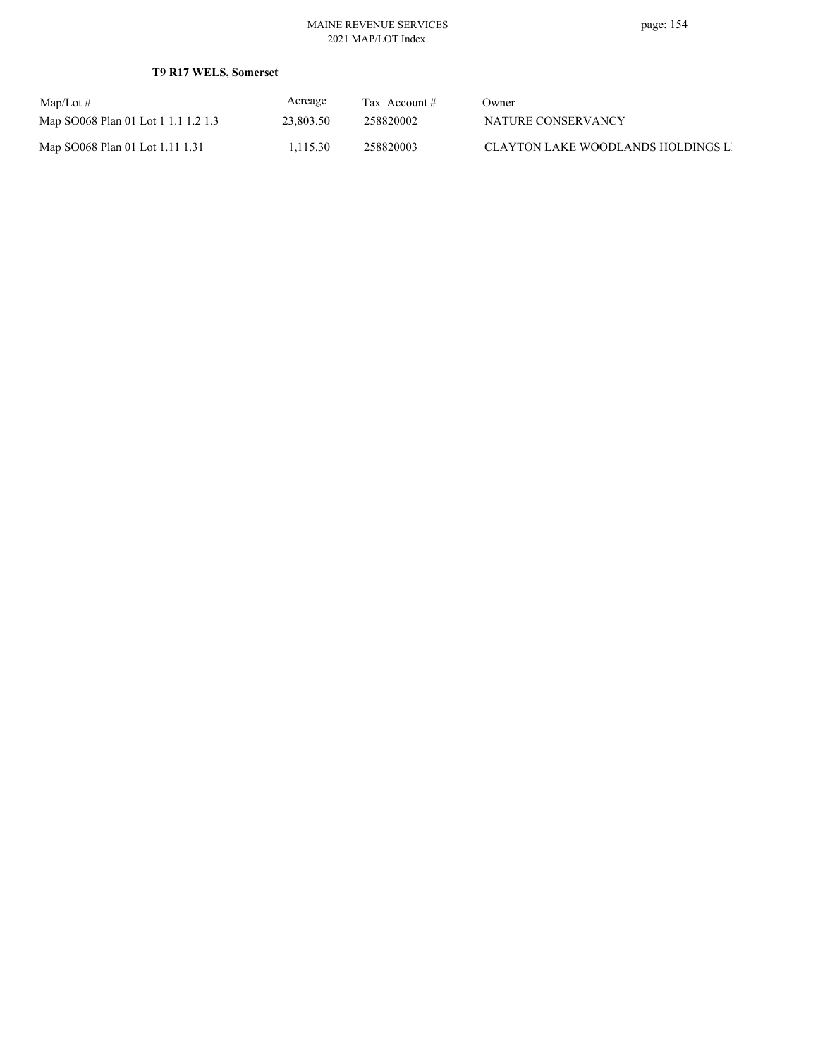**T9 R17 WELS, Somerset**

| Map/Lot # | Acreage | Tax Account # | Owner |
|---|---|---|---|
| Map SO068 Plan 01 Lot 1 1.1 1.2 1.3 | 23,803.50 | 258820002 | NATURE CONSERVANCY |
| Map SO068 Plan 01 Lot 1.11 1.31 | 1,115.30 | 258820003 | CLAYTON LAKE WOODLANDS HOLDINGS L |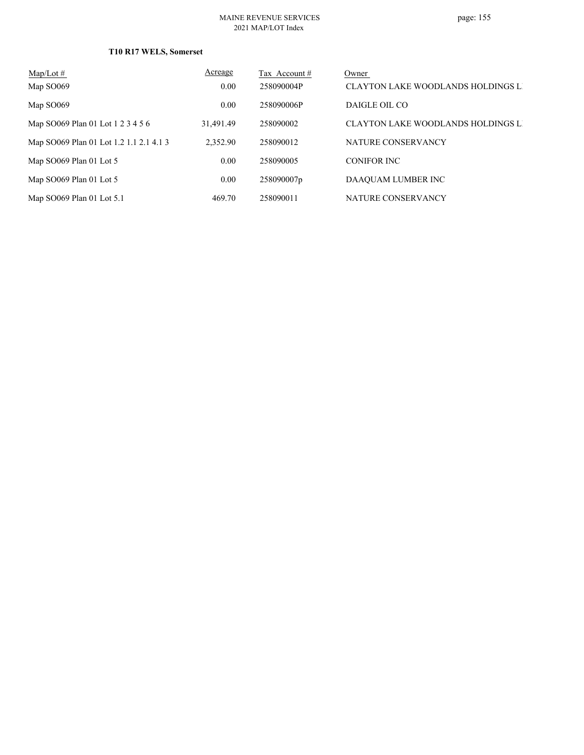**T10 R17 WELS, Somerset**

| Map/Lot # | Acreage | Tax Account # | Owner |
|---|---|---|---|
| Map SO069 | 0.00 | 258090004P | CLAYTON LAKE WOODLANDS HOLDINGS L |
| Map SO069 | 0.00 | 258090006P | DAIGLE OIL CO |
| Map SO069 Plan 01 Lot 1 2 3 4 5 6 | 31,491.49 | 258090002 | CLAYTON LAKE WOODLANDS HOLDINGS L |
| Map SO069 Plan 01 Lot 1.2 1.1 2.1 4.1 3 | 2,352.90 | 258090012 | NATURE CONSERVANCY |
| Map SO069 Plan 01 Lot 5 | 0.00 | 258090005 | CONIFOR INC |
| Map SO069 Plan 01 Lot 5 | 0.00 | 258090007p | DAAQUAM LUMBER INC |
| Map SO069 Plan 01 Lot 5.1 | 469.70 | 258090011 | NATURE CONSERVANCY |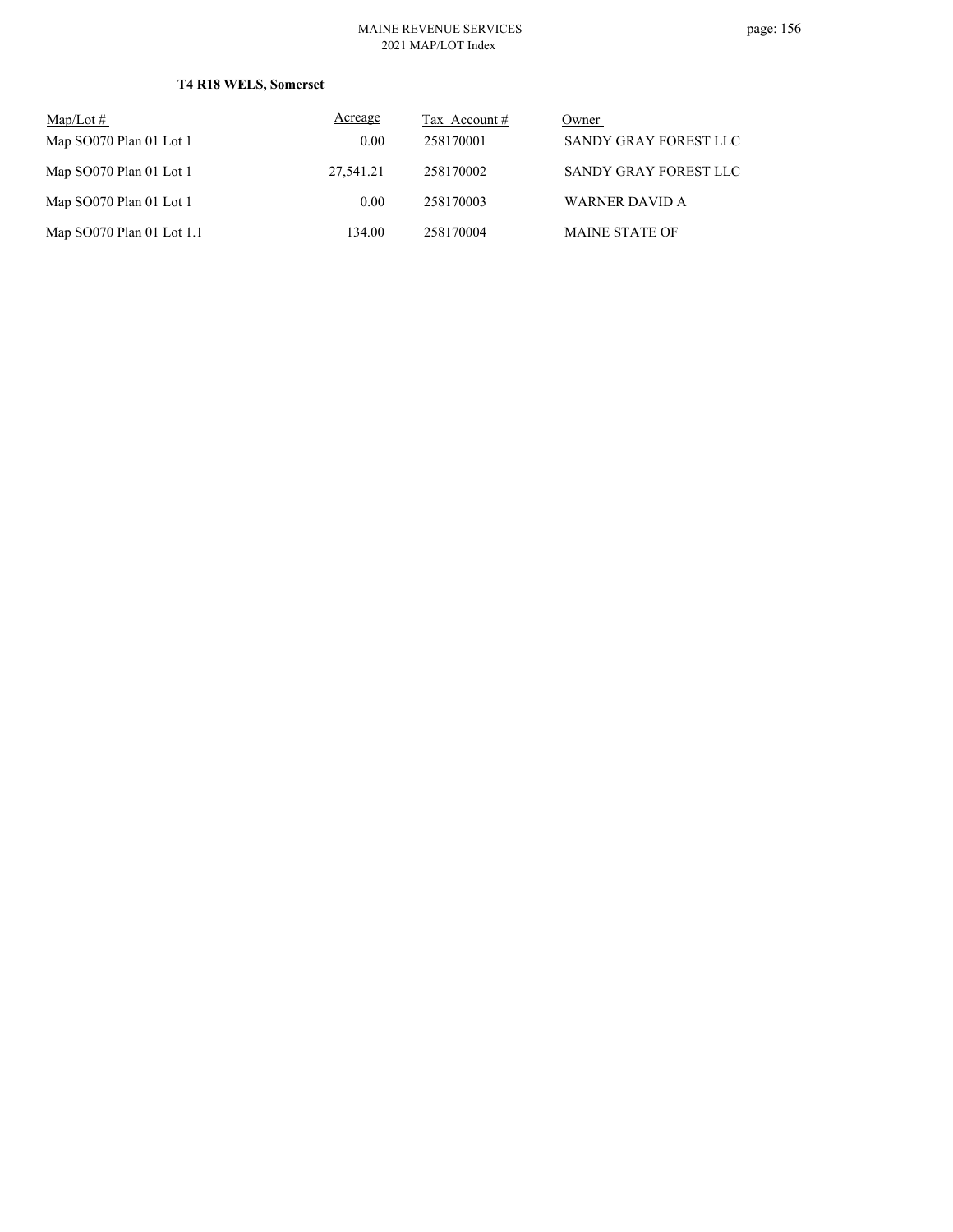**T4 R18 WELS, Somerset**

| Map/Lot # | Acreage | Tax Account # | Owner |
|---|---|---|---|
| Map SO070 Plan 01 Lot 1 | 0.00 | 258170001 | SANDY GRAY FOREST LLC |
| Map SO070 Plan 01 Lot 1 | 27,541.21 | 258170002 | SANDY GRAY FOREST LLC |
| Map SO070 Plan 01 Lot 1 | 0.00 | 258170003 | WARNER DAVID A |
| Map SO070 Plan 01 Lot 1.1 | 134.00 | 258170004 | MAINE STATE OF |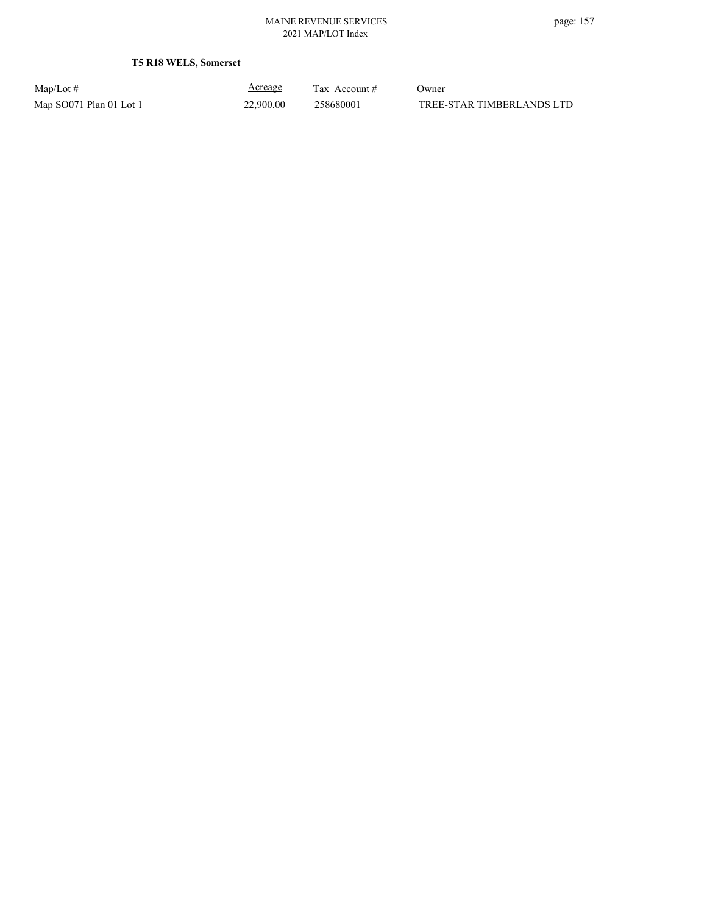**T5 R18 WELS, Somerset**

| Map/Lot # | Acreage | Tax Account # | Owner |
| --- | --- | --- | --- |
| Map SO071 Plan 01 Lot 1 | 22,900.00 | 258680001 | TREE-STAR TIMBERLANDS LTD |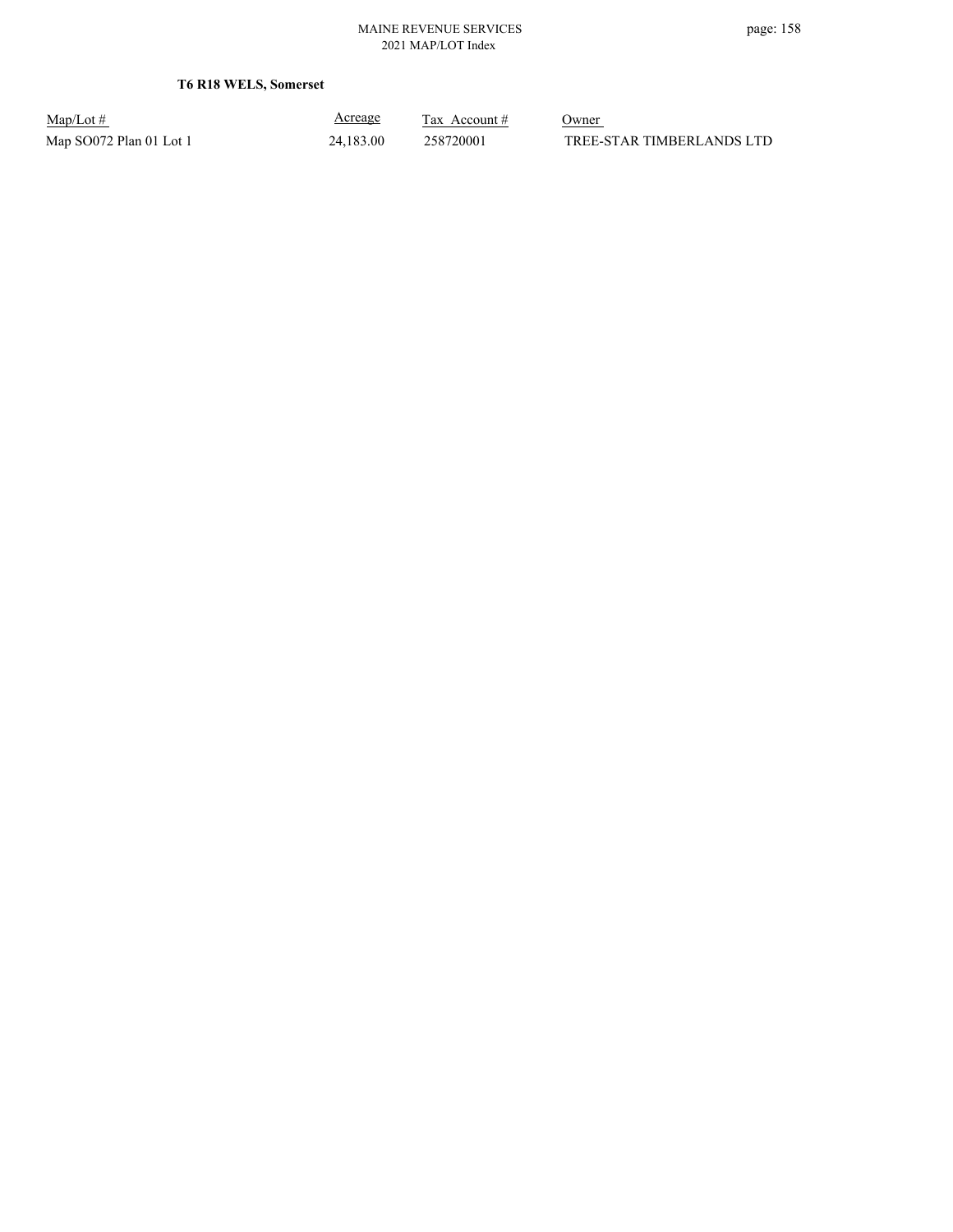**T6 R18 WELS, Somerset**

| Map/Lot # | Acreage | Tax Account # | Owner |
|---|---|---|---|
| Map SO072 Plan 01 Lot 1 | 24,183.00 | 258720001 | TREE-STAR TIMBERLANDS LTD |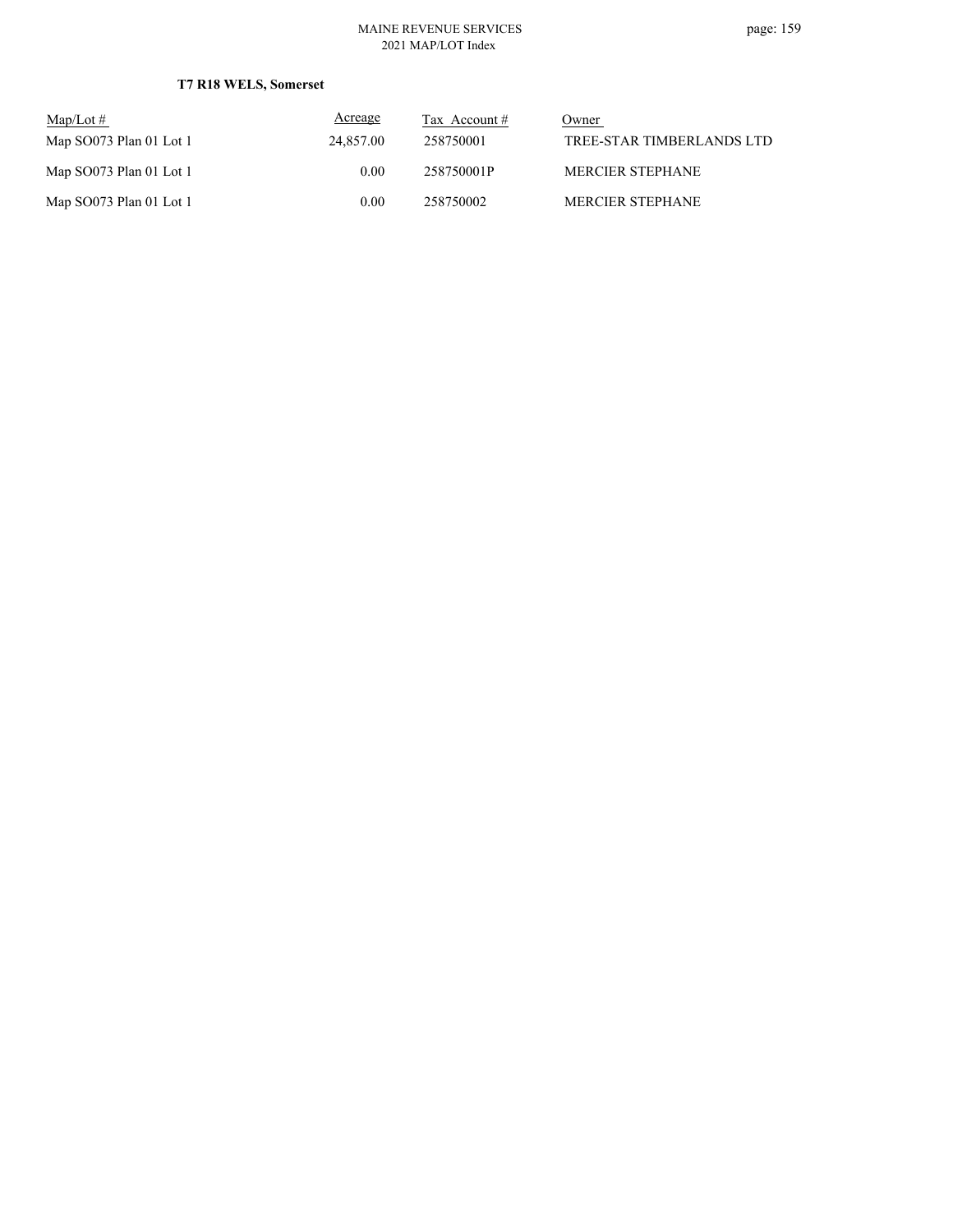**T7 R18 WELS, Somerset**

| Map/Lot # | Acreage | Tax Account # | Owner |
|---|---|---|---|
| Map SO073 Plan 01 Lot 1 | 24,857.00 | 258750001 | TREE-STAR TIMBERLANDS LTD |
| Map SO073 Plan 01 Lot 1 | 0.00 | 258750001P | MERCIER STEPHANE |
| Map SO073 Plan 01 Lot 1 | 0.00 | 258750002 | MERCIER STEPHANE |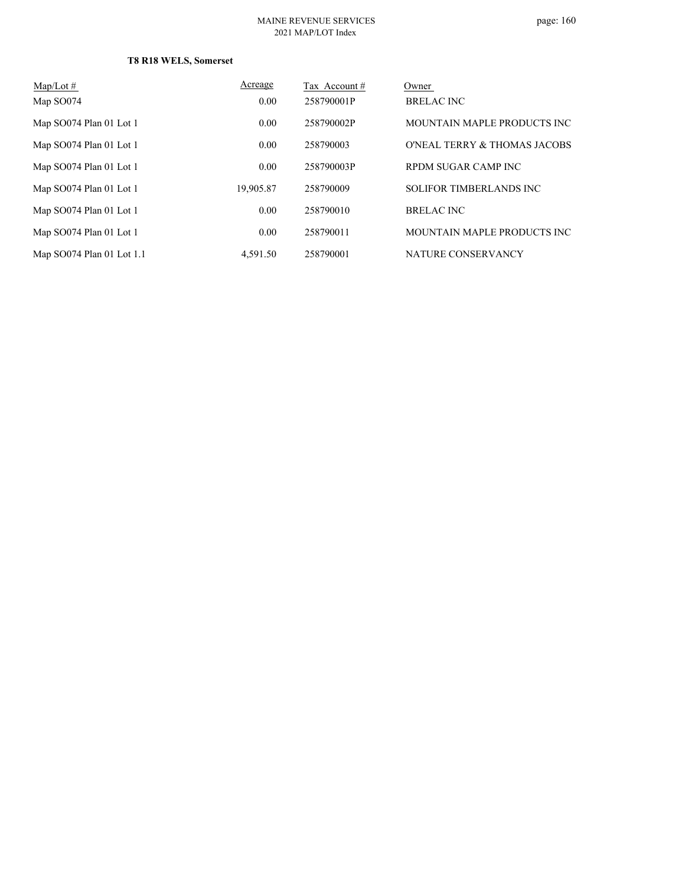**T8 R18 WELS, Somerset**

| Map/Lot # | Acreage | Tax Account # | Owner |
|---|---|---|---|
| Map SO074 | 0.00 | 258790001P | BRELAC INC |
| Map SO074 Plan 01 Lot 1 | 0.00 | 258790002P | MOUNTAIN MAPLE PRODUCTS INC |
| Map SO074 Plan 01 Lot 1 | 0.00 | 258790003 | O'NEAL TERRY & THOMAS JACOBS |
| Map SO074 Plan 01 Lot 1 | 0.00 | 258790003P | RPDM SUGAR CAMP INC |
| Map SO074 Plan 01 Lot 1 | 19,905.87 | 258790009 | SOLIFOR TIMBERLANDS INC |
| Map SO074 Plan 01 Lot 1 | 0.00 | 258790010 | BRELAC INC |
| Map SO074 Plan 01 Lot 1 | 0.00 | 258790011 | MOUNTAIN MAPLE PRODUCTS INC |
| Map SO074 Plan 01 Lot 1.1 | 4,591.50 | 258790001 | NATURE CONSERVANCY |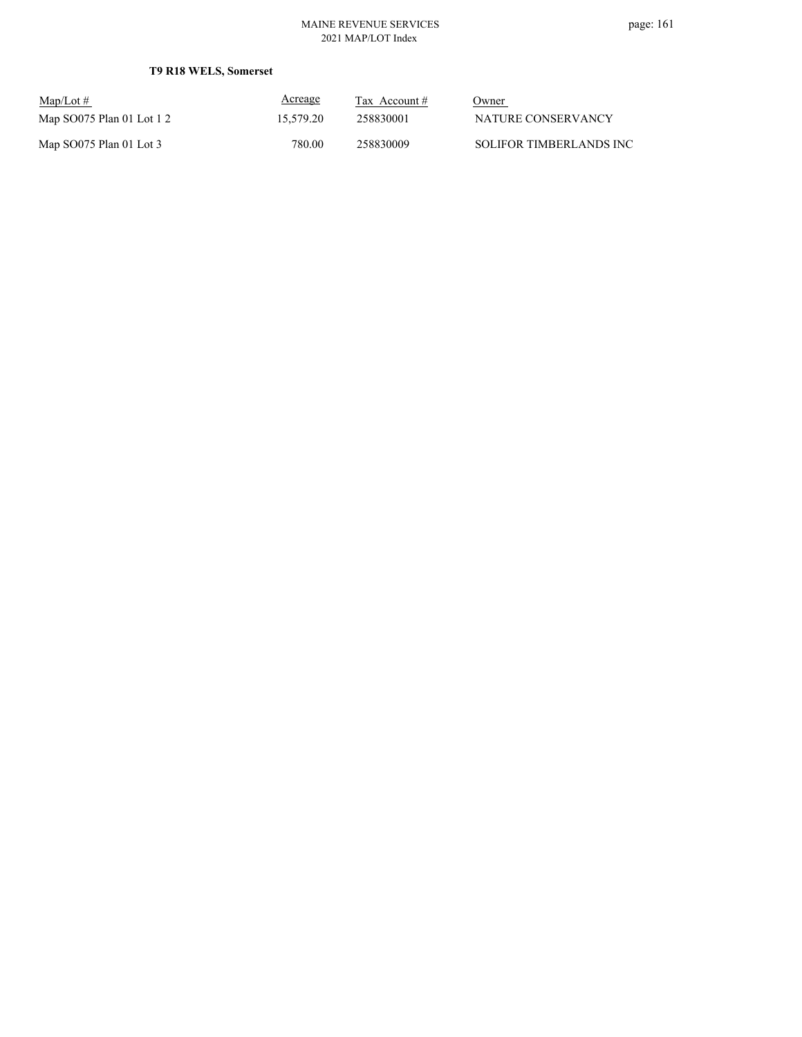**T9 R18 WELS, Somerset**

| Map/Lot # | Acreage | Tax Account # | Owner |
|---|---|---|---|
| Map SO075 Plan 01 Lot 1 2 | 15,579.20 | 258830001 | NATURE CONSERVANCY |
| Map SO075 Plan 01 Lot 3 | 780.00 | 258830009 | SOLIFOR TIMBERLANDS INC |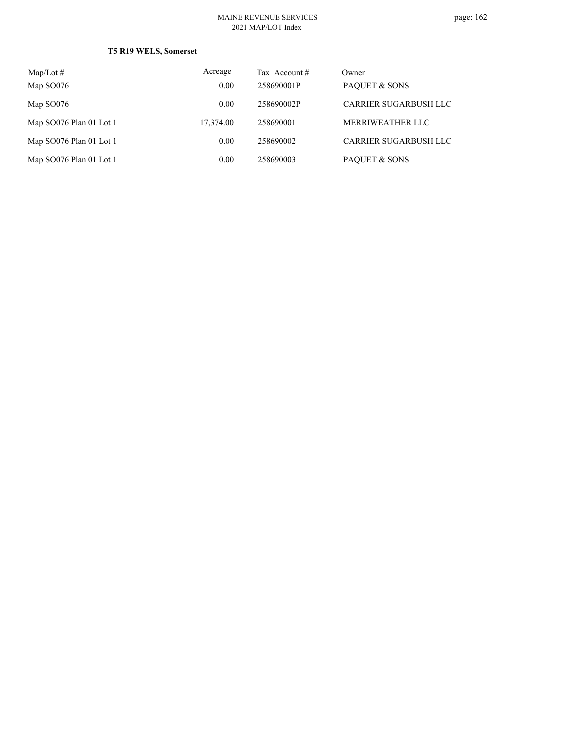**T5 R19 WELS, Somerset**

| Map/Lot # | Acreage | Tax Account # | Owner |
|---|---|---|---|
| Map SO076 | 0.00 | 258690001P | PAQUET & SONS |
| Map SO076 | 0.00 | 258690002P | CARRIER SUGARBUSH LLC |
| Map SO076 Plan 01 Lot 1 | 17,374.00 | 258690001 | MERRIWEATHER LLC |
| Map SO076 Plan 01 Lot 1 | 0.00 | 258690002 | CARRIER SUGARBUSH LLC |
| Map SO076 Plan 01 Lot 1 | 0.00 | 258690003 | PAQUET & SONS |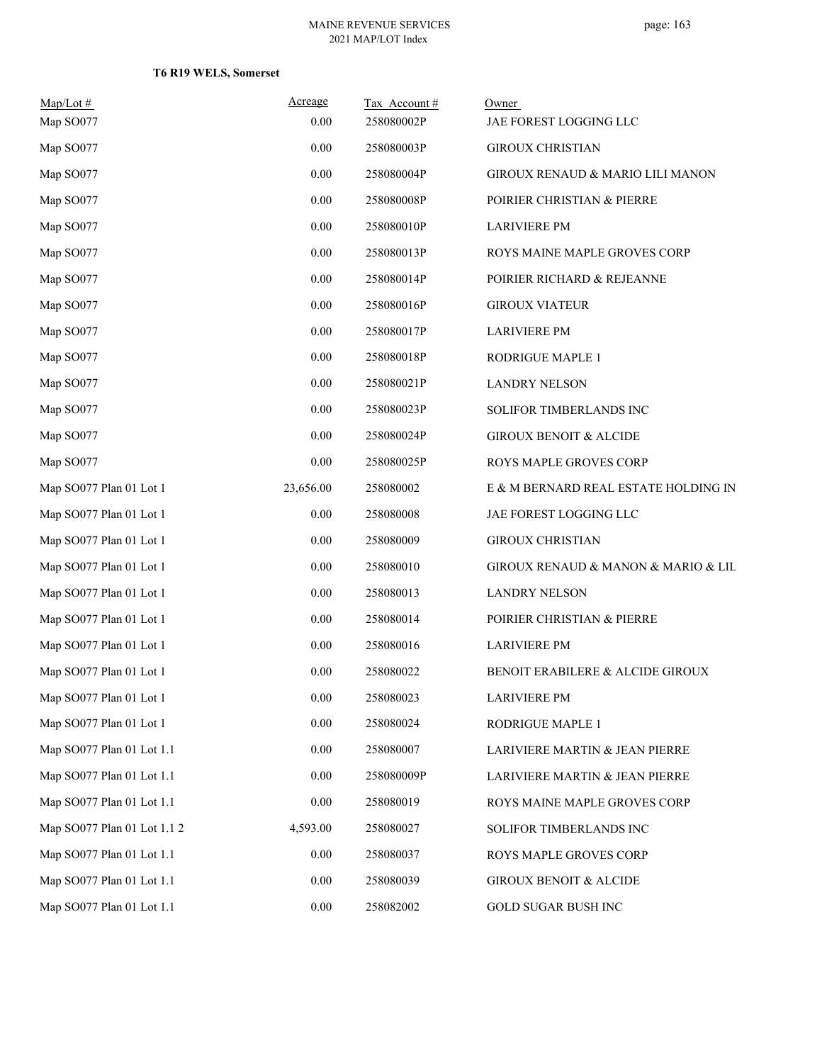**T6 R19 WELS, Somerset**

| Map/Lot # | Acreage | Tax Account # | Owner |
|---|---|---|---|
| Map SO077 | 0.00 | 258080002P | JAE FOREST LOGGING LLC |
| Map SO077 | 0.00 | 258080003P | GIROUX CHRISTIAN |
| Map SO077 | 0.00 | 258080004P | GIROUX RENAUD & MARIO LILI MANON |
| Map SO077 | 0.00 | 258080008P | POIRIER CHRISTIAN & PIERRE |
| Map SO077 | 0.00 | 258080010P | LARIVIERE PM |
| Map SO077 | 0.00 | 258080013P | ROYS MAINE MAPLE GROVES CORP |
| Map SO077 | 0.00 | 258080014P | POIRIER RICHARD & REJEANNE |
| Map SO077 | 0.00 | 258080016P | GIROUX VIATEUR |
| Map SO077 | 0.00 | 258080017P | LARIVIERE PM |
| Map SO077 | 0.00 | 258080018P | RODRIGUE MAPLE 1 |
| Map SO077 | 0.00 | 258080021P | LANDRY NELSON |
| Map SO077 | 0.00 | 258080023P | SOLIFOR TIMBERLANDS INC |
| Map SO077 | 0.00 | 258080024P | GIROUX BENOIT & ALCIDE |
| Map SO077 | 0.00 | 258080025P | ROYS MAPLE GROVES CORP |
| Map SO077 Plan 01 Lot 1 | 23,656.00 | 258080002 | E & M BERNARD REAL ESTATE HOLDING IN |
| Map SO077 Plan 01 Lot 1 | 0.00 | 258080008 | JAE FOREST LOGGING LLC |
| Map SO077 Plan 01 Lot 1 | 0.00 | 258080009 | GIROUX CHRISTIAN |
| Map SO077 Plan 01 Lot 1 | 0.00 | 258080010 | GIROUX RENAUD & MANON & MARIO & LIL |
| Map SO077 Plan 01 Lot 1 | 0.00 | 258080013 | LANDRY NELSON |
| Map SO077 Plan 01 Lot 1 | 0.00 | 258080014 | POIRIER CHRISTIAN & PIERRE |
| Map SO077 Plan 01 Lot 1 | 0.00 | 258080016 | LARIVIERE PM |
| Map SO077 Plan 01 Lot 1 | 0.00 | 258080022 | BENOIT ERABILERE & ALCIDE GIROUX |
| Map SO077 Plan 01 Lot 1 | 0.00 | 258080023 | LARIVIERE PM |
| Map SO077 Plan 01 Lot 1 | 0.00 | 258080024 | RODRIGUE MAPLE 1 |
| Map SO077 Plan 01 Lot 1.1 | 0.00 | 258080007 | LARIVIERE MARTIN & JEAN PIERRE |
| Map SO077 Plan 01 Lot 1.1 | 0.00 | 258080009P | LARIVIERE MARTIN & JEAN PIERRE |
| Map SO077 Plan 01 Lot 1.1 | 0.00 | 258080019 | ROYS MAINE MAPLE GROVES CORP |
| Map SO077 Plan 01 Lot 1.1 2 | 4,593.00 | 258080027 | SOLIFOR TIMBERLANDS INC |
| Map SO077 Plan 01 Lot 1.1 | 0.00 | 258080037 | ROYS MAPLE GROVES CORP |
| Map SO077 Plan 01 Lot 1.1 | 0.00 | 258080039 | GIROUX BENOIT & ALCIDE |
| Map SO077 Plan 01 Lot 1.1 | 0.00 | 258082002 | GOLD SUGAR BUSH INC |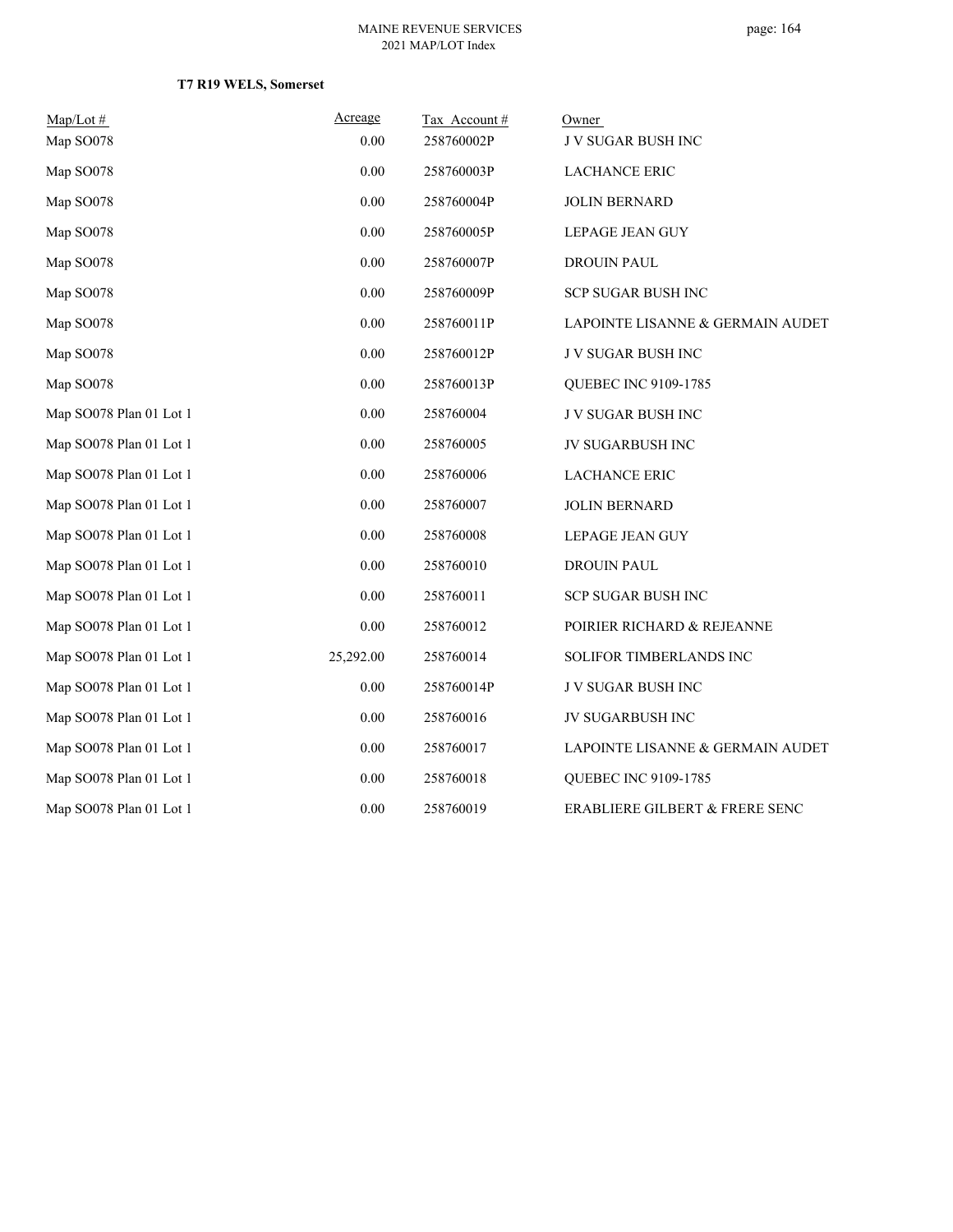**T7 R19 WELS, Somerset**

| Map/Lot # | Acreage | Tax Account # | Owner |
|---|---|---|---|
| Map SO078 | 0.00 | 258760002P | J V SUGAR BUSH INC |
| Map SO078 | 0.00 | 258760003P | LACHANCE ERIC |
| Map SO078 | 0.00 | 258760004P | JOLIN BERNARD |
| Map SO078 | 0.00 | 258760005P | LEPAGE JEAN GUY |
| Map SO078 | 0.00 | 258760007P | DROUIN PAUL |
| Map SO078 | 0.00 | 258760009P | SCP SUGAR BUSH INC |
| Map SO078 | 0.00 | 258760011P | LAPOINTE LISANNE & GERMAIN AUDET |
| Map SO078 | 0.00 | 258760012P | J V SUGAR BUSH INC |
| Map SO078 | 0.00 | 258760013P | QUEBEC INC 9109-1785 |
| Map SO078 Plan 01 Lot 1 | 0.00 | 258760004 | J V SUGAR BUSH INC |
| Map SO078 Plan 01 Lot 1 | 0.00 | 258760005 | JV SUGARBUSH INC |
| Map SO078 Plan 01 Lot 1 | 0.00 | 258760006 | LACHANCE ERIC |
| Map SO078 Plan 01 Lot 1 | 0.00 | 258760007 | JOLIN BERNARD |
| Map SO078 Plan 01 Lot 1 | 0.00 | 258760008 | LEPAGE JEAN GUY |
| Map SO078 Plan 01 Lot 1 | 0.00 | 258760010 | DROUIN PAUL |
| Map SO078 Plan 01 Lot 1 | 0.00 | 258760011 | SCP SUGAR BUSH INC |
| Map SO078 Plan 01 Lot 1 | 0.00 | 258760012 | POIRIER RICHARD & REJEANNE |
| Map SO078 Plan 01 Lot 1 | 25,292.00 | 258760014 | SOLIFOR TIMBERLANDS INC |
| Map SO078 Plan 01 Lot 1 | 0.00 | 258760014P | J V SUGAR BUSH INC |
| Map SO078 Plan 01 Lot 1 | 0.00 | 258760016 | JV SUGARBUSH INC |
| Map SO078 Plan 01 Lot 1 | 0.00 | 258760017 | LAPOINTE LISANNE & GERMAIN AUDET |
| Map SO078 Plan 01 Lot 1 | 0.00 | 258760018 | QUEBEC INC 9109-1785 |
| Map SO078 Plan 01 Lot 1 | 0.00 | 258760019 | ERABLIERE GILBERT & FRERE SENC |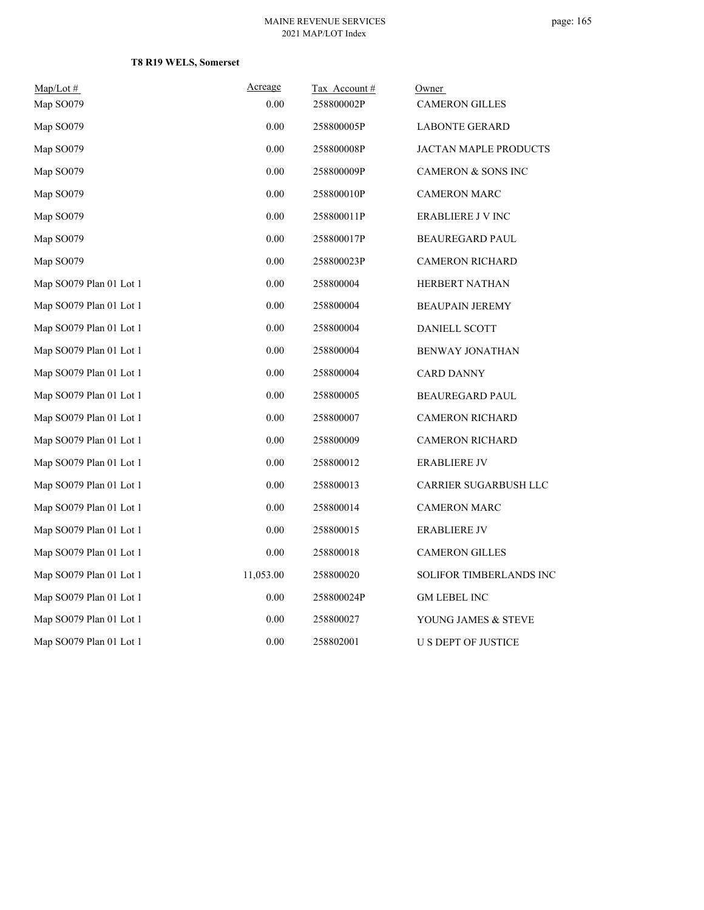**T8 R19 WELS, Somerset**

| Map/Lot # | Acreage | Tax Account # | Owner |
|---|---|---|---|
| Map SO079 | 0.00 | 258800002P | CAMERON GILLES |
| Map SO079 | 0.00 | 258800005P | LABONTE GERARD |
| Map SO079 | 0.00 | 258800008P | JACTAN MAPLE PRODUCTS |
| Map SO079 | 0.00 | 258800009P | CAMERON & SONS INC |
| Map SO079 | 0.00 | 258800010P | CAMERON MARC |
| Map SO079 | 0.00 | 258800011P | ERABLIERE J V INC |
| Map SO079 | 0.00 | 258800017P | BEAUREGARD PAUL |
| Map SO079 | 0.00 | 258800023P | CAMERON RICHARD |
| Map SO079 Plan 01 Lot 1 | 0.00 | 258800004 | HERBERT NATHAN |
| Map SO079 Plan 01 Lot 1 | 0.00 | 258800004 | BEAUPAIN JEREMY |
| Map SO079 Plan 01 Lot 1 | 0.00 | 258800004 | DANIELL SCOTT |
| Map SO079 Plan 01 Lot 1 | 0.00 | 258800004 | BENWAY JONATHAN |
| Map SO079 Plan 01 Lot 1 | 0.00 | 258800004 | CARD DANNY |
| Map SO079 Plan 01 Lot 1 | 0.00 | 258800005 | BEAUREGARD PAUL |
| Map SO079 Plan 01 Lot 1 | 0.00 | 258800007 | CAMERON RICHARD |
| Map SO079 Plan 01 Lot 1 | 0.00 | 258800009 | CAMERON RICHARD |
| Map SO079 Plan 01 Lot 1 | 0.00 | 258800012 | ERABLIERE JV |
| Map SO079 Plan 01 Lot 1 | 0.00 | 258800013 | CARRIER SUGARBUSH LLC |
| Map SO079 Plan 01 Lot 1 | 0.00 | 258800014 | CAMERON MARC |
| Map SO079 Plan 01 Lot 1 | 0.00 | 258800015 | ERABLIERE JV |
| Map SO079 Plan 01 Lot 1 | 0.00 | 258800018 | CAMERON GILLES |
| Map SO079 Plan 01 Lot 1 | 11,053.00 | 258800020 | SOLIFOR TIMBERLANDS INC |
| Map SO079 Plan 01 Lot 1 | 0.00 | 258800024P | GM LEBEL INC |
| Map SO079 Plan 01 Lot 1 | 0.00 | 258800027 | YOUNG JAMES & STEVE |
| Map SO079 Plan 01 Lot 1 | 0.00 | 258802001 | U S DEPT OF JUSTICE |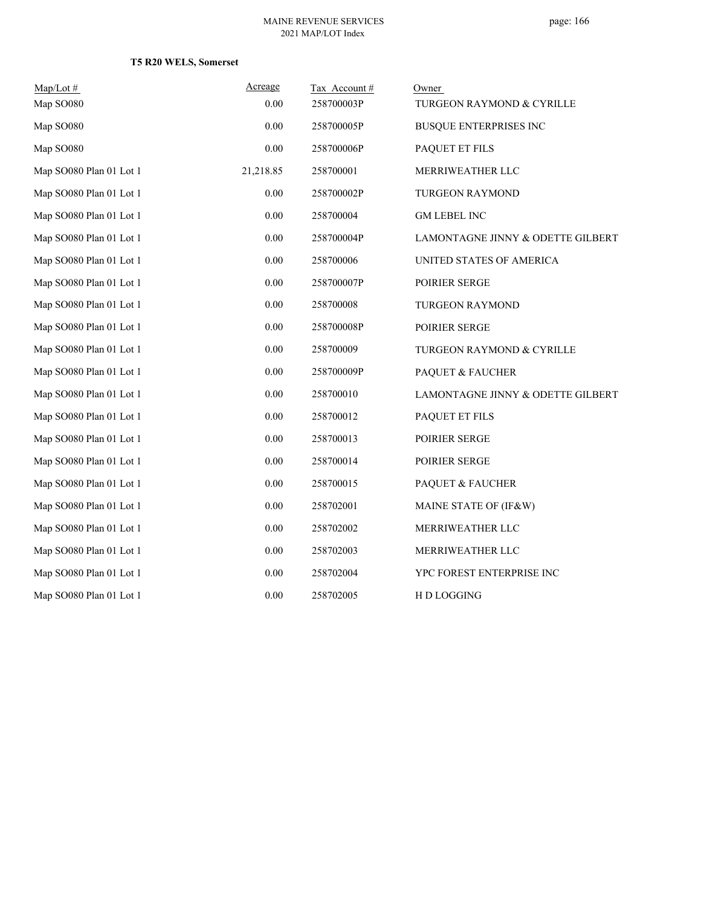**T5 R20 WELS, Somerset**

| Map/Lot # | Acreage | Tax Account # | Owner |
|---|---|---|---|
| Map SO080 | 0.00 | 258700003P | TURGEON RAYMOND & CYRILLE |
| Map SO080 | 0.00 | 258700005P | BUSQUE ENTERPRISES INC |
| Map SO080 | 0.00 | 258700006P | PAQUET ET FILS |
| Map SO080 Plan 01 Lot 1 | 21,218.85 | 258700001 | MERRIWEATHER LLC |
| Map SO080 Plan 01 Lot 1 | 0.00 | 258700002P | TURGEON RAYMOND |
| Map SO080 Plan 01 Lot 1 | 0.00 | 258700004 | GM LEBEL INC |
| Map SO080 Plan 01 Lot 1 | 0.00 | 258700004P | LAMONTAGNE JINNY & ODETTE GILBERT |
| Map SO080 Plan 01 Lot 1 | 0.00 | 258700006 | UNITED STATES OF AMERICA |
| Map SO080 Plan 01 Lot 1 | 0.00 | 258700007P | POIRIER SERGE |
| Map SO080 Plan 01 Lot 1 | 0.00 | 258700008 | TURGEON RAYMOND |
| Map SO080 Plan 01 Lot 1 | 0.00 | 258700008P | POIRIER SERGE |
| Map SO080 Plan 01 Lot 1 | 0.00 | 258700009 | TURGEON RAYMOND & CYRILLE |
| Map SO080 Plan 01 Lot 1 | 0.00 | 258700009P | PAQUET & FAUCHER |
| Map SO080 Plan 01 Lot 1 | 0.00 | 258700010 | LAMONTAGNE JINNY & ODETTE GILBERT |
| Map SO080 Plan 01 Lot 1 | 0.00 | 258700012 | PAQUET ET FILS |
| Map SO080 Plan 01 Lot 1 | 0.00 | 258700013 | POIRIER SERGE |
| Map SO080 Plan 01 Lot 1 | 0.00 | 258700014 | POIRIER SERGE |
| Map SO080 Plan 01 Lot 1 | 0.00 | 258700015 | PAQUET & FAUCHER |
| Map SO080 Plan 01 Lot 1 | 0.00 | 258702001 | MAINE STATE OF (IF&W) |
| Map SO080 Plan 01 Lot 1 | 0.00 | 258702002 | MERRIWEATHER LLC |
| Map SO080 Plan 01 Lot 1 | 0.00 | 258702003 | MERRIWEATHER LLC |
| Map SO080 Plan 01 Lot 1 | 0.00 | 258702004 | YPC FOREST ENTERPRISE INC |
| Map SO080 Plan 01 Lot 1 | 0.00 | 258702005 | H D LOGGING |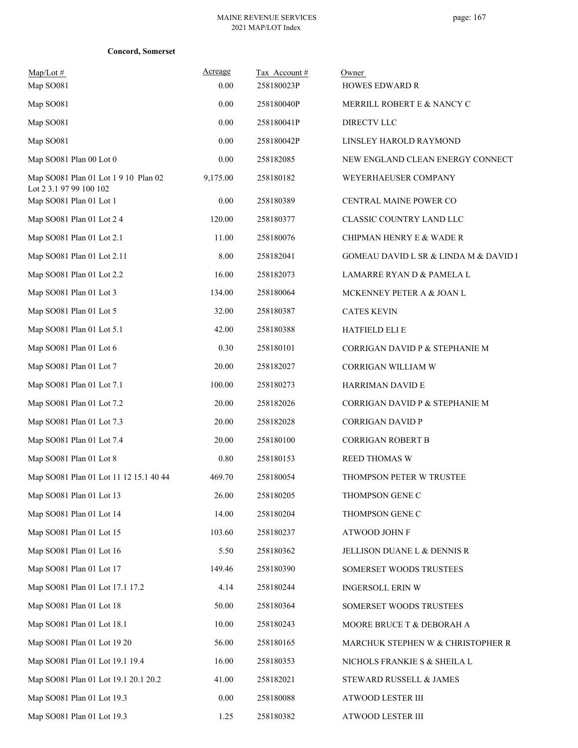**Concord, Somerset**

| Map/Lot # | Acreage | Tax Account # | Owner |
|---|---|---|---|
| Map SO081 | 0.00 | 258180023P | HOWES EDWARD R |
| Map SO081 | 0.00 | 258180040P | MERRILL ROBERT E & NANCY C |
| Map SO081 | 0.00 | 258180041P | DIRECTV LLC |
| Map SO081 | 0.00 | 258180042P | LINSLEY HAROLD RAYMOND |
| Map SO081 Plan 00 Lot 0 | 0.00 | 258182085 | NEW ENGLAND CLEAN ENERGY CONNECT |
| Map SO081 Plan 01 Lot 1 9 10 Plan 02 Lot 2 3.1 97 99 100 102 | 9,175.00 | 258180182 | WEYERHAEUSER COMPANY |
| Map SO081 Plan 01 Lot 1 | 0.00 | 258180389 | CENTRAL MAINE POWER CO |
| Map SO081 Plan 01 Lot 2 4 | 120.00 | 258180377 | CLASSIC COUNTRY LAND LLC |
| Map SO081 Plan 01 Lot 2.1 | 11.00 | 258180076 | CHIPMAN HENRY E & WADE R |
| Map SO081 Plan 01 Lot 2.11 | 8.00 | 258182041 | GOMEAU DAVID L SR & LINDA M & DAVID I |
| Map SO081 Plan 01 Lot 2.2 | 16.00 | 258182073 | LAMARRE RYAN D & PAMELA L |
| Map SO081 Plan 01 Lot 3 | 134.00 | 258180064 | MCKENNEY PETER A & JOAN L |
| Map SO081 Plan 01 Lot 5 | 32.00 | 258180387 | CATES KEVIN |
| Map SO081 Plan 01 Lot 5.1 | 42.00 | 258180388 | HATFIELD ELI E |
| Map SO081 Plan 01 Lot 6 | 0.30 | 258180101 | CORRIGAN DAVID P & STEPHANIE M |
| Map SO081 Plan 01 Lot 7 | 20.00 | 258182027 | CORRIGAN WILLIAM W |
| Map SO081 Plan 01 Lot 7.1 | 100.00 | 258180273 | HARRIMAN DAVID E |
| Map SO081 Plan 01 Lot 7.2 | 20.00 | 258182026 | CORRIGAN DAVID P & STEPHANIE M |
| Map SO081 Plan 01 Lot 7.3 | 20.00 | 258182028 | CORRIGAN DAVID P |
| Map SO081 Plan 01 Lot 7.4 | 20.00 | 258180100 | CORRIGAN ROBERT B |
| Map SO081 Plan 01 Lot 8 | 0.80 | 258180153 | REED THOMAS W |
| Map SO081 Plan 01 Lot 11 12 15.1 40 44 | 469.70 | 258180054 | THOMPSON PETER W TRUSTEE |
| Map SO081 Plan 01 Lot 13 | 26.00 | 258180205 | THOMPSON GENE C |
| Map SO081 Plan 01 Lot 14 | 14.00 | 258180204 | THOMPSON GENE C |
| Map SO081 Plan 01 Lot 15 | 103.60 | 258180237 | ATWOOD JOHN F |
| Map SO081 Plan 01 Lot 16 | 5.50 | 258180362 | JELLISON DUANE L & DENNIS R |
| Map SO081 Plan 01 Lot 17 | 149.46 | 258180390 | SOMERSET WOODS TRUSTEES |
| Map SO081 Plan 01 Lot 17.1 17.2 | 4.14 | 258180244 | INGERSOLL ERIN W |
| Map SO081 Plan 01 Lot 18 | 50.00 | 258180364 | SOMERSET WOODS TRUSTEES |
| Map SO081 Plan 01 Lot 18.1 | 10.00 | 258180243 | MOORE BRUCE T & DEBORAH A |
| Map SO081 Plan 01 Lot 19 20 | 56.00 | 258180165 | MARCHUK STEPHEN W & CHRISTOPHER R |
| Map SO081 Plan 01 Lot 19.1 19.4 | 16.00 | 258180353 | NICHOLS FRANKIE S & SHEILA L |
| Map SO081 Plan 01 Lot 19.1 20.1 20.2 | 41.00 | 258182021 | STEWARD RUSSELL & JAMES |
| Map SO081 Plan 01 Lot 19.3 | 0.00 | 258180088 | ATWOOD LESTER III |
| Map SO081 Plan 01 Lot 19.3 | 1.25 | 258180382 | ATWOOD LESTER III |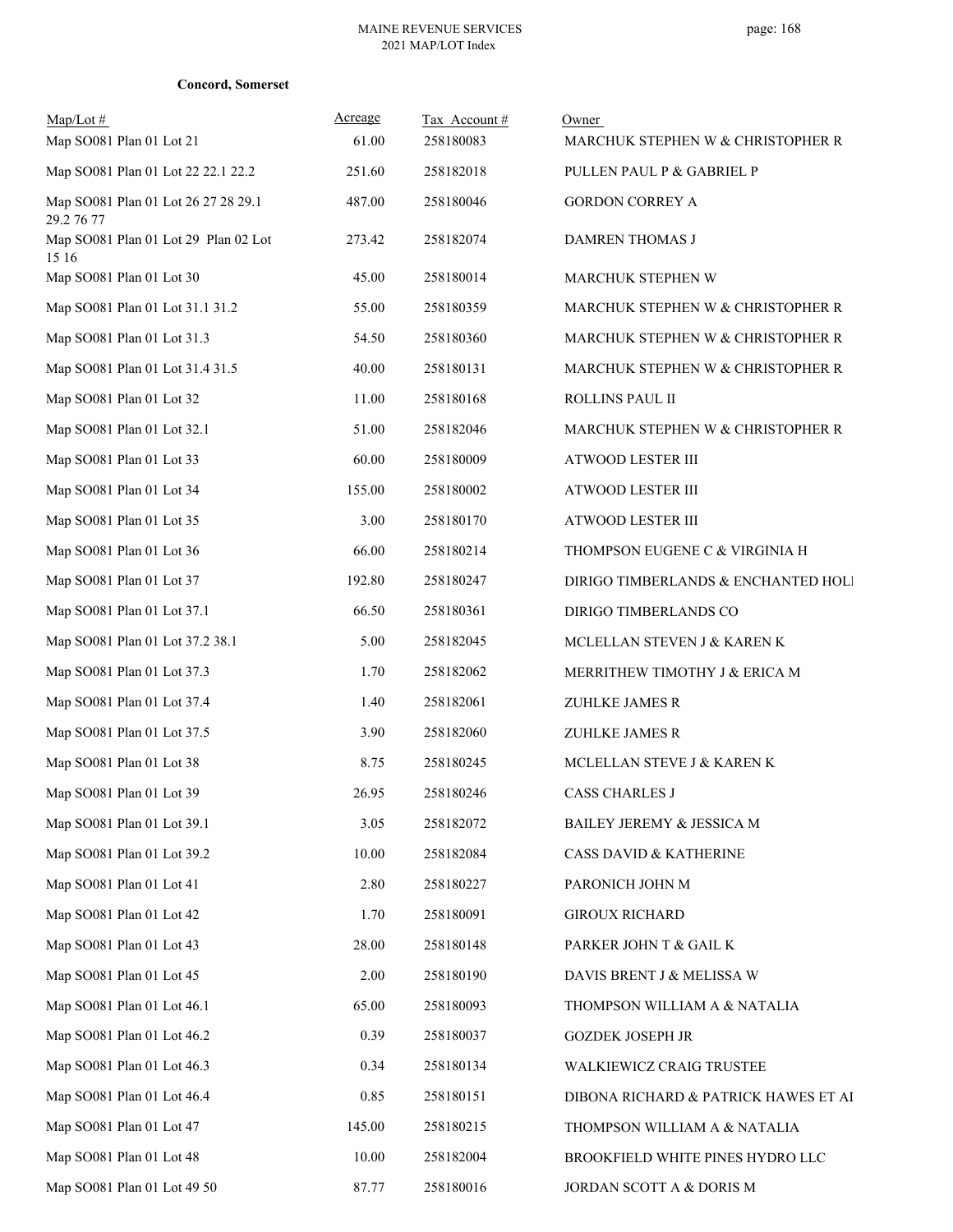**Concord, Somerset**

| Map/Lot # | Acreage | Tax Account # | Owner |
|---|---|---|---|
| Map SO081 Plan 01 Lot 21 | 61.00 | 258180083 | MARCHUK STEPHEN W & CHRISTOPHER R |
| Map SO081 Plan 01 Lot 22 22.1 22.2 | 251.60 | 258182018 | PULLEN PAUL P & GABRIEL P |
| Map SO081 Plan 01 Lot 26 27 28 29.1 29.2 76 77 | 487.00 | 258180046 | GORDON CORREY A |
| Map SO081 Plan 01 Lot 29 Plan 02 Lot 15 16 | 273.42 | 258182074 | DAMREN THOMAS J |
| Map SO081 Plan 01 Lot 30 | 45.00 | 258180014 | MARCHUK STEPHEN W |
| Map SO081 Plan 01 Lot 31.1 31.2 | 55.00 | 258180359 | MARCHUK STEPHEN W & CHRISTOPHER R |
| Map SO081 Plan 01 Lot 31.3 | 54.50 | 258180360 | MARCHUK STEPHEN W & CHRISTOPHER R |
| Map SO081 Plan 01 Lot 31.4 31.5 | 40.00 | 258180131 | MARCHUK STEPHEN W & CHRISTOPHER R |
| Map SO081 Plan 01 Lot 32 | 11.00 | 258180168 | ROLLINS PAUL II |
| Map SO081 Plan 01 Lot 32.1 | 51.00 | 258182046 | MARCHUK STEPHEN W & CHRISTOPHER R |
| Map SO081 Plan 01 Lot 33 | 60.00 | 258180009 | ATWOOD LESTER III |
| Map SO081 Plan 01 Lot 34 | 155.00 | 258180002 | ATWOOD LESTER III |
| Map SO081 Plan 01 Lot 35 | 3.00 | 258180170 | ATWOOD LESTER III |
| Map SO081 Plan 01 Lot 36 | 66.00 | 258180214 | THOMPSON EUGENE C & VIRGINIA H |
| Map SO081 Plan 01 Lot 37 | 192.80 | 258180247 | DIRIGO TIMBERLANDS & ENCHANTED HOLI |
| Map SO081 Plan 01 Lot 37.1 | 66.50 | 258180361 | DIRIGO TIMBERLANDS CO |
| Map SO081 Plan 01 Lot 37.2 38.1 | 5.00 | 258182045 | MCLELLAN STEVEN J & KAREN K |
| Map SO081 Plan 01 Lot 37.3 | 1.70 | 258182062 | MERRITHEW TIMOTHY J & ERICA M |
| Map SO081 Plan 01 Lot 37.4 | 1.40 | 258182061 | ZUHLKE JAMES R |
| Map SO081 Plan 01 Lot 37.5 | 3.90 | 258182060 | ZUHLKE JAMES R |
| Map SO081 Plan 01 Lot 38 | 8.75 | 258180245 | MCLELLAN STEVE J & KAREN K |
| Map SO081 Plan 01 Lot 39 | 26.95 | 258180246 | CASS CHARLES J |
| Map SO081 Plan 01 Lot 39.1 | 3.05 | 258182072 | BAILEY JEREMY & JESSICA M |
| Map SO081 Plan 01 Lot 39.2 | 10.00 | 258182084 | CASS DAVID & KATHERINE |
| Map SO081 Plan 01 Lot 41 | 2.80 | 258180227 | PARONICH JOHN M |
| Map SO081 Plan 01 Lot 42 | 1.70 | 258180091 | GIROUX RICHARD |
| Map SO081 Plan 01 Lot 43 | 28.00 | 258180148 | PARKER JOHN T & GAIL K |
| Map SO081 Plan 01 Lot 45 | 2.00 | 258180190 | DAVIS BRENT J & MELISSA W |
| Map SO081 Plan 01 Lot 46.1 | 65.00 | 258180093 | THOMPSON WILLIAM A & NATALIA |
| Map SO081 Plan 01 Lot 46.2 | 0.39 | 258180037 | GOZDEK JOSEPH JR |
| Map SO081 Plan 01 Lot 46.3 | 0.34 | 258180134 | WALKIEWICZ CRAIG TRUSTEE |
| Map SO081 Plan 01 Lot 46.4 | 0.85 | 258180151 | DIBONA RICHARD & PATRICK HAWES ET AI |
| Map SO081 Plan 01 Lot 47 | 145.00 | 258180215 | THOMPSON WILLIAM A & NATALIA |
| Map SO081 Plan 01 Lot 48 | 10.00 | 258182004 | BROOKFIELD WHITE PINES HYDRO LLC |
| Map SO081 Plan 01 Lot 49 50 | 87.77 | 258180016 | JORDAN SCOTT A & DORIS M |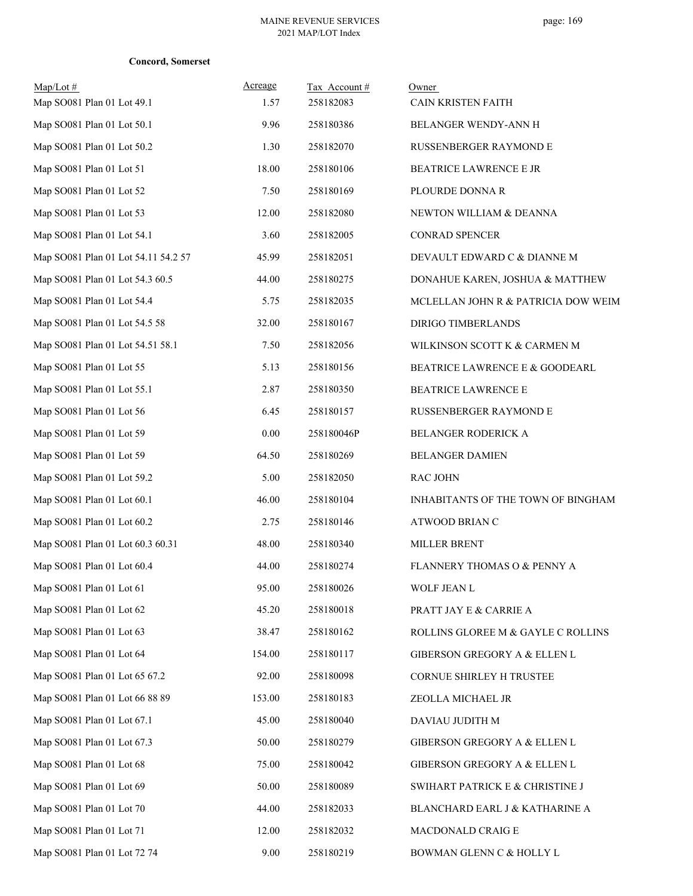**Concord, Somerset**

| Map/Lot # | Acreage | Tax Account # | Owner |
|---|---|---|---|
| Map SO081 Plan 01 Lot 49.1 | 1.57 | 258182083 | CAIN KRISTEN FAITH |
| Map SO081 Plan 01 Lot 50.1 | 9.96 | 258180386 | BELANGER WENDY-ANN H |
| Map SO081 Plan 01 Lot 50.2 | 1.30 | 258182070 | RUSSENBERGER RAYMOND E |
| Map SO081 Plan 01 Lot 51 | 18.00 | 258180106 | BEATRICE LAWRENCE E JR |
| Map SO081 Plan 01 Lot 52 | 7.50 | 258180169 | PLOURDE DONNA R |
| Map SO081 Plan 01 Lot 53 | 12.00 | 258182080 | NEWTON WILLIAM & DEANNA |
| Map SO081 Plan 01 Lot 54.1 | 3.60 | 258182005 | CONRAD SPENCER |
| Map SO081 Plan 01 Lot 54.11 54.2 57 | 45.99 | 258182051 | DEVAULT EDWARD C & DIANNE M |
| Map SO081 Plan 01 Lot 54.3 60.5 | 44.00 | 258180275 | DONAHUE KAREN, JOSHUA & MATTHEW |
| Map SO081 Plan 01 Lot 54.4 | 5.75 | 258182035 | MCLELLAN JOHN R & PATRICIA DOW WEIM |
| Map SO081 Plan 01 Lot 54.5 58 | 32.00 | 258180167 | DIRIGO TIMBERLANDS |
| Map SO081 Plan 01 Lot 54.51 58.1 | 7.50 | 258182056 | WILKINSON SCOTT K & CARMEN M |
| Map SO081 Plan 01 Lot 55 | 5.13 | 258180156 | BEATRICE LAWRENCE E & GOODEARL |
| Map SO081 Plan 01 Lot 55.1 | 2.87 | 258180350 | BEATRICE LAWRENCE E |
| Map SO081 Plan 01 Lot 56 | 6.45 | 258180157 | RUSSENBERGER RAYMOND E |
| Map SO081 Plan 01 Lot 59 | 0.00 | 258180046P | BELANGER RODERICK A |
| Map SO081 Plan 01 Lot 59 | 64.50 | 258180269 | BELANGER DAMIEN |
| Map SO081 Plan 01 Lot 59.2 | 5.00 | 258182050 | RAC JOHN |
| Map SO081 Plan 01 Lot 60.1 | 46.00 | 258180104 | INHABITANTS OF THE TOWN OF BINGHAM |
| Map SO081 Plan 01 Lot 60.2 | 2.75 | 258180146 | ATWOOD BRIAN C |
| Map SO081 Plan 01 Lot 60.3 60.31 | 48.00 | 258180340 | MILLER BRENT |
| Map SO081 Plan 01 Lot 60.4 | 44.00 | 258180274 | FLANNERY THOMAS O & PENNY A |
| Map SO081 Plan 01 Lot 61 | 95.00 | 258180026 | WOLF JEAN L |
| Map SO081 Plan 01 Lot 62 | 45.20 | 258180018 | PRATT JAY E & CARRIE A |
| Map SO081 Plan 01 Lot 63 | 38.47 | 258180162 | ROLLINS GLOREE M & GAYLE C ROLLINS |
| Map SO081 Plan 01 Lot 64 | 154.00 | 258180117 | GIBERSON GREGORY A & ELLEN L |
| Map SO081 Plan 01 Lot 65 67.2 | 92.00 | 258180098 | CORNUE SHIRLEY H TRUSTEE |
| Map SO081 Plan 01 Lot 66 88 89 | 153.00 | 258180183 | ZEOLLA MICHAEL JR |
| Map SO081 Plan 01 Lot 67.1 | 45.00 | 258180040 | DAVIAU JUDITH M |
| Map SO081 Plan 01 Lot 67.3 | 50.00 | 258180279 | GIBERSON GREGORY A & ELLEN L |
| Map SO081 Plan 01 Lot 68 | 75.00 | 258180042 | GIBERSON GREGORY A & ELLEN L |
| Map SO081 Plan 01 Lot 69 | 50.00 | 258180089 | SWIHART PATRICK E & CHRISTINE J |
| Map SO081 Plan 01 Lot 70 | 44.00 | 258182033 | BLANCHARD EARL J & KATHARINE A |
| Map SO081 Plan 01 Lot 71 | 12.00 | 258182032 | MACDONALD CRAIG E |
| Map SO081 Plan 01 Lot 72 74 | 9.00 | 258180219 | BOWMAN GLENN C & HOLLY L |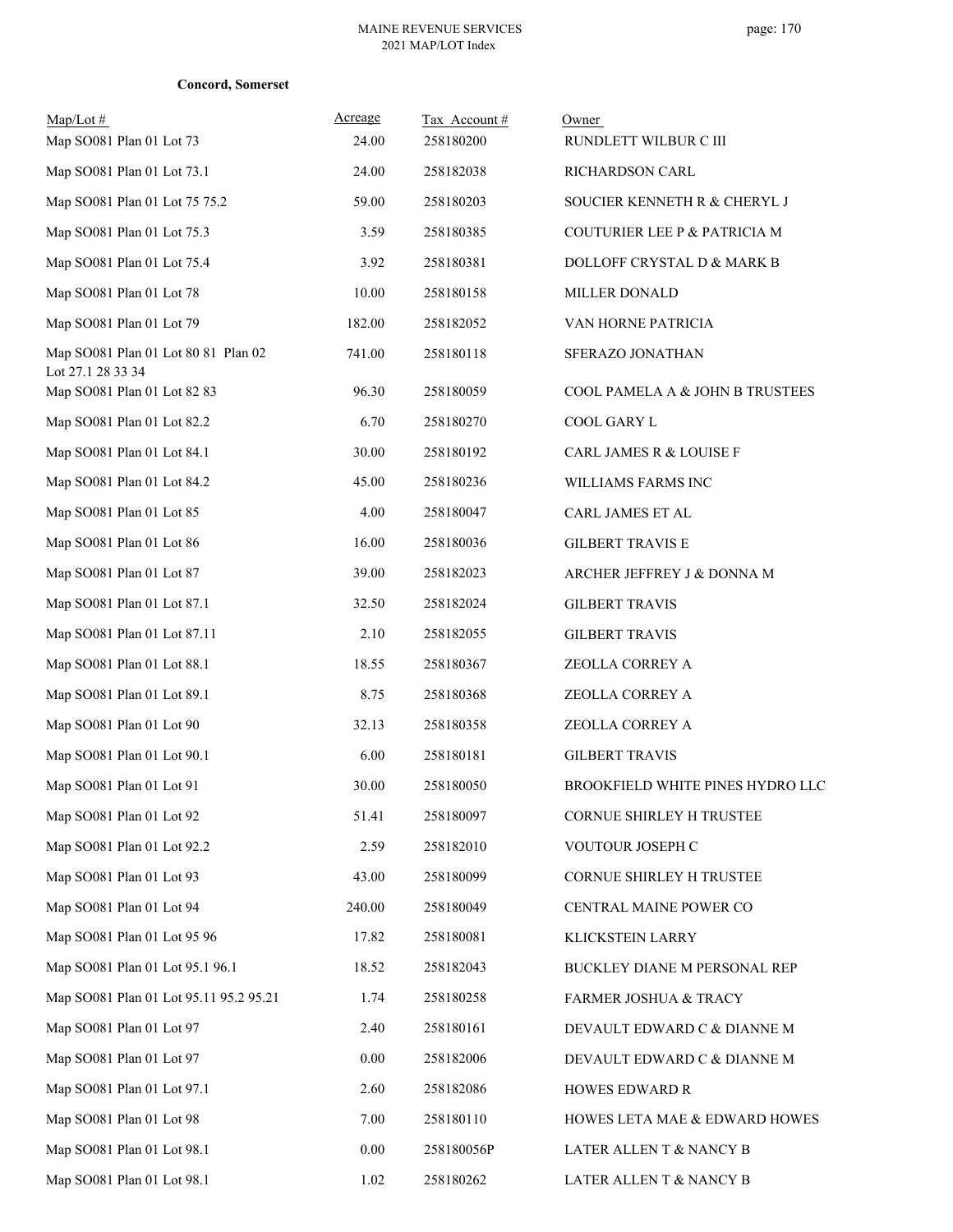**Concord, Somerset**

| Map/Lot # | Acreage | Tax Account # | Owner |
|---|---|---|---|
| Map SO081 Plan 01 Lot 73 | 24.00 | 258180200 | RUNDLETT WILBUR C III |
| Map SO081 Plan 01 Lot 73.1 | 24.00 | 258182038 | RICHARDSON CARL |
| Map SO081 Plan 01 Lot 75 75.2 | 59.00 | 258180203 | SOUCIER KENNETH R & CHERYL J |
| Map SO081 Plan 01 Lot 75.3 | 3.59 | 258180385 | COUTURIER LEE P & PATRICIA M |
| Map SO081 Plan 01 Lot 75.4 | 3.92 | 258180381 | DOLLOFF CRYSTAL D & MARK B |
| Map SO081 Plan 01 Lot 78 | 10.00 | 258180158 | MILLER DONALD |
| Map SO081 Plan 01 Lot 79 | 182.00 | 258182052 | VAN HORNE PATRICIA |
| Map SO081 Plan 01 Lot 80 81 Plan 02 Lot 27.1 28 33 34 | 741.00 | 258180118 | SFERAZO JONATHAN |
| Map SO081 Plan 01 Lot 82 83 | 96.30 | 258180059 | COOL PAMELA A & JOHN B TRUSTEES |
| Map SO081 Plan 01 Lot 82.2 | 6.70 | 258180270 | COOL GARY L |
| Map SO081 Plan 01 Lot 84.1 | 30.00 | 258180192 | CARL JAMES R & LOUISE F |
| Map SO081 Plan 01 Lot 84.2 | 45.00 | 258180236 | WILLIAMS FARMS INC |
| Map SO081 Plan 01 Lot 85 | 4.00 | 258180047 | CARL JAMES ET AL |
| Map SO081 Plan 01 Lot 86 | 16.00 | 258180036 | GILBERT TRAVIS E |
| Map SO081 Plan 01 Lot 87 | 39.00 | 258182023 | ARCHER JEFFREY J & DONNA M |
| Map SO081 Plan 01 Lot 87.1 | 32.50 | 258182024 | GILBERT TRAVIS |
| Map SO081 Plan 01 Lot 87.11 | 2.10 | 258182055 | GILBERT TRAVIS |
| Map SO081 Plan 01 Lot 88.1 | 18.55 | 258180367 | ZEOLLA CORREY A |
| Map SO081 Plan 01 Lot 89.1 | 8.75 | 258180368 | ZEOLLA CORREY A |
| Map SO081 Plan 01 Lot 90 | 32.13 | 258180358 | ZEOLLA CORREY A |
| Map SO081 Plan 01 Lot 90.1 | 6.00 | 258180181 | GILBERT TRAVIS |
| Map SO081 Plan 01 Lot 91 | 30.00 | 258180050 | BROOKFIELD WHITE PINES HYDRO LLC |
| Map SO081 Plan 01 Lot 92 | 51.41 | 258180097 | CORNUE SHIRLEY H TRUSTEE |
| Map SO081 Plan 01 Lot 92.2 | 2.59 | 258182010 | VOUTOUR JOSEPH C |
| Map SO081 Plan 01 Lot 93 | 43.00 | 258180099 | CORNUE SHIRLEY H TRUSTEE |
| Map SO081 Plan 01 Lot 94 | 240.00 | 258180049 | CENTRAL MAINE POWER CO |
| Map SO081 Plan 01 Lot 95 96 | 17.82 | 258180081 | KLICKSTEIN LARRY |
| Map SO081 Plan 01 Lot 95.1 96.1 | 18.52 | 258182043 | BUCKLEY DIANE M PERSONAL REP |
| Map SO081 Plan 01 Lot 95.11 95.2 95.21 | 1.74 | 258180258 | FARMER JOSHUA & TRACY |
| Map SO081 Plan 01 Lot 97 | 2.40 | 258180161 | DEVAULT EDWARD C & DIANNE M |
| Map SO081 Plan 01 Lot 97 | 0.00 | 258182006 | DEVAULT EDWARD C & DIANNE M |
| Map SO081 Plan 01 Lot 97.1 | 2.60 | 258182086 | HOWES EDWARD R |
| Map SO081 Plan 01 Lot 98 | 7.00 | 258180110 | HOWES LETA MAE & EDWARD HOWES |
| Map SO081 Plan 01 Lot 98.1 | 0.00 | 258180056P | LATER ALLEN T & NANCY B |
| Map SO081 Plan 01 Lot 98.1 | 1.02 | 258180262 | LATER ALLEN T & NANCY B |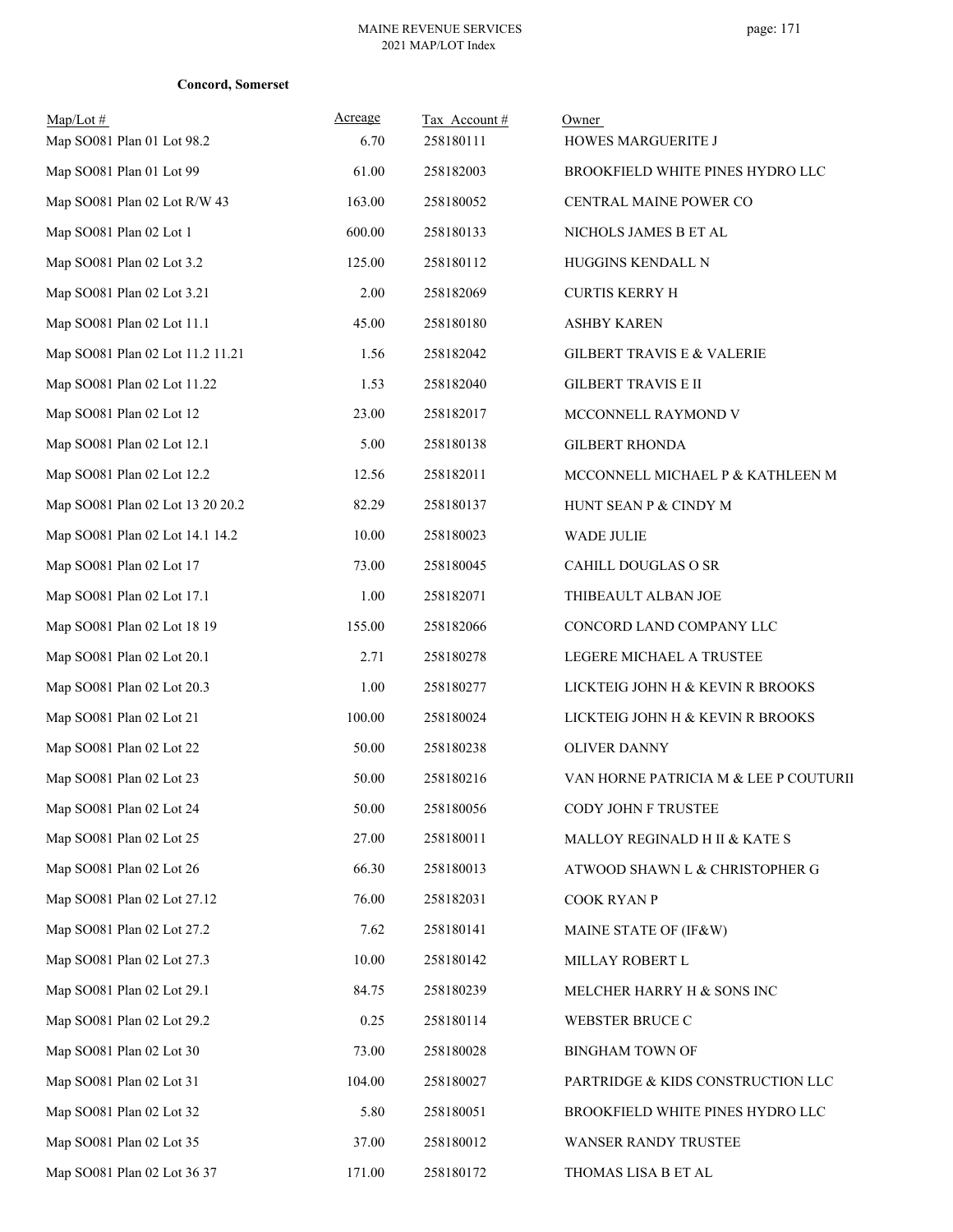**Concord, Somerset**

| Map/Lot # | Acreage | Tax Account # | Owner |
|---|---|---|---|
| Map SO081 Plan 01 Lot 98.2 | 6.70 | 258180111 | HOWES MARGUERITE J |
| Map SO081 Plan 01 Lot 99 | 61.00 | 258182003 | BROOKFIELD WHITE PINES HYDRO LLC |
| Map SO081 Plan 02 Lot R/W 43 | 163.00 | 258180052 | CENTRAL MAINE POWER CO |
| Map SO081 Plan 02 Lot 1 | 600.00 | 258180133 | NICHOLS JAMES B ET AL |
| Map SO081 Plan 02 Lot 3.2 | 125.00 | 258180112 | HUGGINS KENDALL N |
| Map SO081 Plan 02 Lot 3.21 | 2.00 | 258182069 | CURTIS KERRY H |
| Map SO081 Plan 02 Lot 11.1 | 45.00 | 258180180 | ASHBY KAREN |
| Map SO081 Plan 02 Lot 11.2 11.21 | 1.56 | 258182042 | GILBERT TRAVIS E & VALERIE |
| Map SO081 Plan 02 Lot 11.22 | 1.53 | 258182040 | GILBERT TRAVIS E II |
| Map SO081 Plan 02 Lot 12 | 23.00 | 258182017 | MCCONNELL RAYMOND V |
| Map SO081 Plan 02 Lot 12.1 | 5.00 | 258180138 | GILBERT RHONDA |
| Map SO081 Plan 02 Lot 12.2 | 12.56 | 258182011 | MCCONNELL MICHAEL P & KATHLEEN M |
| Map SO081 Plan 02 Lot 13 20 20.2 | 82.29 | 258180137 | HUNT SEAN P & CINDY M |
| Map SO081 Plan 02 Lot 14.1 14.2 | 10.00 | 258180023 | WADE JULIE |
| Map SO081 Plan 02 Lot 17 | 73.00 | 258180045 | CAHILL DOUGLAS O SR |
| Map SO081 Plan 02 Lot 17.1 | 1.00 | 258182071 | THIBEAULT ALBAN JOE |
| Map SO081 Plan 02 Lot 18 19 | 155.00 | 258182066 | CONCORD LAND COMPANY LLC |
| Map SO081 Plan 02 Lot 20.1 | 2.71 | 258180278 | LEGERE MICHAEL A TRUSTEE |
| Map SO081 Plan 02 Lot 20.3 | 1.00 | 258180277 | LICKTEIG JOHN H & KEVIN R BROOKS |
| Map SO081 Plan 02 Lot 21 | 100.00 | 258180024 | LICKTEIG JOHN H & KEVIN R BROOKS |
| Map SO081 Plan 02 Lot 22 | 50.00 | 258180238 | OLIVER DANNY |
| Map SO081 Plan 02 Lot 23 | 50.00 | 258180216 | VAN HORNE PATRICIA M & LEE P COUTURII |
| Map SO081 Plan 02 Lot 24 | 50.00 | 258180056 | CODY JOHN F TRUSTEE |
| Map SO081 Plan 02 Lot 25 | 27.00 | 258180011 | MALLOY REGINALD H II & KATE S |
| Map SO081 Plan 02 Lot 26 | 66.30 | 258180013 | ATWOOD SHAWN L & CHRISTOPHER G |
| Map SO081 Plan 02 Lot 27.12 | 76.00 | 258182031 | COOK RYAN P |
| Map SO081 Plan 02 Lot 27.2 | 7.62 | 258180141 | MAINE STATE OF (IF&W) |
| Map SO081 Plan 02 Lot 27.3 | 10.00 | 258180142 | MILLAY ROBERT L |
| Map SO081 Plan 02 Lot 29.1 | 84.75 | 258180239 | MELCHER HARRY H & SONS INC |
| Map SO081 Plan 02 Lot 29.2 | 0.25 | 258180114 | WEBSTER BRUCE C |
| Map SO081 Plan 02 Lot 30 | 73.00 | 258180028 | BINGHAM TOWN OF |
| Map SO081 Plan 02 Lot 31 | 104.00 | 258180027 | PARTRIDGE & KIDS CONSTRUCTION LLC |
| Map SO081 Plan 02 Lot 32 | 5.80 | 258180051 | BROOKFIELD WHITE PINES HYDRO LLC |
| Map SO081 Plan 02 Lot 35 | 37.00 | 258180012 | WANSER RANDY TRUSTEE |
| Map SO081 Plan 02 Lot 36 37 | 171.00 | 258180172 | THOMAS LISA B ET AL |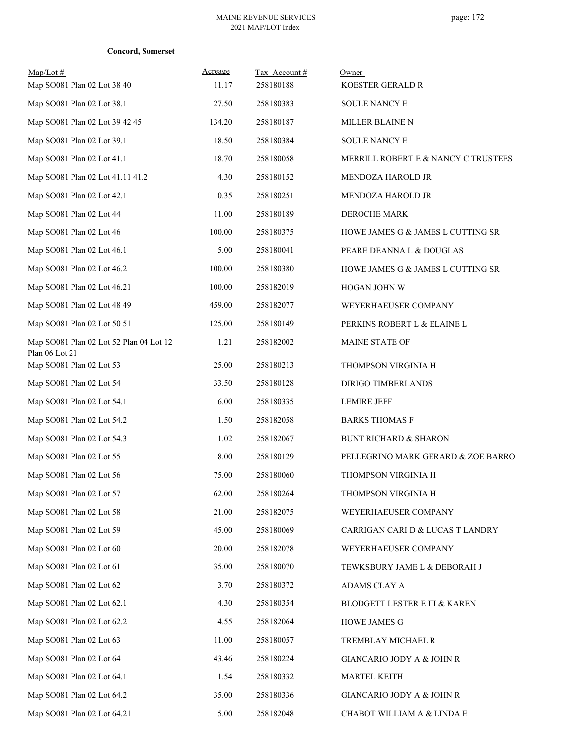**Concord, Somerset**

| Map/Lot # | Acreage | Tax Account # | Owner |
|---|---|---|---|
| Map SO081 Plan 02 Lot 38 40 | 11.17 | 258180188 | KOESTER GERALD R |
| Map SO081 Plan 02 Lot 38.1 | 27.50 | 258180383 | SOULE NANCY E |
| Map SO081 Plan 02 Lot 39 42 45 | 134.20 | 258180187 | MILLER BLAINE N |
| Map SO081 Plan 02 Lot 39.1 | 18.50 | 258180384 | SOULE NANCY E |
| Map SO081 Plan 02 Lot 41.1 | 18.70 | 258180058 | MERRILL ROBERT E & NANCY C TRUSTEES |
| Map SO081 Plan 02 Lot 41.11 41.2 | 4.30 | 258180152 | MENDOZA HAROLD JR |
| Map SO081 Plan 02 Lot 42.1 | 0.35 | 258180251 | MENDOZA HAROLD JR |
| Map SO081 Plan 02 Lot 44 | 11.00 | 258180189 | DEROCHE MARK |
| Map SO081 Plan 02 Lot 46 | 100.00 | 258180375 | HOWE JAMES G & JAMES L CUTTING SR |
| Map SO081 Plan 02 Lot 46.1 | 5.00 | 258180041 | PEARE DEANNA L & DOUGLAS |
| Map SO081 Plan 02 Lot 46.2 | 100.00 | 258180380 | HOWE JAMES G & JAMES L CUTTING SR |
| Map SO081 Plan 02 Lot 46.21 | 100.00 | 258182019 | HOGAN JOHN W |
| Map SO081 Plan 02 Lot 48 49 | 459.00 | 258182077 | WEYERHAEUSER COMPANY |
| Map SO081 Plan 02 Lot 50 51 | 125.00 | 258180149 | PERKINS ROBERT L & ELAINE L |
| Map SO081 Plan 02 Lot 52 Plan 04 Lot 12 Plan 06 Lot 21 | 1.21 | 258182002 | MAINE STATE OF |
| Map SO081 Plan 02 Lot 53 | 25.00 | 258180213 | THOMPSON VIRGINIA H |
| Map SO081 Plan 02 Lot 54 | 33.50 | 258180128 | DIRIGO TIMBERLANDS |
| Map SO081 Plan 02 Lot 54.1 | 6.00 | 258180335 | LEMIRE JEFF |
| Map SO081 Plan 02 Lot 54.2 | 1.50 | 258182058 | BARKS THOMAS F |
| Map SO081 Plan 02 Lot 54.3 | 1.02 | 258182067 | BUNT RICHARD & SHARON |
| Map SO081 Plan 02 Lot 55 | 8.00 | 258180129 | PELLEGRINO MARK GERARD & ZOE BARRO |
| Map SO081 Plan 02 Lot 56 | 75.00 | 258180060 | THOMPSON VIRGINIA H |
| Map SO081 Plan 02 Lot 57 | 62.00 | 258180264 | THOMPSON VIRGINIA H |
| Map SO081 Plan 02 Lot 58 | 21.00 | 258182075 | WEYERHAEUSER COMPANY |
| Map SO081 Plan 02 Lot 59 | 45.00 | 258180069 | CARRIGAN CARI D & LUCAS T LANDRY |
| Map SO081 Plan 02 Lot 60 | 20.00 | 258182078 | WEYERHAEUSER COMPANY |
| Map SO081 Plan 02 Lot 61 | 35.00 | 258180070 | TEWKSBURY JAME L & DEBORAH J |
| Map SO081 Plan 02 Lot 62 | 3.70 | 258180372 | ADAMS CLAY A |
| Map SO081 Plan 02 Lot 62.1 | 4.30 | 258180354 | BLODGETT LESTER E III & KAREN |
| Map SO081 Plan 02 Lot 62.2 | 4.55 | 258182064 | HOWE JAMES G |
| Map SO081 Plan 02 Lot 63 | 11.00 | 258180057 | TREMBLAY MICHAEL R |
| Map SO081 Plan 02 Lot 64 | 43.46 | 258180224 | GIANCARIO JODY A & JOHN R |
| Map SO081 Plan 02 Lot 64.1 | 1.54 | 258180332 | MARTEL KEITH |
| Map SO081 Plan 02 Lot 64.2 | 35.00 | 258180336 | GIANCARIO JODY A & JOHN R |
| Map SO081 Plan 02 Lot 64.21 | 5.00 | 258182048 | CHABOT WILLIAM A & LINDA E |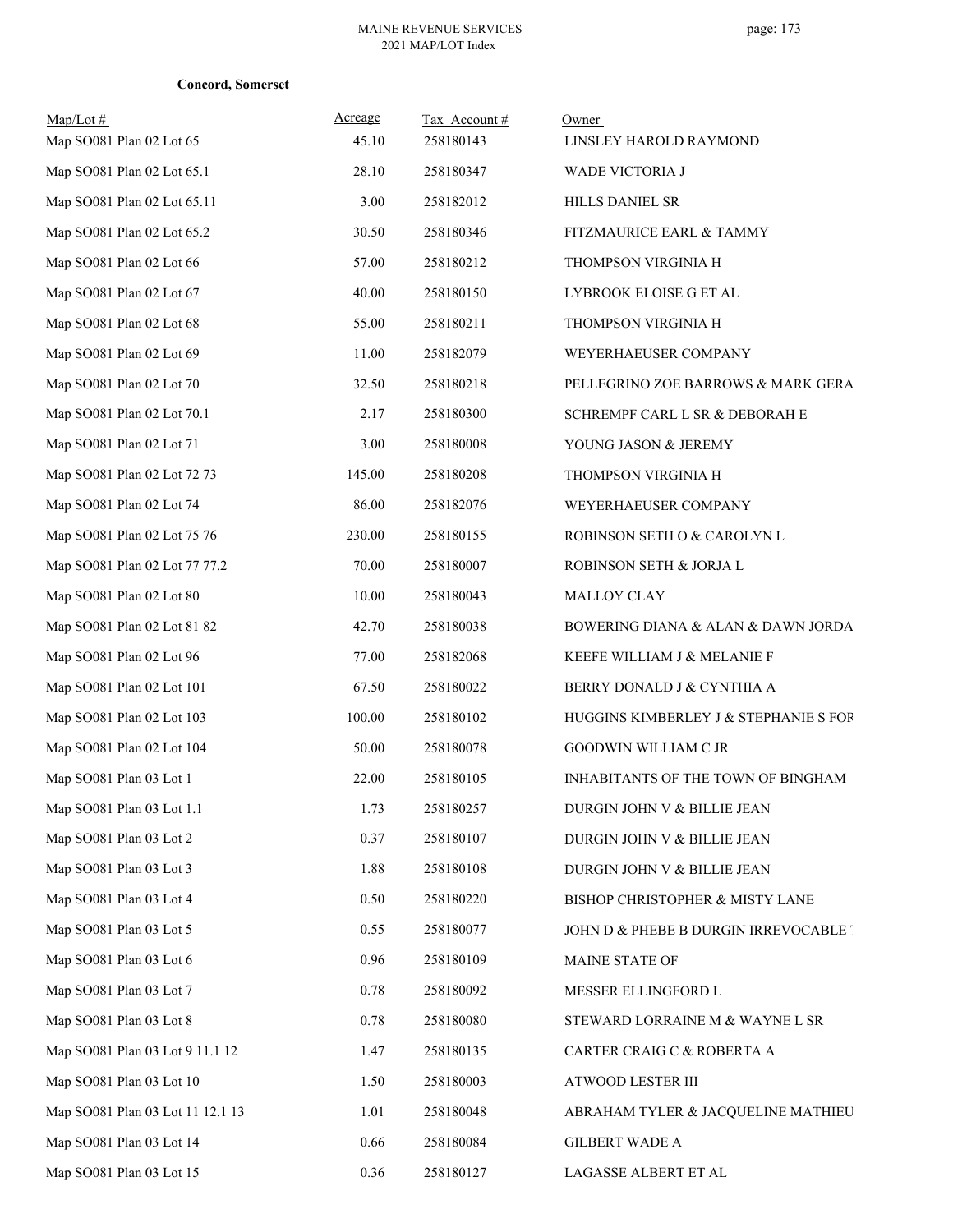**Concord, Somerset**

| Map/Lot # | Acreage | Tax Account # | Owner |
|---|---|---|---|
| Map SO081 Plan 02 Lot 65 | 45.10 | 258180143 | LINSLEY HAROLD RAYMOND |
| Map SO081 Plan 02 Lot 65.1 | 28.10 | 258180347 | WADE VICTORIA J |
| Map SO081 Plan 02 Lot 65.11 | 3.00 | 258182012 | HILLS DANIEL SR |
| Map SO081 Plan 02 Lot 65.2 | 30.50 | 258180346 | FITZMAURICE EARL & TAMMY |
| Map SO081 Plan 02 Lot 66 | 57.00 | 258180212 | THOMPSON VIRGINIA H |
| Map SO081 Plan 02 Lot 67 | 40.00 | 258180150 | LYBROOK ELOISE G ET AL |
| Map SO081 Plan 02 Lot 68 | 55.00 | 258180211 | THOMPSON VIRGINIA H |
| Map SO081 Plan 02 Lot 69 | 11.00 | 258182079 | WEYERHAEUSER COMPANY |
| Map SO081 Plan 02 Lot 70 | 32.50 | 258180218 | PELLEGRINO ZOE BARROWS & MARK GERA |
| Map SO081 Plan 02 Lot 70.1 | 2.17 | 258180300 | SCHREMPF CARL L SR & DEBORAH E |
| Map SO081 Plan 02 Lot 71 | 3.00 | 258180008 | YOUNG JASON & JEREMY |
| Map SO081 Plan 02 Lot 72 73 | 145.00 | 258180208 | THOMPSON VIRGINIA H |
| Map SO081 Plan 02 Lot 74 | 86.00 | 258182076 | WEYERHAEUSER COMPANY |
| Map SO081 Plan 02 Lot 75 76 | 230.00 | 258180155 | ROBINSON SETH O & CAROLYN L |
| Map SO081 Plan 02 Lot 77 77.2 | 70.00 | 258180007 | ROBINSON SETH & JORJA L |
| Map SO081 Plan 02 Lot 80 | 10.00 | 258180043 | MALLOY CLAY |
| Map SO081 Plan 02 Lot 81 82 | 42.70 | 258180038 | BOWERING DIANA & ALAN & DAWN JORDA |
| Map SO081 Plan 02 Lot 96 | 77.00 | 258182068 | KEEFE WILLIAM J & MELANIE F |
| Map SO081 Plan 02 Lot 101 | 67.50 | 258180022 | BERRY DONALD J & CYNTHIA A |
| Map SO081 Plan 02 Lot 103 | 100.00 | 258180102 | HUGGINS KIMBERLEY J & STEPHANIE S FOR |
| Map SO081 Plan 02 Lot 104 | 50.00 | 258180078 | GOODWIN WILLIAM C JR |
| Map SO081 Plan 03 Lot 1 | 22.00 | 258180105 | INHABITANTS OF THE TOWN OF BINGHAM |
| Map SO081 Plan 03 Lot 1.1 | 1.73 | 258180257 | DURGIN JOHN V & BILLIE JEAN |
| Map SO081 Plan 03 Lot 2 | 0.37 | 258180107 | DURGIN JOHN V & BILLIE JEAN |
| Map SO081 Plan 03 Lot 3 | 1.88 | 258180108 | DURGIN JOHN V & BILLIE JEAN |
| Map SO081 Plan 03 Lot 4 | 0.50 | 258180220 | BISHOP CHRISTOPHER & MISTY LANE |
| Map SO081 Plan 03 Lot 5 | 0.55 | 258180077 | JOHN D & PHEBE B DURGIN IRREVOCABLE |
| Map SO081 Plan 03 Lot 6 | 0.96 | 258180109 | MAINE STATE OF |
| Map SO081 Plan 03 Lot 7 | 0.78 | 258180092 | MESSER ELLINGFORD L |
| Map SO081 Plan 03 Lot 8 | 0.78 | 258180080 | STEWARD LORRAINE M & WAYNE L SR |
| Map SO081 Plan 03 Lot 9 11.1 12 | 1.47 | 258180135 | CARTER CRAIG C & ROBERTA A |
| Map SO081 Plan 03 Lot 10 | 1.50 | 258180003 | ATWOOD LESTER III |
| Map SO081 Plan 03 Lot 11 12.1 13 | 1.01 | 258180048 | ABRAHAM TYLER & JACQUELINE MATHIEU |
| Map SO081 Plan 03 Lot 14 | 0.66 | 258180084 | GILBERT WADE A |
| Map SO081 Plan 03 Lot 15 | 0.36 | 258180127 | LAGASSE ALBERT ET AL |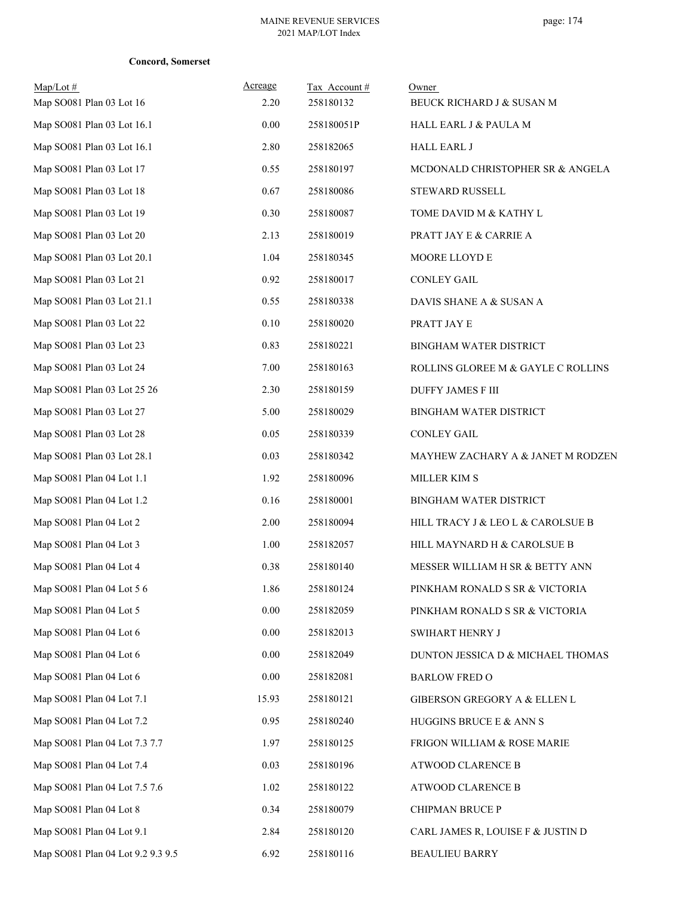**Concord, Somerset**

| Map/Lot # | Acreage | Tax Account # | Owner |
|---|---|---|---|
| Map SO081 Plan 03 Lot 16 | 2.20 | 258180132 | BEUCK RICHARD J & SUSAN M |
| Map SO081 Plan 03 Lot 16.1 | 0.00 | 258180051P | HALL EARL J & PAULA M |
| Map SO081 Plan 03 Lot 16.1 | 2.80 | 258182065 | HALL EARL J |
| Map SO081 Plan 03 Lot 17 | 0.55 | 258180197 | MCDONALD CHRISTOPHER SR & ANGELA |
| Map SO081 Plan 03 Lot 18 | 0.67 | 258180086 | STEWARD RUSSELL |
| Map SO081 Plan 03 Lot 19 | 0.30 | 258180087 | TOME DAVID M & KATHY L |
| Map SO081 Plan 03 Lot 20 | 2.13 | 258180019 | PRATT JAY E & CARRIE A |
| Map SO081 Plan 03 Lot 20.1 | 1.04 | 258180345 | MOORE LLOYD E |
| Map SO081 Plan 03 Lot 21 | 0.92 | 258180017 | CONLEY GAIL |
| Map SO081 Plan 03 Lot 21.1 | 0.55 | 258180338 | DAVIS SHANE A & SUSAN A |
| Map SO081 Plan 03 Lot 22 | 0.10 | 258180020 | PRATT JAY E |
| Map SO081 Plan 03 Lot 23 | 0.83 | 258180221 | BINGHAM WATER DISTRICT |
| Map SO081 Plan 03 Lot 24 | 7.00 | 258180163 | ROLLINS GLOREE M & GAYLE C ROLLINS |
| Map SO081 Plan 03 Lot 25 26 | 2.30 | 258180159 | DUFFY JAMES F III |
| Map SO081 Plan 03 Lot 27 | 5.00 | 258180029 | BINGHAM WATER DISTRICT |
| Map SO081 Plan 03 Lot 28 | 0.05 | 258180339 | CONLEY GAIL |
| Map SO081 Plan 03 Lot 28.1 | 0.03 | 258180342 | MAYHEW ZACHARY A & JANET M RODZEN |
| Map SO081 Plan 04 Lot 1.1 | 1.92 | 258180096 | MILLER KIM S |
| Map SO081 Plan 04 Lot 1.2 | 0.16 | 258180001 | BINGHAM WATER DISTRICT |
| Map SO081 Plan 04 Lot 2 | 2.00 | 258180094 | HILL TRACY J & LEO L & CAROLSUE B |
| Map SO081 Plan 04 Lot 3 | 1.00 | 258182057 | HILL MAYNARD H & CAROLSUE B |
| Map SO081 Plan 04 Lot 4 | 0.38 | 258180140 | MESSER WILLIAM H SR & BETTY ANN |
| Map SO081 Plan 04 Lot 5 6 | 1.86 | 258180124 | PINKHAM RONALD S SR & VICTORIA |
| Map SO081 Plan 04 Lot 5 | 0.00 | 258182059 | PINKHAM RONALD S SR & VICTORIA |
| Map SO081 Plan 04 Lot 6 | 0.00 | 258182013 | SWIHART HENRY J |
| Map SO081 Plan 04 Lot 6 | 0.00 | 258182049 | DUNTON JESSICA D & MICHAEL THOMAS |
| Map SO081 Plan 04 Lot 6 | 0.00 | 258182081 | BARLOW FRED O |
| Map SO081 Plan 04 Lot 7.1 | 15.93 | 258180121 | GIBERSON GREGORY A & ELLEN L |
| Map SO081 Plan 04 Lot 7.2 | 0.95 | 258180240 | HUGGINS BRUCE E & ANN S |
| Map SO081 Plan 04 Lot 7.3 7.7 | 1.97 | 258180125 | FRIGON WILLIAM & ROSE MARIE |
| Map SO081 Plan 04 Lot 7.4 | 0.03 | 258180196 | ATWOOD CLARENCE B |
| Map SO081 Plan 04 Lot 7.5 7.6 | 1.02 | 258180122 | ATWOOD CLARENCE B |
| Map SO081 Plan 04 Lot 8 | 0.34 | 258180079 | CHIPMAN BRUCE P |
| Map SO081 Plan 04 Lot 9.1 | 2.84 | 258180120 | CARL JAMES R, LOUISE F & JUSTIN D |
| Map SO081 Plan 04 Lot 9.2 9.3 9.5 | 6.92 | 258180116 | BEAULIEU BARRY |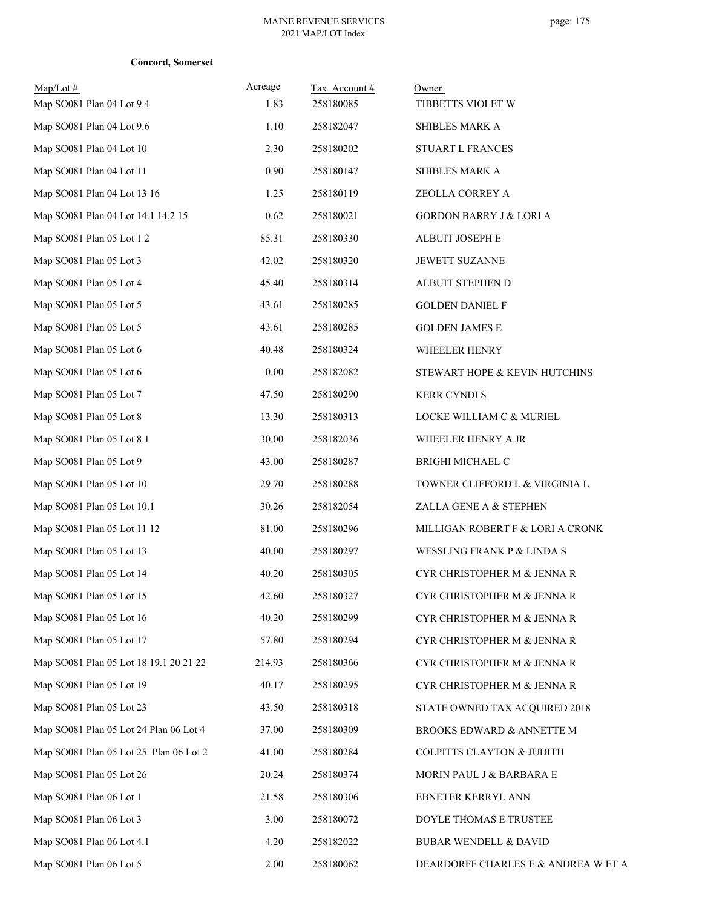**Concord, Somerset**

| Map/Lot # | Acreage | Tax Account # | Owner |
|---|---|---|---|
| Map SO081 Plan 04 Lot 9.4 | 1.83 | 258180085 | TIBBETTS VIOLET W |
| Map SO081 Plan 04 Lot 9.6 | 1.10 | 258182047 | SHIBLES MARK A |
| Map SO081 Plan 04 Lot 10 | 2.30 | 258180202 | STUART L FRANCES |
| Map SO081 Plan 04 Lot 11 | 0.90 | 258180147 | SHIBLES MARK A |
| Map SO081 Plan 04 Lot 13 16 | 1.25 | 258180119 | ZEOLLA CORREY A |
| Map SO081 Plan 04 Lot 14.1 14.2 15 | 0.62 | 258180021 | GORDON BARRY J & LORI A |
| Map SO081 Plan 05 Lot 1 2 | 85.31 | 258180330 | ALBUIT JOSEPH E |
| Map SO081 Plan 05 Lot 3 | 42.02 | 258180320 | JEWETT SUZANNE |
| Map SO081 Plan 05 Lot 4 | 45.40 | 258180314 | ALBUIT STEPHEN D |
| Map SO081 Plan 05 Lot 5 | 43.61 | 258180285 | GOLDEN DANIEL F |
| Map SO081 Plan 05 Lot 5 | 43.61 | 258180285 | GOLDEN JAMES E |
| Map SO081 Plan 05 Lot 6 | 40.48 | 258180324 | WHEELER HENRY |
| Map SO081 Plan 05 Lot 6 | 0.00 | 258182082 | STEWART HOPE & KEVIN HUTCHINS |
| Map SO081 Plan 05 Lot 7 | 47.50 | 258180290 | KERR CYNDI S |
| Map SO081 Plan 05 Lot 8 | 13.30 | 258180313 | LOCKE WILLIAM C & MURIEL |
| Map SO081 Plan 05 Lot 8.1 | 30.00 | 258182036 | WHEELER HENRY A JR |
| Map SO081 Plan 05 Lot 9 | 43.00 | 258180287 | BRIGHI MICHAEL C |
| Map SO081 Plan 05 Lot 10 | 29.70 | 258180288 | TOWNER CLIFFORD L & VIRGINIA L |
| Map SO081 Plan 05 Lot 10.1 | 30.26 | 258182054 | ZALLA GENE A & STEPHEN |
| Map SO081 Plan 05 Lot 11 12 | 81.00 | 258180296 | MILLIGAN ROBERT F & LORI A CRONK |
| Map SO081 Plan 05 Lot 13 | 40.00 | 258180297 | WESSLING FRANK P & LINDA S |
| Map SO081 Plan 05 Lot 14 | 40.20 | 258180305 | CYR CHRISTOPHER M & JENNA R |
| Map SO081 Plan 05 Lot 15 | 42.60 | 258180327 | CYR CHRISTOPHER M & JENNA R |
| Map SO081 Plan 05 Lot 16 | 40.20 | 258180299 | CYR CHRISTOPHER M & JENNA R |
| Map SO081 Plan 05 Lot 17 | 57.80 | 258180294 | CYR CHRISTOPHER M & JENNA R |
| Map SO081 Plan 05 Lot 18 19.1 20 21 22 | 214.93 | 258180366 | CYR CHRISTOPHER M & JENNA R |
| Map SO081 Plan 05 Lot 19 | 40.17 | 258180295 | CYR CHRISTOPHER M & JENNA R |
| Map SO081 Plan 05 Lot 23 | 43.50 | 258180318 | STATE OWNED TAX ACQUIRED 2018 |
| Map SO081 Plan 05 Lot 24 Plan 06 Lot 4 | 37.00 | 258180309 | BROOKS EDWARD & ANNETTE M |
| Map SO081 Plan 05 Lot 25 Plan 06 Lot 2 | 41.00 | 258180284 | COLPITTS CLAYTON & JUDITH |
| Map SO081 Plan 05 Lot 26 | 20.24 | 258180374 | MORIN PAUL J & BARBARA E |
| Map SO081 Plan 06 Lot 1 | 21.58 | 258180306 | EBNETER KERRYL ANN |
| Map SO081 Plan 06 Lot 3 | 3.00 | 258180072 | DOYLE THOMAS E TRUSTEE |
| Map SO081 Plan 06 Lot 4.1 | 4.20 | 258182022 | BUBAR WENDELL & DAVID |
| Map SO081 Plan 06 Lot 5 | 2.00 | 258180062 | DEARDORFF CHARLES E & ANDREA W ET A |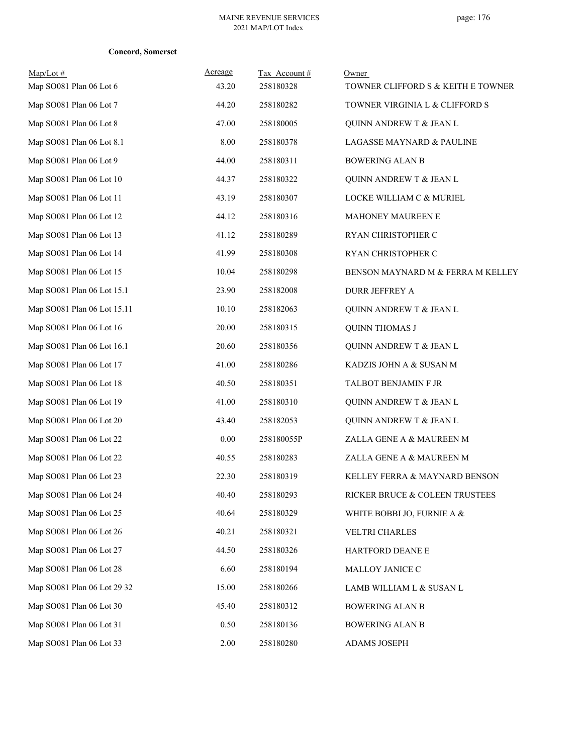**Concord, Somerset**

| Map/Lot # | Acreage | Tax Account # | Owner |
|---|---|---|---|
| Map SO081 Plan 06 Lot 6 | 43.20 | 258180328 | TOWNER CLIFFORD S & KEITH E TOWNER |
| Map SO081 Plan 06 Lot 7 | 44.20 | 258180282 | TOWNER VIRGINIA L & CLIFFORD S |
| Map SO081 Plan 06 Lot 8 | 47.00 | 258180005 | QUINN ANDREW T & JEAN L |
| Map SO081 Plan 06 Lot 8.1 | 8.00 | 258180378 | LAGASSE MAYNARD & PAULINE |
| Map SO081 Plan 06 Lot 9 | 44.00 | 258180311 | BOWERING ALAN B |
| Map SO081 Plan 06 Lot 10 | 44.37 | 258180322 | QUINN ANDREW T & JEAN L |
| Map SO081 Plan 06 Lot 11 | 43.19 | 258180307 | LOCKE WILLIAM C & MURIEL |
| Map SO081 Plan 06 Lot 12 | 44.12 | 258180316 | MAHONEY MAUREEN E |
| Map SO081 Plan 06 Lot 13 | 41.12 | 258180289 | RYAN CHRISTOPHER C |
| Map SO081 Plan 06 Lot 14 | 41.99 | 258180308 | RYAN CHRISTOPHER C |
| Map SO081 Plan 06 Lot 15 | 10.04 | 258180298 | BENSON MAYNARD M & FERRA M KELLEY |
| Map SO081 Plan 06 Lot 15.1 | 23.90 | 258182008 | DURR JEFFREY A |
| Map SO081 Plan 06 Lot 15.11 | 10.10 | 258182063 | QUINN ANDREW T & JEAN L |
| Map SO081 Plan 06 Lot 16 | 20.00 | 258180315 | QUINN THOMAS J |
| Map SO081 Plan 06 Lot 16.1 | 20.60 | 258180356 | QUINN ANDREW T & JEAN L |
| Map SO081 Plan 06 Lot 17 | 41.00 | 258180286 | KADZIS JOHN A & SUSAN M |
| Map SO081 Plan 06 Lot 18 | 40.50 | 258180351 | TALBOT BENJAMIN F JR |
| Map SO081 Plan 06 Lot 19 | 41.00 | 258180310 | QUINN ANDREW T & JEAN L |
| Map SO081 Plan 06 Lot 20 | 43.40 | 258182053 | QUINN ANDREW T & JEAN L |
| Map SO081 Plan 06 Lot 22 | 0.00 | 258180055P | ZALLA GENE A & MAUREEN M |
| Map SO081 Plan 06 Lot 22 | 40.55 | 258180283 | ZALLA GENE A & MAUREEN M |
| Map SO081 Plan 06 Lot 23 | 22.30 | 258180319 | KELLEY FERRA & MAYNARD BENSON |
| Map SO081 Plan 06 Lot 24 | 40.40 | 258180293 | RICKER BRUCE & COLEEN TRUSTEES |
| Map SO081 Plan 06 Lot 25 | 40.64 | 258180329 | WHITE BOBBI JO, FURNIE A & |
| Map SO081 Plan 06 Lot 26 | 40.21 | 258180321 | VELTRI CHARLES |
| Map SO081 Plan 06 Lot 27 | 44.50 | 258180326 | HARTFORD DEANE E |
| Map SO081 Plan 06 Lot 28 | 6.60 | 258180194 | MALLOY JANICE C |
| Map SO081 Plan 06 Lot 29 32 | 15.00 | 258180266 | LAMB WILLIAM L & SUSAN L |
| Map SO081 Plan 06 Lot 30 | 45.40 | 258180312 | BOWERING ALAN B |
| Map SO081 Plan 06 Lot 31 | 0.50 | 258180136 | BOWERING ALAN B |
| Map SO081 Plan 06 Lot 33 | 2.00 | 258180280 | ADAMS JOSEPH |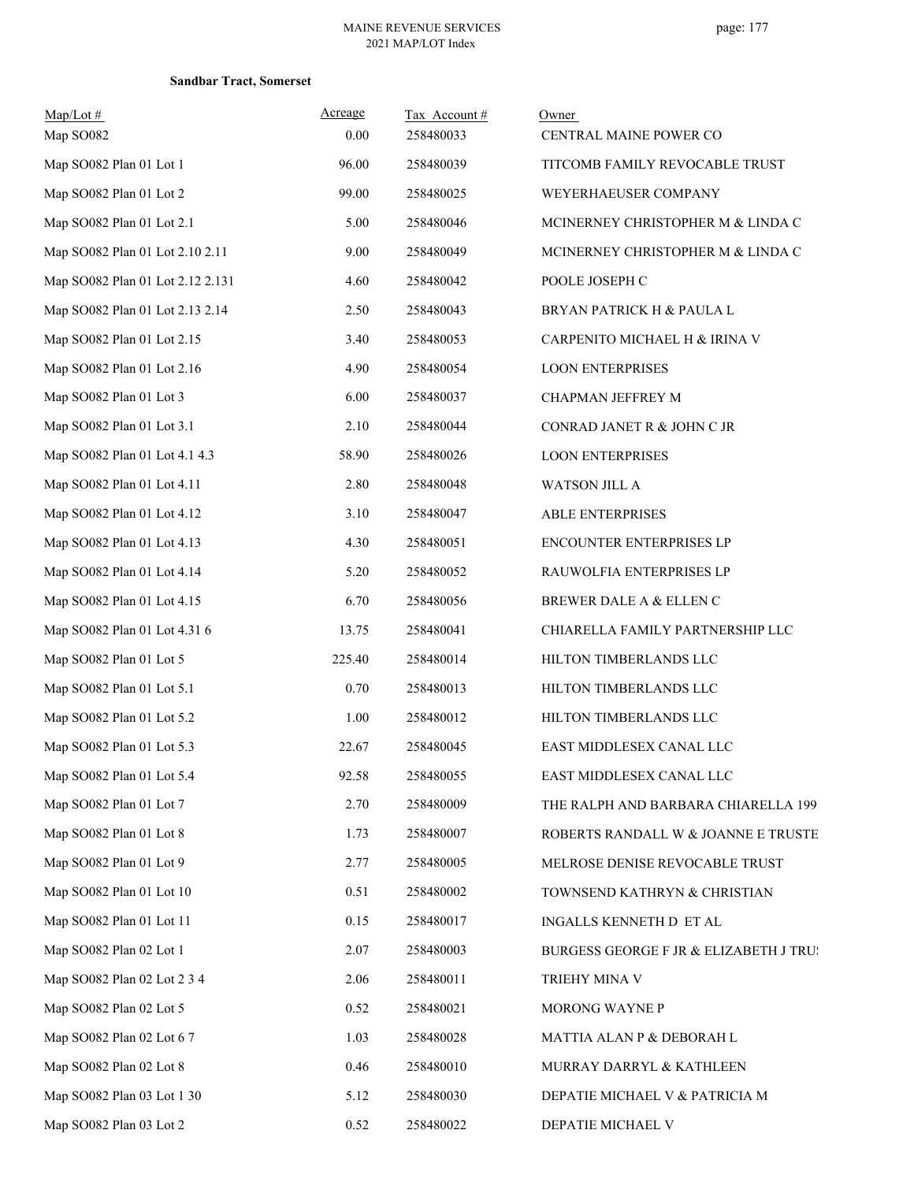**Sandbar Tract, Somerset**

| Map/Lot # | Acreage | Tax Account # | Owner |
|---|---|---|---|
| Map SO082 | 0.00 | 258480033 | CENTRAL MAINE POWER CO |
| Map SO082 Plan 01 Lot 1 | 96.00 | 258480039 | TITCOMB FAMILY REVOCABLE TRUST |
| Map SO082 Plan 01 Lot 2 | 99.00 | 258480025 | WEYERHAEUSER COMPANY |
| Map SO082 Plan 01 Lot 2.1 | 5.00 | 258480046 | MCINERNEY CHRISTOPHER M & LINDA C |
| Map SO082 Plan 01 Lot 2.10 2.11 | 9.00 | 258480049 | MCINERNEY CHRISTOPHER M & LINDA C |
| Map SO082 Plan 01 Lot 2.12 2.131 | 4.60 | 258480042 | POOLE JOSEPH C |
| Map SO082 Plan 01 Lot 2.13 2.14 | 2.50 | 258480043 | BRYAN PATRICK H & PAULA L |
| Map SO082 Plan 01 Lot 2.15 | 3.40 | 258480053 | CARPENITO MICHAEL H & IRINA V |
| Map SO082 Plan 01 Lot 2.16 | 4.90 | 258480054 | LOON ENTERPRISES |
| Map SO082 Plan 01 Lot 3 | 6.00 | 258480037 | CHAPMAN JEFFREY M |
| Map SO082 Plan 01 Lot 3.1 | 2.10 | 258480044 | CONRAD JANET R & JOHN C JR |
| Map SO082 Plan 01 Lot 4.1 4.3 | 58.90 | 258480026 | LOON ENTERPRISES |
| Map SO082 Plan 01 Lot 4.11 | 2.80 | 258480048 | WATSON JILL A |
| Map SO082 Plan 01 Lot 4.12 | 3.10 | 258480047 | ABLE ENTERPRISES |
| Map SO082 Plan 01 Lot 4.13 | 4.30 | 258480051 | ENCOUNTER ENTERPRISES LP |
| Map SO082 Plan 01 Lot 4.14 | 5.20 | 258480052 | RAUWOLFIA ENTERPRISES LP |
| Map SO082 Plan 01 Lot 4.15 | 6.70 | 258480056 | BREWER DALE A & ELLEN C |
| Map SO082 Plan 01 Lot 4.31 6 | 13.75 | 258480041 | CHIARELLA FAMILY PARTNERSHIP LLC |
| Map SO082 Plan 01 Lot 5 | 225.40 | 258480014 | HILTON TIMBERLANDS LLC |
| Map SO082 Plan 01 Lot 5.1 | 0.70 | 258480013 | HILTON TIMBERLANDS LLC |
| Map SO082 Plan 01 Lot 5.2 | 1.00 | 258480012 | HILTON TIMBERLANDS LLC |
| Map SO082 Plan 01 Lot 5.3 | 22.67 | 258480045 | EAST MIDDLESEX CANAL LLC |
| Map SO082 Plan 01 Lot 5.4 | 92.58 | 258480055 | EAST MIDDLESEX CANAL LLC |
| Map SO082 Plan 01 Lot 7 | 2.70 | 258480009 | THE RALPH AND BARBARA CHIARELLA 199 |
| Map SO082 Plan 01 Lot 8 | 1.73 | 258480007 | ROBERTS RANDALL W & JOANNE E TRUSTE |
| Map SO082 Plan 01 Lot 9 | 2.77 | 258480005 | MELROSE DENISE REVOCABLE TRUST |
| Map SO082 Plan 01 Lot 10 | 0.51 | 258480002 | TOWNSEND KATHRYN & CHRISTIAN |
| Map SO082 Plan 01 Lot 11 | 0.15 | 258480017 | INGALLS KENNETH D ET AL |
| Map SO082 Plan 02 Lot 1 | 2.07 | 258480003 | BURGESS GEORGE F JR & ELIZABETH J TRU! |
| Map SO082 Plan 02 Lot 2 3 4 | 2.06 | 258480011 | TRIEHY MINA V |
| Map SO082 Plan 02 Lot 5 | 0.52 | 258480021 | MORONG WAYNE P |
| Map SO082 Plan 02 Lot 6 7 | 1.03 | 258480028 | MATTIA ALAN P & DEBORAH L |
| Map SO082 Plan 02 Lot 8 | 0.46 | 258480010 | MURRAY DARRYL & KATHLEEN |
| Map SO082 Plan 03 Lot 1 30 | 5.12 | 258480030 | DEPATIE MICHAEL V & PATRICIA M |
| Map SO082 Plan 03 Lot 2 | 0.52 | 258480022 | DEPATIE MICHAEL V |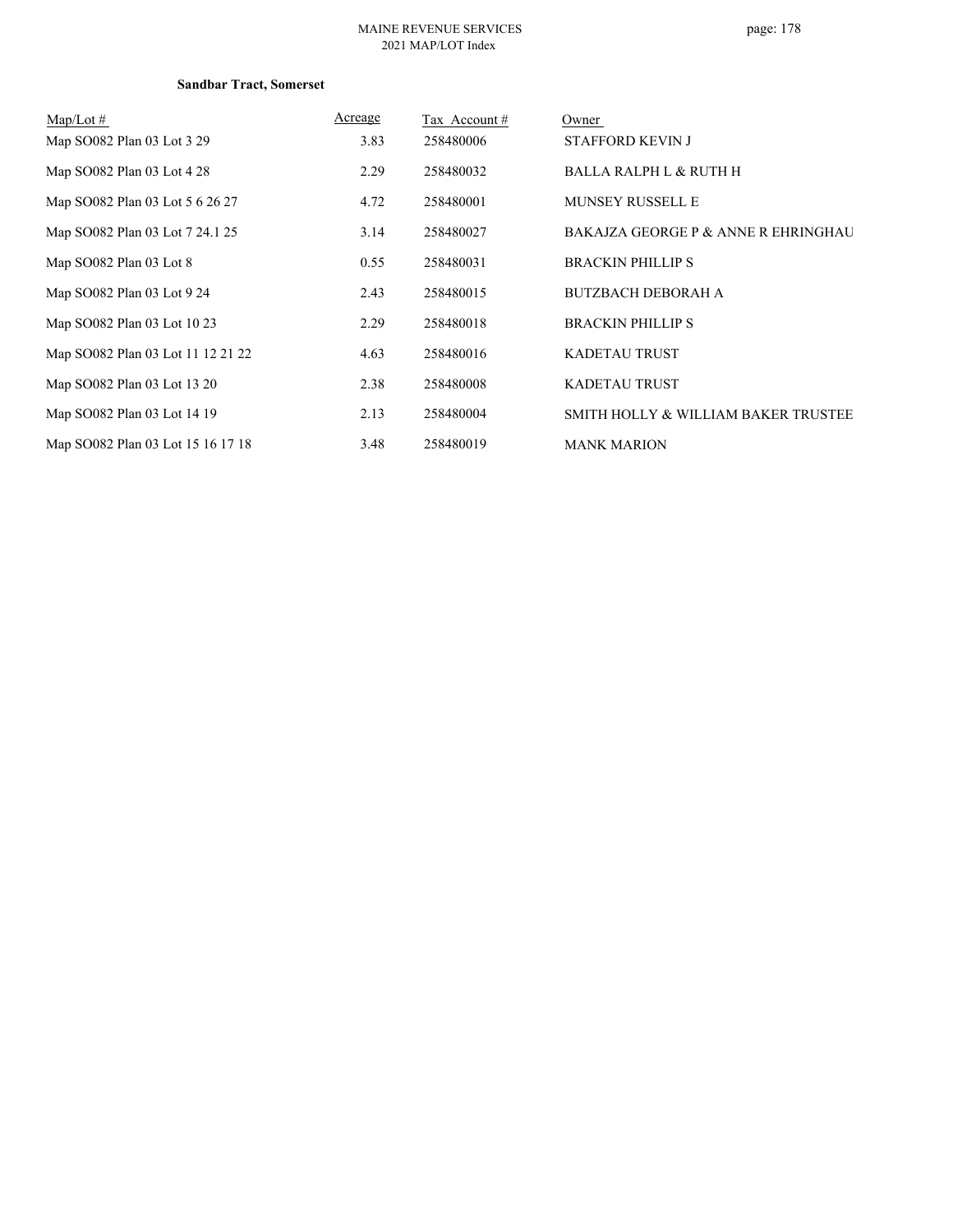**Sandbar Tract, Somerset**

| Map/Lot # | Acreage | Tax Account # | Owner |
|---|---|---|---|
| Map SO082 Plan 03 Lot 3 29 | 3.83 | 258480006 | STAFFORD KEVIN J |
| Map SO082 Plan 03 Lot 4 28 | 2.29 | 258480032 | BALLA RALPH L & RUTH H |
| Map SO082 Plan 03 Lot 5 6 26 27 | 4.72 | 258480001 | MUNSEY RUSSELL E |
| Map SO082 Plan 03 Lot 7 24.1 25 | 3.14 | 258480027 | BAKAJZA GEORGE P & ANNE R EHRINGHAU |
| Map SO082 Plan 03 Lot 8 | 0.55 | 258480031 | BRACKIN PHILLIP S |
| Map SO082 Plan 03 Lot 9 24 | 2.43 | 258480015 | BUTZBACH DEBORAH A |
| Map SO082 Plan 03 Lot 10 23 | 2.29 | 258480018 | BRACKIN PHILLIP S |
| Map SO082 Plan 03 Lot 11 12 21 22 | 4.63 | 258480016 | KADETAU TRUST |
| Map SO082 Plan 03 Lot 13 20 | 2.38 | 258480008 | KADETAU TRUST |
| Map SO082 Plan 03 Lot 14 19 | 2.13 | 258480004 | SMITH HOLLY & WILLIAM BAKER TRUSTEE |
| Map SO082 Plan 03 Lot 15 16 17 18 | 3.48 | 258480019 | MANK MARION |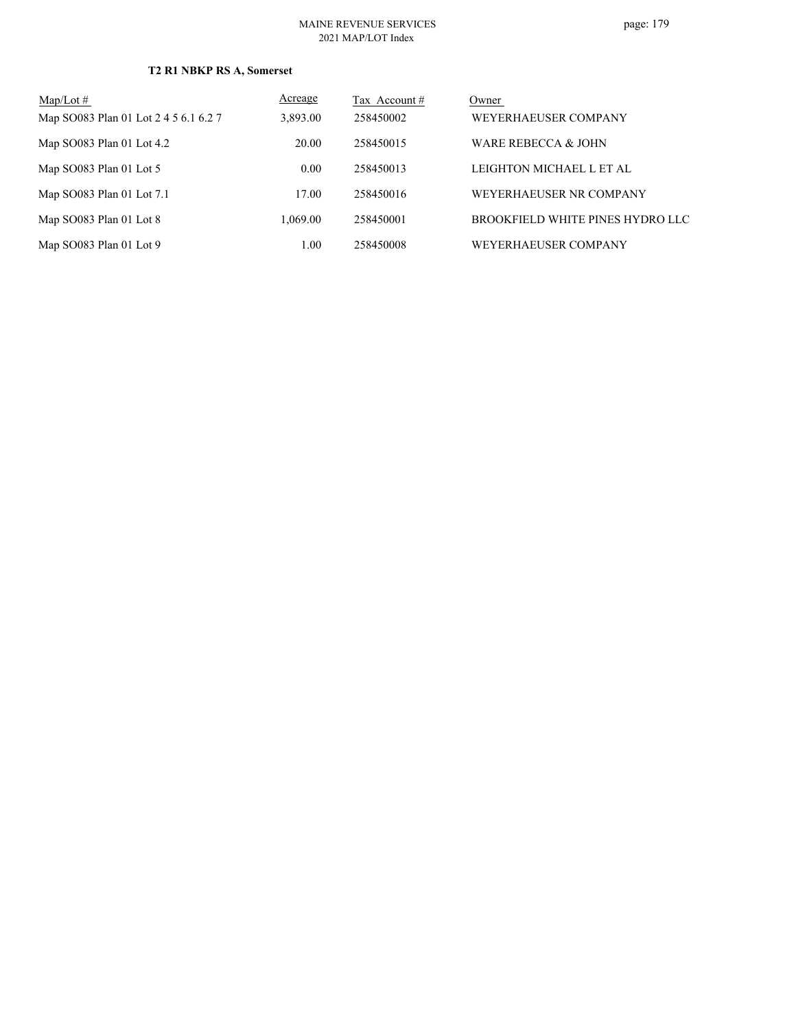**T2 R1 NBKP RS A, Somerset**

| Map/Lot # | Acreage | Tax Account # | Owner |
|---|---|---|---|
| Map SO083 Plan 01 Lot 2 4 5 6.1 6.2 7 | 3,893.00 | 258450002 | WEYERHAEUSER COMPANY |
| Map SO083 Plan 01 Lot 4.2 | 20.00 | 258450015 | WARE REBECCA & JOHN |
| Map SO083 Plan 01 Lot 5 | 0.00 | 258450013 | LEIGHTON MICHAEL L ET AL |
| Map SO083 Plan 01 Lot 7.1 | 17.00 | 258450016 | WEYERHAEUSER NR COMPANY |
| Map SO083 Plan 01 Lot 8 | 1,069.00 | 258450001 | BROOKFIELD WHITE PINES HYDRO LLC |
| Map SO083 Plan 01 Lot 9 | 1.00 | 258450008 | WEYERHAEUSER COMPANY |